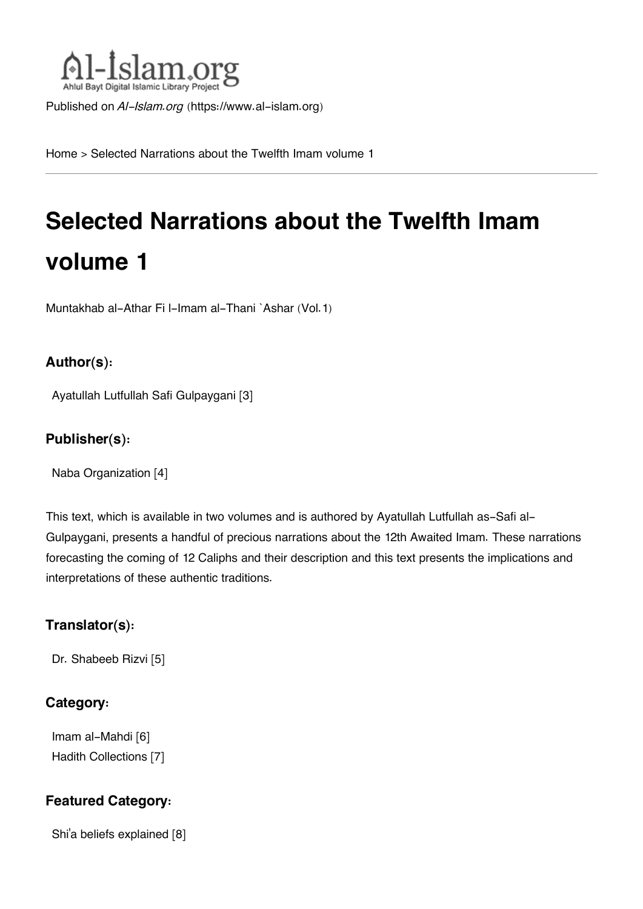Al-Islam.org
Ahlul Bayt Digital Islamic Library Project

Published on *Al-Islam.org* (https://www.al-islam.org)

Home > Selected Narrations about the Twelfth Imam volume 1

# Selected Narrations about the Twelfth Imam volume 1

Muntakhab al-Athar Fi l-Imam al-Thani `Ashar (Vol.1)

### Author(s):

Ayatullah Lutfullah Safi Gulpaygani [3]

### Publisher(s):

Naba Organization [4]

This text, which is available in two volumes and is authored by Ayatullah Lutfullah as-Safi al-Gulpaygani, presents a handful of precious narrations about the 12th Awaited Imam. These narrations forecasting the coming of 12 Caliphs and their description and this text presents the implications and interpretations of these authentic traditions.

### Translator(s):

Dr. Shabeeb Rizvi [5]

### Category:

Imam al-Mahdi [6]
Hadith Collections [7]

### Featured Category:

Shi'a beliefs explained [8]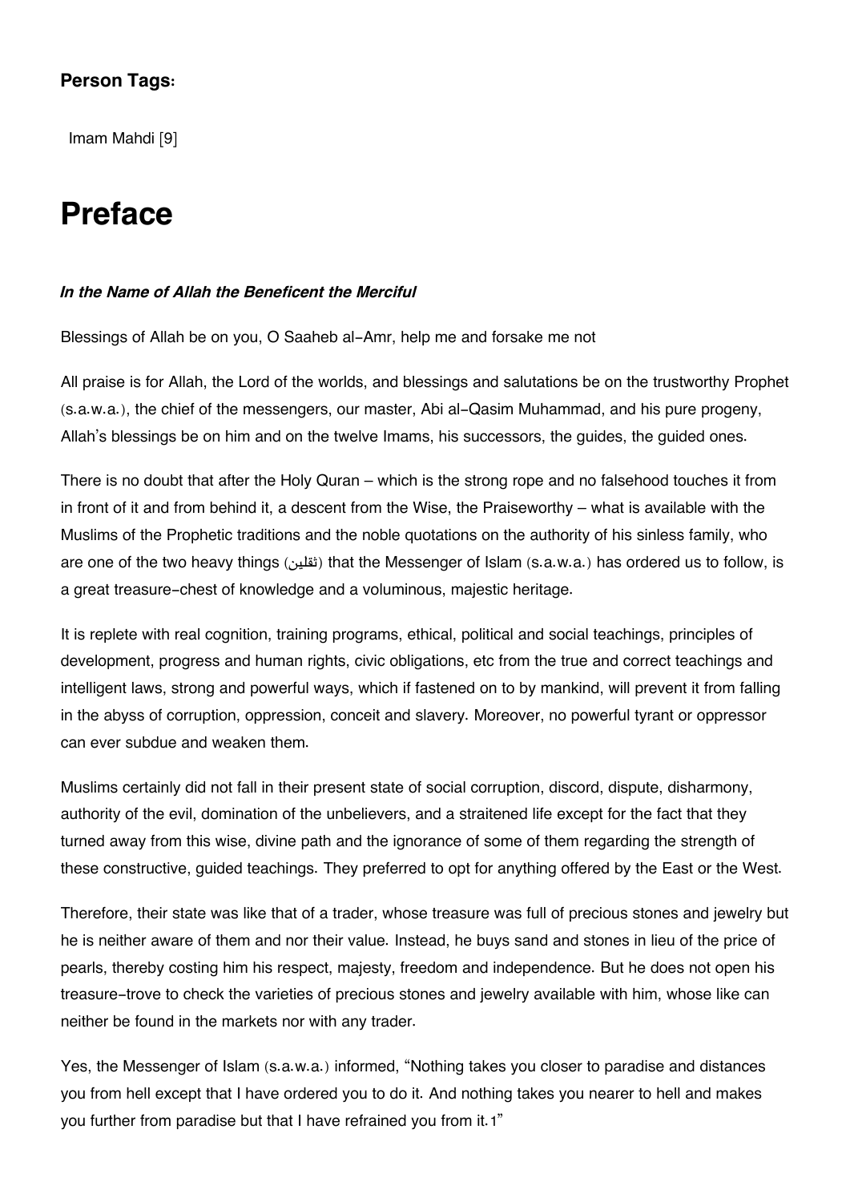**Person Tags:**

Imam Mahdi [9]

# Preface

***In the Name of Allah the Beneficent the Merciful***

Blessings of Allah be on you, O Saaheb al-Amr, help me and forsake me not

All praise is for Allah, the Lord of the worlds, and blessings and salutations be on the trustworthy Prophet (s.a.w.a.), the chief of the messengers, our master, Abi al-Qasim Muhammad, and his pure progeny, Allah's blessings be on him and on the twelve Imams, his successors, the guides, the guided ones.

There is no doubt that after the Holy Quran – which is the strong rope and no falsehood touches it from in front of it and from behind it, a descent from the Wise, the Praiseworthy – what is available with the Muslims of the Prophetic traditions and the noble quotations on the authority of his sinless family, who are one of the two heavy things (ثقلين) that the Messenger of Islam (s.a.w.a.) has ordered us to follow, is a great treasure-chest of knowledge and a voluminous, majestic heritage.

It is replete with real cognition, training programs, ethical, political and social teachings, principles of development, progress and human rights, civic obligations, etc from the true and correct teachings and intelligent laws, strong and powerful ways, which if fastened on to by mankind, will prevent it from falling in the abyss of corruption, oppression, conceit and slavery. Moreover, no powerful tyrant or oppressor can ever subdue and weaken them.

Muslims certainly did not fall in their present state of social corruption, discord, dispute, disharmony, authority of the evil, domination of the unbelievers, and a straitened life except for the fact that they turned away from this wise, divine path and the ignorance of some of them regarding the strength of these constructive, guided teachings. They preferred to opt for anything offered by the East or the West.

Therefore, their state was like that of a trader, whose treasure was full of precious stones and jewelry but he is neither aware of them and nor their value. Instead, he buys sand and stones in lieu of the price of pearls, thereby costing him his respect, majesty, freedom and independence. But he does not open his treasure-trove to check the varieties of precious stones and jewelry available with him, whose like can neither be found in the markets nor with any trader.

Yes, the Messenger of Islam (s.a.w.a.) informed, "Nothing takes you closer to paradise and distances you from hell except that I have ordered you to do it. And nothing takes you nearer to hell and makes you further from paradise but that I have refrained you from it.[1]"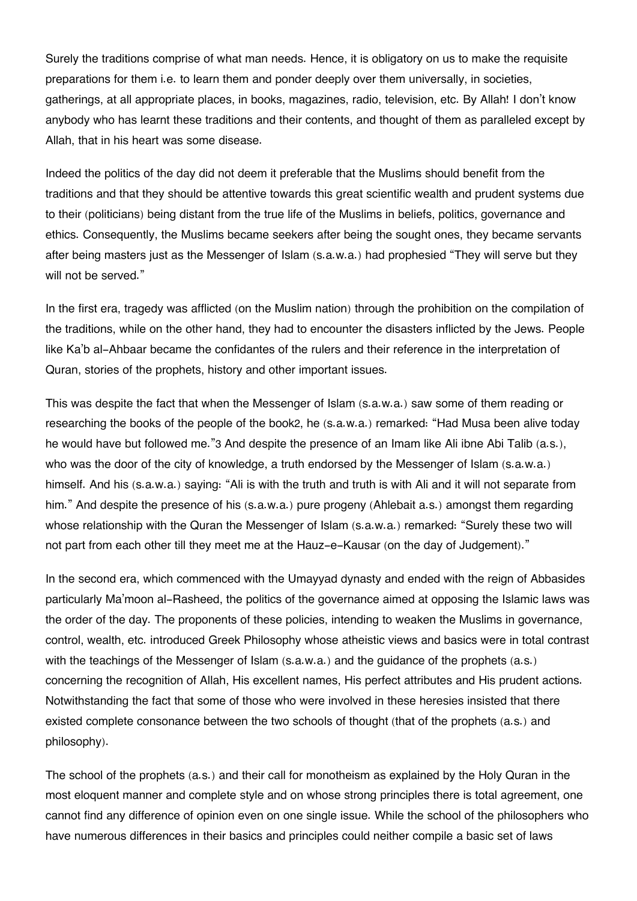Surely the traditions comprise of what man needs. Hence, it is obligatory on us to make the requisite preparations for them i.e. to learn them and ponder deeply over them universally, in societies, gatherings, at all appropriate places, in books, magazines, radio, television, etc. By Allah! I don't know anybody who has learnt these traditions and their contents, and thought of them as paralleled except by Allah, that in his heart was some disease.

Indeed the politics of the day did not deem it preferable that the Muslims should benefit from the traditions and that they should be attentive towards this great scientific wealth and prudent systems due to their (politicians) being distant from the true life of the Muslims in beliefs, politics, governance and ethics. Consequently, the Muslims became seekers after being the sought ones, they became servants after being masters just as the Messenger of Islam (s.a.w.a.) had prophesied "They will serve but they will not be served."

In the first era, tragedy was afflicted (on the Muslim nation) through the prohibition on the compilation of the traditions, while on the other hand, they had to encounter the disasters inflicted by the Jews. People like Ka'b al-Ahbaar became the confidantes of the rulers and their reference in the interpretation of Quran, stories of the prophets, history and other important issues.

This was despite the fact that when the Messenger of Islam (s.a.w.a.) saw some of them reading or researching the books of the people of the book[2], he (s.a.w.a.) remarked: "Had Musa been alive today he would have but followed me."[3] And despite the presence of an Imam like Ali ibne Abi Talib (a.s.), who was the door of the city of knowledge, a truth endorsed by the Messenger of Islam (s.a.w.a.) himself. And his (s.a.w.a.) saying: "Ali is with the truth and truth is with Ali and it will not separate from him." And despite the presence of his (s.a.w.a.) pure progeny (Ahlebait a.s.) amongst them regarding whose relationship with the Quran the Messenger of Islam (s.a.w.a.) remarked: "Surely these two will not part from each other till they meet me at the Hauz-e-Kausar (on the day of Judgement)."

In the second era, which commenced with the Umayyad dynasty and ended with the reign of Abbasides particularly Ma'moon al-Rasheed, the politics of the governance aimed at opposing the Islamic laws was the order of the day. The proponents of these policies, intending to weaken the Muslims in governance, control, wealth, etc. introduced Greek Philosophy whose atheistic views and basics were in total contrast with the teachings of the Messenger of Islam (s.a.w.a.) and the guidance of the prophets (a.s.) concerning the recognition of Allah, His excellent names, His perfect attributes and His prudent actions. Notwithstanding the fact that some of those who were involved in these heresies insisted that there existed complete consonance between the two schools of thought (that of the prophets (a.s.) and philosophy).

The school of the prophets (a.s.) and their call for monotheism as explained by the Holy Quran in the most eloquent manner and complete style and on whose strong principles there is total agreement, one cannot find any difference of opinion even on one single issue. While the school of the philosophers who have numerous differences in their basics and principles could neither compile a basic set of laws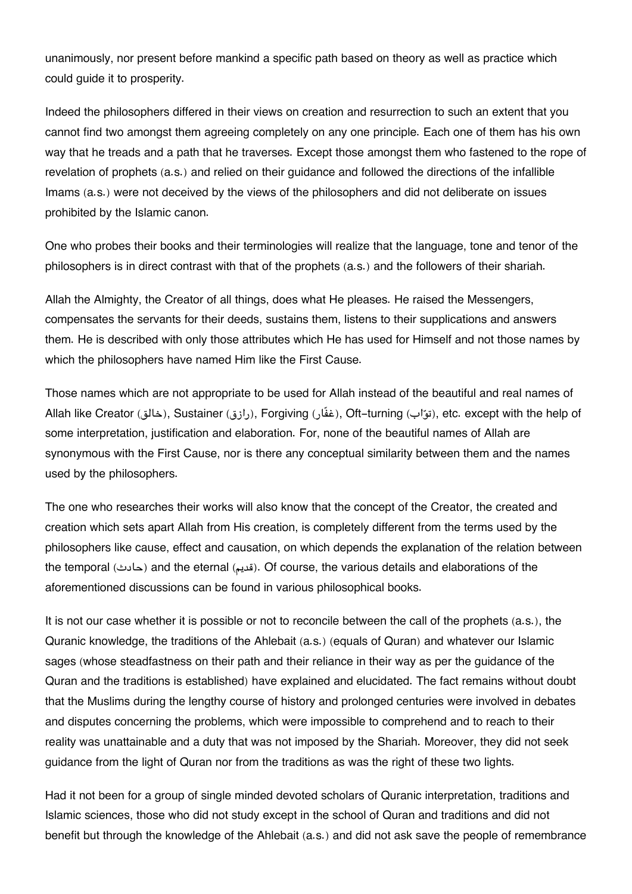unanimously, nor present before mankind a specific path based on theory as well as practice which could guide it to prosperity.

Indeed the philosophers differed in their views on creation and resurrection to such an extent that you cannot find two amongst them agreeing completely on any one principle. Each one of them has his own way that he treads and a path that he traverses. Except those amongst them who fastened to the rope of revelation of prophets (a.s.) and relied on their guidance and followed the directions of the infallible Imams (a.s.) were not deceived by the views of the philosophers and did not deliberate on issues prohibited by the Islamic canon.

One who probes their books and their terminologies will realize that the language, tone and tenor of the philosophers is in direct contrast with that of the prophets (a.s.) and the followers of their shariah.

Allah the Almighty, the Creator of all things, does what He pleases. He raised the Messengers, compensates the servants for their deeds, sustains them, listens to their supplications and answers them. He is described with only those attributes which He has used for Himself and not those names by which the philosophers have named Him like the First Cause.

Those names which are not appropriate to be used for Allah instead of the beautiful and real names of Allah like Creator (خالق), Sustainer (رازق), Forgiving (غفّار), Oft-turning (توّاب), etc. except with the help of some interpretation, justification and elaboration. For, none of the beautiful names of Allah are synonymous with the First Cause, nor is there any conceptual similarity between them and the names used by the philosophers.

The one who researches their works will also know that the concept of the Creator, the created and creation which sets apart Allah from His creation, is completely different from the terms used by the philosophers like cause, effect and causation, on which depends the explanation of the relation between the temporal (حادث) and the eternal (قديم). Of course, the various details and elaborations of the aforementioned discussions can be found in various philosophical books.

It is not our case whether it is possible or not to reconcile between the call of the prophets (a.s.), the Quranic knowledge, the traditions of the Ahlebait (a.s.) (equals of Quran) and whatever our Islamic sages (whose steadfastness on their path and their reliance in their way as per the guidance of the Quran and the traditions is established) have explained and elucidated. The fact remains without doubt that the Muslims during the lengthy course of history and prolonged centuries were involved in debates and disputes concerning the problems, which were impossible to comprehend and to reach to their reality was unattainable and a duty that was not imposed by the Shariah. Moreover, they did not seek guidance from the light of Quran nor from the traditions as was the right of these two lights.

Had it not been for a group of single minded devoted scholars of Quranic interpretation, traditions and Islamic sciences, those who did not study except in the school of Quran and traditions and did not benefit but through the knowledge of the Ahlebait (a.s.) and did not ask save the people of remembrance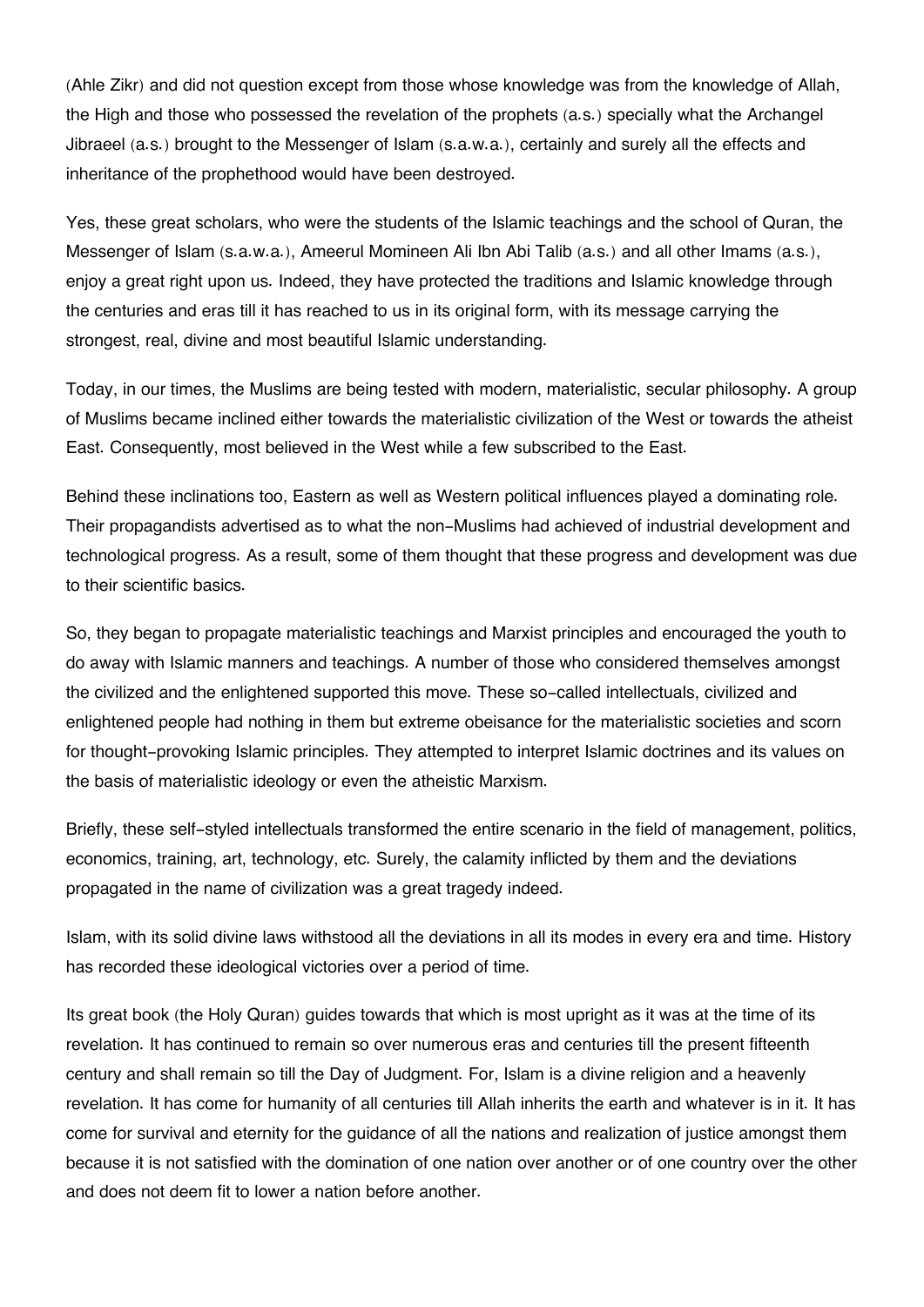(Ahle Zikr) and did not question except from those whose knowledge was from the knowledge of Allah, the High and those who possessed the revelation of the prophets (a.s.) specially what the Archangel Jibraeel (a.s.) brought to the Messenger of Islam (s.a.w.a.), certainly and surely all the effects and inheritance of the prophethood would have been destroyed.

Yes, these great scholars, who were the students of the Islamic teachings and the school of Quran, the Messenger of Islam (s.a.w.a.), Ameerul Momineen Ali Ibn Abi Talib (a.s.) and all other Imams (a.s.), enjoy a great right upon us. Indeed, they have protected the traditions and Islamic knowledge through the centuries and eras till it has reached to us in its original form, with its message carrying the strongest, real, divine and most beautiful Islamic understanding.

Today, in our times, the Muslims are being tested with modern, materialistic, secular philosophy. A group of Muslims became inclined either towards the materialistic civilization of the West or towards the atheist East. Consequently, most believed in the West while a few subscribed to the East.

Behind these inclinations too, Eastern as well as Western political influences played a dominating role. Their propagandists advertised as to what the non-Muslims had achieved of industrial development and technological progress. As a result, some of them thought that these progress and development was due to their scientific basics.

So, they began to propagate materialistic teachings and Marxist principles and encouraged the youth to do away with Islamic manners and teachings. A number of those who considered themselves amongst the civilized and the enlightened supported this move. These so-called intellectuals, civilized and enlightened people had nothing in them but extreme obeisance for the materialistic societies and scorn for thought-provoking Islamic principles. They attempted to interpret Islamic doctrines and its values on the basis of materialistic ideology or even the atheistic Marxism.

Briefly, these self-styled intellectuals transformed the entire scenario in the field of management, politics, economics, training, art, technology, etc. Surely, the calamity inflicted by them and the deviations propagated in the name of civilization was a great tragedy indeed.

Islam, with its solid divine laws withstood all the deviations in all its modes in every era and time. History has recorded these ideological victories over a period of time.

Its great book (the Holy Quran) guides towards that which is most upright as it was at the time of its revelation. It has continued to remain so over numerous eras and centuries till the present fifteenth century and shall remain so till the Day of Judgment. For, Islam is a divine religion and a heavenly revelation. It has come for humanity of all centuries till Allah inherits the earth and whatever is in it. It has come for survival and eternity for the guidance of all the nations and realization of justice amongst them because it is not satisfied with the domination of one nation over another or of one country over the other and does not deem fit to lower a nation before another.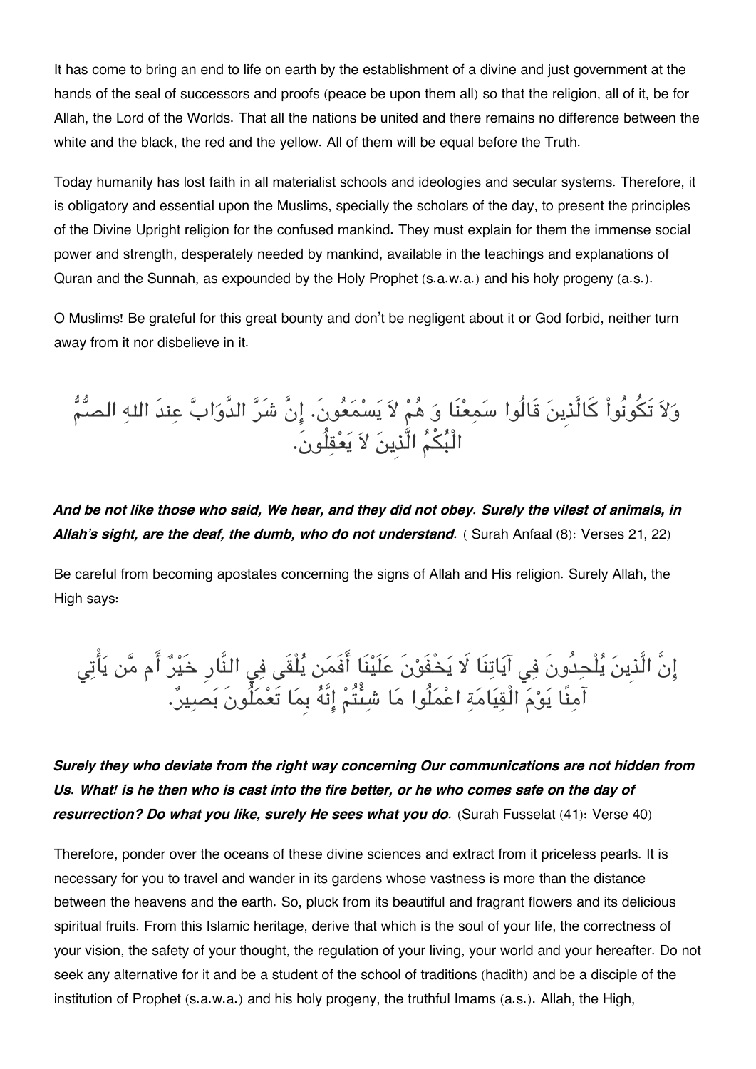It has come to bring an end to life on earth by the establishment of a divine and just government at the hands of the seal of successors and proofs (peace be upon them all) so that the religion, all of it, be for Allah, the Lord of the Worlds. That all the nations be united and there remains no difference between the white and the black, the red and the yellow. All of them will be equal before the Truth.

Today humanity has lost faith in all materialist schools and ideologies and secular systems. Therefore, it is obligatory and essential upon the Muslims, specially the scholars of the day, to present the principles of the Divine Upright religion for the confused mankind. They must explain for them the immense social power and strength, desperately needed by mankind, available in the teachings and explanations of Quran and the Sunnah, as expounded by the Holy Prophet (s.a.w.a.) and his holy progeny (a.s.).

O Muslims! Be grateful for this great bounty and don't be negligent about it or God forbid, neither turn away from it nor disbelieve in it.

وَلاَ تَكُونُواْ كَالَّذِينَ قَالُوا سَمِعْنَا وَ هُمْ لاَ يَسْمَعُونَ. إِنَّ شَرَّ الدَّوَابَّ عِندَ اللهِ الصُّمُّ الْبُكْمُ الَّذِينَ لاَ يَعْقِلُونَ.

***And be not like those who said, We hear, and they did not obey. Surely the vilest of animals, in Allah's sight, are the deaf, the dumb, who do not understand.*** ( Surah Anfaal (8): Verses 21, 22)

Be careful from becoming apostates concerning the signs of Allah and His religion. Surely Allah, the High says:

إِنَّ الَّذِينَ يُلْحِدُونَ فِي آيَاتِنَا لَا يَخْفَوْنَ عَلَيْنَا أَفَمَن يُلْقَى فِي النَّارِ خَيْرٌ أَم مَّن يَأْتِي آمِنًا يَوْمَ الْقِيَامَةِ اعْمَلُوا مَا شِئْتُمْ إِنَّهُ بِمَا تَعْمَلُونَ بَصِيرٌ.

***Surely they who deviate from the right way concerning Our communications are not hidden from Us. What! is he then who is cast into the fire better, or he who comes safe on the day of resurrection? Do what you like, surely He sees what you do.*** (Surah Fusselat (41): Verse 40)

Therefore, ponder over the oceans of these divine sciences and extract from it priceless pearls. It is necessary for you to travel and wander in its gardens whose vastness is more than the distance between the heavens and the earth. So, pluck from its beautiful and fragrant flowers and its delicious spiritual fruits. From this Islamic heritage, derive that which is the soul of your life, the correctness of your vision, the safety of your thought, the regulation of your living, your world and your hereafter. Do not seek any alternative for it and be a student of the school of traditions (hadith) and be a disciple of the institution of Prophet (s.a.w.a.) and his holy progeny, the truthful Imams (a.s.). Allah, the High,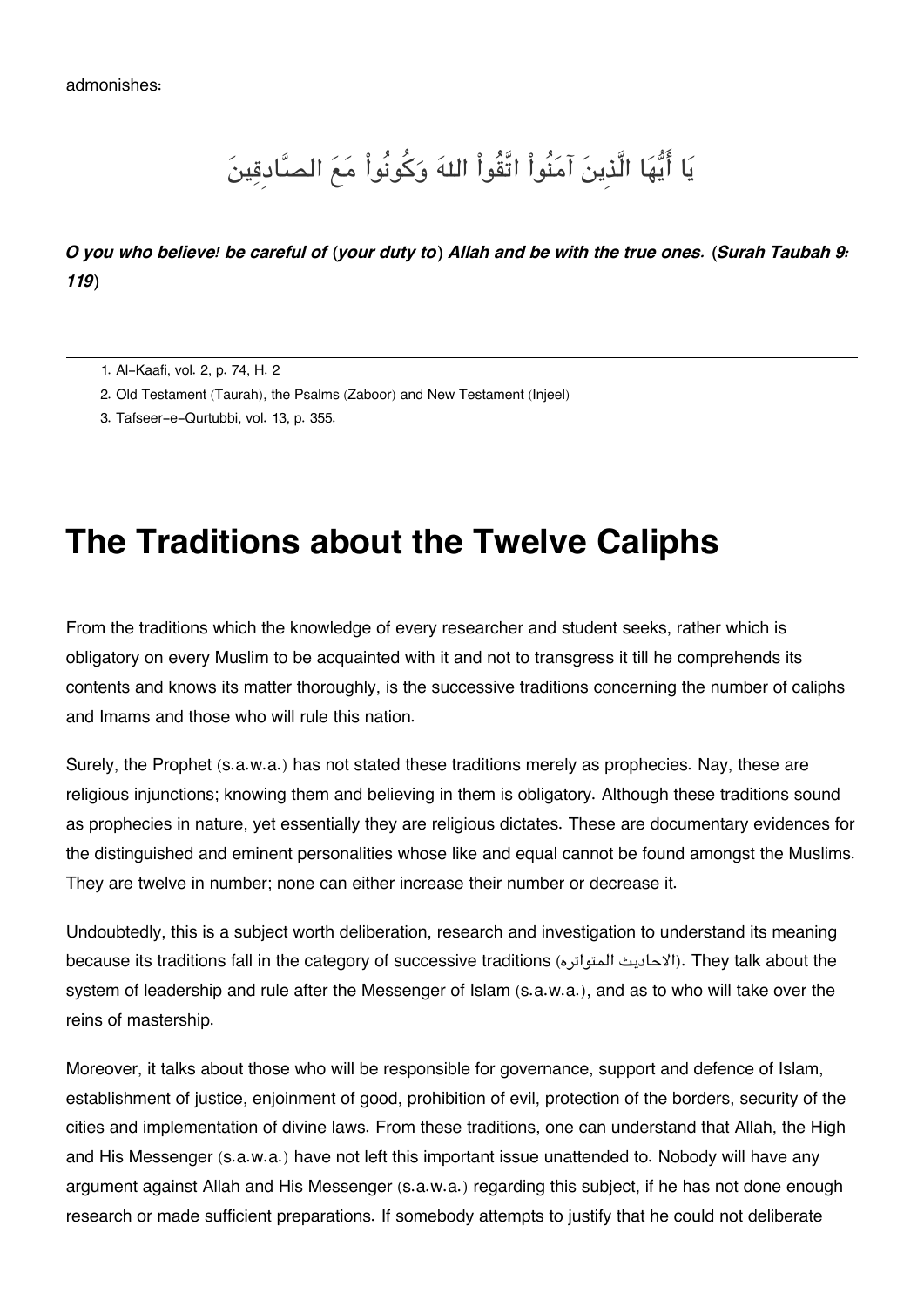admonishes:

يَا أَيُّهَا الَّذِينَ آمَنُواْ اتَّقُواْ اللهَ وَكُونُواْ مَعَ الصَّادِقِينَ

***O you who believe! be careful of (your duty to) Allah and be with the true ones. (Surah Taubah 9: 119)***

---

1. Al-Kaafi, vol. 2, p. 74, H. 2
2. Old Testament (Taurah), the Psalms (Zaboor) and New Testament (Injeel)
3. Tafseer-e-Qurtubbi, vol. 13, p. 355.

# The Traditions about the Twelve Caliphs

From the traditions which the knowledge of every researcher and student seeks, rather which is obligatory on every Muslim to be acquainted with it and not to transgress it till he comprehends its contents and knows its matter thoroughly, is the successive traditions concerning the number of caliphs and Imams and those who will rule this nation.

Surely, the Prophet (s.a.w.a.) has not stated these traditions merely as prophecies. Nay, these are religious injunctions; knowing them and believing in them is obligatory. Although these traditions sound as prophecies in nature, yet essentially they are religious dictates. These are documentary evidences for the distinguished and eminent personalities whose like and equal cannot be found amongst the Muslims. They are twelve in number; none can either increase their number or decrease it.

Undoubtedly, this is a subject worth deliberation, research and investigation to understand its meaning because its traditions fall in the category of successive traditions (الاحاديث المتواتره). They talk about the system of leadership and rule after the Messenger of Islam (s.a.w.a.), and as to who will take over the reins of mastership.

Moreover, it talks about those who will be responsible for governance, support and defence of Islam, establishment of justice, enjoinment of good, prohibition of evil, protection of the borders, security of the cities and implementation of divine laws. From these traditions, one can understand that Allah, the High and His Messenger (s.a.w.a.) have not left this important issue unattended to. Nobody will have any argument against Allah and His Messenger (s.a.w.a.) regarding this subject, if he has not done enough research or made sufficient preparations. If somebody attempts to justify that he could not deliberate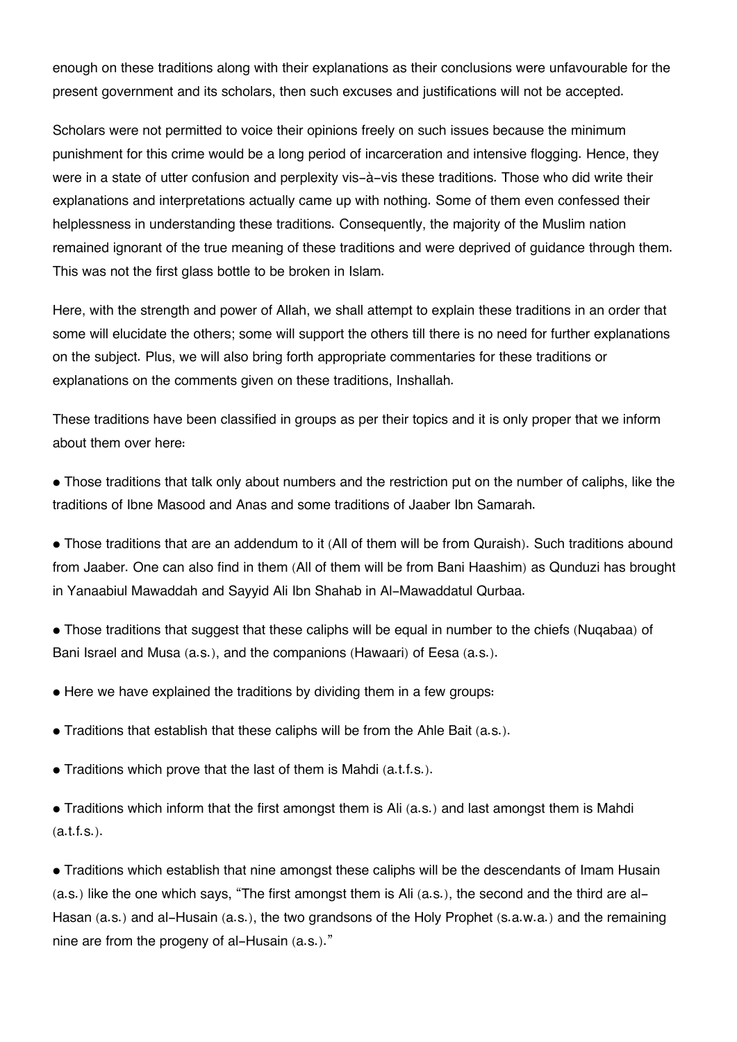enough on these traditions along with their explanations as their conclusions were unfavourable for the present government and its scholars, then such excuses and justifications will not be accepted.

Scholars were not permitted to voice their opinions freely on such issues because the minimum punishment for this crime would be a long period of incarceration and intensive flogging. Hence, they were in a state of utter confusion and perplexity vis-à-vis these traditions. Those who did write their explanations and interpretations actually came up with nothing. Some of them even confessed their helplessness in understanding these traditions. Consequently, the majority of the Muslim nation remained ignorant of the true meaning of these traditions and were deprived of guidance through them. This was not the first glass bottle to be broken in Islam.

Here, with the strength and power of Allah, we shall attempt to explain these traditions in an order that some will elucidate the others; some will support the others till there is no need for further explanations on the subject. Plus, we will also bring forth appropriate commentaries for these traditions or explanations on the comments given on these traditions, Inshallah.

These traditions have been classified in groups as per their topics and it is only proper that we inform about them over here:

- Those traditions that talk only about numbers and the restriction put on the number of caliphs, like the traditions of Ibne Masood and Anas and some traditions of Jaaber Ibn Samarah.
- Those traditions that are an addendum to it (All of them will be from Quraish). Such traditions abound from Jaaber. One can also find in them (All of them will be from Bani Haashim) as Qunduzi has brought in Yanaabiul Mawaddah and Sayyid Ali Ibn Shahab in Al-Mawaddatul Qurbaa.
- Those traditions that suggest that these caliphs will be equal in number to the chiefs (Nuqabaa) of Bani Israel and Musa (a.s.), and the companions (Hawaari) of Eesa (a.s.).
- Here we have explained the traditions by dividing them in a few groups:
- Traditions that establish that these caliphs will be from the Ahle Bait (a.s.).
- Traditions which prove that the last of them is Mahdi (a.t.f.s.).
- Traditions which inform that the first amongst them is Ali (a.s.) and last amongst them is Mahdi (a.t.f.s.).
- Traditions which establish that nine amongst these caliphs will be the descendants of Imam Husain (a.s.) like the one which says, "The first amongst them is Ali (a.s.), the second and the third are al-Hasan (a.s.) and al-Husain (a.s.), the two grandsons of the Holy Prophet (s.a.w.a.) and the remaining nine are from the progeny of al-Husain (a.s.)."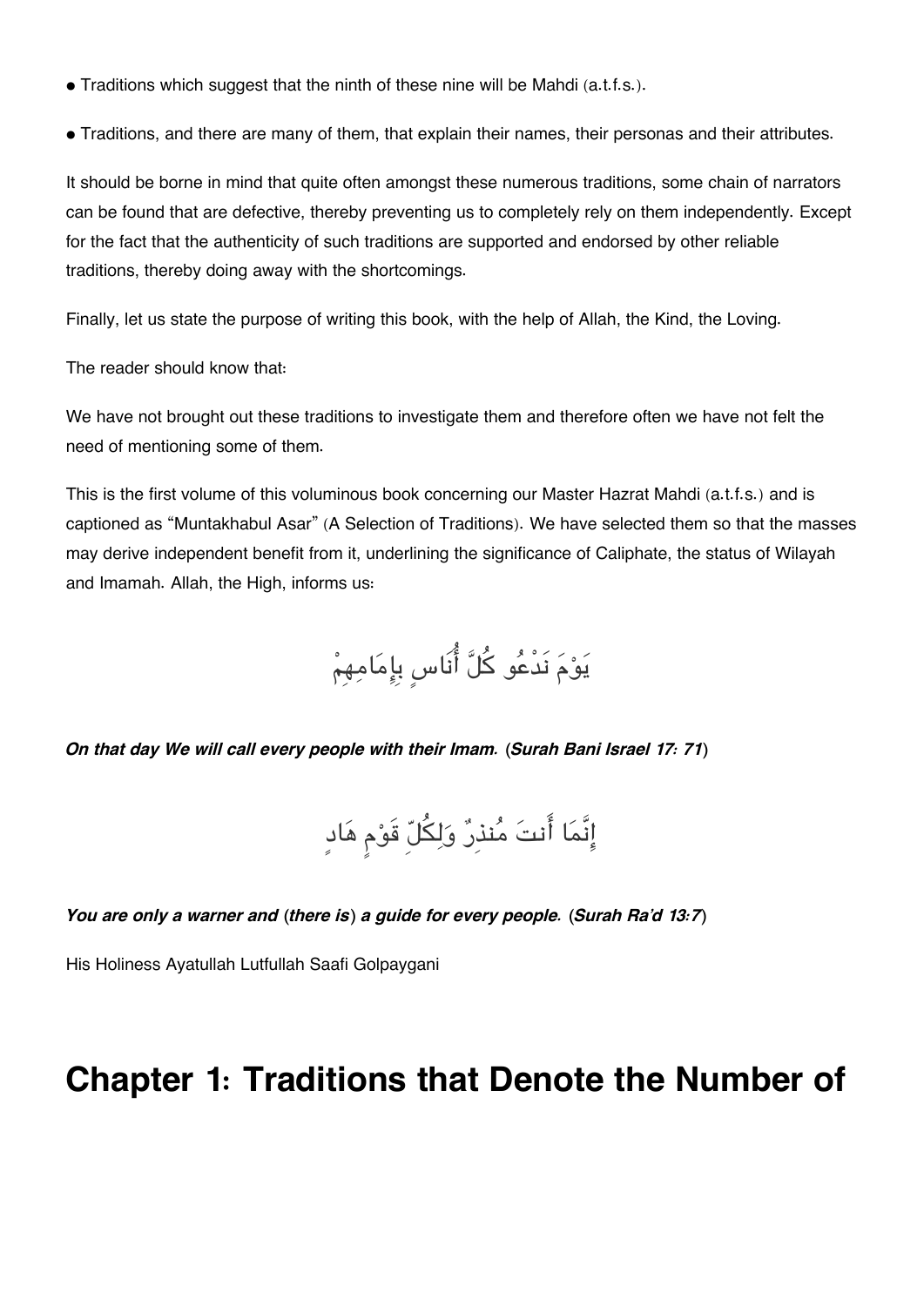- Traditions which suggest that the ninth of these nine will be Mahdi (a.t.f.s.).
- Traditions, and there are many of them, that explain their names, their personas and their attributes.

It should be borne in mind that quite often amongst these numerous traditions, some chain of narrators can be found that are defective, thereby preventing us to completely rely on them independently. Except for the fact that the authenticity of such traditions are supported and endorsed by other reliable traditions, thereby doing away with the shortcomings.

Finally, let us state the purpose of writing this book, with the help of Allah, the Kind, the Loving.

The reader should know that:

We have not brought out these traditions to investigate them and therefore often we have not felt the need of mentioning some of them.

This is the first volume of this voluminous book concerning our Master Hazrat Mahdi (a.t.f.s.) and is captioned as "Muntakhabul Asar" (A Selection of Traditions). We have selected them so that the masses may derive independent benefit from it, underlining the significance of Caliphate, the status of Wilayah and Imamah. Allah, the High, informs us:

يَوْمَ نَدْعُو كُلَّ أُنَاسٍ بِإِمَامِهِمْ

***On that day We will call every people with their Imam. (Surah Bani Israel 17: 71)***

إِنَّمَا أَنتَ مُنذِرٌ وَلِكُلِّ قَوْمٍ هَادٍ

***You are only a warner and (there is) a guide for every people. (Surah Ra'd 13:7)***

His Holiness Ayatullah Lutfullah Saafi Golpaygani

# Chapter 1: Traditions that Denote the Number of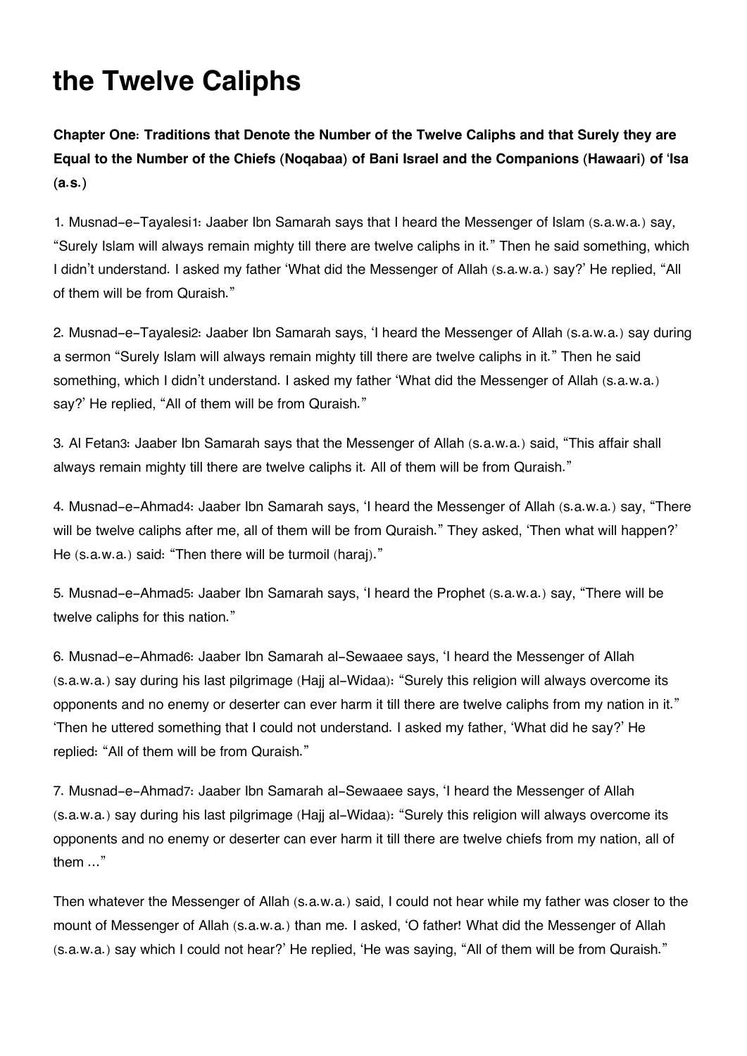# the Twelve Caliphs

**Chapter One: Traditions that Denote the Number of the Twelve Caliphs and that Surely they are Equal to the Number of the Chiefs (Noqabaa) of Bani Israel and the Companions (Hawaari) of 'Isa (a.s.)**

1. Musnad-e-Tayalesi[1]: Jaaber Ibn Samarah says that I heard the Messenger of Islam (s.a.w.a.) say, "Surely Islam will always remain mighty till there are twelve caliphs in it." Then he said something, which I didn't understand. I asked my father 'What did the Messenger of Allah (s.a.w.a.) say?' He replied, "All of them will be from Quraish."

2. Musnad-e-Tayalesi[2]: Jaaber Ibn Samarah says, 'I heard the Messenger of Allah (s.a.w.a.) say during a sermon "Surely Islam will always remain mighty till there are twelve caliphs in it." Then he said something, which I didn't understand. I asked my father 'What did the Messenger of Allah (s.a.w.a.) say?' He replied, "All of them will be from Quraish."

3. Al Fetan[3]: Jaaber Ibn Samarah says that the Messenger of Allah (s.a.w.a.) said, "This affair shall always remain mighty till there are twelve caliphs it. All of them will be from Quraish."

4. Musnad-e-Ahmad[4]: Jaaber Ibn Samarah says, 'I heard the Messenger of Allah (s.a.w.a.) say, "There will be twelve caliphs after me, all of them will be from Quraish." They asked, 'Then what will happen?' He (s.a.w.a.) said: "Then there will be turmoil (haraj)."

5. Musnad-e-Ahmad[5]: Jaaber Ibn Samarah says, 'I heard the Prophet (s.a.w.a.) say, "There will be twelve caliphs for this nation."

6. Musnad-e-Ahmad[6]: Jaaber Ibn Samarah al-Sewaaee says, 'I heard the Messenger of Allah (s.a.w.a.) say during his last pilgrimage (Hajj al-Widaa): "Surely this religion will always overcome its opponents and no enemy or deserter can ever harm it till there are twelve caliphs from my nation in it." 'Then he uttered something that I could not understand. I asked my father, 'What did he say?' He replied: "All of them will be from Quraish."

7. Musnad-e-Ahmad[7]: Jaaber Ibn Samarah al-Sewaaee says, 'I heard the Messenger of Allah (s.a.w.a.) say during his last pilgrimage (Hajj al-Widaa): "Surely this religion will always overcome its opponents and no enemy or deserter can ever harm it till there are twelve chiefs from my nation, all of them ..."

Then whatever the Messenger of Allah (s.a.w.a.) said, I could not hear while my father was closer to the mount of Messenger of Allah (s.a.w.a.) than me. I asked, 'O father! What did the Messenger of Allah (s.a.w.a.) say which I could not hear?' He replied, 'He was saying, "All of them will be from Quraish."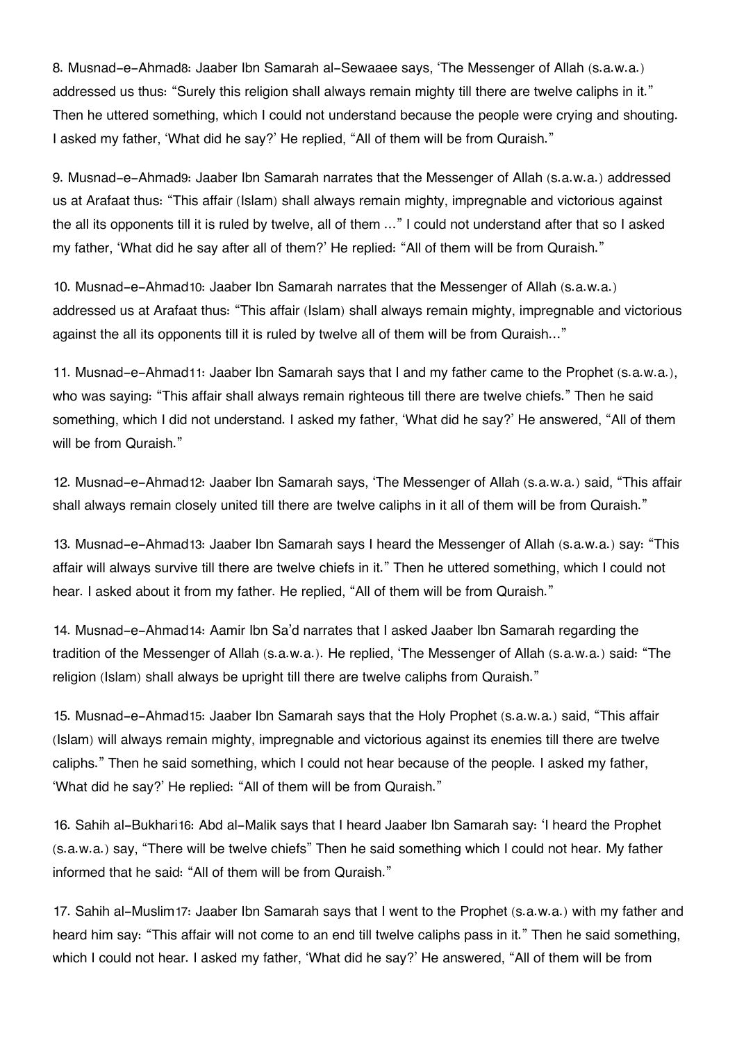8. Musnad-e-Ahmad[8]: Jaaber Ibn Samarah al-Sewaaee says, 'The Messenger of Allah (s.a.w.a.) addressed us thus: "Surely this religion shall always remain mighty till there are twelve caliphs in it." Then he uttered something, which I could not understand because the people were crying and shouting. I asked my father, 'What did he say?' He replied, "All of them will be from Quraish."

9. Musnad-e-Ahmad[9]: Jaaber Ibn Samarah narrates that the Messenger of Allah (s.a.w.a.) addressed us at Arafaat thus: "This affair (Islam) shall always remain mighty, impregnable and victorious against the all its opponents till it is ruled by twelve, all of them ..." I could not understand after that so I asked my father, 'What did he say after all of them?' He replied: "All of them will be from Quraish."

10. Musnad-e-Ahmad[10]: Jaaber Ibn Samarah narrates that the Messenger of Allah (s.a.w.a.) addressed us at Arafaat thus: "This affair (Islam) shall always remain mighty, impregnable and victorious against the all its opponents till it is ruled by twelve all of them will be from Quraish..."

11. Musnad-e-Ahmad[11]: Jaaber Ibn Samarah says that I and my father came to the Prophet (s.a.w.a.), who was saying: "This affair shall always remain righteous till there are twelve chiefs." Then he said something, which I did not understand. I asked my father, 'What did he say?' He answered, "All of them will be from Quraish."

12. Musnad-e-Ahmad[12]: Jaaber Ibn Samarah says, 'The Messenger of Allah (s.a.w.a.) said, "This affair shall always remain closely united till there are twelve caliphs in it all of them will be from Quraish."

13. Musnad-e-Ahmad[13]: Jaaber Ibn Samarah says I heard the Messenger of Allah (s.a.w.a.) say: "This affair will always survive till there are twelve chiefs in it." Then he uttered something, which I could not hear. I asked about it from my father. He replied, "All of them will be from Quraish."

14. Musnad-e-Ahmad[14]: Aamir Ibn Sa'd narrates that I asked Jaaber Ibn Samarah regarding the tradition of the Messenger of Allah (s.a.w.a.). He replied, 'The Messenger of Allah (s.a.w.a.) said: "The religion (Islam) shall always be upright till there are twelve caliphs from Quraish."

15. Musnad-e-Ahmad[15]: Jaaber Ibn Samarah says that the Holy Prophet (s.a.w.a.) said, "This affair (Islam) will always remain mighty, impregnable and victorious against its enemies till there are twelve caliphs." Then he said something, which I could not hear because of the people. I asked my father, 'What did he say?' He replied: "All of them will be from Quraish."

16. Sahih al-Bukhari[16]: Abd al-Malik says that I heard Jaaber Ibn Samarah say: 'I heard the Prophet (s.a.w.a.) say, "There will be twelve chiefs" Then he said something which I could not hear. My father informed that he said: "All of them will be from Quraish."

17. Sahih al-Muslim[17]: Jaaber Ibn Samarah says that I went to the Prophet (s.a.w.a.) with my father and heard him say: "This affair will not come to an end till twelve caliphs pass in it." Then he said something, which I could not hear. I asked my father, 'What did he say?' He answered, "All of them will be from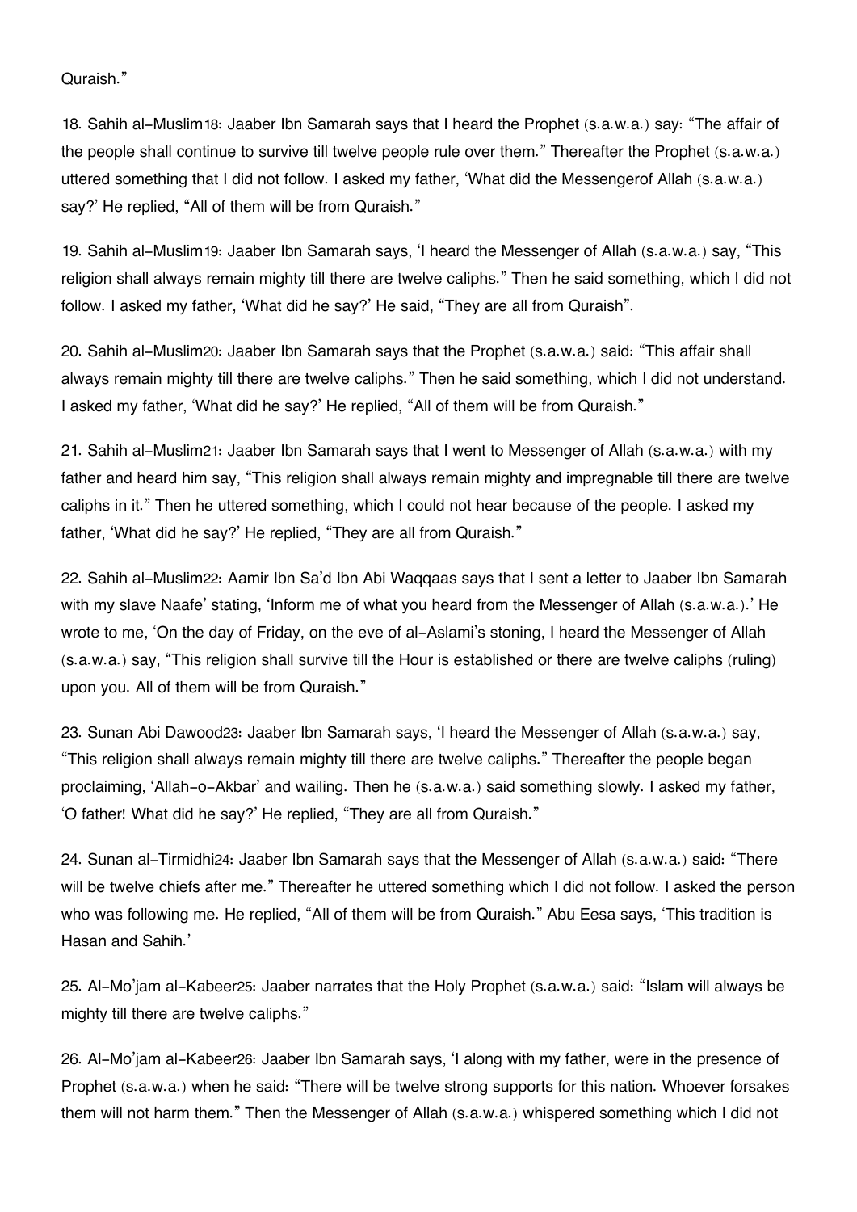Quraish."

18. Sahih al-Muslim[18]: Jaaber Ibn Samarah says that I heard the Prophet (s.a.w.a.) say: "The affair of the people shall continue to survive till twelve people rule over them." Thereafter the Prophet (s.a.w.a.) uttered something that I did not follow. I asked my father, 'What did the Messengerof Allah (s.a.w.a.) say?' He replied, "All of them will be from Quraish."

19. Sahih al-Muslim[19]: Jaaber Ibn Samarah says, 'I heard the Messenger of Allah (s.a.w.a.) say, "This religion shall always remain mighty till there are twelve caliphs." Then he said something, which I did not follow. I asked my father, 'What did he say?' He said, "They are all from Quraish".

20. Sahih al-Muslim[20]: Jaaber Ibn Samarah says that the Prophet (s.a.w.a.) said: "This affair shall always remain mighty till there are twelve caliphs." Then he said something, which I did not understand. I asked my father, 'What did he say?' He replied, "All of them will be from Quraish."

21. Sahih al-Muslim[21]: Jaaber Ibn Samarah says that I went to Messenger of Allah (s.a.w.a.) with my father and heard him say, "This religion shall always remain mighty and impregnable till there are twelve caliphs in it." Then he uttered something, which I could not hear because of the people. I asked my father, 'What did he say?' He replied, "They are all from Quraish."

22. Sahih al-Muslim[22]: Aamir Ibn Sa'd Ibn Abi Waqqaas says that I sent a letter to Jaaber Ibn Samarah with my slave Naafe' stating, 'Inform me of what you heard from the Messenger of Allah (s.a.w.a.).' He wrote to me, 'On the day of Friday, on the eve of al-Aslami's stoning, I heard the Messenger of Allah (s.a.w.a.) say, "This religion shall survive till the Hour is established or there are twelve caliphs (ruling) upon you. All of them will be from Quraish."

23. Sunan Abi Dawood[23]: Jaaber Ibn Samarah says, 'I heard the Messenger of Allah (s.a.w.a.) say, "This religion shall always remain mighty till there are twelve caliphs." Thereafter the people began proclaiming, 'Allah-o-Akbar' and wailing. Then he (s.a.w.a.) said something slowly. I asked my father, 'O father! What did he say?' He replied, "They are all from Quraish."

24. Sunan al-Tirmidhi[24]: Jaaber Ibn Samarah says that the Messenger of Allah (s.a.w.a.) said: "There will be twelve chiefs after me." Thereafter he uttered something which I did not follow. I asked the person who was following me. He replied, "All of them will be from Quraish." Abu Eesa says, 'This tradition is Hasan and Sahih.'

25. Al-Mo'jam al-Kabeer[25]: Jaaber narrates that the Holy Prophet (s.a.w.a.) said: "Islam will always be mighty till there are twelve caliphs."

26. Al-Mo'jam al-Kabeer[26]: Jaaber Ibn Samarah says, 'I along with my father, were in the presence of Prophet (s.a.w.a.) when he said: "There will be twelve strong supports for this nation. Whoever forsakes them will not harm them." Then the Messenger of Allah (s.a.w.a.) whispered something which I did not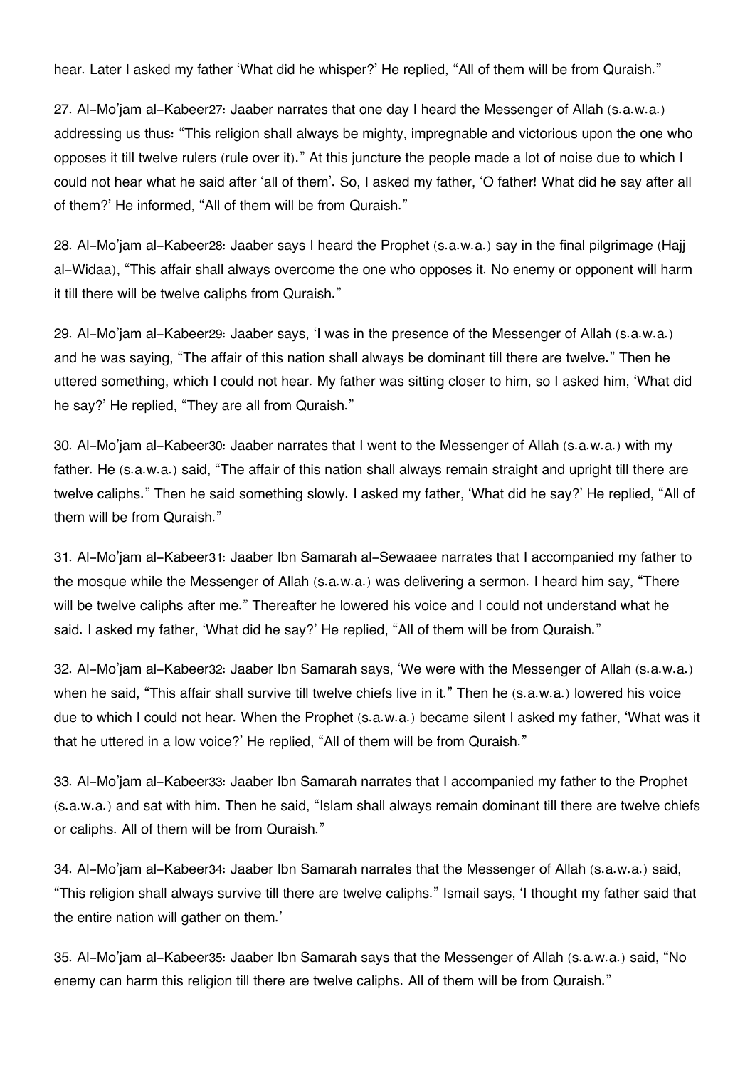hear. Later I asked my father 'What did he whisper?' He replied, "All of them will be from Quraish."

27. Al-Mo'jam al-Kabeer27: Jaaber narrates that one day I heard the Messenger of Allah (s.a.w.a.) addressing us thus: "This religion shall always be mighty, impregnable and victorious upon the one who opposes it till twelve rulers (rule over it)." At this juncture the people made a lot of noise due to which I could not hear what he said after 'all of them'. So, I asked my father, 'O father! What did he say after all of them?' He informed, "All of them will be from Quraish."

28. Al-Mo'jam al-Kabeer28: Jaaber says I heard the Prophet (s.a.w.a.) say in the final pilgrimage (Hajj al-Widaa), "This affair shall always overcome the one who opposes it. No enemy or opponent will harm it till there will be twelve caliphs from Quraish."

29. Al-Mo'jam al-Kabeer29: Jaaber says, 'I was in the presence of the Messenger of Allah (s.a.w.a.) and he was saying, "The affair of this nation shall always be dominant till there are twelve." Then he uttered something, which I could not hear. My father was sitting closer to him, so I asked him, 'What did he say?' He replied, "They are all from Quraish."

30. Al-Mo'jam al-Kabeer30: Jaaber narrates that I went to the Messenger of Allah (s.a.w.a.) with my father. He (s.a.w.a.) said, "The affair of this nation shall always remain straight and upright till there are twelve caliphs." Then he said something slowly. I asked my father, 'What did he say?' He replied, "All of them will be from Quraish."

31. Al-Mo'jam al-Kabeer31: Jaaber Ibn Samarah al-Sewaaee narrates that I accompanied my father to the mosque while the Messenger of Allah (s.a.w.a.) was delivering a sermon. I heard him say, "There will be twelve caliphs after me." Thereafter he lowered his voice and I could not understand what he said. I asked my father, 'What did he say?' He replied, "All of them will be from Quraish."

32. Al-Mo'jam al-Kabeer32: Jaaber Ibn Samarah says, 'We were with the Messenger of Allah (s.a.w.a.) when he said, "This affair shall survive till twelve chiefs live in it." Then he (s.a.w.a.) lowered his voice due to which I could not hear. When the Prophet (s.a.w.a.) became silent I asked my father, 'What was it that he uttered in a low voice?' He replied, "All of them will be from Quraish."

33. Al-Mo'jam al-Kabeer33: Jaaber Ibn Samarah narrates that I accompanied my father to the Prophet (s.a.w.a.) and sat with him. Then he said, "Islam shall always remain dominant till there are twelve chiefs or caliphs. All of them will be from Quraish."

34. Al-Mo'jam al-Kabeer34: Jaaber Ibn Samarah narrates that the Messenger of Allah (s.a.w.a.) said, "This religion shall always survive till there are twelve caliphs." Ismail says, 'I thought my father said that the entire nation will gather on them.'

35. Al-Mo'jam al-Kabeer35: Jaaber Ibn Samarah says that the Messenger of Allah (s.a.w.a.) said, "No enemy can harm this religion till there are twelve caliphs. All of them will be from Quraish."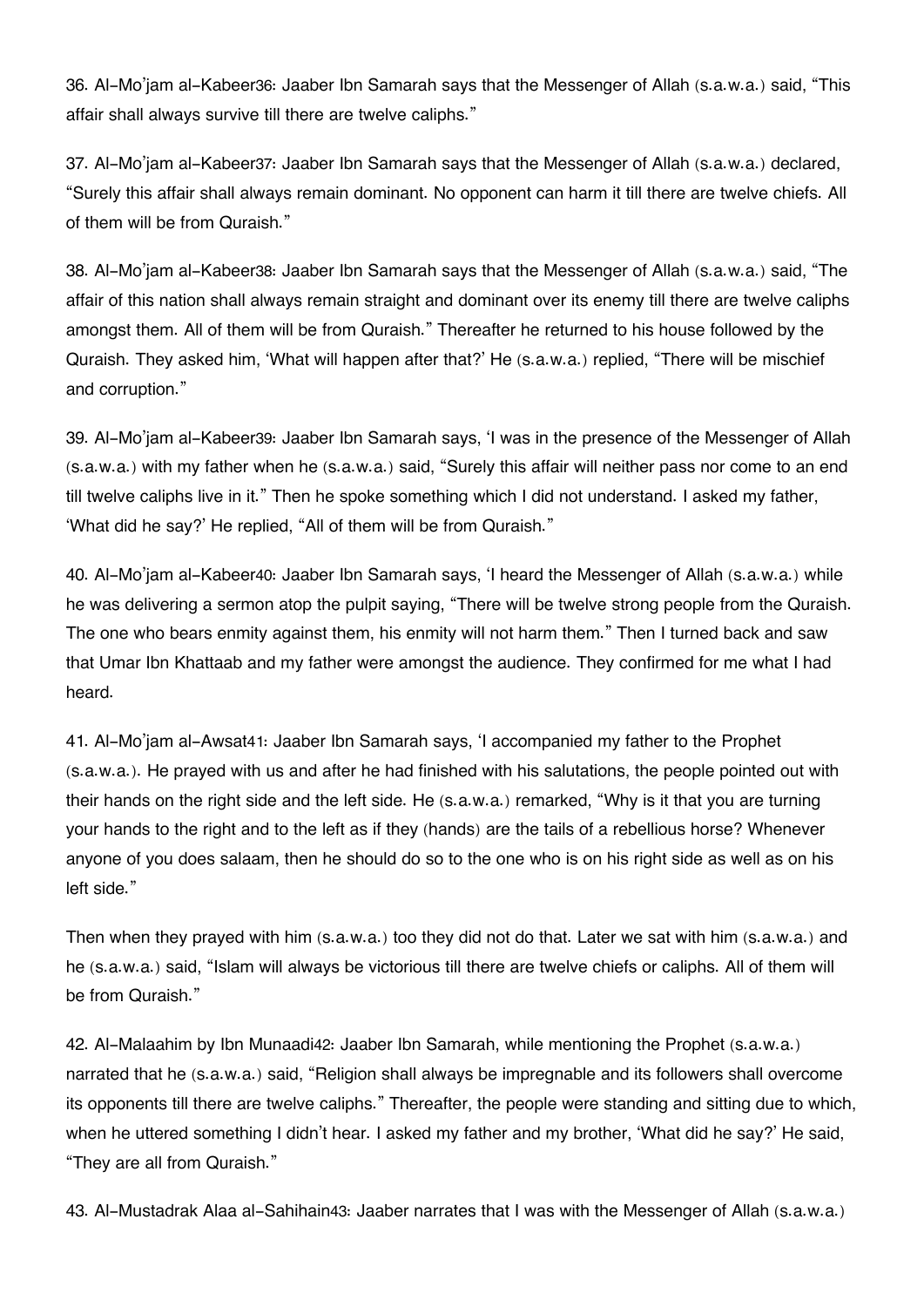36. Al-Mo'jam al-Kabeer[36]: Jaaber Ibn Samarah says that the Messenger of Allah (s.a.w.a.) said, "This affair shall always survive till there are twelve caliphs."

37. Al-Mo'jam al-Kabeer[37]: Jaaber Ibn Samarah says that the Messenger of Allah (s.a.w.a.) declared, "Surely this affair shall always remain dominant. No opponent can harm it till there are twelve chiefs. All of them will be from Quraish."

38. Al-Mo'jam al-Kabeer[38]: Jaaber Ibn Samarah says that the Messenger of Allah (s.a.w.a.) said, "The affair of this nation shall always remain straight and dominant over its enemy till there are twelve caliphs amongst them. All of them will be from Quraish." Thereafter he returned to his house followed by the Quraish. They asked him, 'What will happen after that?' He (s.a.w.a.) replied, "There will be mischief and corruption."

39. Al-Mo'jam al-Kabeer[39]: Jaaber Ibn Samarah says, 'I was in the presence of the Messenger of Allah (s.a.w.a.) with my father when he (s.a.w.a.) said, "Surely this affair will neither pass nor come to an end till twelve caliphs live in it." Then he spoke something which I did not understand. I asked my father, 'What did he say?' He replied, "All of them will be from Quraish."

40. Al-Mo'jam al-Kabeer[40]: Jaaber Ibn Samarah says, 'I heard the Messenger of Allah (s.a.w.a.) while he was delivering a sermon atop the pulpit saying, "There will be twelve strong people from the Quraish. The one who bears enmity against them, his enmity will not harm them." Then I turned back and saw that Umar Ibn Khattaab and my father were amongst the audience. They confirmed for me what I had heard.

41. Al-Mo'jam al-Awsat[41]: Jaaber Ibn Samarah says, 'I accompanied my father to the Prophet (s.a.w.a.). He prayed with us and after he had finished with his salutations, the people pointed out with their hands on the right side and the left side. He (s.a.w.a.) remarked, "Why is it that you are turning your hands to the right and to the left as if they (hands) are the tails of a rebellious horse? Whenever anyone of you does salaam, then he should do so to the one who is on his right side as well as on his left side."

Then when they prayed with him (s.a.w.a.) too they did not do that. Later we sat with him (s.a.w.a.) and he (s.a.w.a.) said, "Islam will always be victorious till there are twelve chiefs or caliphs. All of them will be from Quraish."

42. Al-Malaahim by Ibn Munaadi[42]: Jaaber Ibn Samarah, while mentioning the Prophet (s.a.w.a.) narrated that he (s.a.w.a.) said, "Religion shall always be impregnable and its followers shall overcome its opponents till there are twelve caliphs." Thereafter, the people were standing and sitting due to which, when he uttered something I didn't hear. I asked my father and my brother, 'What did he say?' He said, "They are all from Quraish."

43. Al-Mustadrak Alaa al-Sahihain[43]: Jaaber narrates that I was with the Messenger of Allah (s.a.w.a.)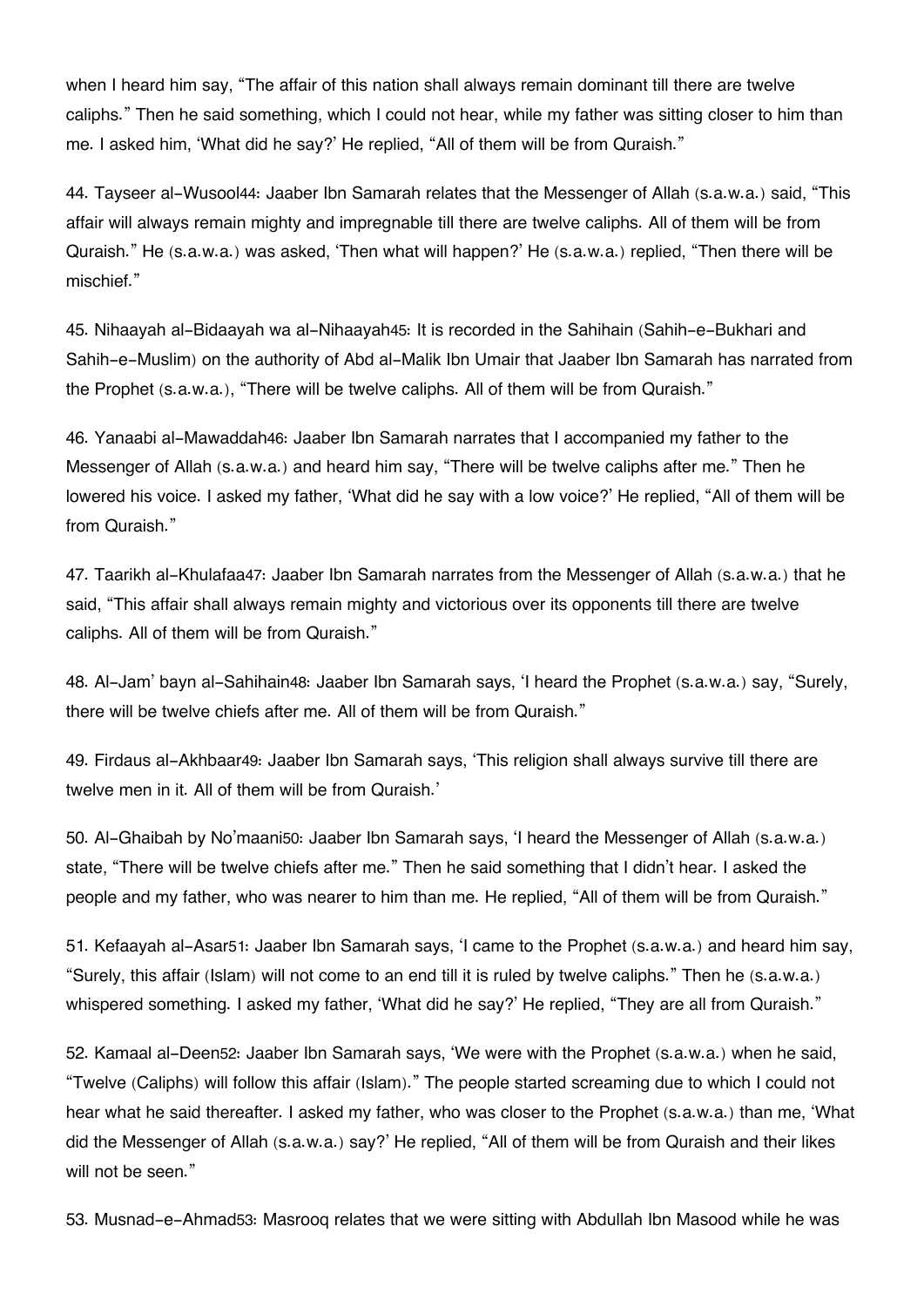when I heard him say, "The affair of this nation shall always remain dominant till there are twelve caliphs." Then he said something, which I could not hear, while my father was sitting closer to him than me. I asked him, 'What did he say?' He replied, "All of them will be from Quraish."

44. Tayseer al-Wusool[44]: Jaaber Ibn Samarah relates that the Messenger of Allah (s.a.w.a.) said, "This affair will always remain mighty and impregnable till there are twelve caliphs. All of them will be from Quraish." He (s.a.w.a.) was asked, 'Then what will happen?' He (s.a.w.a.) replied, "Then there will be mischief."

45. Nihaayah al-Bidaayah wa al-Nihaayah[45]: It is recorded in the Sahihain (Sahih-e-Bukhari and Sahih-e-Muslim) on the authority of Abd al-Malik Ibn Umair that Jaaber Ibn Samarah has narrated from the Prophet (s.a.w.a.), "There will be twelve caliphs. All of them will be from Quraish."

46. Yanaabi al-Mawaddah[46]: Jaaber Ibn Samarah narrates that I accompanied my father to the Messenger of Allah (s.a.w.a.) and heard him say, "There will be twelve caliphs after me." Then he lowered his voice. I asked my father, 'What did he say with a low voice?' He replied, "All of them will be from Quraish."

47. Taarikh al-Khulafaa[47]: Jaaber Ibn Samarah narrates from the Messenger of Allah (s.a.w.a.) that he said, "This affair shall always remain mighty and victorious over its opponents till there are twelve caliphs. All of them will be from Quraish."

48. Al-Jam' bayn al-Sahihain[48]: Jaaber Ibn Samarah says, 'I heard the Prophet (s.a.w.a.) say, "Surely, there will be twelve chiefs after me. All of them will be from Quraish."

49. Firdaus al-Akhbaar[49]: Jaaber Ibn Samarah says, 'This religion shall always survive till there are twelve men in it. All of them will be from Quraish.'

50. Al-Ghaibah by No'maani[50]: Jaaber Ibn Samarah says, 'I heard the Messenger of Allah (s.a.w.a.) state, "There will be twelve chiefs after me." Then he said something that I didn't hear. I asked the people and my father, who was nearer to him than me. He replied, "All of them will be from Quraish."

51. Kefaayah al-Asar[51]: Jaaber Ibn Samarah says, 'I came to the Prophet (s.a.w.a.) and heard him say, "Surely, this affair (Islam) will not come to an end till it is ruled by twelve caliphs." Then he (s.a.w.a.) whispered something. I asked my father, 'What did he say?' He replied, "They are all from Quraish."

52. Kamaal al-Deen[52]: Jaaber Ibn Samarah says, 'We were with the Prophet (s.a.w.a.) when he said, "Twelve (Caliphs) will follow this affair (Islam)." The people started screaming due to which I could not hear what he said thereafter. I asked my father, who was closer to the Prophet (s.a.w.a.) than me, 'What did the Messenger of Allah (s.a.w.a.) say?' He replied, "All of them will be from Quraish and their likes will not be seen."

53. Musnad-e-Ahmad[53]: Masrooq relates that we were sitting with Abdullah Ibn Masood while he was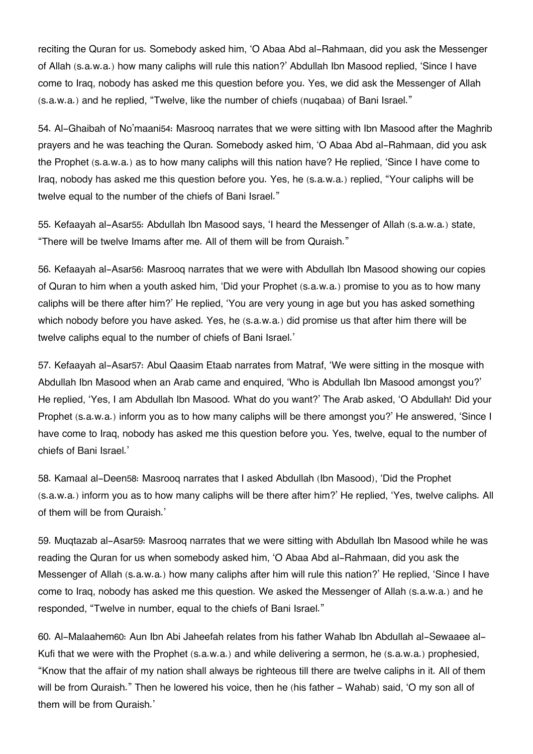reciting the Quran for us. Somebody asked him, 'O Abaa Abd al-Rahmaan, did you ask the Messenger of Allah (s.a.w.a.) how many caliphs will rule this nation?' Abdullah Ibn Masood replied, 'Since I have come to Iraq, nobody has asked me this question before you. Yes, we did ask the Messenger of Allah (s.a.w.a.) and he replied, "Twelve, like the number of chiefs (nuqabaa) of Bani Israel."

54. Al-Ghaibah of No'maani[54]: Masrooq narrates that we were sitting with Ibn Masood after the Maghrib prayers and he was teaching the Quran. Somebody asked him, 'O Abaa Abd al-Rahmaan, did you ask the Prophet (s.a.w.a.) as to how many caliphs will this nation have? He replied, 'Since I have come to Iraq, nobody has asked me this question before you. Yes, he (s.a.w.a.) replied, "Your caliphs will be twelve equal to the number of the chiefs of Bani Israel."

55. Kefaayah al-Asar[55]: Abdullah Ibn Masood says, 'I heard the Messenger of Allah (s.a.w.a.) state, "There will be twelve Imams after me. All of them will be from Quraish."

56. Kefaayah al-Asar[56]: Masrooq narrates that we were with Abdullah Ibn Masood showing our copies of Quran to him when a youth asked him, 'Did your Prophet (s.a.w.a.) promise to you as to how many caliphs will be there after him?' He replied, 'You are very young in age but you has asked something which nobody before you have asked. Yes, he (s.a.w.a.) did promise us that after him there will be twelve caliphs equal to the number of chiefs of Bani Israel.'

57. Kefaayah al-Asar[57]: Abul Qaasim Etaab narrates from Matraf, 'We were sitting in the mosque with Abdullah Ibn Masood when an Arab came and enquired, 'Who is Abdullah Ibn Masood amongst you?' He replied, 'Yes, I am Abdullah Ibn Masood. What do you want?' The Arab asked, 'O Abdullah! Did your Prophet (s.a.w.a.) inform you as to how many caliphs will be there amongst you?' He answered, 'Since I have come to Iraq, nobody has asked me this question before you. Yes, twelve, equal to the number of chiefs of Bani Israel.'

58. Kamaal al-Deen[58]: Masrooq narrates that I asked Abdullah (Ibn Masood), 'Did the Prophet (s.a.w.a.) inform you as to how many caliphs will be there after him?' He replied, 'Yes, twelve caliphs. All of them will be from Quraish.'

59. Muqtazab al-Asar[59]: Masrooq narrates that we were sitting with Abdullah Ibn Masood while he was reading the Quran for us when somebody asked him, 'O Abaa Abd al-Rahmaan, did you ask the Messenger of Allah (s.a.w.a.) how many caliphs after him will rule this nation?' He replied, 'Since I have come to Iraq, nobody has asked me this question. We asked the Messenger of Allah (s.a.w.a.) and he responded, "Twelve in number, equal to the chiefs of Bani Israel."

60. Al-Malaahem[60]: Aun Ibn Abi Jaheefah relates from his father Wahab Ibn Abdullah al-Sewaaee al-Kufi that we were with the Prophet (s.a.w.a.) and while delivering a sermon, he (s.a.w.a.) prophesied, "Know that the affair of my nation shall always be righteous till there are twelve caliphs in it. All of them will be from Quraish." Then he lowered his voice, then he (his father - Wahab) said, 'O my son all of them will be from Quraish.'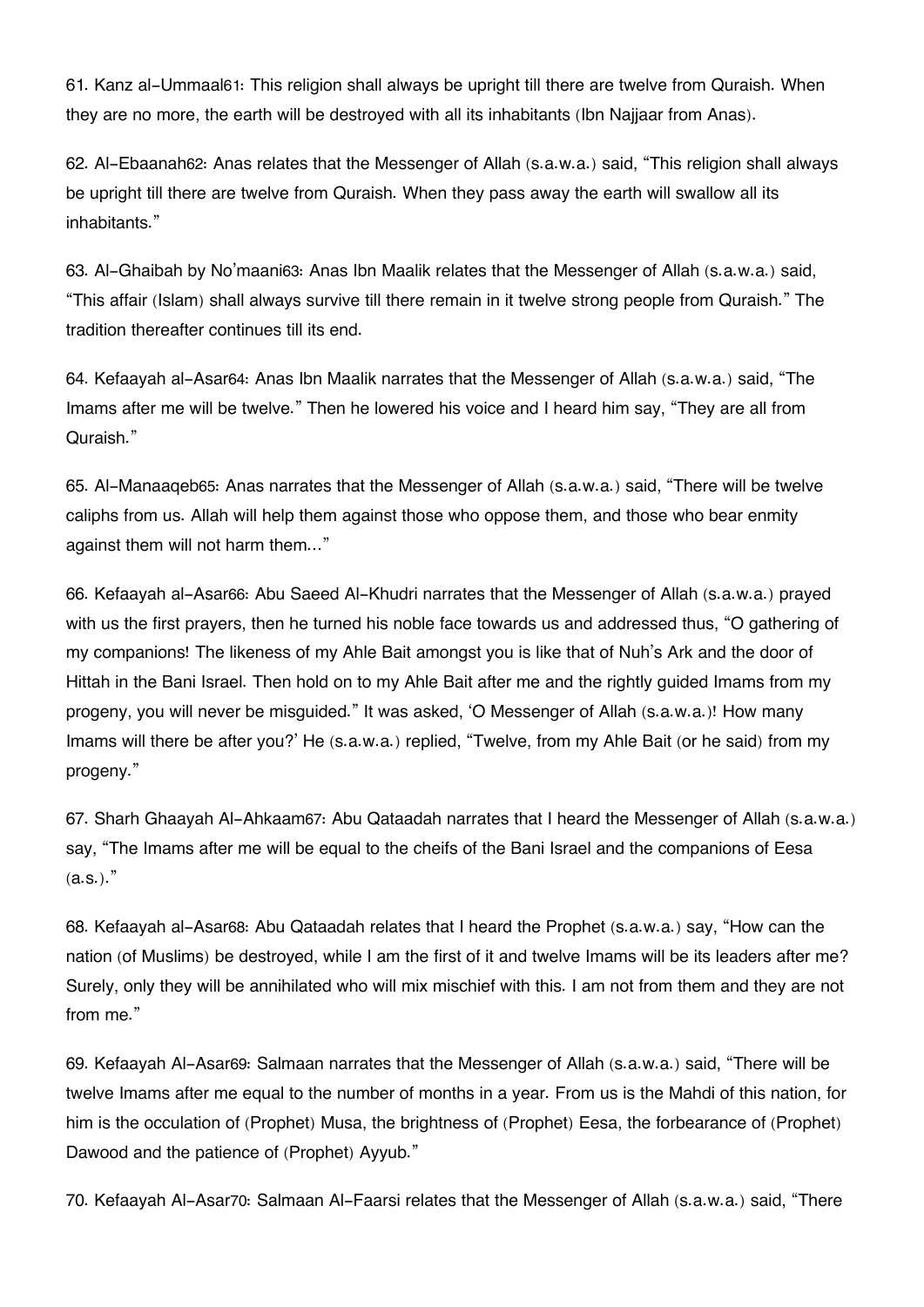61. Kanz al-Ummaal61: This religion shall always be upright till there are twelve from Quraish. When they are no more, the earth will be destroyed with all its inhabitants (Ibn Najjaar from Anas).

62. Al-Ebaanah62: Anas relates that the Messenger of Allah (s.a.w.a.) said, "This religion shall always be upright till there are twelve from Quraish. When they pass away the earth will swallow all its inhabitants."

63. Al-Ghaibah by No'maani63: Anas Ibn Maalik relates that the Messenger of Allah (s.a.w.a.) said, "This affair (Islam) shall always survive till there remain in it twelve strong people from Quraish." The tradition thereafter continues till its end.

64. Kefaayah al-Asar64: Anas Ibn Maalik narrates that the Messenger of Allah (s.a.w.a.) said, "The Imams after me will be twelve." Then he lowered his voice and I heard him say, "They are all from Quraish."

65. Al-Manaaqeb65: Anas narrates that the Messenger of Allah (s.a.w.a.) said, "There will be twelve caliphs from us. Allah will help them against those who oppose them, and those who bear enmity against them will not harm them..."

66. Kefaayah al-Asar66: Abu Saeed Al-Khudri narrates that the Messenger of Allah (s.a.w.a.) prayed with us the first prayers, then he turned his noble face towards us and addressed thus, "O gathering of my companions! The likeness of my Ahle Bait amongst you is like that of Nuh's Ark and the door of Hittah in the Bani Israel. Then hold on to my Ahle Bait after me and the rightly guided Imams from my progeny, you will never be misguided." It was asked, 'O Messenger of Allah (s.a.w.a.)! How many Imams will there be after you?' He (s.a.w.a.) replied, "Twelve, from my Ahle Bait (or he said) from my progeny."

67. Sharh Ghaayah Al-Ahkaam67: Abu Qataadah narrates that I heard the Messenger of Allah (s.a.w.a.) say, "The Imams after me will be equal to the cheifs of the Bani Israel and the companions of Eesa (a.s.)."

68. Kefaayah al-Asar68: Abu Qataadah relates that I heard the Prophet (s.a.w.a.) say, "How can the nation (of Muslims) be destroyed, while I am the first of it and twelve Imams will be its leaders after me? Surely, only they will be annihilated who will mix mischief with this. I am not from them and they are not from me."

69. Kefaayah Al-Asar69: Salmaan narrates that the Messenger of Allah (s.a.w.a.) said, "There will be twelve Imams after me equal to the number of months in a year. From us is the Mahdi of this nation, for him is the occulation of (Prophet) Musa, the brightness of (Prophet) Eesa, the forbearance of (Prophet) Dawood and the patience of (Prophet) Ayyub."

70. Kefaayah Al-Asar70: Salmaan Al-Faarsi relates that the Messenger of Allah (s.a.w.a.) said, "There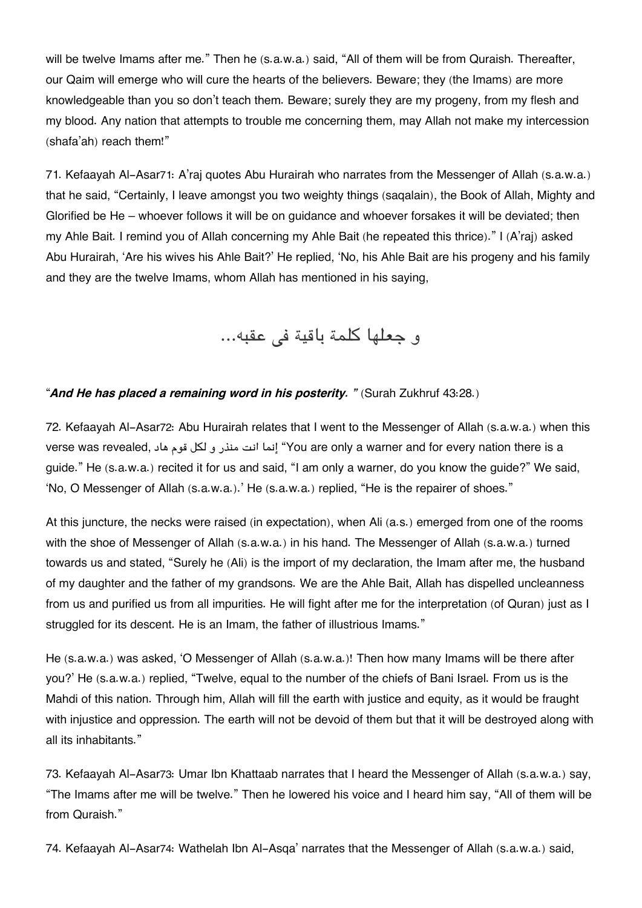will be twelve Imams after me." Then he (s.a.w.a.) said, "All of them will be from Quraish. Thereafter, our Qaim will emerge who will cure the hearts of the believers. Beware; they (the Imams) are more knowledgeable than you so don't teach them. Beware; surely they are my progeny, from my flesh and my blood. Any nation that attempts to trouble me concerning them, may Allah not make my intercession (shafa'ah) reach them!"

71. Kefaayah Al-Asar71: A'raj quotes Abu Hurairah who narrates from the Messenger of Allah (s.a.w.a.) that he said, "Certainly, I leave amongst you two weighty things (saqalain), the Book of Allah, Mighty and Glorified be He – whoever follows it will be on guidance and whoever forsakes it will be deviated; then my Ahle Bait. I remind you of Allah concerning my Ahle Bait (he repeated this thrice)." I (A'raj) asked Abu Hurairah, 'Are his wives his Ahle Bait?' He replied, 'No, his Ahle Bait are his progeny and his family and they are the twelve Imams, whom Allah has mentioned in his saying,

و جعلها كلمة باقية فى عقبه...

"***And He has placed a remaining word in his posterity.*** " (Surah Zukhruf 43:28.)

72. Kefaayah Al-Asar72: Abu Hurairah relates that I went to the Messenger of Allah (s.a.w.a.) when this verse was revealed, إنما انت منذر و لكل قوم هاد "You are only a warner and for every nation there is a guide." He (s.a.w.a.) recited it for us and said, "I am only a warner, do you know the guide?" We said, 'No, O Messenger of Allah (s.a.w.a.).' He (s.a.w.a.) replied, "He is the repairer of shoes."

At this juncture, the necks were raised (in expectation), when Ali (a.s.) emerged from one of the rooms with the shoe of Messenger of Allah (s.a.w.a.) in his hand. The Messenger of Allah (s.a.w.a.) turned towards us and stated, "Surely he (Ali) is the import of my declaration, the Imam after me, the husband of my daughter and the father of my grandsons. We are the Ahle Bait, Allah has dispelled uncleanness from us and purified us from all impurities. He will fight after me for the interpretation (of Quran) just as I struggled for its descent. He is an Imam, the father of illustrious Imams."

He (s.a.w.a.) was asked, 'O Messenger of Allah (s.a.w.a.)! Then how many Imams will be there after you?' He (s.a.w.a.) replied, "Twelve, equal to the number of the chiefs of Bani Israel. From us is the Mahdi of this nation. Through him, Allah will fill the earth with justice and equity, as it would be fraught with injustice and oppression. The earth will not be devoid of them but that it will be destroyed along with all its inhabitants."

73. Kefaayah Al-Asar73: Umar Ibn Khattaab narrates that I heard the Messenger of Allah (s.a.w.a.) say, "The Imams after me will be twelve." Then he lowered his voice and I heard him say, "All of them will be from Quraish."

74. Kefaayah Al-Asar74: Wathelah Ibn Al-Asqa' narrates that the Messenger of Allah (s.a.w.a.) said,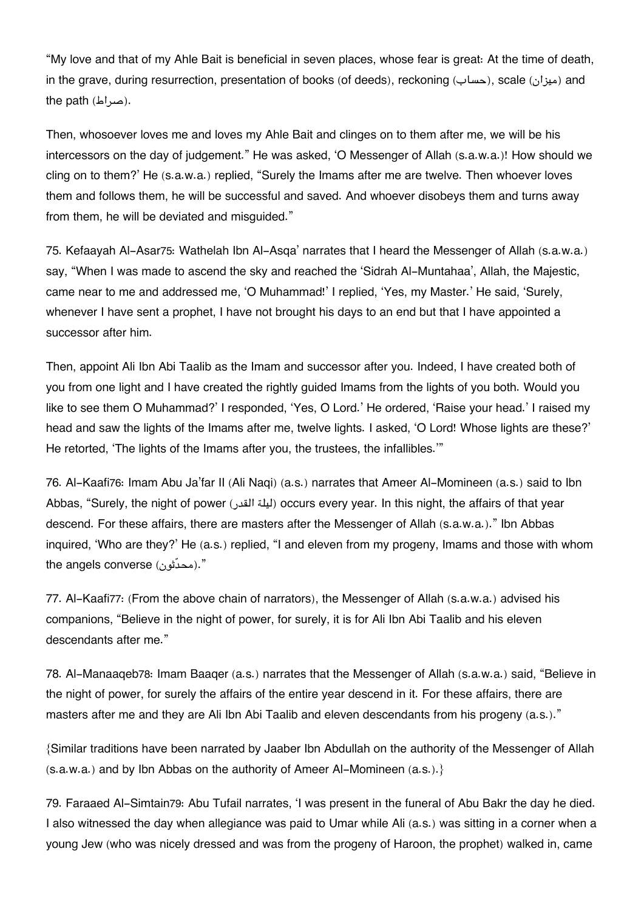"My love and that of my Ahle Bait is beneficial in seven places, whose fear is great: At the time of death, in the grave, during resurrection, presentation of books (of deeds), reckoning (حساب), scale (ميزان) and the path (صراط).

Then, whosoever loves me and loves my Ahle Bait and clinges on to them after me, we will be his intercessors on the day of judgement." He was asked, 'O Messenger of Allah (s.a.w.a.)! How should we cling on to them?' He (s.a.w.a.) replied, "Surely the Imams after me are twelve. Then whoever loves them and follows them, he will be successful and saved. And whoever disobeys them and turns away from them, he will be deviated and misguided."

75. Kefaayah Al-Asar75: Wathelah Ibn Al-Asqa' narrates that I heard the Messenger of Allah (s.a.w.a.) say, "When I was made to ascend the sky and reached the 'Sidrah Al-Muntahaa', Allah, the Majestic, came near to me and addressed me, 'O Muhammad!' I replied, 'Yes, my Master.' He said, 'Surely, whenever I have sent a prophet, I have not brought his days to an end but that I have appointed a successor after him.

Then, appoint Ali Ibn Abi Taalib as the Imam and successor after you. Indeed, I have created both of you from one light and I have created the rightly guided Imams from the lights of you both. Would you like to see them O Muhammad?' I responded, 'Yes, O Lord.' He ordered, 'Raise your head.' I raised my head and saw the lights of the Imams after me, twelve lights. I asked, 'O Lord! Whose lights are these?' He retorted, 'The lights of the Imams after you, the trustees, the infallibles.'"

76. Al-Kaafi76: Imam Abu Ja'far II (Ali Naqi) (a.s.) narrates that Ameer Al-Momineen (a.s.) said to Ibn Abbas, "Surely, the night of power (ليلة القدر) occurs every year. In this night, the affairs of that year descend. For these affairs, there are masters after the Messenger of Allah (s.a.w.a.)." Ibn Abbas inquired, 'Who are they?' He (a.s.) replied, "I and eleven from my progeny, Imams and those with whom the angels converse (محدّثون)."

77. Al-Kaafi77: (From the above chain of narrators), the Messenger of Allah (s.a.w.a.) advised his companions, "Believe in the night of power, for surely, it is for Ali Ibn Abi Taalib and his eleven descendants after me."

78. Al-Manaaqeb78: Imam Baaqer (a.s.) narrates that the Messenger of Allah (s.a.w.a.) said, "Believe in the night of power, for surely the affairs of the entire year descend in it. For these affairs, there are masters after me and they are Ali Ibn Abi Taalib and eleven descendants from his progeny (a.s.)."

{Similar traditions have been narrated by Jaaber Ibn Abdullah on the authority of the Messenger of Allah (s.a.w.a.) and by Ibn Abbas on the authority of Ameer Al-Momineen (a.s.).}

79. Faraaed Al-Simtain79: Abu Tufail narrates, 'I was present in the funeral of Abu Bakr the day he died. I also witnessed the day when allegiance was paid to Umar while Ali (a.s.) was sitting in a corner when a young Jew (who was nicely dressed and was from the progeny of Haroon, the prophet) walked in, came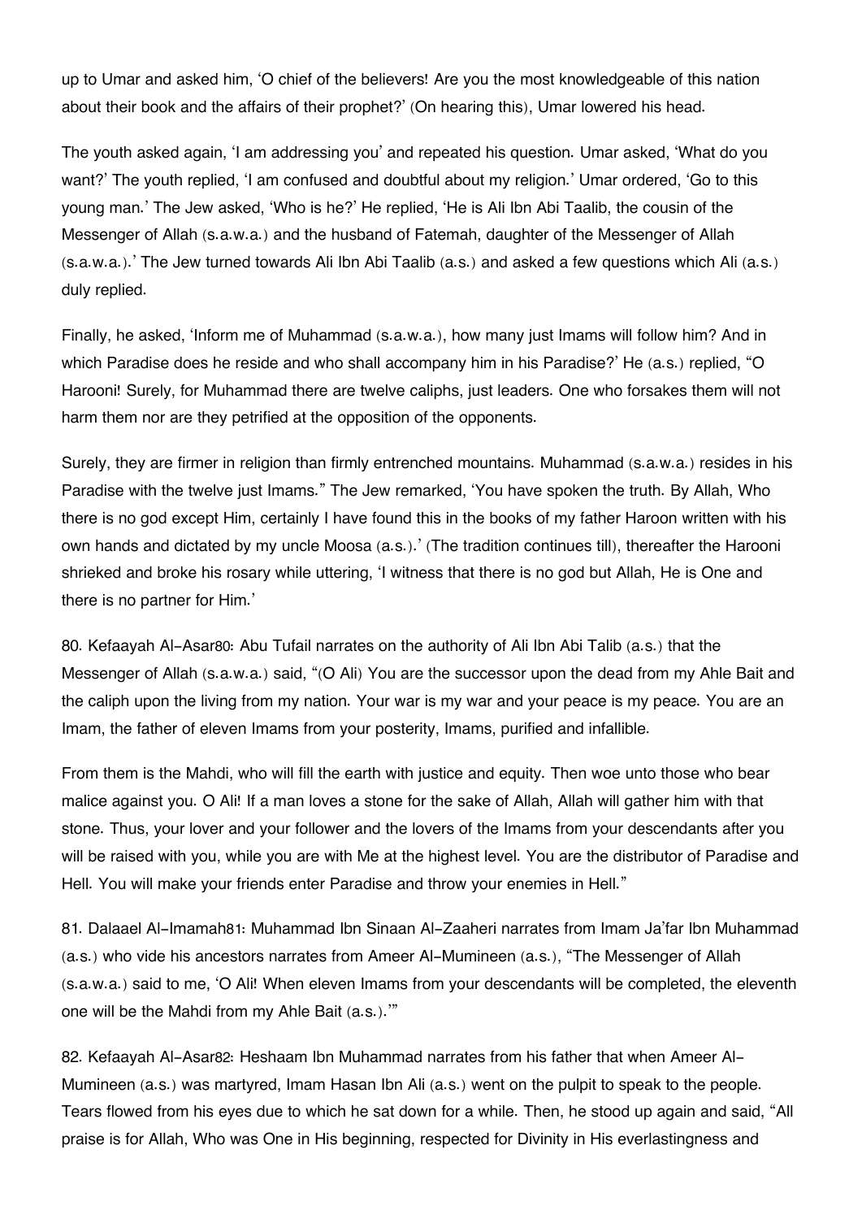up to Umar and asked him, 'O chief of the believers! Are you the most knowledgeable of this nation about their book and the affairs of their prophet?' (On hearing this), Umar lowered his head.

The youth asked again, 'I am addressing you' and repeated his question. Umar asked, 'What do you want?' The youth replied, 'I am confused and doubtful about my religion.' Umar ordered, 'Go to this young man.' The Jew asked, 'Who is he?' He replied, 'He is Ali Ibn Abi Taalib, the cousin of the Messenger of Allah (s.a.w.a.) and the husband of Fatemah, daughter of the Messenger of Allah (s.a.w.a.).' The Jew turned towards Ali Ibn Abi Taalib (a.s.) and asked a few questions which Ali (a.s.) duly replied.

Finally, he asked, 'Inform me of Muhammad (s.a.w.a.), how many just Imams will follow him? And in which Paradise does he reside and who shall accompany him in his Paradise?' He (a.s.) replied, "O Harooni! Surely, for Muhammad there are twelve caliphs, just leaders. One who forsakes them will not harm them nor are they petrified at the opposition of the opponents.

Surely, they are firmer in religion than firmly entrenched mountains. Muhammad (s.a.w.a.) resides in his Paradise with the twelve just Imams." The Jew remarked, 'You have spoken the truth. By Allah, Who there is no god except Him, certainly I have found this in the books of my father Haroon written with his own hands and dictated by my uncle Moosa (a.s.).' (The tradition continues till), thereafter the Harooni shrieked and broke his rosary while uttering, 'I witness that there is no god but Allah, He is One and there is no partner for Him.'

80. Kefaayah Al-Asar[80]: Abu Tufail narrates on the authority of Ali Ibn Abi Talib (a.s.) that the Messenger of Allah (s.a.w.a.) said, "(O Ali) You are the successor upon the dead from my Ahle Bait and the caliph upon the living from my nation. Your war is my war and your peace is my peace. You are an Imam, the father of eleven Imams from your posterity, Imams, purified and infallible.

From them is the Mahdi, who will fill the earth with justice and equity. Then woe unto those who bear malice against you. O Ali! If a man loves a stone for the sake of Allah, Allah will gather him with that stone. Thus, your lover and your follower and the lovers of the Imams from your descendants after you will be raised with you, while you are with Me at the highest level. You are the distributor of Paradise and Hell. You will make your friends enter Paradise and throw your enemies in Hell."

81. Dalaael Al-Imamah[81]: Muhammad Ibn Sinaan Al-Zaaheri narrates from Imam Ja'far Ibn Muhammad (a.s.) who vide his ancestors narrates from Ameer Al-Mumineen (a.s.), "The Messenger of Allah (s.a.w.a.) said to me, 'O Ali! When eleven Imams from your descendants will be completed, the eleventh one will be the Mahdi from my Ahle Bait (a.s.).'"

82. Kefaayah Al-Asar[82]: Heshaam Ibn Muhammad narrates from his father that when Ameer Al-Mumineen (a.s.) was martyred, Imam Hasan Ibn Ali (a.s.) went on the pulpit to speak to the people. Tears flowed from his eyes due to which he sat down for a while. Then, he stood up again and said, "All praise is for Allah, Who was One in His beginning, respected for Divinity in His everlastingness and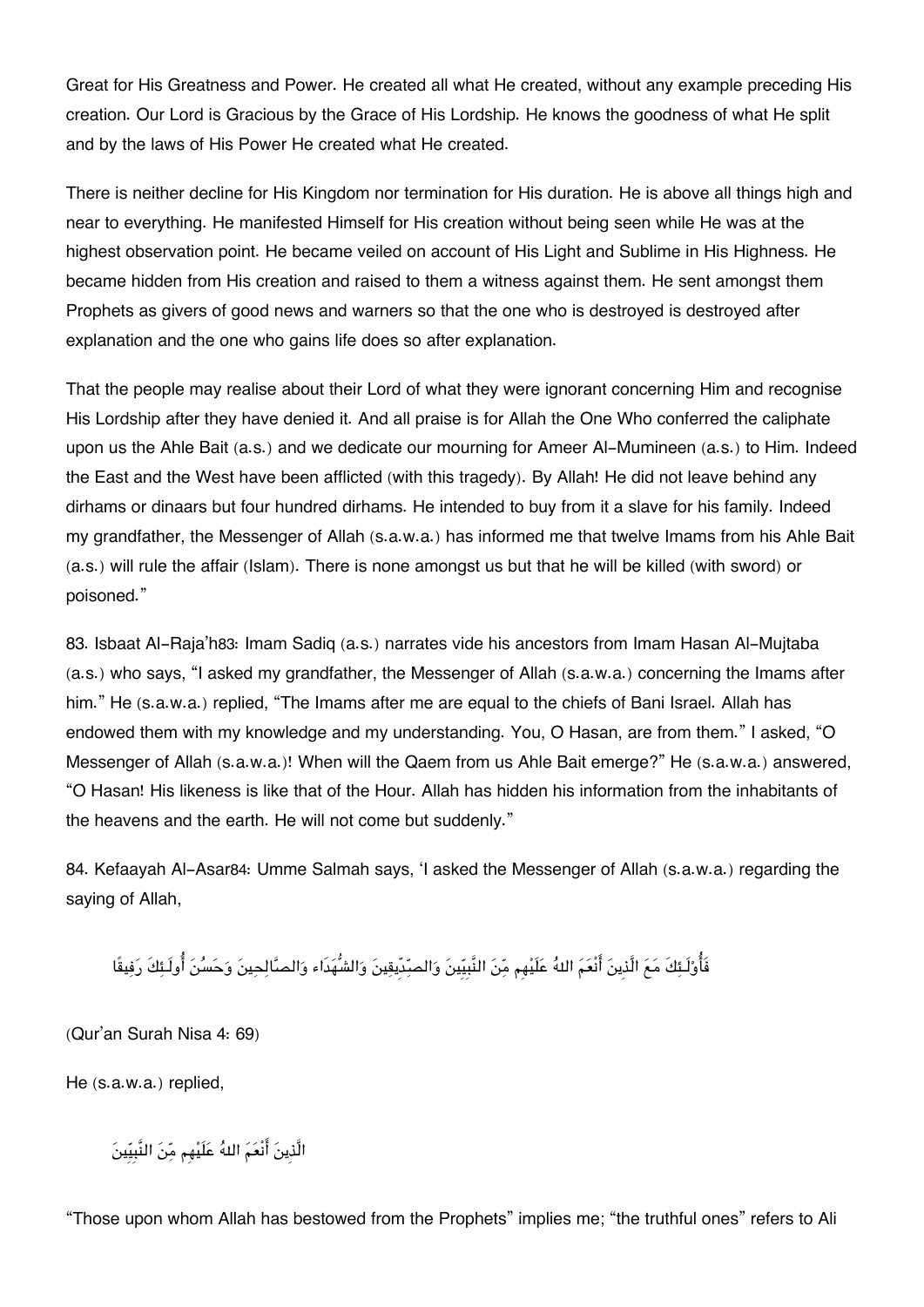Great for His Greatness and Power. He created all what He created, without any example preceding His creation. Our Lord is Gracious by the Grace of His Lordship. He knows the goodness of what He split and by the laws of His Power He created what He created.

There is neither decline for His Kingdom nor termination for His duration. He is above all things high and near to everything. He manifested Himself for His creation without being seen while He was at the highest observation point. He became veiled on account of His Light and Sublime in His Highness. He became hidden from His creation and raised to them a witness against them. He sent amongst them Prophets as givers of good news and warners so that the one who is destroyed is destroyed after explanation and the one who gains life does so after explanation.

That the people may realise about their Lord of what they were ignorant concerning Him and recognise His Lordship after they have denied it. And all praise is for Allah the One Who conferred the caliphate upon us the Ahle Bait (a.s.) and we dedicate our mourning for Ameer Al-Mumineen (a.s.) to Him. Indeed the East and the West have been afflicted (with this tragedy). By Allah! He did not leave behind any dirhams or dinaars but four hundred dirhams. He intended to buy from it a slave for his family. Indeed my grandfather, the Messenger of Allah (s.a.w.a.) has informed me that twelve Imams from his Ahle Bait (a.s.) will rule the affair (Islam). There is none amongst us but that he will be killed (with sword) or poisoned."

83. Isbaat Al-Raja'h83: Imam Sadiq (a.s.) narrates vide his ancestors from Imam Hasan Al-Mujtaba (a.s.) who says, "I asked my grandfather, the Messenger of Allah (s.a.w.a.) concerning the Imams after him." He (s.a.w.a.) replied, "The Imams after me are equal to the chiefs of Bani Israel. Allah has endowed them with my knowledge and my understanding. You, O Hasan, are from them." I asked, "O Messenger of Allah (s.a.w.a.)! When will the Qaem from us Ahle Bait emerge?" He (s.a.w.a.) answered, "O Hasan! His likeness is like that of the Hour. Allah has hidden his information from the inhabitants of the heavens and the earth. He will not come but suddenly."

84. Kefaayah Al-Asar84: Umme Salmah says, 'I asked the Messenger of Allah (s.a.w.a.) regarding the saying of Allah,

فَأُوْلَـئِكَ مَعَ الَّذِينَ أَنْعَمَ اللهُ عَلَيْهِم مِّنَ النَّبِيِّينَ وَالصِّدِّيقِينَ وَالشُّهَدَاء وَالصَّالِحِينَ وَحَسُنَ أُولَـئِكَ رَفِيقًا

(Qur'an Surah Nisa 4: 69)

He (s.a.w.a.) replied,

الَّذِينَ أَنْعَمَ اللهُ عَلَيْهِم مِّنَ النَّبِيِّينَ

"Those upon whom Allah has bestowed from the Prophets" implies me; "the truthful ones" refers to Ali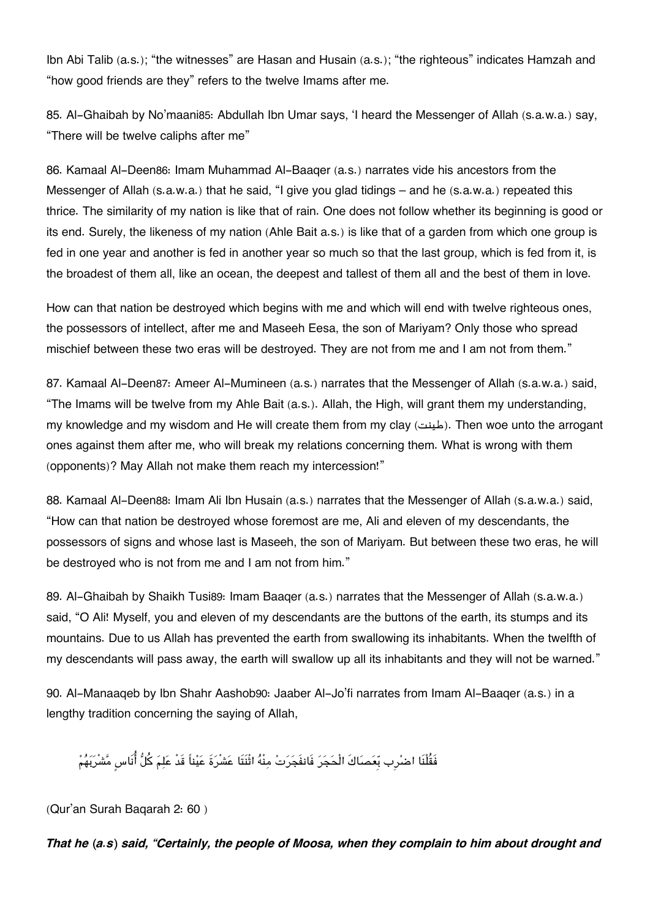Ibn Abi Talib (a.s.); "the witnesses" are Hasan and Husain (a.s.); "the righteous" indicates Hamzah and "how good friends are they" refers to the twelve Imams after me.

85. Al-Ghaibah by No'maani[85]: Abdullah Ibn Umar says, 'I heard the Messenger of Allah (s.a.w.a.) say, "There will be twelve caliphs after me"

86. Kamaal Al-Deen[86]: Imam Muhammad Al-Baaqer (a.s.) narrates vide his ancestors from the Messenger of Allah (s.a.w.a.) that he said, "I give you glad tidings – and he (s.a.w.a.) repeated this thrice. The similarity of my nation is like that of rain. One does not follow whether its beginning is good or its end. Surely, the likeness of my nation (Ahle Bait a.s.) is like that of a garden from which one group is fed in one year and another is fed in another year so much so that the last group, which is fed from it, is the broadest of them all, like an ocean, the deepest and tallest of them all and the best of them in love.

How can that nation be destroyed which begins with me and which will end with twelve righteous ones, the possessors of intellect, after me and Maseeh Eesa, the son of Mariyam? Only those who spread mischief between these two eras will be destroyed. They are not from me and I am not from them."

87. Kamaal Al-Deen[87]: Ameer Al-Mumineen (a.s.) narrates that the Messenger of Allah (s.a.w.a.) said, "The Imams will be twelve from my Ahle Bait (a.s.). Allah, the High, will grant them my understanding, my knowledge and my wisdom and He will create them from my clay (طينت). Then woe unto the arrogant ones against them after me, who will break my relations concerning them. What is wrong with them (opponents)? May Allah not make them reach my intercession!"

88. Kamaal Al-Deen[88]: Imam Ali Ibn Husain (a.s.) narrates that the Messenger of Allah (s.a.w.a.) said, "How can that nation be destroyed whose foremost are me, Ali and eleven of my descendants, the possessors of signs and whose last is Maseeh, the son of Mariyam. But between these two eras, he will be destroyed who is not from me and I am not from him."

89. Al-Ghaibah by Shaikh Tusi[89]: Imam Baaqer (a.s.) narrates that the Messenger of Allah (s.a.w.a.) said, "O Ali! Myself, you and eleven of my descendants are the buttons of the earth, its stumps and its mountains. Due to us Allah has prevented the earth from swallowing its inhabitants. When the twelfth of my descendants will pass away, the earth will swallow up all its inhabitants and they will not be warned."

90. Al-Manaaqeb by Ibn Shahr Aashob[90]: Jaaber Al-Jo'fi narrates from Imam Al-Baaqer (a.s.) in a lengthy tradition concerning the saying of Allah,

فَقُلْنَا اضْرِب بِّعَصَاكَ الْحَجَرَ فَانفَجَرَتْ مِنْهُ اثْنَتَا عَشْرَةَ عَيْناً قَدْ عَلِمَ كُلُّ أُنَاسٍ مَّشْرَبَهُمْ

(Qur'an Surah Baqarah 2: 60 )

***That he (a.s) said, "Certainly, the people of Moosa, when they complain to him about drought and***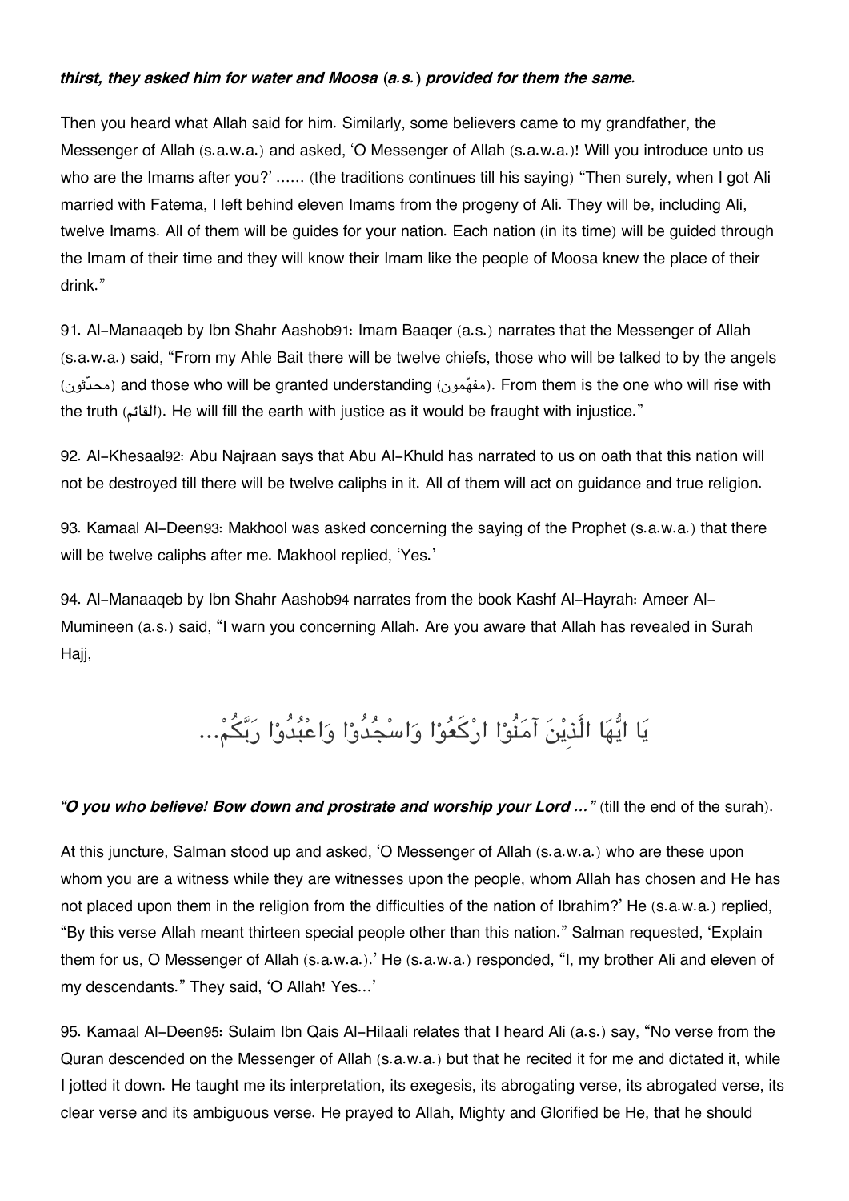***thirst, they asked him for water and Moosa (a.s.) provided for them the same.***

Then you heard what Allah said for him. Similarly, some believers came to my grandfather, the Messenger of Allah (s.a.w.a.) and asked, 'O Messenger of Allah (s.a.w.a.)! Will you introduce unto us who are the Imams after you?' ...... (the traditions continues till his saying) "Then surely, when I got Ali married with Fatema, I left behind eleven Imams from the progeny of Ali. They will be, including Ali, twelve Imams. All of them will be guides for your nation. Each nation (in its time) will be guided through the Imam of their time and they will know their Imam like the people of Moosa knew the place of their drink."

91. Al-Manaaqeb by Ibn Shahr Aashob91: Imam Baaqer (a.s.) narrates that the Messenger of Allah (s.a.w.a.) said, "From my Ahle Bait there will be twelve chiefs, those who will be talked to by the angels (محدّثون) and those who will be granted understanding (مفهّمون). From them is the one who will rise with the truth (القائم). He will fill the earth with justice as it would be fraught with injustice."

92. Al-Khesaal92: Abu Najraan says that Abu Al-Khuld has narrated to us on oath that this nation will not be destroyed till there will be twelve caliphs in it. All of them will act on guidance and true religion.

93. Kamaal Al-Deen93: Makhool was asked concerning the saying of the Prophet (s.a.w.a.) that there will be twelve caliphs after me. Makhool replied, 'Yes.'

94. Al-Manaaqeb by Ibn Shahr Aashob94 narrates from the book Kashf Al-Hayrah: Ameer Al-Mumineen (a.s.) said, "I warn you concerning Allah. Are you aware that Allah has revealed in Surah Hajj,

يَا ايُّهَا الَّذِيْنَ آمَنُوْا ارْكَعُوْا وَاسْجُدُوْا وَاعْبُدُوْا رَبَّكُمْ...

***"O you who believe! Bow down and prostrate and worship your Lord ..."*** (till the end of the surah).

At this juncture, Salman stood up and asked, 'O Messenger of Allah (s.a.w.a.) who are these upon whom you are a witness while they are witnesses upon the people, whom Allah has chosen and He has not placed upon them in the religion from the difficulties of the nation of Ibrahim?' He (s.a.w.a.) replied, "By this verse Allah meant thirteen special people other than this nation." Salman requested, 'Explain them for us, O Messenger of Allah (s.a.w.a.).' He (s.a.w.a.) responded, "I, my brother Ali and eleven of my descendants." They said, 'O Allah! Yes...'

95. Kamaal Al-Deen95: Sulaim Ibn Qais Al-Hilaali relates that I heard Ali (a.s.) say, "No verse from the Quran descended on the Messenger of Allah (s.a.w.a.) but that he recited it for me and dictated it, while I jotted it down. He taught me its interpretation, its exegesis, its abrogating verse, its abrogated verse, its clear verse and its ambiguous verse. He prayed to Allah, Mighty and Glorified be He, that he should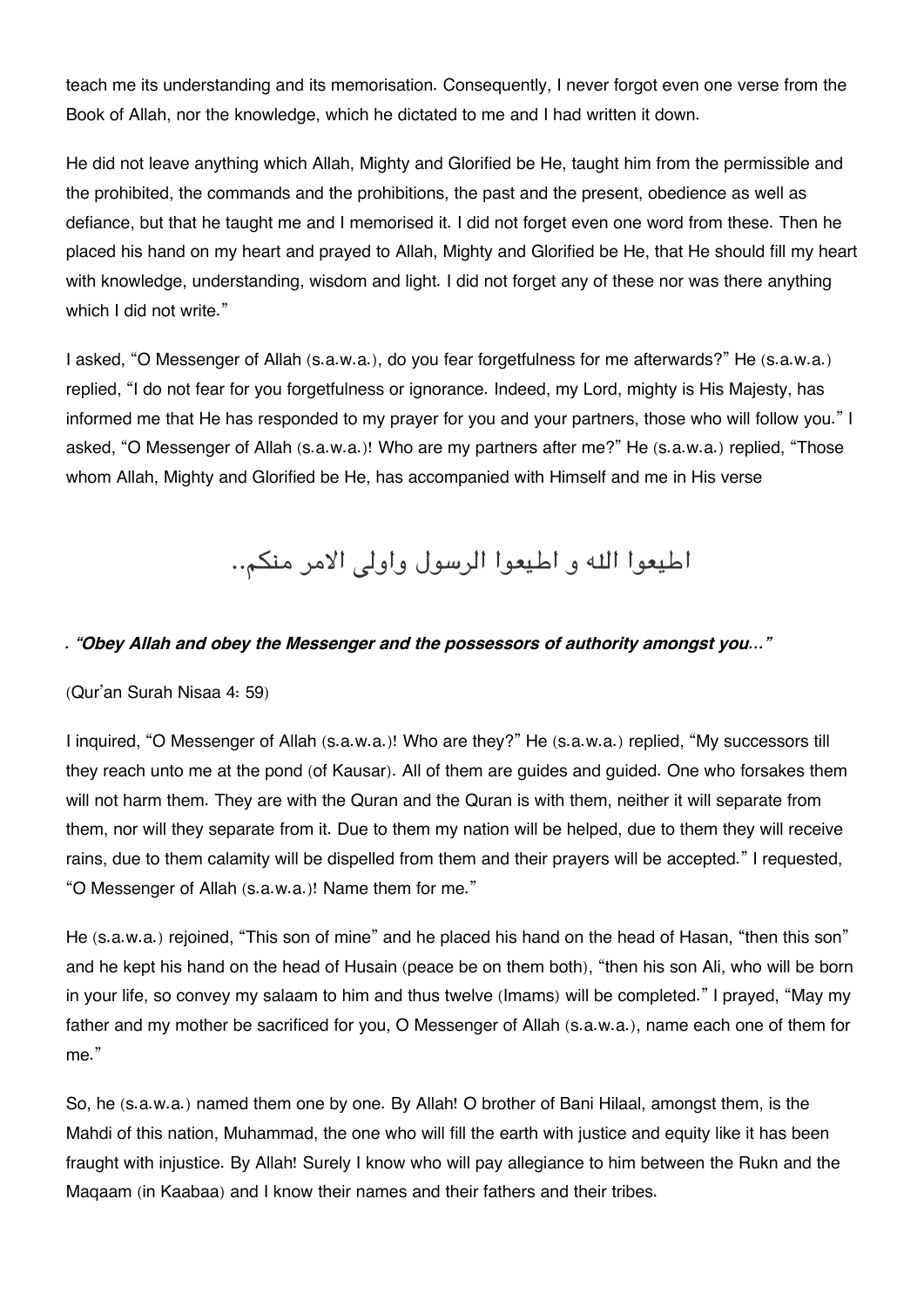teach me its understanding and its memorisation. Consequently, I never forgot even one verse from the Book of Allah, nor the knowledge, which he dictated to me and I had written it down.

He did not leave anything which Allah, Mighty and Glorified be He, taught him from the permissible and the prohibited, the commands and the prohibitions, the past and the present, obedience as well as defiance, but that he taught me and I memorised it. I did not forget even one word from these. Then he placed his hand on my heart and prayed to Allah, Mighty and Glorified be He, that He should fill my heart with knowledge, understanding, wisdom and light. I did not forget any of these nor was there anything which I did not write."

I asked, "O Messenger of Allah (s.a.w.a.), do you fear forgetfulness for me afterwards?" He (s.a.w.a.) replied, "I do not fear for you forgetfulness or ignorance. Indeed, my Lord, mighty is His Majesty, has informed me that He has responded to my prayer for you and your partners, those who will follow you." I asked, "O Messenger of Allah (s.a.w.a.)! Who are my partners after me?" He (s.a.w.a.) replied, "Those whom Allah, Mighty and Glorified be He, has accompanied with Himself and me in His verse

اطيعوا الله و اطيعوا الرسول واولى الامر منكم..

*. "Obey Allah and obey the Messenger and the possessors of authority amongst you..."*

(Qur'an Surah Nisaa 4: 59)

I inquired, "O Messenger of Allah (s.a.w.a.)! Who are they?" He (s.a.w.a.) replied, "My successors till they reach unto me at the pond (of Kausar). All of them are guides and guided. One who forsakes them will not harm them. They are with the Quran and the Quran is with them, neither it will separate from them, nor will they separate from it. Due to them my nation will be helped, due to them they will receive rains, due to them calamity will be dispelled from them and their prayers will be accepted." I requested, "O Messenger of Allah (s.a.w.a.)! Name them for me."

He (s.a.w.a.) rejoined, "This son of mine" and he placed his hand on the head of Hasan, "then this son" and he kept his hand on the head of Husain (peace be on them both), "then his son Ali, who will be born in your life, so convey my salaam to him and thus twelve (Imams) will be completed." I prayed, "May my father and my mother be sacrificed for you, O Messenger of Allah (s.a.w.a.), name each one of them for me."

So, he (s.a.w.a.) named them one by one. By Allah! O brother of Bani Hilaal, amongst them, is the Mahdi of this nation, Muhammad, the one who will fill the earth with justice and equity like it has been fraught with injustice. By Allah! Surely I know who will pay allegiance to him between the Rukn and the Maqaam (in Kaabaa) and I know their names and their fathers and their tribes.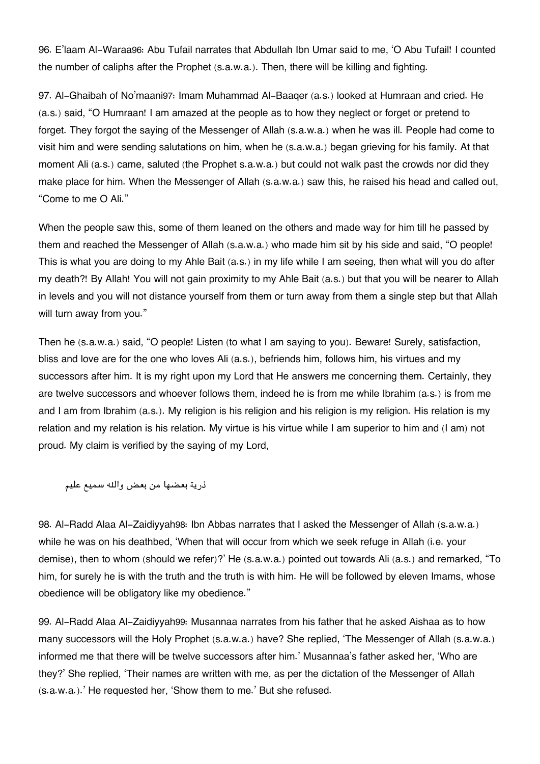96. E'laam Al-Waraa[96]: Abu Tufail narrates that Abdullah Ibn Umar said to me, 'O Abu Tufail! I counted the number of caliphs after the Prophet (s.a.w.a.). Then, there will be killing and fighting.

97. Al-Ghaibah of No'maani[97]: Imam Muhammad Al-Baaqer (a.s.) looked at Humraan and cried. He (a.s.) said, "O Humraan! I am amazed at the people as to how they neglect or forget or pretend to forget. They forgot the saying of the Messenger of Allah (s.a.w.a.) when he was ill. People had come to visit him and were sending salutations on him, when he (s.a.w.a.) began grieving for his family. At that moment Ali (a.s.) came, saluted (the Prophet s.a.w.a.) but could not walk past the crowds nor did they make place for him. When the Messenger of Allah (s.a.w.a.) saw this, he raised his head and called out, "Come to me O Ali."

When the people saw this, some of them leaned on the others and made way for him till he passed by them and reached the Messenger of Allah (s.a.w.a.) who made him sit by his side and said, "O people! This is what you are doing to my Ahle Bait (a.s.) in my life while I am seeing, then what will you do after my death?! By Allah! You will not gain proximity to my Ahle Bait (a.s.) but that you will be nearer to Allah in levels and you will not distance yourself from them or turn away from them a single step but that Allah will turn away from you."

Then he (s.a.w.a.) said, "O people! Listen (to what I am saying to you). Beware! Surely, satisfaction, bliss and love are for the one who loves Ali (a.s.), befriends him, follows him, his virtues and my successors after him. It is my right upon my Lord that He answers me concerning them. Certainly, they are twelve successors and whoever follows them, indeed he is from me while Ibrahim (a.s.) is from me and I am from Ibrahim (a.s.). My religion is his religion and his religion is my religion. His relation is my relation and my relation is his relation. My virtue is his virtue while I am superior to him and (I am) not proud. My claim is verified by the saying of my Lord,

ذرية بعضها من بعض والله سميع عليم

98. Al-Radd Alaa Al-Zaidiyyah[98]: Ibn Abbas narrates that I asked the Messenger of Allah (s.a.w.a.) while he was on his deathbed, 'When that will occur from which we seek refuge in Allah (i.e. your demise), then to whom (should we refer)?' He (s.a.w.a.) pointed out towards Ali (a.s.) and remarked, "To him, for surely he is with the truth and the truth is with him. He will be followed by eleven Imams, whose obedience will be obligatory like my obedience."

99. Al-Radd Alaa Al-Zaidiyyah[99]: Musannaa narrates from his father that he asked Aishaa as to how many successors will the Holy Prophet (s.a.w.a.) have? She replied, 'The Messenger of Allah (s.a.w.a.) informed me that there will be twelve successors after him.' Musannaa's father asked her, 'Who are they?' She replied, 'Their names are written with me, as per the dictation of the Messenger of Allah (s.a.w.a.).' He requested her, 'Show them to me.' But she refused.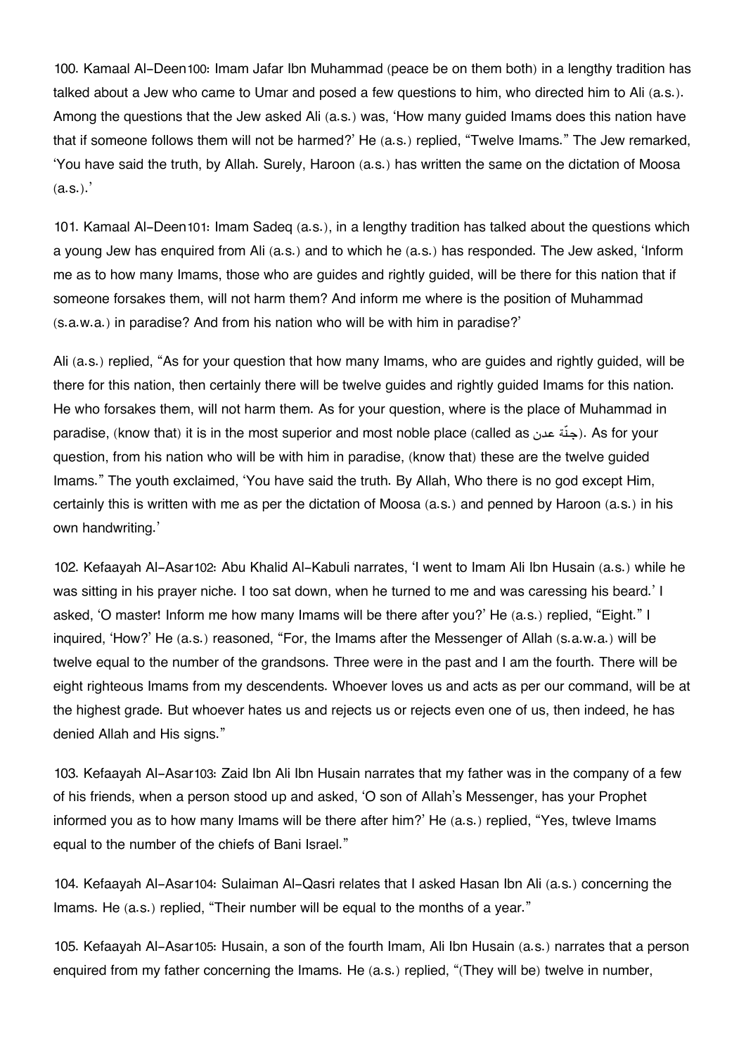100. Kamaal Al-Deen100: Imam Jafar Ibn Muhammad (peace be on them both) in a lengthy tradition has talked about a Jew who came to Umar and posed a few questions to him, who directed him to Ali (a.s.). Among the questions that the Jew asked Ali (a.s.) was, 'How many guided Imams does this nation have that if someone follows them will not be harmed?' He (a.s.) replied, "Twelve Imams." The Jew remarked, 'You have said the truth, by Allah. Surely, Haroon (a.s.) has written the same on the dictation of Moosa (a.s.).'

101. Kamaal Al-Deen101: Imam Sadeq (a.s.), in a lengthy tradition has talked about the questions which a young Jew has enquired from Ali (a.s.) and to which he (a.s.) has responded. The Jew asked, 'Inform me as to how many Imams, those who are guides and rightly guided, will be there for this nation that if someone forsakes them, will not harm them? And inform me where is the position of Muhammad (s.a.w.a.) in paradise? And from his nation who will be with him in paradise?'

Ali (a.s.) replied, "As for your question that how many Imams, who are guides and rightly guided, will be there for this nation, then certainly there will be twelve guides and rightly guided Imams for this nation. He who forsakes them, will not harm them. As for your question, where is the place of Muhammad in paradise, (know that) it is in the most superior and most noble place (called as جنّة عدن). As for your question, from his nation who will be with him in paradise, (know that) these are the twelve guided Imams." The youth exclaimed, 'You have said the truth. By Allah, Who there is no god except Him, certainly this is written with me as per the dictation of Moosa (a.s.) and penned by Haroon (a.s.) in his own handwriting.'

102. Kefaayah Al-Asar102: Abu Khalid Al-Kabuli narrates, 'I went to Imam Ali Ibn Husain (a.s.) while he was sitting in his prayer niche. I too sat down, when he turned to me and was caressing his beard.' I asked, 'O master! Inform me how many Imams will be there after you?' He (a.s.) replied, "Eight." I inquired, 'How?' He (a.s.) reasoned, "For, the Imams after the Messenger of Allah (s.a.w.a.) will be twelve equal to the number of the grandsons. Three were in the past and I am the fourth. There will be eight righteous Imams from my descendents. Whoever loves us and acts as per our command, will be at the highest grade. But whoever hates us and rejects us or rejects even one of us, then indeed, he has denied Allah and His signs."

103. Kefaayah Al-Asar103: Zaid Ibn Ali Ibn Husain narrates that my father was in the company of a few of his friends, when a person stood up and asked, 'O son of Allah's Messenger, has your Prophet informed you as to how many Imams will be there after him?' He (a.s.) replied, "Yes, twleve Imams equal to the number of the chiefs of Bani Israel."

104. Kefaayah Al-Asar104: Sulaiman Al-Qasri relates that I asked Hasan Ibn Ali (a.s.) concerning the Imams. He (a.s.) replied, "Their number will be equal to the months of a year."

105. Kefaayah Al-Asar105: Husain, a son of the fourth Imam, Ali Ibn Husain (a.s.) narrates that a person enquired from my father concerning the Imams. He (a.s.) replied, "(They will be) twelve in number,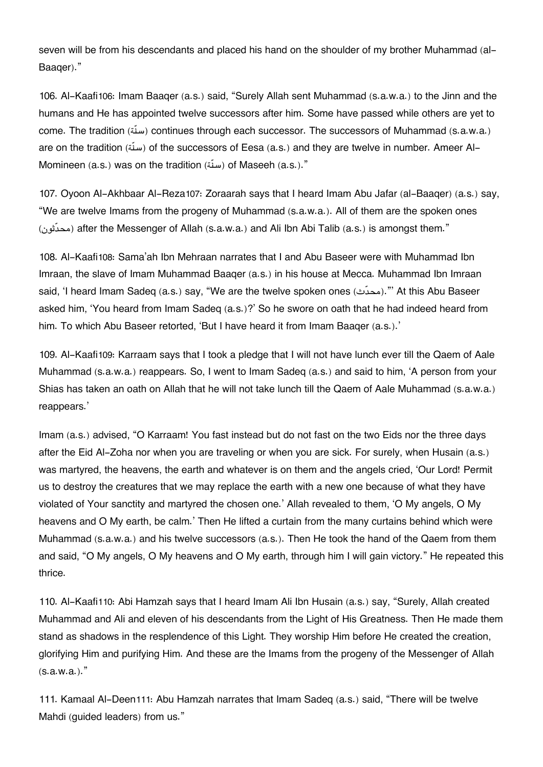seven will be from his descendants and placed his hand on the shoulder of my brother Muhammad (al-Baaqer)."

106. Al-Kaafi[106]: Imam Baaqer (a.s.) said, "Surely Allah sent Muhammad (s.a.w.a.) to the Jinn and the humans and He has appointed twelve successors after him. Some have passed while others are yet to come. The tradition (سنّة) continues through each successor. The successors of Muhammad (s.a.w.a.) are on the tradition (سنّة) of the successors of Eesa (a.s.) and they are twelve in number. Ameer Al-Momineen (a.s.) was on the tradition (سنّة) of Maseeh (a.s.)."

107. Oyoon Al-Akhbaar Al-Reza[107]: Zoraarah says that I heard Imam Abu Jafar (al-Baaqer) (a.s.) say, "We are twelve Imams from the progeny of Muhammad (s.a.w.a.). All of them are the spoken ones (محدّثون) after the Messenger of Allah (s.a.w.a.) and Ali Ibn Abi Talib (a.s.) is amongst them."

108. Al-Kaafi[108]: Sama'ah Ibn Mehraan narrates that I and Abu Baseer were with Muhammad Ibn Imraan, the slave of Imam Muhammad Baaqer (a.s.) in his house at Mecca. Muhammad Ibn Imraan said, 'I heard Imam Sadeq (a.s.) say, "We are the twelve spoken ones (محدّث)."' At this Abu Baseer asked him, 'You heard from Imam Sadeq (a.s.)?' So he swore on oath that he had indeed heard from him. To which Abu Baseer retorted, 'But I have heard it from Imam Baaqer (a.s.).'

109. Al-Kaafi[109]: Karraam says that I took a pledge that I will not have lunch ever till the Qaem of Aale Muhammad (s.a.w.a.) reappears. So, I went to Imam Sadeq (a.s.) and said to him, 'A person from your Shias has taken an oath on Allah that he will not take lunch till the Qaem of Aale Muhammad (s.a.w.a.) reappears.'

Imam (a.s.) advised, "O Karraam! You fast instead but do not fast on the two Eids nor the three days after the Eid Al-Zoha nor when you are traveling or when you are sick. For surely, when Husain (a.s.) was martyred, the heavens, the earth and whatever is on them and the angels cried, 'Our Lord! Permit us to destroy the creatures that we may replace the earth with a new one because of what they have violated of Your sanctity and martyred the chosen one.' Allah revealed to them, 'O My angels, O My heavens and O My earth, be calm.' Then He lifted a curtain from the many curtains behind which were Muhammad (s.a.w.a.) and his twelve successors (a.s.). Then He took the hand of the Qaem from them and said, "O My angels, O My heavens and O My earth, through him I will gain victory." He repeated this thrice.

110. Al-Kaafi[110]: Abi Hamzah says that I heard Imam Ali Ibn Husain (a.s.) say, "Surely, Allah created Muhammad and Ali and eleven of his descendants from the Light of His Greatness. Then He made them stand as shadows in the resplendence of this Light. They worship Him before He created the creation, glorifying Him and purifying Him. And these are the Imams from the progeny of the Messenger of Allah (s.a.w.a.)."

111. Kamaal Al-Deen[111]: Abu Hamzah narrates that Imam Sadeq (a.s.) said, "There will be twelve Mahdi (guided leaders) from us."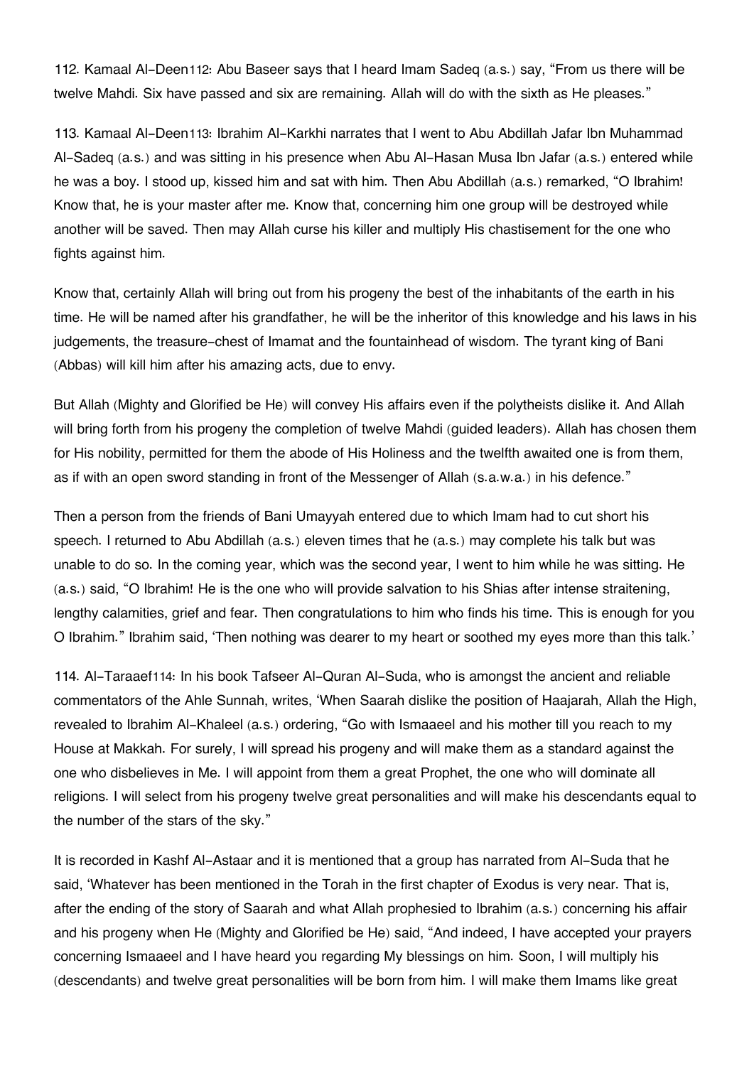112. Kamaal Al-Deen112: Abu Baseer says that I heard Imam Sadeq (a.s.) say, "From us there will be twelve Mahdi. Six have passed and six are remaining. Allah will do with the sixth as He pleases."

113. Kamaal Al-Deen113: Ibrahim Al-Karkhi narrates that I went to Abu Abdillah Jafar Ibn Muhammad Al-Sadeq (a.s.) and was sitting in his presence when Abu Al-Hasan Musa Ibn Jafar (a.s.) entered while he was a boy. I stood up, kissed him and sat with him. Then Abu Abdillah (a.s.) remarked, "O Ibrahim! Know that, he is your master after me. Know that, concerning him one group will be destroyed while another will be saved. Then may Allah curse his killer and multiply His chastisement for the one who fights against him.

Know that, certainly Allah will bring out from his progeny the best of the inhabitants of the earth in his time. He will be named after his grandfather, he will be the inheritor of this knowledge and his laws in his judgements, the treasure-chest of Imamat and the fountainhead of wisdom. The tyrant king of Bani (Abbas) will kill him after his amazing acts, due to envy.

But Allah (Mighty and Glorified be He) will convey His affairs even if the polytheists dislike it. And Allah will bring forth from his progeny the completion of twelve Mahdi (guided leaders). Allah has chosen them for His nobility, permitted for them the abode of His Holiness and the twelfth awaited one is from them, as if with an open sword standing in front of the Messenger of Allah (s.a.w.a.) in his defence."

Then a person from the friends of Bani Umayyah entered due to which Imam had to cut short his speech. I returned to Abu Abdillah (a.s.) eleven times that he (a.s.) may complete his talk but was unable to do so. In the coming year, which was the second year, I went to him while he was sitting. He (a.s.) said, "O Ibrahim! He is the one who will provide salvation to his Shias after intense straitening, lengthy calamities, grief and fear. Then congratulations to him who finds his time. This is enough for you O Ibrahim." Ibrahim said, 'Then nothing was dearer to my heart or soothed my eyes more than this talk.'

114. Al-Taraaef114: In his book Tafseer Al-Quran Al-Suda, who is amongst the ancient and reliable commentators of the Ahle Sunnah, writes, 'When Saarah dislike the position of Haajarah, Allah the High, revealed to Ibrahim Al-Khaleel (a.s.) ordering, "Go with Ismaaeel and his mother till you reach to my House at Makkah. For surely, I will spread his progeny and will make them as a standard against the one who disbelieves in Me. I will appoint from them a great Prophet, the one who will dominate all religions. I will select from his progeny twelve great personalities and will make his descendants equal to the number of the stars of the sky."

It is recorded in Kashf Al-Astaar and it is mentioned that a group has narrated from Al-Suda that he said, 'Whatever has been mentioned in the Torah in the first chapter of Exodus is very near. That is, after the ending of the story of Saarah and what Allah prophesied to Ibrahim (a.s.) concerning his affair and his progeny when He (Mighty and Glorified be He) said, "And indeed, I have accepted your prayers concerning Ismaaeel and I have heard you regarding My blessings on him. Soon, I will multiply his (descendants) and twelve great personalities will be born from him. I will make them Imams like great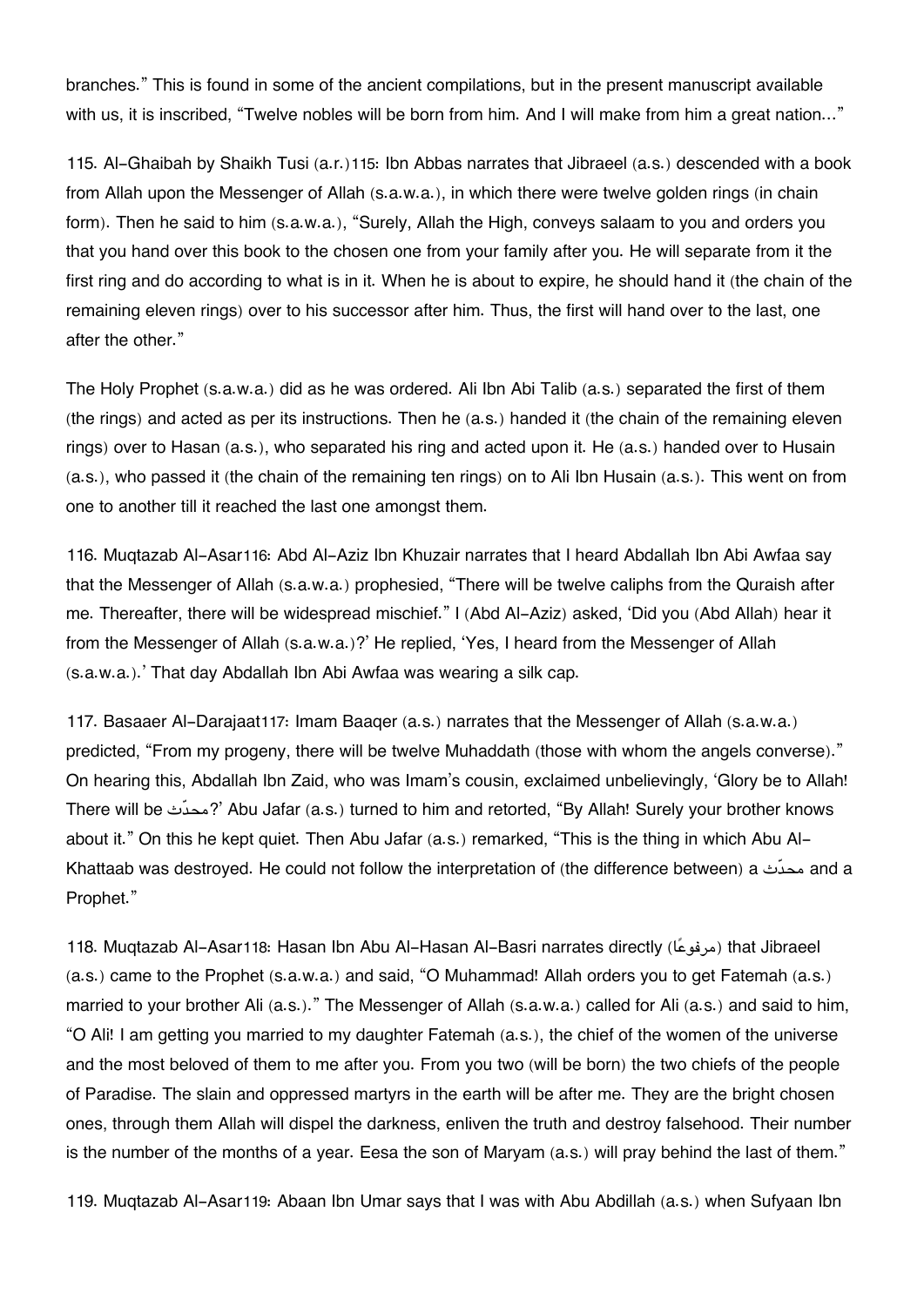branches." This is found in some of the ancient compilations, but in the present manuscript available with us, it is inscribed, "Twelve nobles will be born from him. And I will make from him a great nation..."

115. Al-Ghaibah by Shaikh Tusi (a.r.)115: Ibn Abbas narrates that Jibraeel (a.s.) descended with a book from Allah upon the Messenger of Allah (s.a.w.a.), in which there were twelve golden rings (in chain form). Then he said to him (s.a.w.a.), "Surely, Allah the High, conveys salaam to you and orders you that you hand over this book to the chosen one from your family after you. He will separate from it the first ring and do according to what is in it. When he is about to expire, he should hand it (the chain of the remaining eleven rings) over to his successor after him. Thus, the first will hand over to the last, one after the other."

The Holy Prophet (s.a.w.a.) did as he was ordered. Ali Ibn Abi Talib (a.s.) separated the first of them (the rings) and acted as per its instructions. Then he (a.s.) handed it (the chain of the remaining eleven rings) over to Hasan (a.s.), who separated his ring and acted upon it. He (a.s.) handed over to Husain (a.s.), who passed it (the chain of the remaining ten rings) on to Ali Ibn Husain (a.s.). This went on from one to another till it reached the last one amongst them.

116. Muqtazab Al-Asar116: Abd Al-Aziz Ibn Khuzair narrates that I heard Abdallah Ibn Abi Awfaa say that the Messenger of Allah (s.a.w.a.) prophesied, "There will be twelve caliphs from the Quraish after me. Thereafter, there will be widespread mischief." I (Abd Al-Aziz) asked, 'Did you (Abd Allah) hear it from the Messenger of Allah (s.a.w.a.)?' He replied, 'Yes, I heard from the Messenger of Allah (s.a.w.a.).' That day Abdallah Ibn Abi Awfaa was wearing a silk cap.

117. Basaaer Al-Darajaat117: Imam Baaqer (a.s.) narrates that the Messenger of Allah (s.a.w.a.) predicted, "From my progeny, there will be twelve Muhaddath (those with whom the angels converse)." On hearing this, Abdallah Ibn Zaid, who was Imam's cousin, exclaimed unbelievingly, 'Glory be to Allah! There will be محدّث?' Abu Jafar (a.s.) turned to him and retorted, "By Allah! Surely your brother knows about it." On this he kept quiet. Then Abu Jafar (a.s.) remarked, "This is the thing in which Abu Al-Khattaab was destroyed. He could not follow the interpretation of (the difference between) a محدّث and a Prophet."

118. Muqtazab Al-Asar118: Hasan Ibn Abu Al-Hasan Al-Basri narrates directly (مرفوعًا) that Jibraeel (a.s.) came to the Prophet (s.a.w.a.) and said, "O Muhammad! Allah orders you to get Fatemah (a.s.) married to your brother Ali (a.s.)." The Messenger of Allah (s.a.w.a.) called for Ali (a.s.) and said to him, "O Ali! I am getting you married to my daughter Fatemah (a.s.), the chief of the women of the universe and the most beloved of them to me after you. From you two (will be born) the two chiefs of the people of Paradise. The slain and oppressed martyrs in the earth will be after me. They are the bright chosen ones, through them Allah will dispel the darkness, enliven the truth and destroy falsehood. Their number is the number of the months of a year. Eesa the son of Maryam (a.s.) will pray behind the last of them."

119. Muqtazab Al-Asar119: Abaan Ibn Umar says that I was with Abu Abdillah (a.s.) when Sufyaan Ibn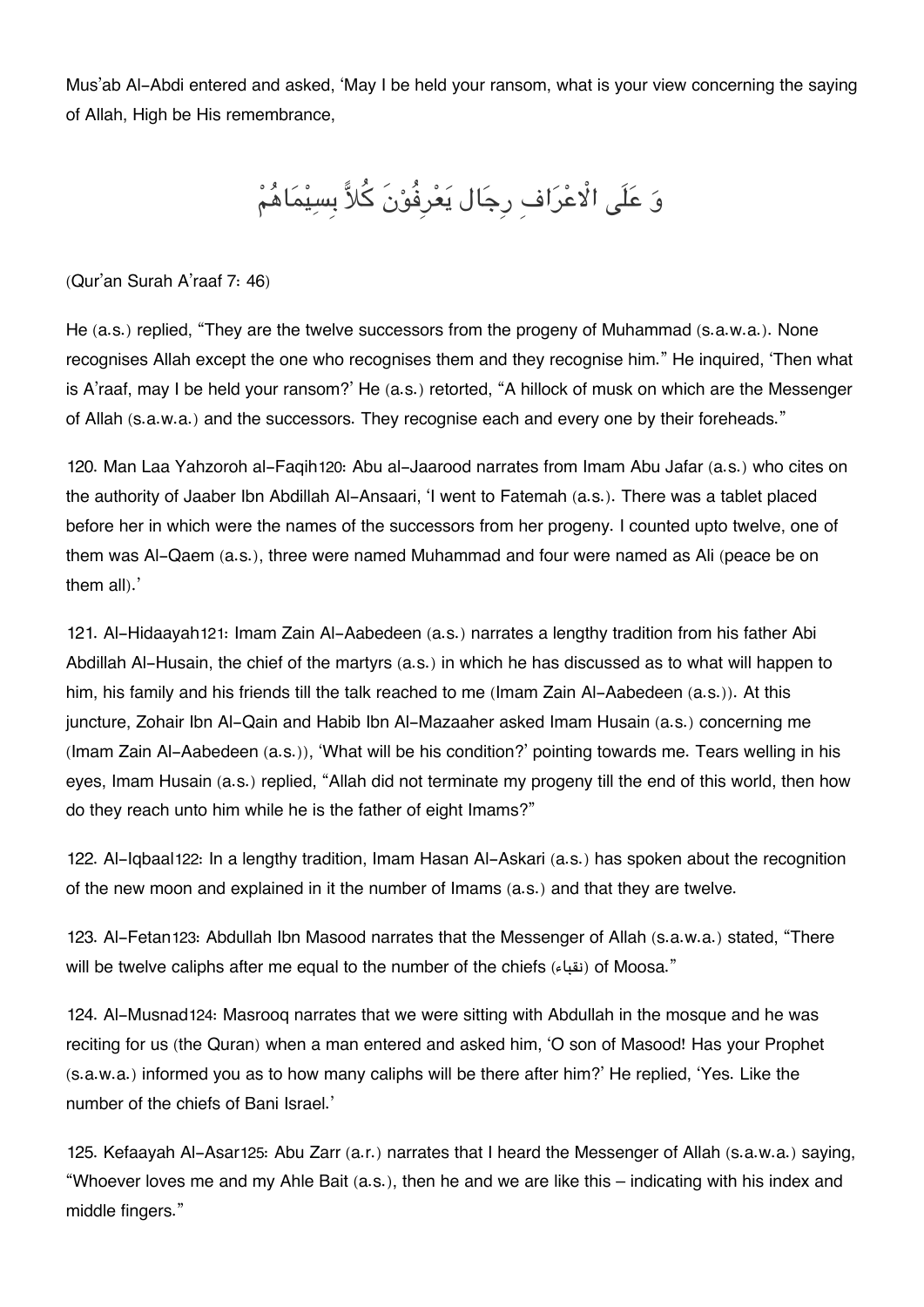Mus'ab Al-Abdi entered and asked, 'May I be held your ransom, what is your view concerning the saying of Allah, High be His remembrance,

وَ عَلَى الْاعْرَافِ رِجَال يَعْرِفُوْنَ كُلاًّ بِسِيْمَاهُمْ

(Qur'an Surah A'raaf 7: 46)

He (a.s.) replied, "They are the twelve successors from the progeny of Muhammad (s.a.w.a.). None recognises Allah except the one who recognises them and they recognise him." He inquired, 'Then what is A'raaf, may I be held your ransom?' He (a.s.) retorted, "A hillock of musk on which are the Messenger of Allah (s.a.w.a.) and the successors. They recognise each and every one by their foreheads."

120. Man Laa Yahzoroh al-Faqih120: Abu al-Jaarood narrates from Imam Abu Jafar (a.s.) who cites on the authority of Jaaber Ibn Abdillah Al-Ansaari, 'I went to Fatemah (a.s.). There was a tablet placed before her in which were the names of the successors from her progeny. I counted upto twelve, one of them was Al-Qaem (a.s.), three were named Muhammad and four were named as Ali (peace be on them all).'

121. Al-Hidaayah121: Imam Zain Al-Aabedeen (a.s.) narrates a lengthy tradition from his father Abi Abdillah Al-Husain, the chief of the martyrs (a.s.) in which he has discussed as to what will happen to him, his family and his friends till the talk reached to me (Imam Zain Al-Aabedeen (a.s.)). At this juncture, Zohair Ibn Al-Qain and Habib Ibn Al-Mazaaher asked Imam Husain (a.s.) concerning me (Imam Zain Al-Aabedeen (a.s.)), 'What will be his condition?' pointing towards me. Tears welling in his eyes, Imam Husain (a.s.) replied, "Allah did not terminate my progeny till the end of this world, then how do they reach unto him while he is the father of eight Imams?"

122. Al-Iqbaal122: In a lengthy tradition, Imam Hasan Al-Askari (a.s.) has spoken about the recognition of the new moon and explained in it the number of Imams (a.s.) and that they are twelve.

123. Al-Fetan123: Abdullah Ibn Masood narrates that the Messenger of Allah (s.a.w.a.) stated, "There will be twelve caliphs after me equal to the number of the chiefs (نقباء) of Moosa."

124. Al-Musnad124: Masrooq narrates that we were sitting with Abdullah in the mosque and he was reciting for us (the Quran) when a man entered and asked him, 'O son of Masood! Has your Prophet (s.a.w.a.) informed you as to how many caliphs will be there after him?' He replied, 'Yes. Like the number of the chiefs of Bani Israel.'

125. Kefaayah Al-Asar125: Abu Zarr (a.r.) narrates that I heard the Messenger of Allah (s.a.w.a.) saying, "Whoever loves me and my Ahle Bait (a.s.), then he and we are like this – indicating with his index and middle fingers."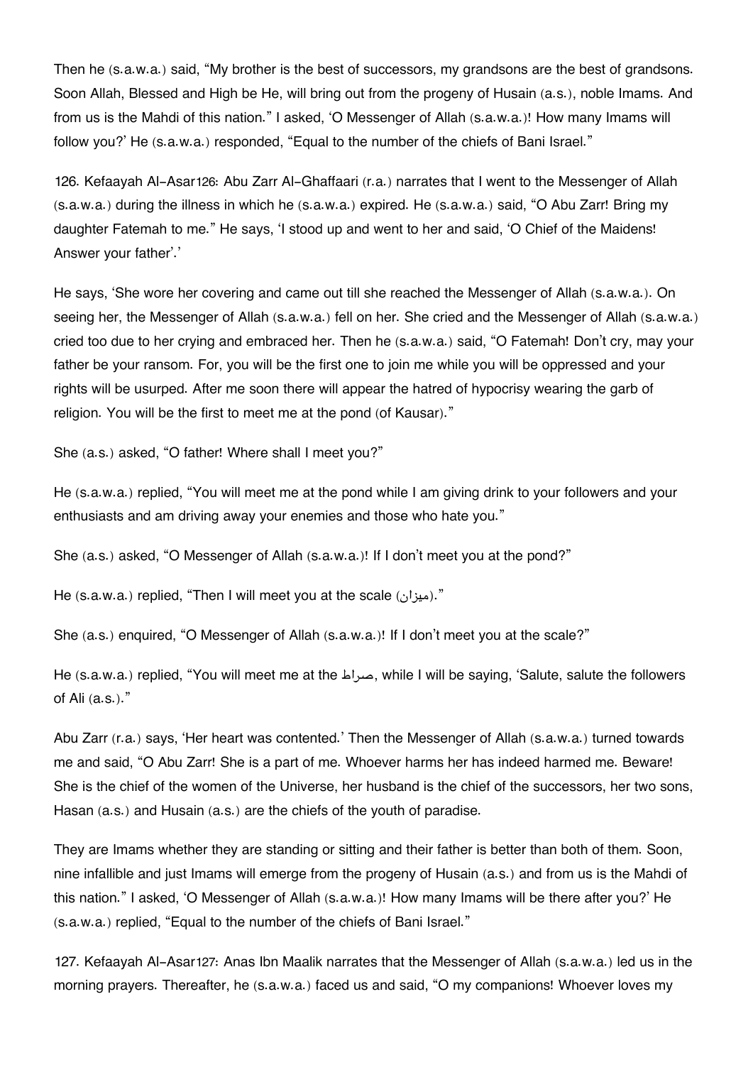Then he (s.a.w.a.) said, “My brother is the best of successors, my grandsons are the best of grandsons. Soon Allah, Blessed and High be He, will bring out from the progeny of Husain (a.s.), noble Imams. And from us is the Mahdi of this nation.” I asked, ‘O Messenger of Allah (s.a.w.a.)! How many Imams will follow you?’ He (s.a.w.a.) responded, “Equal to the number of the chiefs of Bani Israel.”

126. Kefaayah Al-Asar126: Abu Zarr Al-Ghaffaari (r.a.) narrates that I went to the Messenger of Allah (s.a.w.a.) during the illness in which he (s.a.w.a.) expired. He (s.a.w.a.) said, “O Abu Zarr! Bring my daughter Fatemah to me.” He says, ‘I stood up and went to her and said, ‘O Chief of the Maidens! Answer your father’.’

He says, ‘She wore her covering and came out till she reached the Messenger of Allah (s.a.w.a.). On seeing her, the Messenger of Allah (s.a.w.a.) fell on her. She cried and the Messenger of Allah (s.a.w.a.) cried too due to her crying and embraced her. Then he (s.a.w.a.) said, “O Fatemah! Don’t cry, may your father be your ransom. For, you will be the first one to join me while you will be oppressed and your rights will be usurped. After me soon there will appear the hatred of hypocrisy wearing the garb of religion. You will be the first to meet me at the pond (of Kausar).”

She (a.s.) asked, “O father! Where shall I meet you?”

He (s.a.w.a.) replied, “You will meet me at the pond while I am giving drink to your followers and your enthusiasts and am driving away your enemies and those who hate you.”

She (a.s.) asked, “O Messenger of Allah (s.a.w.a.)! If I don’t meet you at the pond?”

He (s.a.w.a.) replied, “Then I will meet you at the scale (میزان).”

She (a.s.) enquired, “O Messenger of Allah (s.a.w.a.)! If I don’t meet you at the scale?”

He (s.a.w.a.) replied, “You will meet me at the صراط, while I will be saying, ‘Salute, salute the followers of Ali (a.s.).”

Abu Zarr (r.a.) says, ‘Her heart was contented.’ Then the Messenger of Allah (s.a.w.a.) turned towards me and said, “O Abu Zarr! She is a part of me. Whoever harms her has indeed harmed me. Beware! She is the chief of the women of the Universe, her husband is the chief of the successors, her two sons, Hasan (a.s.) and Husain (a.s.) are the chiefs of the youth of paradise.

They are Imams whether they are standing or sitting and their father is better than both of them. Soon, nine infallible and just Imams will emerge from the progeny of Husain (a.s.) and from us is the Mahdi of this nation.” I asked, ‘O Messenger of Allah (s.a.w.a.)! How many Imams will be there after you?’ He (s.a.w.a.) replied, “Equal to the number of the chiefs of Bani Israel.”

127. Kefaayah Al-Asar127: Anas Ibn Maalik narrates that the Messenger of Allah (s.a.w.a.) led us in the morning prayers. Thereafter, he (s.a.w.a.) faced us and said, “O my companions! Whoever loves my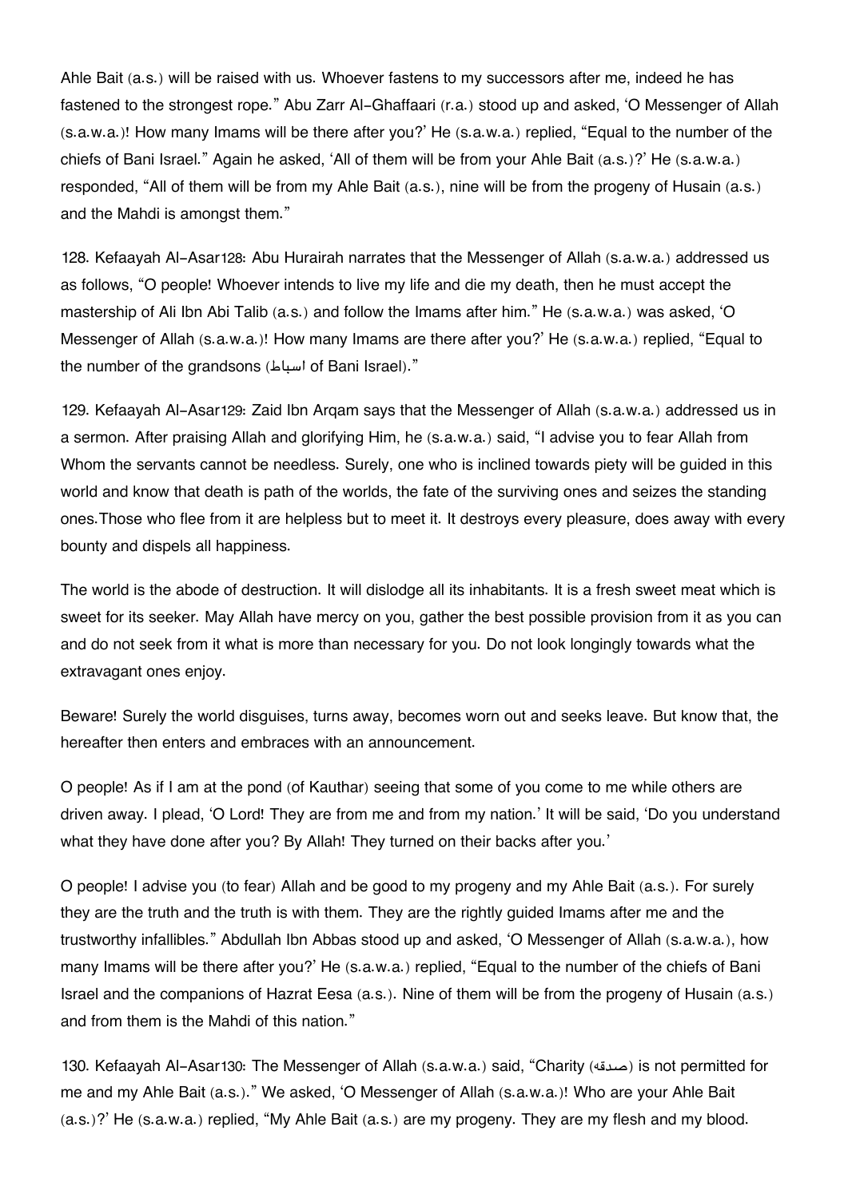Ahle Bait (a.s.) will be raised with us. Whoever fastens to my successors after me, indeed he has fastened to the strongest rope." Abu Zarr Al-Ghaffaari (r.a.) stood up and asked, 'O Messenger of Allah (s.a.w.a.)! How many Imams will be there after you?' He (s.a.w.a.) replied, "Equal to the number of the chiefs of Bani Israel." Again he asked, 'All of them will be from your Ahle Bait (a.s.)?' He (s.a.w.a.) responded, "All of them will be from my Ahle Bait (a.s.), nine will be from the progeny of Husain (a.s.) and the Mahdi is amongst them."

128. Kefaayah Al-Asar128: Abu Hurairah narrates that the Messenger of Allah (s.a.w.a.) addressed us as follows, "O people! Whoever intends to live my life and die my death, then he must accept the mastership of Ali Ibn Abi Talib (a.s.) and follow the Imams after him." He (s.a.w.a.) was asked, 'O Messenger of Allah (s.a.w.a.)! How many Imams are there after you?' He (s.a.w.a.) replied, "Equal to the number of the grandsons (اسباط of Bani Israel)."

129. Kefaayah Al-Asar129: Zaid Ibn Arqam says that the Messenger of Allah (s.a.w.a.) addressed us in a sermon. After praising Allah and glorifying Him, he (s.a.w.a.) said, "I advise you to fear Allah from Whom the servants cannot be needless. Surely, one who is inclined towards piety will be guided in this world and know that death is path of the worlds, the fate of the surviving ones and seizes the standing ones.Those who flee from it are helpless but to meet it. It destroys every pleasure, does away with every bounty and dispels all happiness.

The world is the abode of destruction. It will dislodge all its inhabitants. It is a fresh sweet meat which is sweet for its seeker. May Allah have mercy on you, gather the best possible provision from it as you can and do not seek from it what is more than necessary for you. Do not look longingly towards what the extravagant ones enjoy.

Beware! Surely the world disguises, turns away, becomes worn out and seeks leave. But know that, the hereafter then enters and embraces with an announcement.

O people! As if I am at the pond (of Kauthar) seeing that some of you come to me while others are driven away. I plead, 'O Lord! They are from me and from my nation.' It will be said, 'Do you understand what they have done after you? By Allah! They turned on their backs after you.'

O people! I advise you (to fear) Allah and be good to my progeny and my Ahle Bait (a.s.). For surely they are the truth and the truth is with them. They are the rightly guided Imams after me and the trustworthy infallibles." Abdullah Ibn Abbas stood up and asked, 'O Messenger of Allah (s.a.w.a.), how many Imams will be there after you?' He (s.a.w.a.) replied, "Equal to the number of the chiefs of Bani Israel and the companions of Hazrat Eesa (a.s.). Nine of them will be from the progeny of Husain (a.s.) and from them is the Mahdi of this nation."

130. Kefaayah Al-Asar130: The Messenger of Allah (s.a.w.a.) said, "Charity (صدقه) is not permitted for me and my Ahle Bait (a.s.)." We asked, 'O Messenger of Allah (s.a.w.a.)! Who are your Ahle Bait (a.s.)?' He (s.a.w.a.) replied, "My Ahle Bait (a.s.) are my progeny. They are my flesh and my blood.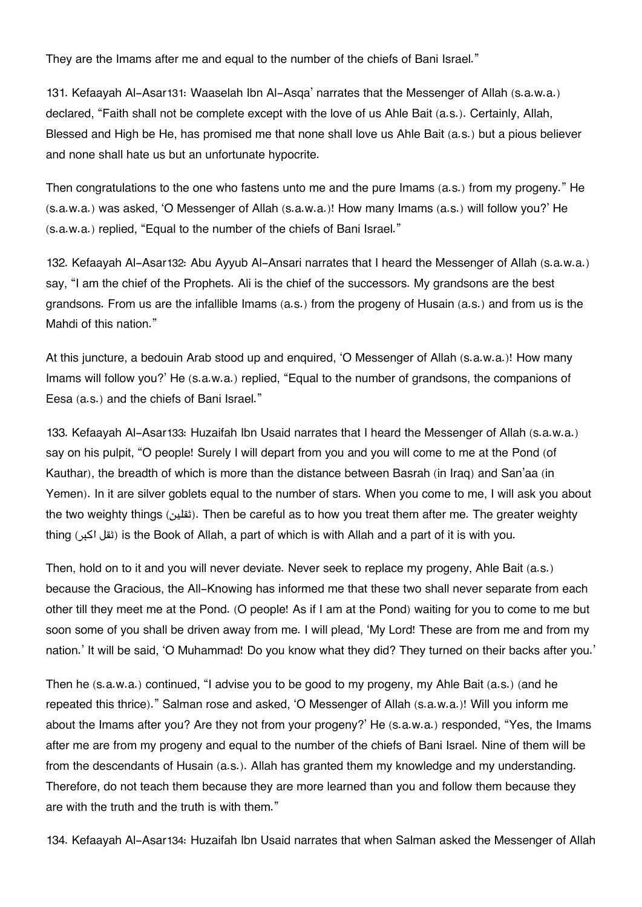They are the Imams after me and equal to the number of the chiefs of Bani Israel."

131. Kefaayah Al-Asar131: Waaselah Ibn Al-Asqa' narrates that the Messenger of Allah (s.a.w.a.) declared, "Faith shall not be complete except with the love of us Ahle Bait (a.s.). Certainly, Allah, Blessed and High be He, has promised me that none shall love us Ahle Bait (a.s.) but a pious believer and none shall hate us but an unfortunate hypocrite.

Then congratulations to the one who fastens unto me and the pure Imams (a.s.) from my progeny." He (s.a.w.a.) was asked, 'O Messenger of Allah (s.a.w.a.)! How many Imams (a.s.) will follow you?' He (s.a.w.a.) replied, "Equal to the number of the chiefs of Bani Israel."

132. Kefaayah Al-Asar132: Abu Ayyub Al-Ansari narrates that I heard the Messenger of Allah (s.a.w.a.) say, "I am the chief of the Prophets. Ali is the chief of the successors. My grandsons are the best grandsons. From us are the infallible Imams (a.s.) from the progeny of Husain (a.s.) and from us is the Mahdi of this nation."

At this juncture, a bedouin Arab stood up and enquired, 'O Messenger of Allah (s.a.w.a.)! How many Imams will follow you?' He (s.a.w.a.) replied, "Equal to the number of grandsons, the companions of Eesa (a.s.) and the chiefs of Bani Israel."

133. Kefaayah Al-Asar133: Huzaifah Ibn Usaid narrates that I heard the Messenger of Allah (s.a.w.a.) say on his pulpit, "O people! Surely I will depart from you and you will come to me at the Pond (of Kauthar), the breadth of which is more than the distance between Basrah (in Iraq) and San'aa (in Yemen). In it are silver goblets equal to the number of stars. When you come to me, I will ask you about the two weighty things (ثقلين). Then be careful as to how you treat them after me. The greater weighty thing (ثقل اكبر) is the Book of Allah, a part of which is with Allah and a part of it is with you.

Then, hold on to it and you will never deviate. Never seek to replace my progeny, Ahle Bait (a.s.) because the Gracious, the All-Knowing has informed me that these two shall never separate from each other till they meet me at the Pond. (O people! As if I am at the Pond) waiting for you to come to me but soon some of you shall be driven away from me. I will plead, 'My Lord! These are from me and from my nation.' It will be said, 'O Muhammad! Do you know what they did? They turned on their backs after you.'

Then he (s.a.w.a.) continued, "I advise you to be good to my progeny, my Ahle Bait (a.s.) (and he repeated this thrice)." Salman rose and asked, 'O Messenger of Allah (s.a.w.a.)! Will you inform me about the Imams after you? Are they not from your progeny?' He (s.a.w.a.) responded, "Yes, the Imams after me are from my progeny and equal to the number of the chiefs of Bani Israel. Nine of them will be from the descendants of Husain (a.s.). Allah has granted them my knowledge and my understanding. Therefore, do not teach them because they are more learned than you and follow them because they are with the truth and the truth is with them."

134. Kefaayah Al-Asar134: Huzaifah Ibn Usaid narrates that when Salman asked the Messenger of Allah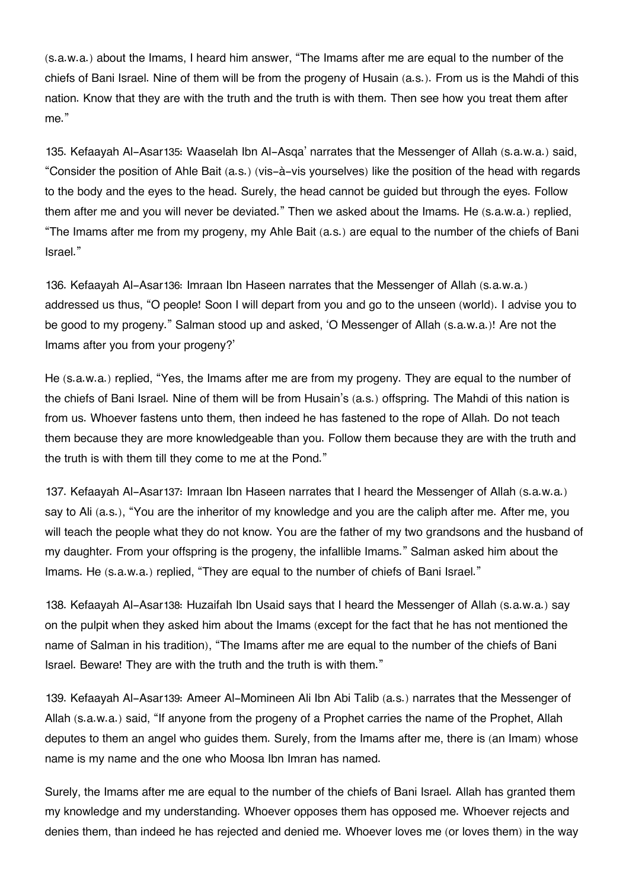(s.a.w.a.) about the Imams, I heard him answer, “The Imams after me are equal to the number of the chiefs of Bani Israel. Nine of them will be from the progeny of Husain (a.s.). From us is the Mahdi of this nation. Know that they are with the truth and the truth is with them. Then see how you treat them after me.”

135. Kefaayah Al-Asar135: Waaselah Ibn Al-Asqa’ narrates that the Messenger of Allah (s.a.w.a.) said, “Consider the position of Ahle Bait (a.s.) (vis-à-vis yourselves) like the position of the head with regards to the body and the eyes to the head. Surely, the head cannot be guided but through the eyes. Follow them after me and you will never be deviated.” Then we asked about the Imams. He (s.a.w.a.) replied, “The Imams after me from my progeny, my Ahle Bait (a.s.) are equal to the number of the chiefs of Bani Israel.”

136. Kefaayah Al-Asar136: Imraan Ibn Haseen narrates that the Messenger of Allah (s.a.w.a.) addressed us thus, “O people! Soon I will depart from you and go to the unseen (world). I advise you to be good to my progeny.” Salman stood up and asked, ‘O Messenger of Allah (s.a.w.a.)! Are not the Imams after you from your progeny?’

He (s.a.w.a.) replied, “Yes, the Imams after me are from my progeny. They are equal to the number of the chiefs of Bani Israel. Nine of them will be from Husain’s (a.s.) offspring. The Mahdi of this nation is from us. Whoever fastens unto them, then indeed he has fastened to the rope of Allah. Do not teach them because they are more knowledgeable than you. Follow them because they are with the truth and the truth is with them till they come to me at the Pond.”

137. Kefaayah Al-Asar137: Imraan Ibn Haseen narrates that I heard the Messenger of Allah (s.a.w.a.) say to Ali (a.s.), “You are the inheritor of my knowledge and you are the caliph after me. After me, you will teach the people what they do not know. You are the father of my two grandsons and the husband of my daughter. From your offspring is the progeny, the infallible Imams.” Salman asked him about the Imams. He (s.a.w.a.) replied, “They are equal to the number of chiefs of Bani Israel.”

138. Kefaayah Al-Asar138: Huzaifah Ibn Usaid says that I heard the Messenger of Allah (s.a.w.a.) say on the pulpit when they asked him about the Imams (except for the fact that he has not mentioned the name of Salman in his tradition), “The Imams after me are equal to the number of the chiefs of Bani Israel. Beware! They are with the truth and the truth is with them.”

139. Kefaayah Al-Asar139: Ameer Al-Momineen Ali Ibn Abi Talib (a.s.) narrates that the Messenger of Allah (s.a.w.a.) said, “If anyone from the progeny of a Prophet carries the name of the Prophet, Allah deputes to them an angel who guides them. Surely, from the Imams after me, there is (an Imam) whose name is my name and the one who Moosa Ibn Imran has named.

Surely, the Imams after me are equal to the number of the chiefs of Bani Israel. Allah has granted them my knowledge and my understanding. Whoever opposes them has opposed me. Whoever rejects and denies them, than indeed he has rejected and denied me. Whoever loves me (or loves them) in the way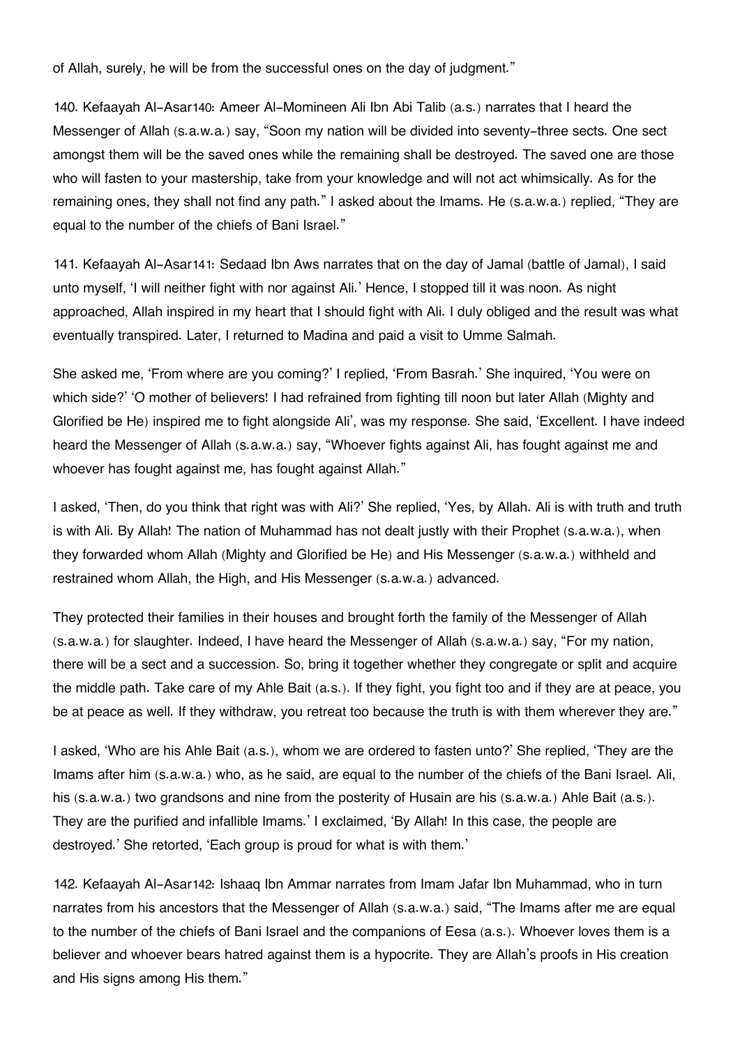of Allah, surely, he will be from the successful ones on the day of judgment."

140. Kefaayah Al-Asar[140]: Ameer Al-Momineen Ali Ibn Abi Talib (a.s.) narrates that I heard the Messenger of Allah (s.a.w.a.) say, "Soon my nation will be divided into seventy-three sects. One sect amongst them will be the saved ones while the remaining shall be destroyed. The saved one are those who will fasten to your mastership, take from your knowledge and will not act whimsically. As for the remaining ones, they shall not find any path." I asked about the Imams. He (s.a.w.a.) replied, "They are equal to the number of the chiefs of Bani Israel."

141. Kefaayah Al-Asar[141]: Sedaad Ibn Aws narrates that on the day of Jamal (battle of Jamal), I said unto myself, 'I will neither fight with nor against Ali.' Hence, I stopped till it was noon. As night approached, Allah inspired in my heart that I should fight with Ali. I duly obliged and the result was what eventually transpired. Later, I returned to Madina and paid a visit to Umme Salmah.

She asked me, 'From where are you coming?' I replied, 'From Basrah.' She inquired, 'You were on which side?' 'O mother of believers! I had refrained from fighting till noon but later Allah (Mighty and Glorified be He) inspired me to fight alongside Ali', was my response. She said, 'Excellent. I have indeed heard the Messenger of Allah (s.a.w.a.) say, "Whoever fights against Ali, has fought against me and whoever has fought against me, has fought against Allah."

I asked, 'Then, do you think that right was with Ali?' She replied, 'Yes, by Allah. Ali is with truth and truth is with Ali. By Allah! The nation of Muhammad has not dealt justly with their Prophet (s.a.w.a.), when they forwarded whom Allah (Mighty and Glorified be He) and His Messenger (s.a.w.a.) withheld and restrained whom Allah, the High, and His Messenger (s.a.w.a.) advanced.

They protected their families in their houses and brought forth the family of the Messenger of Allah (s.a.w.a.) for slaughter. Indeed, I have heard the Messenger of Allah (s.a.w.a.) say, "For my nation, there will be a sect and a succession. So, bring it together whether they congregate or split and acquire the middle path. Take care of my Ahle Bait (a.s.). If they fight, you fight too and if they are at peace, you be at peace as well. If they withdraw, you retreat too because the truth is with them wherever they are."

I asked, 'Who are his Ahle Bait (a.s.), whom we are ordered to fasten unto?' She replied, 'They are the Imams after him (s.a.w.a.) who, as he said, are equal to the number of the chiefs of the Bani Israel. Ali, his (s.a.w.a.) two grandsons and nine from the posterity of Husain are his (s.a.w.a.) Ahle Bait (a.s.). They are the purified and infallible Imams.' I exclaimed, 'By Allah! In this case, the people are destroyed.' She retorted, 'Each group is proud for what is with them.'

142. Kefaayah Al-Asar[142]: Ishaaq Ibn Ammar narrates from Imam Jafar Ibn Muhammad, who in turn narrates from his ancestors that the Messenger of Allah (s.a.w.a.) said, "The Imams after me are equal to the number of the chiefs of Bani Israel and the companions of Eesa (a.s.). Whoever loves them is a believer and whoever bears hatred against them is a hypocrite. They are Allah's proofs in His creation and His signs among His them."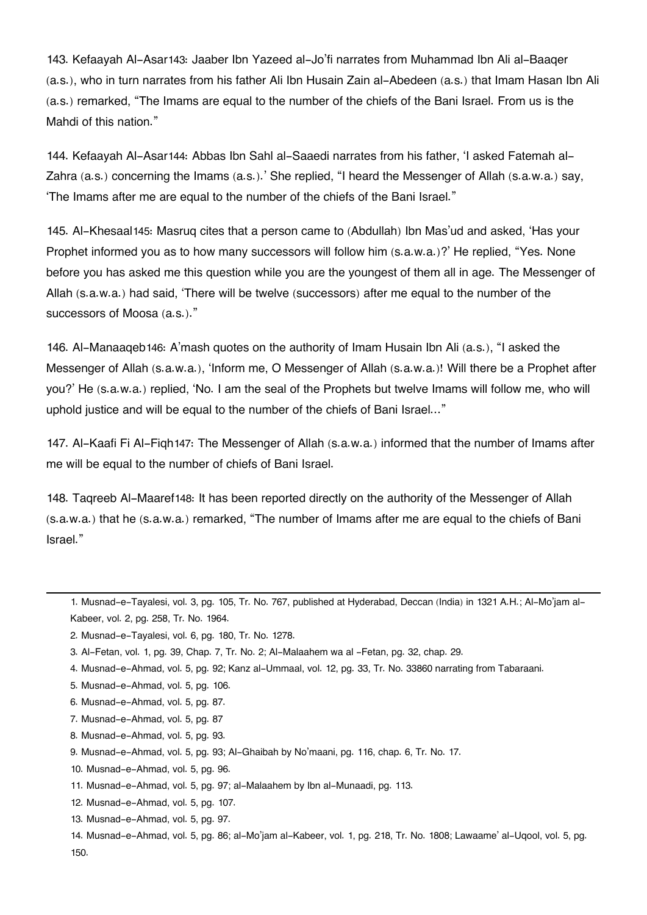143. Kefaayah Al-Asar[143]: Jaaber Ibn Yazeed al-Jo'fi narrates from Muhammad Ibn Ali al-Baaqer (a.s.), who in turn narrates from his father Ali Ibn Husain Zain al-Abedeen (a.s.) that Imam Hasan Ibn Ali (a.s.) remarked, "The Imams are equal to the number of the chiefs of the Bani Israel. From us is the Mahdi of this nation."

144. Kefaayah Al-Asar[144]: Abbas Ibn Sahl al-Saaedi narrates from his father, 'I asked Fatemah al-Zahra (a.s.) concerning the Imams (a.s.).' She replied, "I heard the Messenger of Allah (s.a.w.a.) say, 'The Imams after me are equal to the number of the chiefs of the Bani Israel."

145. Al-Khesaal[145]: Masruq cites that a person came to (Abdullah) Ibn Mas'ud and asked, 'Has your Prophet informed you as to how many successors will follow him (s.a.w.a.)?' He replied, "Yes. None before you has asked me this question while you are the youngest of them all in age. The Messenger of Allah (s.a.w.a.) had said, 'There will be twelve (successors) after me equal to the number of the successors of Moosa (a.s.)."

146. Al-Manaaqeb[146]: A'mash quotes on the authority of Imam Husain Ibn Ali (a.s.), "I asked the Messenger of Allah (s.a.w.a.), 'Inform me, O Messenger of Allah (s.a.w.a.)! Will there be a Prophet after you?' He (s.a.w.a.) replied, 'No. I am the seal of the Prophets but twelve Imams will follow me, who will uphold justice and will be equal to the number of the chiefs of Bani Israel..."

147. Al-Kaafi Fi Al-Fiqh[147]: The Messenger of Allah (s.a.w.a.) informed that the number of Imams after me will be equal to the number of chiefs of Bani Israel.

148. Taqreeb Al-Maaref[148]: It has been reported directly on the authority of the Messenger of Allah (s.a.w.a.) that he (s.a.w.a.) remarked, "The number of Imams after me are equal to the chiefs of Bani Israel."

---

1. Musnad-e-Tayalesi, vol. 3, pg. 105, Tr. No. 767, published at Hyderabad, Deccan (India) in 1321 A.H.; Al-Mo'jam al-Kabeer, vol. 2, pg. 258, Tr. No. 1964.
2. Musnad-e-Tayalesi, vol. 6, pg. 180, Tr. No. 1278.
3. Al-Fetan, vol. 1, pg. 39, Chap. 7, Tr. No. 2; Al-Malaahem wa al -Fetan, pg. 32, chap. 29.
4. Musnad-e-Ahmad, vol. 5, pg. 92; Kanz al-Ummaal, vol. 12, pg. 33, Tr. No. 33860 narrating from Tabaraani.
5. Musnad-e-Ahmad, vol. 5, pg. 106.
6. Musnad-e-Ahmad, vol. 5, pg. 87.
7. Musnad-e-Ahmad, vol. 5, pg. 87
8. Musnad-e-Ahmad, vol. 5, pg. 93.
9. Musnad-e-Ahmad, vol. 5, pg. 93; Al-Ghaibah by No'maani, pg. 116, chap. 6, Tr. No. 17.
10. Musnad-e-Ahmad, vol. 5, pg. 96.
11. Musnad-e-Ahmad, vol. 5, pg. 97; al-Malaahem by Ibn al-Munaadi, pg. 113.
12. Musnad-e-Ahmad, vol. 5, pg. 107.
13. Musnad-e-Ahmad, vol. 5, pg. 97.
14. Musnad-e-Ahmad, vol. 5, pg. 86; al-Mo'jam al-Kabeer, vol. 1, pg. 218, Tr. No. 1808; Lawaame' al-Uqool, vol. 5, pg. 150.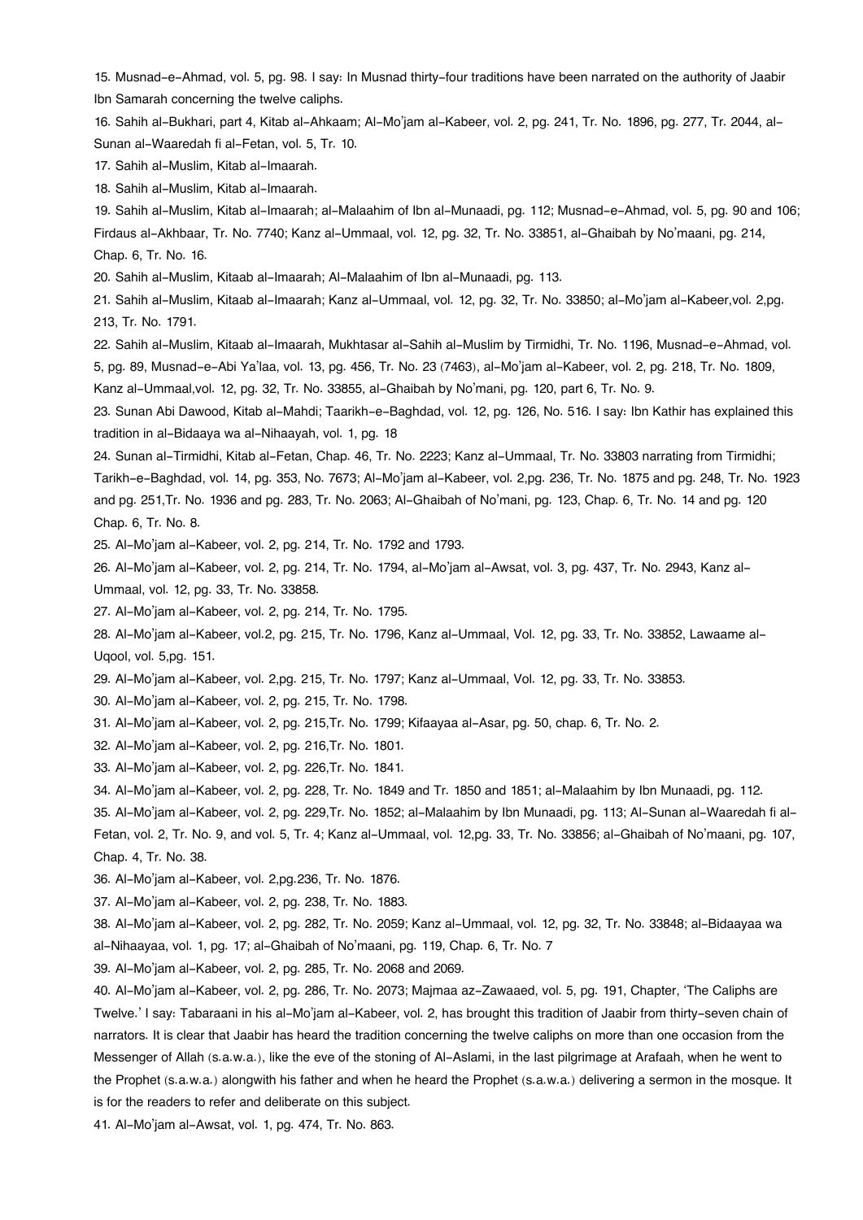15. Musnad-e-Ahmad, vol. 5, pg. 98. I say: In Musnad thirty-four traditions have been narrated on the authority of Jaabir Ibn Samarah concerning the twelve caliphs.

16. Sahih al-Bukhari, part 4, Kitab al-Ahkaam; Al-Mo'jam al-Kabeer, vol. 2, pg. 241, Tr. No. 1896, pg. 277, Tr. 2044, al-Sunan al-Waaredah fi al-Fetan, vol. 5, Tr. 10.

17. Sahih al-Muslim, Kitab al-Imaarah.

18. Sahih al-Muslim, Kitab al-Imaarah.

19. Sahih al-Muslim, Kitab al-Imaarah; al-Malaahim of Ibn al-Munaadi, pg. 112; Musnad-e-Ahmad, vol. 5, pg. 90 and 106; Firdaus al-Akhbaar, Tr. No. 7740; Kanz al-Ummaal, vol. 12, pg. 32, Tr. No. 33851, al-Ghaibah by No'maani, pg. 214, Chap. 6, Tr. No. 16.

20. Sahih al-Muslim, Kitaab al-Imaarah; Al-Malaahim of Ibn al-Munaadi, pg. 113.

21. Sahih al-Muslim, Kitaab al-Imaarah; Kanz al-Ummaal, vol. 12, pg. 32, Tr. No. 33850; al-Mo'jam al-Kabeer,vol. 2,pg. 213, Tr. No. 1791.

22. Sahih al-Muslim, Kitaab al-Imaarah, Mukhtasar al-Sahih al-Muslim by Tirmidhi, Tr. No. 1196, Musnad-e-Ahmad, vol. 5, pg. 89, Musnad-e-Abi Ya'laa, vol. 13, pg. 456, Tr. No. 23 (7463), al-Mo'jam al-Kabeer, vol. 2, pg. 218, Tr. No. 1809, Kanz al-Ummaal,vol. 12, pg. 32, Tr. No. 33855, al-Ghaibah by No'mani, pg. 120, part 6, Tr. No. 9.

23. Sunan Abi Dawood, Kitab al-Mahdi; Taarikh-e-Baghdad, vol. 12, pg. 126, No. 516. I say: Ibn Kathir has explained this tradition in al-Bidaaya wa al-Nihaayah, vol. 1, pg. 18

24. Sunan al-Tirmidhi, Kitab al-Fetan, Chap. 46, Tr. No. 2223; Kanz al-Ummaal, Tr. No. 33803 narrating from Tirmidhi; Tarikh-e-Baghdad, vol. 14, pg. 353, No. 7673; Al-Mo'jam al-Kabeer, vol. 2,pg. 236, Tr. No. 1875 and pg. 248, Tr. No. 1923 and pg. 251,Tr. No. 1936 and pg. 283, Tr. No. 2063; Al-Ghaibah of No'mani, pg. 123, Chap. 6, Tr. No. 14 and pg. 120 Chap. 6, Tr. No. 8.

25. Al-Mo'jam al-Kabeer, vol. 2, pg. 214, Tr. No. 1792 and 1793.

26. Al-Mo'jam al-Kabeer, vol. 2, pg. 214, Tr. No. 1794, al-Mo'jam al-Awsat, vol. 3, pg. 437, Tr. No. 2943, Kanz al-Ummaal, vol. 12, pg. 33, Tr. No. 33858.

27. Al-Mo'jam al-Kabeer, vol. 2, pg. 214, Tr. No. 1795.

28. Al-Mo'jam al-Kabeer, vol.2, pg. 215, Tr. No. 1796, Kanz al-Ummaal, Vol. 12, pg. 33, Tr. No. 33852, Lawaame al-Uqool, vol. 5,pg. 151.

29. Al-Mo'jam al-Kabeer, vol. 2,pg. 215, Tr. No. 1797; Kanz al-Ummaal, Vol. 12, pg. 33, Tr. No. 33853.

30. Al-Mo'jam al-Kabeer, vol. 2, pg. 215, Tr. No. 1798.

31. Al-Mo'jam al-Kabeer, vol. 2, pg. 215,Tr. No. 1799; Kifaayaa al-Asar, pg. 50, chap. 6, Tr. No. 2.

32. Al-Mo'jam al-Kabeer, vol. 2, pg. 216,Tr. No. 1801.

33. Al-Mo'jam al-Kabeer, vol. 2, pg. 226,Tr. No. 1841.

34. Al-Mo'jam al-Kabeer, vol. 2, pg. 228, Tr. No. 1849 and Tr. 1850 and 1851; al-Malaahim by Ibn Munaadi, pg. 112.

35. Al-Mo'jam al-Kabeer, vol. 2, pg. 229,Tr. No. 1852; al-Malaahim by Ibn Munaadi, pg. 113; Al-Sunan al-Waaredah fi al-Fetan, vol. 2, Tr. No. 9, and vol. 5, Tr. 4; Kanz al-Ummaal, vol. 12,pg. 33, Tr. No. 33856; al-Ghaibah of No'maani, pg. 107, Chap. 4, Tr. No. 38.

36. Al-Mo'jam al-Kabeer, vol. 2,pg.236, Tr. No. 1876.

37. Al-Mo'jam al-Kabeer, vol. 2, pg. 238, Tr. No. 1883.

38. Al-Mo'jam al-Kabeer, vol. 2, pg. 282, Tr. No. 2059; Kanz al-Ummaal, vol. 12, pg. 32, Tr. No. 33848; al-Bidaayaa wa al-Nihaayaa, vol. 1, pg. 17; al-Ghaibah of No'maani, pg. 119, Chap. 6, Tr. No. 7

39. Al-Mo'jam al-Kabeer, vol. 2, pg. 285, Tr. No. 2068 and 2069.

40. Al-Mo'jam al-Kabeer, vol. 2, pg. 286, Tr. No. 2073; Majmaa az-Zawaaed, vol. 5, pg. 191, Chapter, 'The Caliphs are Twelve.' I say: Tabaraani in his al-Mo'jam al-Kabeer, vol. 2, has brought this tradition of Jaabir from thirty-seven chain of narrators. It is clear that Jaabir has heard the tradition concerning the twelve caliphs on more than one occasion from the Messenger of Allah (s.a.w.a.), like the eve of the stoning of Al-Aslami, in the last pilgrimage at Arafaah, when he went to the Prophet (s.a.w.a.) alongwith his father and when he heard the Prophet (s.a.w.a.) delivering a sermon in the mosque. It is for the readers to refer and deliberate on this subject.

41. Al-Mo'jam al-Awsat, vol. 1, pg. 474, Tr. No. 863.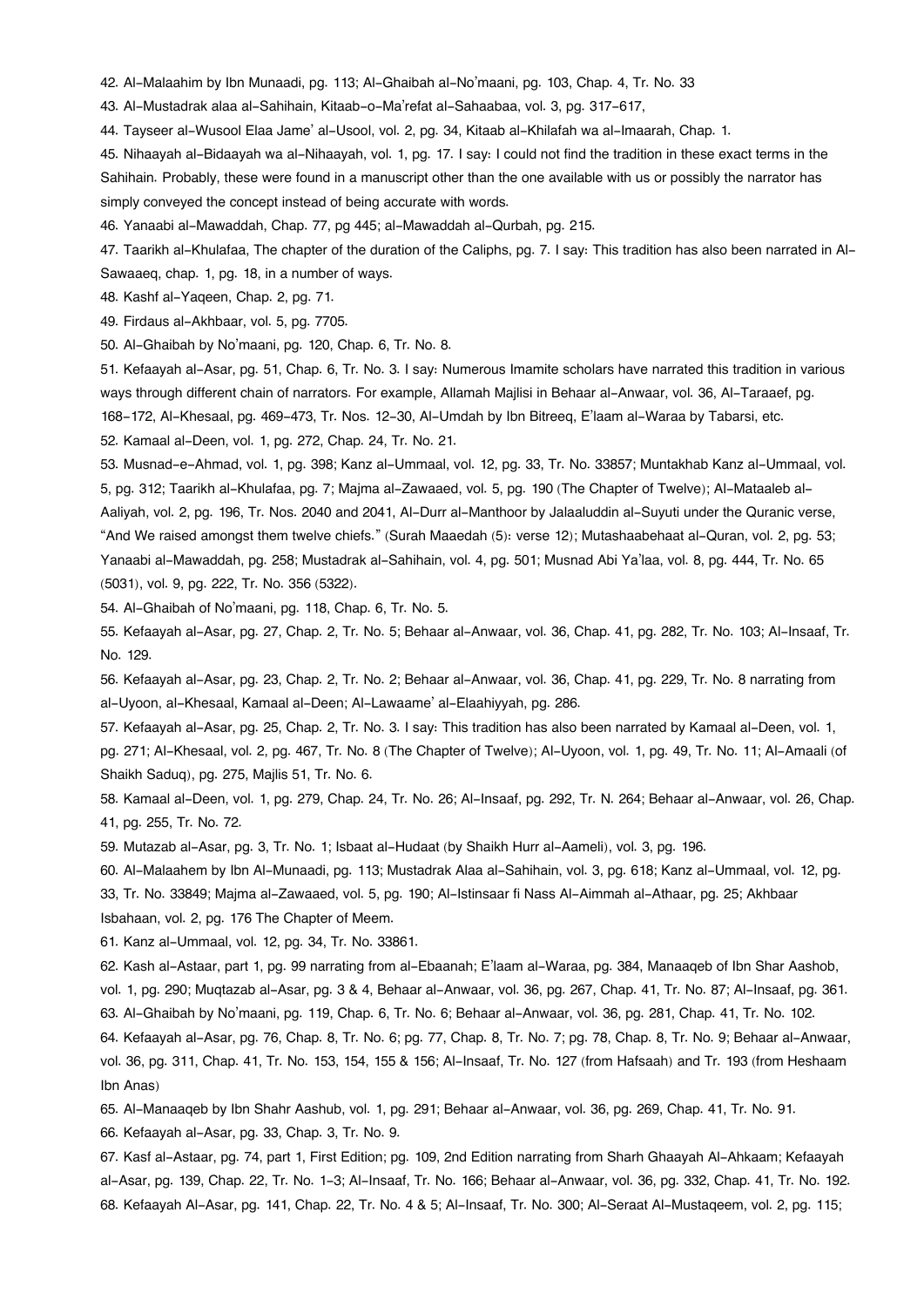42. Al-Malaahim by Ibn Munaadi, pg. 113; Al-Ghaibah al-No'maani, pg. 103, Chap. 4, Tr. No. 33

43. Al-Mustadrak alaa al-Sahihain, Kitaab-o-Ma'refat al-Sahaabaa, vol. 3, pg. 317-617,

44. Tayseer al-Wusool Elaa Jame' al-Usool, vol. 2, pg. 34, Kitaab al-Khilafah wa al-Imaarah, Chap. 1.

45. Nihaayah al-Bidaayah wa al-Nihaayah, vol. 1, pg. 17. I say: I could not find the tradition in these exact terms in the Sahihain. Probably, these were found in a manuscript other than the one available with us or possibly the narrator has simply conveyed the concept instead of being accurate with words.

46. Yanaabi al-Mawaddah, Chap. 77, pg 445; al-Mawaddah al-Qurbah, pg. 215.

47. Taarikh al-Khulafaa, The chapter of the duration of the Caliphs, pg. 7. I say: This tradition has also been narrated in Al-Sawaaeq, chap. 1, pg. 18, in a number of ways.

48. Kashf al-Yaqeen, Chap. 2, pg. 71.

49. Firdaus al-Akhbaar, vol. 5, pg. 7705.

50. Al-Ghaibah by No'maani, pg. 120, Chap. 6, Tr. No. 8.

51. Kefaayah al-Asar, pg. 51, Chap. 6, Tr. No. 3. I say: Numerous Imamite scholars have narrated this tradition in various ways through different chain of narrators. For example, Allamah Majlisi in Behaar al-Anwaar, vol. 36, Al-Taraaef, pg. 168-172, Al-Khesaal, pg. 469-473, Tr. Nos. 12-30, Al-Umdah by Ibn Bitreeq, E'laam al-Waraa by Tabarsi, etc.

52. Kamaal al-Deen, vol. 1, pg. 272, Chap. 24, Tr. No. 21.

53. Musnad-e-Ahmad, vol. 1, pg. 398; Kanz al-Ummaal, vol. 12, pg. 33, Tr. No. 33857; Muntakhab Kanz al-Ummaal, vol. 5, pg. 312; Taarikh al-Khulafaa, pg. 7; Majma al-Zawaaed, vol. 5, pg. 190 (The Chapter of Twelve); Al-Mataaleb al-Aaliyah, vol. 2, pg. 196, Tr. Nos. 2040 and 2041, Al-Durr al-Manthoor by Jalaaluddin al-Suyuti under the Quranic verse, "And We raised amongst them twelve chiefs." (Surah Maaedah (5): verse 12); Mutashaabehaat al-Quran, vol. 2, pg. 53; Yanaabi al-Mawaddah, pg. 258; Mustadrak al-Sahihain, vol. 4, pg. 501; Musnad Abi Ya'laa, vol. 8, pg. 444, Tr. No. 65 (5031), vol. 9, pg. 222, Tr. No. 356 (5322).

54. Al-Ghaibah of No'maani, pg. 118, Chap. 6, Tr. No. 5.

55. Kefaayah al-Asar, pg. 27, Chap. 2, Tr. No. 5; Behaar al-Anwaar, vol. 36, Chap. 41, pg. 282, Tr. No. 103; Al-Insaaf, Tr. No. 129.

56. Kefaayah al-Asar, pg. 23, Chap. 2, Tr. No. 2; Behaar al-Anwaar, vol. 36, Chap. 41, pg. 229, Tr. No. 8 narrating from al-Uyoon, al-Khesaal, Kamaal al-Deen; Al-Lawaame' al-Elaahiyyah, pg. 286.

57. Kefaayah al-Asar, pg. 25, Chap. 2, Tr. No. 3. I say: This tradition has also been narrated by Kamaal al-Deen, vol. 1, pg. 271; Al-Khesaal, vol. 2, pg. 467, Tr. No. 8 (The Chapter of Twelve); Al-Uyoon, vol. 1, pg. 49, Tr. No. 11; Al-Amaali (of Shaikh Saduq), pg. 275, Majlis 51, Tr. No. 6.

58. Kamaal al-Deen, vol. 1, pg. 279, Chap. 24, Tr. No. 26; Al-Insaaf, pg. 292, Tr. N. 264; Behaar al-Anwaar, vol. 26, Chap. 41, pg. 255, Tr. No. 72.

59. Mutazab al-Asar, pg. 3, Tr. No. 1; Isbaat al-Hudaat (by Shaikh Hurr al-Aameli), vol. 3, pg. 196.

60. Al-Malaahem by Ibn Al-Munaadi, pg. 113; Mustadrak Alaa al-Sahihain, vol. 3, pg. 618; Kanz al-Ummaal, vol. 12, pg. 33, Tr. No. 33849; Majma al-Zawaaed, vol. 5, pg. 190; Al-Istinsaar fi Nass Al-Aimmah al-Athaar, pg. 25; Akhbaar Isbahaan, vol. 2, pg. 176 The Chapter of Meem.

61. Kanz al-Ummaal, vol. 12, pg. 34, Tr. No. 33861.

62. Kash al-Astaar, part 1, pg. 99 narrating from al-Ebaanah; E'laam al-Waraa, pg. 384, Manaaqeb of Ibn Shar Aashob, vol. 1, pg. 290; Muqtazab al-Asar, pg. 3 & 4, Behaar al-Anwaar, vol. 36, pg. 267, Chap. 41, Tr. No. 87; Al-Insaaf, pg. 361.

63. Al-Ghaibah by No'maani, pg. 119, Chap. 6, Tr. No. 6; Behaar al-Anwaar, vol. 36, pg. 281, Chap. 41, Tr. No. 102.

64. Kefaayah al-Asar, pg. 76, Chap. 8, Tr. No. 6; pg. 77, Chap. 8, Tr. No. 7; pg. 78, Chap. 8, Tr. No. 9; Behaar al-Anwaar, vol. 36, pg. 311, Chap. 41, Tr. No. 153, 154, 155 & 156; Al-Insaaf, Tr. No. 127 (from Hafsaah) and Tr. 193 (from Heshaam Ibn Anas)

65. Al-Manaaqeb by Ibn Shahr Aashub, vol. 1, pg. 291; Behaar al-Anwaar, vol. 36, pg. 269, Chap. 41, Tr. No. 91.

66. Kefaayah al-Asar, pg. 33, Chap. 3, Tr. No. 9.

67. Kasf al-Astaar, pg. 74, part 1, First Edition; pg. 109, 2nd Edition narrating from Sharh Ghaayah Al-Ahkaam; Kefaayah al-Asar, pg. 139, Chap. 22, Tr. No. 1-3; Al-Insaaf, Tr. No. 166; Behaar al-Anwaar, vol. 36, pg. 332, Chap. 41, Tr. No. 192.

68. Kefaayah Al-Asar, pg. 141, Chap. 22, Tr. No. 4 & 5; Al-Insaaf, Tr. No. 300; Al-Seraat Al-Mustaqeem, vol. 2, pg. 115;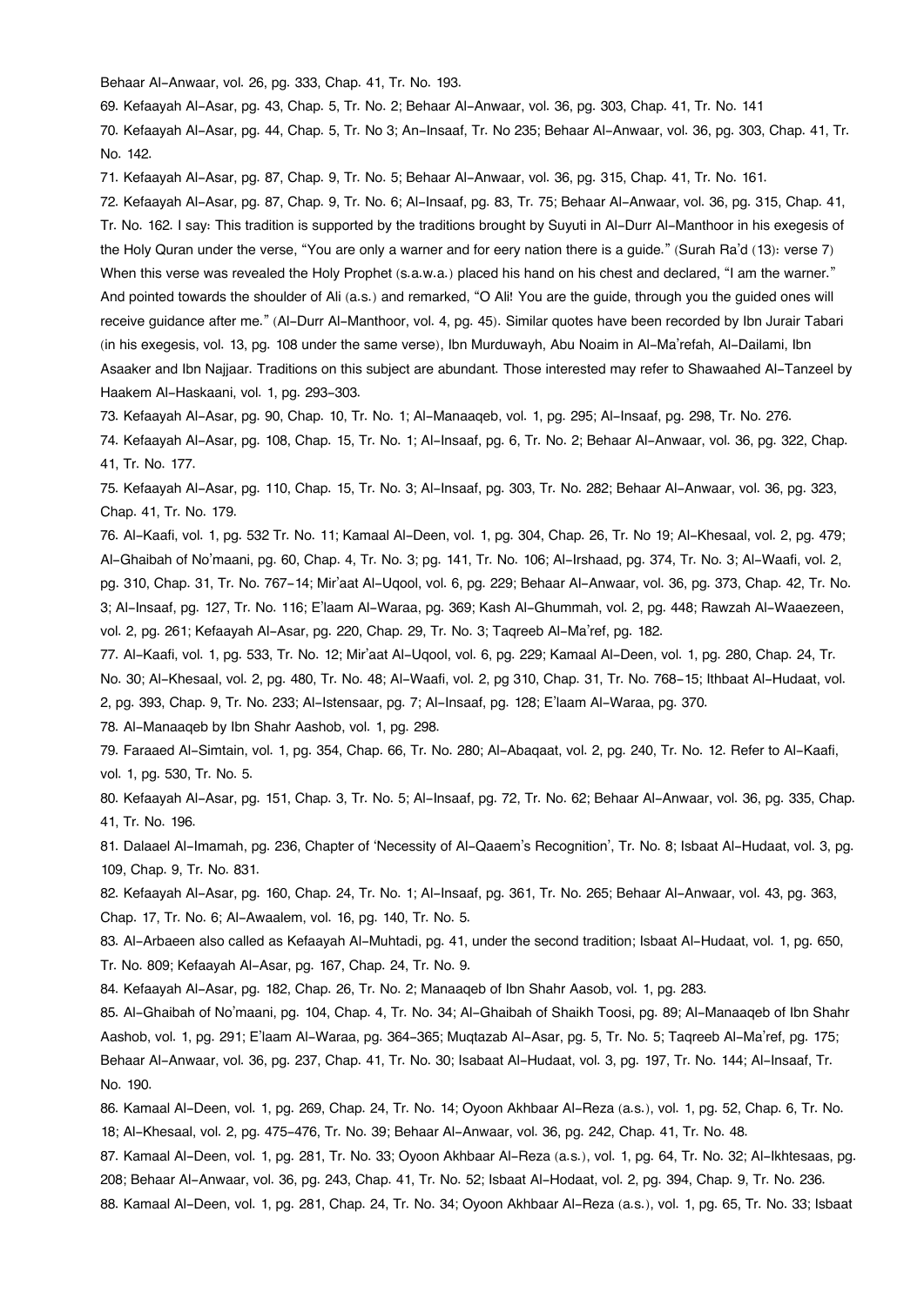Behaar Al-Anwaar, vol. 26, pg. 333, Chap. 41, Tr. No. 193.

69. Kefaayah Al-Asar, pg. 43, Chap. 5, Tr. No. 2; Behaar Al-Anwaar, vol. 36, pg. 303, Chap. 41, Tr. No. 141

70. Kefaayah Al-Asar, pg. 44, Chap. 5, Tr. No 3; An-Insaaf, Tr. No 235; Behaar Al-Anwaar, vol. 36, pg. 303, Chap. 41, Tr. No. 142.

71. Kefaayah Al-Asar, pg. 87, Chap. 9, Tr. No. 5; Behaar Al-Anwaar, vol. 36, pg. 315, Chap. 41, Tr. No. 161.

72. Kefaayah Al-Asar, pg. 87, Chap. 9, Tr. No. 6; Al-Insaaf, pg. 83, Tr. 75; Behaar Al-Anwaar, vol. 36, pg. 315, Chap. 41, Tr. No. 162. I say: This tradition is supported by the traditions brought by Suyuti in Al-Durr Al-Manthoor in his exegesis of the Holy Quran under the verse, "You are only a warner and for eery nation there is a guide." (Surah Ra'd (13): verse 7) When this verse was revealed the Holy Prophet (s.a.w.a.) placed his hand on his chest and declared, "I am the warner." And pointed towards the shoulder of Ali (a.s.) and remarked, "O Ali! You are the guide, through you the guided ones will receive guidance after me." (Al-Durr Al-Manthoor, vol. 4, pg. 45). Similar quotes have been recorded by Ibn Jurair Tabari (in his exegesis, vol. 13, pg. 108 under the same verse), Ibn Murduwayh, Abu Noaim in Al-Ma'refah, Al-Dailami, Ibn Asaaker and Ibn Najjaar. Traditions on this subject are abundant. Those interested may refer to Shawaahed Al-Tanzeel by Haakem Al-Haskaani, vol. 1, pg. 293-303.

73. Kefaayah Al-Asar, pg. 90, Chap. 10, Tr. No. 1; Al-Manaaqeb, vol. 1, pg. 295; Al-Insaaf, pg. 298, Tr. No. 276.

74. Kefaayah Al-Asar, pg. 108, Chap. 15, Tr. No. 1; Al-Insaaf, pg. 6, Tr. No. 2; Behaar Al-Anwaar, vol. 36, pg. 322, Chap. 41, Tr. No. 177.

75. Kefaayah Al-Asar, pg. 110, Chap. 15, Tr. No. 3; Al-Insaaf, pg. 303, Tr. No. 282; Behaar Al-Anwaar, vol. 36, pg. 323, Chap. 41, Tr. No. 179.

76. Al-Kaafi, vol. 1, pg. 532 Tr. No. 11; Kamaal Al-Deen, vol. 1, pg. 304, Chap. 26, Tr. No 19; Al-Khesaal, vol. 2, pg. 479; Al-Ghaibah of No'maani, pg. 60, Chap. 4, Tr. No. 3; pg. 141, Tr. No. 106; Al-Irshaad, pg. 374, Tr. No. 3; Al-Waafi, vol. 2, pg. 310, Chap. 31, Tr. No. 767-14; Mir'aat Al-Uqool, vol. 6, pg. 229; Behaar Al-Anwaar, vol. 36, pg. 373, Chap. 42, Tr. No. 3; Al-Insaaf, pg. 127, Tr. No. 116; E'laam Al-Waraa, pg. 369; Kash Al-Ghummah, vol. 2, pg. 448; Rawzah Al-Waaezeen, vol. 2, pg. 261; Kefaayah Al-Asar, pg. 220, Chap. 29, Tr. No. 3; Taqreeb Al-Ma'ref, pg. 182.

77. Al-Kaafi, vol. 1, pg. 533, Tr. No. 12; Mir'aat Al-Uqool, vol. 6, pg. 229; Kamaal Al-Deen, vol. 1, pg. 280, Chap. 24, Tr. No. 30; Al-Khesaal, vol. 2, pg. 480, Tr. No. 48; Al-Waafi, vol. 2, pg 310, Chap. 31, Tr. No. 768-15; Ithbaat Al-Hudaat, vol. 2, pg. 393, Chap. 9, Tr. No. 233; Al-Istensaar, pg. 7; Al-Insaaf, pg. 128; E'laam Al-Waraa, pg. 370.

78. Al-Manaaqeb by Ibn Shahr Aashob, vol. 1, pg. 298.

79. Faraaed Al-Simtain, vol. 1, pg. 354, Chap. 66, Tr. No. 280; Al-Abaqaat, vol. 2, pg. 240, Tr. No. 12. Refer to Al-Kaafi, vol. 1, pg. 530, Tr. No. 5.

80. Kefaayah Al-Asar, pg. 151, Chap. 3, Tr. No. 5; Al-Insaaf, pg. 72, Tr. No. 62; Behaar Al-Anwaar, vol. 36, pg. 335, Chap. 41, Tr. No. 196.

81. Dalaael Al-Imamah, pg. 236, Chapter of 'Necessity of Al-Qaaem's Recognition', Tr. No. 8; Isbaat Al-Hudaat, vol. 3, pg. 109, Chap. 9, Tr. No. 831.

82. Kefaayah Al-Asar, pg. 160, Chap. 24, Tr. No. 1; Al-Insaaf, pg. 361, Tr. No. 265; Behaar Al-Anwaar, vol. 43, pg. 363, Chap. 17, Tr. No. 6; Al-Awaalem, vol. 16, pg. 140, Tr. No. 5.

83. Al-Arbaeen also called as Kefaayah Al-Muhtadi, pg. 41, under the second tradition; Isbaat Al-Hudaat, vol. 1, pg. 650, Tr. No. 809; Kefaayah Al-Asar, pg. 167, Chap. 24, Tr. No. 9.

84. Kefaayah Al-Asar, pg. 182, Chap. 26, Tr. No. 2; Manaaqeb of Ibn Shahr Aasob, vol. 1, pg. 283.

85. Al-Ghaibah of No'maani, pg. 104, Chap. 4, Tr. No. 34; Al-Ghaibah of Shaikh Toosi, pg. 89; Al-Manaaqeb of Ibn Shahr Aashob, vol. 1, pg. 291; E'laam Al-Waraa, pg. 364-365; Muqtazab Al-Asar, pg. 5, Tr. No. 5; Taqreeb Al-Ma'ref, pg. 175; Behaar Al-Anwaar, vol. 36, pg. 237, Chap. 41, Tr. No. 30; Isabaat Al-Hudaat, vol. 3, pg. 197, Tr. No. 144; Al-Insaaf, Tr. No. 190.

86. Kamaal Al-Deen, vol. 1, pg. 269, Chap. 24, Tr. No. 14; Oyoon Akhbaar Al-Reza (a.s.), vol. 1, pg. 52, Chap. 6, Tr. No. 18; Al-Khesaal, vol. 2, pg. 475-476, Tr. No. 39; Behaar Al-Anwaar, vol. 36, pg. 242, Chap. 41, Tr. No. 48.

87. Kamaal Al-Deen, vol. 1, pg. 281, Tr. No. 33; Oyoon Akhbaar Al-Reza (a.s.), vol. 1, pg. 64, Tr. No. 32; Al-Ikhtesaas, pg. 208; Behaar Al-Anwaar, vol. 36, pg. 243, Chap. 41, Tr. No. 52; Isbaat Al-Hodaat, vol. 2, pg. 394, Chap. 9, Tr. No. 236.

88. Kamaal Al-Deen, vol. 1, pg. 281, Chap. 24, Tr. No. 34; Oyoon Akhbaar Al-Reza (a.s.), vol. 1, pg. 65, Tr. No. 33; Isbaat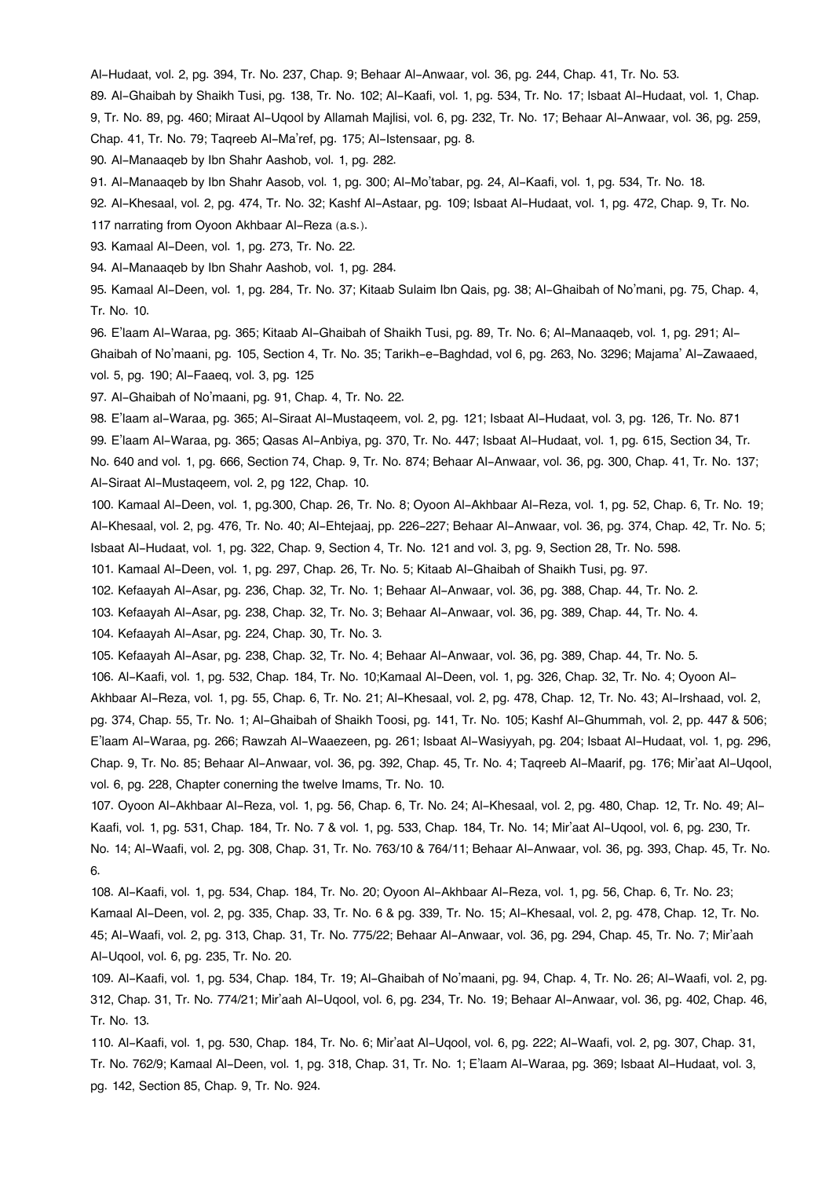Al-Hudaat, vol. 2, pg. 394, Tr. No. 237, Chap. 9; Behaar Al-Anwaar, vol. 36, pg. 244, Chap. 41, Tr. No. 53.

89. Al-Ghaibah by Shaikh Tusi, pg. 138, Tr. No. 102; Al-Kaafi, vol. 1, pg. 534, Tr. No. 17; Isbaat Al-Hudaat, vol. 1, Chap. 9, Tr. No. 89, pg. 460; Miraat Al-Uqool by Allamah Majlisi, vol. 6, pg. 232, Tr. No. 17; Behaar Al-Anwaar, vol. 36, pg. 259, Chap. 41, Tr. No. 79; Taqreeb Al-Ma'ref, pg. 175; Al-Istensaar, pg. 8.

90. Al-Manaaqeb by Ibn Shahr Aashob, vol. 1, pg. 282.

91. Al-Manaaqeb by Ibn Shahr Aasob, vol. 1, pg. 300; Al-Mo'tabar, pg. 24, Al-Kaafi, vol. 1, pg. 534, Tr. No. 18.

92. Al-Khesaal, vol. 2, pg. 474, Tr. No. 32; Kashf Al-Astaar, pg. 109; Isbaat Al-Hudaat, vol. 1, pg. 472, Chap. 9, Tr. No. 117 narrating from Oyoon Akhbaar Al-Reza (a.s.).

93. Kamaal Al-Deen, vol. 1, pg. 273, Tr. No. 22.

94. Al-Manaaqeb by Ibn Shahr Aashob, vol. 1, pg. 284.

95. Kamaal Al-Deen, vol. 1, pg. 284, Tr. No. 37; Kitaab Sulaim Ibn Qais, pg. 38; Al-Ghaibah of No'mani, pg. 75, Chap. 4, Tr. No. 10.

96. E'laam Al-Waraa, pg. 365; Kitaab Al-Ghaibah of Shaikh Tusi, pg. 89, Tr. No. 6; Al-Manaaqeb, vol. 1, pg. 291; Al-Ghaibah of No'maani, pg. 105, Section 4, Tr. No. 35; Tarikh-e-Baghdad, vol 6, pg. 263, No. 3296; Majama' Al-Zawaaed, vol. 5, pg. 190; Al-Faaeq, vol. 3, pg. 125

97. Al-Ghaibah of No'mani, pg. 91, Chap. 4, Tr. No. 22.

98. E'laam al-Waraa, pg. 365; Al-Siraat Al-Mustaqeem, vol. 2, pg. 121; Isbaat Al-Hudaat, vol. 3, pg. 126, Tr. No. 871

99. E'laam Al-Waraa, pg. 365; Qasas Al-Anbiya, pg. 370, Tr. No. 447; Isbaat Al-Hudaat, vol. 1, pg. 615, Section 34, Tr. No. 640 and vol. 1, pg. 666, Section 74, Chap. 9, Tr. No. 874; Behaar Al-Anwaar, vol. 36, pg. 300, Chap. 41, Tr. No. 137; Al-Siraat Al-Mustaqeem, vol. 2, pg 122, Chap. 10.

100. Kamaal Al-Deen, vol. 1, pg.300, Chap. 26, Tr. No. 8; Oyoon Al-Akhbaar Al-Reza, vol. 1, pg. 52, Chap. 6, Tr. No. 19; Al-Khesaal, vol. 2, pg. 476, Tr. No. 40; Al-Ehtejaaj, pp. 226-227; Behaar Al-Anwaar, vol. 36, pg. 374, Chap. 42, Tr. No. 5; Isbaat Al-Hudaat, vol. 1, pg. 322, Chap. 9, Section 4, Tr. No. 121 and vol. 3, pg. 9, Section 28, Tr. No. 598.

101. Kamaal Al-Deen, vol. 1, pg. 297, Chap. 26, Tr. No. 5; Kitaab Al-Ghaibah of Shaikh Tusi, pg. 97.

102. Kefaayah Al-Asar, pg. 236, Chap. 32, Tr. No. 1; Behaar Al-Anwaar, vol. 36, pg. 388, Chap. 44, Tr. No. 2.

103. Kefaayah Al-Asar, pg. 238, Chap. 32, Tr. No. 3; Behaar Al-Anwaar, vol. 36, pg. 389, Chap. 44, Tr. No. 4.

104. Kefaayah Al-Asar, pg. 224, Chap. 30, Tr. No. 3.

105. Kefaayah Al-Asar, pg. 238, Chap. 32, Tr. No. 4; Behaar Al-Anwaar, vol. 36, pg. 389, Chap. 44, Tr. No. 5.

106. Al-Kaafi, vol. 1, pg. 532, Chap. 184, Tr. No. 10;Kamaal Al-Deen, vol. 1, pg. 326, Chap. 32, Tr. No. 4; Oyoon Al-Akhbaar Al-Reza, vol. 1, pg. 55, Chap. 6, Tr. No. 21; Al-Khesaal, vol. 2, pg. 478, Chap. 12, Tr. No. 43; Al-Irshaad, vol. 2, pg. 374, Chap. 55, Tr. No. 1; Al-Ghaibah of Shaikh Toosi, pg. 141, Tr. No. 105; Kashf Al-Ghummah, vol. 2, pp. 447 & 506; E'laam Al-Waraa, pg. 266; Rawzah Al-Waaezeen, pg. 261; Isbaat Al-Wasiyyah, pg. 204; Isbaat Al-Hudaat, vol. 1, pg. 296, Chap. 9, Tr. No. 85; Behaar Al-Anwaar, vol. 36, pg. 392, Chap. 45, Tr. No. 4; Taqreeb Al-Maarif, pg. 176; Mir'aat Al-Uqool, vol. 6, pg. 228, Chapter conerning the twelve Imams, Tr. No. 10.

107. Oyoon Al-Akhbaar Al-Reza, vol. 1, pg. 56, Chap. 6, Tr. No. 24; Al-Khesaal, vol. 2, pg. 480, Chap. 12, Tr. No. 49; Al-Kaafi, vol. 1, pg. 531, Chap. 184, Tr. No. 7 & vol. 1, pg. 533, Chap. 184, Tr. No. 14; Mir'aat Al-Uqool, vol. 6, pg. 230, Tr. No. 14; Al-Waafi, vol. 2, pg. 308, Chap. 31, Tr. No. 763/10 & 764/11; Behaar Al-Anwaar, vol. 36, pg. 393, Chap. 45, Tr. No. 6.

108. Al-Kaafi, vol. 1, pg. 534, Chap. 184, Tr. No. 20; Oyoon Al-Akhbaar Al-Reza, vol. 1, pg. 56, Chap. 6, Tr. No. 23; Kamaal Al-Deen, vol. 2, pg. 335, Chap. 33, Tr. No. 6 & pg. 339, Tr. No. 15; Al-Khesaal, vol. 2, pg. 478, Chap. 12, Tr. No. 45; Al-Waafi, vol. 2, pg. 313, Chap. 31, Tr. No. 775/22; Behaar Al-Anwaar, vol. 36, pg. 294, Chap. 45, Tr. No. 7; Mir'aah Al-Uqool, vol. 6, pg. 235, Tr. No. 20.

109. Al-Kaafi, vol. 1, pg. 534, Chap. 184, Tr. 19; Al-Ghaibah of No'maani, pg. 94, Chap. 4, Tr. No. 26; Al-Waafi, vol. 2, pg. 312, Chap. 31, Tr. No. 774/21; Mir'aah Al-Uqool, vol. 6, pg. 234, Tr. No. 19; Behaar Al-Anwaar, vol. 36, pg. 402, Chap. 46, Tr. No. 13.

110. Al-Kaafi, vol. 1, pg. 530, Chap. 184, Tr. No. 6; Mir'aat Al-Uqool, vol. 6, pg. 222; Al-Waafi, vol. 2, pg. 307, Chap. 31, Tr. No. 762/9; Kamaal Al-Deen, vol. 1, pg. 318, Chap. 31, Tr. No. 1; E'laam Al-Waraa, pg. 369; Isbaat Al-Hudaat, vol. 3, pg. 142, Section 85, Chap. 9, Tr. No. 924.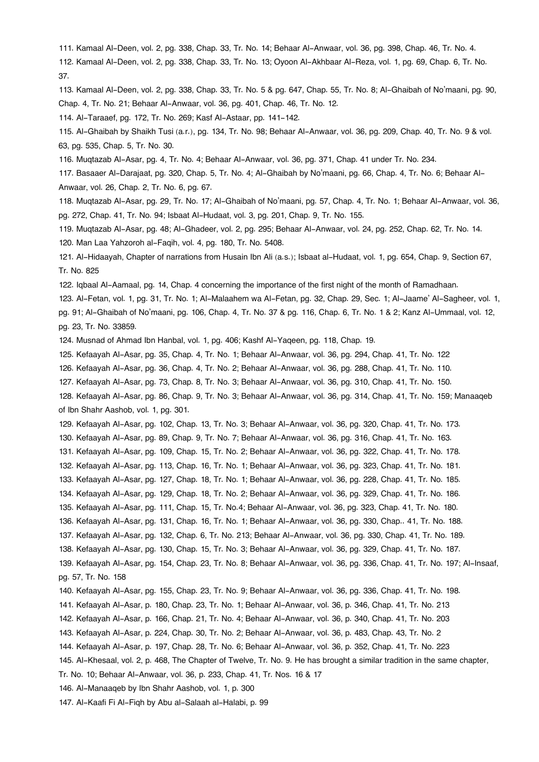111. Kamaal Al-Deen, vol. 2, pg. 338, Chap. 33, Tr. No. 14; Behaar Al-Anwaar, vol. 36, pg. 398, Chap. 46, Tr. No. 4.

112. Kamaal Al-Deen, vol. 2, pg. 338, Chap. 33, Tr. No. 13; Oyoon Al-Akhbaar Al-Reza, vol. 1, pg. 69, Chap. 6, Tr. No. 37.

113. Kamaal Al-Deen, vol. 2, pg. 338, Chap. 33, Tr. No. 5 & pg. 647, Chap. 55, Tr. No. 8; Al-Ghaibah of No'maani, pg. 90, Chap. 4, Tr. No. 21; Behaar Al-Anwaar, vol. 36, pg. 401, Chap. 46, Tr. No. 12.

114. Al-Taraaef, pg. 172, Tr. No. 269; Kasf Al-Astaar, pp. 141-142.

115. Al-Ghaibah by Shaikh Tusi (a.r.), pg. 134, Tr. No. 98; Behaar Al-Anwaar, vol. 36, pg. 209, Chap. 40, Tr. No. 9 & vol. 63, pg. 535, Chap. 5, Tr. No. 30.

116. Muqtazab Al-Asar, pg. 4, Tr. No. 4; Behaar Al-Anwaar, vol. 36, pg. 371, Chap. 41 under Tr. No. 234.

117. Basaaer Al-Darajaat, pg. 320, Chap. 5, Tr. No. 4; Al-Ghaibah by No'maani, pg. 66, Chap. 4, Tr. No. 6; Behaar Al-Anwaar, vol. 26, Chap. 2, Tr. No. 6, pg. 67.

118. Muqtazab Al-Asar, pg. 29, Tr. No. 17; Al-Ghaibah of No'maani, pg. 57, Chap. 4, Tr. No. 1; Behaar Al-Anwaar, vol. 36, pg. 272, Chap. 41, Tr. No. 94; Isbaat Al-Hudaat, vol. 3, pg. 201, Chap. 9, Tr. No. 155.

119. Muqtazab Al-Asar, pg. 48; Al-Ghadeer, vol. 2, pg. 295; Behaar Al-Anwaar, vol. 24, pg. 252, Chap. 62, Tr. No. 14.

120. Man Laa Yahzoroh al-Faqih, vol. 4, pg. 180, Tr. No. 5408.

121. Al-Hidaayah, Chapter of narrations from Husain Ibn Ali (a.s.); Isbaat al-Hudaat, vol. 1, pg. 654, Chap. 9, Section 67, Tr. No. 825

122. Iqbaal Al-Aamaal, pg. 14, Chap. 4 concerning the importance of the first night of the month of Ramadhaan.

123. Al-Fetan, vol. 1, pg. 31, Tr. No. 1; Al-Malaahem wa Al-Fetan, pg. 32, Chap. 29, Sec. 1; Al-Jaame' Al-Sagheer, vol. 1, pg. 91; Al-Ghaibah of No'maani, pg. 106, Chap. 4, Tr. No. 37 & pg. 116, Chap. 6, Tr. No. 1 & 2; Kanz Al-Ummaal, vol. 12, pg. 23, Tr. No. 33859.

124. Musnad of Ahmad Ibn Hanbal, vol. 1, pg. 406; Kashf Al-Yaqeen, pg. 118, Chap. 19.

125. Kefaayah Al-Asar, pg. 35, Chap. 4, Tr. No. 1; Behaar Al-Anwaar, vol. 36, pg. 294, Chap. 41, Tr. No. 122

126. Kefaayah Al-Asar, pg. 36, Chap. 4, Tr. No. 2; Behaar Al-Anwaar, vol. 36, pg. 288, Chap. 41, Tr. No. 110.

127. Kefaayah Al-Asar, pg. 73, Chap. 8, Tr. No. 3; Behaar Al-Anwaar, vol. 36, pg. 310, Chap. 41, Tr. No. 150.

128. Kefaayah Al-Asar, pg. 86, Chap. 9, Tr. No. 3; Behaar Al-Anwaar, vol. 36, pg. 314, Chap. 41, Tr. No. 159; Manaaqeb of Ibn Shahr Aashob, vol. 1, pg. 301.

129. Kefaayah Al-Asar, pg. 102, Chap. 13, Tr. No. 3; Behaar Al-Anwaar, vol. 36, pg. 320, Chap. 41, Tr. No. 173.

130. Kefaayah Al-Asar, pg. 89, Chap. 9, Tr. No. 7; Behaar Al-Anwaar, vol. 36, pg. 316, Chap. 41, Tr. No. 163.

131. Kefaayah Al-Asar, pg. 109, Chap. 15, Tr. No. 2; Behaar Al-Anwaar, vol. 36, pg. 322, Chap. 41, Tr. No. 178.

132. Kefaayah Al-Asar, pg. 113, Chap. 16, Tr. No. 1; Behaar Al-Anwaar, vol. 36, pg. 323, Chap. 41, Tr. No. 181.

133. Kefaayah Al-Asar, pg. 127, Chap. 18, Tr. No. 1; Behaar Al-Anwaar, vol. 36, pg. 228, Chap. 41, Tr. No. 185.

134. Kefaayah Al-Asar, pg. 129, Chap. 18, Tr. No. 2; Behaar Al-Anwaar, vol. 36, pg. 329, Chap. 41, Tr. No. 186.

135. Kefaayah Al-Asar, pg. 111, Chap. 15, Tr. No.4; Behaar Al-Anwaar, vol. 36, pg. 323, Chap. 41, Tr. No. 180.

136. Kefaayah Al-Asar, pg. 131, Chap. 16, Tr. No. 1; Behaar Al-Anwaar, vol. 36, pg. 330, Chap.. 41, Tr. No. 188.

137. Kefaayah Al-Asar, pg. 132, Chap. 6, Tr. No. 213; Behaar Al-Anwaar, vol. 36, pg. 330, Chap. 41, Tr. No. 189.

138. Kefaayah Al-Asar, pg. 130, Chap. 15, Tr. No. 3; Behaar Al-Anwaar, vol. 36, pg. 329, Chap. 41, Tr. No. 187.

139. Kefaayah Al-Asar, pg. 154, Chap. 23, Tr. No. 8; Behaar Al-Anwaar, vol. 36, pg. 336, Chap. 41, Tr. No. 197; Al-Insaaf, pg. 57, Tr. No. 158

140. Kefaayah Al-Asar, pg. 155, Chap. 23, Tr. No. 9; Behaar Al-Anwaar, vol. 36, pg. 336, Chap. 41, Tr. No. 198.

141. Kefaayah Al-Asar, p. 180, Chap. 23, Tr. No. 1; Behaar Al-Anwaar, vol. 36, p. 346, Chap. 41, Tr. No. 213

142. Kefaayah Al-Asar, p. 166, Chap. 21, Tr. No. 4; Behaar Al-Anwaar, vol. 36, p. 340, Chap. 41, Tr. No. 203

143. Kefaayah Al-Asar, p. 224, Chap. 30, Tr. No. 2; Behaar Al-Anwaar, vol. 36, p. 483, Chap. 43, Tr. No. 2

144. Kefaayah Al-Asar, p. 197, Chap. 28, Tr. No. 6; Behaar Al-Anwaar, vol. 36, p. 352, Chap. 41, Tr. No. 223

145. Al-Khesaal, vol. 2, p. 468, The Chapter of Twelve, Tr. No. 9. He has brought a similar tradition in the same chapter, Tr. No. 10; Behaar Al-Anwaar, vol. 36, p. 233, Chap. 41, Tr. Nos. 16 & 17

146. Al-Manaaqeb by Ibn Shahr Aashob, vol. 1, p. 300

147. Al-Kaafi Fi Al-Fiqh by Abu al-Salaah al-Halabi, p. 99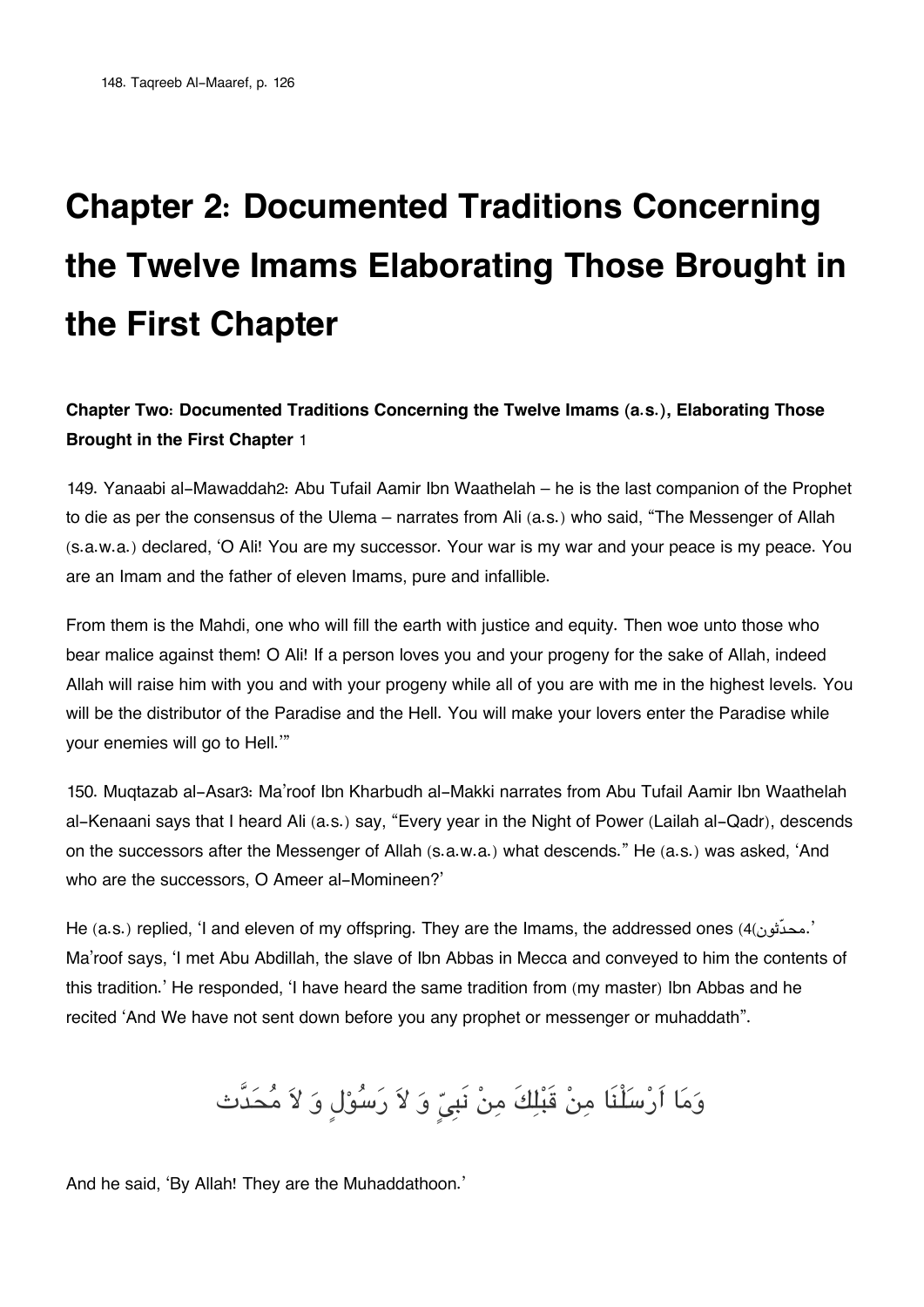148. Taqreeb Al-Maaref, p. 126

# Chapter 2: Documented Traditions Concerning the Twelve Imams Elaborating Those Brought in the First Chapter

### Chapter Two: Documented Traditions Concerning the Twelve Imams (a.s.), Elaborating Those Brought in the First Chapter 1

149. Yanaabi al-Mawaddah2: Abu Tufail Aamir Ibn Waathelah – he is the last companion of the Prophet to die as per the consensus of the Ulema – narrates from Ali (a.s.) who said, "The Messenger of Allah (s.a.w.a.) declared, 'O Ali! You are my successor. Your war is my war and your peace is my peace. You are an Imam and the father of eleven Imams, pure and infallible.

From them is the Mahdi, one who will fill the earth with justice and equity. Then woe unto those who bear malice against them! O Ali! If a person loves you and your progeny for the sake of Allah, indeed Allah will raise him with you and with your progeny while all of you are with me in the highest levels. You will be the distributor of the Paradise and the Hell. You will make your lovers enter the Paradise while your enemies will go to Hell.'"

150. Muqtazab al-Asar3: Ma'roof Ibn Kharbudh al-Makki narrates from Abu Tufail Aamir Ibn Waathelah al-Kenaani says that I heard Ali (a.s.) say, "Every year in the Night of Power (Lailah al-Qadr), descends on the successors after the Messenger of Allah (s.a.w.a.) what descends." He (a.s.) was asked, 'And who are the successors, O Ameer al-Momineen?'

He (a.s.) replied, 'I and eleven of my offspring. They are the Imams, the addressed ones (4(محدّثون.' Ma'roof says, 'I met Abu Abdillah, the slave of Ibn Abbas in Mecca and conveyed to him the contents of this tradition.' He responded, 'I have heard the same tradition from (my master) Ibn Abbas and he recited 'And We have not sent down before you any prophet or messenger or muhaddath".

وَمَا اَرْسَلْنَا مِنْ قَبْلِكَ مِنْ نَبِيٍّ وَ لاَ رَسُوْلٍ وَ لاَ مُحَدَّث

And he said, 'By Allah! They are the Muhaddathoon.'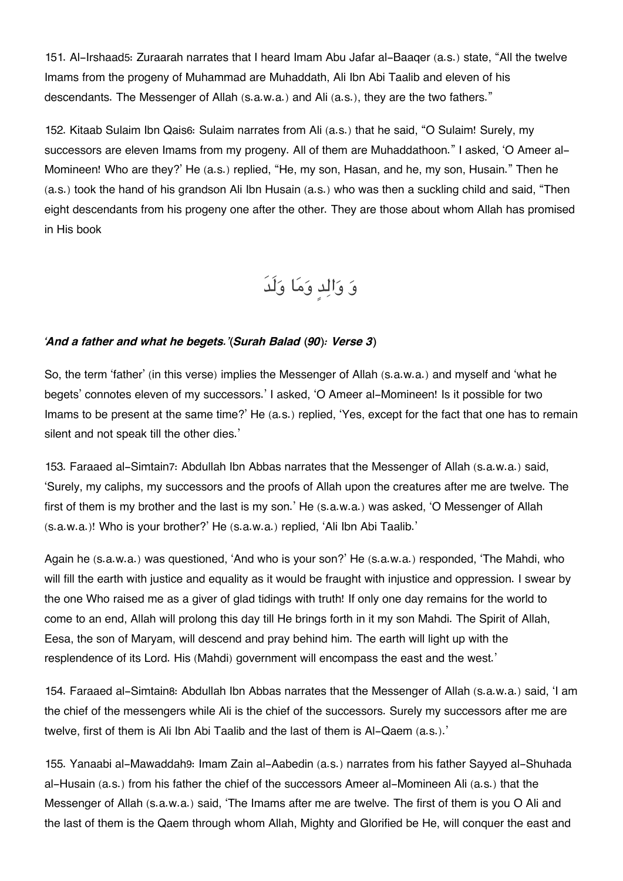151. Al-Irshaad[5]: Zuraarah narrates that I heard Imam Abu Jafar al-Baaqer (a.s.) state, "All the twelve Imams from the progeny of Muhammad are Muhaddath, Ali Ibn Abi Taalib and eleven of his descendants. The Messenger of Allah (s.a.w.a.) and Ali (a.s.), they are the two fathers."

152. Kitaab Sulaim Ibn Qais[6]: Sulaim narrates from Ali (a.s.) that he said, "O Sulaim! Surely, my successors are eleven Imams from my progeny. All of them are Muhaddathoon." I asked, 'O Ameer al-Momineen! Who are they?' He (a.s.) replied, "He, my son, Hasan, and he, my son, Husain." Then he (a.s.) took the hand of his grandson Ali Ibn Husain (a.s.) who was then a suckling child and said, "Then eight descendants from his progeny one after the other. They are those about whom Allah has promised in His book

وَ وَالِدٍ وَمَا وَلَدَ

***'And a father and what he begets.'(Surah Balad (90): Verse 3)***

So, the term 'father' (in this verse) implies the Messenger of Allah (s.a.w.a.) and myself and 'what he begets' connotes eleven of my successors.' I asked, 'O Ameer al-Momineen! Is it possible for two Imams to be present at the same time?' He (a.s.) replied, 'Yes, except for the fact that one has to remain silent and not speak till the other dies.'

153. Faraaed al-Simtain[7]: Abdullah Ibn Abbas narrates that the Messenger of Allah (s.a.w.a.) said, 'Surely, my caliphs, my successors and the proofs of Allah upon the creatures after me are twelve. The first of them is my brother and the last is my son.' He (s.a.w.a.) was asked, 'O Messenger of Allah (s.a.w.a.)! Who is your brother?' He (s.a.w.a.) replied, 'Ali Ibn Abi Taalib.'

Again he (s.a.w.a.) was questioned, 'And who is your son?' He (s.a.w.a.) responded, 'The Mahdi, who will fill the earth with justice and equality as it would be fraught with injustice and oppression. I swear by the one Who raised me as a giver of glad tidings with truth! If only one day remains for the world to come to an end, Allah will prolong this day till He brings forth in it my son Mahdi. The Spirit of Allah, Eesa, the son of Maryam, will descend and pray behind him. The earth will light up with the resplendence of its Lord. His (Mahdi) government will encompass the east and the west.'

154. Faraaed al-Simtain[8]: Abdullah Ibn Abbas narrates that the Messenger of Allah (s.a.w.a.) said, 'I am the chief of the messengers while Ali is the chief of the successors. Surely my successors after me are twelve, first of them is Ali Ibn Abi Taalib and the last of them is Al-Qaem (a.s.).'

155. Yanaabi al-Mawaddah[9]: Imam Zain al-Aabedin (a.s.) narrates from his father Sayyed al-Shuhada al-Husain (a.s.) from his father the chief of the successors Ameer al-Momineen Ali (a.s.) that the Messenger of Allah (s.a.w.a.) said, 'The Imams after me are twelve. The first of them is you O Ali and the last of them is the Qaem through whom Allah, Mighty and Glorified be He, will conquer the east and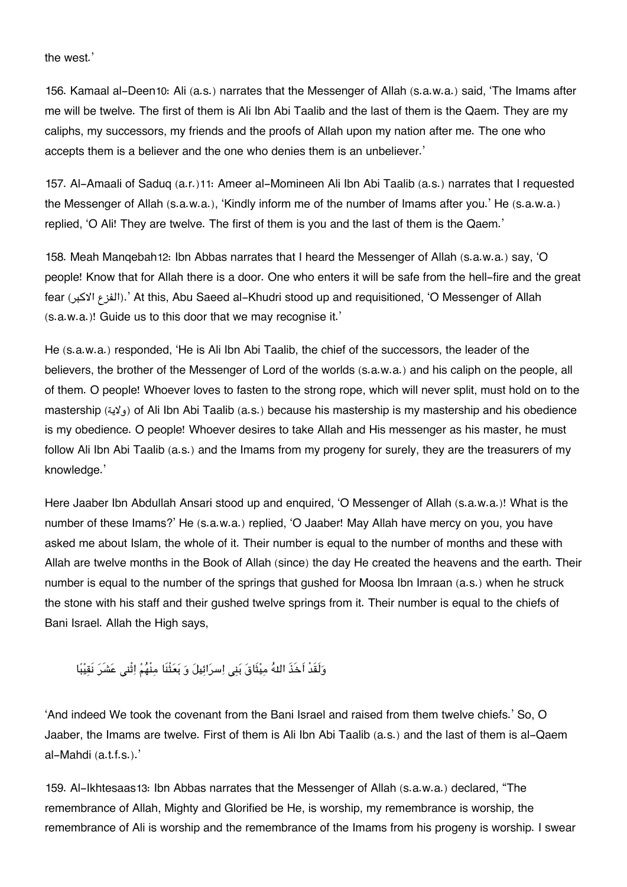the west.'

156. Kamaal al-Deen10: Ali (a.s.) narrates that the Messenger of Allah (s.a.w.a.) said, 'The Imams after me will be twelve. The first of them is Ali Ibn Abi Taalib and the last of them is the Qaem. They are my caliphs, my successors, my friends and the proofs of Allah upon my nation after me. The one who accepts them is a believer and the one who denies them is an unbeliever.'

157. Al-Amaali of Saduq (a.r.)11: Ameer al-Momineen Ali Ibn Abi Taalib (a.s.) narrates that I requested the Messenger of Allah (s.a.w.a.), 'Kindly inform me of the number of Imams after you.' He (s.a.w.a.) replied, 'O Ali! They are twelve. The first of them is you and the last of them is the Qaem.'

158. Meah Manqebah12: Ibn Abbas narrates that I heard the Messenger of Allah (s.a.w.a.) say, 'O people! Know that for Allah there is a door. One who enters it will be safe from the hell-fire and the great fear (الفزع الاكبر).' At this, Abu Saeed al-Khudri stood up and requisitioned, 'O Messenger of Allah (s.a.w.a.)! Guide us to this door that we may recognise it.'

He (s.a.w.a.) responded, 'He is Ali Ibn Abi Taalib, the chief of the successors, the leader of the believers, the brother of the Messenger of Lord of the worlds (s.a.w.a.) and his caliph on the people, all of them. O people! Whoever loves to fasten to the strong rope, which will never split, must hold on to the mastership (ولاية) of Ali Ibn Abi Taalib (a.s.) because his mastership is my mastership and his obedience is my obedience. O people! Whoever desires to take Allah and His messenger as his master, he must follow Ali Ibn Abi Taalib (a.s.) and the Imams from my progeny for surely, they are the treasurers of my knowledge.'

Here Jaaber Ibn Abdullah Ansari stood up and enquired, 'O Messenger of Allah (s.a.w.a.)! What is the number of these Imams?' He (s.a.w.a.) replied, 'O Jaaber! May Allah have mercy on you, you have asked me about Islam, the whole of it. Their number is equal to the number of months and these with Allah are twelve months in the Book of Allah (since) the day He created the heavens and the earth. Their number is equal to the number of the springs that gushed for Moosa Ibn Imraan (a.s.) when he struck the stone with his staff and their gushed twelve springs from it. Their number is equal to the chiefs of Bani Israel. Allah the High says,

وَلَقَدْ اَخَذَ اللهُ مِيْثَاقَ بَنِى اِسرَائِيلَ وَ بَعَثْنَا مِنْهُمُ اِثْنَى عَشَرَ نَقِيْبًا

'And indeed We took the covenant from the Bani Israel and raised from them twelve chiefs.' So, O Jaaber, the Imams are twelve. First of them is Ali Ibn Abi Taalib (a.s.) and the last of them is al-Qaem al-Mahdi (a.t.f.s.).'

159. Al-Ikhtesaas13: Ibn Abbas narrates that the Messenger of Allah (s.a.w.a.) declared, "The remembrance of Allah, Mighty and Glorified be He, is worship, my remembrance is worship, the remembrance of Ali is worship and the remembrance of the Imams from his progeny is worship. I swear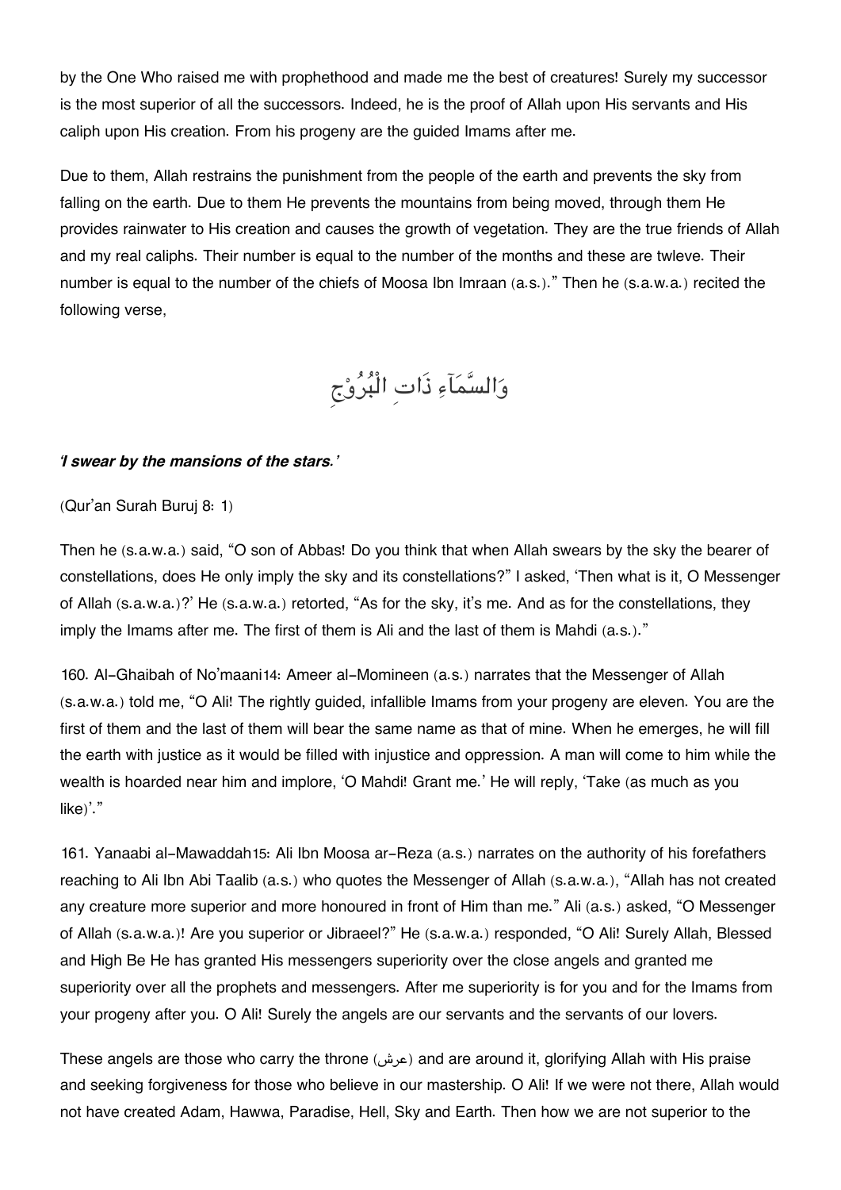by the One Who raised me with prophethood and made me the best of creatures! Surely my successor is the most superior of all the successors. Indeed, he is the proof of Allah upon His servants and His caliph upon His creation. From his progeny are the guided Imams after me.

Due to them, Allah restrains the punishment from the people of the earth and prevents the sky from falling on the earth. Due to them He prevents the mountains from being moved, through them He provides rainwater to His creation and causes the growth of vegetation. They are the true friends of Allah and my real caliphs. Their number is equal to the number of the months and these are twleve. Their number is equal to the number of the chiefs of Moosa Ibn Imraan (a.s.)." Then he (s.a.w.a.) recited the following verse,

وَالسَّمَآءِ ذَاتِ الْبُرُوْجِ

***'I swear by the mansions of the stars.'***

(Qur'an Surah Buruj 8: 1)

Then he (s.a.w.a.) said, "O son of Abbas! Do you think that when Allah swears by the sky the bearer of constellations, does He only imply the sky and its constellations?" I asked, 'Then what is it, O Messenger of Allah (s.a.w.a.)?' He (s.a.w.a.) retorted, "As for the sky, it's me. And as for the constellations, they imply the Imams after me. The first of them is Ali and the last of them is Mahdi (a.s.)."

160. Al-Ghaibah of No'maani14: Ameer al-Momineen (a.s.) narrates that the Messenger of Allah (s.a.w.a.) told me, "O Ali! The rightly guided, infallible Imams from your progeny are eleven. You are the first of them and the last of them will bear the same name as that of mine. When he emerges, he will fill the earth with justice as it would be filled with injustice and oppression. A man will come to him while the wealth is hoarded near him and implore, 'O Mahdi! Grant me.' He will reply, 'Take (as much as you like)'."

161. Yanaabi al-Mawaddah15: Ali Ibn Moosa ar-Reza (a.s.) narrates on the authority of his forefathers reaching to Ali Ibn Abi Taalib (a.s.) who quotes the Messenger of Allah (s.a.w.a.), "Allah has not created any creature more superior and more honoured in front of Him than me." Ali (a.s.) asked, "O Messenger of Allah (s.a.w.a.)! Are you superior or Jibraeel?" He (s.a.w.a.) responded, "O Ali! Surely Allah, Blessed and High Be He has granted His messengers superiority over the close angels and granted me superiority over all the prophets and messengers. After me superiority is for you and for the Imams from your progeny after you. O Ali! Surely the angels are our servants and the servants of our lovers.

These angels are those who carry the throne (عرش) and are around it, glorifying Allah with His praise and seeking forgiveness for those who believe in our mastership. O Ali! If we were not there, Allah would not have created Adam, Hawwa, Paradise, Hell, Sky and Earth. Then how we are not superior to the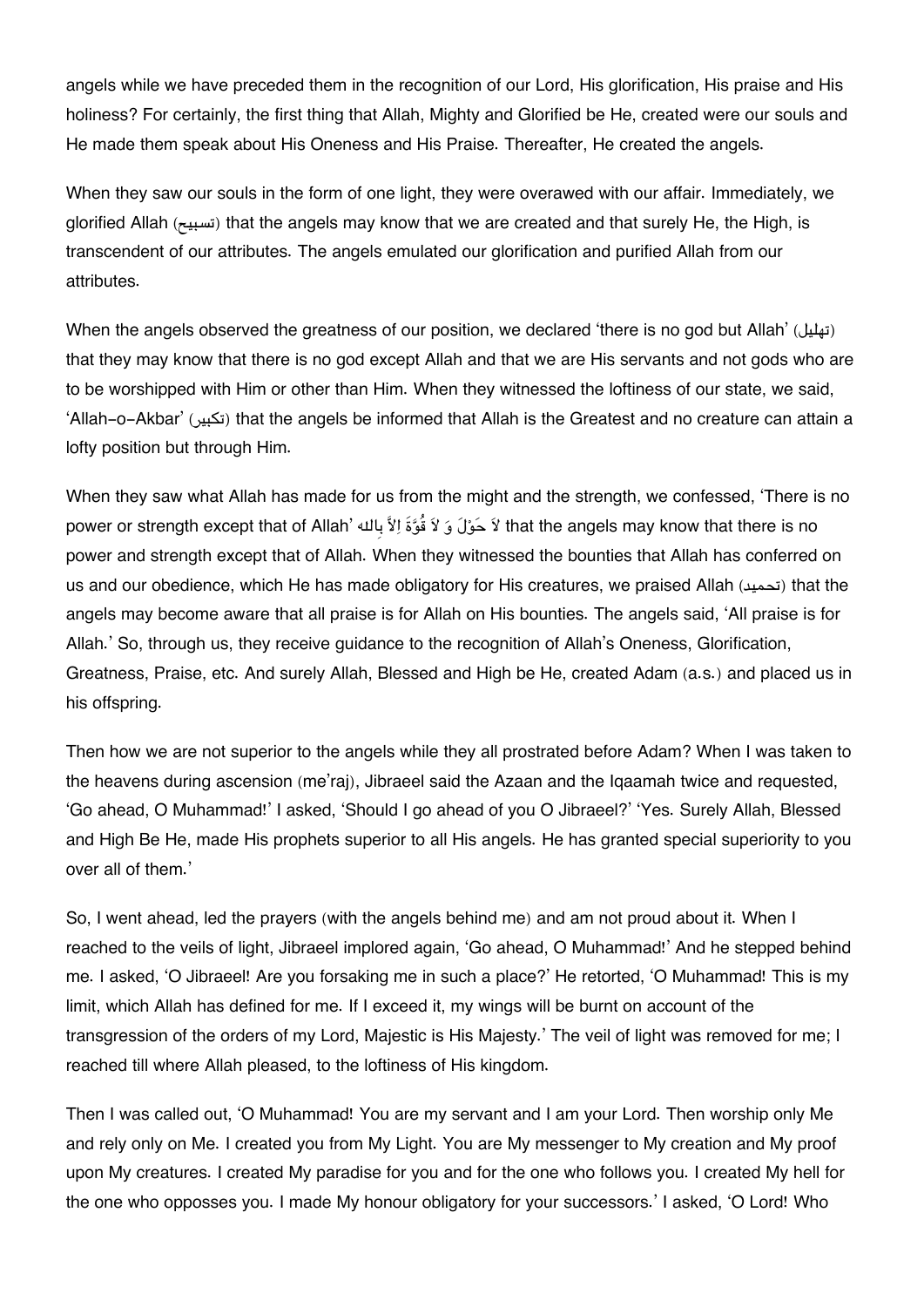angels while we have preceded them in the recognition of our Lord, His glorification, His praise and His holiness? For certainly, the first thing that Allah, Mighty and Glorified be He, created were our souls and He made them speak about His Oneness and His Praise. Thereafter, He created the angels.

When they saw our souls in the form of one light, they were overawed with our affair. Immediately, we glorified Allah (تسبيح) that the angels may know that we are created and that surely He, the High, is transcendent of our attributes. The angels emulated our glorification and purified Allah from our attributes.

When the angels observed the greatness of our position, we declared 'there is no god but Allah' (تهليل) that they may know that there is no god except Allah and that we are His servants and not gods who are to be worshipped with Him or other than Him. When they witnessed the loftiness of our state, we said, 'Allah-o-Akbar' (تكبير) that the angels be informed that Allah is the Greatest and no creature can attain a lofty position but through Him.

When they saw what Allah has made for us from the might and the strength, we confessed, 'There is no power or strength except that of Allah' لاَ حَوْلَ وَ لاَ قُوَّةَ اِلاَّ بِالله that the angels may know that there is no power and strength except that of Allah. When they witnessed the bounties that Allah has conferred on us and our obedience, which He has made obligatory for His creatures, we praised Allah (تحميد) that the angels may become aware that all praise is for Allah on His bounties. The angels said, 'All praise is for Allah.' So, through us, they receive guidance to the recognition of Allah's Oneness, Glorification, Greatness, Praise, etc. And surely Allah, Blessed and High be He, created Adam (a.s.) and placed us in his offspring.

Then how we are not superior to the angels while they all prostrated before Adam? When I was taken to the heavens during ascension (me'raj), Jibraeel said the Azaan and the Iqaamah twice and requested, 'Go ahead, O Muhammad!' I asked, 'Should I go ahead of you O Jibraeel?' 'Yes. Surely Allah, Blessed and High Be He, made His prophets superior to all His angels. He has granted special superiority to you over all of them.'

So, I went ahead, led the prayers (with the angels behind me) and am not proud about it. When I reached to the veils of light, Jibraeel implored again, 'Go ahead, O Muhammad!' And he stepped behind me. I asked, 'O Jibraeel! Are you forsaking me in such a place?' He retorted, 'O Muhammad! This is my limit, which Allah has defined for me. If I exceed it, my wings will be burnt on account of the transgression of the orders of my Lord, Majestic is His Majesty.' The veil of light was removed for me; I reached till where Allah pleased, to the loftiness of His kingdom.

Then I was called out, 'O Muhammad! You are my servant and I am your Lord. Then worship only Me and rely only on Me. I created you from My Light. You are My messenger to My creation and My proof upon My creatures. I created My paradise for you and for the one who follows you. I created My hell for the one who oppposes you. I made My honour obligatory for your successors.' I asked, 'O Lord! Who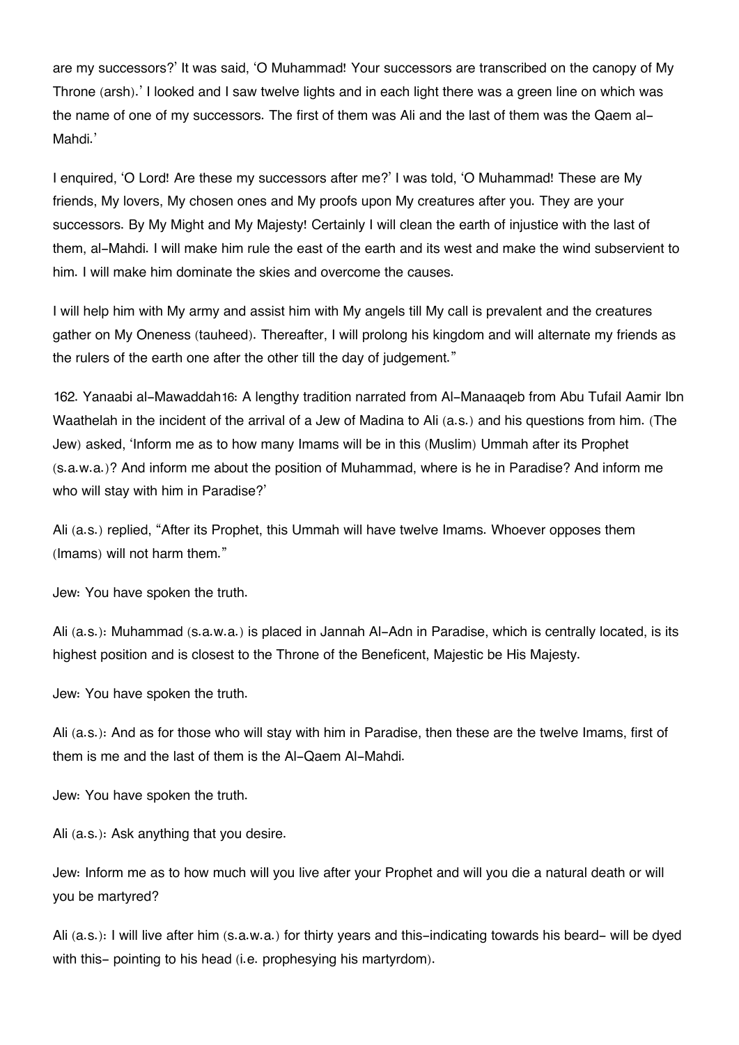are my successors?' It was said, 'O Muhammad! Your successors are transcribed on the canopy of My Throne (arsh).' I looked and I saw twelve lights and in each light there was a green line on which was the name of one of my successors. The first of them was Ali and the last of them was the Qaem al-Mahdi.'

I enquired, 'O Lord! Are these my successors after me?' I was told, 'O Muhammad! These are My friends, My lovers, My chosen ones and My proofs upon My creatures after you. They are your successors. By My Might and My Majesty! Certainly I will clean the earth of injustice with the last of them, al-Mahdi. I will make him rule the east of the earth and its west and make the wind subservient to him. I will make him dominate the skies and overcome the causes.

I will help him with My army and assist him with My angels till My call is prevalent and the creatures gather on My Oneness (tauheed). Thereafter, I will prolong his kingdom and will alternate my friends as the rulers of the earth one after the other till the day of judgement."

162. Yanaabi al-Mawaddah16: A lengthy tradition narrated from Al-Manaaqeb from Abu Tufail Aamir Ibn Waathelah in the incident of the arrival of a Jew of Madina to Ali (a.s.) and his questions from him. (The Jew) asked, 'Inform me as to how many Imams will be in this (Muslim) Ummah after its Prophet (s.a.w.a.)? And inform me about the position of Muhammad, where is he in Paradise? And inform me who will stay with him in Paradise?'

Ali (a.s.) replied, "After its Prophet, this Ummah will have twelve Imams. Whoever opposes them (Imams) will not harm them."

Jew: You have spoken the truth.

Ali (a.s.): Muhammad (s.a.w.a.) is placed in Jannah Al-Adn in Paradise, which is centrally located, is its highest position and is closest to the Throne of the Beneficent, Majestic be His Majesty.

Jew: You have spoken the truth.

Ali (a.s.): And as for those who will stay with him in Paradise, then these are the twelve Imams, first of them is me and the last of them is the Al-Qaem Al-Mahdi.

Jew: You have spoken the truth.

Ali (a.s.): Ask anything that you desire.

Jew: Inform me as to how much will you live after your Prophet and will you die a natural death or will you be martyred?

Ali (a.s.): I will live after him (s.a.w.a.) for thirty years and this-indicating towards his beard- will be dyed with this- pointing to his head (i.e. prophesying his martyrdom).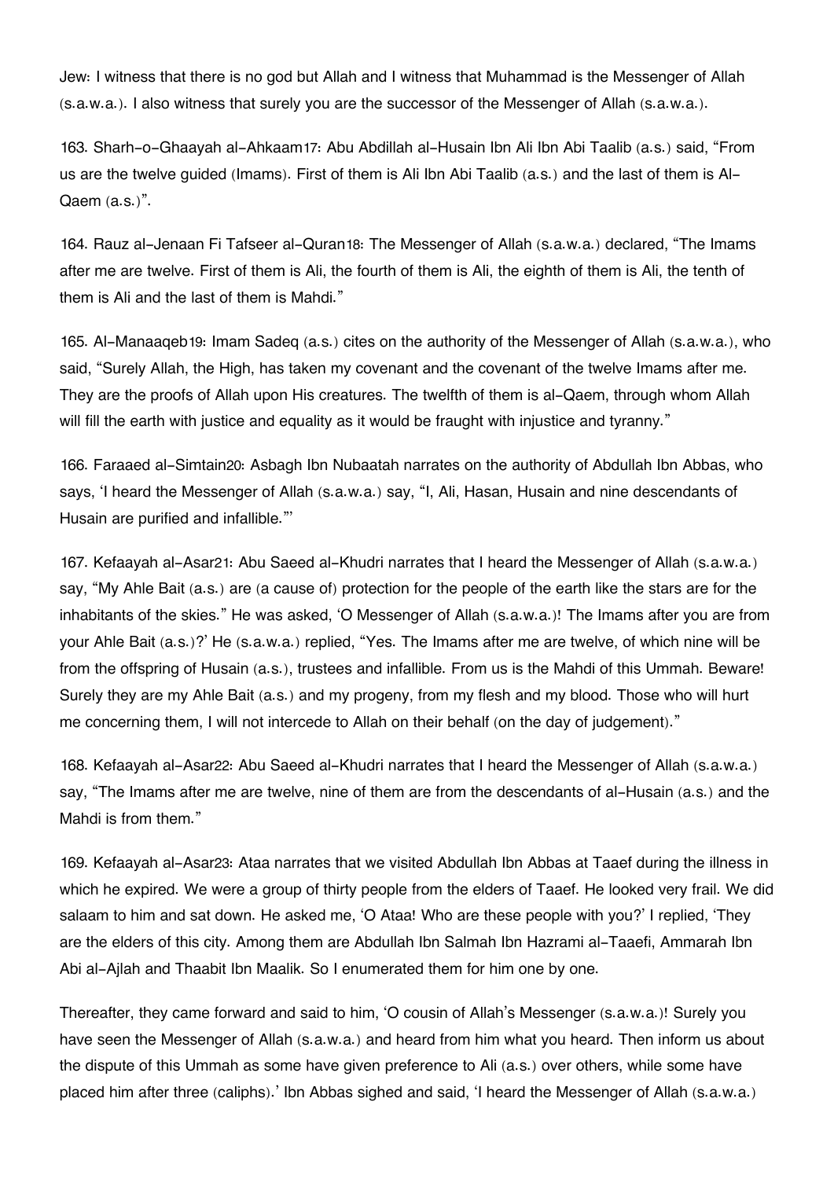Jew: I witness that there is no god but Allah and I witness that Muhammad is the Messenger of Allah (s.a.w.a.). I also witness that surely you are the successor of the Messenger of Allah (s.a.w.a.).

163. Sharh-o-Ghaayah al-Ahkaam[17]: Abu Abdillah al-Husain Ibn Ali Ibn Abi Taalib (a.s.) said, "From us are the twelve guided (Imams). First of them is Ali Ibn Abi Taalib (a.s.) and the last of them is Al-Qaem (a.s.)".

164. Rauz al-Jenaan Fi Tafseer al-Quran[18]: The Messenger of Allah (s.a.w.a.) declared, "The Imams after me are twelve. First of them is Ali, the fourth of them is Ali, the eighth of them is Ali, the tenth of them is Ali and the last of them is Mahdi."

165. Al-Manaaqeb[19]: Imam Sadeq (a.s.) cites on the authority of the Messenger of Allah (s.a.w.a.), who said, "Surely Allah, the High, has taken my covenant and the covenant of the twelve Imams after me. They are the proofs of Allah upon His creatures. The twelfth of them is al-Qaem, through whom Allah will fill the earth with justice and equality as it would be fraught with injustice and tyranny."

166. Faraaed al-Simtain[20]: Asbagh Ibn Nubaatah narrates on the authority of Abdullah Ibn Abbas, who says, 'I heard the Messenger of Allah (s.a.w.a.) say, "I, Ali, Hasan, Husain and nine descendants of Husain are purified and infallible."'

167. Kefaayah al-Asar[21]: Abu Saeed al-Khudri narrates that I heard the Messenger of Allah (s.a.w.a.) say, "My Ahle Bait (a.s.) are (a cause of) protection for the people of the earth like the stars are for the inhabitants of the skies." He was asked, 'O Messenger of Allah (s.a.w.a.)! The Imams after you are from your Ahle Bait (a.s.)?' He (s.a.w.a.) replied, "Yes. The Imams after me are twelve, of which nine will be from the offspring of Husain (a.s.), trustees and infallible. From us is the Mahdi of this Ummah. Beware! Surely they are my Ahle Bait (a.s.) and my progeny, from my flesh and my blood. Those who will hurt me concerning them, I will not intercede to Allah on their behalf (on the day of judgement)."

168. Kefaayah al-Asar[22]: Abu Saeed al-Khudri narrates that I heard the Messenger of Allah (s.a.w.a.) say, "The Imams after me are twelve, nine of them are from the descendants of al-Husain (a.s.) and the Mahdi is from them."

169. Kefaayah al-Asar[23]: Ataa narrates that we visited Abdullah Ibn Abbas at Taaef during the illness in which he expired. We were a group of thirty people from the elders of Taaef. He looked very frail. We did salaam to him and sat down. He asked me, 'O Ataa! Who are these people with you?' I replied, 'They are the elders of this city. Among them are Abdullah Ibn Salmah Ibn Hazrami al-Taaefi, Ammarah Ibn Abi al-Ajlah and Thaabit Ibn Maalik. So I enumerated them for him one by one.

Thereafter, they came forward and said to him, 'O cousin of Allah's Messenger (s.a.w.a.)! Surely you have seen the Messenger of Allah (s.a.w.a.) and heard from him what you heard. Then inform us about the dispute of this Ummah as some have given preference to Ali (a.s.) over others, while some have placed him after three (caliphs).' Ibn Abbas sighed and said, 'I heard the Messenger of Allah (s.a.w.a.)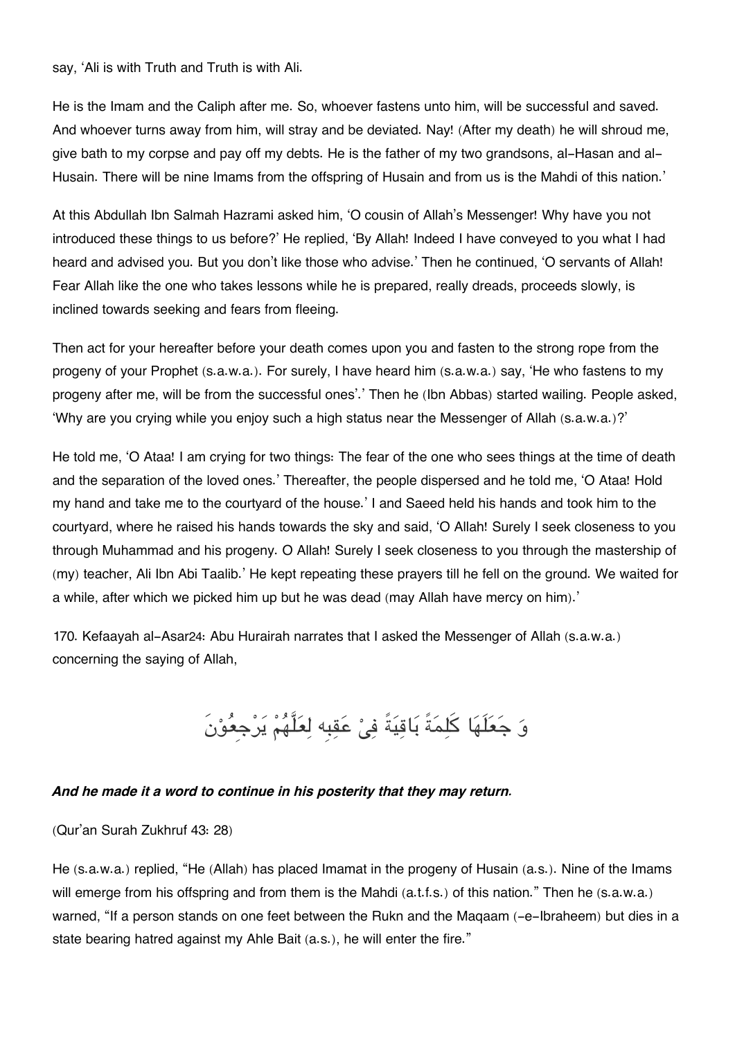say, 'Ali is with Truth and Truth is with Ali.

He is the Imam and the Caliph after me. So, whoever fastens unto him, will be successful and saved. And whoever turns away from him, will stray and be deviated. Nay! (After my death) he will shroud me, give bath to my corpse and pay off my debts. He is the father of my two grandsons, al-Hasan and al-Husain. There will be nine Imams from the offspring of Husain and from us is the Mahdi of this nation.'

At this Abdullah Ibn Salmah Hazrami asked him, 'O cousin of Allah's Messenger! Why have you not introduced these things to us before?' He replied, 'By Allah! Indeed I have conveyed to you what I had heard and advised you. But you don't like those who advise.' Then he continued, 'O servants of Allah! Fear Allah like the one who takes lessons while he is prepared, really dreads, proceeds slowly, is inclined towards seeking and fears from fleeing.

Then act for your hereafter before your death comes upon you and fasten to the strong rope from the progeny of your Prophet (s.a.w.a.). For surely, I have heard him (s.a.w.a.) say, 'He who fastens to my progeny after me, will be from the successful ones'.' Then he (Ibn Abbas) started wailing. People asked, 'Why are you crying while you enjoy such a high status near the Messenger of Allah (s.a.w.a.)?'

He told me, 'O Ataa! I am crying for two things: The fear of the one who sees things at the time of death and the separation of the loved ones.' Thereafter, the people dispersed and he told me, 'O Ataa! Hold my hand and take me to the courtyard of the house.' I and Saeed held his hands and took him to the courtyard, where he raised his hands towards the sky and said, 'O Allah! Surely I seek closeness to you through Muhammad and his progeny. O Allah! Surely I seek closeness to you through the mastership of (my) teacher, Ali Ibn Abi Taalib.' He kept repeating these prayers till he fell on the ground. We waited for a while, after which we picked him up but he was dead (may Allah have mercy on him).'

170. Kefaayah al-Asar[24]: Abu Hurairah narrates that I asked the Messenger of Allah (s.a.w.a.) concerning the saying of Allah,

وَ جَعَلَهَا كَلِمَةً بَاقِيَةً فِيْ عَقِبِه لِعَلَّهُمْ يَرْجِعُوْنَ

***And he made it a word to continue in his posterity that they may return.***

(Qur'an Surah Zukhruf 43: 28)

He (s.a.w.a.) replied, "He (Allah) has placed Imamat in the progeny of Husain (a.s.). Nine of the Imams will emerge from his offspring and from them is the Mahdi (a.t.f.s.) of this nation." Then he (s.a.w.a.) warned, "If a person stands on one feet between the Rukn and the Maqaam (-e-Ibraheem) but dies in a state bearing hatred against my Ahle Bait (a.s.), he will enter the fire."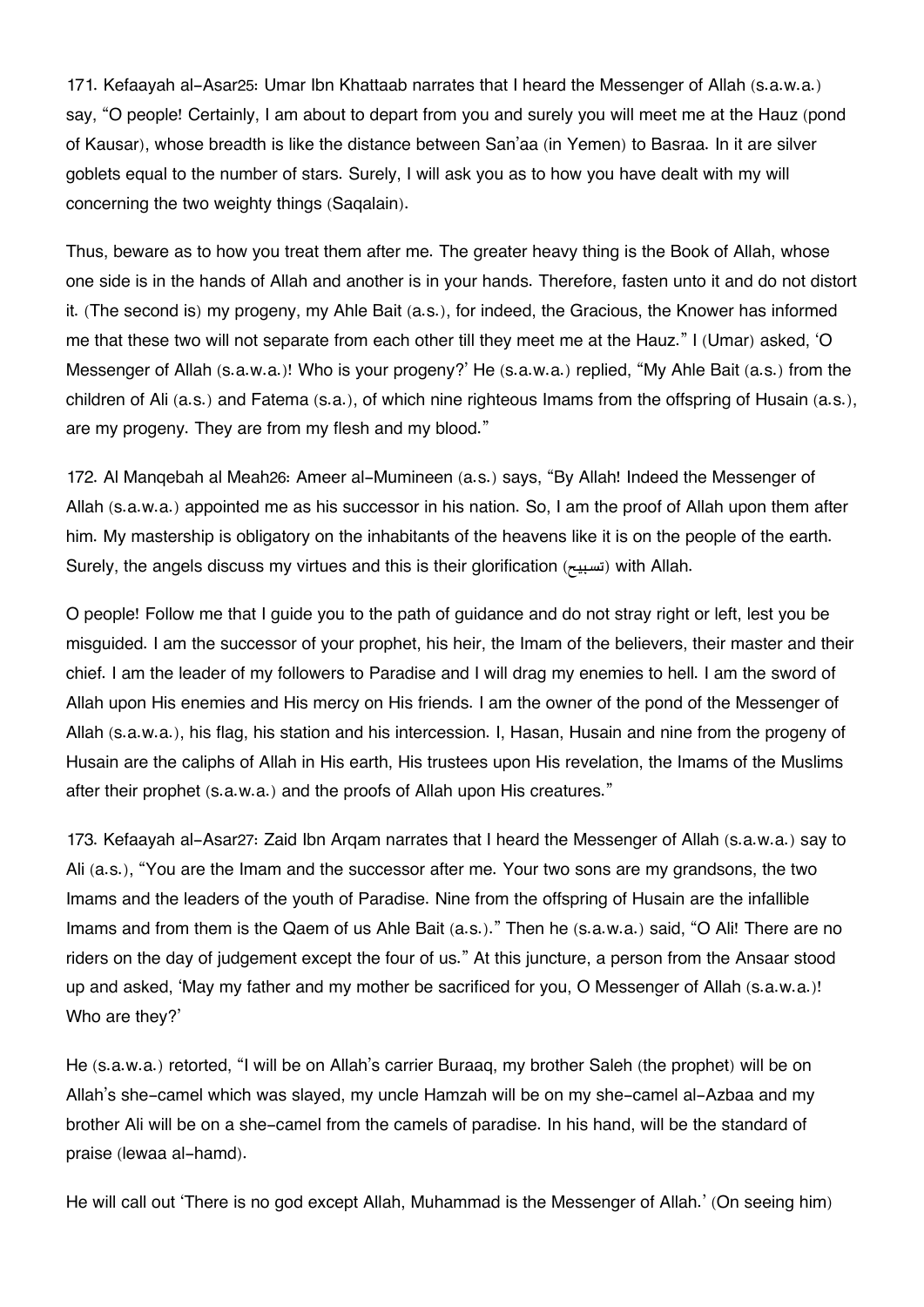171. Kefaayah al-Asar[25]: Umar Ibn Khattaab narrates that I heard the Messenger of Allah (s.a.w.a.) say, "O people! Certainly, I am about to depart from you and surely you will meet me at the Hauz (pond of Kausar), whose breadth is like the distance between San'aa (in Yemen) to Basraa. In it are silver goblets equal to the number of stars. Surely, I will ask you as to how you have dealt with my will concerning the two weighty things (Saqalain).

Thus, beware as to how you treat them after me. The greater heavy thing is the Book of Allah, whose one side is in the hands of Allah and another is in your hands. Therefore, fasten unto it and do not distort it. (The second is) my progeny, my Ahle Bait (a.s.), for indeed, the Gracious, the Knower has informed me that these two will not separate from each other till they meet me at the Hauz." I (Umar) asked, 'O Messenger of Allah (s.a.w.a.)! Who is your progeny?' He (s.a.w.a.) replied, "My Ahle Bait (a.s.) from the children of Ali (a.s.) and Fatema (s.a.), of which nine righteous Imams from the offspring of Husain (a.s.), are my progeny. They are from my flesh and my blood."

172. Al Manqebah al Meah[26]: Ameer al-Mumineen (a.s.) says, "By Allah! Indeed the Messenger of Allah (s.a.w.a.) appointed me as his successor in his nation. So, I am the proof of Allah upon them after him. My mastership is obligatory on the inhabitants of the heavens like it is on the people of the earth. Surely, the angels discuss my virtues and this is their glorification (تسبيح) with Allah.

O people! Follow me that I guide you to the path of guidance and do not stray right or left, lest you be misguided. I am the successor of your prophet, his heir, the Imam of the believers, their master and their chief. I am the leader of my followers to Paradise and I will drag my enemies to hell. I am the sword of Allah upon His enemies and His mercy on His friends. I am the owner of the pond of the Messenger of Allah (s.a.w.a.), his flag, his station and his intercession. I, Hasan, Husain and nine from the progeny of Husain are the caliphs of Allah in His earth, His trustees upon His revelation, the Imams of the Muslims after their prophet (s.a.w.a.) and the proofs of Allah upon His creatures."

173. Kefaayah al-Asar[27]: Zaid Ibn Arqam narrates that I heard the Messenger of Allah (s.a.w.a.) say to Ali (a.s.), "You are the Imam and the successor after me. Your two sons are my grandsons, the two Imams and the leaders of the youth of Paradise. Nine from the offspring of Husain are the infallible Imams and from them is the Qaem of us Ahle Bait (a.s.)." Then he (s.a.w.a.) said, "O Ali! There are no riders on the day of judgement except the four of us." At this juncture, a person from the Ansaar stood up and asked, 'May my father and my mother be sacrificed for you, O Messenger of Allah (s.a.w.a.)! Who are they?'

He (s.a.w.a.) retorted, "I will be on Allah's carrier Buraaq, my brother Saleh (the prophet) will be on Allah's she-camel which was slayed, my uncle Hamzah will be on my she-camel al-Azbaa and my brother Ali will be on a she-camel from the camels of paradise. In his hand, will be the standard of praise (lewaa al-hamd).

He will call out 'There is no god except Allah, Muhammad is the Messenger of Allah.' (On seeing him)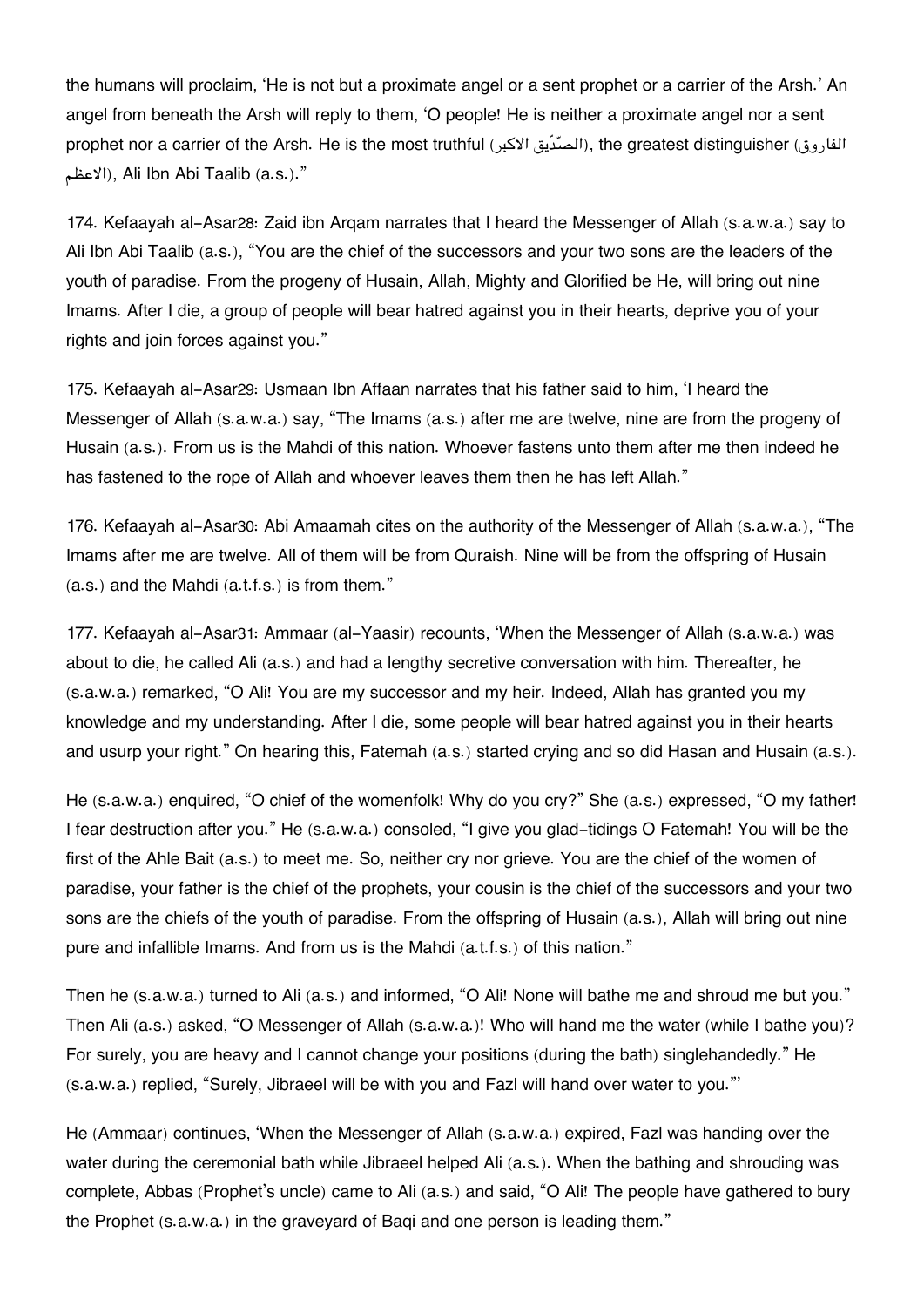the humans will proclaim, 'He is not but a proximate angel or a sent prophet or a carrier of the Arsh.' An angel from beneath the Arsh will reply to them, 'O people! He is neither a proximate angel nor a sent prophet nor a carrier of the Arsh. He is the most truthful (الصِّدّيق الاكبر), the greatest distinguisher (الفاروق الاعظم), Ali Ibn Abi Taalib (a.s.)."

174. Kefaayah al-Asar28: Zaid ibn Arqam narrates that I heard the Messenger of Allah (s.a.w.a.) say to Ali Ibn Abi Taalib (a.s.), "You are the chief of the successors and your two sons are the leaders of the youth of paradise. From the progeny of Husain, Allah, Mighty and Glorified be He, will bring out nine Imams. After I die, a group of people will bear hatred against you in their hearts, deprive you of your rights and join forces against you."

175. Kefaayah al-Asar29: Usmaan Ibn Affaan narrates that his father said to him, 'I heard the Messenger of Allah (s.a.w.a.) say, "The Imams (a.s.) after me are twelve, nine are from the progeny of Husain (a.s.). From us is the Mahdi of this nation. Whoever fastens unto them after me then indeed he has fastened to the rope of Allah and whoever leaves them then he has left Allah."

176. Kefaayah al-Asar30: Abi Amaamah cites on the authority of the Messenger of Allah (s.a.w.a.), "The Imams after me are twelve. All of them will be from Quraish. Nine will be from the offspring of Husain (a.s.) and the Mahdi (a.t.f.s.) is from them."

177. Kefaayah al-Asar31: Ammaar (al-Yaasir) recounts, 'When the Messenger of Allah (s.a.w.a.) was about to die, he called Ali (a.s.) and had a lengthy secretive conversation with him. Thereafter, he (s.a.w.a.) remarked, "O Ali! You are my successor and my heir. Indeed, Allah has granted you my knowledge and my understanding. After I die, some people will bear hatred against you in their hearts and usurp your right." On hearing this, Fatemah (a.s.) started crying and so did Hasan and Husain (a.s.).

He (s.a.w.a.) enquired, "O chief of the womenfolk! Why do you cry?" She (a.s.) expressed, "O my father! I fear destruction after you." He (s.a.w.a.) consoled, "I give you glad-tidings O Fatemah! You will be the first of the Ahle Bait (a.s.) to meet me. So, neither cry nor grieve. You are the chief of the women of paradise, your father is the chief of the prophets, your cousin is the chief of the successors and your two sons are the chiefs of the youth of paradise. From the offspring of Husain (a.s.), Allah will bring out nine pure and infallible Imams. And from us is the Mahdi (a.t.f.s.) of this nation."

Then he (s.a.w.a.) turned to Ali (a.s.) and informed, "O Ali! None will bathe me and shroud me but you." Then Ali (a.s.) asked, "O Messenger of Allah (s.a.w.a.)! Who will hand me the water (while I bathe you)? For surely, you are heavy and I cannot change your positions (during the bath) singlehandedly." He (s.a.w.a.) replied, "Surely, Jibraeel will be with you and Fazl will hand over water to you."'

He (Ammaar) continues, 'When the Messenger of Allah (s.a.w.a.) expired, Fazl was handing over the water during the ceremonial bath while Jibraeel helped Ali (a.s.). When the bathing and shrouding was complete, Abbas (Prophet's uncle) came to Ali (a.s.) and said, "O Ali! The people have gathered to bury the Prophet (s.a.w.a.) in the graveyard of Baqi and one person is leading them."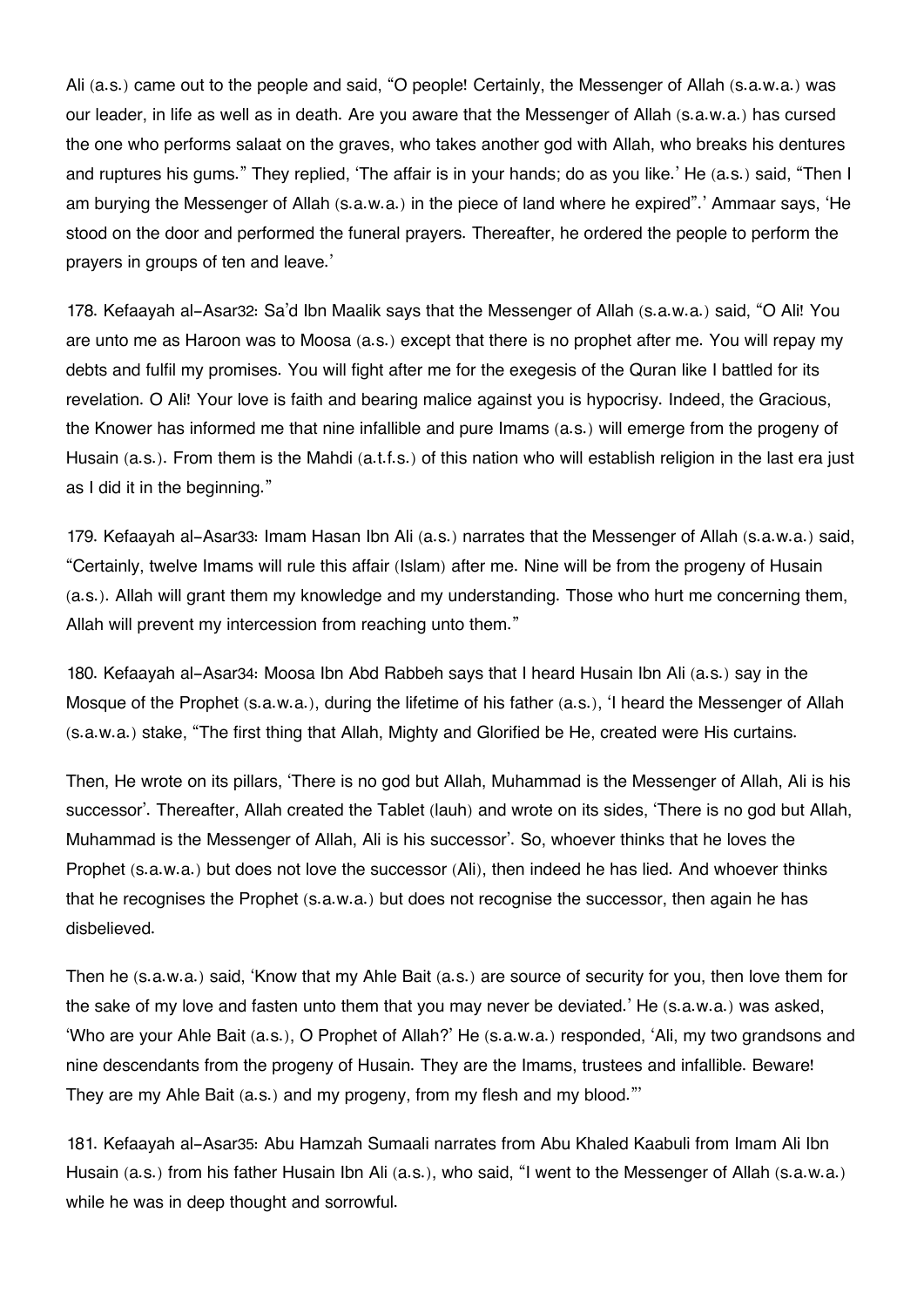Ali (a.s.) came out to the people and said, “O people! Certainly, the Messenger of Allah (s.a.w.a.) was our leader, in life as well as in death. Are you aware that the Messenger of Allah (s.a.w.a.) has cursed the one who performs salaat on the graves, who takes another god with Allah, who breaks his dentures and ruptures his gums.” They replied, ‘The affair is in your hands; do as you like.’ He (a.s.) said, “Then I am burying the Messenger of Allah (s.a.w.a.) in the piece of land where he expired”.’ Ammaar says, ‘He stood on the door and performed the funeral prayers. Thereafter, he ordered the people to perform the prayers in groups of ten and leave.’

178. Kefaayah al-Asar32: Sa’d Ibn Maalik says that the Messenger of Allah (s.a.w.a.) said, “O Ali! You are unto me as Haroon was to Moosa (a.s.) except that there is no prophet after me. You will repay my debts and fulfil my promises. You will fight after me for the exegesis of the Quran like I battled for its revelation. O Ali! Your love is faith and bearing malice against you is hypocrisy. Indeed, the Gracious, the Knower has informed me that nine infallible and pure Imams (a.s.) will emerge from the progeny of Husain (a.s.). From them is the Mahdi (a.t.f.s.) of this nation who will establish religion in the last era just as I did it in the beginning.”

179. Kefaayah al-Asar33: Imam Hasan Ibn Ali (a.s.) narrates that the Messenger of Allah (s.a.w.a.) said, “Certainly, twelve Imams will rule this affair (Islam) after me. Nine will be from the progeny of Husain (a.s.). Allah will grant them my knowledge and my understanding. Those who hurt me concerning them, Allah will prevent my intercession from reaching unto them.”

180. Kefaayah al-Asar34: Moosa Ibn Abd Rabbeh says that I heard Husain Ibn Ali (a.s.) say in the Mosque of the Prophet (s.a.w.a.), during the lifetime of his father (a.s.), ‘I heard the Messenger of Allah (s.a.w.a.) stake, “The first thing that Allah, Mighty and Glorified be He, created were His curtains.

Then, He wrote on its pillars, ‘There is no god but Allah, Muhammad is the Messenger of Allah, Ali is his successor’. Thereafter, Allah created the Tablet (lauh) and wrote on its sides, ‘There is no god but Allah, Muhammad is the Messenger of Allah, Ali is his successor’. So, whoever thinks that he loves the Prophet (s.a.w.a.) but does not love the successor (Ali), then indeed he has lied. And whoever thinks that he recognises the Prophet (s.a.w.a.) but does not recognise the successor, then again he has disbelieved.

Then he (s.a.w.a.) said, ‘Know that my Ahle Bait (a.s.) are source of security for you, then love them for the sake of my love and fasten unto them that you may never be deviated.’ He (s.a.w.a.) was asked, ‘Who are your Ahle Bait (a.s.), O Prophet of Allah?’ He (s.a.w.a.) responded, ‘Ali, my two grandsons and nine descendants from the progeny of Husain. They are the Imams, trustees and infallible. Beware! They are my Ahle Bait (a.s.) and my progeny, from my flesh and my blood.”’

181. Kefaayah al-Asar35: Abu Hamzah Sumaali narrates from Abu Khaled Kaabuli from Imam Ali Ibn Husain (a.s.) from his father Husain Ibn Ali (a.s.), who said, “I went to the Messenger of Allah (s.a.w.a.) while he was in deep thought and sorrowful.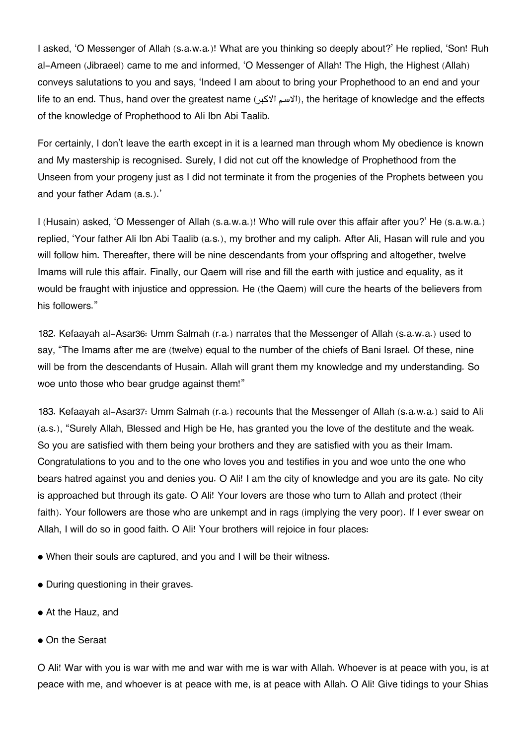I asked, 'O Messenger of Allah (s.a.w.a.)! What are you thinking so deeply about?' He replied, 'Son! Ruh al-Ameen (Jibraeel) came to me and informed, 'O Messenger of Allah! The High, the Highest (Allah) conveys salutations to you and says, 'Indeed I am about to bring your Prophethood to an end and your life to an end. Thus, hand over the greatest name (الاسم الاكبر), the heritage of knowledge and the effects of the knowledge of Prophethood to Ali Ibn Abi Taalib.

For certainly, I don't leave the earth except in it is a learned man through whom My obedience is known and My mastership is recognised. Surely, I did not cut off the knowledge of Prophethood from the Unseen from your progeny just as I did not terminate it from the progenies of the Prophets between you and your father Adam (a.s.).'

I (Husain) asked, 'O Messenger of Allah (s.a.w.a.)! Who will rule over this affair after you?' He (s.a.w.a.) replied, 'Your father Ali Ibn Abi Taalib (a.s.), my brother and my caliph. After Ali, Hasan will rule and you will follow him. Thereafter, there will be nine descendants from your offspring and altogether, twelve Imams will rule this affair. Finally, our Qaem will rise and fill the earth with justice and equality, as it would be fraught with injustice and oppression. He (the Qaem) will cure the hearts of the believers from his followers."

182. Kefaayah al-Asar36: Umm Salmah (r.a.) narrates that the Messenger of Allah (s.a.w.a.) used to say, "The Imams after me are (twelve) equal to the number of the chiefs of Bani Israel. Of these, nine will be from the descendants of Husain. Allah will grant them my knowledge and my understanding. So woe unto those who bear grudge against them!"

183. Kefaayah al-Asar37: Umm Salmah (r.a.) recounts that the Messenger of Allah (s.a.w.a.) said to Ali (a.s.), "Surely Allah, Blessed and High be He, has granted you the love of the destitute and the weak. So you are satisfied with them being your brothers and they are satisfied with you as their Imam. Congratulations to you and to the one who loves you and testifies in you and woe unto the one who bears hatred against you and denies you. O Ali! I am the city of knowledge and you are its gate. No city is approached but through its gate. O Ali! Your lovers are those who turn to Allah and protect (their faith). Your followers are those who are unkempt and in rags (implying the very poor). If I ever swear on Allah, I will do so in good faith. O Ali! Your brothers will rejoice in four places:

- When their souls are captured, and you and I will be their witness.
- During questioning in their graves.
- At the Hauz, and
- On the Seraat

O Ali! War with you is war with me and war with me is war with Allah. Whoever is at peace with you, is at peace with me, and whoever is at peace with me, is at peace with Allah. O Ali! Give tidings to your Shias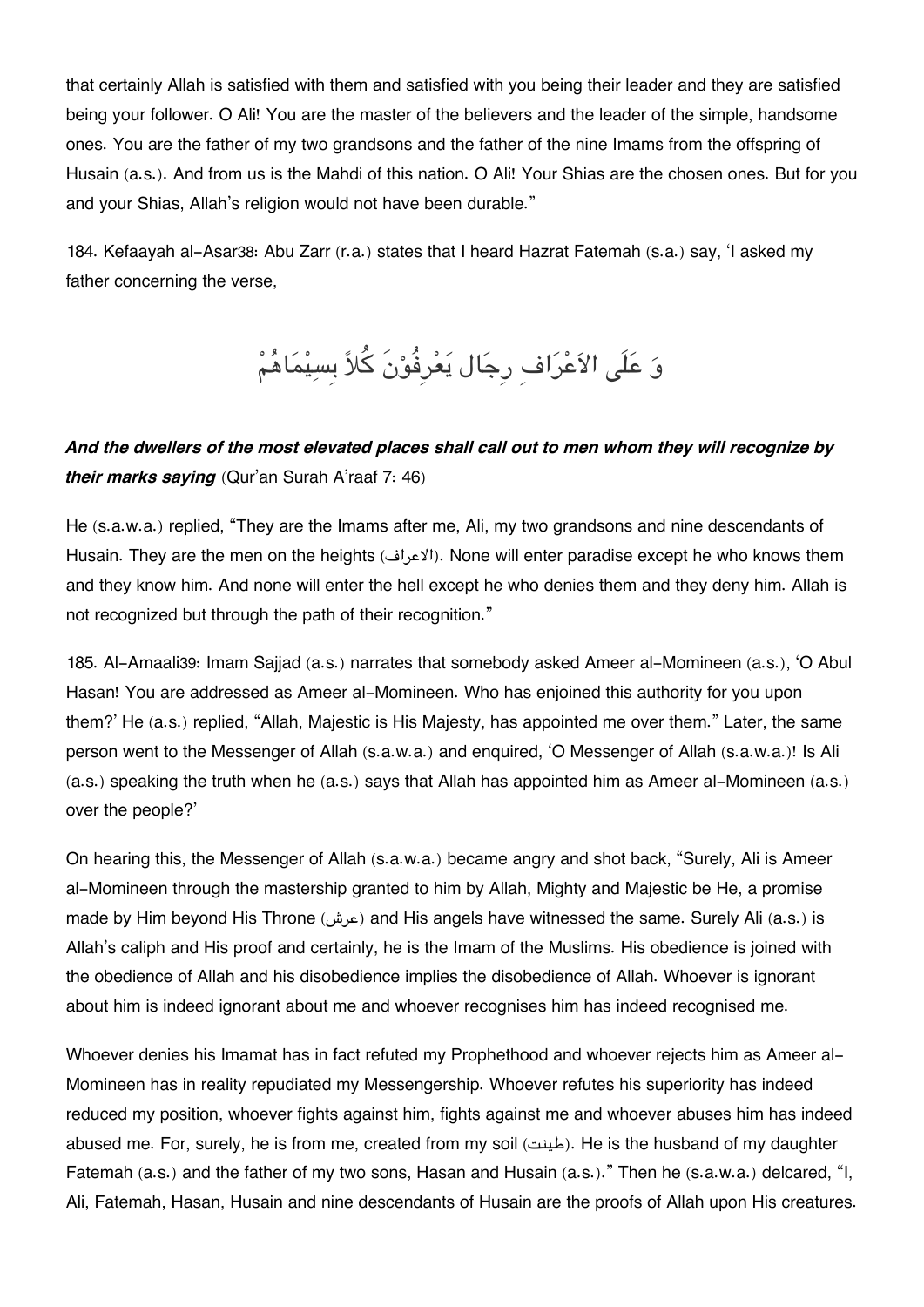that certainly Allah is satisfied with them and satisfied with you being their leader and they are satisfied being your follower. O Ali! You are the master of the believers and the leader of the simple, handsome ones. You are the father of my two grandsons and the father of the nine Imams from the offspring of Husain (a.s.). And from us is the Mahdi of this nation. O Ali! Your Shias are the chosen ones. But for you and your Shias, Allah's religion would not have been durable."

184. Kefaayah al-Asar38: Abu Zarr (r.a.) states that I heard Hazrat Fatemah (s.a.) say, 'I asked my father concerning the verse,

وَ عَلَى الاَعْرَافِ رِجَال يَعْرِفُوْنَ كُلاً بِسِيْمَاهُمْ

***And the dwellers of the most elevated places shall call out to men whom they will recognize by their marks saying*** (Qur'an Surah A'raaf 7: 46)

He (s.a.w.a.) replied, "They are the Imams after me, Ali, my two grandsons and nine descendants of Husain. They are the men on the heights (الاعراف). None will enter paradise except he who knows them and they know him. And none will enter the hell except he who denies them and they deny him. Allah is not recognized but through the path of their recognition."

185. Al-Amaali39: Imam Sajjad (a.s.) narrates that somebody asked Ameer al-Momineen (a.s.), 'O Abul Hasan! You are addressed as Ameer al-Momineen. Who has enjoined this authority for you upon them?' He (a.s.) replied, "Allah, Majestic is His Majesty, has appointed me over them." Later, the same person went to the Messenger of Allah (s.a.w.a.) and enquired, 'O Messenger of Allah (s.a.w.a.)! Is Ali (a.s.) speaking the truth when he (a.s.) says that Allah has appointed him as Ameer al-Momineen (a.s.) over the people?'

On hearing this, the Messenger of Allah (s.a.w.a.) became angry and shot back, "Surely, Ali is Ameer al-Momineen through the mastership granted to him by Allah, Mighty and Majestic be He, a promise made by Him beyond His Throne (عرش) and His angels have witnessed the same. Surely Ali (a.s.) is Allah's caliph and His proof and certainly, he is the Imam of the Muslims. His obedience is joined with the obedience of Allah and his disobedience implies the disobedience of Allah. Whoever is ignorant about him is indeed ignorant about me and whoever recognises him has indeed recognised me.

Whoever denies his Imamat has in fact refuted my Prophethood and whoever rejects him as Ameer al-Momineen has in reality repudiated my Messengership. Whoever refutes his superiority has indeed reduced my position, whoever fights against him, fights against me and whoever abuses him has indeed abused me. For, surely, he is from me, created from my soil (طینت). He is the husband of my daughter Fatemah (a.s.) and the father of my two sons, Hasan and Husain (a.s.)." Then he (s.a.w.a.) delcared, "I, Ali, Fatemah, Hasan, Husain and nine descendants of Husain are the proofs of Allah upon His creatures.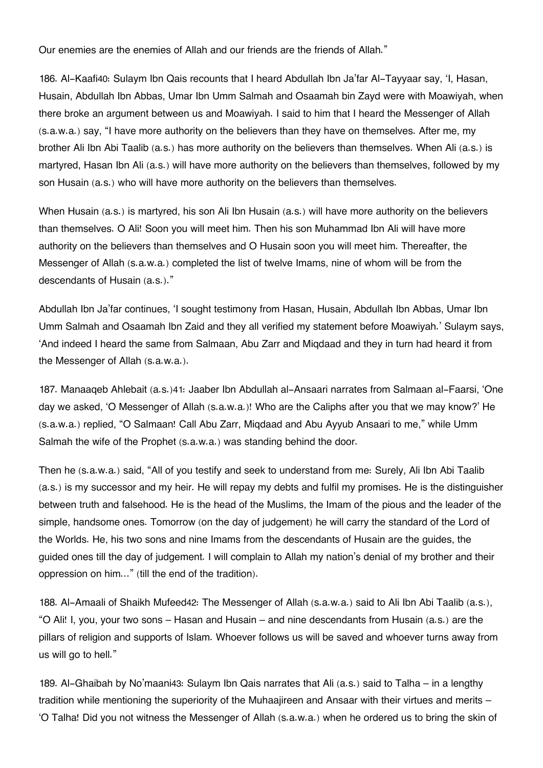Our enemies are the enemies of Allah and our friends are the friends of Allah."

186. Al-Kaafi[40]: Sulaym Ibn Qais recounts that I heard Abdullah Ibn Ja'far Al-Tayyaar say, 'I, Hasan, Husain, Abdullah Ibn Abbas, Umar Ibn Umm Salmah and Osaamah bin Zayd were with Moawiyah, when there broke an argument between us and Moawiyah. I said to him that I heard the Messenger of Allah (s.a.w.a.) say, "I have more authority on the believers than they have on themselves. After me, my brother Ali Ibn Abi Taalib (a.s.) has more authority on the believers than themselves. When Ali (a.s.) is martyred, Hasan Ibn Ali (a.s.) will have more authority on the believers than themselves, followed by my son Husain (a.s.) who will have more authority on the believers than themselves.

When Husain (a.s.) is martyred, his son Ali Ibn Husain (a.s.) will have more authority on the believers than themselves. O Ali! Soon you will meet him. Then his son Muhammad Ibn Ali will have more authority on the believers than themselves and O Husain soon you will meet him. Thereafter, the Messenger of Allah (s.a.w.a.) completed the list of twelve Imams, nine of whom will be from the descendants of Husain (a.s.)."

Abdullah Ibn Ja'far continues, 'I sought testimony from Hasan, Husain, Abdullah Ibn Abbas, Umar Ibn Umm Salmah and Osaamah Ibn Zaid and they all verified my statement before Moawiyah.' Sulaym says, 'And indeed I heard the same from Salmaan, Abu Zarr and Miqdaad and they in turn had heard it from the Messenger of Allah (s.a.w.a.).

187. Manaaqeb Ahlebait (a.s.)[41]: Jaaber Ibn Abdullah al-Ansaari narrates from Salmaan al-Faarsi, 'One day we asked, 'O Messenger of Allah (s.a.w.a.)! Who are the Caliphs after you that we may know?' He (s.a.w.a.) replied, "O Salmaan! Call Abu Zarr, Miqdaad and Abu Ayyub Ansaari to me," while Umm Salmah the wife of the Prophet (s.a.w.a.) was standing behind the door.

Then he (s.a.w.a.) said, "All of you testify and seek to understand from me: Surely, Ali Ibn Abi Taalib (a.s.) is my successor and my heir. He will repay my debts and fulfil my promises. He is the distinguisher between truth and falsehood. He is the head of the Muslims, the Imam of the pious and the leader of the simple, handsome ones. Tomorrow (on the day of judgement) he will carry the standard of the Lord of the Worlds. He, his two sons and nine Imams from the descendants of Husain are the guides, the guided ones till the day of judgement. I will complain to Allah my nation's denial of my brother and their oppression on him..." (till the end of the tradition).

188. Al-Amaali of Shaikh Mufeed[42]: The Messenger of Allah (s.a.w.a.) said to Ali Ibn Abi Taalib (a.s.), "O Ali! I, you, your two sons – Hasan and Husain – and nine descendants from Husain (a.s.) are the pillars of religion and supports of Islam. Whoever follows us will be saved and whoever turns away from us will go to hell."

189. Al-Ghaibah by No'maani[43]: Sulaym Ibn Qais narrates that Ali (a.s.) said to Talha – in a lengthy tradition while mentioning the superiority of the Muhaajireen and Ansaar with their virtues and merits – 'O Talha! Did you not witness the Messenger of Allah (s.a.w.a.) when he ordered us to bring the skin of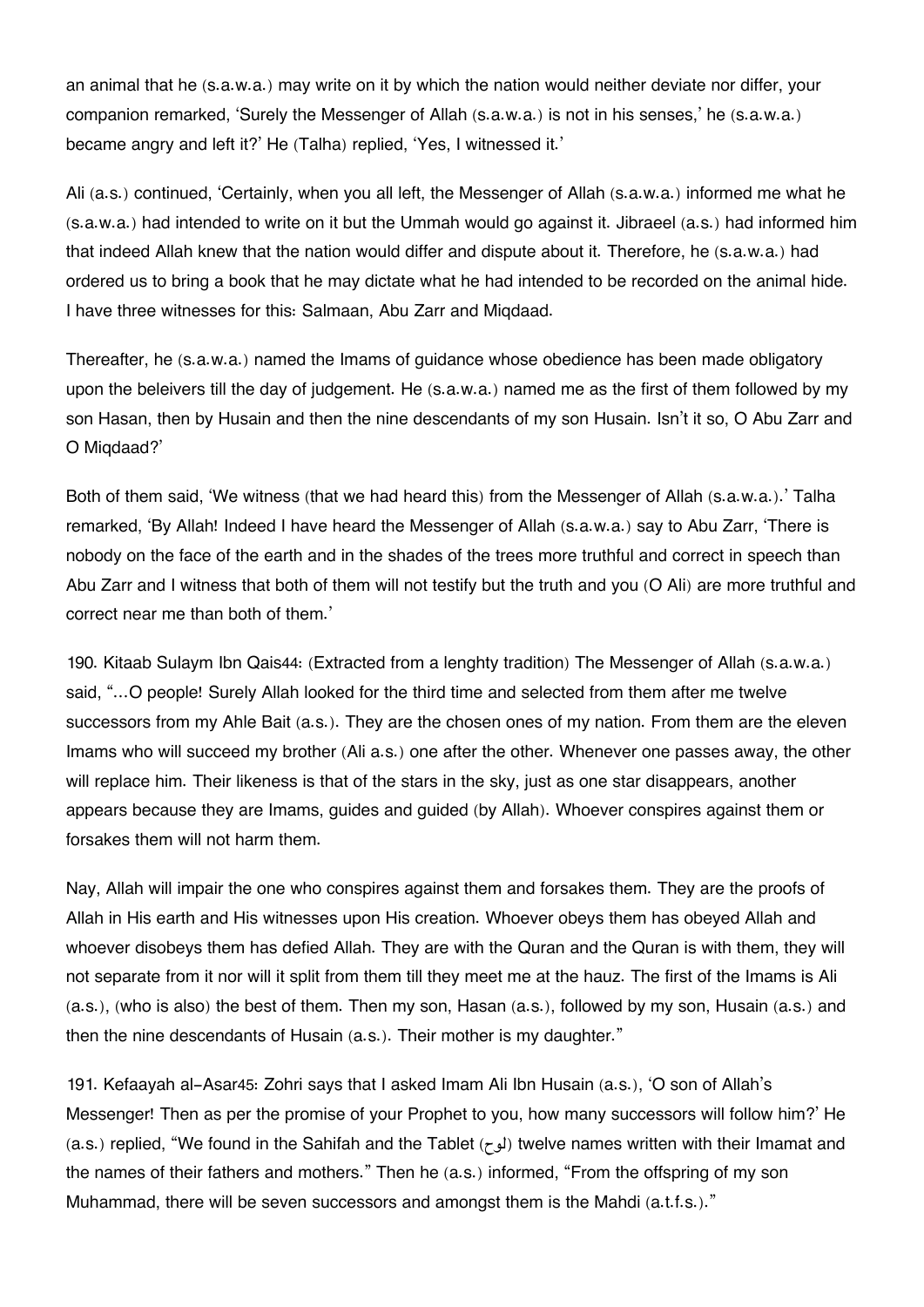an animal that he (s.a.w.a.) may write on it by which the nation would neither deviate nor differ, your companion remarked, 'Surely the Messenger of Allah (s.a.w.a.) is not in his senses,' he (s.a.w.a.) became angry and left it?' He (Talha) replied, 'Yes, I witnessed it.'

Ali (a.s.) continued, 'Certainly, when you all left, the Messenger of Allah (s.a.w.a.) informed me what he (s.a.w.a.) had intended to write on it but the Ummah would go against it. Jibraeel (a.s.) had informed him that indeed Allah knew that the nation would differ and dispute about it. Therefore, he (s.a.w.a.) had ordered us to bring a book that he may dictate what he had intended to be recorded on the animal hide. I have three witnesses for this: Salmaan, Abu Zarr and Miqdaad.

Thereafter, he (s.a.w.a.) named the Imams of guidance whose obedience has been made obligatory upon the beleivers till the day of judgement. He (s.a.w.a.) named me as the first of them followed by my son Hasan, then by Husain and then the nine descendants of my son Husain. Isn't it so, O Abu Zarr and O Miqdaad?'

Both of them said, 'We witness (that we had heard this) from the Messenger of Allah (s.a.w.a.).' Talha remarked, 'By Allah! Indeed I have heard the Messenger of Allah (s.a.w.a.) say to Abu Zarr, 'There is nobody on the face of the earth and in the shades of the trees more truthful and correct in speech than Abu Zarr and I witness that both of them will not testify but the truth and you (O Ali) are more truthful and correct near me than both of them.'

190. Kitaab Sulaym Ibn Qais[44]: (Extracted from a lenghty tradition) The Messenger of Allah (s.a.w.a.) said, "...O people! Surely Allah looked for the third time and selected from them after me twelve successors from my Ahle Bait (a.s.). They are the chosen ones of my nation. From them are the eleven Imams who will succeed my brother (Ali a.s.) one after the other. Whenever one passes away, the other will replace him. Their likeness is that of the stars in the sky, just as one star disappears, another appears because they are Imams, guides and guided (by Allah). Whoever conspires against them or forsakes them will not harm them.

Nay, Allah will impair the one who conspires against them and forsakes them. They are the proofs of Allah in His earth and His witnesses upon His creation. Whoever obeys them has obeyed Allah and whoever disobeys them has defied Allah. They are with the Quran and the Quran is with them, they will not separate from it nor will it split from them till they meet me at the hauz. The first of the Imams is Ali (a.s.), (who is also) the best of them. Then my son, Hasan (a.s.), followed by my son, Husain (a.s.) and then the nine descendants of Husain (a.s.). Their mother is my daughter."

191. Kefaayah al-Asar[45]: Zohri says that I asked Imam Ali Ibn Husain (a.s.), 'O son of Allah's Messenger! Then as per the promise of your Prophet to you, how many successors will follow him?' He (a.s.) replied, "We found in the Sahifah and the Tablet (لوح) twelve names written with their Imamat and the names of their fathers and mothers." Then he (a.s.) informed, "From the offspring of my son Muhammad, there will be seven successors and amongst them is the Mahdi (a.t.f.s.)."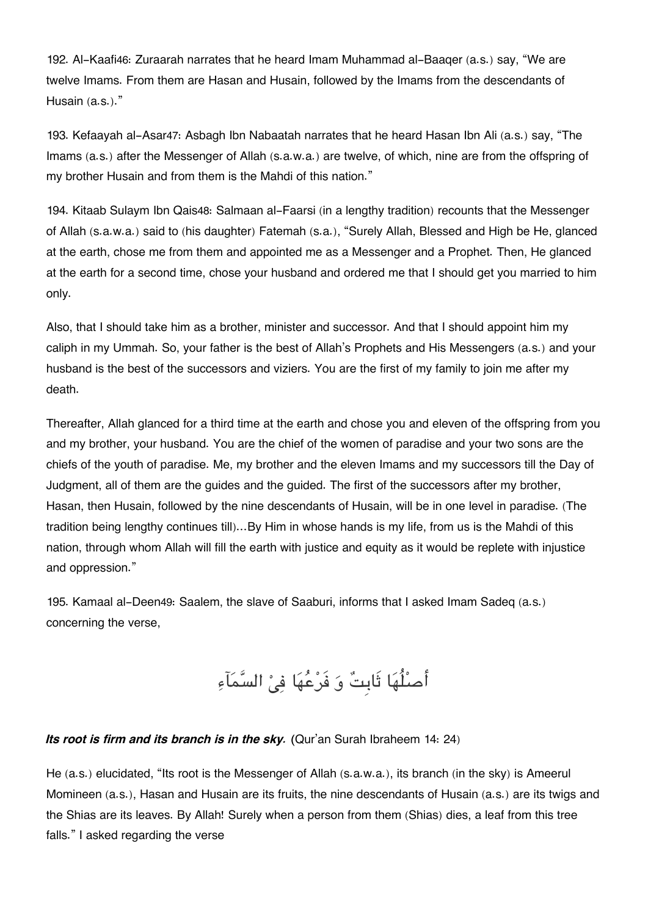192. Al-Kaafi[46]: Zuraarah narrates that he heard Imam Muhammad al-Baaqer (a.s.) say, "We are twelve Imams. From them are Hasan and Husain, followed by the Imams from the descendants of Husain (a.s.)."

193. Kefaayah al-Asar[47]: Asbagh Ibn Nabaatah narrates that he heard Hasan Ibn Ali (a.s.) say, "The Imams (a.s.) after the Messenger of Allah (s.a.w.a.) are twelve, of which, nine are from the offspring of my brother Husain and from them is the Mahdi of this nation."

194. Kitaab Sulaym Ibn Qais[48]: Salmaan al-Faarsi (in a lengthy tradition) recounts that the Messenger of Allah (s.a.w.a.) said to (his daughter) Fatemah (s.a.), "Surely Allah, Blessed and High be He, glanced at the earth, chose me from them and appointed me as a Messenger and a Prophet. Then, He glanced at the earth for a second time, chose your husband and ordered me that I should get you married to him only.

Also, that I should take him as a brother, minister and successor. And that I should appoint him my caliph in my Ummah. So, your father is the best of Allah's Prophets and His Messengers (a.s.) and your husband is the best of the successors and viziers. You are the first of my family to join me after my death.

Thereafter, Allah glanced for a third time at the earth and chose you and eleven of the offspring from you and my brother, your husband. You are the chief of the women of paradise and your two sons are the chiefs of the youth of paradise. Me, my brother and the eleven Imams and my successors till the Day of Judgment, all of them are the guides and the guided. The first of the successors after my brother, Hasan, then Husain, followed by the nine descendants of Husain, will be in one level in paradise. (The tradition being lengthy continues till)...By Him in whose hands is my life, from us is the Mahdi of this nation, through whom Allah will fill the earth with justice and equity as it would be replete with injustice and oppression."

195. Kamaal al-Deen[49]: Saalem, the slave of Saaburi, informs that I asked Imam Sadeq (a.s.) concerning the verse,

أَصْلُهَا ثَابِتٌ وَ فَرْعُهَا فِيْ السَّمَآءِ

***Its root is firm and its branch is in the sky.*** (Qur'an Surah Ibraheem 14: 24)

He (a.s.) elucidated, "Its root is the Messenger of Allah (s.a.w.a.), its branch (in the sky) is Ameerul Momineen (a.s.), Hasan and Husain are its fruits, the nine descendants of Husain (a.s.) are its twigs and the Shias are its leaves. By Allah! Surely when a person from them (Shias) dies, a leaf from this tree falls." I asked regarding the verse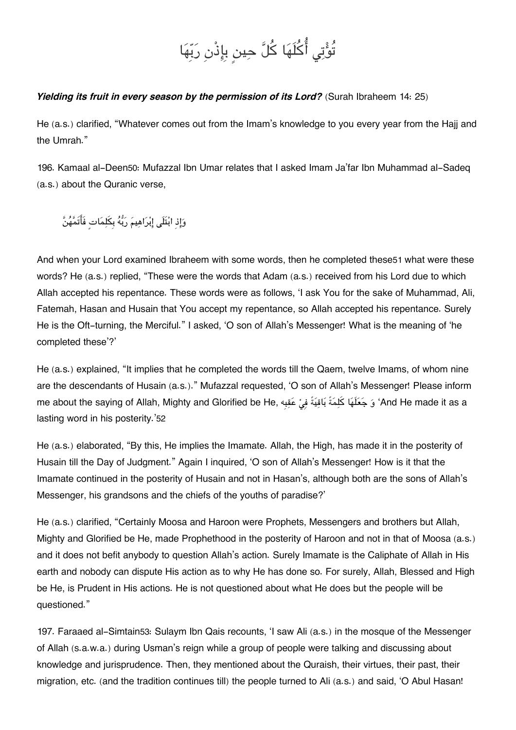تُؤْتِي أُكُلَهَا كُلَّ حِينٍ بِإِذْنِ رَبِّهَا

***Yielding its fruit in every season by the permission of its Lord?*** (Surah Ibraheem 14: 25)

He (a.s.) clarified, "Whatever comes out from the Imam's knowledge to you every year from the Hajj and the Umrah."

196. Kamaal al-Deen[50]: Mufazzal Ibn Umar relates that I asked Imam Ja'far Ibn Muhammad al-Sadeq (a.s.) about the Quranic verse,

وَإِذِ ابْتَلَى إِبْرَاهِيمَ رَبُّهُ بِكَلِمَاتٍ فَأَتَمَّهُنَّ

And when your Lord examined Ibraheem with some words, then he completed these[51] what were these words? He (a.s.) replied, "These were the words that Adam (a.s.) received from his Lord due to which Allah accepted his repentance. These words were as follows, 'I ask You for the sake of Muhammad, Ali, Fatemah, Hasan and Husain that You accept my repentance, so Allah accepted his repentance. Surely He is the Oft-turning, the Merciful." I asked, 'O son of Allah's Messenger! What is the meaning of 'he completed these'?'

He (a.s.) explained, "It implies that he completed the words till the Qaem, twelve Imams, of whom nine are the descendants of Husain (a.s.)." Mufazzal requested, 'O son of Allah's Messenger! Please inform me about the saying of Allah, Mighty and Glorified be He, وَ جَعَلَهَا كَلِمَةً بَاقِيَةً فِيْ عَقِبِه 'And He made it as a lasting word in his posterity.'[52]

He (a.s.) elaborated, "By this, He implies the Imamate. Allah, the High, has made it in the posterity of Husain till the Day of Judgment." Again I inquired, 'O son of Allah's Messenger! How is it that the Imamate continued in the posterity of Husain and not in Hasan's, although both are the sons of Allah's Messenger, his grandsons and the chiefs of the youths of paradise?'

He (a.s.) clarified, "Certainly Moosa and Haroon were Prophets, Messengers and brothers but Allah, Mighty and Glorified be He, made Prophethood in the posterity of Haroon and not in that of Moosa (a.s.) and it does not befit anybody to question Allah's action. Surely Imamate is the Caliphate of Allah in His earth and nobody can dispute His action as to why He has done so. For surely, Allah, Blessed and High be He, is Prudent in His actions. He is not questioned about what He does but the people will be questioned."

197. Faraaed al-Simtain[53]: Sulaym Ibn Qais recounts, 'I saw Ali (a.s.) in the mosque of the Messenger of Allah (s.a.w.a.) during Usman's reign while a group of people were talking and discussing about knowledge and jurisprudence. Then, they mentioned about the Quraish, their virtues, their past, their migration, etc. (and the tradition continues till) the people turned to Ali (a.s.) and said, 'O Abul Hasan!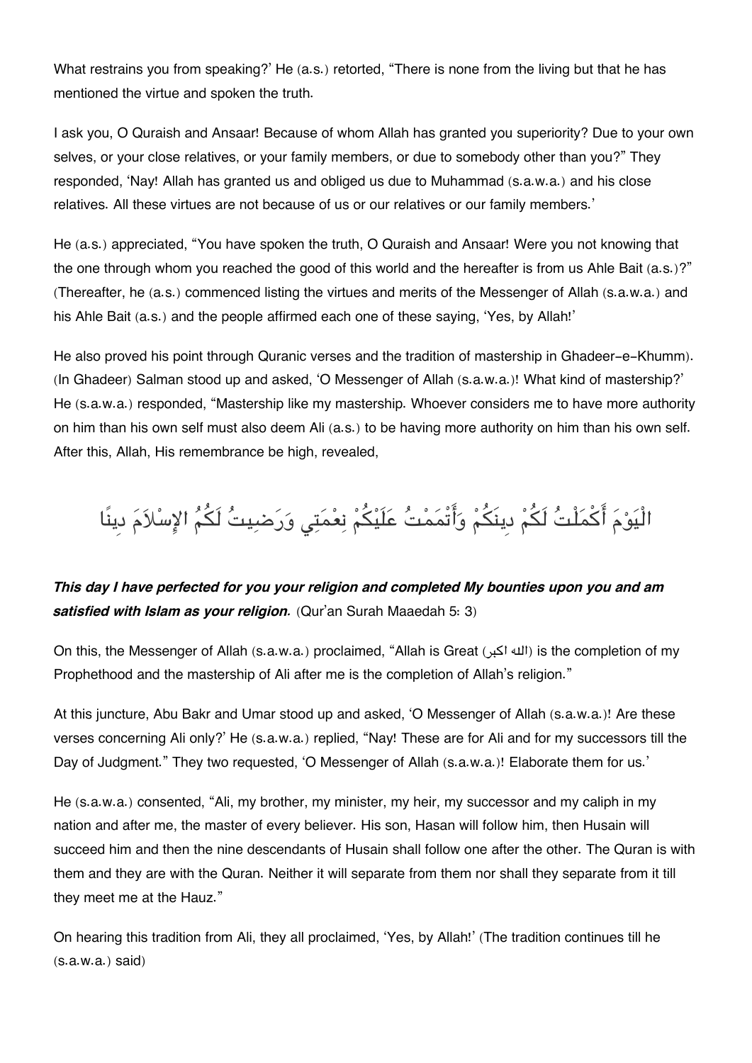What restrains you from speaking?' He (a.s.) retorted, "There is none from the living but that he has mentioned the virtue and spoken the truth.

I ask you, O Quraish and Ansaar! Because of whom Allah has granted you superiority? Due to your own selves, or your close relatives, or your family members, or due to somebody other than you?" They responded, 'Nay! Allah has granted us and obliged us due to Muhammad (s.a.w.a.) and his close relatives. All these virtues are not because of us or our relatives or our family members.'

He (a.s.) appreciated, "You have spoken the truth, O Quraish and Ansaar! Were you not knowing that the one through whom you reached the good of this world and the hereafter is from us Ahle Bait (a.s.)?" (Thereafter, he (a.s.) commenced listing the virtues and merits of the Messenger of Allah (s.a.w.a.) and his Ahle Bait (a.s.) and the people affirmed each one of these saying, 'Yes, by Allah!'

He also proved his point through Quranic verses and the tradition of mastership in Ghadeer-e-Khumm). (In Ghadeer) Salman stood up and asked, 'O Messenger of Allah (s.a.w.a.)! What kind of mastership?' He (s.a.w.a.) responded, "Mastership like my mastership. Whoever considers me to have more authority on him than his own self must also deem Ali (a.s.) to be having more authority on him than his own self. After this, Allah, His remembrance be high, revealed,

الْيَوْمَ أَكْمَلْتُ لَكُمْ دِينَكُمْ وَأَتْمَمْتُ عَلَيْكُمْ نِعْمَتِي وَرَضِيتُ لَكُمُ الإِسْلاَمَ دِينًا

***This day I have perfected for you your religion and completed My bounties upon you and am satisfied with Islam as your religion.*** (Qur'an Surah Maaedah 5: 3)

On this, the Messenger of Allah (s.a.w.a.) proclaimed, "Allah is Great (الله اكبر) is the completion of my Prophethood and the mastership of Ali after me is the completion of Allah's religion."

At this juncture, Abu Bakr and Umar stood up and asked, 'O Messenger of Allah (s.a.w.a.)! Are these verses concerning Ali only?' He (s.a.w.a.) replied, "Nay! These are for Ali and for my successors till the Day of Judgment." They two requested, 'O Messenger of Allah (s.a.w.a.)! Elaborate them for us.'

He (s.a.w.a.) consented, "Ali, my brother, my minister, my heir, my successor and my caliph in my nation and after me, the master of every believer. His son, Hasan will follow him, then Husain will succeed him and then the nine descendants of Husain shall follow one after the other. The Quran is with them and they are with the Quran. Neither it will separate from them nor shall they separate from it till they meet me at the Hauz."

On hearing this tradition from Ali, they all proclaimed, 'Yes, by Allah!' (The tradition continues till he (s.a.w.a.) said)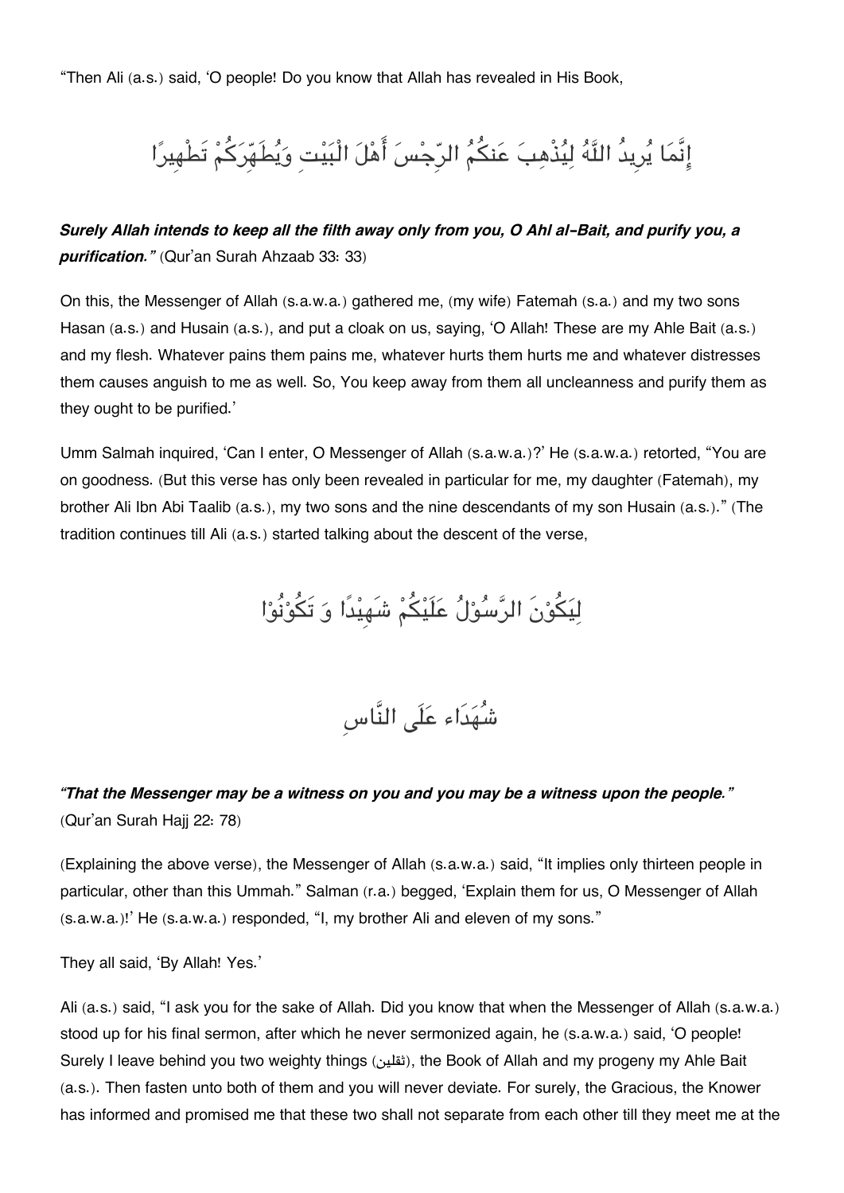"Then Ali (a.s.) said, 'O people! Do you know that Allah has revealed in His Book,

إِنَّمَا يُرِيدُ اللَّهُ لِيُذْهِبَ عَنكُمُ الرِّجْسَ أَهْلَ الْبَيْتِ وَيُطَهِّرَكُمْ تَطْهِيرًا

***Surely Allah intends to keep all the filth away only from you, O Ahl al-Bait, and purify you, a purification."*** (Qur'an Surah Ahzaab 33: 33)

On this, the Messenger of Allah (s.a.w.a.) gathered me, (my wife) Fatemah (s.a.) and my two sons Hasan (a.s.) and Husain (a.s.), and put a cloak on us, saying, 'O Allah! These are my Ahle Bait (a.s.) and my flesh. Whatever pains them pains me, whatever hurts them hurts me and whatever distresses them causes anguish to me as well. So, You keep away from them all uncleanness and purify them as they ought to be purified.'

Umm Salmah inquired, 'Can I enter, O Messenger of Allah (s.a.w.a.)?' He (s.a.w.a.) retorted, "You are on goodness. (But this verse has only been revealed in particular for me, my daughter (Fatemah), my brother Ali Ibn Abi Taalib (a.s.), my two sons and the nine descendants of my son Husain (a.s.)." (The tradition continues till Ali (a.s.) started talking about the descent of the verse,

لِيَكُوْنَ الرَّسُوْلُ عَلَيْكُمْ شَهِيْدًا وَ تَكُوْنُوْا

شُهَدَاء عَلَى النَّاسِ

***"That the Messenger may be a witness on you and you may be a witness upon the people."*** (Qur'an Surah Hajj 22: 78)

(Explaining the above verse), the Messenger of Allah (s.a.w.a.) said, "It implies only thirteen people in particular, other than this Ummah." Salman (r.a.) begged, 'Explain them for us, O Messenger of Allah (s.a.w.a.)!' He (s.a.w.a.) responded, "I, my brother Ali and eleven of my sons."

They all said, 'By Allah! Yes.'

Ali (a.s.) said, "I ask you for the sake of Allah. Did you know that when the Messenger of Allah (s.a.w.a.) stood up for his final sermon, after which he never sermonized again, he (s.a.w.a.) said, 'O people! Surely I leave behind you two weighty things (ثقلين), the Book of Allah and my progeny my Ahle Bait (a.s.). Then fasten unto both of them and you will never deviate. For surely, the Gracious, the Knower has informed and promised me that these two shall not separate from each other till they meet me at the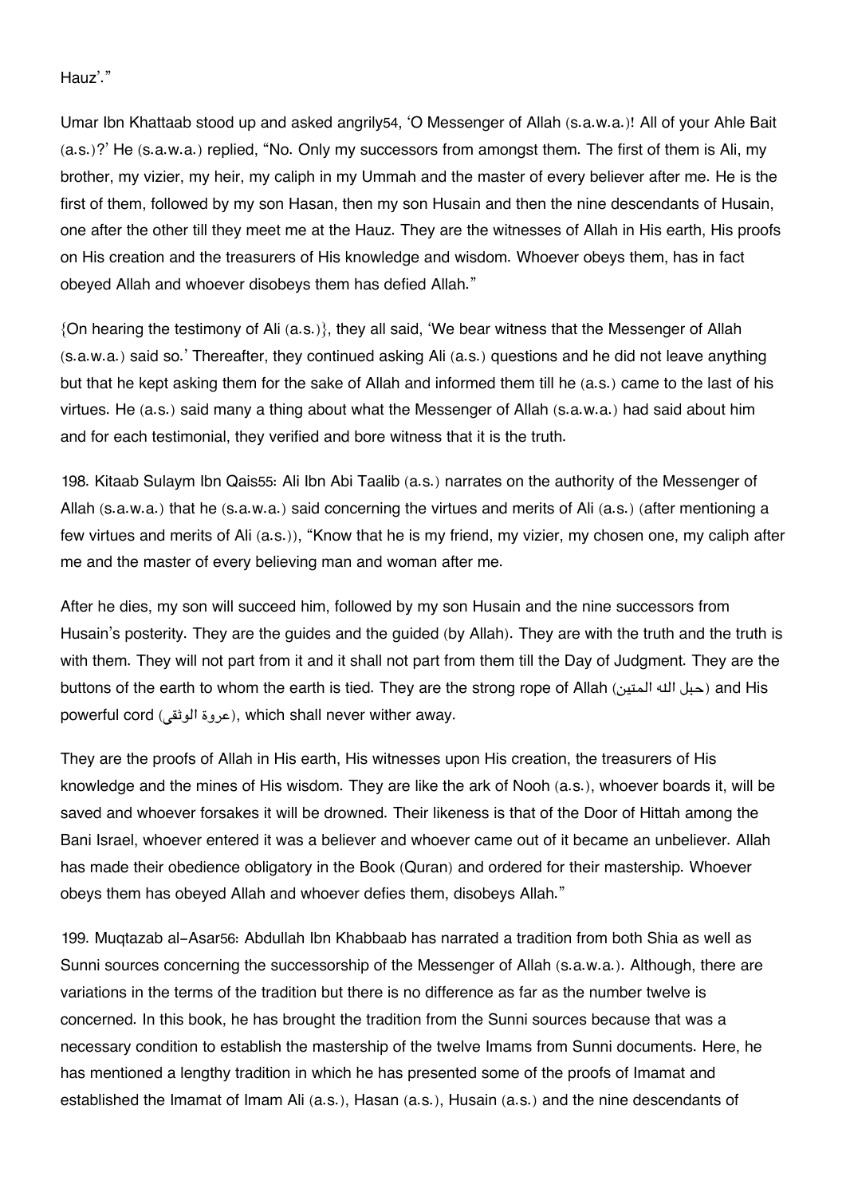Hauz'."

Umar Ibn Khattaab stood up and asked angrily[54], 'O Messenger of Allah (s.a.w.a.)! All of your Ahle Bait (a.s.)?' He (s.a.w.a.) replied, "No. Only my successors from amongst them. The first of them is Ali, my brother, my vizier, my heir, my caliph in my Ummah and the master of every believer after me. He is the first of them, followed by my son Hasan, then my son Husain and then the nine descendants of Husain, one after the other till they meet me at the Hauz. They are the witnesses of Allah in His earth, His proofs on His creation and the treasurers of His knowledge and wisdom. Whoever obeys them, has in fact obeyed Allah and whoever disobeys them has defied Allah."

{On hearing the testimony of Ali (a.s.)}, they all said, 'We bear witness that the Messenger of Allah (s.a.w.a.) said so.' Thereafter, they continued asking Ali (a.s.) questions and he did not leave anything but that he kept asking them for the sake of Allah and informed them till he (a.s.) came to the last of his virtues. He (a.s.) said many a thing about what the Messenger of Allah (s.a.w.a.) had said about him and for each testimonial, they verified and bore witness that it is the truth.

198. Kitaab Sulaym Ibn Qais[55]: Ali Ibn Abi Taalib (a.s.) narrates on the authority of the Messenger of Allah (s.a.w.a.) that he (s.a.w.a.) said concerning the virtues and merits of Ali (a.s.) (after mentioning a few virtues and merits of Ali (a.s.)), "Know that he is my friend, my vizier, my chosen one, my caliph after me and the master of every believing man and woman after me.

After he dies, my son will succeed him, followed by my son Husain and the nine successors from Husain's posterity. They are the guides and the guided (by Allah). They are with the truth and the truth is with them. They will not part from it and it shall not part from them till the Day of Judgment. They are the buttons of the earth to whom the earth is tied. They are the strong rope of Allah (حبل الله المتين) and His powerful cord (عروة الوثقى), which shall never wither away.

They are the proofs of Allah in His earth, His witnesses upon His creation, the treasurers of His knowledge and the mines of His wisdom. They are like the ark of Nooh (a.s.), whoever boards it, will be saved and whoever forsakes it will be drowned. Their likeness is that of the Door of Hittah among the Bani Israel, whoever entered it was a believer and whoever came out of it became an unbeliever. Allah has made their obedience obligatory in the Book (Quran) and ordered for their mastership. Whoever obeys them has obeyed Allah and whoever defies them, disobeys Allah."

199. Muqtazab al-Asar[56]: Abdullah Ibn Khabbaab has narrated a tradition from both Shia as well as Sunni sources concerning the successorship of the Messenger of Allah (s.a.w.a.). Although, there are variations in the terms of the tradition but there is no difference as far as the number twelve is concerned. In this book, he has brought the tradition from the Sunni sources because that was a necessary condition to establish the mastership of the twelve Imams from Sunni documents. Here, he has mentioned a lengthy tradition in which he has presented some of the proofs of Imamat and established the Imamat of Imam Ali (a.s.), Hasan (a.s.), Husain (a.s.) and the nine descendants of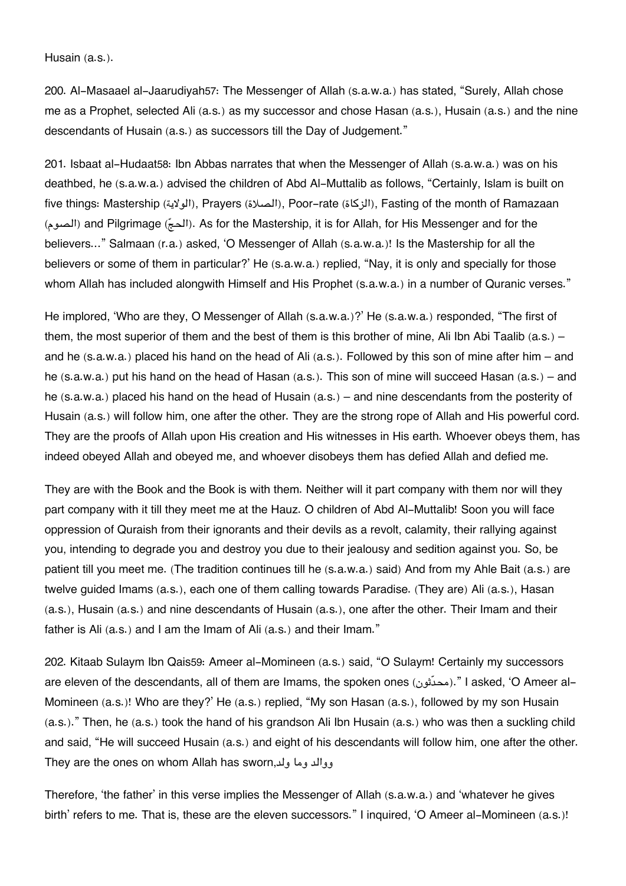Husain (a.s.).

200. Al-Masaael al-Jaarudiyah[57]: The Messenger of Allah (s.a.w.a.) has stated, "Surely, Allah chose me as a Prophet, selected Ali (a.s.) as my successor and chose Hasan (a.s.), Husain (a.s.) and the nine descendants of Husain (a.s.) as successors till the Day of Judgement."

201. Isbaat al-Hudaat[58]: Ibn Abbas narrates that when the Messenger of Allah (s.a.w.a.) was on his deathbed, he (s.a.w.a.) advised the children of Abd Al-Muttalib as follows, "Certainly, Islam is built on five things: Mastership (الولاية), Prayers (الصلاة), Poor-rate (الزكاة), Fasting of the month of Ramazaan (الصوم) and Pilgrimage (الحجّ). As for the Mastership, it is for Allah, for His Messenger and for the believers..." Salmaan (r.a.) asked, 'O Messenger of Allah (s.a.w.a.)! Is the Mastership for all the believers or some of them in particular?' He (s.a.w.a.) replied, "Nay, it is only and specially for those whom Allah has included alongwith Himself and His Prophet (s.a.w.a.) in a number of Quranic verses."

He implored, 'Who are they, O Messenger of Allah (s.a.w.a.)?' He (s.a.w.a.) responded, "The first of them, the most superior of them and the best of them is this brother of mine, Ali Ibn Abi Taalib (a.s.) – and he (s.a.w.a.) placed his hand on the head of Ali (a.s.). Followed by this son of mine after him – and he (s.a.w.a.) put his hand on the head of Hasan (a.s.). This son of mine will succeed Hasan (a.s.) – and he (s.a.w.a.) placed his hand on the head of Husain (a.s.) – and nine descendants from the posterity of Husain (a.s.) will follow him, one after the other. They are the strong rope of Allah and His powerful cord. They are the proofs of Allah upon His creation and His witnesses in His earth. Whoever obeys them, has indeed obeyed Allah and obeyed me, and whoever disobeys them has defied Allah and defied me.

They are with the Book and the Book is with them. Neither will it part company with them nor will they part company with it till they meet me at the Hauz. O children of Abd Al-Muttalib! Soon you will face oppression of Quraish from their ignorants and their devils as a revolt, calamity, their rallying against you, intending to degrade you and destroy you due to their jealousy and sedition against you. So, be patient till you meet me. (The tradition continues till he (s.a.w.a.) said) And from my Ahle Bait (a.s.) are twelve guided Imams (a.s.), each one of them calling towards Paradise. (They are) Ali (a.s.), Hasan (a.s.), Husain (a.s.) and nine descendants of Husain (a.s.), one after the other. Their Imam and their father is Ali (a.s.) and I am the Imam of Ali (a.s.) and their Imam."

202. Kitaab Sulaym Ibn Qais[59]: Ameer al-Momineen (a.s.) said, "O Sulaym! Certainly my successors are eleven of the descendants, all of them are Imams, the spoken ones (محدّثون)." I asked, 'O Ameer al-Momineen (a.s.)! Who are they?' He (a.s.) replied, "My son Hasan (a.s.), followed by my son Husain (a.s.)." Then, he (a.s.) took the hand of his grandson Ali Ibn Husain (a.s.) who was then a suckling child and said, "He will succeed Husain (a.s.) and eight of his descendants will follow him, one after the other. They are the ones on whom Allah has sworn, ووالد وما ولد

Therefore, 'the father' in this verse implies the Messenger of Allah (s.a.w.a.) and 'whatever he gives birth' refers to me. That is, these are the eleven successors." I inquired, 'O Ameer al-Momineen (a.s.)!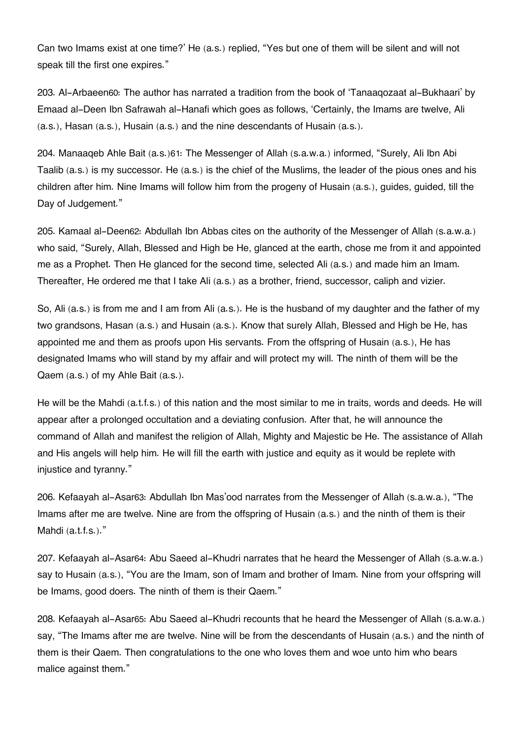Can two Imams exist at one time?' He (a.s.) replied, "Yes but one of them will be silent and will not speak till the first one expires."

203. Al-Arbaeen[60]: The author has narrated a tradition from the book of 'Tanaaqozaat al-Bukhaari' by Emaad al-Deen Ibn Safrawah al-Hanafi which goes as follows, 'Certainly, the Imams are twelve, Ali (a.s.), Hasan (a.s.), Husain (a.s.) and the nine descendants of Husain (a.s.).

204. Manaaqeb Ahle Bait (a.s.)[61]: The Messenger of Allah (s.a.w.a.) informed, "Surely, Ali Ibn Abi Taalib (a.s.) is my successor. He (a.s.) is the chief of the Muslims, the leader of the pious ones and his children after him. Nine Imams will follow him from the progeny of Husain (a.s.), guides, guided, till the Day of Judgement."

205. Kamaal al-Deen[62]: Abdullah Ibn Abbas cites on the authority of the Messenger of Allah (s.a.w.a.) who said, "Surely, Allah, Blessed and High be He, glanced at the earth, chose me from it and appointed me as a Prophet. Then He glanced for the second time, selected Ali (a.s.) and made him an Imam. Thereafter, He ordered me that I take Ali (a.s.) as a brother, friend, successor, caliph and vizier.

So, Ali (a.s.) is from me and I am from Ali (a.s.). He is the husband of my daughter and the father of my two grandsons, Hasan (a.s.) and Husain (a.s.). Know that surely Allah, Blessed and High be He, has appointed me and them as proofs upon His servants. From the offspring of Husain (a.s.), He has designated Imams who will stand by my affair and will protect my will. The ninth of them will be the Qaem (a.s.) of my Ahle Bait (a.s.).

He will be the Mahdi (a.t.f.s.) of this nation and the most similar to me in traits, words and deeds. He will appear after a prolonged occultation and a deviating confusion. After that, he will announce the command of Allah and manifest the religion of Allah, Mighty and Majestic be He. The assistance of Allah and His angels will help him. He will fill the earth with justice and equity as it would be replete with injustice and tyranny."

206. Kefaayah al-Asar[63]: Abdullah Ibn Mas'ood narrates from the Messenger of Allah (s.a.w.a.), "The Imams after me are twelve. Nine are from the offspring of Husain (a.s.) and the ninth of them is their Mahdi (a.t.f.s.)."

207. Kefaayah al-Asar[64]: Abu Saeed al-Khudri narrates that he heard the Messenger of Allah (s.a.w.a.) say to Husain (a.s.), "You are the Imam, son of Imam and brother of Imam. Nine from your offspring will be Imams, good doers. The ninth of them is their Qaem."

208. Kefaayah al-Asar[65]: Abu Saeed al-Khudri recounts that he heard the Messenger of Allah (s.a.w.a.) say, "The Imams after me are twelve. Nine will be from the descendants of Husain (a.s.) and the ninth of them is their Qaem. Then congratulations to the one who loves them and woe unto him who bears malice against them."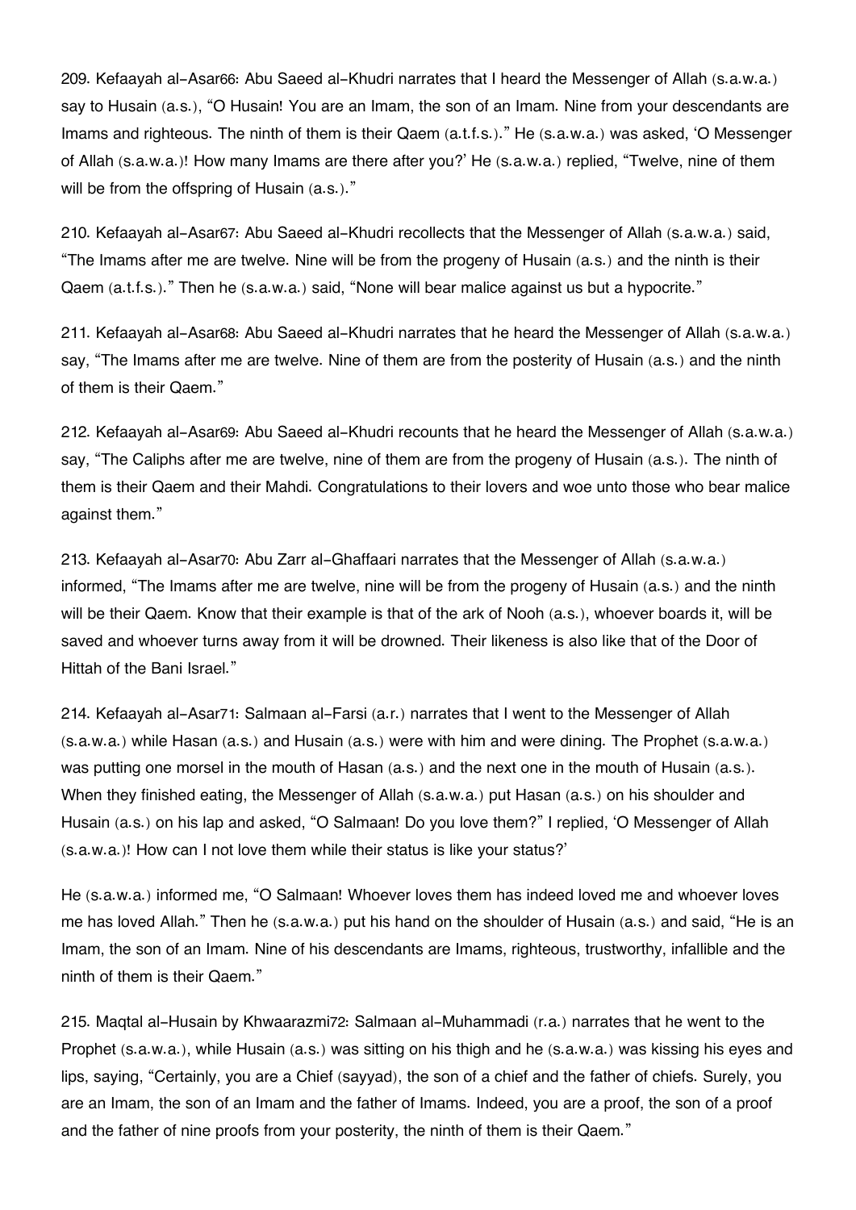209. Kefaayah al-Asar[66]: Abu Saeed al-Khudri narrates that I heard the Messenger of Allah (s.a.w.a.) say to Husain (a.s.), "O Husain! You are an Imam, the son of an Imam. Nine from your descendants are Imams and righteous. The ninth of them is their Qaem (a.t.f.s.)." He (s.a.w.a.) was asked, 'O Messenger of Allah (s.a.w.a.)! How many Imams are there after you?' He (s.a.w.a.) replied, "Twelve, nine of them will be from the offspring of Husain (a.s.)."

210. Kefaayah al-Asar[67]: Abu Saeed al-Khudri recollects that the Messenger of Allah (s.a.w.a.) said, "The Imams after me are twelve. Nine will be from the progeny of Husain (a.s.) and the ninth is their Qaem (a.t.f.s.)." Then he (s.a.w.a.) said, "None will bear malice against us but a hypocrite."

211. Kefaayah al-Asar[68]: Abu Saeed al-Khudri narrates that he heard the Messenger of Allah (s.a.w.a.) say, "The Imams after me are twelve. Nine of them are from the posterity of Husain (a.s.) and the ninth of them is their Qaem."

212. Kefaayah al-Asar[69]: Abu Saeed al-Khudri recounts that he heard the Messenger of Allah (s.a.w.a.) say, "The Caliphs after me are twelve, nine of them are from the progeny of Husain (a.s.). The ninth of them is their Qaem and their Mahdi. Congratulations to their lovers and woe unto those who bear malice against them."

213. Kefaayah al-Asar[70]: Abu Zarr al-Ghaffaari narrates that the Messenger of Allah (s.a.w.a.) informed, "The Imams after me are twelve, nine will be from the progeny of Husain (a.s.) and the ninth will be their Qaem. Know that their example is that of the ark of Nooh (a.s.), whoever boards it, will be saved and whoever turns away from it will be drowned. Their likeness is also like that of the Door of Hittah of the Bani Israel."

214. Kefaayah al-Asar[71]: Salmaan al-Farsi (a.r.) narrates that I went to the Messenger of Allah (s.a.w.a.) while Hasan (a.s.) and Husain (a.s.) were with him and were dining. The Prophet (s.a.w.a.) was putting one morsel in the mouth of Hasan (a.s.) and the next one in the mouth of Husain (a.s.). When they finished eating, the Messenger of Allah (s.a.w.a.) put Hasan (a.s.) on his shoulder and Husain (a.s.) on his lap and asked, "O Salmaan! Do you love them?" I replied, 'O Messenger of Allah (s.a.w.a.)! How can I not love them while their status is like your status?'

He (s.a.w.a.) informed me, "O Salmaan! Whoever loves them has indeed loved me and whoever loves me has loved Allah." Then he (s.a.w.a.) put his hand on the shoulder of Husain (a.s.) and said, "He is an Imam, the son of an Imam. Nine of his descendants are Imams, righteous, trustworthy, infallible and the ninth of them is their Qaem."

215. Maqtal al-Husain by Khwaarazmi[72]: Salmaan al-Muhammadi (r.a.) narrates that he went to the Prophet (s.a.w.a.), while Husain (a.s.) was sitting on his thigh and he (s.a.w.a.) was kissing his eyes and lips, saying, "Certainly, you are a Chief (sayyad), the son of a chief and the father of chiefs. Surely, you are an Imam, the son of an Imam and the father of Imams. Indeed, you are a proof, the son of a proof and the father of nine proofs from your posterity, the ninth of them is their Qaem."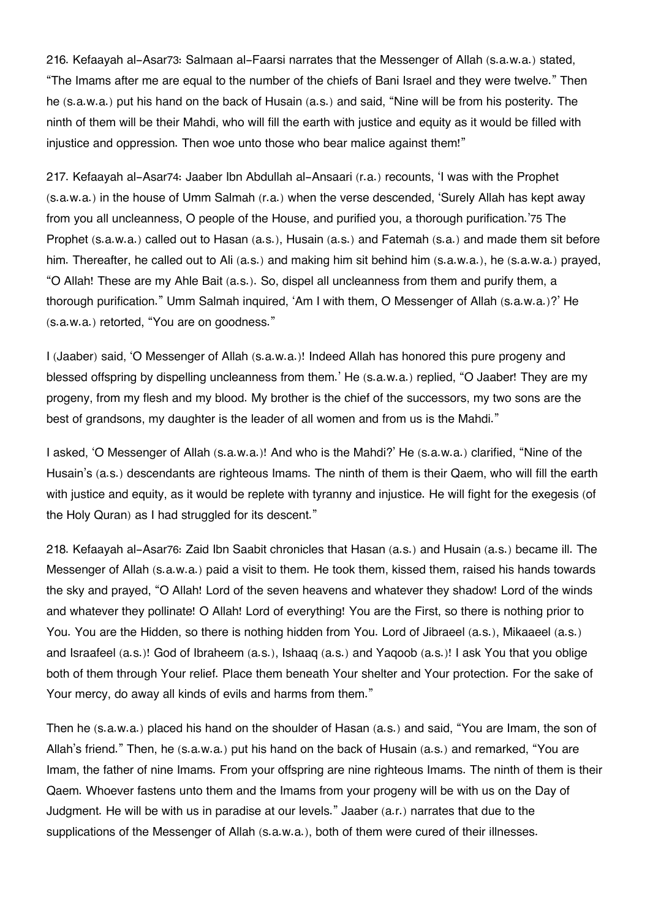216. Kefaayah al-Asar[73]: Salmaan al-Faarsi narrates that the Messenger of Allah (s.a.w.a.) stated, “The Imams after me are equal to the number of the chiefs of Bani Israel and they were twelve.” Then he (s.a.w.a.) put his hand on the back of Husain (a.s.) and said, “Nine will be from his posterity. The ninth of them will be their Mahdi, who will fill the earth with justice and equity as it would be filled with injustice and oppression. Then woe unto those who bear malice against them!”

217. Kefaayah al-Asar[74]: Jaaber Ibn Abdullah al-Ansaari (r.a.) recounts, ‘I was with the Prophet (s.a.w.a.) in the house of Umm Salmah (r.a.) when the verse descended, ‘Surely Allah has kept away from you all uncleanness, O people of the House, and purified you, a thorough purification.’[75] The Prophet (s.a.w.a.) called out to Hasan (a.s.), Husain (a.s.) and Fatemah (s.a.) and made them sit before him. Thereafter, he called out to Ali (a.s.) and making him sit behind him (s.a.w.a.), he (s.a.w.a.) prayed, “O Allah! These are my Ahle Bait (a.s.). So, dispel all uncleanness from them and purify them, a thorough purification.” Umm Salmah inquired, ‘Am I with them, O Messenger of Allah (s.a.w.a.)?’ He (s.a.w.a.) retorted, “You are on goodness.”

I (Jaaber) said, ‘O Messenger of Allah (s.a.w.a.)! Indeed Allah has honored this pure progeny and blessed offspring by dispelling uncleanness from them.’ He (s.a.w.a.) replied, “O Jaaber! They are my progeny, from my flesh and my blood. My brother is the chief of the successors, my two sons are the best of grandsons, my daughter is the leader of all women and from us is the Mahdi.”

I asked, ‘O Messenger of Allah (s.a.w.a.)! And who is the Mahdi?’ He (s.a.w.a.) clarified, “Nine of the Husain’s (a.s.) descendants are righteous Imams. The ninth of them is their Qaem, who will fill the earth with justice and equity, as it would be replete with tyranny and injustice. He will fight for the exegesis (of the Holy Quran) as I had struggled for its descent.”

218. Kefaayah al-Asar[76]: Zaid Ibn Saabit chronicles that Hasan (a.s.) and Husain (a.s.) became ill. The Messenger of Allah (s.a.w.a.) paid a visit to them. He took them, kissed them, raised his hands towards the sky and prayed, “O Allah! Lord of the seven heavens and whatever they shadow! Lord of the winds and whatever they pollinate! O Allah! Lord of everything! You are the First, so there is nothing prior to You. You are the Hidden, so there is nothing hidden from You. Lord of Jibraeel (a.s.), Mikaaeel (a.s.) and Israafeel (a.s.)! God of Ibraheem (a.s.), Ishaaq (a.s.) and Yaqoob (a.s.)! I ask You that you oblige both of them through Your relief. Place them beneath Your shelter and Your protection. For the sake of Your mercy, do away all kinds of evils and harms from them.”

Then he (s.a.w.a.) placed his hand on the shoulder of Hasan (a.s.) and said, “You are Imam, the son of Allah’s friend.” Then, he (s.a.w.a.) put his hand on the back of Husain (a.s.) and remarked, “You are Imam, the father of nine Imams. From your offspring are nine righteous Imams. The ninth of them is their Qaem. Whoever fastens unto them and the Imams from your progeny will be with us on the Day of Judgment. He will be with us in paradise at our levels.” Jaaber (a.r.) narrates that due to the supplications of the Messenger of Allah (s.a.w.a.), both of them were cured of their illnesses.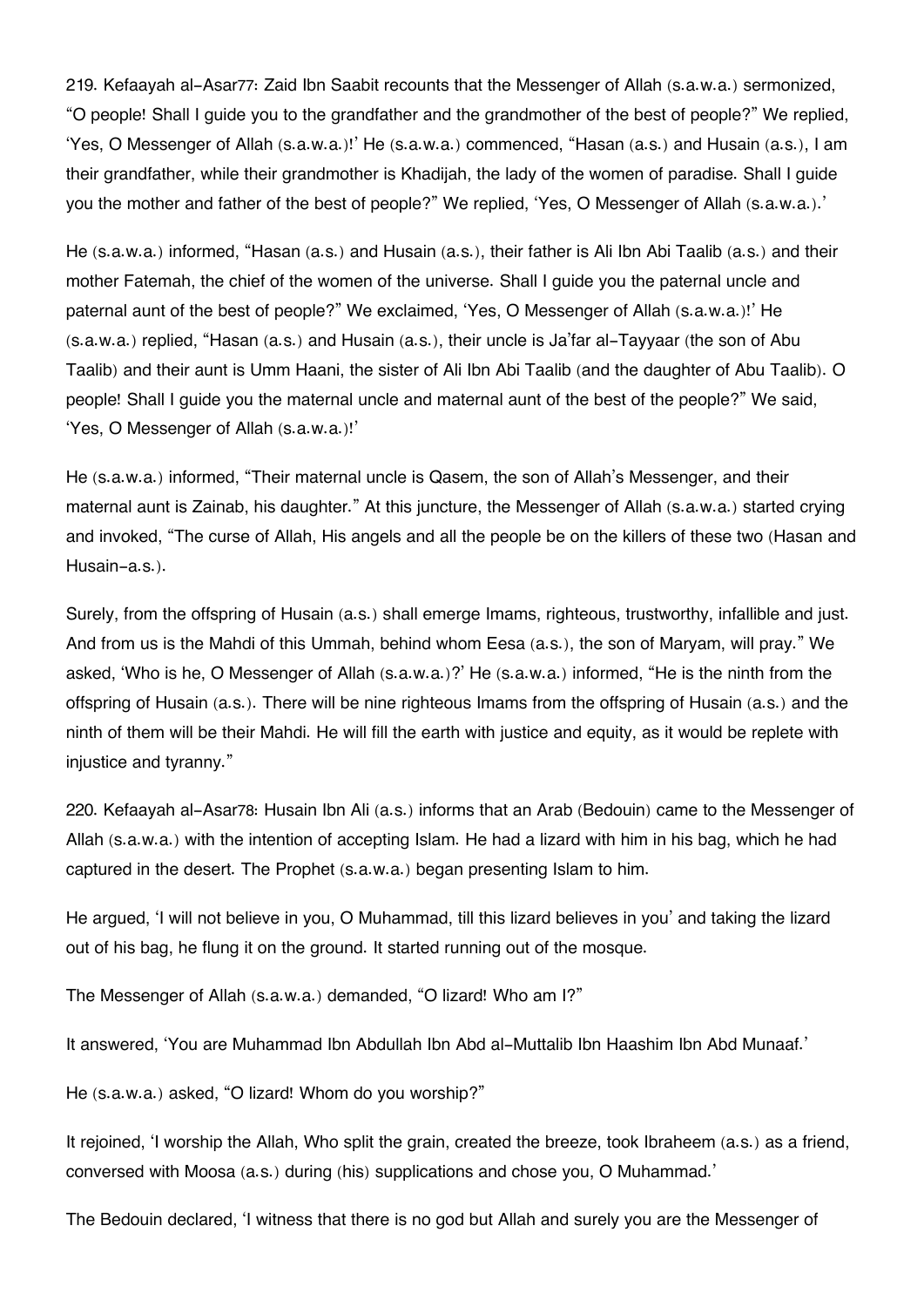219. Kefaayah al-Asar[77]: Zaid Ibn Saabit recounts that the Messenger of Allah (s.a.w.a.) sermonized, “O people! Shall I guide you to the grandfather and the grandmother of the best of people?” We replied, ‘Yes, O Messenger of Allah (s.a.w.a.)!’ He (s.a.w.a.) commenced, “Hasan (a.s.) and Husain (a.s.), I am their grandfather, while their grandmother is Khadijah, the lady of the women of paradise. Shall I guide you the mother and father of the best of people?” We replied, ‘Yes, O Messenger of Allah (s.a.w.a.).’

He (s.a.w.a.) informed, “Hasan (a.s.) and Husain (a.s.), their father is Ali Ibn Abi Taalib (a.s.) and their mother Fatemah, the chief of the women of the universe. Shall I guide you the paternal uncle and paternal aunt of the best of people?” We exclaimed, ‘Yes, O Messenger of Allah (s.a.w.a.)!’ He (s.a.w.a.) replied, “Hasan (a.s.) and Husain (a.s.), their uncle is Ja’far al-Tayyaar (the son of Abu Taalib) and their aunt is Umm Haani, the sister of Ali Ibn Abi Taalib (and the daughter of Abu Taalib). O people! Shall I guide you the maternal uncle and maternal aunt of the best of the people?” We said, ‘Yes, O Messenger of Allah (s.a.w.a.)!’

He (s.a.w.a.) informed, “Their maternal uncle is Qasem, the son of Allah’s Messenger, and their maternal aunt is Zainab, his daughter.” At this juncture, the Messenger of Allah (s.a.w.a.) started crying and invoked, “The curse of Allah, His angels and all the people be on the killers of these two (Hasan and Husain-a.s.).

Surely, from the offspring of Husain (a.s.) shall emerge Imams, righteous, trustworthy, infallible and just. And from us is the Mahdi of this Ummah, behind whom Eesa (a.s.), the son of Maryam, will pray.” We asked, ‘Who is he, O Messenger of Allah (s.a.w.a.)?’ He (s.a.w.a.) informed, “He is the ninth from the offspring of Husain (a.s.). There will be nine righteous Imams from the offspring of Husain (a.s.) and the ninth of them will be their Mahdi. He will fill the earth with justice and equity, as it would be replete with injustice and tyranny.”

220. Kefaayah al-Asar[78]: Husain Ibn Ali (a.s.) informs that an Arab (Bedouin) came to the Messenger of Allah (s.a.w.a.) with the intention of accepting Islam. He had a lizard with him in his bag, which he had captured in the desert. The Prophet (s.a.w.a.) began presenting Islam to him.

He argued, ‘I will not believe in you, O Muhammad, till this lizard believes in you’ and taking the lizard out of his bag, he flung it on the ground. It started running out of the mosque.

The Messenger of Allah (s.a.w.a.) demanded, “O lizard! Who am I?”

It answered, ‘You are Muhammad Ibn Abdullah Ibn Abd al-Muttalib Ibn Haashim Ibn Abd Munaaf.’

He (s.a.w.a.) asked, “O lizard! Whom do you worship?”

It rejoined, ‘I worship the Allah, Who split the grain, created the breeze, took Ibraheem (a.s.) as a friend, conversed with Moosa (a.s.) during (his) supplications and chose you, O Muhammad.’

The Bedouin declared, ‘I witness that there is no god but Allah and surely you are the Messenger of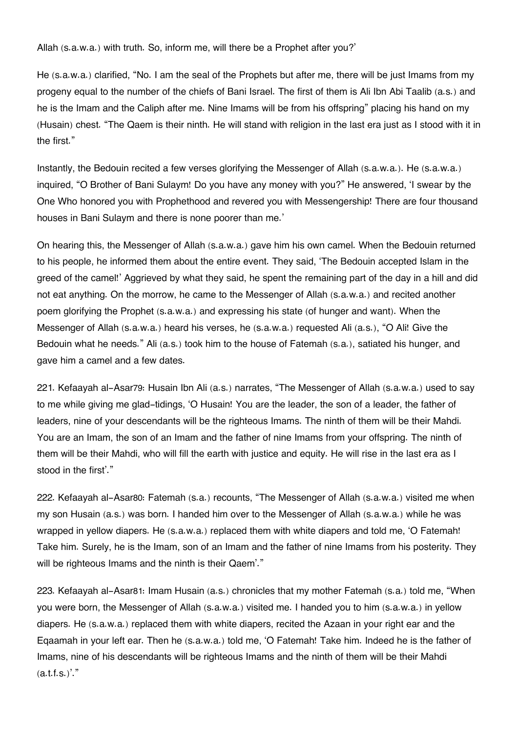Allah (s.a.w.a.) with truth. So, inform me, will there be a Prophet after you?'

He (s.a.w.a.) clarified, "No. I am the seal of the Prophets but after me, there will be just Imams from my progeny equal to the number of the chiefs of Bani Israel. The first of them is Ali Ibn Abi Taalib (a.s.) and he is the Imam and the Caliph after me. Nine Imams will be from his offspring" placing his hand on my (Husain) chest. "The Qaem is their ninth. He will stand with religion in the last era just as I stood with it in the first."

Instantly, the Bedouin recited a few verses glorifying the Messenger of Allah (s.a.w.a.). He (s.a.w.a.) inquired, "O Brother of Bani Sulaym! Do you have any money with you?" He answered, 'I swear by the One Who honored you with Prophethood and revered you with Messengership! There are four thousand houses in Bani Sulaym and there is none poorer than me.'

On hearing this, the Messenger of Allah (s.a.w.a.) gave him his own camel. When the Bedouin returned to his people, he informed them about the entire event. They said, 'The Bedouin accepted Islam in the greed of the camel!' Aggrieved by what they said, he spent the remaining part of the day in a hill and did not eat anything. On the morrow, he came to the Messenger of Allah (s.a.w.a.) and recited another poem glorifying the Prophet (s.a.w.a.) and expressing his state (of hunger and want). When the Messenger of Allah (s.a.w.a.) heard his verses, he (s.a.w.a.) requested Ali (a.s.), "O Ali! Give the Bedouin what he needs." Ali (a.s.) took him to the house of Fatemah (s.a.), satiated his hunger, and gave him a camel and a few dates.

221. Kefaayah al-Asar[79]: Husain Ibn Ali (a.s.) narrates, "The Messenger of Allah (s.a.w.a.) used to say to me while giving me glad-tidings, 'O Husain! You are the leader, the son of a leader, the father of leaders, nine of your descendants will be the righteous Imams. The ninth of them will be their Mahdi. You are an Imam, the son of an Imam and the father of nine Imams from your offspring. The ninth of them will be their Mahdi, who will fill the earth with justice and equity. He will rise in the last era as I stood in the first'."

222. Kefaayah al-Asar[80]: Fatemah (s.a.) recounts, "The Messenger of Allah (s.a.w.a.) visited me when my son Husain (a.s.) was born. I handed him over to the Messenger of Allah (s.a.w.a.) while he was wrapped in yellow diapers. He (s.a.w.a.) replaced them with white diapers and told me, 'O Fatemah! Take him. Surely, he is the Imam, son of an Imam and the father of nine Imams from his posterity. They will be righteous Imams and the ninth is their Qaem'."

223. Kefaayah al-Asar[81]: Imam Husain (a.s.) chronicles that my mother Fatemah (s.a.) told me, "When you were born, the Messenger of Allah (s.a.w.a.) visited me. I handed you to him (s.a.w.a.) in yellow diapers. He (s.a.w.a.) replaced them with white diapers, recited the Azaan in your right ear and the Eqaamah in your left ear. Then he (s.a.w.a.) told me, 'O Fatemah! Take him. Indeed he is the father of Imams, nine of his descendants will be righteous Imams and the ninth of them will be their Mahdi (a.t.f.s.)'."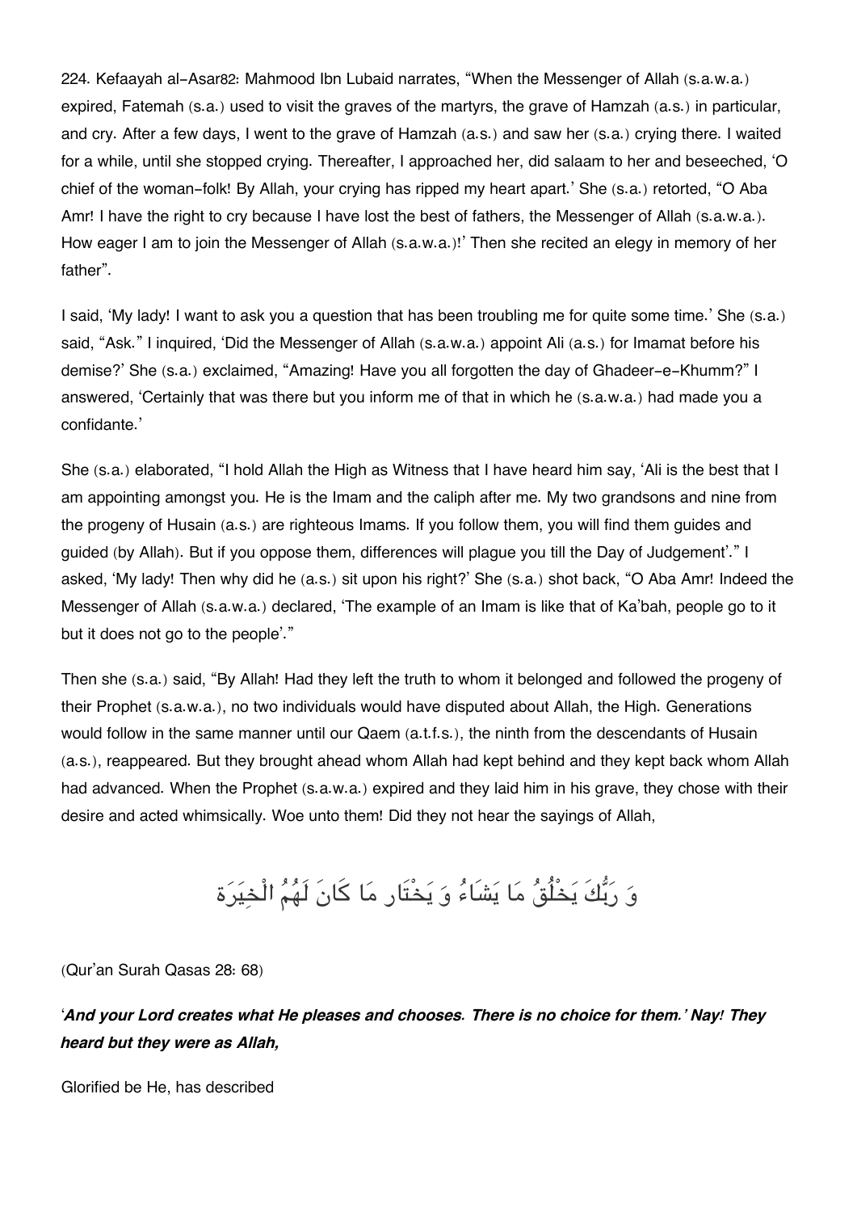224. Kefaayah al-Asar82: Mahmood Ibn Lubaid narrates, "When the Messenger of Allah (s.a.w.a.) expired, Fatemah (s.a.) used to visit the graves of the martyrs, the grave of Hamzah (a.s.) in particular, and cry. After a few days, I went to the grave of Hamzah (a.s.) and saw her (s.a.) crying there. I waited for a while, until she stopped crying. Thereafter, I approached her, did salaam to her and beseeched, 'O chief of the woman-folk! By Allah, your crying has ripped my heart apart.' She (s.a.) retorted, "O Aba Amr! I have the right to cry because I have lost the best of fathers, the Messenger of Allah (s.a.w.a.). How eager I am to join the Messenger of Allah (s.a.w.a.)!' Then she recited an elegy in memory of her father".

I said, 'My lady! I want to ask you a question that has been troubling me for quite some time.' She (s.a.) said, "Ask." I inquired, 'Did the Messenger of Allah (s.a.w.a.) appoint Ali (a.s.) for Imamat before his demise?' She (s.a.) exclaimed, "Amazing! Have you all forgotten the day of Ghadeer-e-Khumm?" I answered, 'Certainly that was there but you inform me of that in which he (s.a.w.a.) had made you a confidante.'

She (s.a.) elaborated, "I hold Allah the High as Witness that I have heard him say, 'Ali is the best that I am appointing amongst you. He is the Imam and the caliph after me. My two grandsons and nine from the progeny of Husain (a.s.) are righteous Imams. If you follow them, you will find them guides and guided (by Allah). But if you oppose them, differences will plague you till the Day of Judgement'." I asked, 'My lady! Then why did he (a.s.) sit upon his right?' She (s.a.) shot back, "O Aba Amr! Indeed the Messenger of Allah (s.a.w.a.) declared, 'The example of an Imam is like that of Ka'bah, people go to it but it does not go to the people'."

Then she (s.a.) said, "By Allah! Had they left the truth to whom it belonged and followed the progeny of their Prophet (s.a.w.a.), no two individuals would have disputed about Allah, the High. Generations would follow in the same manner until our Qaem (a.t.f.s.), the ninth from the descendants of Husain (a.s.), reappeared. But they brought ahead whom Allah had kept behind and they kept back whom Allah had advanced. When the Prophet (s.a.w.a.) expired and they laid him in his grave, they chose with their desire and acted whimsically. Woe unto them! Did they not hear the sayings of Allah,

وَ رَبُّكَ يَخْلُقُ مَا يَشَاءُ وَ يَخْتَار مَا كَانَ لَهُمُ الْخِيَرَة

(Qur'an Surah Qasas 28: 68)

'***And your Lord creates what He pleases and chooses. There is no choice for them.' Nay! They heard but they were as Allah,***

Glorified be He, has described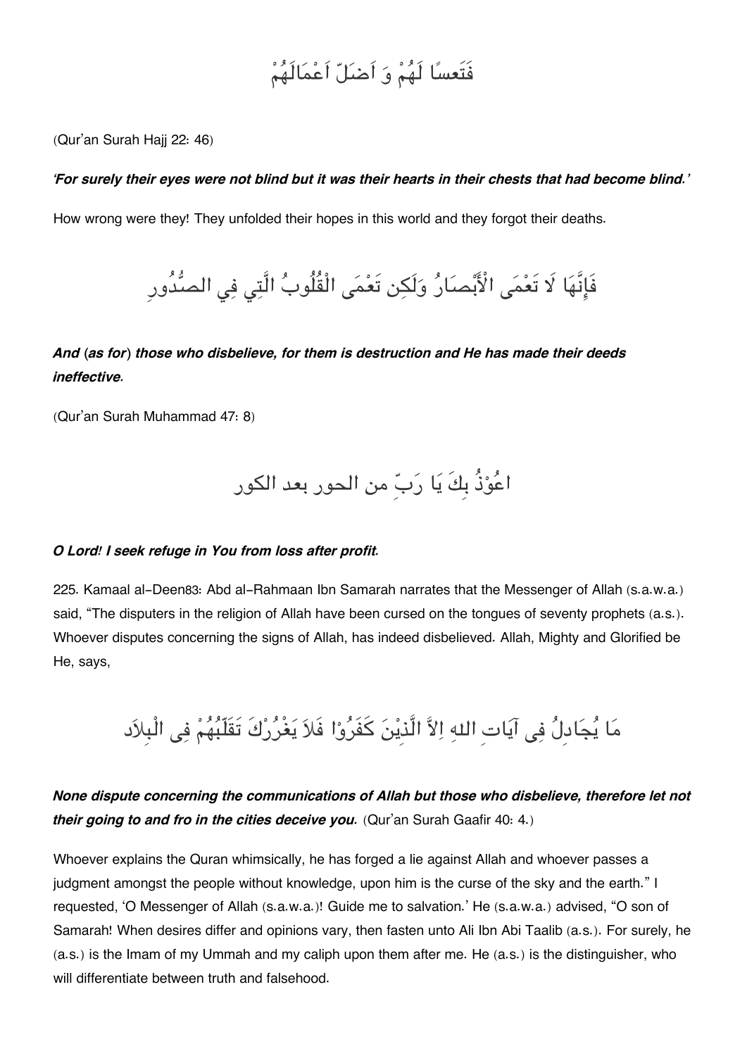فَتَعساً لَهُمْ وَ اَضَلّ اَعْمَالَهُمْ

(Qur'an Surah Hajj 22: 46)

*'For surely their eyes were not blind but it was their hearts in their chests that had become blind.'*

How wrong were they! They unfolded their hopes in this world and they forgot their deaths.

فَإِنَّهَا لَا تَعْمَى الْأَبْصَارُ وَلَكِن تَعْمَى الْقُلُوبُ الَّتِي فِي الصُّدُورِ

***And (as for) those who disbelieve, for them is destruction and He has made their deeds ineffective.***

(Qur'an Surah Muhammad 47: 8)

اعُوْذُ بِكَ يَا رَبِّ من الحور بعد الكور

***O Lord! I seek refuge in You from loss after profit.***

225. Kamaal al-Deen83: Abd al-Rahmaan Ibn Samarah narrates that the Messenger of Allah (s.a.w.a.) said, "The disputers in the religion of Allah have been cursed on the tongues of seventy prophets (a.s.). Whoever disputes concerning the signs of Allah, has indeed disbelieved. Allah, Mighty and Glorified be He, says,

مَا يُجَادِلُ فِى آيَاتِ اللهِ اِلاَّ الَّذِيْنَ كَفَرُوْا فَلاَ يَغْرُرْكَ تَقَلّبُهُمْ فِى الْبِلاَد

***None dispute concerning the communications of Allah but those who disbelieve, therefore let not their going to and fro in the cities deceive you.*** (Qur'an Surah Gaafir 40: 4.)

Whoever explains the Quran whimsically, he has forged a lie against Allah and whoever passes a judgment amongst the people without knowledge, upon him is the curse of the sky and the earth." I requested, 'O Messenger of Allah (s.a.w.a.)! Guide me to salvation.' He (s.a.w.a.) advised, "O son of Samarah! When desires differ and opinions vary, then fasten unto Ali Ibn Abi Taalib (a.s.). For surely, he (a.s.) is the Imam of my Ummah and my caliph upon them after me. He (a.s.) is the distinguisher, who will differentiate between truth and falsehood.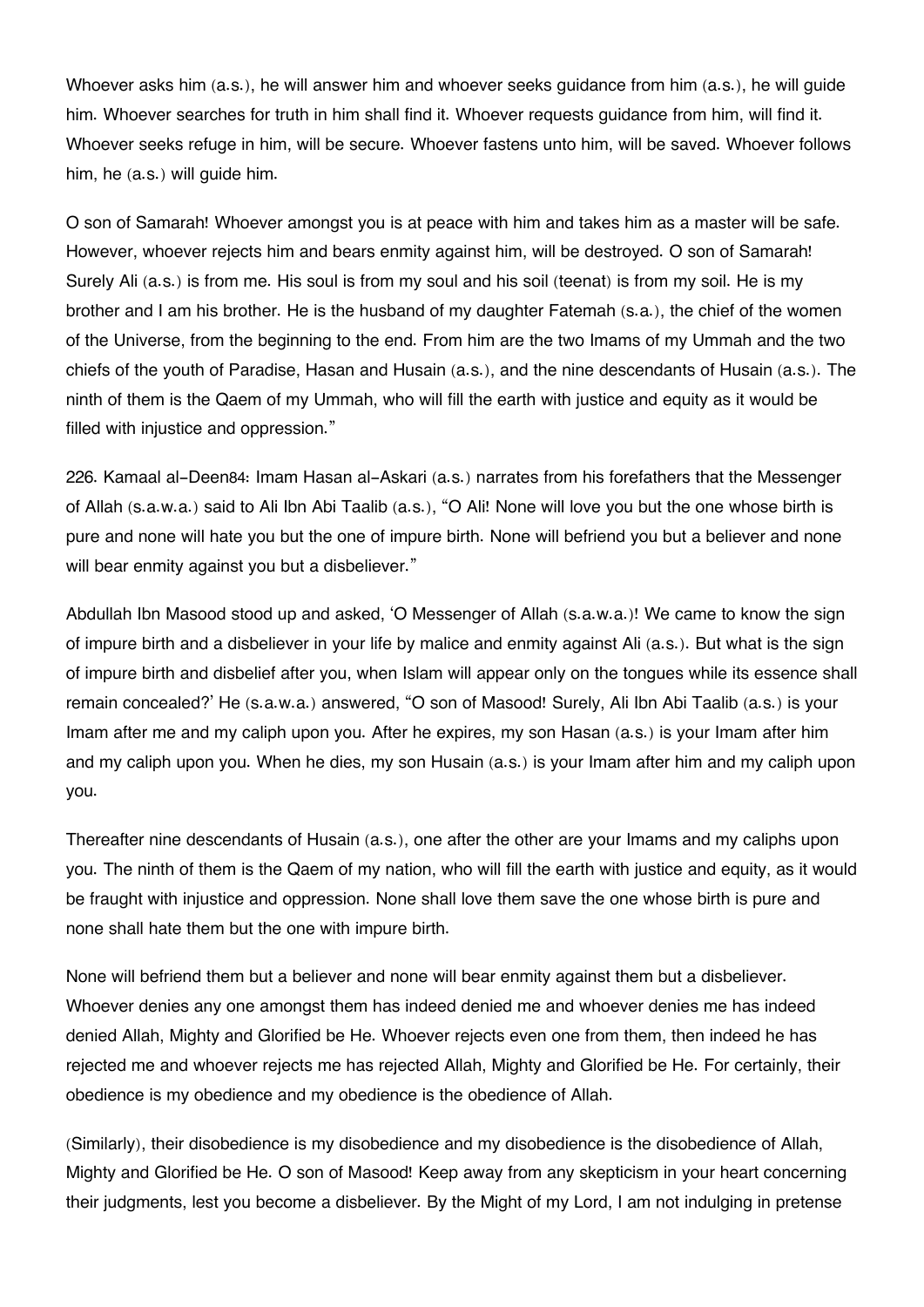Whoever asks him (a.s.), he will answer him and whoever seeks guidance from him (a.s.), he will guide him. Whoever searches for truth in him shall find it. Whoever requests guidance from him, will find it. Whoever seeks refuge in him, will be secure. Whoever fastens unto him, will be saved. Whoever follows him, he (a.s.) will guide him.

O son of Samarah! Whoever amongst you is at peace with him and takes him as a master will be safe. However, whoever rejects him and bears enmity against him, will be destroyed. O son of Samarah! Surely Ali (a.s.) is from me. His soul is from my soul and his soil (teenat) is from my soil. He is my brother and I am his brother. He is the husband of my daughter Fatemah (s.a.), the chief of the women of the Universe, from the beginning to the end. From him are the two Imams of my Ummah and the two chiefs of the youth of Paradise, Hasan and Husain (a.s.), and the nine descendants of Husain (a.s.). The ninth of them is the Qaem of my Ummah, who will fill the earth with justice and equity as it would be filled with injustice and oppression."

226. Kamaal al-Deen[84]: Imam Hasan al-Askari (a.s.) narrates from his forefathers that the Messenger of Allah (s.a.w.a.) said to Ali Ibn Abi Taalib (a.s.), "O Ali! None will love you but the one whose birth is pure and none will hate you but the one of impure birth. None will befriend you but a believer and none will bear enmity against you but a disbeliever."

Abdullah Ibn Masood stood up and asked, 'O Messenger of Allah (s.a.w.a.)! We came to know the sign of impure birth and a disbeliever in your life by malice and enmity against Ali (a.s.). But what is the sign of impure birth and disbelief after you, when Islam will appear only on the tongues while its essence shall remain concealed?' He (s.a.w.a.) answered, "O son of Masood! Surely, Ali Ibn Abi Taalib (a.s.) is your Imam after me and my caliph upon you. After he expires, my son Hasan (a.s.) is your Imam after him and my caliph upon you. When he dies, my son Husain (a.s.) is your Imam after him and my caliph upon you.

Thereafter nine descendants of Husain (a.s.), one after the other are your Imams and my caliphs upon you. The ninth of them is the Qaem of my nation, who will fill the earth with justice and equity, as it would be fraught with injustice and oppression. None shall love them save the one whose birth is pure and none shall hate them but the one with impure birth.

None will befriend them but a believer and none will bear enmity against them but a disbeliever. Whoever denies any one amongst them has indeed denied me and whoever denies me has indeed denied Allah, Mighty and Glorified be He. Whoever rejects even one from them, then indeed he has rejected me and whoever rejects me has rejected Allah, Mighty and Glorified be He. For certainly, their obedience is my obedience and my obedience is the obedience of Allah.

(Similarly), their disobedience is my disobedience and my disobedience is the disobedience of Allah, Mighty and Glorified be He. O son of Masood! Keep away from any skepticism in your heart concerning their judgments, lest you become a disbeliever. By the Might of my Lord, I am not indulging in pretense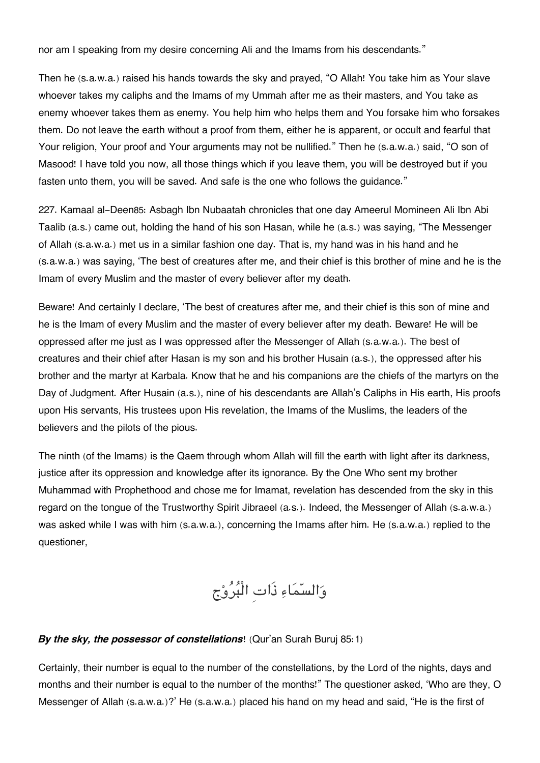nor am I speaking from my desire concerning Ali and the Imams from his descendants."

Then he (s.a.w.a.) raised his hands towards the sky and prayed, "O Allah! You take him as Your slave whoever takes my caliphs and the Imams of my Ummah after me as their masters, and You take as enemy whoever takes them as enemy. You help him who helps them and You forsake him who forsakes them. Do not leave the earth without a proof from them, either he is apparent, or occult and fearful that Your religion, Your proof and Your arguments may not be nullified." Then he (s.a.w.a.) said, "O son of Masood! I have told you now, all those things which if you leave them, you will be destroyed but if you fasten unto them, you will be saved. And safe is the one who follows the guidance."

227. Kamaal al-Deen85: Asbagh Ibn Nubaatah chronicles that one day Ameerul Momineen Ali Ibn Abi Taalib (a.s.) came out, holding the hand of his son Hasan, while he (a.s.) was saying, "The Messenger of Allah (s.a.w.a.) met us in a similar fashion one day. That is, my hand was in his hand and he (s.a.w.a.) was saying, 'The best of creatures after me, and their chief is this brother of mine and he is the Imam of every Muslim and the master of every believer after my death.

Beware! And certainly I declare, 'The best of creatures after me, and their chief is this son of mine and he is the Imam of every Muslim and the master of every believer after my death. Beware! He will be oppressed after me just as I was oppressed after the Messenger of Allah (s.a.w.a.). The best of creatures and their chief after Hasan is my son and his brother Husain (a.s.), the oppressed after his brother and the martyr at Karbala. Know that he and his companions are the chiefs of the martyrs on the Day of Judgment. After Husain (a.s.), nine of his descendants are Allah's Caliphs in His earth, His proofs upon His servants, His trustees upon His revelation, the Imams of the Muslims, the leaders of the believers and the pilots of the pious.

The ninth (of the Imams) is the Qaem through whom Allah will fill the earth with light after its darkness, justice after its oppression and knowledge after its ignorance. By the One Who sent my brother Muhammad with Prophethood and chose me for Imamat, revelation has descended from the sky in this regard on the tongue of the Trustworthy Spirit Jibraeel (a.s.). Indeed, the Messenger of Allah (s.a.w.a.) was asked while I was with him (s.a.w.a.), concerning the Imams after him. He (s.a.w.a.) replied to the questioner,

وَالسَّمَاءِ ذَاتِ الْبُرُوْجِ

***By the sky, the possessor of constellations***! (Qur'an Surah Buruj 85:1)

Certainly, their number is equal to the number of the constellations, by the Lord of the nights, days and months and their number is equal to the number of the months!" The questioner asked, 'Who are they, O Messenger of Allah (s.a.w.a.)?' He (s.a.w.a.) placed his hand on my head and said, "He is the first of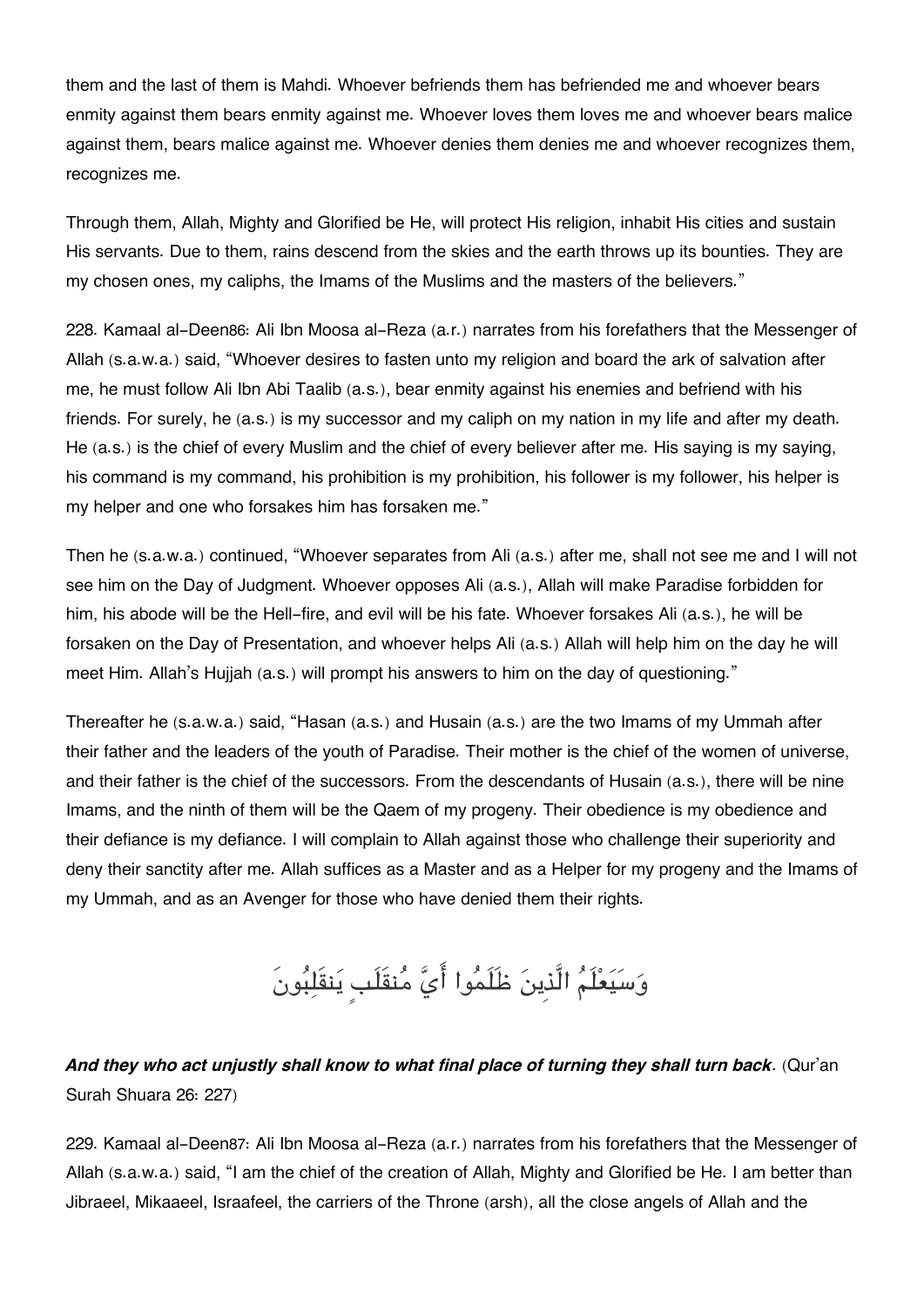them and the last of them is Mahdi. Whoever befriends them has befriended me and whoever bears enmity against them bears enmity against me. Whoever loves them loves me and whoever bears malice against them, bears malice against me. Whoever denies them denies me and whoever recognizes them, recognizes me.

Through them, Allah, Mighty and Glorified be He, will protect His religion, inhabit His cities and sustain His servants. Due to them, rains descend from the skies and the earth throws up its bounties. They are my chosen ones, my caliphs, the Imams of the Muslims and the masters of the believers."

228. Kamaal al-Deen[86]: Ali Ibn Moosa al-Reza (a.r.) narrates from his forefathers that the Messenger of Allah (s.a.w.a.) said, "Whoever desires to fasten unto my religion and board the ark of salvation after me, he must follow Ali Ibn Abi Taalib (a.s.), bear enmity against his enemies and befriend with his friends. For surely, he (a.s.) is my successor and my caliph on my nation in my life and after my death. He (a.s.) is the chief of every Muslim and the chief of every believer after me. His saying is my saying, his command is my command, his prohibition is my prohibition, his follower is my follower, his helper is my helper and one who forsakes him has forsaken me."

Then he (s.a.w.a.) continued, "Whoever separates from Ali (a.s.) after me, shall not see me and I will not see him on the Day of Judgment. Whoever opposes Ali (a.s.), Allah will make Paradise forbidden for him, his abode will be the Hell-fire, and evil will be his fate. Whoever forsakes Ali (a.s.), he will be forsaken on the Day of Presentation, and whoever helps Ali (a.s.) Allah will help him on the day he will meet Him. Allah's Hujjah (a.s.) will prompt his answers to him on the day of questioning."

Thereafter he (s.a.w.a.) said, "Hasan (a.s.) and Husain (a.s.) are the two Imams of my Ummah after their father and the leaders of the youth of Paradise. Their mother is the chief of the women of universe, and their father is the chief of the successors. From the descendants of Husain (a.s.), there will be nine Imams, and the ninth of them will be the Qaem of my progeny. Their obedience is my obedience and their defiance is my defiance. I will complain to Allah against those who challenge their superiority and deny their sanctity after me. Allah suffices as a Master and as a Helper for my progeny and the Imams of my Ummah, and as an Avenger for those who have denied them their rights.

وَسَيَعْلَمُ الَّذِينَ ظَلَمُوا أَيَّ مُنقَلَبٍ يَنقَلِبُونَ

***And they who act unjustly shall know to what final place of turning they shall turn back***. (Qur'an Surah Shuara 26: 227)

229. Kamaal al-Deen[87]: Ali Ibn Moosa al-Reza (a.r.) narrates from his forefathers that the Messenger of Allah (s.a.w.a.) said, "I am the chief of the creation of Allah, Mighty and Glorified be He. I am better than Jibraeel, Mikaaeel, Israafeel, the carriers of the Throne (arsh), all the close angels of Allah and the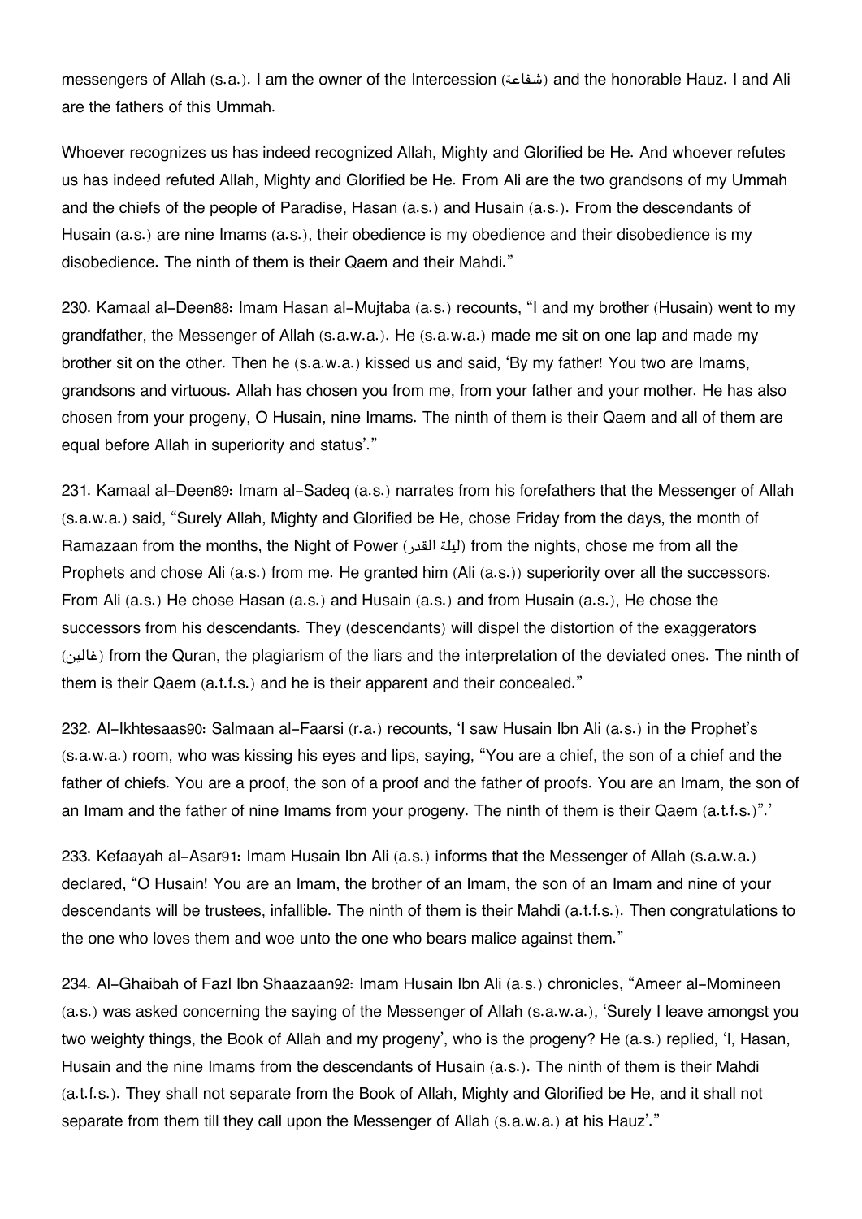messengers of Allah (s.a.). I am the owner of the Intercession (شفاعة) and the honorable Hauz. I and Ali are the fathers of this Ummah.

Whoever recognizes us has indeed recognized Allah, Mighty and Glorified be He. And whoever refutes us has indeed refuted Allah, Mighty and Glorified be He. From Ali are the two grandsons of my Ummah and the chiefs of the people of Paradise, Hasan (a.s.) and Husain (a.s.). From the descendants of Husain (a.s.) are nine Imams (a.s.), their obedience is my obedience and their disobedience is my disobedience. The ninth of them is their Qaem and their Mahdi."

230. Kamaal al-Deen[88]: Imam Hasan al-Mujtaba (a.s.) recounts, "I and my brother (Husain) went to my grandfather, the Messenger of Allah (s.a.w.a.). He (s.a.w.a.) made me sit on one lap and made my brother sit on the other. Then he (s.a.w.a.) kissed us and said, 'By my father! You two are Imams, grandsons and virtuous. Allah has chosen you from me, from your father and your mother. He has also chosen from your progeny, O Husain, nine Imams. The ninth of them is their Qaem and all of them are equal before Allah in superiority and status'."

231. Kamaal al-Deen[89]: Imam al-Sadeq (a.s.) narrates from his forefathers that the Messenger of Allah (s.a.w.a.) said, "Surely Allah, Mighty and Glorified be He, chose Friday from the days, the month of Ramazaan from the months, the Night of Power (ليلة القدر) from the nights, chose me from all the Prophets and chose Ali (a.s.) from me. He granted him (Ali (a.s.)) superiority over all the successors. From Ali (a.s.) He chose Hasan (a.s.) and Husain (a.s.) and from Husain (a.s.), He chose the successors from his descendants. They (descendants) will dispel the distortion of the exaggerators (غالين) from the Quran, the plagiarism of the liars and the interpretation of the deviated ones. The ninth of them is their Qaem (a.t.f.s.) and he is their apparent and their concealed."

232. Al-Ikhtesaas[90]: Salmaan al-Faarsi (r.a.) recounts, 'I saw Husain Ibn Ali (a.s.) in the Prophet's (s.a.w.a.) room, who was kissing his eyes and lips, saying, "You are a chief, the son of a chief and the father of chiefs. You are a proof, the son of a proof and the father of proofs. You are an Imam, the son of an Imam and the father of nine Imams from your progeny. The ninth of them is their Qaem (a.t.f.s.)".'

233. Kefaayah al-Asar[91]: Imam Husain Ibn Ali (a.s.) informs that the Messenger of Allah (s.a.w.a.) declared, "O Husain! You are an Imam, the brother of an Imam, the son of an Imam and nine of your descendants will be trustees, infallible. The ninth of them is their Mahdi (a.t.f.s.). Then congratulations to the one who loves them and woe unto the one who bears malice against them."

234. Al-Ghaibah of Fazl Ibn Shaazaan[92]: Imam Husain Ibn Ali (a.s.) chronicles, "Ameer al-Momineen (a.s.) was asked concerning the saying of the Messenger of Allah (s.a.w.a.), 'Surely I leave amongst you two weighty things, the Book of Allah and my progeny', who is the progeny? He (a.s.) replied, 'I, Hasan, Husain and the nine Imams from the descendants of Husain (a.s.). The ninth of them is their Mahdi (a.t.f.s.). They shall not separate from the Book of Allah, Mighty and Glorified be He, and it shall not separate from them till they call upon the Messenger of Allah (s.a.w.a.) at his Hauz'."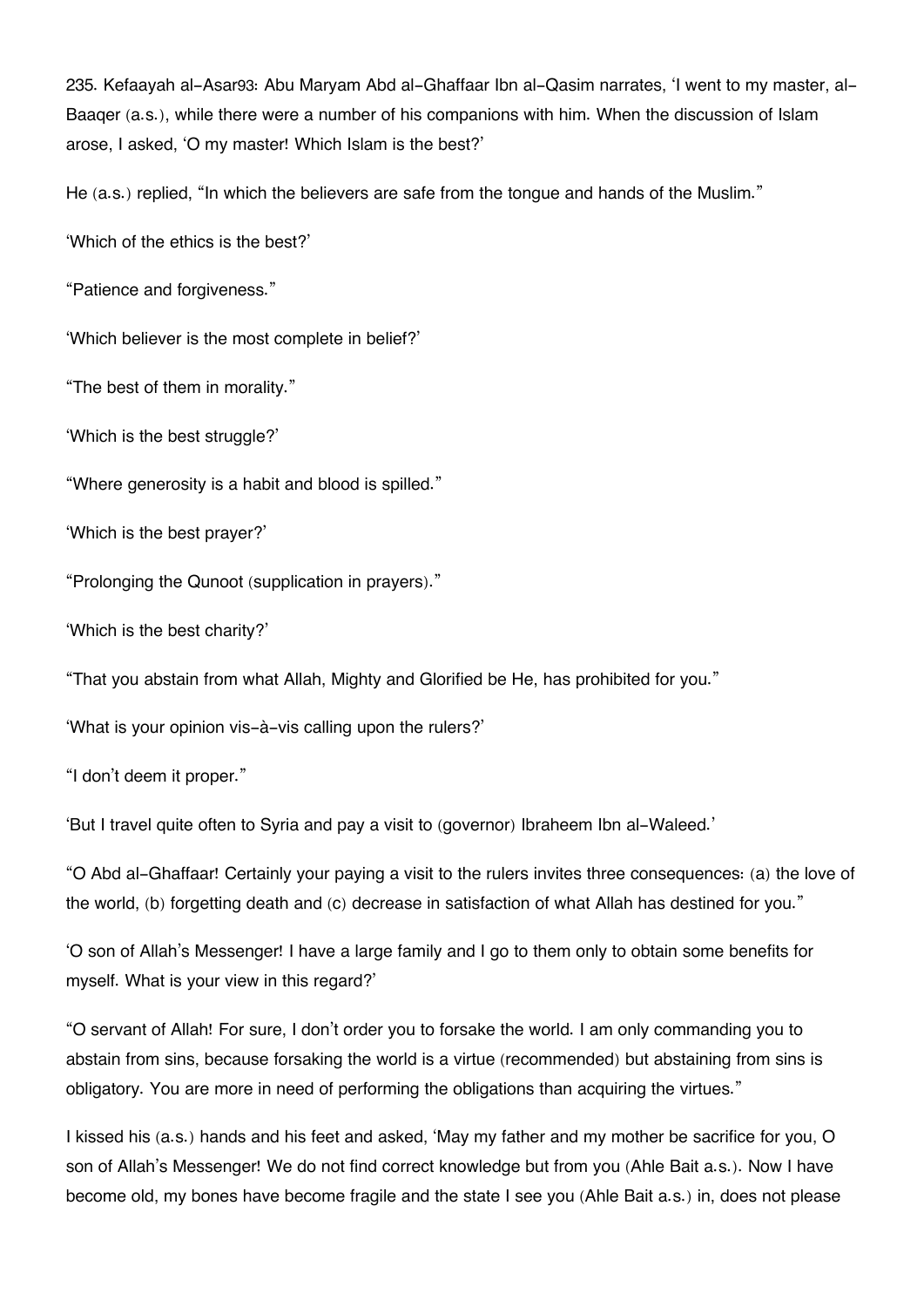235. Kefaayah al-Asar[93]: Abu Maryam Abd al-Ghaffaar Ibn al-Qasim narrates, 'I went to my master, al-Baaqer (a.s.), while there were a number of his companions with him. When the discussion of Islam arose, I asked, 'O my master! Which Islam is the best?'

He (a.s.) replied, "In which the believers are safe from the tongue and hands of the Muslim."

'Which of the ethics is the best?'

"Patience and forgiveness."

'Which believer is the most complete in belief?'

"The best of them in morality."

'Which is the best struggle?'

"Where generosity is a habit and blood is spilled."

'Which is the best prayer?'

"Prolonging the Qunoot (supplication in prayers)."

'Which is the best charity?'

"That you abstain from what Allah, Mighty and Glorified be He, has prohibited for you."

'What is your opinion vis-à-vis calling upon the rulers?'

"I don't deem it proper."

'But I travel quite often to Syria and pay a visit to (governor) Ibraheem Ibn al-Waleed.'

"O Abd al-Ghaffaar! Certainly your paying a visit to the rulers invites three consequences: (a) the love of the world, (b) forgetting death and (c) decrease in satisfaction of what Allah has destined for you."

'O son of Allah's Messenger! I have a large family and I go to them only to obtain some benefits for myself. What is your view in this regard?'

"O servant of Allah! For sure, I don't order you to forsake the world. I am only commanding you to abstain from sins, because forsaking the world is a virtue (recommended) but abstaining from sins is obligatory. You are more in need of performing the obligations than acquiring the virtues."

I kissed his (a.s.) hands and his feet and asked, 'May my father and my mother be sacrifice for you, O son of Allah's Messenger! We do not find correct knowledge but from you (Ahle Bait a.s.). Now I have become old, my bones have become fragile and the state I see you (Ahle Bait a.s.) in, does not please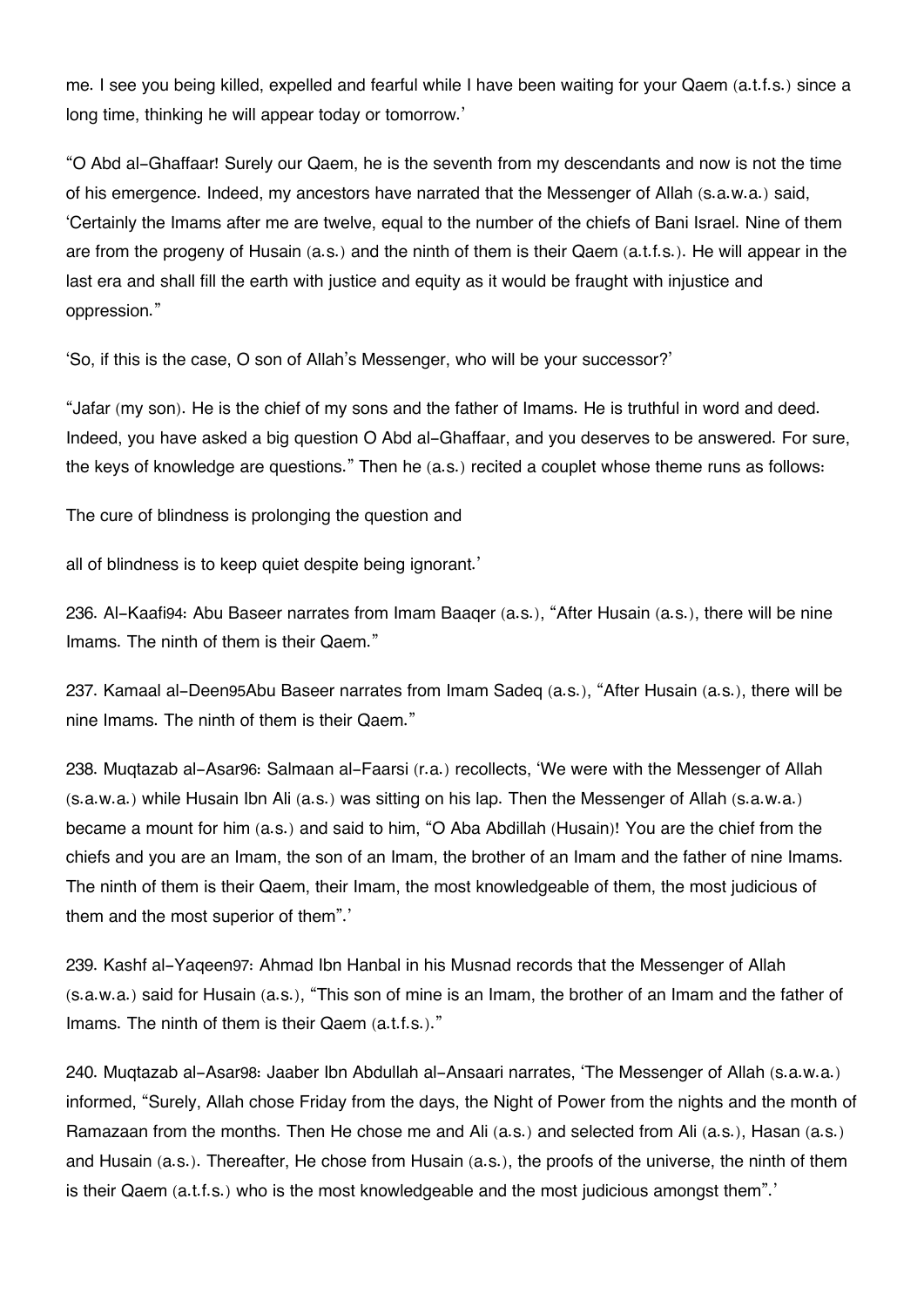me. I see you being killed, expelled and fearful while I have been waiting for your Qaem (a.t.f.s.) since a long time, thinking he will appear today or tomorrow.'

"O Abd al-Ghaffaar! Surely our Qaem, he is the seventh from my descendants and now is not the time of his emergence. Indeed, my ancestors have narrated that the Messenger of Allah (s.a.w.a.) said, 'Certainly the Imams after me are twelve, equal to the number of the chiefs of Bani Israel. Nine of them are from the progeny of Husain (a.s.) and the ninth of them is their Qaem (a.t.f.s.). He will appear in the last era and shall fill the earth with justice and equity as it would be fraught with injustice and oppression."

'So, if this is the case, O son of Allah's Messenger, who will be your successor?'

"Jafar (my son). He is the chief of my sons and the father of Imams. He is truthful in word and deed. Indeed, you have asked a big question O Abd al-Ghaffaar, and you deserves to be answered. For sure, the keys of knowledge are questions." Then he (a.s.) recited a couplet whose theme runs as follows:

The cure of blindness is prolonging the question and

all of blindness is to keep quiet despite being ignorant.'

236. Al-Kaafi94: Abu Baseer narrates from Imam Baaqer (a.s.), "After Husain (a.s.), there will be nine Imams. The ninth of them is their Qaem."

237. Kamaal al-Deen95Abu Baseer narrates from Imam Sadeq (a.s.), "After Husain (a.s.), there will be nine Imams. The ninth of them is their Qaem."

238. Muqtazab al-Asar96: Salmaan al-Faarsi (r.a.) recollects, 'We were with the Messenger of Allah (s.a.w.a.) while Husain Ibn Ali (a.s.) was sitting on his lap. Then the Messenger of Allah (s.a.w.a.) became a mount for him (a.s.) and said to him, "O Aba Abdillah (Husain)! You are the chief from the chiefs and you are an Imam, the son of an Imam, the brother of an Imam and the father of nine Imams. The ninth of them is their Qaem, their Imam, the most knowledgeable of them, the most judicious of them and the most superior of them".'

239. Kashf al-Yaqeen97: Ahmad Ibn Hanbal in his Musnad records that the Messenger of Allah (s.a.w.a.) said for Husain (a.s.), "This son of mine is an Imam, the brother of an Imam and the father of Imams. The ninth of them is their Qaem (a.t.f.s.)."

240. Muqtazab al-Asar98: Jaaber Ibn Abdullah al-Ansaari narrates, 'The Messenger of Allah (s.a.w.a.) informed, "Surely, Allah chose Friday from the days, the Night of Power from the nights and the month of Ramazaan from the months. Then He chose me and Ali (a.s.) and selected from Ali (a.s.), Hasan (a.s.) and Husain (a.s.). Thereafter, He chose from Husain (a.s.), the proofs of the universe, the ninth of them is their Qaem (a.t.f.s.) who is the most knowledgeable and the most judicious amongst them".'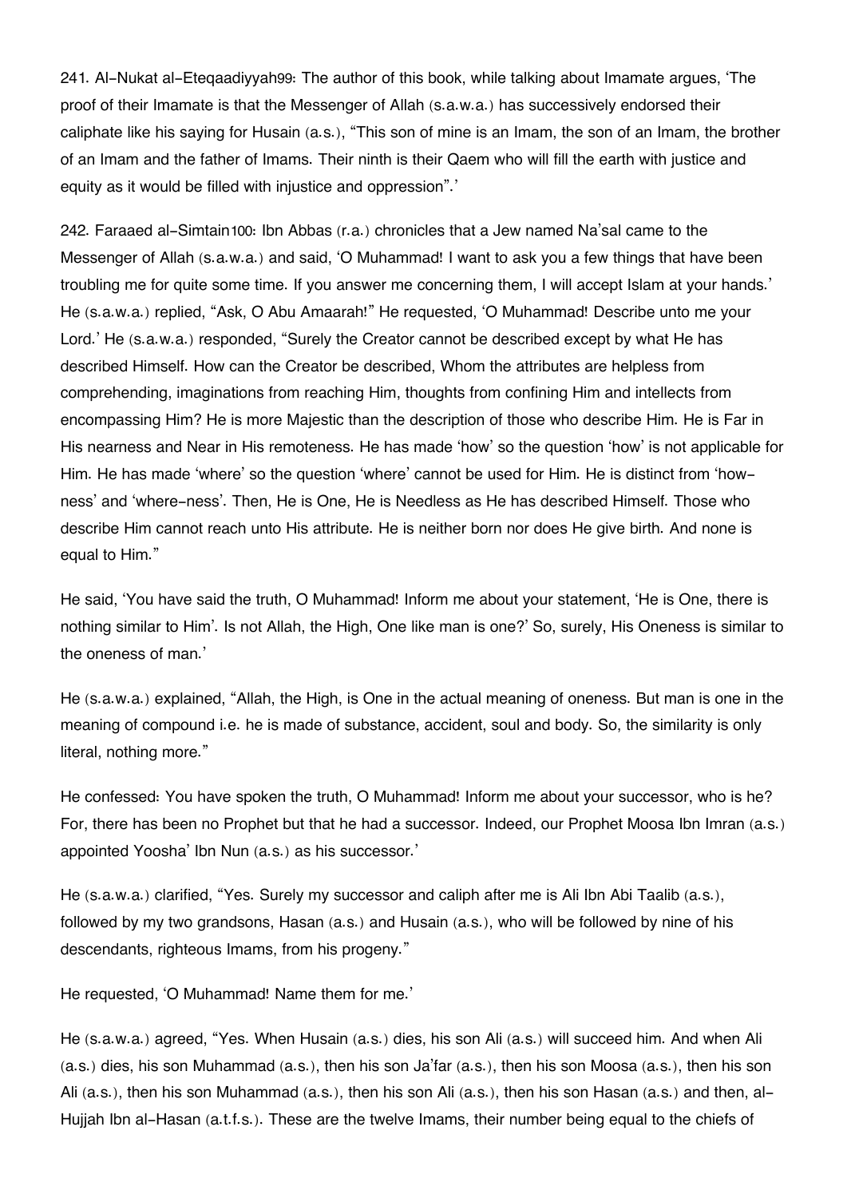241. Al-Nukat al-Eteqaadiyyah[99]: The author of this book, while talking about Imamate argues, 'The proof of their Imamate is that the Messenger of Allah (s.a.w.a.) has successively endorsed their caliphate like his saying for Husain (a.s.), "This son of mine is an Imam, the son of an Imam, the brother of an Imam and the father of Imams. Their ninth is their Qaem who will fill the earth with justice and equity as it would be filled with injustice and oppression".'

242. Faraaed al-Simtain[100]: Ibn Abbas (r.a.) chronicles that a Jew named Na'sal came to the Messenger of Allah (s.a.w.a.) and said, 'O Muhammad! I want to ask you a few things that have been troubling me for quite some time. If you answer me concerning them, I will accept Islam at your hands.' He (s.a.w.a.) replied, "Ask, O Abu Amaarah!" He requested, 'O Muhammad! Describe unto me your Lord.' He (s.a.w.a.) responded, "Surely the Creator cannot be described except by what He has described Himself. How can the Creator be described, Whom the attributes are helpless from comprehending, imaginations from reaching Him, thoughts from confining Him and intellects from encompassing Him? He is more Majestic than the description of those who describe Him. He is Far in His nearness and Near in His remoteness. He has made 'how' so the question 'how' is not applicable for Him. He has made 'where' so the question 'where' cannot be used for Him. He is distinct from 'how-ness' and 'where-ness'. Then, He is One, He is Needless as He has described Himself. Those who describe Him cannot reach unto His attribute. He is neither born nor does He give birth. And none is equal to Him."

He said, 'You have said the truth, O Muhammad! Inform me about your statement, 'He is One, there is nothing similar to Him'. Is not Allah, the High, One like man is one?' So, surely, His Oneness is similar to the oneness of man.'

He (s.a.w.a.) explained, "Allah, the High, is One in the actual meaning of oneness. But man is one in the meaning of compound i.e. he is made of substance, accident, soul and body. So, the similarity is only literal, nothing more."

He confessed: You have spoken the truth, O Muhammad! Inform me about your successor, who is he? For, there has been no Prophet but that he had a successor. Indeed, our Prophet Moosa Ibn Imran (a.s.) appointed Yoosha' Ibn Nun (a.s.) as his successor.'

He (s.a.w.a.) clarified, "Yes. Surely my successor and caliph after me is Ali Ibn Abi Taalib (a.s.), followed by my two grandsons, Hasan (a.s.) and Husain (a.s.), who will be followed by nine of his descendants, righteous Imams, from his progeny."

He requested, 'O Muhammad! Name them for me.'

He (s.a.w.a.) agreed, "Yes. When Husain (a.s.) dies, his son Ali (a.s.) will succeed him. And when Ali (a.s.) dies, his son Muhammad (a.s.), then his son Ja'far (a.s.), then his son Moosa (a.s.), then his son Ali (a.s.), then his son Muhammad (a.s.), then his son Ali (a.s.), then his son Hasan (a.s.) and then, al-Hujjah Ibn al-Hasan (a.t.f.s.). These are the twelve Imams, their number being equal to the chiefs of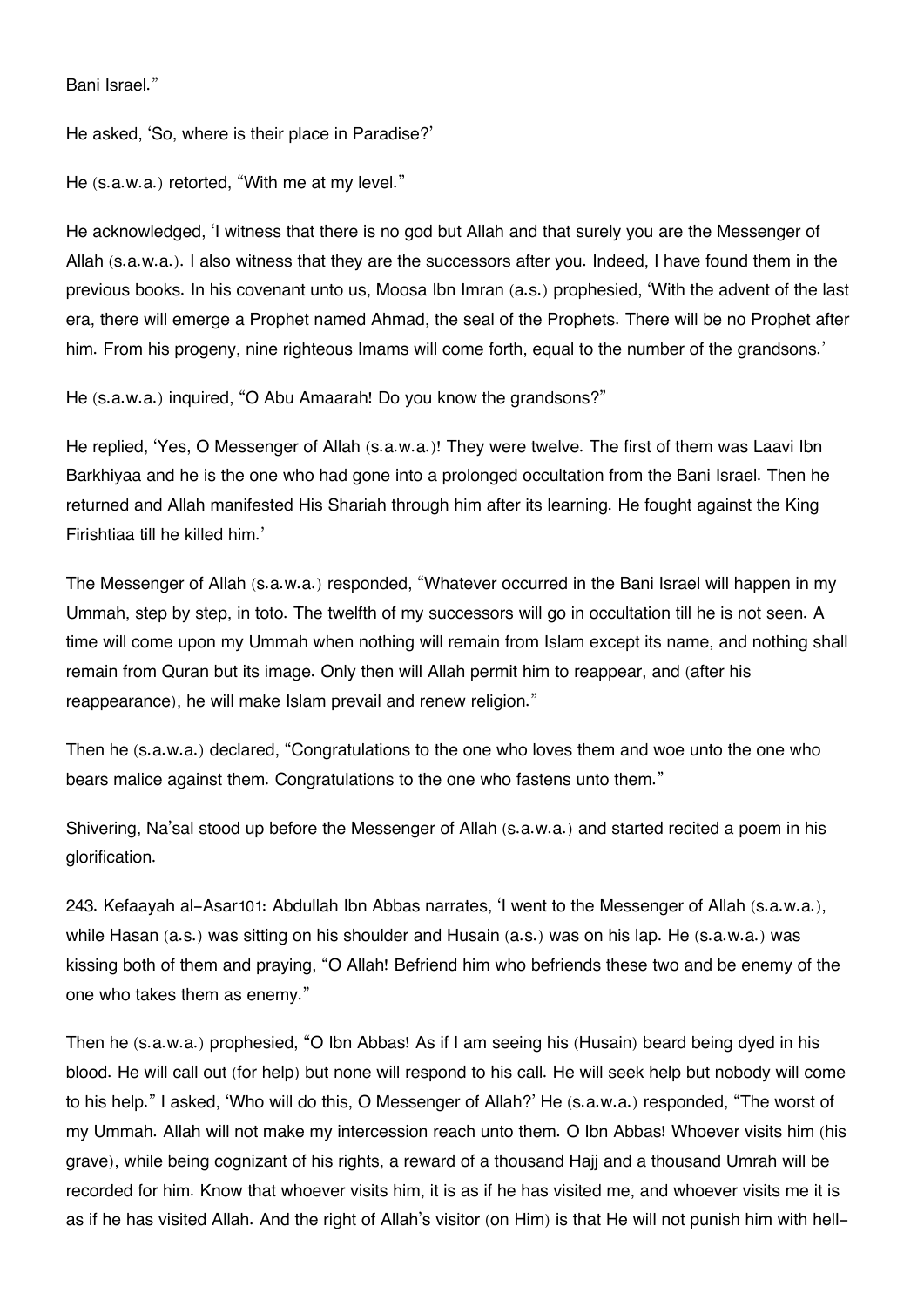Bani Israel."

He asked, 'So, where is their place in Paradise?'

He (s.a.w.a.) retorted, "With me at my level."

He acknowledged, 'I witness that there is no god but Allah and that surely you are the Messenger of Allah (s.a.w.a.). I also witness that they are the successors after you. Indeed, I have found them in the previous books. In his covenant unto us, Moosa Ibn Imran (a.s.) prophesied, 'With the advent of the last era, there will emerge a Prophet named Ahmad, the seal of the Prophets. There will be no Prophet after him. From his progeny, nine righteous Imams will come forth, equal to the number of the grandsons.'

He (s.a.w.a.) inquired, "O Abu Amaarah! Do you know the grandsons?"

He replied, 'Yes, O Messenger of Allah (s.a.w.a.)! They were twelve. The first of them was Laavi Ibn Barkhiyaa and he is the one who had gone into a prolonged occultation from the Bani Israel. Then he returned and Allah manifested His Shariah through him after its learning. He fought against the King Firishtiaa till he killed him.'

The Messenger of Allah (s.a.w.a.) responded, "Whatever occurred in the Bani Israel will happen in my Ummah, step by step, in toto. The twelfth of my successors will go in occultation till he is not seen. A time will come upon my Ummah when nothing will remain from Islam except its name, and nothing shall remain from Quran but its image. Only then will Allah permit him to reappear, and (after his reappearance), he will make Islam prevail and renew religion."

Then he (s.a.w.a.) declared, "Congratulations to the one who loves them and woe unto the one who bears malice against them. Congratulations to the one who fastens unto them."

Shivering, Na'sal stood up before the Messenger of Allah (s.a.w.a.) and started recited a poem in his glorification.

243. Kefaayah al-Asar[101]: Abdullah Ibn Abbas narrates, 'I went to the Messenger of Allah (s.a.w.a.), while Hasan (a.s.) was sitting on his shoulder and Husain (a.s.) was on his lap. He (s.a.w.a.) was kissing both of them and praying, "O Allah! Befriend him who befriends these two and be enemy of the one who takes them as enemy."

Then he (s.a.w.a.) prophesied, "O Ibn Abbas! As if I am seeing his (Husain) beard being dyed in his blood. He will call out (for help) but none will respond to his call. He will seek help but nobody will come to his help." I asked, 'Who will do this, O Messenger of Allah?' He (s.a.w.a.) responded, "The worst of my Ummah. Allah will not make my intercession reach unto them. O Ibn Abbas! Whoever visits him (his grave), while being cognizant of his rights, a reward of a thousand Hajj and a thousand Umrah will be recorded for him. Know that whoever visits him, it is as if he has visited me, and whoever visits me it is as if he has visited Allah. And the right of Allah's visitor (on Him) is that He will not punish him with hell-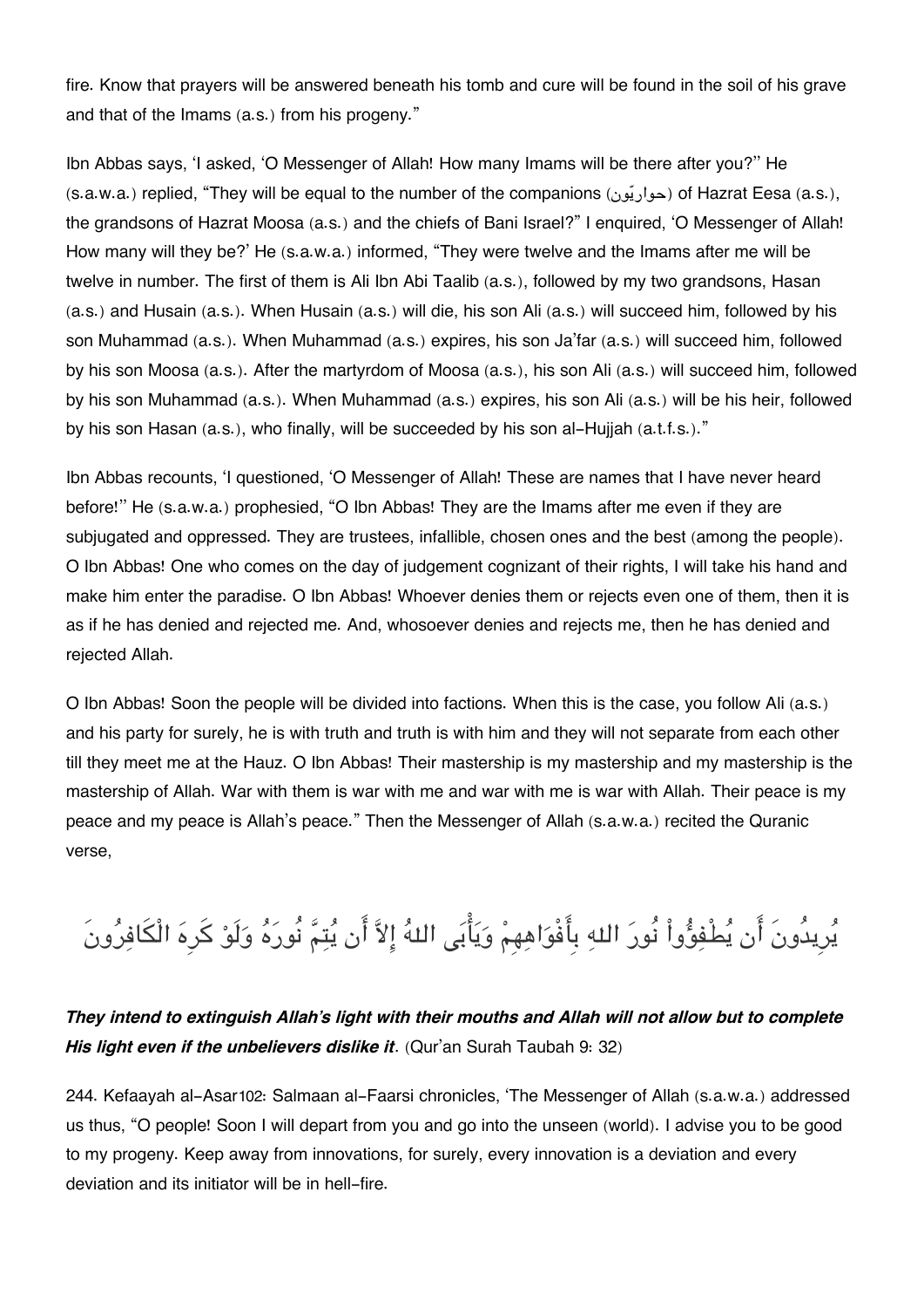fire. Know that prayers will be answered beneath his tomb and cure will be found in the soil of his grave and that of the Imams (a.s.) from his progeny."

Ibn Abbas says, 'I asked, 'O Messenger of Allah! How many Imams will be there after you?'' He (s.a.w.a.) replied, "They will be equal to the number of the companions (حواريّون) of Hazrat Eesa (a.s.), the grandsons of Hazrat Moosa (a.s.) and the chiefs of Bani Israel?" I enquired, 'O Messenger of Allah! How many will they be?' He (s.a.w.a.) informed, "They were twelve and the Imams after me will be twelve in number. The first of them is Ali Ibn Abi Taalib (a.s.), followed by my two grandsons, Hasan (a.s.) and Husain (a.s.). When Husain (a.s.) will die, his son Ali (a.s.) will succeed him, followed by his son Muhammad (a.s.). When Muhammad (a.s.) expires, his son Ja'far (a.s.) will succeed him, followed by his son Moosa (a.s.). After the martyrdom of Moosa (a.s.), his son Ali (a.s.) will succeed him, followed by his son Muhammad (a.s.). When Muhammad (a.s.) expires, his son Ali (a.s.) will be his heir, followed by his son Hasan (a.s.), who finally, will be succeeded by his son al-Hujjah (a.t.f.s.)."

Ibn Abbas recounts, 'I questioned, 'O Messenger of Allah! These are names that I have never heard before!'' He (s.a.w.a.) prophesied, "O Ibn Abbas! They are the Imams after me even if they are subjugated and oppressed. They are trustees, infallible, chosen ones and the best (among the people). O Ibn Abbas! One who comes on the day of judgement cognizant of their rights, I will take his hand and make him enter the paradise. O Ibn Abbas! Whoever denies them or rejects even one of them, then it is as if he has denied and rejected me. And, whosoever denies and rejects me, then he has denied and rejected Allah.

O Ibn Abbas! Soon the people will be divided into factions. When this is the case, you follow Ali (a.s.) and his party for surely, he is with truth and truth is with him and they will not separate from each other till they meet me at the Hauz. O Ibn Abbas! Their mastership is my mastership and my mastership is the mastership of Allah. War with them is war with me and war with me is war with Allah. Their peace is my peace and my peace is Allah's peace." Then the Messenger of Allah (s.a.w.a.) recited the Quranic verse,

يُرِيدُونَ أَن يُطْفِؤُواْ نُورَ اللهِ بِأَفْوَاهِهِمْ وَيَأْبَى اللهُ إِلاَّ أَن يُتِمَّ نُورَهُ وَلَوْ كَرِهَ الْكَافِرُونَ

***They intend to extinguish Allah's light with their mouths and Allah will not allow but to complete His light even if the unbelievers dislike it***. (Qur'an Surah Taubah 9: 32)

244. Kefaayah al-Asar[102]: Salmaan al-Faarsi chronicles, 'The Messenger of Allah (s.a.w.a.) addressed us thus, "O people! Soon I will depart from you and go into the unseen (world). I advise you to be good to my progeny. Keep away from innovations, for surely, every innovation is a deviation and every deviation and its initiator will be in hell-fire.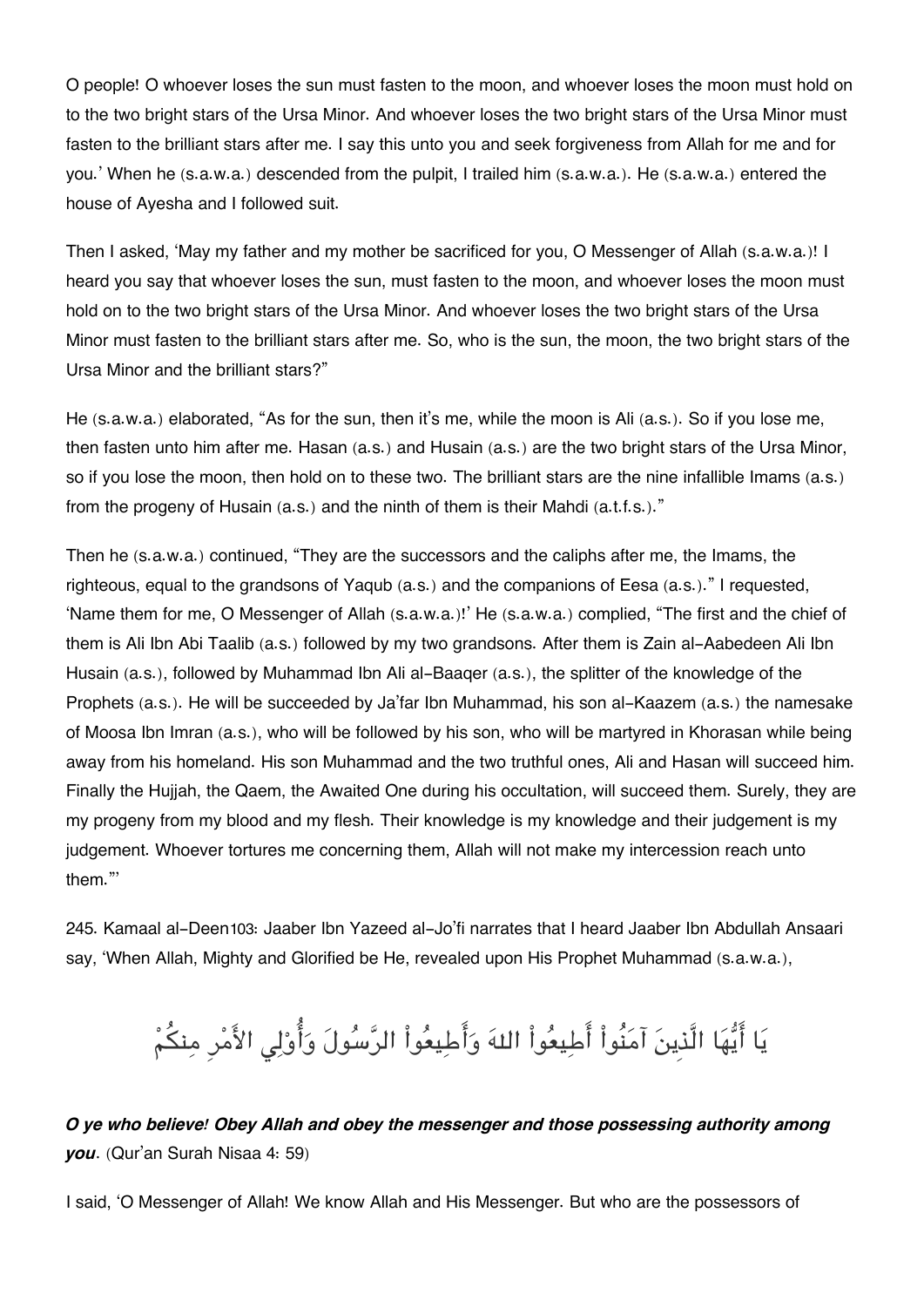O people! O whoever loses the sun must fasten to the moon, and whoever loses the moon must hold on to the two bright stars of the Ursa Minor. And whoever loses the two bright stars of the Ursa Minor must fasten to the brilliant stars after me. I say this unto you and seek forgiveness from Allah for me and for you.' When he (s.a.w.a.) descended from the pulpit, I trailed him (s.a.w.a.). He (s.a.w.a.) entered the house of Ayesha and I followed suit.

Then I asked, 'May my father and my mother be sacrificed for you, O Messenger of Allah (s.a.w.a.)! I heard you say that whoever loses the sun, must fasten to the moon, and whoever loses the moon must hold on to the two bright stars of the Ursa Minor. And whoever loses the two bright stars of the Ursa Minor must fasten to the brilliant stars after me. So, who is the sun, the moon, the two bright stars of the Ursa Minor and the brilliant stars?"

He (s.a.w.a.) elaborated, "As for the sun, then it's me, while the moon is Ali (a.s.). So if you lose me, then fasten unto him after me. Hasan (a.s.) and Husain (a.s.) are the two bright stars of the Ursa Minor, so if you lose the moon, then hold on to these two. The brilliant stars are the nine infallible Imams (a.s.) from the progeny of Husain (a.s.) and the ninth of them is their Mahdi (a.t.f.s.)."

Then he (s.a.w.a.) continued, "They are the successors and the caliphs after me, the Imams, the righteous, equal to the grandsons of Yaqub (a.s.) and the companions of Eesa (a.s.)." I requested, 'Name them for me, O Messenger of Allah (s.a.w.a.)!' He (s.a.w.a.) complied, "The first and the chief of them is Ali Ibn Abi Taalib (a.s.) followed by my two grandsons. After them is Zain al-Aabedeen Ali Ibn Husain (a.s.), followed by Muhammad Ibn Ali al-Baaqer (a.s.), the splitter of the knowledge of the Prophets (a.s.). He will be succeeded by Ja'far Ibn Muhammad, his son al-Kaazem (a.s.) the namesake of Moosa Ibn Imran (a.s.), who will be followed by his son, who will be martyred in Khorasan while being away from his homeland. His son Muhammad and the two truthful ones, Ali and Hasan will succeed him. Finally the Hujjah, the Qaem, the Awaited One during his occultation, will succeed them. Surely, they are my progeny from my blood and my flesh. Their knowledge is my knowledge and their judgement is my judgement. Whoever tortures me concerning them, Allah will not make my intercession reach unto them."'

245. Kamaal al-Deen[103]: Jaaber Ibn Yazeed al-Jo'fi narrates that I heard Jaaber Ibn Abdullah Ansaari say, 'When Allah, Mighty and Glorified be He, revealed upon His Prophet Muhammad (s.a.w.a.),

يَا أَيُّهَا الَّذِينَ آمَنُواْ أَطِيعُواْ اللهَ وَأَطِيعُواْ الرَّسُولَ وَأُوْلِي الأَمْرِ مِنكُمْ

***O ye who believe! Obey Allah and obey the messenger and those possessing authority among you***. (Qur'an Surah Nisaa 4: 59)

I said, 'O Messenger of Allah! We know Allah and His Messenger. But who are the possessors of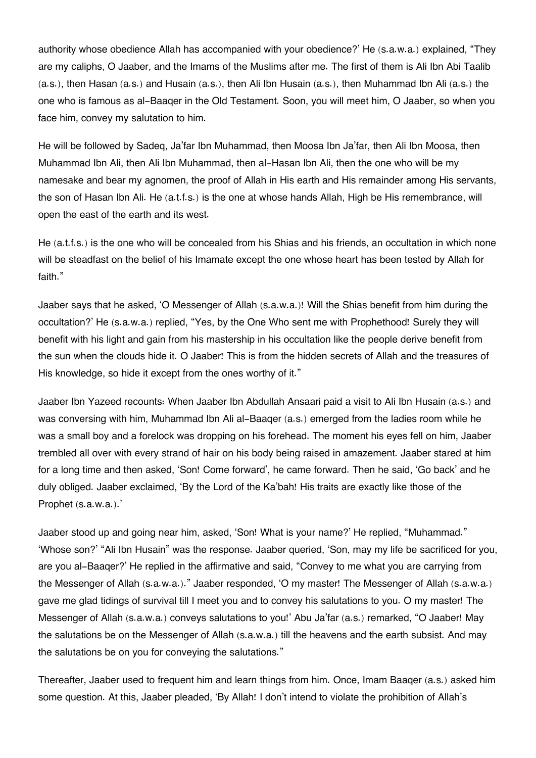authority whose obedience Allah has accompanied with your obedience?' He (s.a.w.a.) explained, "They are my caliphs, O Jaaber, and the Imams of the Muslims after me. The first of them is Ali Ibn Abi Taalib (a.s.), then Hasan (a.s.) and Husain (a.s.), then Ali Ibn Husain (a.s.), then Muhammad Ibn Ali (a.s.) the one who is famous as al-Baaqer in the Old Testament. Soon, you will meet him, O Jaaber, so when you face him, convey my salutation to him.

He will be followed by Sadeq, Ja'far Ibn Muhammad, then Moosa Ibn Ja'far, then Ali Ibn Moosa, then Muhammad Ibn Ali, then Ali Ibn Muhammad, then al-Hasan Ibn Ali, then the one who will be my namesake and bear my agnomen, the proof of Allah in His earth and His remainder among His servants, the son of Hasan Ibn Ali. He (a.t.f.s.) is the one at whose hands Allah, High be His remembrance, will open the east of the earth and its west.

He (a.t.f.s.) is the one who will be concealed from his Shias and his friends, an occultation in which none will be steadfast on the belief of his Imamate except the one whose heart has been tested by Allah for faith."

Jaaber says that he asked, 'O Messenger of Allah (s.a.w.a.)! Will the Shias benefit from him during the occultation?' He (s.a.w.a.) replied, "Yes, by the One Who sent me with Prophethood! Surely they will benefit with his light and gain from his mastership in his occultation like the people derive benefit from the sun when the clouds hide it. O Jaaber! This is from the hidden secrets of Allah and the treasures of His knowledge, so hide it except from the ones worthy of it."

Jaaber Ibn Yazeed recounts: When Jaaber Ibn Abdullah Ansaari paid a visit to Ali Ibn Husain (a.s.) and was conversing with him, Muhammad Ibn Ali al-Baaqer (a.s.) emerged from the ladies room while he was a small boy and a forelock was dropping on his forehead. The moment his eyes fell on him, Jaaber trembled all over with every strand of hair on his body being raised in amazement. Jaaber stared at him for a long time and then asked, 'Son! Come forward', he came forward. Then he said, 'Go back' and he duly obliged. Jaaber exclaimed, 'By the Lord of the Ka'bah! His traits are exactly like those of the Prophet (s.a.w.a.).'

Jaaber stood up and going near him, asked, 'Son! What is your name?' He replied, "Muhammad." 'Whose son?' "Ali Ibn Husain" was the response. Jaaber queried, 'Son, may my life be sacrificed for you, are you al-Baaqer?' He replied in the affirmative and said, "Convey to me what you are carrying from the Messenger of Allah (s.a.w.a.)." Jaaber responded, 'O my master! The Messenger of Allah (s.a.w.a.) gave me glad tidings of survival till I meet you and to convey his salutations to you. O my master! The Messenger of Allah (s.a.w.a.) conveys salutations to you!' Abu Ja'far (a.s.) remarked, "O Jaaber! May the salutations be on the Messenger of Allah (s.a.w.a.) till the heavens and the earth subsist. And may the salutations be on you for conveying the salutations."

Thereafter, Jaaber used to frequent him and learn things from him. Once, Imam Baaqer (a.s.) asked him some question. At this, Jaaber pleaded, 'By Allah! I don't intend to violate the prohibition of Allah's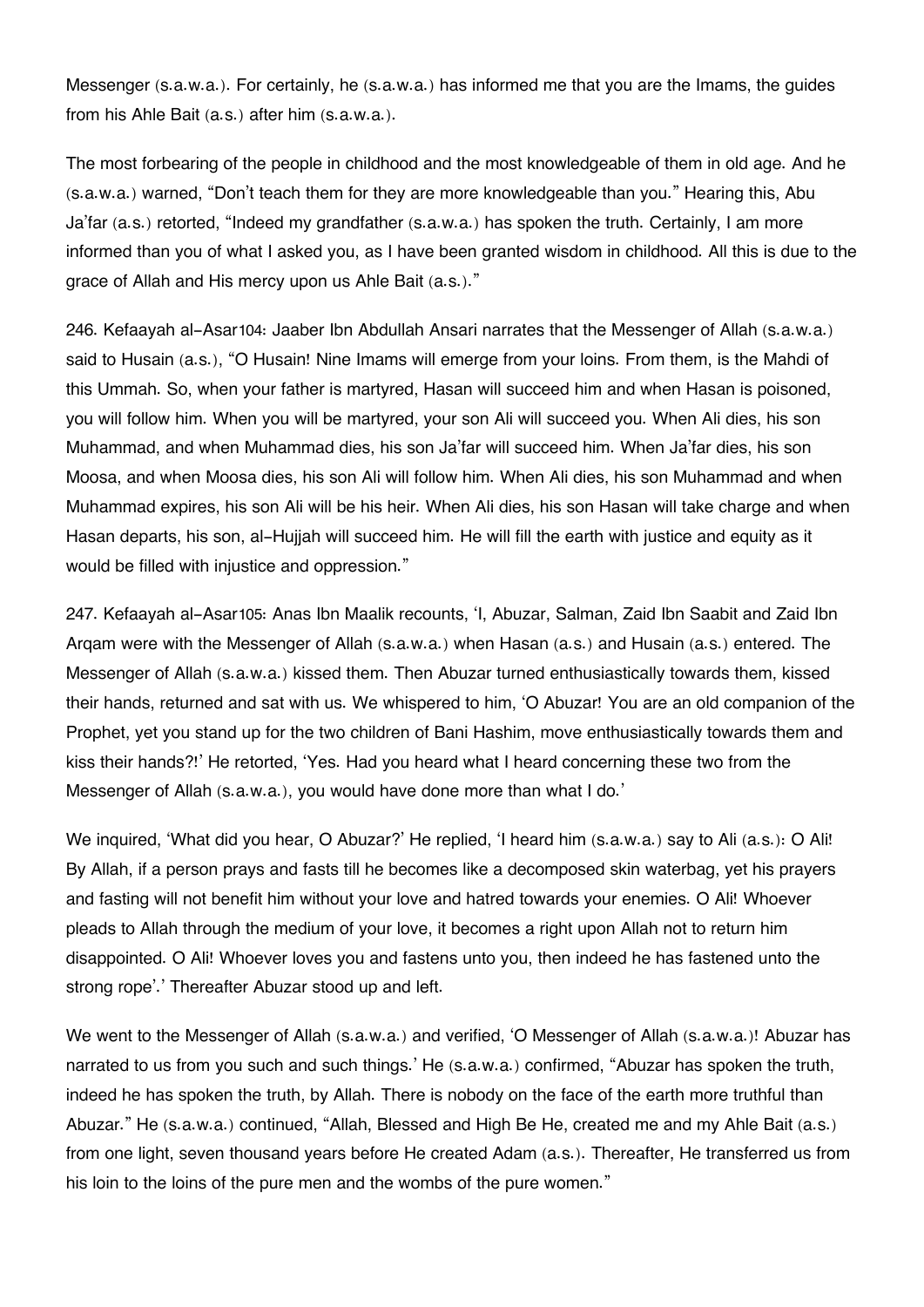Messenger (s.a.w.a.). For certainly, he (s.a.w.a.) has informed me that you are the Imams, the guides from his Ahle Bait (a.s.) after him (s.a.w.a.).

The most forbearing of the people in childhood and the most knowledgeable of them in old age. And he (s.a.w.a.) warned, "Don't teach them for they are more knowledgeable than you." Hearing this, Abu Ja'far (a.s.) retorted, "Indeed my grandfather (s.a.w.a.) has spoken the truth. Certainly, I am more informed than you of what I asked you, as I have been granted wisdom in childhood. All this is due to the grace of Allah and His mercy upon us Ahle Bait (a.s.)."

246. Kefaayah al-Asar[104]: Jaaber Ibn Abdullah Ansari narrates that the Messenger of Allah (s.a.w.a.) said to Husain (a.s.), "O Husain! Nine Imams will emerge from your loins. From them, is the Mahdi of this Ummah. So, when your father is martyred, Hasan will succeed him and when Hasan is poisoned, you will follow him. When you will be martyred, your son Ali will succeed you. When Ali dies, his son Muhammad, and when Muhammad dies, his son Ja'far will succeed him. When Ja'far dies, his son Moosa, and when Moosa dies, his son Ali will follow him. When Ali dies, his son Muhammad and when Muhammad expires, his son Ali will be his heir. When Ali dies, his son Hasan will take charge and when Hasan departs, his son, al-Hujjah will succeed him. He will fill the earth with justice and equity as it would be filled with injustice and oppression."

247. Kefaayah al-Asar[105]: Anas Ibn Maalik recounts, 'I, Abuzar, Salman, Zaid Ibn Saabit and Zaid Ibn Arqam were with the Messenger of Allah (s.a.w.a.) when Hasan (a.s.) and Husain (a.s.) entered. The Messenger of Allah (s.a.w.a.) kissed them. Then Abuzar turned enthusiastically towards them, kissed their hands, returned and sat with us. We whispered to him, 'O Abuzar! You are an old companion of the Prophet, yet you stand up for the two children of Bani Hashim, move enthusiastically towards them and kiss their hands?!' He retorted, 'Yes. Had you heard what I heard concerning these two from the Messenger of Allah (s.a.w.a.), you would have done more than what I do.'

We inquired, 'What did you hear, O Abuzar?' He replied, 'I heard him (s.a.w.a.) say to Ali (a.s.): O Ali! By Allah, if a person prays and fasts till he becomes like a decomposed skin waterbag, yet his prayers and fasting will not benefit him without your love and hatred towards your enemies. O Ali! Whoever pleads to Allah through the medium of your love, it becomes a right upon Allah not to return him disappointed. O Ali! Whoever loves you and fastens unto you, then indeed he has fastened unto the strong rope'.' Thereafter Abuzar stood up and left.

We went to the Messenger of Allah (s.a.w.a.) and verified, 'O Messenger of Allah (s.a.w.a.)! Abuzar has narrated to us from you such and such things.' He (s.a.w.a.) confirmed, "Abuzar has spoken the truth, indeed he has spoken the truth, by Allah. There is nobody on the face of the earth more truthful than Abuzar." He (s.a.w.a.) continued, "Allah, Blessed and High Be He, created me and my Ahle Bait (a.s.) from one light, seven thousand years before He created Adam (a.s.). Thereafter, He transferred us from his loin to the loins of the pure men and the wombs of the pure women."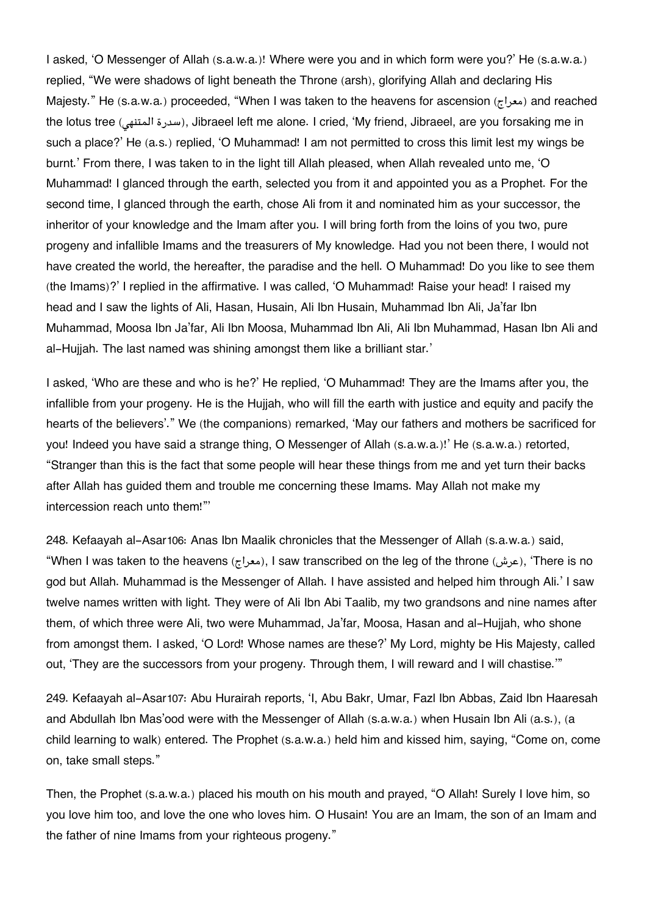I asked, 'O Messenger of Allah (s.a.w.a.)! Where were you and in which form were you?' He (s.a.w.a.) replied, "We were shadows of light beneath the Throne (arsh), glorifying Allah and declaring His Majesty." He (s.a.w.a.) proceeded, "When I was taken to the heavens for ascension (معراج) and reached the lotus tree (سدرة المتنهي), Jibraeel left me alone. I cried, 'My friend, Jibraeel, are you forsaking me in such a place?' He (a.s.) replied, 'O Muhammad! I am not permitted to cross this limit lest my wings be burnt.' From there, I was taken to in the light till Allah pleased, when Allah revealed unto me, 'O Muhammad! I glanced through the earth, selected you from it and appointed you as a Prophet. For the second time, I glanced through the earth, chose Ali from it and nominated him as your successor, the inheritor of your knowledge and the Imam after you. I will bring forth from the loins of you two, pure progeny and infallible Imams and the treasurers of My knowledge. Had you not been there, I would not have created the world, the hereafter, the paradise and the hell. O Muhammad! Do you like to see them (the Imams)?' I replied in the affirmative. I was called, 'O Muhammad! Raise your head! I raised my head and I saw the lights of Ali, Hasan, Husain, Ali Ibn Husain, Muhammad Ibn Ali, Ja'far Ibn Muhammad, Moosa Ibn Ja'far, Ali Ibn Moosa, Muhammad Ibn Ali, Ali Ibn Muhammad, Hasan Ibn Ali and al-Hujjah. The last named was shining amongst them like a brilliant star.'

I asked, 'Who are these and who is he?' He replied, 'O Muhammad! They are the Imams after you, the infallible from your progeny. He is the Hujjah, who will fill the earth with justice and equity and pacify the hearts of the believers'." We (the companions) remarked, 'May our fathers and mothers be sacrificed for you! Indeed you have said a strange thing, O Messenger of Allah (s.a.w.a.)!' He (s.a.w.a.) retorted, "Stranger than this is the fact that some people will hear these things from me and yet turn their backs after Allah has guided them and trouble me concerning these Imams. May Allah not make my intercession reach unto them!"'

248. Kefaayah al-Asar[106]: Anas Ibn Maalik chronicles that the Messenger of Allah (s.a.w.a.) said, "When I was taken to the heavens (معراج), I saw transcribed on the leg of the throne (عرش), 'There is no god but Allah. Muhammad is the Messenger of Allah. I have assisted and helped him through Ali.' I saw twelve names written with light. They were of Ali Ibn Abi Taalib, my two grandsons and nine names after them, of which three were Ali, two were Muhammad, Ja'far, Moosa, Hasan and al-Hujjah, who shone from amongst them. I asked, 'O Lord! Whose names are these?' My Lord, mighty be His Majesty, called out, 'They are the successors from your progeny. Through them, I will reward and I will chastise.'"

249. Kefaayah al-Asar[107]: Abu Hurairah reports, 'I, Abu Bakr, Umar, Fazl Ibn Abbas, Zaid Ibn Haaresah and Abdullah Ibn Mas'ood were with the Messenger of Allah (s.a.w.a.) when Husain Ibn Ali (a.s.), (a child learning to walk) entered. The Prophet (s.a.w.a.) held him and kissed him, saying, "Come on, come on, take small steps."

Then, the Prophet (s.a.w.a.) placed his mouth on his mouth and prayed, "O Allah! Surely I love him, so you love him too, and love the one who loves him. O Husain! You are an Imam, the son of an Imam and the father of nine Imams from your righteous progeny."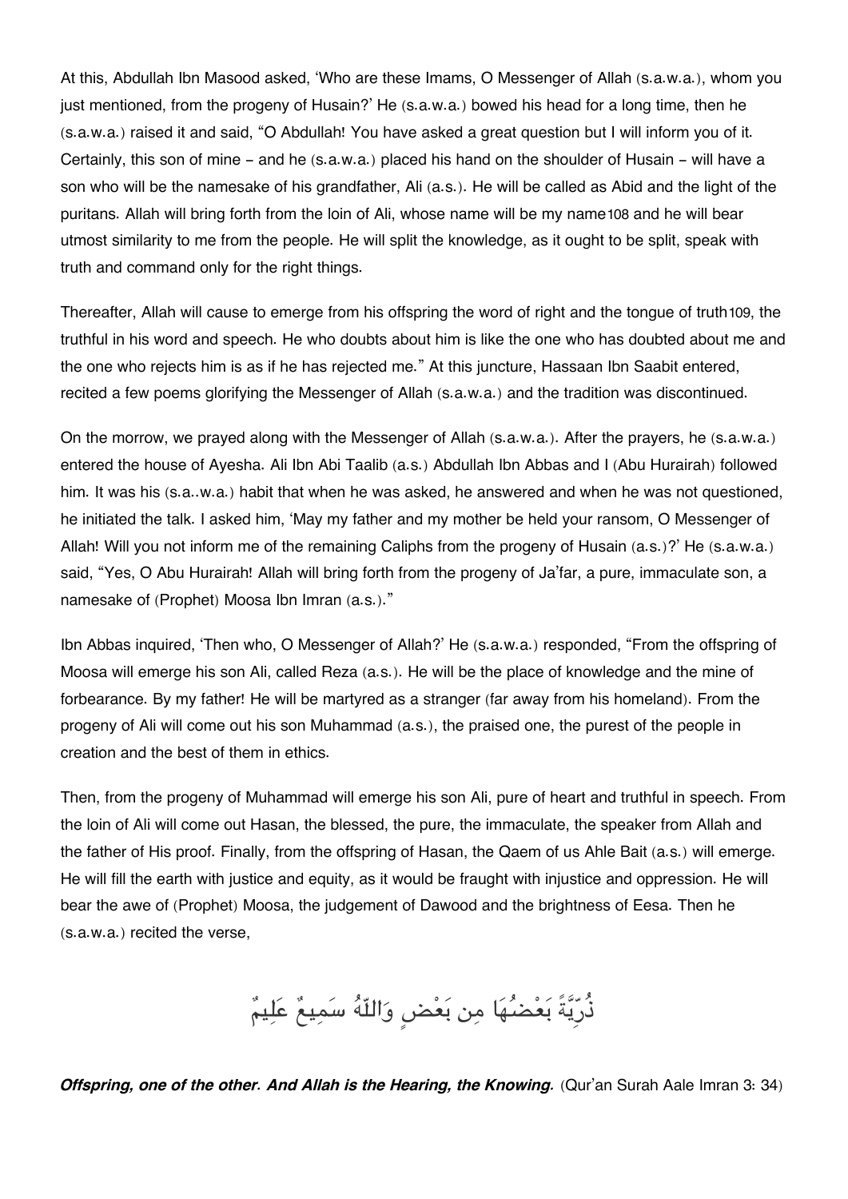At this, Abdullah Ibn Masood asked, 'Who are these Imams, O Messenger of Allah (s.a.w.a.), whom you just mentioned, from the progeny of Husain?' He (s.a.w.a.) bowed his head for a long time, then he (s.a.w.a.) raised it and said, "O Abdullah! You have asked a great question but I will inform you of it. Certainly, this son of mine – and he (s.a.w.a.) placed his hand on the shoulder of Husain – will have a son who will be the namesake of his grandfather, Ali (a.s.). He will be called as Abid and the light of the puritans. Allah will bring forth from the loin of Ali, whose name will be my name108 and he will bear utmost similarity to me from the people. He will split the knowledge, as it ought to be split, speak with truth and command only for the right things.

Thereafter, Allah will cause to emerge from his offspring the word of right and the tongue of truth109, the truthful in his word and speech. He who doubts about him is like the one who has doubted about me and the one who rejects him is as if he has rejected me." At this juncture, Hassaan Ibn Saabit entered, recited a few poems glorifying the Messenger of Allah (s.a.w.a.) and the tradition was discontinued.

On the morrow, we prayed along with the Messenger of Allah (s.a.w.a.). After the prayers, he (s.a.w.a.) entered the house of Ayesha. Ali Ibn Abi Taalib (a.s.) Abdullah Ibn Abbas and I (Abu Hurairah) followed him. It was his (s.a..w.a.) habit that when he was asked, he answered and when he was not questioned, he initiated the talk. I asked him, 'May my father and my mother be held your ransom, O Messenger of Allah! Will you not inform me of the remaining Caliphs from the progeny of Husain (a.s.)?' He (s.a.w.a.) said, "Yes, O Abu Hurairah! Allah will bring forth from the progeny of Ja'far, a pure, immaculate son, a namesake of (Prophet) Moosa Ibn Imran (a.s.)."

Ibn Abbas inquired, 'Then who, O Messenger of Allah?' He (s.a.w.a.) responded, "From the offspring of Moosa will emerge his son Ali, called Reza (a.s.). He will be the place of knowledge and the mine of forbearance. By my father! He will be martyred as a stranger (far away from his homeland). From the progeny of Ali will come out his son Muhammad (a.s.), the praised one, the purest of the people in creation and the best of them in ethics.

Then, from the progeny of Muhammad will emerge his son Ali, pure of heart and truthful in speech. From the loin of Ali will come out Hasan, the blessed, the pure, the immaculate, the speaker from Allah and the father of His proof. Finally, from the offspring of Hasan, the Qaem of us Ahle Bait (a.s.) will emerge. He will fill the earth with justice and equity, as it would be fraught with injustice and oppression. He will bear the awe of (Prophet) Moosa, the judgement of Dawood and the brightness of Eesa. Then he (s.a.w.a.) recited the verse,

ذُرِّيَّةً بَعْضُهَا مِن بَعْضٍ وَاللّهُ سَمِيعٌ عَلِيمٌ

***Offspring, one of the other. And Allah is the Hearing, the Knowing.*** (Qur'an Surah Aale Imran 3: 34)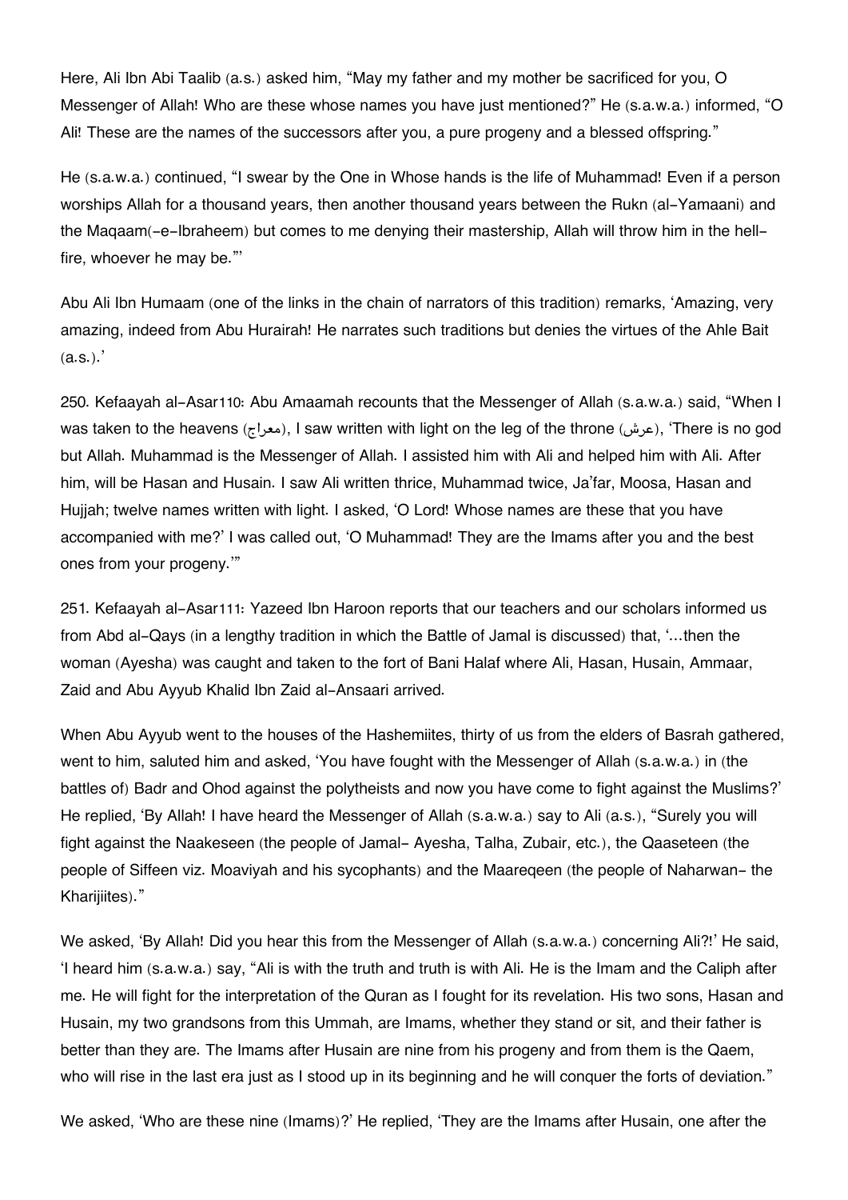Here, Ali Ibn Abi Taalib (a.s.) asked him, "May my father and my mother be sacrificed for you, O Messenger of Allah! Who are these whose names you have just mentioned?" He (s.a.w.a.) informed, "O Ali! These are the names of the successors after you, a pure progeny and a blessed offspring."

He (s.a.w.a.) continued, "I swear by the One in Whose hands is the life of Muhammad! Even if a person worships Allah for a thousand years, then another thousand years between the Rukn (al-Yamaani) and the Maqaam(-e-Ibraheem) but comes to me denying their mastership, Allah will throw him in the hell-fire, whoever he may be."'

Abu Ali Ibn Humaam (one of the links in the chain of narrators of this tradition) remarks, 'Amazing, very amazing, indeed from Abu Hurairah! He narrates such traditions but denies the virtues of the Ahle Bait (a.s.).'

250. Kefaayah al-Asar[110]: Abu Amaamah recounts that the Messenger of Allah (s.a.w.a.) said, "When I was taken to the heavens (معراج), I saw written with light on the leg of the throne (عرش), 'There is no god but Allah. Muhammad is the Messenger of Allah. I assisted him with Ali and helped him with Ali. After him, will be Hasan and Husain. I saw Ali written thrice, Muhammad twice, Ja'far, Moosa, Hasan and Hujjah; twelve names written with light. I asked, 'O Lord! Whose names are these that you have accompanied with me?' I was called out, 'O Muhammad! They are the Imams after you and the best ones from your progeny.'"

251. Kefaayah al-Asar[111]: Yazeed Ibn Haroon reports that our teachers and our scholars informed us from Abd al-Qays (in a lengthy tradition in which the Battle of Jamal is discussed) that, '...then the woman (Ayesha) was caught and taken to the fort of Bani Halaf where Ali, Hasan, Husain, Ammaar, Zaid and Abu Ayyub Khalid Ibn Zaid al-Ansaari arrived.

When Abu Ayyub went to the houses of the Hashemiites, thirty of us from the elders of Basrah gathered, went to him, saluted him and asked, 'You have fought with the Messenger of Allah (s.a.w.a.) in (the battles of) Badr and Ohod against the polytheists and now you have come to fight against the Muslims?' He replied, 'By Allah! I have heard the Messenger of Allah (s.a.w.a.) say to Ali (a.s.), "Surely you will fight against the Naakeseen (the people of Jamal- Ayesha, Talha, Zubair, etc.), the Qaaseteen (the people of Siffeen viz. Moaviyah and his sycophants) and the Maareqeen (the people of Naharwan- the Kharijiites)."

We asked, 'By Allah! Did you hear this from the Messenger of Allah (s.a.w.a.) concerning Ali?!' He said, 'I heard him (s.a.w.a.) say, "Ali is with the truth and truth is with Ali. He is the Imam and the Caliph after me. He will fight for the interpretation of the Quran as I fought for its revelation. His two sons, Hasan and Husain, my two grandsons from this Ummah, are Imams, whether they stand or sit, and their father is better than they are. The Imams after Husain are nine from his progeny and from them is the Qaem, who will rise in the last era just as I stood up in its beginning and he will conquer the forts of deviation."

We asked, 'Who are these nine (Imams)?' He replied, 'They are the Imams after Husain, one after the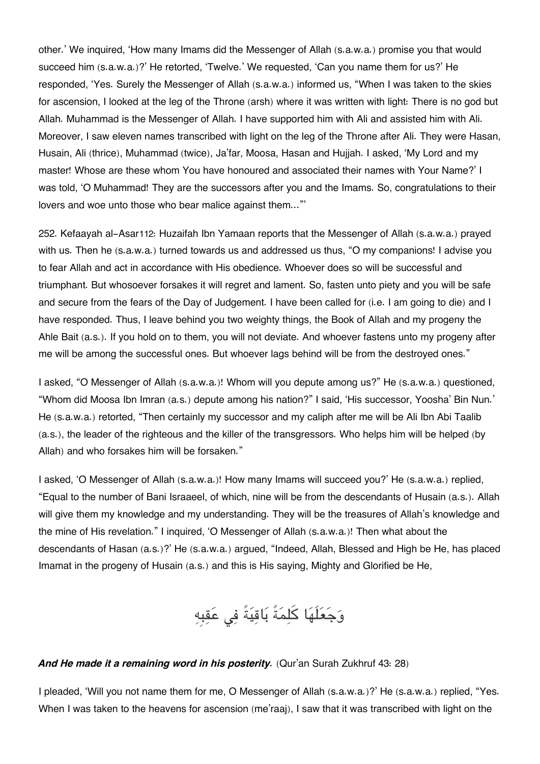other.' We inquired, 'How many Imams did the Messenger of Allah (s.a.w.a.) promise you that would succeed him (s.a.w.a.)?' He retorted, 'Twelve.' We requested, 'Can you name them for us?' He responded, 'Yes. Surely the Messenger of Allah (s.a.w.a.) informed us, "When I was taken to the skies for ascension, I looked at the leg of the Throne (arsh) where it was written with light: There is no god but Allah. Muhammad is the Messenger of Allah. I have supported him with Ali and assisted him with Ali. Moreover, I saw eleven names transcribed with light on the leg of the Throne after Ali. They were Hasan, Husain, Ali (thrice), Muhammad (twice), Ja'far, Moosa, Hasan and Hujjah. I asked, 'My Lord and my master! Whose are these whom You have honoured and associated their names with Your Name?' I was told, 'O Muhammad! They are the successors after you and the Imams. So, congratulations to their lovers and woe unto those who bear malice against them…'"'

252. Kefaayah al-Asar112: Huzaifah Ibn Yamaan reports that the Messenger of Allah (s.a.w.a.) prayed with us. Then he (s.a.w.a.) turned towards us and addressed us thus, "O my companions! I advise you to fear Allah and act in accordance with His obedience. Whoever does so will be successful and triumphant. But whosoever forsakes it will regret and lament. So, fasten unto piety and you will be safe and secure from the fears of the Day of Judgement. I have been called for (i.e. I am going to die) and I have responded. Thus, I leave behind you two weighty things, the Book of Allah and my progeny the Ahle Bait (a.s.). If you hold on to them, you will not deviate. And whoever fastens unto my progeny after me will be among the successful ones. But whoever lags behind will be from the destroyed ones."

I asked, "O Messenger of Allah (s.a.w.a.)! Whom will you depute among us?" He (s.a.w.a.) questioned, "Whom did Moosa Ibn Imran (a.s.) depute among his nation?" I said, 'His successor, Yoosha' Bin Nun.' He (s.a.w.a.) retorted, "Then certainly my successor and my caliph after me will be Ali Ibn Abi Taalib (a.s.), the leader of the righteous and the killer of the transgressors. Who helps him will be helped (by Allah) and who forsakes him will be forsaken."

I asked, 'O Messenger of Allah (s.a.w.a.)! How many Imams will succeed you?' He (s.a.w.a.) replied, "Equal to the number of Bani Israaeel, of which, nine will be from the descendants of Husain (a.s.). Allah will give them my knowledge and my understanding. They will be the treasures of Allah's knowledge and the mine of His revelation." I inquired, 'O Messenger of Allah (s.a.w.a.)! Then what about the descendants of Hasan (a.s.)?' He (s.a.w.a.) argued, "Indeed, Allah, Blessed and High be He, has placed Imamat in the progeny of Husain (a.s.) and this is His saying, Mighty and Glorified be He,

وَجَعَلَهَا كَلِمَةً بَاقِيَةً فِي عَقِبِهِ

***And He made it a remaining word in his posterity.*** (Qur'an Surah Zukhruf 43: 28)

I pleaded, 'Will you not name them for me, O Messenger of Allah (s.a.w.a.)?' He (s.a.w.a.) replied, "Yes. When I was taken to the heavens for ascension (me'raaj), I saw that it was transcribed with light on the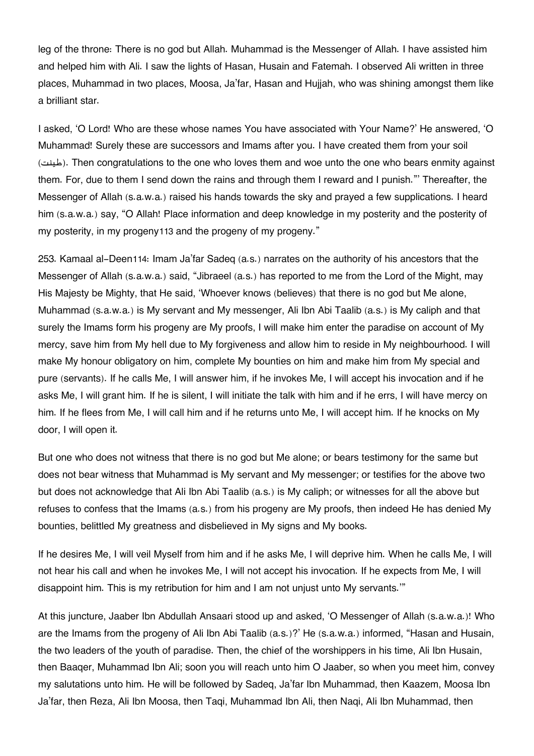leg of the throne: There is no god but Allah. Muhammad is the Messenger of Allah. I have assisted him and helped him with Ali. I saw the lights of Hasan, Husain and Fatemah. I observed Ali written in three places, Muhammad in two places, Moosa, Ja'far, Hasan and Hujjah, who was shining amongst them like a brilliant star.

I asked, 'O Lord! Who are these whose names You have associated with Your Name?' He answered, 'O Muhammad! Surely these are successors and Imams after you. I have created them from your soil (طینت). Then congratulations to the one who loves them and woe unto the one who bears enmity against them. For, due to them I send down the rains and through them I reward and I punish."' Thereafter, the Messenger of Allah (s.a.w.a.) raised his hands towards the sky and prayed a few supplications. I heard him (s.a.w.a.) say, "O Allah! Place information and deep knowledge in my posterity and the posterity of my posterity, in my progeny[113] and the progeny of my progeny."

253. Kamaal al-Deen[114]: Imam Ja'far Sadeq (a.s.) narrates on the authority of his ancestors that the Messenger of Allah (s.a.w.a.) said, "Jibraeel (a.s.) has reported to me from the Lord of the Might, may His Majesty be Mighty, that He said, 'Whoever knows (believes) that there is no god but Me alone, Muhammad (s.a.w.a.) is My servant and My messenger, Ali Ibn Abi Taalib (a.s.) is My caliph and that surely the Imams form his progeny are My proofs, I will make him enter the paradise on account of My mercy, save him from My hell due to My forgiveness and allow him to reside in My neighbourhood. I will make My honour obligatory on him, complete My bounties on him and make him from My special and pure (servants). If he calls Me, I will answer him, if he invokes Me, I will accept his invocation and if he asks Me, I will grant him. If he is silent, I will initiate the talk with him and if he errs, I will have mercy on him. If he flees from Me, I will call him and if he returns unto Me, I will accept him. If he knocks on My door, I will open it.

But one who does not witness that there is no god but Me alone; or bears testimony for the same but does not bear witness that Muhammad is My servant and My messenger; or testifies for the above two but does not acknowledge that Ali Ibn Abi Taalib (a.s.) is My caliph; or witnesses for all the above but refuses to confess that the Imams (a.s.) from his progeny are My proofs, then indeed He has denied My bounties, belittled My greatness and disbelieved in My signs and My books.

If he desires Me, I will veil Myself from him and if he asks Me, I will deprive him. When he calls Me, I will not hear his call and when he invokes Me, I will not accept his invocation. If he expects from Me, I will disappoint him. This is my retribution for him and I am not unjust unto My servants.'"

At this juncture, Jaaber Ibn Abdullah Ansaari stood up and asked, 'O Messenger of Allah (s.a.w.a.)! Who are the Imams from the progeny of Ali Ibn Abi Taalib (a.s.)?' He (s.a.w.a.) informed, "Hasan and Husain, the two leaders of the youth of paradise. Then, the chief of the worshippers in his time, Ali Ibn Husain, then Baaqer, Muhammad Ibn Ali; soon you will reach unto him O Jaaber, so when you meet him, convey my salutations unto him. He will be followed by Sadeq, Ja'far Ibn Muhammad, then Kaazem, Moosa Ibn Ja'far, then Reza, Ali Ibn Moosa, then Taqi, Muhammad Ibn Ali, then Naqi, Ali Ibn Muhammad, then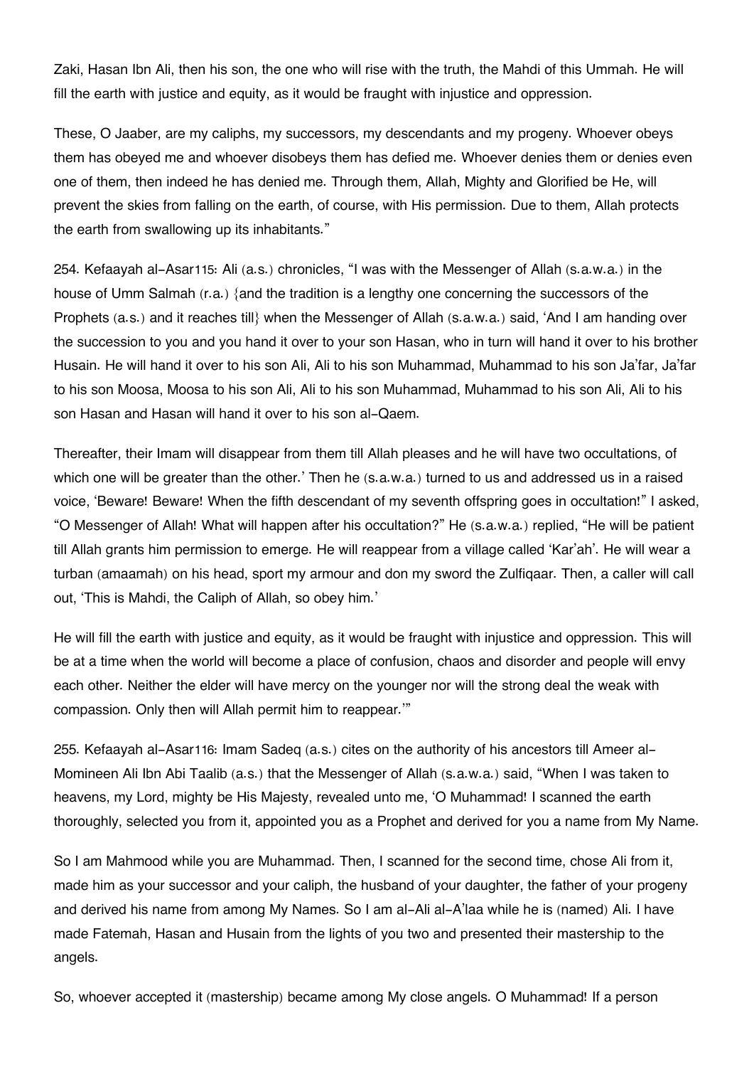Zaki, Hasan Ibn Ali, then his son, the one who will rise with the truth, the Mahdi of this Ummah. He will fill the earth with justice and equity, as it would be fraught with injustice and oppression.

These, O Jaaber, are my caliphs, my successors, my descendants and my progeny. Whoever obeys them has obeyed me and whoever disobeys them has defied me. Whoever denies them or denies even one of them, then indeed he has denied me. Through them, Allah, Mighty and Glorified be He, will prevent the skies from falling on the earth, of course, with His permission. Due to them, Allah protects the earth from swallowing up its inhabitants."

254. Kefaayah al-Asar[115]: Ali (a.s.) chronicles, "I was with the Messenger of Allah (s.a.w.a.) in the house of Umm Salmah (r.a.) {and the tradition is a lengthy one concerning the successors of the Prophets (a.s.) and it reaches till} when the Messenger of Allah (s.a.w.a.) said, 'And I am handing over the succession to you and you hand it over to your son Hasan, who in turn will hand it over to his brother Husain. He will hand it over to his son Ali, Ali to his son Muhammad, Muhammad to his son Ja'far, Ja'far to his son Moosa, Moosa to his son Ali, Ali to his son Muhammad, Muhammad to his son Ali, Ali to his son Hasan and Hasan will hand it over to his son al-Qaem.

Thereafter, their Imam will disappear from them till Allah pleases and he will have two occultations, of which one will be greater than the other.' Then he (s.a.w.a.) turned to us and addressed us in a raised voice, 'Beware! Beware! When the fifth descendant of my seventh offspring goes in occultation!" I asked, "O Messenger of Allah! What will happen after his occultation?" He (s.a.w.a.) replied, "He will be patient till Allah grants him permission to emerge. He will reappear from a village called 'Kar'ah'. He will wear a turban (amaamah) on his head, sport my armour and don my sword the Zulfiqaar. Then, a caller will call out, 'This is Mahdi, the Caliph of Allah, so obey him.'

He will fill the earth with justice and equity, as it would be fraught with injustice and oppression. This will be at a time when the world will become a place of confusion, chaos and disorder and people will envy each other. Neither the elder will have mercy on the younger nor will the strong deal the weak with compassion. Only then will Allah permit him to reappear.'"

255. Kefaayah al-Asar[116]: Imam Sadeq (a.s.) cites on the authority of his ancestors till Ameer al-Momineen Ali Ibn Abi Taalib (a.s.) that the Messenger of Allah (s.a.w.a.) said, "When I was taken to heavens, my Lord, mighty be His Majesty, revealed unto me, 'O Muhammad! I scanned the earth thoroughly, selected you from it, appointed you as a Prophet and derived for you a name from My Name.

So I am Mahmood while you are Muhammad. Then, I scanned for the second time, chose Ali from it, made him as your successor and your caliph, the husband of your daughter, the father of your progeny and derived his name from among My Names. So I am al-Ali al-A'laa while he is (named) Ali. I have made Fatemah, Hasan and Husain from the lights of you two and presented their mastership to the angels.

So, whoever accepted it (mastership) became among My close angels. O Muhammad! If a person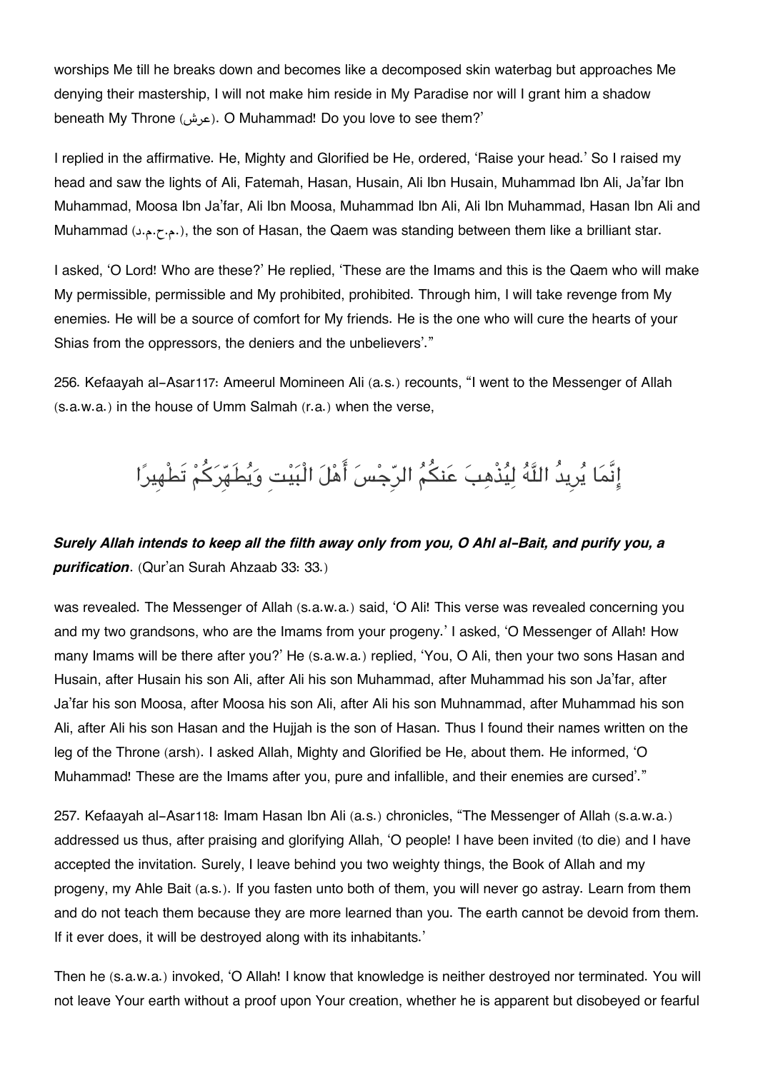worships Me till he breaks down and becomes like a decomposed skin waterbag but approaches Me denying their mastership, I will not make him reside in My Paradise nor will I grant him a shadow beneath My Throne (عرش). O Muhammad! Do you love to see them?'

I replied in the affirmative. He, Mighty and Glorified be He, ordered, 'Raise your head.' So I raised my head and saw the lights of Ali, Fatemah, Hasan, Husain, Ali Ibn Husain, Muhammad Ibn Ali, Ja'far Ibn Muhammad, Moosa Ibn Ja'far, Ali Ibn Moosa, Muhammad Ibn Ali, Ali Ibn Muhammad, Hasan Ibn Ali and Muhammad (م.ح.م.د), the son of Hasan, the Qaem was standing between them like a brilliant star.

I asked, 'O Lord! Who are these?' He replied, 'These are the Imams and this is the Qaem who will make My permissible, permissible and My prohibited, prohibited. Through him, I will take revenge from My enemies. He will be a source of comfort for My friends. He is the one who will cure the hearts of your Shias from the oppressors, the deniers and the unbelievers'."

256. Kefaayah al-Asar117: Ameerul Momineen Ali (a.s.) recounts, "I went to the Messenger of Allah (s.a.w.a.) in the house of Umm Salmah (r.a.) when the verse,

إِنَّمَا يُرِيدُ اللَّهُ لِيُذْهِبَ عَنكُمُ الرِّجْسَ أَهْلَ الْبَيْتِ وَيُطَهِّرَكُمْ تَطْهِيرًا

***Surely Allah intends to keep all the filth away only from you, O Ahl al-Bait, and purify you, a purification***. (Qur'an Surah Ahzaab 33: 33.)

was revealed. The Messenger of Allah (s.a.w.a.) said, 'O Ali! This verse was revealed concerning you and my two grandsons, who are the Imams from your progeny.' I asked, 'O Messenger of Allah! How many Imams will be there after you?' He (s.a.w.a.) replied, 'You, O Ali, then your two sons Hasan and Husain, after Husain his son Ali, after Ali his son Muhammad, after Muhammad his son Ja'far, after Ja'far his son Moosa, after Moosa his son Ali, after Ali his son Muhnammad, after Muhammad his son Ali, after Ali his son Hasan and the Hujjah is the son of Hasan. Thus I found their names written on the leg of the Throne (arsh). I asked Allah, Mighty and Glorified be He, about them. He informed, 'O Muhammad! These are the Imams after you, pure and infallible, and their enemies are cursed'."

257. Kefaayah al-Asar118: Imam Hasan Ibn Ali (a.s.) chronicles, "The Messenger of Allah (s.a.w.a.) addressed us thus, after praising and glorifying Allah, 'O people! I have been invited (to die) and I have accepted the invitation. Surely, I leave behind you two weighty things, the Book of Allah and my progeny, my Ahle Bait (a.s.). If you fasten unto both of them, you will never go astray. Learn from them and do not teach them because they are more learned than you. The earth cannot be devoid from them. If it ever does, it will be destroyed along with its inhabitants.'

Then he (s.a.w.a.) invoked, 'O Allah! I know that knowledge is neither destroyed nor terminated. You will not leave Your earth without a proof upon Your creation, whether he is apparent but disobeyed or fearful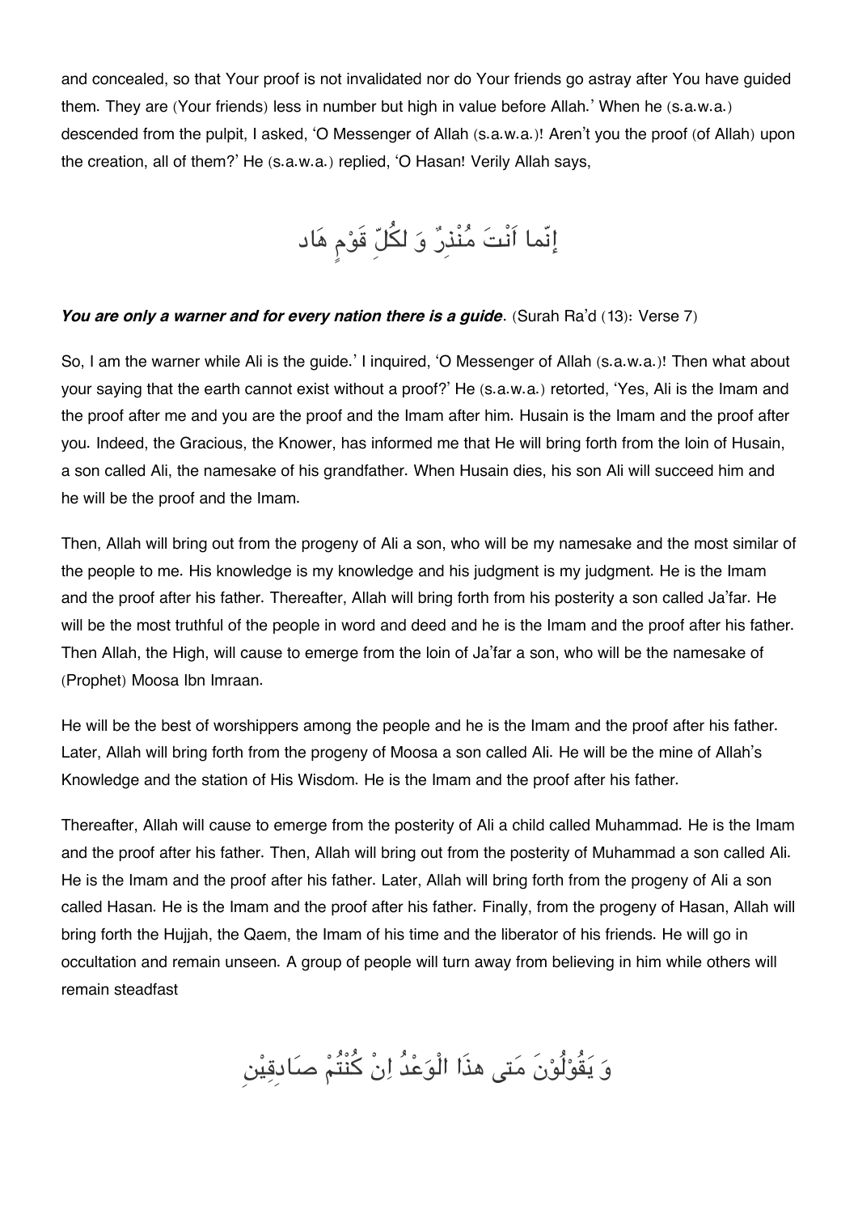and concealed, so that Your proof is not invalidated nor do Your friends go astray after You have guided them. They are (Your friends) less in number but high in value before Allah.' When he (s.a.w.a.) descended from the pulpit, I asked, 'O Messenger of Allah (s.a.w.a.)! Aren't you the proof (of Allah) upon the creation, all of them?' He (s.a.w.a.) replied, 'O Hasan! Verily Allah says,

إنّما اَنْتَ مُنْذِرٌ وَ لكُلِّ قَوْمٍ هَاد

***You are only a warner and for every nation there is a guide***. (Surah Ra'd (13): Verse 7)

So, I am the warner while Ali is the guide.' I inquired, 'O Messenger of Allah (s.a.w.a.)! Then what about your saying that the earth cannot exist without a proof?' He (s.a.w.a.) retorted, 'Yes, Ali is the Imam and the proof after me and you are the proof and the Imam after him. Husain is the Imam and the proof after you. Indeed, the Gracious, the Knower, has informed me that He will bring forth from the loin of Husain, a son called Ali, the namesake of his grandfather. When Husain dies, his son Ali will succeed him and he will be the proof and the Imam.

Then, Allah will bring out from the progeny of Ali a son, who will be my namesake and the most similar of the people to me. His knowledge is my knowledge and his judgment is my judgment. He is the Imam and the proof after his father. Thereafter, Allah will bring forth from his posterity a son called Ja'far. He will be the most truthful of the people in word and deed and he is the Imam and the proof after his father. Then Allah, the High, will cause to emerge from the loin of Ja'far a son, who will be the namesake of (Prophet) Moosa Ibn Imraan.

He will be the best of worshippers among the people and he is the Imam and the proof after his father. Later, Allah will bring forth from the progeny of Moosa a son called Ali. He will be the mine of Allah's Knowledge and the station of His Wisdom. He is the Imam and the proof after his father.

Thereafter, Allah will cause to emerge from the posterity of Ali a child called Muhammad. He is the Imam and the proof after his father. Then, Allah will bring out from the posterity of Muhammad a son called Ali. He is the Imam and the proof after his father. Later, Allah will bring forth from the progeny of Ali a son called Hasan. He is the Imam and the proof after his father. Finally, from the progeny of Hasan, Allah will bring forth the Hujjah, the Qaem, the Imam of his time and the liberator of his friends. He will go in occultation and remain unseen. A group of people will turn away from believing in him while others will remain steadfast

وَ يَقُوْلُوْنَ مَتى هذَا الْوَعْدُ اِنْ كُنْتُمْ صَادِقِيْن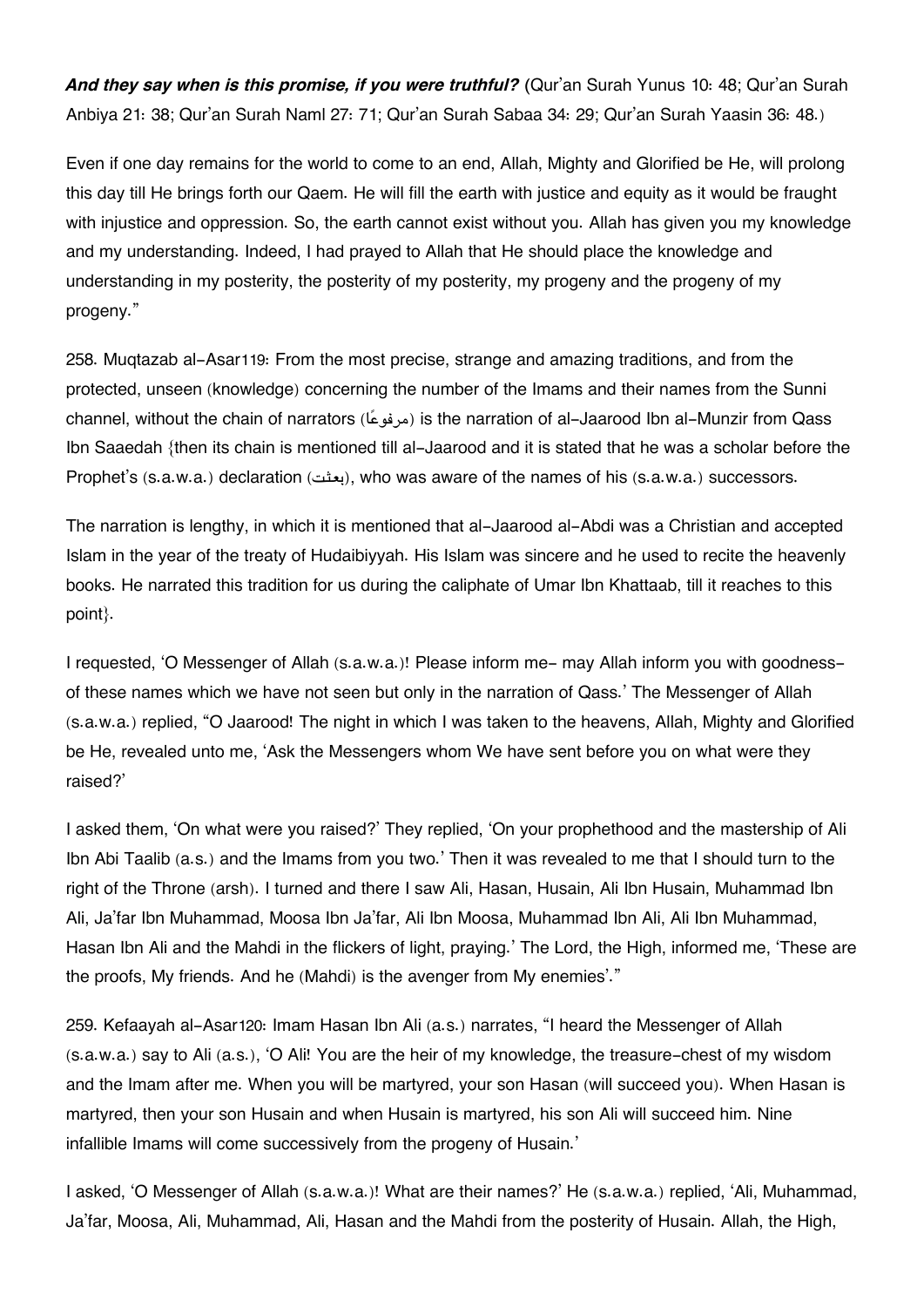***And they say when is this promise, if you were truthful?*** (Qur'an Surah Yunus 10: 48; Qur'an Surah Anbiya 21: 38; Qur'an Surah Naml 27: 71; Qur'an Surah Sabaa 34: 29; Qur'an Surah Yaasin 36: 48.)

Even if one day remains for the world to come to an end, Allah, Mighty and Glorified be He, will prolong this day till He brings forth our Qaem. He will fill the earth with justice and equity as it would be fraught with injustice and oppression. So, the earth cannot exist without you. Allah has given you my knowledge and my understanding. Indeed, I had prayed to Allah that He should place the knowledge and understanding in my posterity, the posterity of my posterity, my progeny and the progeny of my progeny."

258. Muqtazab al-Asar119: From the most precise, strange and amazing traditions, and from the protected, unseen (knowledge) concerning the number of the Imams and their names from the Sunni channel, without the chain of narrators (مرفوعًا) is the narration of al-Jaarood Ibn al-Munzir from Qass Ibn Saaedah {then its chain is mentioned till al-Jaarood and it is stated that he was a scholar before the Prophet's (s.a.w.a.) declaration (بعثت), who was aware of the names of his (s.a.w.a.) successors.

The narration is lengthy, in which it is mentioned that al-Jaarood al-Abdi was a Christian and accepted Islam in the year of the treaty of Hudaibiyyah. His Islam was sincere and he used to recite the heavenly books. He narrated this tradition for us during the caliphate of Umar Ibn Khattaab, till it reaches to this point}.

I requested, 'O Messenger of Allah (s.a.w.a.)! Please inform me- may Allah inform you with goodness- of these names which we have not seen but only in the narration of Qass.' The Messenger of Allah (s.a.w.a.) replied, "O Jaarood! The night in which I was taken to the heavens, Allah, Mighty and Glorified be He, revealed unto me, 'Ask the Messengers whom We have sent before you on what were they raised?'

I asked them, 'On what were you raised?' They replied, 'On your prophethood and the mastership of Ali Ibn Abi Taalib (a.s.) and the Imams from you two.' Then it was revealed to me that I should turn to the right of the Throne (arsh). I turned and there I saw Ali, Hasan, Husain, Ali Ibn Husain, Muhammad Ibn Ali, Ja'far Ibn Muhammad, Moosa Ibn Ja'far, Ali Ibn Moosa, Muhammad Ibn Ali, Ali Ibn Muhammad, Hasan Ibn Ali and the Mahdi in the flickers of light, praying.' The Lord, the High, informed me, 'These are the proofs, My friends. And he (Mahdi) is the avenger from My enemies'."

259. Kefaayah al-Asar120: Imam Hasan Ibn Ali (a.s.) narrates, "I heard the Messenger of Allah (s.a.w.a.) say to Ali (a.s.), 'O Ali! You are the heir of my knowledge, the treasure-chest of my wisdom and the Imam after me. When you will be martyred, your son Hasan (will succeed you). When Hasan is martyred, then your son Husain and when Husain is martyred, his son Ali will succeed him. Nine infallible Imams will come successively from the progeny of Husain.'

I asked, 'O Messenger of Allah (s.a.w.a.)! What are their names?' He (s.a.w.a.) replied, 'Ali, Muhammad, Ja'far, Moosa, Ali, Muhammad, Ali, Hasan and the Mahdi from the posterity of Husain. Allah, the High,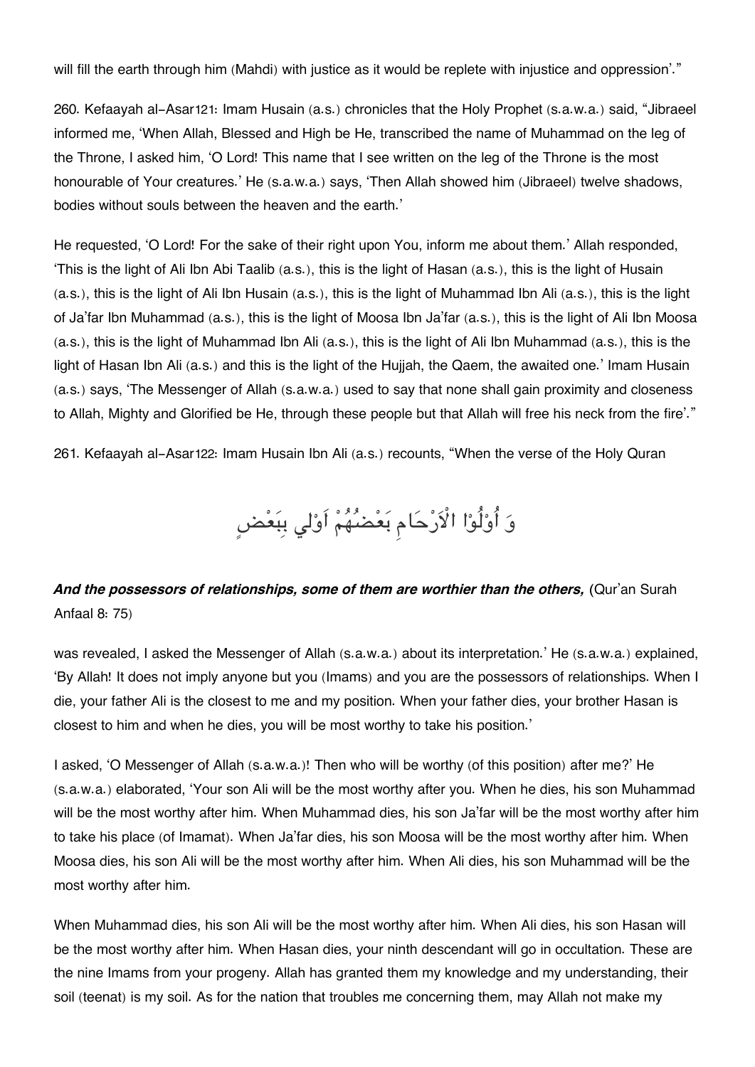will fill the earth through him (Mahdi) with justice as it would be replete with injustice and oppression'."

260. Kefaayah al-Asar[121]: Imam Husain (a.s.) chronicles that the Holy Prophet (s.a.w.a.) said, "Jibraeel informed me, 'When Allah, Blessed and High be He, transcribed the name of Muhammad on the leg of the Throne, I asked him, 'O Lord! This name that I see written on the leg of the Throne is the most honourable of Your creatures.' He (s.a.w.a.) says, 'Then Allah showed him (Jibraeel) twelve shadows, bodies without souls between the heaven and the earth.'

He requested, 'O Lord! For the sake of their right upon You, inform me about them.' Allah responded, 'This is the light of Ali Ibn Abi Taalib (a.s.), this is the light of Hasan (a.s.), this is the light of Husain (a.s.), this is the light of Ali Ibn Husain (a.s.), this is the light of Muhammad Ibn Ali (a.s.), this is the light of Ja'far Ibn Muhammad (a.s.), this is the light of Moosa Ibn Ja'far (a.s.), this is the light of Ali Ibn Moosa (a.s.), this is the light of Muhammad Ibn Ali (a.s.), this is the light of Ali Ibn Muhammad (a.s.), this is the light of Hasan Ibn Ali (a.s.) and this is the light of the Hujjah, the Qaem, the awaited one.' Imam Husain (a.s.) says, 'The Messenger of Allah (s.a.w.a.) used to say that none shall gain proximity and closeness to Allah, Mighty and Glorified be He, through these people but that Allah will free his neck from the fire'."

261. Kefaayah al-Asar[122]: Imam Husain Ibn Ali (a.s.) recounts, "When the verse of the Holy Quran

وَ أُوْلُوْا الْاَرْحَامِ بَعْضُهُمْ اَوْلٰي بِبَعْضٍ

***And the possessors of relationships, some of them are worthier than the others,*** (Qur'an Surah Anfaal 8: 75)

was revealed, I asked the Messenger of Allah (s.a.w.a.) about its interpretation.' He (s.a.w.a.) explained, 'By Allah! It does not imply anyone but you (Imams) and you are the possessors of relationships. When I die, your father Ali is the closest to me and my position. When your father dies, your brother Hasan is closest to him and when he dies, you will be most worthy to take his position.'

I asked, 'O Messenger of Allah (s.a.w.a.)! Then who will be worthy (of this position) after me?' He (s.a.w.a.) elaborated, 'Your son Ali will be the most worthy after you. When he dies, his son Muhammad will be the most worthy after him. When Muhammad dies, his son Ja'far will be the most worthy after him to take his place (of Imamat). When Ja'far dies, his son Moosa will be the most worthy after him. When Moosa dies, his son Ali will be the most worthy after him. When Ali dies, his son Muhammad will be the most worthy after him.

When Muhammad dies, his son Ali will be the most worthy after him. When Ali dies, his son Hasan will be the most worthy after him. When Hasan dies, your ninth descendant will go in occultation. These are the nine Imams from your progeny. Allah has granted them my knowledge and my understanding, their soil (teenat) is my soil. As for the nation that troubles me concerning them, may Allah not make my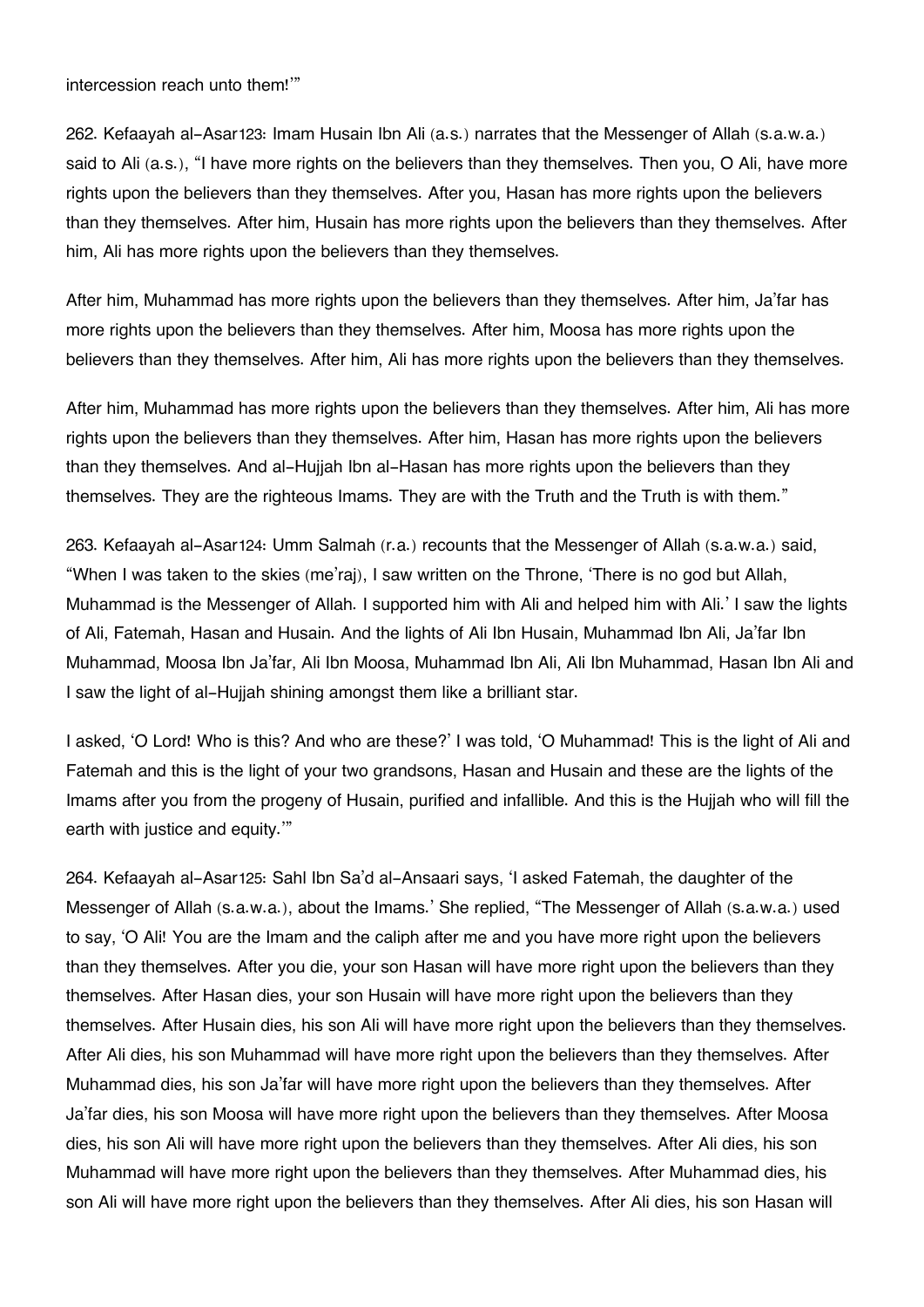intercession reach unto them!'"

262. Kefaayah al-Asar[123]: Imam Husain Ibn Ali (a.s.) narrates that the Messenger of Allah (s.a.w.a.) said to Ali (a.s.), "I have more rights on the believers than they themselves. Then you, O Ali, have more rights upon the believers than they themselves. After you, Hasan has more rights upon the believers than they themselves. After him, Husain has more rights upon the believers than they themselves. After him, Ali has more rights upon the believers than they themselves.

After him, Muhammad has more rights upon the believers than they themselves. After him, Ja'far has more rights upon the believers than they themselves. After him, Moosa has more rights upon the believers than they themselves. After him, Ali has more rights upon the believers than they themselves.

After him, Muhammad has more rights upon the believers than they themselves. After him, Ali has more rights upon the believers than they themselves. After him, Hasan has more rights upon the believers than they themselves. And al-Hujjah Ibn al-Hasan has more rights upon the believers than they themselves. They are the righteous Imams. They are with the Truth and the Truth is with them."

263. Kefaayah al-Asar[124]: Umm Salmah (r.a.) recounts that the Messenger of Allah (s.a.w.a.) said, "When I was taken to the skies (me'raj), I saw written on the Throne, 'There is no god but Allah, Muhammad is the Messenger of Allah. I supported him with Ali and helped him with Ali.' I saw the lights of Ali, Fatemah, Hasan and Husain. And the lights of Ali Ibn Husain, Muhammad Ibn Ali, Ja'far Ibn Muhammad, Moosa Ibn Ja'far, Ali Ibn Moosa, Muhammad Ibn Ali, Ali Ibn Muhammad, Hasan Ibn Ali and I saw the light of al-Hujjah shining amongst them like a brilliant star.

I asked, 'O Lord! Who is this? And who are these?' I was told, 'O Muhammad! This is the light of Ali and Fatemah and this is the light of your two grandsons, Hasan and Husain and these are the lights of the Imams after you from the progeny of Husain, purified and infallible. And this is the Hujjah who will fill the earth with justice and equity.'"

264. Kefaayah al-Asar[125]: Sahl Ibn Sa'd al-Ansaari says, 'I asked Fatemah, the daughter of the Messenger of Allah (s.a.w.a.), about the Imams.' She replied, "The Messenger of Allah (s.a.w.a.) used to say, 'O Ali! You are the Imam and the caliph after me and you have more right upon the believers than they themselves. After you die, your son Hasan will have more right upon the believers than they themselves. After Hasan dies, your son Husain will have more right upon the believers than they themselves. After Husain dies, his son Ali will have more right upon the believers than they themselves. After Ali dies, his son Muhammad will have more right upon the believers than they themselves. After Muhammad dies, his son Ja'far will have more right upon the believers than they themselves. After Ja'far dies, his son Moosa will have more right upon the believers than they themselves. After Moosa dies, his son Ali will have more right upon the believers than they themselves. After Ali dies, his son Muhammad will have more right upon the believers than they themselves. After Muhammad dies, his son Ali will have more right upon the believers than they themselves. After Ali dies, his son Hasan will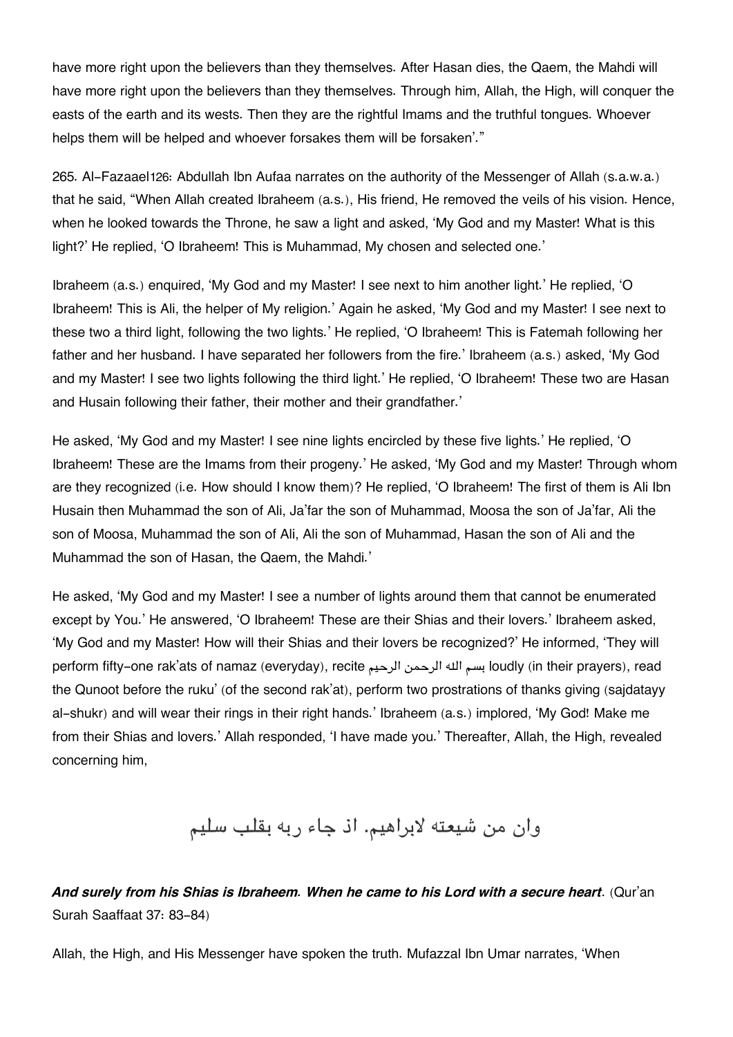have more right upon the believers than they themselves. After Hasan dies, the Qaem, the Mahdi will have more right upon the believers than they themselves. Through him, Allah, the High, will conquer the easts of the earth and its wests. Then they are the rightful Imams and the truthful tongues. Whoever helps them will be helped and whoever forsakes them will be forsaken'."

265. Al-Fazaael126: Abdullah Ibn Aufaa narrates on the authority of the Messenger of Allah (s.a.w.a.) that he said, "When Allah created Ibraheem (a.s.), His friend, He removed the veils of his vision. Hence, when he looked towards the Throne, he saw a light and asked, 'My God and my Master! What is this light?' He replied, 'O Ibraheem! This is Muhammad, My chosen and selected one.'

Ibraheem (a.s.) enquired, 'My God and my Master! I see next to him another light.' He replied, 'O Ibraheem! This is Ali, the helper of My religion.' Again he asked, 'My God and my Master! I see next to these two a third light, following the two lights.' He replied, 'O Ibraheem! This is Fatemah following her father and her husband. I have separated her followers from the fire.' Ibraheem (a.s.) asked, 'My God and my Master! I see two lights following the third light.' He replied, 'O Ibraheem! These two are Hasan and Husain following their father, their mother and their grandfather.'

He asked, 'My God and my Master! I see nine lights encircled by these five lights.' He replied, 'O Ibraheem! These are the Imams from their progeny.' He asked, 'My God and my Master! Through whom are they recognized (i.e. How should I know them)? He replied, 'O Ibraheem! The first of them is Ali Ibn Husain then Muhammad the son of Ali, Ja'far the son of Muhammad, Moosa the son of Ja'far, Ali the son of Moosa, Muhammad the son of Ali, Ali the son of Muhammad, Hasan the son of Ali and the Muhammad the son of Hasan, the Qaem, the Mahdi.'

He asked, 'My God and my Master! I see a number of lights around them that cannot be enumerated except by You.' He answered, 'O Ibraheem! These are their Shias and their lovers.' Ibraheem asked, 'My God and my Master! How will their Shias and their lovers be recognized?' He informed, 'They will perform fifty-one rak'ats of namaz (everyday), recite بسم الله الرحمن الرحيم loudly (in their prayers), read the Qunoot before the ruku' (of the second rak'at), perform two prostrations of thanks giving (sajdatayy al-shukr) and will wear their rings in their right hands.' Ibraheem (a.s.) implored, 'My God! Make me from their Shias and lovers.' Allah responded, 'I have made you.' Thereafter, Allah, the High, revealed concerning him,

وان من شيعته لابراهيم. اذ جاء ربه بقلب سليم

***And surely from his Shias is Ibraheem. When he came to his Lord with a secure heart***. (Qur'an Surah Saaffaat 37: 83-84)

Allah, the High, and His Messenger have spoken the truth. Mufazzal Ibn Umar narrates, 'When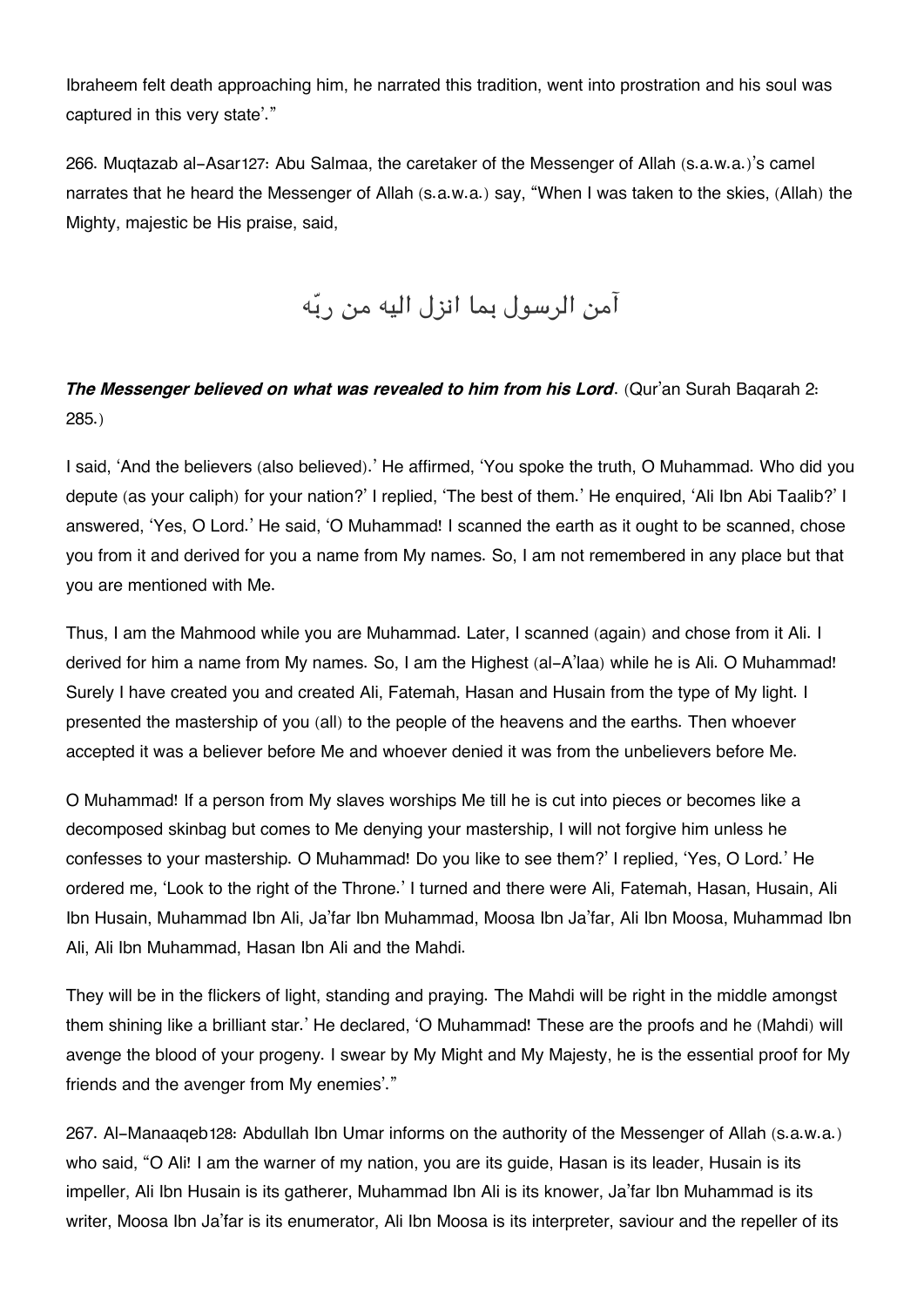Ibraheem felt death approaching him, he narrated this tradition, went into prostration and his soul was captured in this very state'."

266. Muqtazab al-Asar127: Abu Salmaa, the caretaker of the Messenger of Allah (s.a.w.a.)'s camel narrates that he heard the Messenger of Allah (s.a.w.a.) say, "When I was taken to the skies, (Allah) the Mighty, majestic be His praise, said,

آمن الرسول بما انزل اليه من ربّه

***The Messenger believed on what was revealed to him from his Lord***. (Qur'an Surah Baqarah 2: 285.)

I said, 'And the believers (also believed).' He affirmed, 'You spoke the truth, O Muhammad. Who did you depute (as your caliph) for your nation?' I replied, 'The best of them.' He enquired, 'Ali Ibn Abi Taalib?' I answered, 'Yes, O Lord.' He said, 'O Muhammad! I scanned the earth as it ought to be scanned, chose you from it and derived for you a name from My names. So, I am not remembered in any place but that you are mentioned with Me.

Thus, I am the Mahmood while you are Muhammad. Later, I scanned (again) and chose from it Ali. I derived for him a name from My names. So, I am the Highest (al-A'laa) while he is Ali. O Muhammad! Surely I have created you and created Ali, Fatemah, Hasan and Husain from the type of My light. I presented the mastership of you (all) to the people of the heavens and the earths. Then whoever accepted it was a believer before Me and whoever denied it was from the unbelievers before Me.

O Muhammad! If a person from My slaves worships Me till he is cut into pieces or becomes like a decomposed skinbag but comes to Me denying your mastership, I will not forgive him unless he confesses to your mastership. O Muhammad! Do you like to see them?' I replied, 'Yes, O Lord.' He ordered me, 'Look to the right of the Throne.' I turned and there were Ali, Fatemah, Hasan, Husain, Ali Ibn Husain, Muhammad Ibn Ali, Ja'far Ibn Muhammad, Moosa Ibn Ja'far, Ali Ibn Moosa, Muhammad Ibn Ali, Ali Ibn Muhammad, Hasan Ibn Ali and the Mahdi.

They will be in the flickers of light, standing and praying. The Mahdi will be right in the middle amongst them shining like a brilliant star.' He declared, 'O Muhammad! These are the proofs and he (Mahdi) will avenge the blood of your progeny. I swear by My Might and My Majesty, he is the essential proof for My friends and the avenger from My enemies'."

267. Al-Manaaqeb128: Abdullah Ibn Umar informs on the authority of the Messenger of Allah (s.a.w.a.) who said, "O Ali! I am the warner of my nation, you are its guide, Hasan is its leader, Husain is its impeller, Ali Ibn Husain is its gatherer, Muhammad Ibn Ali is its knower, Ja'far Ibn Muhammad is its writer, Moosa Ibn Ja'far is its enumerator, Ali Ibn Moosa is its interpreter, saviour and the repeller of its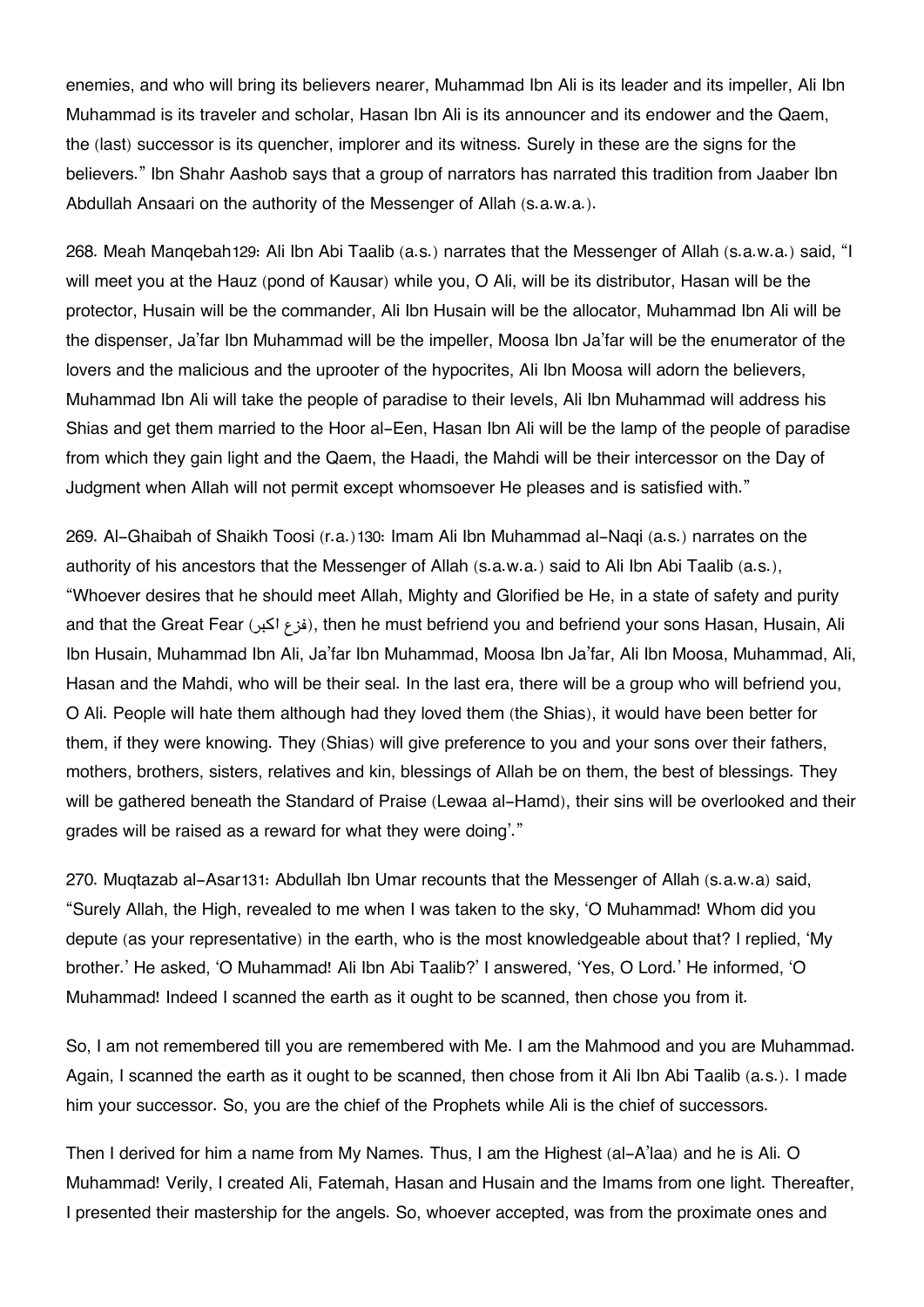enemies, and who will bring its believers nearer, Muhammad Ibn Ali is its leader and its impeller, Ali Ibn Muhammad is its traveler and scholar, Hasan Ibn Ali is its announcer and its endower and the Qaem, the (last) successor is its quencher, implorer and its witness. Surely in these are the signs for the believers." Ibn Shahr Aashob says that a group of narrators has narrated this tradition from Jaaber Ibn Abdullah Ansaari on the authority of the Messenger of Allah (s.a.w.a.).

268. Meah Manqebah129: Ali Ibn Abi Taalib (a.s.) narrates that the Messenger of Allah (s.a.w.a.) said, "I will meet you at the Hauz (pond of Kausar) while you, O Ali, will be its distributor, Hasan will be the protector, Husain will be the commander, Ali Ibn Husain will be the allocator, Muhammad Ibn Ali will be the dispenser, Ja'far Ibn Muhammad will be the impeller, Moosa Ibn Ja'far will be the enumerator of the lovers and the malicious and the uprooter of the hypocrites, Ali Ibn Moosa will adorn the believers, Muhammad Ibn Ali will take the people of paradise to their levels, Ali Ibn Muhammad will address his Shias and get them married to the Hoor al-Een, Hasan Ibn Ali will be the lamp of the people of paradise from which they gain light and the Qaem, the Haadi, the Mahdi will be their intercessor on the Day of Judgment when Allah will not permit except whomsoever He pleases and is satisfied with."

269. Al-Ghaibah of Shaikh Toosi (r.a.)130: Imam Ali Ibn Muhammad al-Naqi (a.s.) narrates on the authority of his ancestors that the Messenger of Allah (s.a.w.a.) said to Ali Ibn Abi Taalib (a.s.), "Whoever desires that he should meet Allah, Mighty and Glorified be He, in a state of safety and purity and that the Great Fear (فزع اكبر), then he must befriend you and befriend your sons Hasan, Husain, Ali Ibn Husain, Muhammad Ibn Ali, Ja'far Ibn Muhammad, Moosa Ibn Ja'far, Ali Ibn Moosa, Muhammad, Ali, Hasan and the Mahdi, who will be their seal. In the last era, there will be a group who will befriend you, O Ali. People will hate them although had they loved them (the Shias), it would have been better for them, if they were knowing. They (Shias) will give preference to you and your sons over their fathers, mothers, brothers, sisters, relatives and kin, blessings of Allah be on them, the best of blessings. They will be gathered beneath the Standard of Praise (Lewaa al-Hamd), their sins will be overlooked and their grades will be raised as a reward for what they were doing'."

270. Muqtazab al-Asar131: Abdullah Ibn Umar recounts that the Messenger of Allah (s.a.w.a) said, "Surely Allah, the High, revealed to me when I was taken to the sky, 'O Muhammad! Whom did you depute (as your representative) in the earth, who is the most knowledgeable about that? I replied, 'My brother.' He asked, 'O Muhammad! Ali Ibn Abi Taalib?' I answered, 'Yes, O Lord.' He informed, 'O Muhammad! Indeed I scanned the earth as it ought to be scanned, then chose you from it.

So, I am not remembered till you are remembered with Me. I am the Mahmood and you are Muhammad. Again, I scanned the earth as it ought to be scanned, then chose from it Ali Ibn Abi Taalib (a.s.). I made him your successor. So, you are the chief of the Prophets while Ali is the chief of successors.

Then I derived for him a name from My Names. Thus, I am the Highest (al-A'laa) and he is Ali. O Muhammad! Verily, I created Ali, Fatemah, Hasan and Husain and the Imams from one light. Thereafter, I presented their mastership for the angels. So, whoever accepted, was from the proximate ones and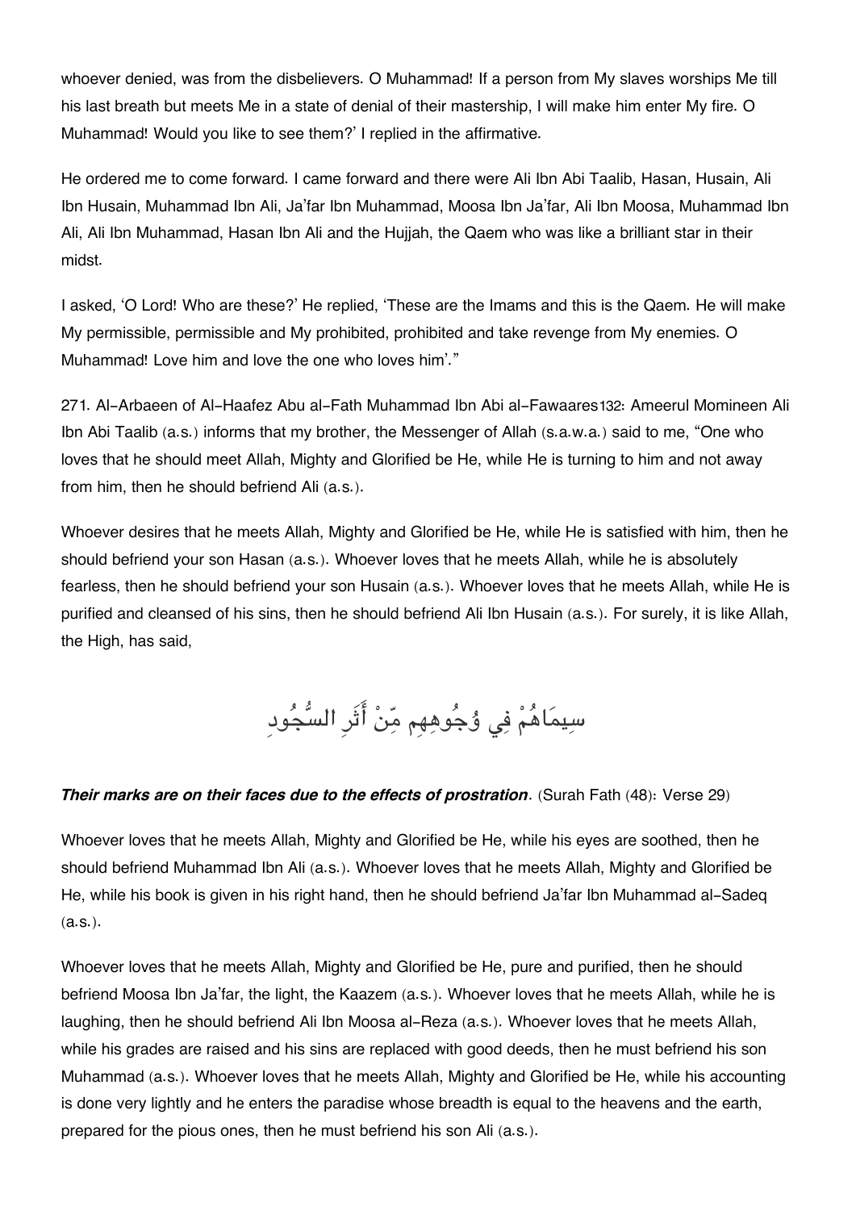whoever denied, was from the disbelievers. O Muhammad! If a person from My slaves worships Me till his last breath but meets Me in a state of denial of their mastership, I will make him enter My fire. O Muhammad! Would you like to see them?' I replied in the affirmative.

He ordered me to come forward. I came forward and there were Ali Ibn Abi Taalib, Hasan, Husain, Ali Ibn Husain, Muhammad Ibn Ali, Ja'far Ibn Muhammad, Moosa Ibn Ja'far, Ali Ibn Moosa, Muhammad Ibn Ali, Ali Ibn Muhammad, Hasan Ibn Ali and the Hujjah, the Qaem who was like a brilliant star in their midst.

I asked, 'O Lord! Who are these?' He replied, 'These are the Imams and this is the Qaem. He will make My permissible, permissible and My prohibited, prohibited and take revenge from My enemies. O Muhammad! Love him and love the one who loves him'."

271. Al-Arbaeen of Al-Haafez Abu al-Fath Muhammad Ibn Abi al-Fawaares[132]: Ameerul Momineen Ali Ibn Abi Taalib (a.s.) informs that my brother, the Messenger of Allah (s.a.w.a.) said to me, "One who loves that he should meet Allah, Mighty and Glorified be He, while He is turning to him and not away from him, then he should befriend Ali (a.s.).

Whoever desires that he meets Allah, Mighty and Glorified be He, while He is satisfied with him, then he should befriend your son Hasan (a.s.). Whoever loves that he meets Allah, while he is absolutely fearless, then he should befriend your son Husain (a.s.). Whoever loves that he meets Allah, while He is purified and cleansed of his sins, then he should befriend Ali Ibn Husain (a.s.). For surely, it is like Allah, the High, has said,

سِيمَاهُمْ فِي وُجُوهِهِم مِّنْ أَثَرِ السُّجُودِ

***Their marks are on their faces due to the effects of prostration***. (Surah Fath (48): Verse 29)

Whoever loves that he meets Allah, Mighty and Glorified be He, while his eyes are soothed, then he should befriend Muhammad Ibn Ali (a.s.). Whoever loves that he meets Allah, Mighty and Glorified be He, while his book is given in his right hand, then he should befriend Ja'far Ibn Muhammad al-Sadeq (a.s.).

Whoever loves that he meets Allah, Mighty and Glorified be He, pure and purified, then he should befriend Moosa Ibn Ja'far, the light, the Kaazem (a.s.). Whoever loves that he meets Allah, while he is laughing, then he should befriend Ali Ibn Moosa al-Reza (a.s.). Whoever loves that he meets Allah, while his grades are raised and his sins are replaced with good deeds, then he must befriend his son Muhammad (a.s.). Whoever loves that he meets Allah, Mighty and Glorified be He, while his accounting is done very lightly and he enters the paradise whose breadth is equal to the heavens and the earth, prepared for the pious ones, then he must befriend his son Ali (a.s.).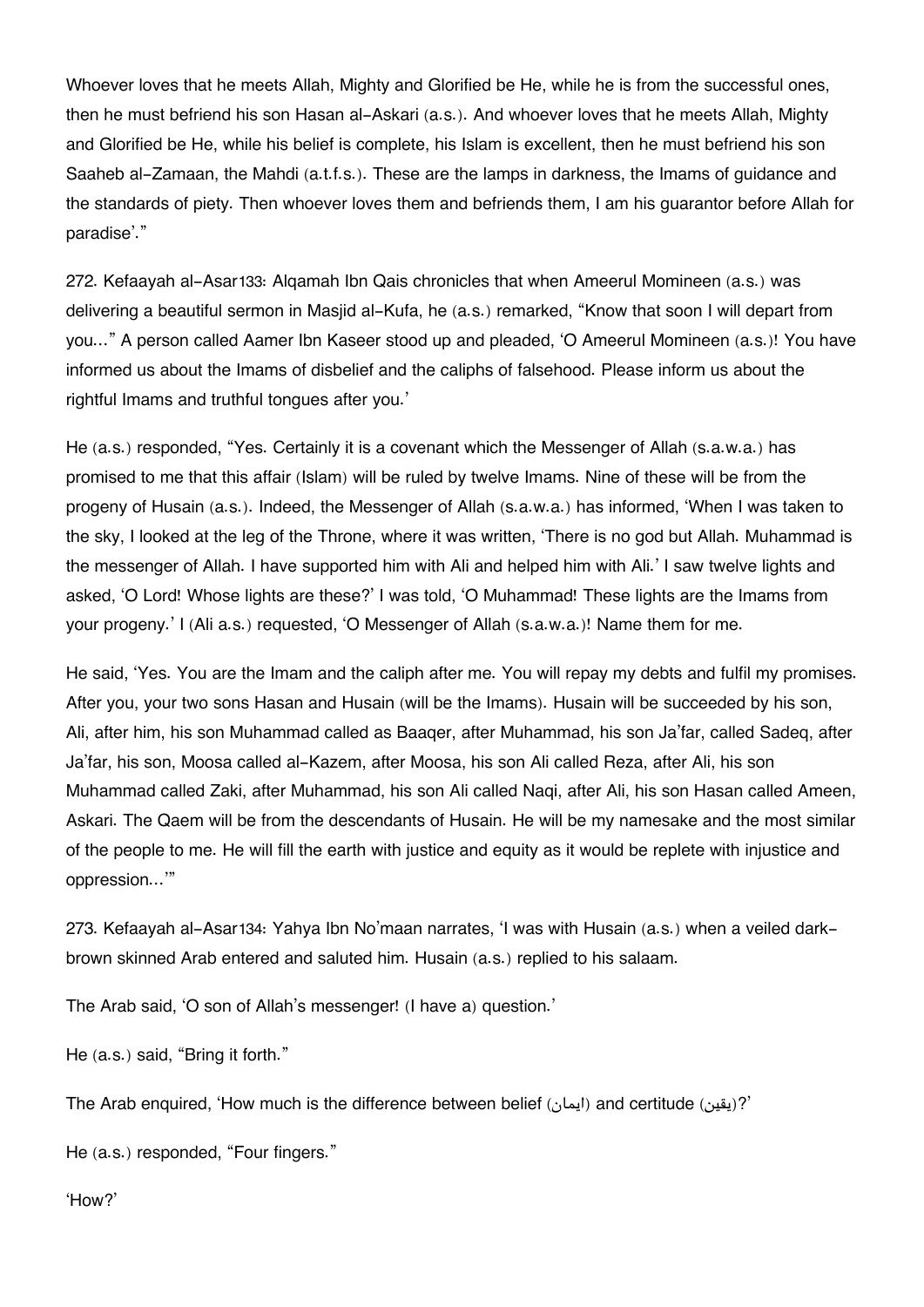Whoever loves that he meets Allah, Mighty and Glorified be He, while he is from the successful ones, then he must befriend his son Hasan al-Askari (a.s.). And whoever loves that he meets Allah, Mighty and Glorified be He, while his belief is complete, his Islam is excellent, then he must befriend his son Saaheb al-Zamaan, the Mahdi (a.t.f.s.). These are the lamps in darkness, the Imams of guidance and the standards of piety. Then whoever loves them and befriends them, I am his guarantor before Allah for paradise'."

272. Kefaayah al-Asar133: Alqamah Ibn Qais chronicles that when Ameerul Momineen (a.s.) was delivering a beautiful sermon in Masjid al-Kufa, he (a.s.) remarked, "Know that soon I will depart from you…" A person called Aamer Ibn Kaseer stood up and pleaded, 'O Ameerul Momineen (a.s.)! You have informed us about the Imams of disbelief and the caliphs of falsehood. Please inform us about the rightful Imams and truthful tongues after you.'

He (a.s.) responded, "Yes. Certainly it is a covenant which the Messenger of Allah (s.a.w.a.) has promised to me that this affair (Islam) will be ruled by twelve Imams. Nine of these will be from the progeny of Husain (a.s.). Indeed, the Messenger of Allah (s.a.w.a.) has informed, 'When I was taken to the sky, I looked at the leg of the Throne, where it was written, 'There is no god but Allah. Muhammad is the messenger of Allah. I have supported him with Ali and helped him with Ali.' I saw twelve lights and asked, 'O Lord! Whose lights are these?' I was told, 'O Muhammad! These lights are the Imams from your progeny.' I (Ali a.s.) requested, 'O Messenger of Allah (s.a.w.a.)! Name them for me.

He said, 'Yes. You are the Imam and the caliph after me. You will repay my debts and fulfil my promises. After you, your two sons Hasan and Husain (will be the Imams). Husain will be succeeded by his son, Ali, after him, his son Muhammad called as Baaqer, after Muhammad, his son Ja'far, called Sadeq, after Ja'far, his son, Moosa called al-Kazem, after Moosa, his son Ali called Reza, after Ali, his son Muhammad called Zaki, after Muhammad, his son Ali called Naqi, after Ali, his son Hasan called Ameen, Askari. The Qaem will be from the descendants of Husain. He will be my namesake and the most similar of the people to me. He will fill the earth with justice and equity as it would be replete with injustice and oppression…'"

273. Kefaayah al-Asar134: Yahya Ibn No'maan narrates, 'I was with Husain (a.s.) when a veiled dark-brown skinned Arab entered and saluted him. Husain (a.s.) replied to his salaam.

The Arab said, 'O son of Allah's messenger! (I have a) question.'

He (a.s.) said, "Bring it forth."

The Arab enquired, 'How much is the difference between belief (ايمان) and certitude (يقين)?'

He (a.s.) responded, "Four fingers."

'How?'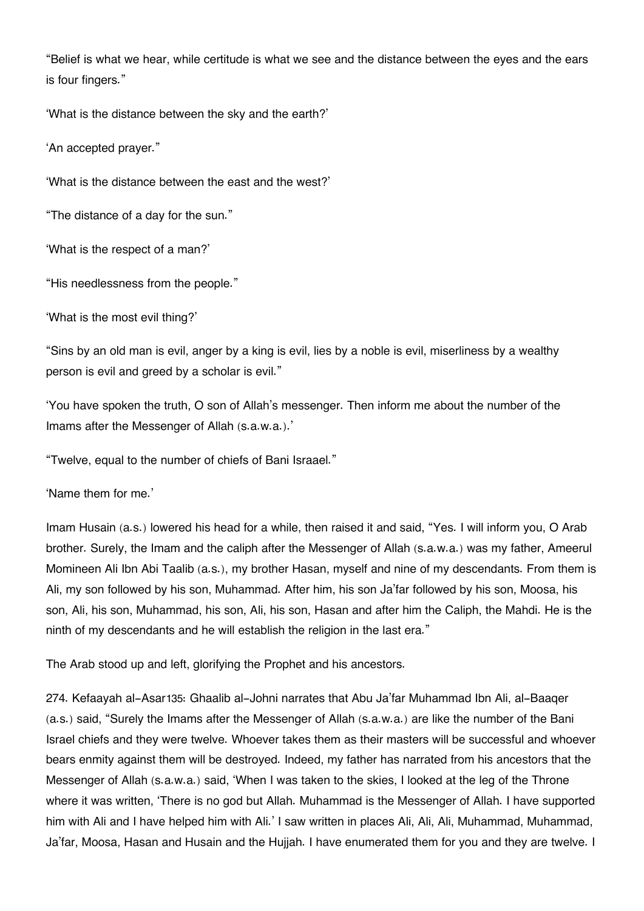"Belief is what we hear, while certitude is what we see and the distance between the eyes and the ears is four fingers."

'What is the distance between the sky and the earth?'

'An accepted prayer."

'What is the distance between the east and the west?'

"The distance of a day for the sun."

'What is the respect of a man?'

"His needlessness from the people."

'What is the most evil thing?'

"Sins by an old man is evil, anger by a king is evil, lies by a noble is evil, miserliness by a wealthy person is evil and greed by a scholar is evil."

'You have spoken the truth, O son of Allah's messenger. Then inform me about the number of the Imams after the Messenger of Allah (s.a.w.a.).'

"Twelve, equal to the number of chiefs of Bani Israael."

'Name them for me.'

Imam Husain (a.s.) lowered his head for a while, then raised it and said, "Yes. I will inform you, O Arab brother. Surely, the Imam and the caliph after the Messenger of Allah (s.a.w.a.) was my father, Ameerul Momineen Ali Ibn Abi Taalib (a.s.), my brother Hasan, myself and nine of my descendants. From them is Ali, my son followed by his son, Muhammad. After him, his son Ja'far followed by his son, Moosa, his son, Ali, his son, Muhammad, his son, Ali, his son, Hasan and after him the Caliph, the Mahdi. He is the ninth of my descendants and he will establish the religion in the last era."

The Arab stood up and left, glorifying the Prophet and his ancestors.

274. Kefaayah al-Asar[135]: Ghaalib al-Johni narrates that Abu Ja'far Muhammad Ibn Ali, al-Baaqer (a.s.) said, "Surely the Imams after the Messenger of Allah (s.a.w.a.) are like the number of the Bani Israel chiefs and they were twelve. Whoever takes them as their masters will be successful and whoever bears enmity against them will be destroyed. Indeed, my father has narrated from his ancestors that the Messenger of Allah (s.a.w.a.) said, 'When I was taken to the skies, I looked at the leg of the Throne where it was written, 'There is no god but Allah. Muhammad is the Messenger of Allah. I have supported him with Ali and I have helped him with Ali.' I saw written in places Ali, Ali, Ali, Muhammad, Muhammad, Ja'far, Moosa, Hasan and Husain and the Hujjah. I have enumerated them for you and they are twelve. I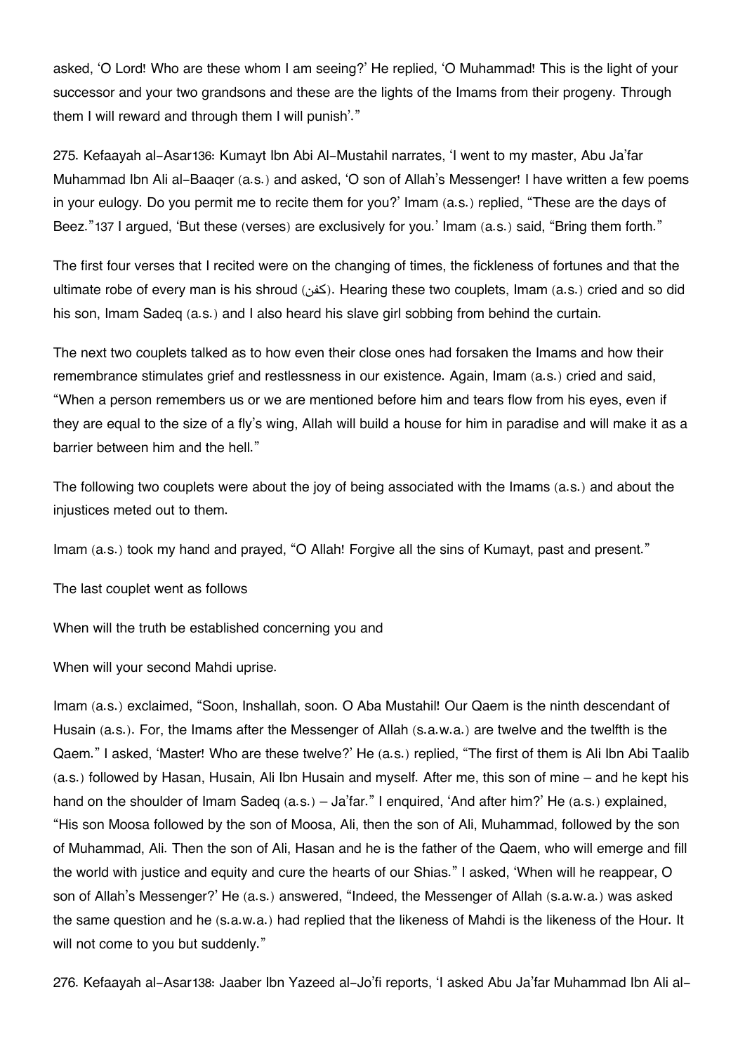asked, 'O Lord! Who are these whom I am seeing?' He replied, 'O Muhammad! This is the light of your successor and your two grandsons and these are the lights of the Imams from their progeny. Through them I will reward and through them I will punish'."

275. Kefaayah al-Asar[136]: Kumayt Ibn Abi Al-Mustahil narrates, 'I went to my master, Abu Ja'far Muhammad Ibn Ali al-Baaqer (a.s.) and asked, 'O son of Allah's Messenger! I have written a few poems in your eulogy. Do you permit me to recite them for you?' Imam (a.s.) replied, "These are the days of Beez."[137] I argued, 'But these (verses) are exclusively for you.' Imam (a.s.) said, "Bring them forth."

The first four verses that I recited were on the changing of times, the fickleness of fortunes and that the ultimate robe of every man is his shroud (كفن). Hearing these two couplets, Imam (a.s.) cried and so did his son, Imam Sadeq (a.s.) and I also heard his slave girl sobbing from behind the curtain.

The next two couplets talked as to how even their close ones had forsaken the Imams and how their remembrance stimulates grief and restlessness in our existence. Again, Imam (a.s.) cried and said, "When a person remembers us or we are mentioned before him and tears flow from his eyes, even if they are equal to the size of a fly's wing, Allah will build a house for him in paradise and will make it as a barrier between him and the hell."

The following two couplets were about the joy of being associated with the Imams (a.s.) and about the injustices meted out to them.

Imam (a.s.) took my hand and prayed, "O Allah! Forgive all the sins of Kumayt, past and present."

The last couplet went as follows

When will the truth be established concerning you and

When will your second Mahdi uprise.

Imam (a.s.) exclaimed, "Soon, Inshallah, soon. O Aba Mustahil! Our Qaem is the ninth descendant of Husain (a.s.). For, the Imams after the Messenger of Allah (s.a.w.a.) are twelve and the twelfth is the Qaem." I asked, 'Master! Who are these twelve?' He (a.s.) replied, "The first of them is Ali Ibn Abi Taalib (a.s.) followed by Hasan, Husain, Ali Ibn Husain and myself. After me, this son of mine – and he kept his hand on the shoulder of Imam Sadeq (a.s.) – Ja'far." I enquired, 'And after him?' He (a.s.) explained, "His son Moosa followed by the son of Moosa, Ali, then the son of Ali, Muhammad, followed by the son of Muhammad, Ali. Then the son of Ali, Hasan and he is the father of the Qaem, who will emerge and fill the world with justice and equity and cure the hearts of our Shias." I asked, 'When will he reappear, O son of Allah's Messenger?' He (a.s.) answered, "Indeed, the Messenger of Allah (s.a.w.a.) was asked the same question and he (s.a.w.a.) had replied that the likeness of Mahdi is the likeness of the Hour. It will not come to you but suddenly."

276. Kefaayah al-Asar[138]: Jaaber Ibn Yazeed al-Jo'fi reports, 'I asked Abu Ja'far Muhammad Ibn Ali al-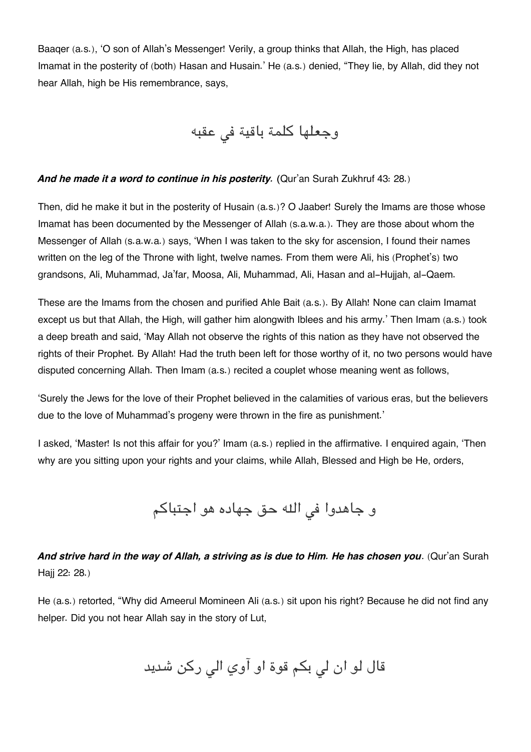Baaqer (a.s.), 'O son of Allah's Messenger! Verily, a group thinks that Allah, the High, has placed Imamat in the posterity of (both) Hasan and Husain.' He (a.s.) denied, "They lie, by Allah, did they not hear Allah, high be His remembrance, says,

وجعلها كلمة باقية في عقبه

***And he made it a word to continue in his posterity.*** (Qur'an Surah Zukhruf 43: 28.)

Then, did he make it but in the posterity of Husain (a.s.)? O Jaaber! Surely the Imams are those whose Imamat has been documented by the Messenger of Allah (s.a.w.a.). They are those about whom the Messenger of Allah (s.a.w.a.) says, 'When I was taken to the sky for ascension, I found their names written on the leg of the Throne with light, twelve names. From them were Ali, his (Prophet's) two grandsons, Ali, Muhammad, Ja'far, Moosa, Ali, Muhammad, Ali, Hasan and al-Hujjah, al-Qaem.

These are the Imams from the chosen and purified Ahle Bait (a.s.). By Allah! None can claim Imamat except us but that Allah, the High, will gather him alongwith Iblees and his army.' Then Imam (a.s.) took a deep breath and said, 'May Allah not observe the rights of this nation as they have not observed the rights of their Prophet. By Allah! Had the truth been left for those worthy of it, no two persons would have disputed concerning Allah. Then Imam (a.s.) recited a couplet whose meaning went as follows,

'Surely the Jews for the love of their Prophet believed in the calamities of various eras, but the believers due to the love of Muhammad's progeny were thrown in the fire as punishment.'

I asked, 'Master! Is not this affair for you?' Imam (a.s.) replied in the affirmative. I enquired again, 'Then why are you sitting upon your rights and your claims, while Allah, Blessed and High be He, orders,

و جاهدوا في الله حق جهاده هو اجتباكم

***And strive hard in the way of Allah, a striving as is due to Him. He has chosen you***. (Qur'an Surah Hajj 22: 28.)

He (a.s.) retorted, "Why did Ameerul Momineen Ali (a.s.) sit upon his right? Because he did not find any helper. Did you not hear Allah say in the story of Lut,

قال لو ان لي بكم قوة او آوي الي ركن شديد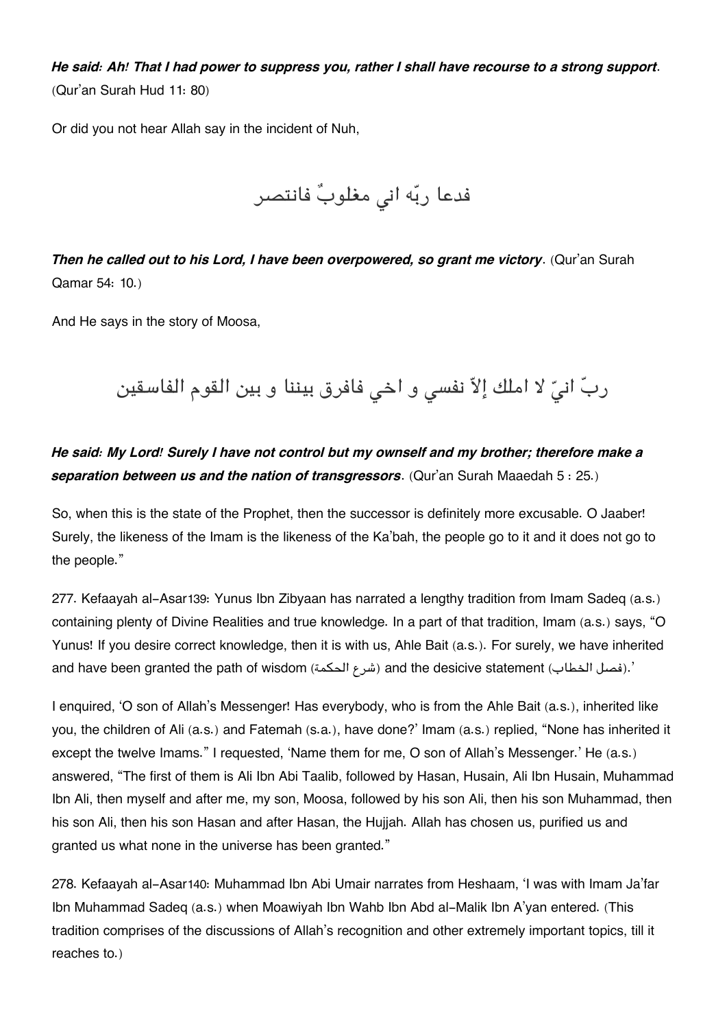***He said: Ah! That I had power to suppress you, rather I shall have recourse to a strong support***. (Qur'an Surah Hud 11: 80)

Or did you not hear Allah say in the incident of Nuh,

فدعا ربّه اني مغلوبٌ فانتصر

***Then he called out to his Lord, I have been overpowered, so grant me victory***. (Qur'an Surah Qamar 54: 10.)

And He says in the story of Moosa,

ربِّ انيّ لا املك إلاّ نفسي و اخي فافرق بيننا و بين القوم الفاسقين

***He said: My Lord! Surely I have not control but my ownself and my brother; therefore make a separation between us and the nation of transgressors***. (Qur'an Surah Maaedah 5 : 25.)

So, when this is the state of the Prophet, then the successor is definitely more excusable. O Jaaber! Surely, the likeness of the Imam is the likeness of the Ka'bah, the people go to it and it does not go to the people."

277. Kefaayah al-Asar139: Yunus Ibn Zibyaan has narrated a lengthy tradition from Imam Sadeq (a.s.) containing plenty of Divine Realities and true knowledge. In a part of that tradition, Imam (a.s.) says, "O Yunus! If you desire correct knowledge, then it is with us, Ahle Bait (a.s.). For surely, we have inherited and have been granted the path of wisdom (شرع الحكمة) and the desicive statement (فصل الخطاب).'

I enquired, 'O son of Allah's Messenger! Has everybody, who is from the Ahle Bait (a.s.), inherited like you, the children of Ali (a.s.) and Fatemah (s.a.), have done?' Imam (a.s.) replied, "None has inherited it except the twelve Imams." I requested, 'Name them for me, O son of Allah's Messenger.' He (a.s.) answered, "The first of them is Ali Ibn Abi Taalib, followed by Hasan, Husain, Ali Ibn Husain, Muhammad Ibn Ali, then myself and after me, my son, Moosa, followed by his son Ali, then his son Muhammad, then his son Ali, then his son Hasan and after Hasan, the Hujjah. Allah has chosen us, purified us and granted us what none in the universe has been granted."

278. Kefaayah al-Asar140: Muhammad Ibn Abi Umair narrates from Heshaam, 'I was with Imam Ja'far Ibn Muhammad Sadeq (a.s.) when Moawiyah Ibn Wahb Ibn Abd al-Malik Ibn A'yan entered. (This tradition comprises of the discussions of Allah's recognition and other extremely important topics, till it reaches to.)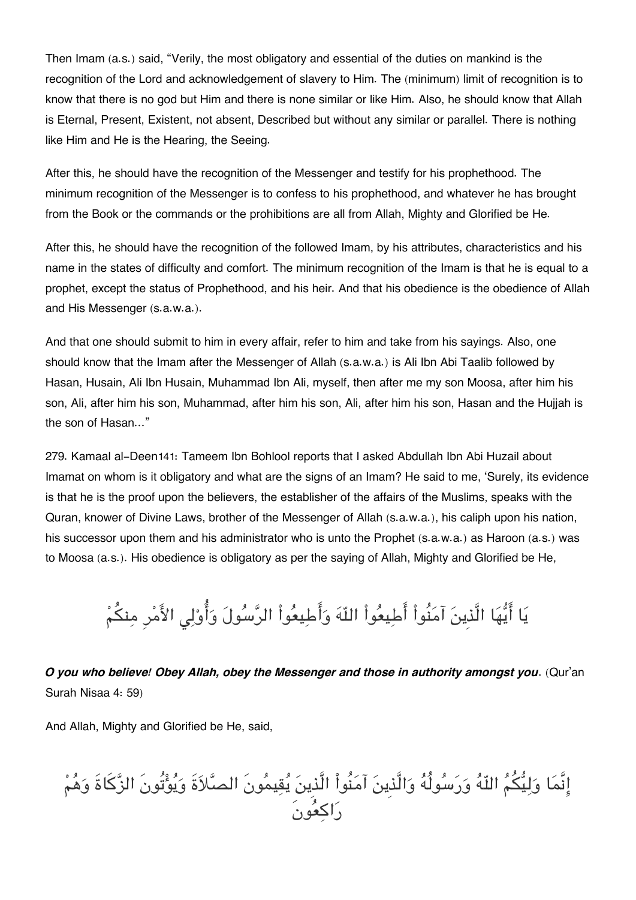Then Imam (a.s.) said, "Verily, the most obligatory and essential of the duties on mankind is the recognition of the Lord and acknowledgement of slavery to Him. The (minimum) limit of recognition is to know that there is no god but Him and there is none similar or like Him. Also, he should know that Allah is Eternal, Present, Existent, not absent, Described but without any similar or parallel. There is nothing like Him and He is the Hearing, the Seeing.

After this, he should have the recognition of the Messenger and testify for his prophethood. The minimum recognition of the Messenger is to confess to his prophethood, and whatever he has brought from the Book or the commands or the prohibitions are all from Allah, Mighty and Glorified be He.

After this, he should have the recognition of the followed Imam, by his attributes, characteristics and his name in the states of difficulty and comfort. The minimum recognition of the Imam is that he is equal to a prophet, except the status of Prophethood, and his heir. And that his obedience is the obedience of Allah and His Messenger (s.a.w.a.).

And that one should submit to him in every affair, refer to him and take from his sayings. Also, one should know that the Imam after the Messenger of Allah (s.a.w.a.) is Ali Ibn Abi Taalib followed by Hasan, Husain, Ali Ibn Husain, Muhammad Ibn Ali, myself, then after me my son Moosa, after him his son, Ali, after him his son, Muhammad, after him his son, Ali, after him his son, Hasan and the Hujjah is the son of Hasan..."

279. Kamaal al-Deen141: Tameem Ibn Bohlool reports that I asked Abdullah Ibn Abi Huzail about Imamat on whom is it obligatory and what are the signs of an Imam? He said to me, 'Surely, its evidence is that he is the proof upon the believers, the establisher of the affairs of the Muslims, speaks with the Quran, knower of Divine Laws, brother of the Messenger of Allah (s.a.w.a.), his caliph upon his nation, his successor upon them and his administrator who is unto the Prophet (s.a.w.a.) as Haroon (a.s.) was to Moosa (a.s.). His obedience is obligatory as per the saying of Allah, Mighty and Glorified be He,

يَا أَيُّهَا الَّذِينَ آمَنُواْ أَطِيعُواْ اللّهَ وَأَطِيعُواْ الرَّسُولَ وَأُوْلِي الأَمْرِ مِنكُمْ

***O you who believe! Obey Allah, obey the Messenger and those in authority amongst you***. (Qur'an Surah Nisaa 4: 59)

And Allah, Mighty and Glorified be He, said,

إِنَّمَا وَلِيُّكُمُ اللّهُ وَرَسُولُهُ وَالَّذِينَ آمَنُواْ الَّذِينَ يُقِيمُونَ الصَّلاَةَ وَيُؤْتُونَ الزَّكَاةَ وَهُمْ رَاكِعُونَ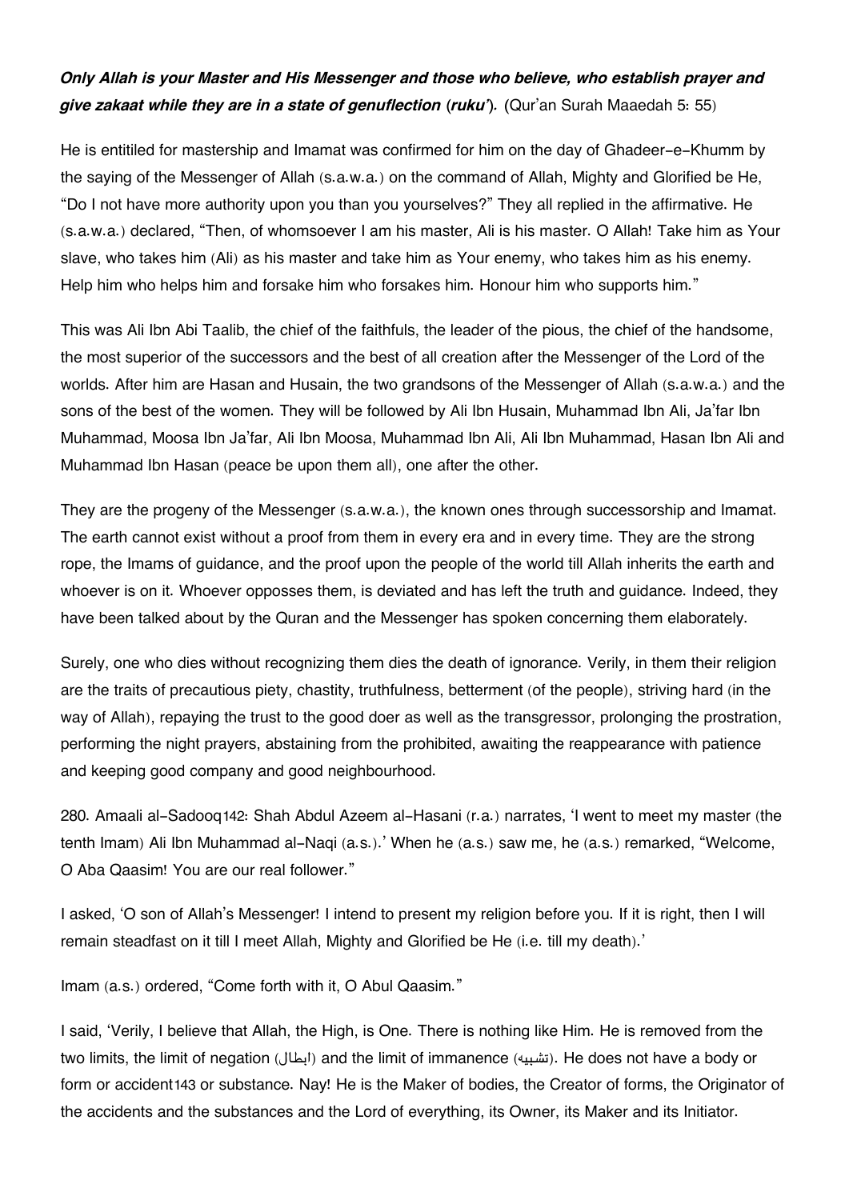***Only Allah is your Master and His Messenger and those who believe, who establish prayer and give zakaat while they are in a state of genuflection (ruku').*** (Qur'an Surah Maaedah 5: 55)

He is entitiled for mastership and Imamat was confirmed for him on the day of Ghadeer-e-Khumm by the saying of the Messenger of Allah (s.a.w.a.) on the command of Allah, Mighty and Glorified be He, "Do I not have more authority upon you than you yourselves?" They all replied in the affirmative. He (s.a.w.a.) declared, "Then, of whomsoever I am his master, Ali is his master. O Allah! Take him as Your slave, who takes him (Ali) as his master and take him as Your enemy, who takes him as his enemy. Help him who helps him and forsake him who forsakes him. Honour him who supports him."

This was Ali Ibn Abi Taalib, the chief of the faithfuls, the leader of the pious, the chief of the handsome, the most superior of the successors and the best of all creation after the Messenger of the Lord of the worlds. After him are Hasan and Husain, the two grandsons of the Messenger of Allah (s.a.w.a.) and the sons of the best of the women. They will be followed by Ali Ibn Husain, Muhammad Ibn Ali, Ja'far Ibn Muhammad, Moosa Ibn Ja'far, Ali Ibn Moosa, Muhammad Ibn Ali, Ali Ibn Muhammad, Hasan Ibn Ali and Muhammad Ibn Hasan (peace be upon them all), one after the other.

They are the progeny of the Messenger (s.a.w.a.), the known ones through successorship and Imamat. The earth cannot exist without a proof from them in every era and in every time. They are the strong rope, the Imams of guidance, and the proof upon the people of the world till Allah inherits the earth and whoever is on it. Whoever opposses them, is deviated and has left the truth and guidance. Indeed, they have been talked about by the Quran and the Messenger has spoken concerning them elaborately.

Surely, one who dies without recognizing them dies the death of ignorance. Verily, in them their religion are the traits of precautious piety, chastity, truthfulness, betterment (of the people), striving hard (in the way of Allah), repaying the trust to the good doer as well as the transgressor, prolonging the prostration, performing the night prayers, abstaining from the prohibited, awaiting the reappearance with patience and keeping good company and good neighbourhood.

280. Amaali al-Sadooq142: Shah Abdul Azeem al-Hasani (r.a.) narrates, 'I went to meet my master (the tenth Imam) Ali Ibn Muhammad al-Naqi (a.s.).' When he (a.s.) saw me, he (a.s.) remarked, "Welcome, O Aba Qaasim! You are our real follower."

I asked, 'O son of Allah's Messenger! I intend to present my religion before you. If it is right, then I will remain steadfast on it till I meet Allah, Mighty and Glorified be He (i.e. till my death).'

Imam (a.s.) ordered, "Come forth with it, O Abul Qaasim."

I said, 'Verily, I believe that Allah, the High, is One. There is nothing like Him. He is removed from the two limits, the limit of negation (ابطال) and the limit of immanence (تشبيه). He does not have a body or form or accident143 or substance. Nay! He is the Maker of bodies, the Creator of forms, the Originator of the accidents and the substances and the Lord of everything, its Owner, its Maker and its Initiator.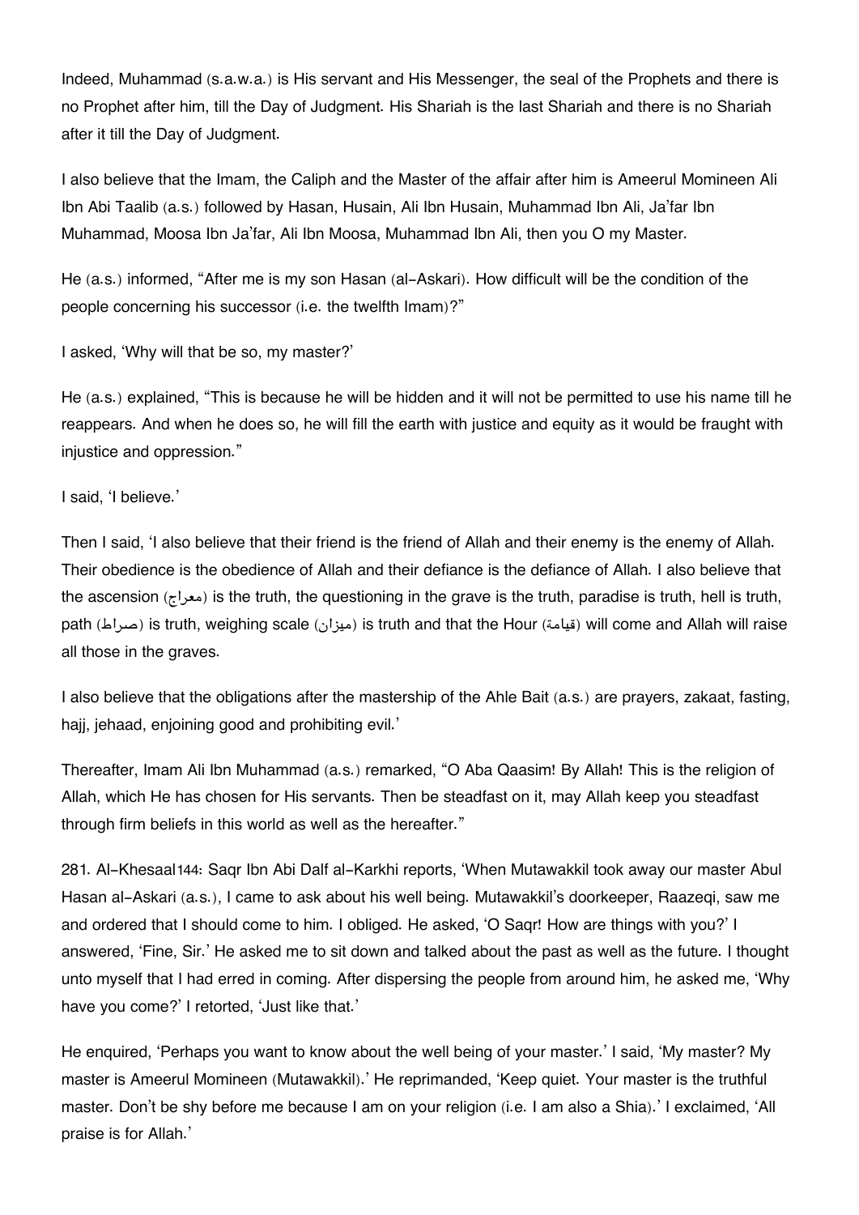Indeed, Muhammad (s.a.w.a.) is His servant and His Messenger, the seal of the Prophets and there is no Prophet after him, till the Day of Judgment. His Shariah is the last Shariah and there is no Shariah after it till the Day of Judgment.

I also believe that the Imam, the Caliph and the Master of the affair after him is Ameerul Momineen Ali Ibn Abi Taalib (a.s.) followed by Hasan, Husain, Ali Ibn Husain, Muhammad Ibn Ali, Ja'far Ibn Muhammad, Moosa Ibn Ja'far, Ali Ibn Moosa, Muhammad Ibn Ali, then you O my Master.

He (a.s.) informed, "After me is my son Hasan (al-Askari). How difficult will be the condition of the people concerning his successor (i.e. the twelfth Imam)?"

I asked, 'Why will that be so, my master?'

He (a.s.) explained, "This is because he will be hidden and it will not be permitted to use his name till he reappears. And when he does so, he will fill the earth with justice and equity as it would be fraught with injustice and oppression."

I said, 'I believe.'

Then I said, 'I also believe that their friend is the friend of Allah and their enemy is the enemy of Allah. Their obedience is the obedience of Allah and their defiance is the defiance of Allah. I also believe that the ascension (معراج) is the truth, the questioning in the grave is the truth, paradise is truth, hell is truth, path (صراط) is truth, weighing scale (ميزان) is truth and that the Hour (قيامة) will come and Allah will raise all those in the graves.

I also believe that the obligations after the mastership of the Ahle Bait (a.s.) are prayers, zakaat, fasting, hajj, jehaad, enjoining good and prohibiting evil.'

Thereafter, Imam Ali Ibn Muhammad (a.s.) remarked, "O Aba Qaasim! By Allah! This is the religion of Allah, which He has chosen for His servants. Then be steadfast on it, may Allah keep you steadfast through firm beliefs in this world as well as the hereafter."

281. Al-Khesaal144: Saqr Ibn Abi Dalf al-Karkhi reports, 'When Mutawakkil took away our master Abul Hasan al-Askari (a.s.), I came to ask about his well being. Mutawakkil's doorkeeper, Raazeqi, saw me and ordered that I should come to him. I obliged. He asked, 'O Saqr! How are things with you?' I answered, 'Fine, Sir.' He asked me to sit down and talked about the past as well as the future. I thought unto myself that I had erred in coming. After dispersing the people from around him, he asked me, 'Why have you come?' I retorted, 'Just like that.'

He enquired, 'Perhaps you want to know about the well being of your master.' I said, 'My master? My master is Ameerul Momineen (Mutawakkil).' He reprimanded, 'Keep quiet. Your master is the truthful master. Don't be shy before me because I am on your religion (i.e. I am also a Shia).' I exclaimed, 'All praise is for Allah.'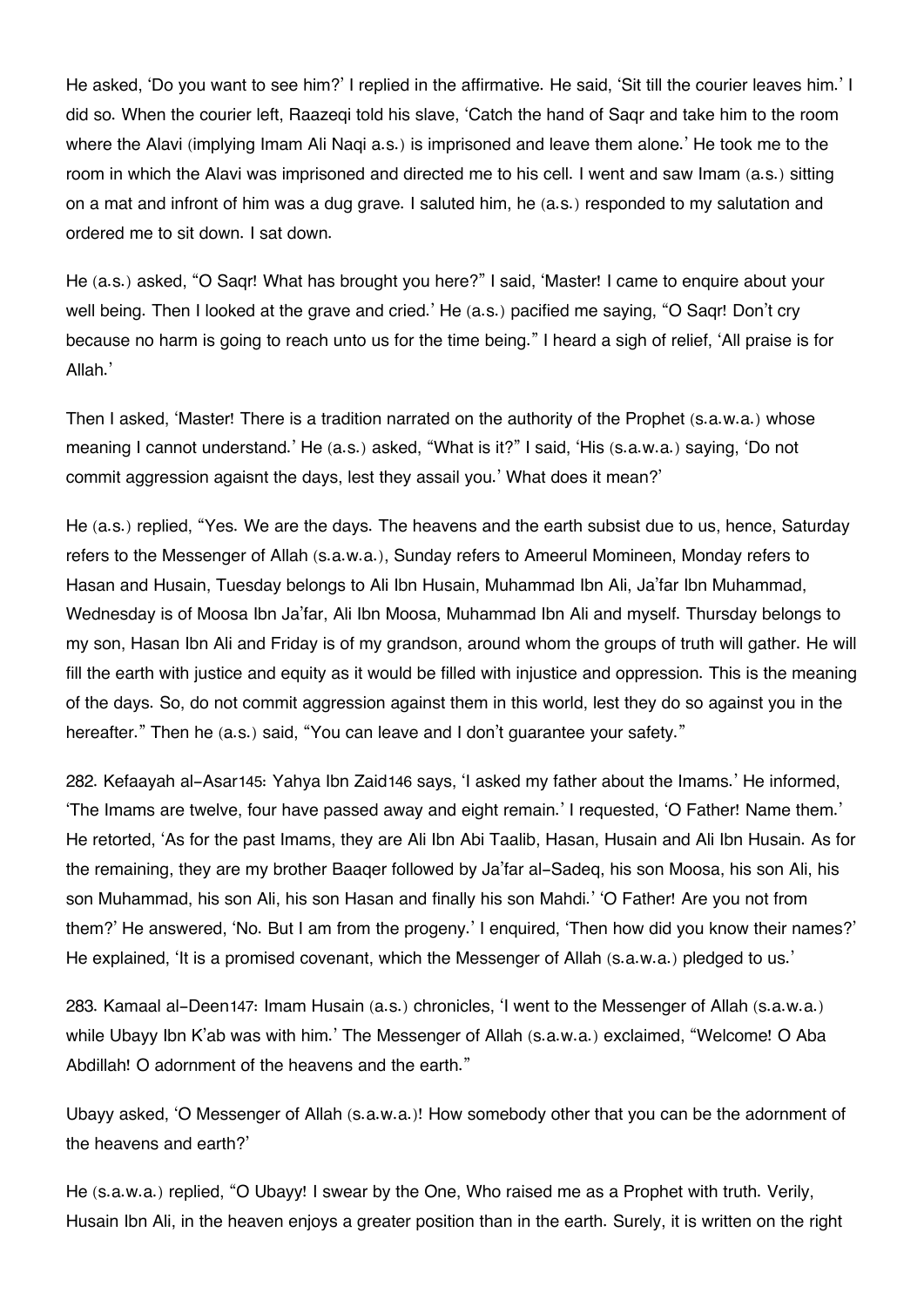He asked, 'Do you want to see him?' I replied in the affirmative. He said, 'Sit till the courier leaves him.' I did so. When the courier left, Raazeqi told his slave, 'Catch the hand of Saqr and take him to the room where the Alavi (implying Imam Ali Naqi a.s.) is imprisoned and leave them alone.' He took me to the room in which the Alavi was imprisoned and directed me to his cell. I went and saw Imam (a.s.) sitting on a mat and infront of him was a dug grave. I saluted him, he (a.s.) responded to my salutation and ordered me to sit down. I sat down.

He (a.s.) asked, "O Saqr! What has brought you here?" I said, 'Master! I came to enquire about your well being. Then I looked at the grave and cried.' He (a.s.) pacified me saying, "O Saqr! Don't cry because no harm is going to reach unto us for the time being." I heard a sigh of relief, 'All praise is for Allah.'

Then I asked, 'Master! There is a tradition narrated on the authority of the Prophet (s.a.w.a.) whose meaning I cannot understand.' He (a.s.) asked, "What is it?" I said, 'His (s.a.w.a.) saying, 'Do not commit aggression agaisnt the days, lest they assail you.' What does it mean?'

He (a.s.) replied, "Yes. We are the days. The heavens and the earth subsist due to us, hence, Saturday refers to the Messenger of Allah (s.a.w.a.), Sunday refers to Ameerul Momineen, Monday refers to Hasan and Husain, Tuesday belongs to Ali Ibn Husain, Muhammad Ibn Ali, Ja'far Ibn Muhammad, Wednesday is of Moosa Ibn Ja'far, Ali Ibn Moosa, Muhammad Ibn Ali and myself. Thursday belongs to my son, Hasan Ibn Ali and Friday is of my grandson, around whom the groups of truth will gather. He will fill the earth with justice and equity as it would be filled with injustice and oppression. This is the meaning of the days. So, do not commit aggression against them in this world, lest they do so against you in the hereafter." Then he (a.s.) said, "You can leave and I don't guarantee your safety."

282. Kefaayah al-Asar[145]: Yahya Ibn Zaid[146] says, 'I asked my father about the Imams.' He informed, 'The Imams are twelve, four have passed away and eight remain.' I requested, 'O Father! Name them.' He retorted, 'As for the past Imams, they are Ali Ibn Abi Taalib, Hasan, Husain and Ali Ibn Husain. As for the remaining, they are my brother Baaqer followed by Ja'far al-Sadeq, his son Moosa, his son Ali, his son Muhammad, his son Ali, his son Hasan and finally his son Mahdi.' 'O Father! Are you not from them?' He answered, 'No. But I am from the progeny.' I enquired, 'Then how did you know their names?' He explained, 'It is a promised covenant, which the Messenger of Allah (s.a.w.a.) pledged to us.'

283. Kamaal al-Deen[147]: Imam Husain (a.s.) chronicles, 'I went to the Messenger of Allah (s.a.w.a.) while Ubayy Ibn K'ab was with him.' The Messenger of Allah (s.a.w.a.) exclaimed, "Welcome! O Aba Abdillah! O adornment of the heavens and the earth."

Ubayy asked, 'O Messenger of Allah (s.a.w.a.)! How somebody other that you can be the adornment of the heavens and earth?'

He (s.a.w.a.) replied, "O Ubayy! I swear by the One, Who raised me as a Prophet with truth. Verily, Husain Ibn Ali, in the heaven enjoys a greater position than in the earth. Surely, it is written on the right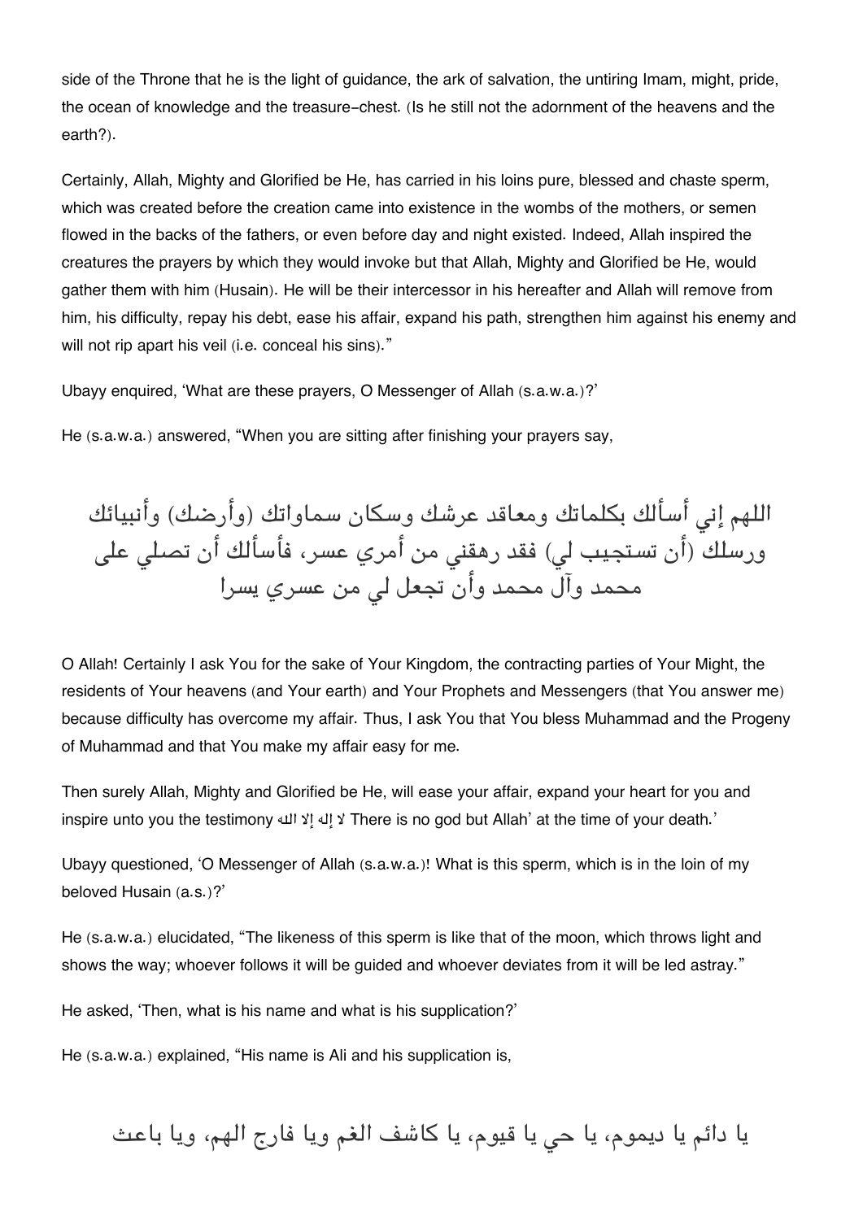side of the Throne that he is the light of guidance, the ark of salvation, the untiring Imam, might, pride, the ocean of knowledge and the treasure-chest. (Is he still not the adornment of the heavens and the earth?).

Certainly, Allah, Mighty and Glorified be He, has carried in his loins pure, blessed and chaste sperm, which was created before the creation came into existence in the wombs of the mothers, or semen flowed in the backs of the fathers, or even before day and night existed. Indeed, Allah inspired the creatures the prayers by which they would invoke but that Allah, Mighty and Glorified be He, would gather them with him (Husain). He will be their intercessor in his hereafter and Allah will remove from him, his difficulty, repay his debt, ease his affair, expand his path, strengthen him against his enemy and will not rip apart his veil (i.e. conceal his sins)."

Ubayy enquired, 'What are these prayers, O Messenger of Allah (s.a.w.a.)?'

He (s.a.w.a.) answered, "When you are sitting after finishing your prayers say,

اللهم إني أسألك بكلماتك ومعاقد عرشك وسكان سماواتك (وأرضك) وأنبيائك ورسلك (أن تستجيب لي) فقد رهقني من أمري عسر، فأسألك أن تصلي على محمد وآل محمد وأن تجعل لي من عسري يسرا

O Allah! Certainly I ask You for the sake of Your Kingdom, the contracting parties of Your Might, the residents of Your heavens (and Your earth) and Your Prophets and Messengers (that You answer me) because difficulty has overcome my affair. Thus, I ask You that You bless Muhammad and the Progeny of Muhammad and that You make my affair easy for me.

Then surely Allah, Mighty and Glorified be He, will ease your affair, expand your heart for you and inspire unto you the testimony لا إله إلا الله There is no god but Allah' at the time of your death.'

Ubayy questioned, 'O Messenger of Allah (s.a.w.a.)! What is this sperm, which is in the loin of my beloved Husain (a.s.)?'

He (s.a.w.a.) elucidated, "The likeness of this sperm is like that of the moon, which throws light and shows the way; whoever follows it will be guided and whoever deviates from it will be led astray."

He asked, 'Then, what is his name and what is his supplication?'

He (s.a.w.a.) explained, "His name is Ali and his supplication is,

يا دائم يا ديموم، يا حي يا قيوم، يا كاشف الغم ويا فارج الهم، ويا باعث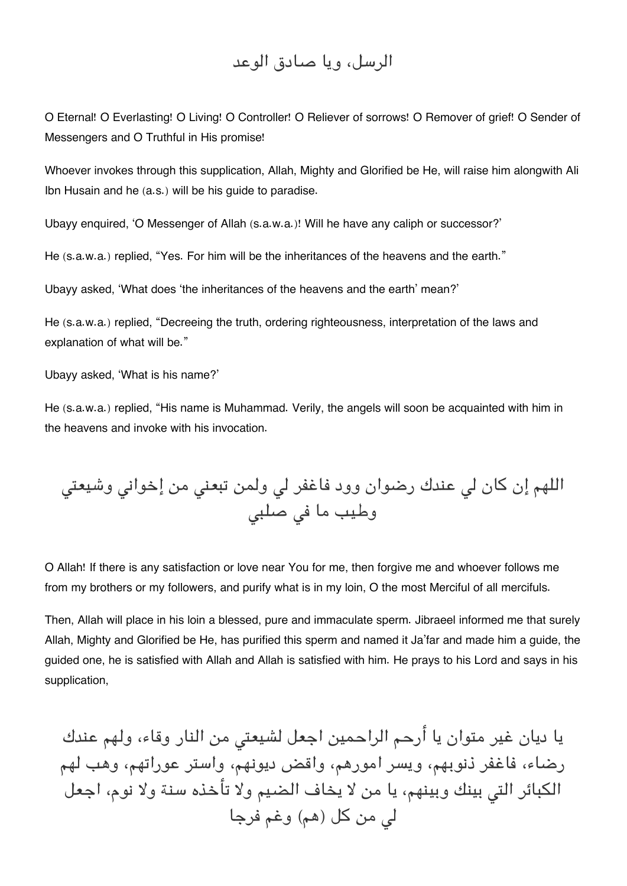الرسل، ويا صادق الوعد

O Eternal! O Everlasting! O Living! O Controller! O Reliever of sorrows! O Remover of grief! O Sender of Messengers and O Truthful in His promise!

Whoever invokes through this supplication, Allah, Mighty and Glorified be He, will raise him alongwith Ali Ibn Husain and he (a.s.) will be his guide to paradise.

Ubayy enquired, 'O Messenger of Allah (s.a.w.a.)! Will he have any caliph or successor?'

He (s.a.w.a.) replied, "Yes. For him will be the inheritances of the heavens and the earth."

Ubayy asked, 'What does 'the inheritances of the heavens and the earth' mean?'

He (s.a.w.a.) replied, "Decreeing the truth, ordering righteousness, interpretation of the laws and explanation of what will be."

Ubayy asked, 'What is his name?'

He (s.a.w.a.) replied, "His name is Muhammad. Verily, the angels will soon be acquainted with him in the heavens and invoke with his invocation.

اللهم إن كان لي عندك رضوان وود فاغفر لي ولمن تبعني من إخواني وشيعتي وطيب ما في صلبي

O Allah! If there is any satisfaction or love near You for me, then forgive me and whoever follows me from my brothers or my followers, and purify what is in my loin, O the most Merciful of all mercifuls.

Then, Allah will place in his loin a blessed, pure and immaculate sperm. Jibraeel informed me that surely Allah, Mighty and Glorified be He, has purified this sperm and named it Ja'far and made him a guide, the guided one, he is satisfied with Allah and Allah is satisfied with him. He prays to his Lord and says in his supplication,

يا ديان غير متوان يا أرحم الراحمين اجعل لشيعتي من النار وقاء، ولهم عندك رضاء، فاغفر ذنوبهم، ويسر امورهم، واقض ديونهم، واستر عوراتهم، وهب لهم الكبائر التي بينك وبينهم، يا من لا يخاف الضيم ولا تأخذه سنة ولا نوم، اجعل لي من كل (هم) وغم فرجا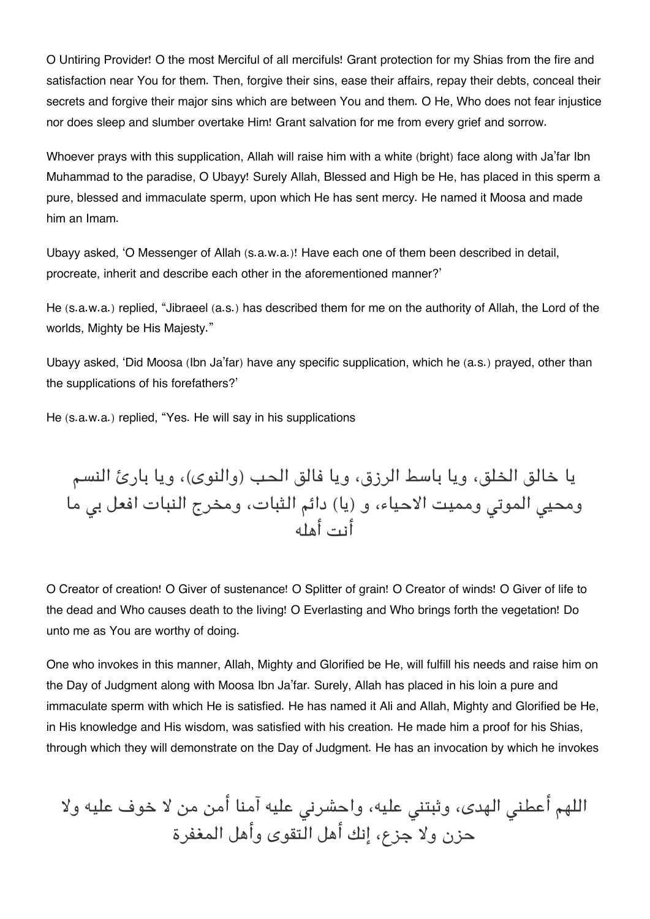O Untiring Provider! O the most Merciful of all mercifuls! Grant protection for my Shias from the fire and satisfaction near You for them. Then, forgive their sins, ease their affairs, repay their debts, conceal their secrets and forgive their major sins which are between You and them. O He, Who does not fear injustice nor does sleep and slumber overtake Him! Grant salvation for me from every grief and sorrow.

Whoever prays with this supplication, Allah will raise him with a white (bright) face along with Ja'far Ibn Muhammad to the paradise, O Ubayy! Surely Allah, Blessed and High be He, has placed in this sperm a pure, blessed and immaculate sperm, upon which He has sent mercy. He named it Moosa and made him an Imam.

Ubayy asked, 'O Messenger of Allah (s.a.w.a.)! Have each one of them been described in detail, procreate, inherit and describe each other in the aforementioned manner?'

He (s.a.w.a.) replied, "Jibraeel (a.s.) has described them for me on the authority of Allah, the Lord of the worlds, Mighty be His Majesty."

Ubayy asked, 'Did Moosa (Ibn Ja'far) have any specific supplication, which he (a.s.) prayed, other than the supplications of his forefathers?'

He (s.a.w.a.) replied, "Yes. He will say in his supplications

يا خالق الخلق، ويا باسط الرزق، ويا فالق الحب (والنوى)، ويا بارئ النسم ومحيي الموتي ومميت الاحياء، و (يا) دائم الثبات، ومخرج النبات افعل بي ما أنت أهله

O Creator of creation! O Giver of sustenance! O Splitter of grain! O Creator of winds! O Giver of life to the dead and Who causes death to the living! O Everlasting and Who brings forth the vegetation! Do unto me as You are worthy of doing.

One who invokes in this manner, Allah, Mighty and Glorified be He, will fulfill his needs and raise him on the Day of Judgment along with Moosa Ibn Ja'far. Surely, Allah has placed in his loin a pure and immaculate sperm with which He is satisfied. He has named it Ali and Allah, Mighty and Glorified be He, in His knowledge and His wisdom, was satisfied with his creation. He made him a proof for his Shias, through which they will demonstrate on the Day of Judgment. He has an invocation by which he invokes

اللهم أعطني الهدى، وثبتني عليه، واحشرني عليه آمنا أمن من لا خوف عليه ولا حزن ولا جزع، إنك أهل التقوى وأهل المغفرة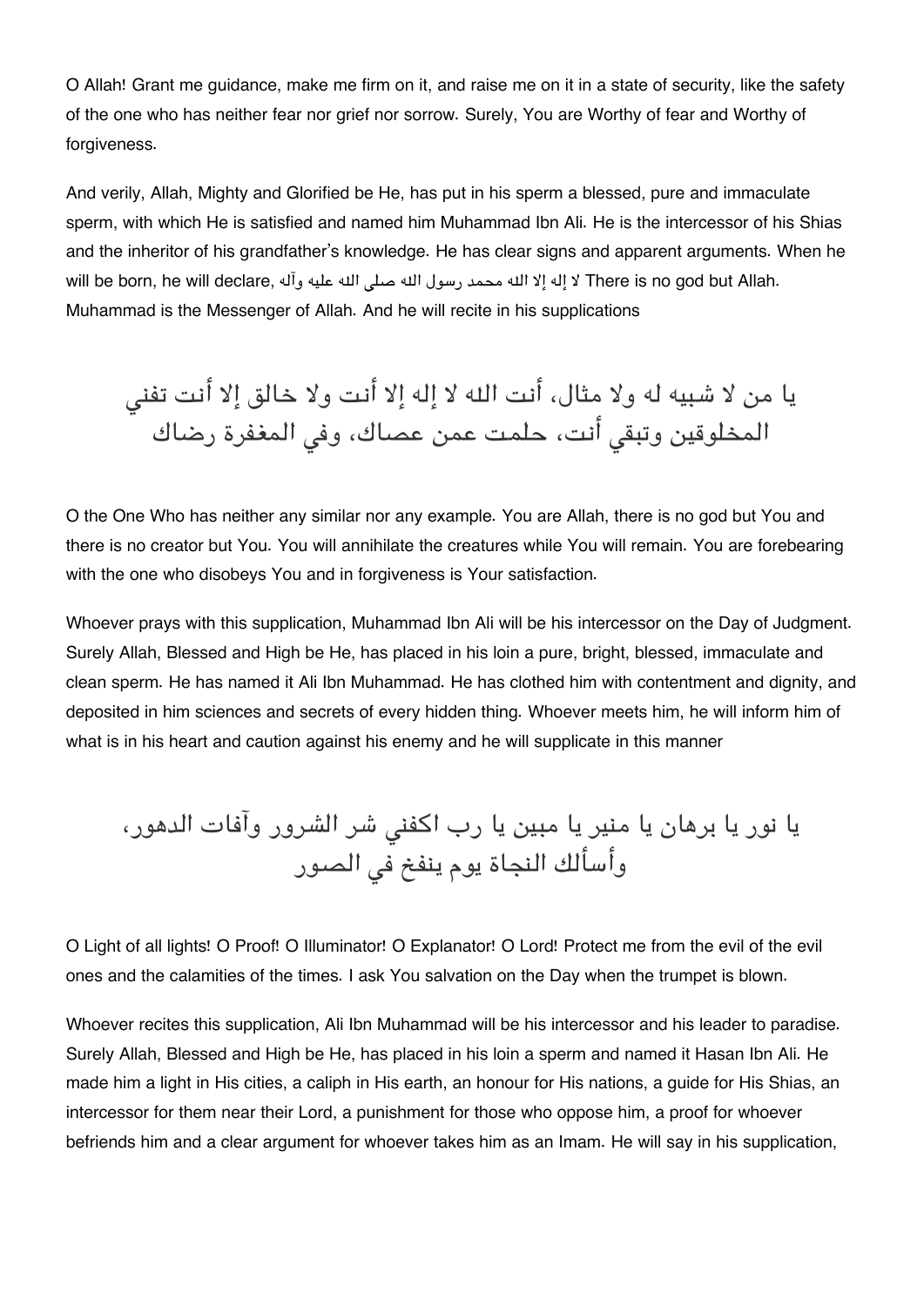O Allah! Grant me guidance, make me firm on it, and raise me on it in a state of security, like the safety of the one who has neither fear nor grief nor sorrow. Surely, You are Worthy of fear and Worthy of forgiveness.

And verily, Allah, Mighty and Glorified be He, has put in his sperm a blessed, pure and immaculate sperm, with which He is satisfied and named him Muhammad Ibn Ali. He is the intercessor of his Shias and the inheritor of his grandfather's knowledge. He has clear signs and apparent arguments. When he will be born, he will declare, لا إله إلا الله محمد رسول الله صلى الله عليه وآله There is no god but Allah. Muhammad is the Messenger of Allah. And he will recite in his supplications

يا من لا شبيه له ولا مثال، أنت الله لا إله إلا أنت ولا خالق إلا أنت تفني المخلوقين وتبقي أنت، حلمت عمن عصاك، وفي المغفرة رضاك

O the One Who has neither any similar nor any example. You are Allah, there is no god but You and there is no creator but You. You will annihilate the creatures while You will remain. You are forebearing with the one who disobeys You and in forgiveness is Your satisfaction.

Whoever prays with this supplication, Muhammad Ibn Ali will be his intercessor on the Day of Judgment. Surely Allah, Blessed and High be He, has placed in his loin a pure, bright, blessed, immaculate and clean sperm. He has named it Ali Ibn Muhammad. He has clothed him with contentment and dignity, and deposited in him sciences and secrets of every hidden thing. Whoever meets him, he will inform him of what is in his heart and caution against his enemy and he will supplicate in this manner

يا نور يا برهان يا منير يا مبين يا رب اكفني شر الشرور وآفات الدهور، وأسألك النجاة يوم ينفخ في الصور

O Light of all lights! O Proof! O Illuminator! O Explanator! O Lord! Protect me from the evil of the evil ones and the calamities of the times. I ask You salvation on the Day when the trumpet is blown.

Whoever recites this supplication, Ali Ibn Muhammad will be his intercessor and his leader to paradise. Surely Allah, Blessed and High be He, has placed in his loin a sperm and named it Hasan Ibn Ali. He made him a light in His cities, a caliph in His earth, an honour for His nations, a guide for His Shias, an intercessor for them near their Lord, a punishment for those who oppose him, a proof for whoever befriends him and a clear argument for whoever takes him as an Imam. He will say in his supplication,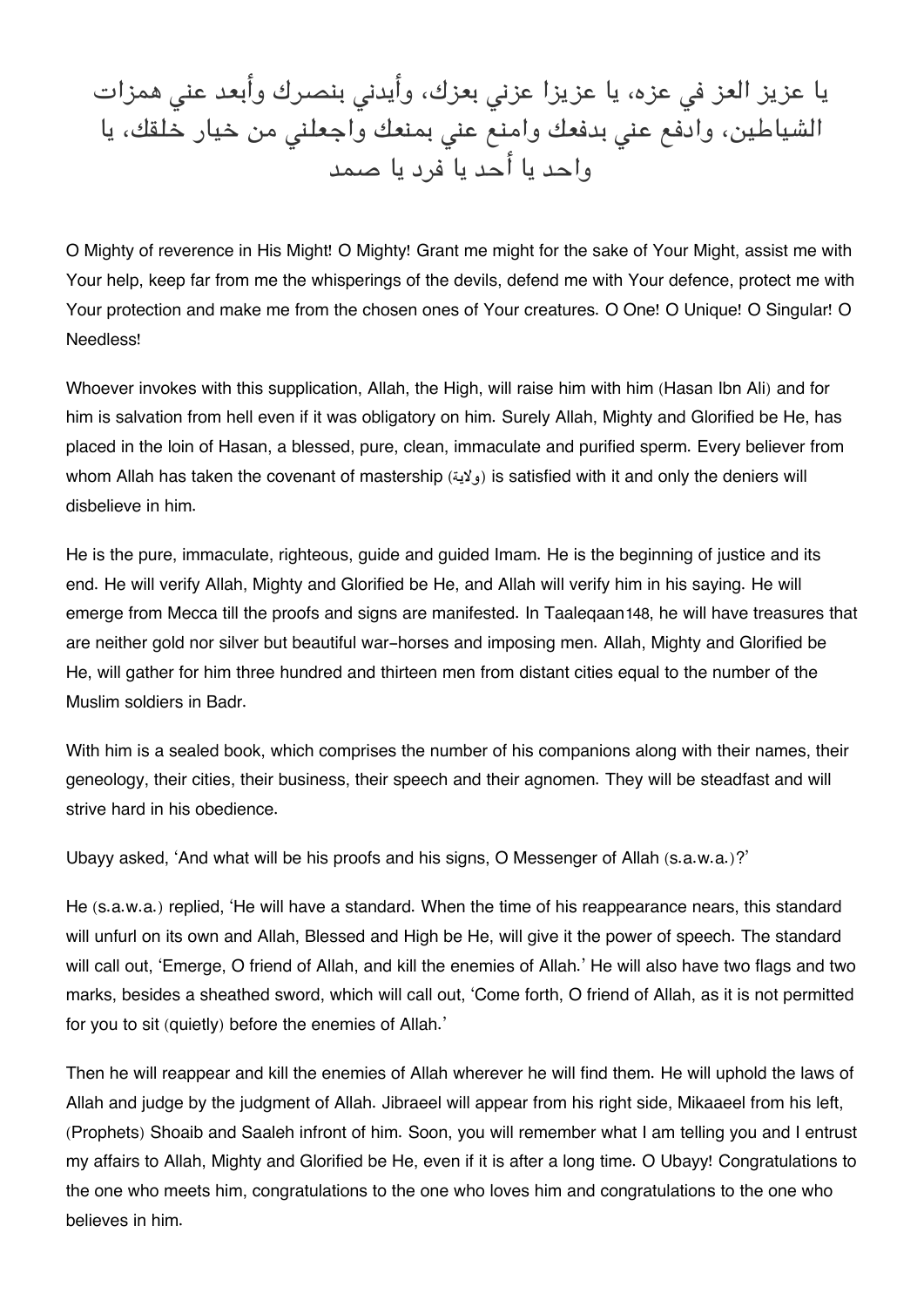يا عزيز العز في عزه، يا عزيزا عزني بعزك، وأيدني بنصرك وأبعد عني همزات الشياطين، وادفع عني بدفعك وامنع عني بمنعك واجعلني من خيار خلقك، يا واحد يا أحد يا فرد يا صمد

O Mighty of reverence in His Might! O Mighty! Grant me might for the sake of Your Might, assist me with Your help, keep far from me the whisperings of the devils, defend me with Your defence, protect me with Your protection and make me from the chosen ones of Your creatures. O One! O Unique! O Singular! O Needless!

Whoever invokes with this supplication, Allah, the High, will raise him with him (Hasan Ibn Ali) and for him is salvation from hell even if it was obligatory on him. Surely Allah, Mighty and Glorified be He, has placed in the loin of Hasan, a blessed, pure, clean, immaculate and purified sperm. Every believer from whom Allah has taken the covenant of mastership (ولاية) is satisfied with it and only the deniers will disbelieve in him.

He is the pure, immaculate, righteous, guide and guided Imam. He is the beginning of justice and its end. He will verify Allah, Mighty and Glorified be He, and Allah will verify him in his saying. He will emerge from Mecca till the proofs and signs are manifested. In Taaleqaan[148], he will have treasures that are neither gold nor silver but beautiful war-horses and imposing men. Allah, Mighty and Glorified be He, will gather for him three hundred and thirteen men from distant cities equal to the number of the Muslim soldiers in Badr.

With him is a sealed book, which comprises the number of his companions along with their names, their geneology, their cities, their business, their speech and their agnomen. They will be steadfast and will strive hard in his obedience.

Ubayy asked, 'And what will be his proofs and his signs, O Messenger of Allah (s.a.w.a.)?'

He (s.a.w.a.) replied, 'He will have a standard. When the time of his reappearance nears, this standard will unfurl on its own and Allah, Blessed and High be He, will give it the power of speech. The standard will call out, 'Emerge, O friend of Allah, and kill the enemies of Allah.' He will also have two flags and two marks, besides a sheathed sword, which will call out, 'Come forth, O friend of Allah, as it is not permitted for you to sit (quietly) before the enemies of Allah.'

Then he will reappear and kill the enemies of Allah wherever he will find them. He will uphold the laws of Allah and judge by the judgment of Allah. Jibraeel will appear from his right side, Mikaaeel from his left, (Prophets) Shoaib and Saaleh infront of him. Soon, you will remember what I am telling you and I entrust my affairs to Allah, Mighty and Glorified be He, even if it is after a long time. O Ubayy! Congratulations to the one who meets him, congratulations to the one who loves him and congratulations to the one who believes in him.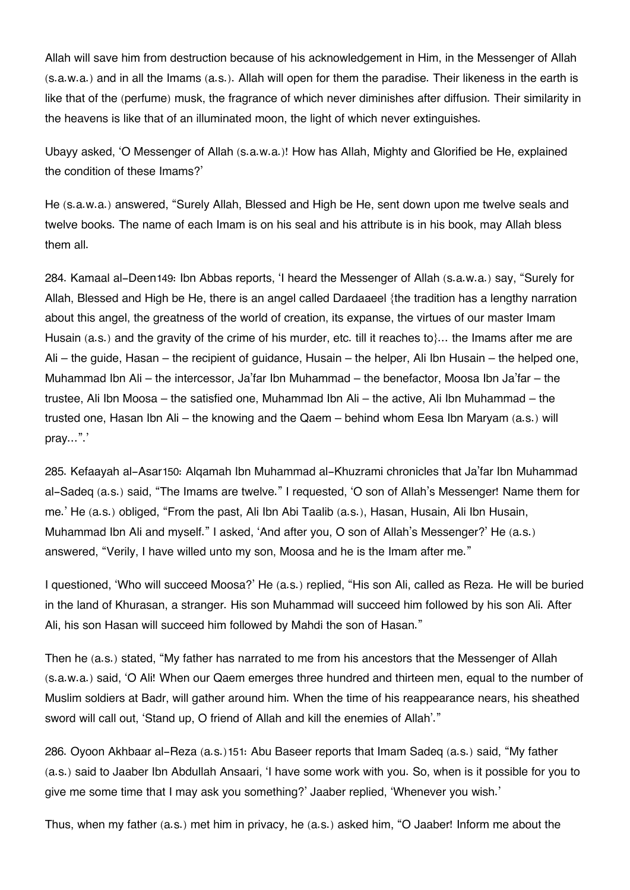Allah will save him from destruction because of his acknowledgement in Him, in the Messenger of Allah (s.a.w.a.) and in all the Imams (a.s.). Allah will open for them the paradise. Their likeness in the earth is like that of the (perfume) musk, the fragrance of which never diminishes after diffusion. Their similarity in the heavens is like that of an illuminated moon, the light of which never extinguishes.

Ubayy asked, 'O Messenger of Allah (s.a.w.a.)! How has Allah, Mighty and Glorified be He, explained the condition of these Imams?'

He (s.a.w.a.) answered, "Surely Allah, Blessed and High be He, sent down upon me twelve seals and twelve books. The name of each Imam is on his seal and his attribute is in his book, may Allah bless them all.

284. Kamaal al-Deen[149]: Ibn Abbas reports, 'I heard the Messenger of Allah (s.a.w.a.) say, "Surely for Allah, Blessed and High be He, there is an angel called Dardaaeel {the tradition has a lengthy narration about this angel, the greatness of the world of creation, its expanse, the virtues of our master Imam Husain (a.s.) and the gravity of the crime of his murder, etc. till it reaches to}... the Imams after me are Ali – the guide, Hasan – the recipient of guidance, Husain – the helper, Ali Ibn Husain – the helped one, Muhammad Ibn Ali – the intercessor, Ja'far Ibn Muhammad – the benefactor, Moosa Ibn Ja'far – the trustee, Ali Ibn Moosa – the satisfied one, Muhammad Ibn Ali – the active, Ali Ibn Muhammad – the trusted one, Hasan Ibn Ali – the knowing and the Qaem – behind whom Eesa Ibn Maryam (a.s.) will pray...".'

285. Kefaayah al-Asar[150]: Alqamah Ibn Muhammad al-Khuzrami chronicles that Ja'far Ibn Muhammad al-Sadeq (a.s.) said, "The Imams are twelve." I requested, 'O son of Allah's Messenger! Name them for me.' He (a.s.) obliged, "From the past, Ali Ibn Abi Taalib (a.s.), Hasan, Husain, Ali Ibn Husain, Muhammad Ibn Ali and myself." I asked, 'And after you, O son of Allah's Messenger?' He (a.s.) answered, "Verily, I have willed unto my son, Moosa and he is the Imam after me."

I questioned, 'Who will succeed Moosa?' He (a.s.) replied, "His son Ali, called as Reza. He will be buried in the land of Khurasan, a stranger. His son Muhammad will succeed him followed by his son Ali. After Ali, his son Hasan will succeed him followed by Mahdi the son of Hasan."

Then he (a.s.) stated, "My father has narrated to me from his ancestors that the Messenger of Allah (s.a.w.a.) said, 'O Ali! When our Qaem emerges three hundred and thirteen men, equal to the number of Muslim soldiers at Badr, will gather around him. When the time of his reappearance nears, his sheathed sword will call out, 'Stand up, O friend of Allah and kill the enemies of Allah'."

286. Oyoon Akhbaar al-Reza (a.s.)[151]: Abu Baseer reports that Imam Sadeq (a.s.) said, "My father (a.s.) said to Jaaber Ibn Abdullah Ansaari, 'I have some work with you. So, when is it possible for you to give me some time that I may ask you something?' Jaaber replied, 'Whenever you wish.'

Thus, when my father (a.s.) met him in privacy, he (a.s.) asked him, "O Jaaber! Inform me about the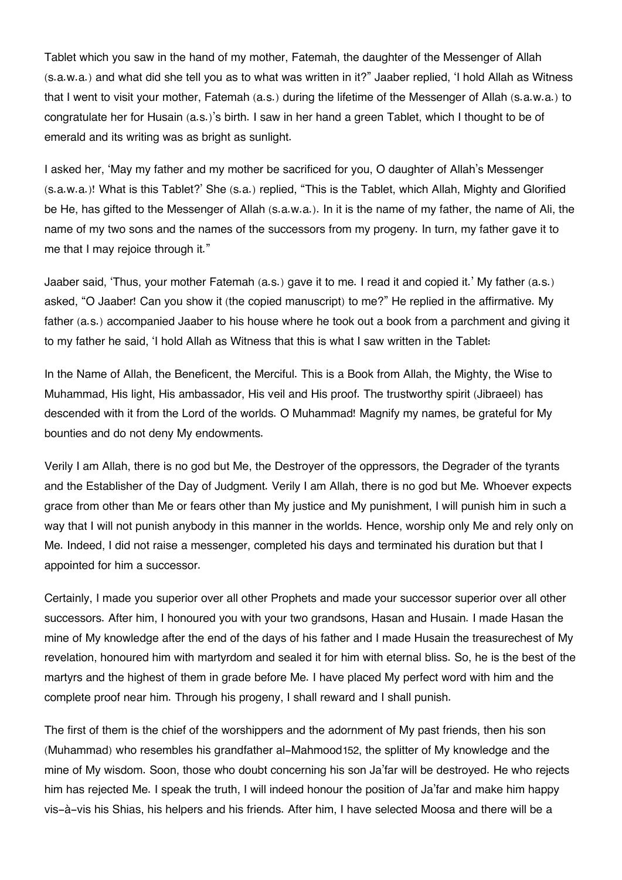Tablet which you saw in the hand of my mother, Fatemah, the daughter of the Messenger of Allah (s.a.w.a.) and what did she tell you as to what was written in it?" Jaaber replied, 'I hold Allah as Witness that I went to visit your mother, Fatemah (a.s.) during the lifetime of the Messenger of Allah (s.a.w.a.) to congratulate her for Husain (a.s.)'s birth. I saw in her hand a green Tablet, which I thought to be of emerald and its writing was as bright as sunlight.

I asked her, 'May my father and my mother be sacrificed for you, O daughter of Allah's Messenger (s.a.w.a.)! What is this Tablet?' She (s.a.) replied, "This is the Tablet, which Allah, Mighty and Glorified be He, has gifted to the Messenger of Allah (s.a.w.a.). In it is the name of my father, the name of Ali, the name of my two sons and the names of the successors from my progeny. In turn, my father gave it to me that I may rejoice through it."

Jaaber said, 'Thus, your mother Fatemah (a.s.) gave it to me. I read it and copied it.' My father (a.s.) asked, "O Jaaber! Can you show it (the copied manuscript) to me?" He replied in the affirmative. My father (a.s.) accompanied Jaaber to his house where he took out a book from a parchment and giving it to my father he said, 'I hold Allah as Witness that this is what I saw written in the Tablet:

In the Name of Allah, the Beneficent, the Merciful. This is a Book from Allah, the Mighty, the Wise to Muhammad, His light, His ambassador, His veil and His proof. The trustworthy spirit (Jibraeel) has descended with it from the Lord of the worlds. O Muhammad! Magnify my names, be grateful for My bounties and do not deny My endowments.

Verily I am Allah, there is no god but Me, the Destroyer of the oppressors, the Degrader of the tyrants and the Establisher of the Day of Judgment. Verily I am Allah, there is no god but Me. Whoever expects grace from other than Me or fears other than My justice and My punishment, I will punish him in such a way that I will not punish anybody in this manner in the worlds. Hence, worship only Me and rely only on Me. Indeed, I did not raise a messenger, completed his days and terminated his duration but that I appointed for him a successor.

Certainly, I made you superior over all other Prophets and made your successor superior over all other successors. After him, I honoured you with your two grandsons, Hasan and Husain. I made Hasan the mine of My knowledge after the end of the days of his father and I made Husain the treasurechest of My revelation, honoured him with martyrdom and sealed it for him with eternal bliss. So, he is the best of the martyrs and the highest of them in grade before Me. I have placed My perfect word with him and the complete proof near him. Through his progeny, I shall reward and I shall punish.

The first of them is the chief of the worshippers and the adornment of My past friends, then his son (Muhammad) who resembles his grandfather al-Mahmood[152], the splitter of My knowledge and the mine of My wisdom. Soon, those who doubt concerning his son Ja'far will be destroyed. He who rejects him has rejected Me. I speak the truth, I will indeed honour the position of Ja'far and make him happy vis-à-vis his Shias, his helpers and his friends. After him, I have selected Moosa and there will be a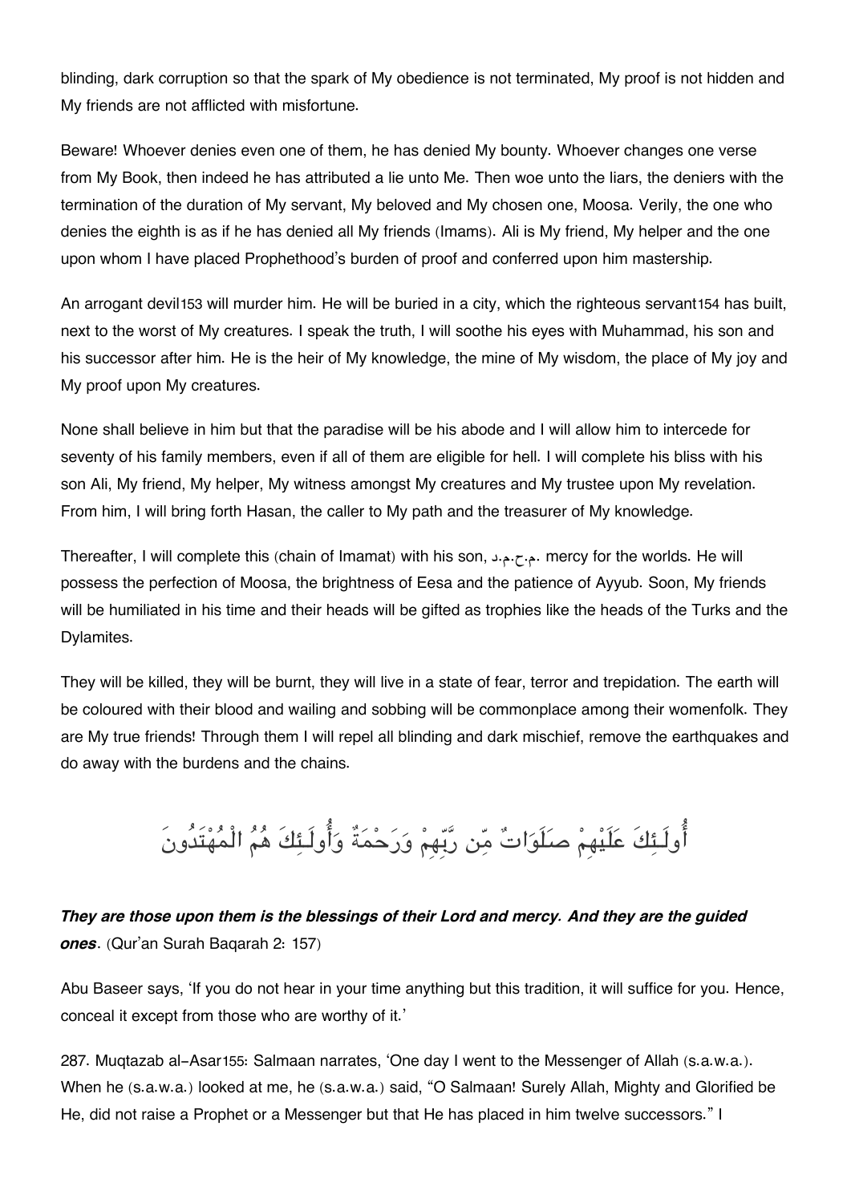blinding, dark corruption so that the spark of My obedience is not terminated, My proof is not hidden and My friends are not afflicted with misfortune.

Beware! Whoever denies even one of them, he has denied My bounty. Whoever changes one verse from My Book, then indeed he has attributed a lie unto Me. Then woe unto the liars, the deniers with the termination of the duration of My servant, My beloved and My chosen one, Moosa. Verily, the one who denies the eighth is as if he has denied all My friends (Imams). Ali is My friend, My helper and the one upon whom I have placed Prophethood's burden of proof and conferred upon him mastership.

An arrogant devil[153] will murder him. He will be buried in a city, which the righteous servant[154] has built, next to the worst of My creatures. I speak the truth, I will soothe his eyes with Muhammad, his son and his successor after him. He is the heir of My knowledge, the mine of My wisdom, the place of My joy and My proof upon My creatures.

None shall believe in him but that the paradise will be his abode and I will allow him to intercede for seventy of his family members, even if all of them are eligible for hell. I will complete his bliss with his son Ali, My friend, My helper, My witness amongst My creatures and My trustee upon My revelation. From him, I will bring forth Hasan, the caller to My path and the treasurer of My knowledge.

Thereafter, I will complete this (chain of Imamat) with his son, م.ح.م.د. mercy for the worlds. He will possess the perfection of Moosa, the brightness of Eesa and the patience of Ayyub. Soon, My friends will be humiliated in his time and their heads will be gifted as trophies like the heads of the Turks and the Dylamites.

They will be killed, they will be burnt, they will live in a state of fear, terror and trepidation. The earth will be coloured with their blood and wailing and sobbing will be commonplace among their womenfolk. They are My true friends! Through them I will repel all blinding and dark mischief, remove the earthquakes and do away with the burdens and the chains.

أُولَـئِكَ عَلَيْهِمْ صَلَوَاتٌ مِّن رَّبِّهِمْ وَرَحْمَةٌ وَأُولَـئِكَ هُمُ الْمُهْتَدُونَ

***They are those upon them is the blessings of their Lord and mercy. And they are the guided ones***. (Qur'an Surah Baqarah 2: 157)

Abu Baseer says, 'If you do not hear in your time anything but this tradition, it will suffice for you. Hence, conceal it except from those who are worthy of it.'

287. Muqtazab al-Asar[155]: Salmaan narrates, 'One day I went to the Messenger of Allah (s.a.w.a.). When he (s.a.w.a.) looked at me, he (s.a.w.a.) said, "O Salmaan! Surely Allah, Mighty and Glorified be He, did not raise a Prophet or a Messenger but that He has placed in him twelve successors." I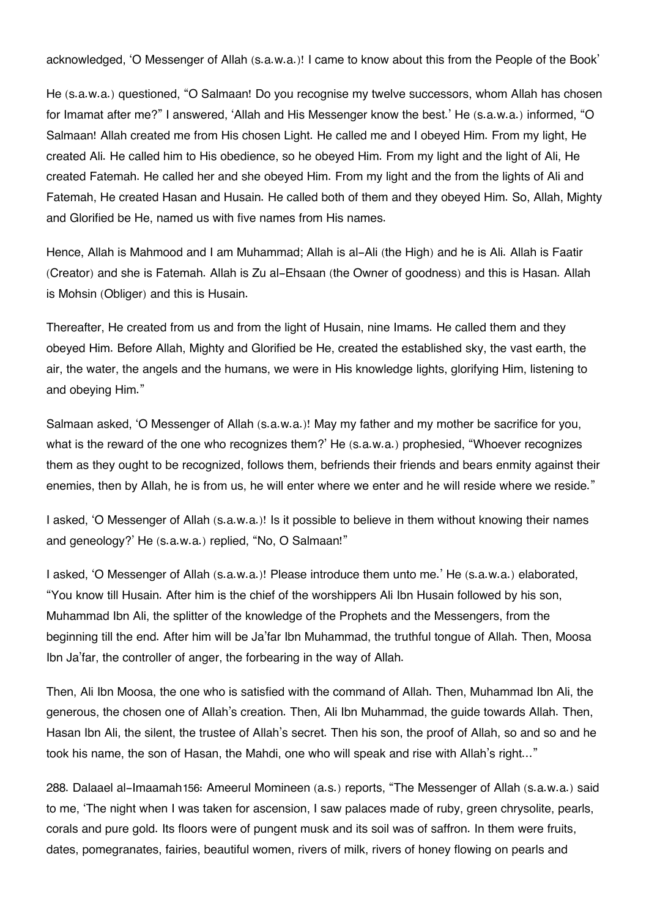acknowledged, 'O Messenger of Allah (s.a.w.a.)! I came to know about this from the People of the Book'

He (s.a.w.a.) questioned, "O Salmaan! Do you recognise my twelve successors, whom Allah has chosen for Imamat after me?" I answered, 'Allah and His Messenger know the best.' He (s.a.w.a.) informed, "O Salmaan! Allah created me from His chosen Light. He called me and I obeyed Him. From my light, He created Ali. He called him to His obedience, so he obeyed Him. From my light and the light of Ali, He created Fatemah. He called her and she obeyed Him. From my light and the from the lights of Ali and Fatemah, He created Hasan and Husain. He called both of them and they obeyed Him. So, Allah, Mighty and Glorified be He, named us with five names from His names.

Hence, Allah is Mahmood and I am Muhammad; Allah is al-Ali (the High) and he is Ali. Allah is Faatir (Creator) and she is Fatemah. Allah is Zu al-Ehsaan (the Owner of goodness) and this is Hasan. Allah is Mohsin (Obliger) and this is Husain.

Thereafter, He created from us and from the light of Husain, nine Imams. He called them and they obeyed Him. Before Allah, Mighty and Glorified be He, created the established sky, the vast earth, the air, the water, the angels and the humans, we were in His knowledge lights, glorifying Him, listening to and obeying Him."

Salmaan asked, 'O Messenger of Allah (s.a.w.a.)! May my father and my mother be sacrifice for you, what is the reward of the one who recognizes them?' He (s.a.w.a.) prophesied, "Whoever recognizes them as they ought to be recognized, follows them, befriends their friends and bears enmity against their enemies, then by Allah, he is from us, he will enter where we enter and he will reside where we reside."

I asked, 'O Messenger of Allah (s.a.w.a.)! Is it possible to believe in them without knowing their names and geneology?' He (s.a.w.a.) replied, "No, O Salmaan!"

I asked, 'O Messenger of Allah (s.a.w.a.)! Please introduce them unto me.' He (s.a.w.a.) elaborated, "You know till Husain. After him is the chief of the worshippers Ali Ibn Husain followed by his son, Muhammad Ibn Ali, the splitter of the knowledge of the Prophets and the Messengers, from the beginning till the end. After him will be Ja'far Ibn Muhammad, the truthful tongue of Allah. Then, Moosa Ibn Ja'far, the controller of anger, the forbearing in the way of Allah.

Then, Ali Ibn Moosa, the one who is satisfied with the command of Allah. Then, Muhammad Ibn Ali, the generous, the chosen one of Allah's creation. Then, Ali Ibn Muhammad, the guide towards Allah. Then, Hasan Ibn Ali, the silent, the trustee of Allah's secret. Then his son, the proof of Allah, so and so and he took his name, the son of Hasan, the Mahdi, one who will speak and rise with Allah's right..."

288. Dalaael al-Imaamah[156]: Ameerul Momineen (a.s.) reports, "The Messenger of Allah (s.a.w.a.) said to me, 'The night when I was taken for ascension, I saw palaces made of ruby, green chrysolite, pearls, corals and pure gold. Its floors were of pungent musk and its soil was of saffron. In them were fruits, dates, pomegranates, fairies, beautiful women, rivers of milk, rivers of honey flowing on pearls and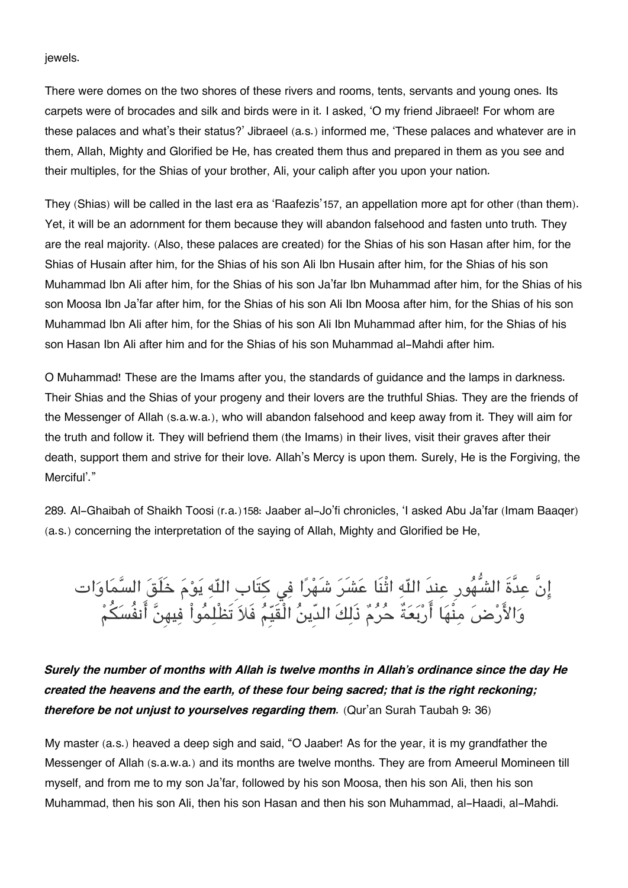jewels.

There were domes on the two shores of these rivers and rooms, tents, servants and young ones. Its carpets were of brocades and silk and birds were in it. I asked, 'O my friend Jibraeel! For whom are these palaces and what's their status?' Jibraeel (a.s.) informed me, 'These palaces and whatever are in them, Allah, Mighty and Glorified be He, has created them thus and prepared in them as you see and their multiples, for the Shias of your brother, Ali, your caliph after you upon your nation.

They (Shias) will be called in the last era as 'Raafezis'[157], an appellation more apt for other (than them). Yet, it will be an adornment for them because they will abandon falsehood and fasten unto truth. They are the real majority. (Also, these palaces are created) for the Shias of his son Hasan after him, for the Shias of Husain after him, for the Shias of his son Ali Ibn Husain after him, for the Shias of his son Muhammad Ibn Ali after him, for the Shias of his son Ja'far Ibn Muhammad after him, for the Shias of his son Moosa Ibn Ja'far after him, for the Shias of his son Ali Ibn Moosa after him, for the Shias of his son Muhammad Ibn Ali after him, for the Shias of his son Ali Ibn Muhammad after him, for the Shias of his son Hasan Ibn Ali after him and for the Shias of his son Muhammad al-Mahdi after him.

O Muhammad! These are the Imams after you, the standards of guidance and the lamps in darkness. Their Shias and the Shias of your progeny and their lovers are the truthful Shias. They are the friends of the Messenger of Allah (s.a.w.a.), who will abandon falsehood and keep away from it. They will aim for the truth and follow it. They will befriend them (the Imams) in their lives, visit their graves after their death, support them and strive for their love. Allah's Mercy is upon them. Surely, He is the Forgiving, the Merciful'."

289. Al-Ghaibah of Shaikh Toosi (r.a.)[158]: Jaaber al-Jo'fi chronicles, 'I asked Abu Ja'far (Imam Baaqer) (a.s.) concerning the interpretation of the saying of Allah, Mighty and Glorified be He,

إِنَّ عِدَّةَ الشُّهُورِ عِندَ اللّهِ اثْنَا عَشَرَ شَهْرًا فِي كِتَابِ اللّهِ يَوْمَ خَلَقَ السَّمَاوَات وَالأَرْضَ مِنْهَا أَرْبَعَةٌ حُرُمٌ ذَلِكَ الدِّينُ الْقَيِّمُ فَلاَ تَظْلِمُواْ فِيهِنَّ أَنفُسَكُمْ

***Surely the number of months with Allah is twelve months in Allah's ordinance since the day He created the heavens and the earth, of these four being sacred; that is the right reckoning; therefore be not unjust to yourselves regarding them.*** (Qur'an Surah Taubah 9: 36)

My master (a.s.) heaved a deep sigh and said, "O Jaaber! As for the year, it is my grandfather the Messenger of Allah (s.a.w.a.) and its months are twelve months. They are from Ameerul Momineen till myself, and from me to my son Ja'far, followed by his son Moosa, then his son Ali, then his son Muhammad, then his son Ali, then his son Hasan and then his son Muhammad, al-Haadi, al-Mahdi.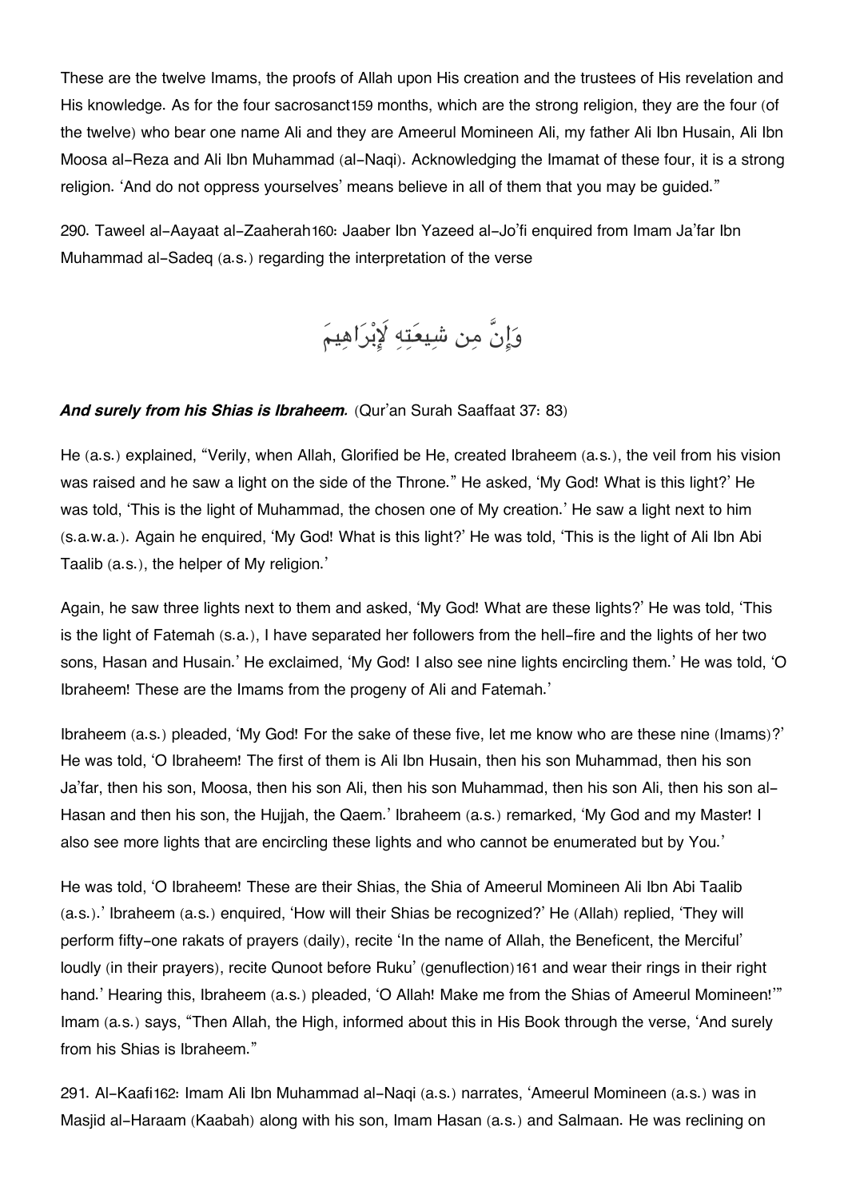These are the twelve Imams, the proofs of Allah upon His creation and the trustees of His revelation and His knowledge. As for the four sacrosanct[159] months, which are the strong religion, they are the four (of the twelve) who bear one name Ali and they are Ameerul Momineen Ali, my father Ali Ibn Husain, Ali Ibn Moosa al-Reza and Ali Ibn Muhammad (al-Naqi). Acknowledging the Imamat of these four, it is a strong religion. 'And do not oppress yourselves' means believe in all of them that you may be guided."

290. Taweel al-Aayaat al-Zaaherah[160]: Jaaber Ibn Yazeed al-Jo'fi enquired from Imam Ja'far Ibn Muhammad al-Sadeq (a.s.) regarding the interpretation of the verse

وَإِنَّ مِن شِيعَتِهِ لَإِبْرَاهِيمَ

***And surely from his Shias is Ibraheem.*** (Qur'an Surah Saaffaat 37: 83)

He (a.s.) explained, "Verily, when Allah, Glorified be He, created Ibraheem (a.s.), the veil from his vision was raised and he saw a light on the side of the Throne." He asked, 'My God! What is this light?' He was told, 'This is the light of Muhammad, the chosen one of My creation.' He saw a light next to him (s.a.w.a.). Again he enquired, 'My God! What is this light?' He was told, 'This is the light of Ali Ibn Abi Taalib (a.s.), the helper of My religion.'

Again, he saw three lights next to them and asked, 'My God! What are these lights?' He was told, 'This is the light of Fatemah (s.a.), I have separated her followers from the hell-fire and the lights of her two sons, Hasan and Husain.' He exclaimed, 'My God! I also see nine lights encircling them.' He was told, 'O Ibraheem! These are the Imams from the progeny of Ali and Fatemah.'

Ibraheem (a.s.) pleaded, 'My God! For the sake of these five, let me know who are these nine (Imams)?' He was told, 'O Ibraheem! The first of them is Ali Ibn Husain, then his son Muhammad, then his son Ja'far, then his son, Moosa, then his son Ali, then his son Muhammad, then his son Ali, then his son al-Hasan and then his son, the Hujjah, the Qaem.' Ibraheem (a.s.) remarked, 'My God and my Master! I also see more lights that are encircling these lights and who cannot be enumerated but by You.'

He was told, 'O Ibraheem! These are their Shias, the Shia of Ameerul Momineen Ali Ibn Abi Taalib (a.s.).' Ibraheem (a.s.) enquired, 'How will their Shias be recognized?' He (Allah) replied, 'They will perform fifty-one rakats of prayers (daily), recite 'In the name of Allah, the Beneficent, the Merciful' loudly (in their prayers), recite Qunoot before Ruku' (genuflection)[161] and wear their rings in their right hand.' Hearing this, Ibraheem (a.s.) pleaded, 'O Allah! Make me from the Shias of Ameerul Momineen!'" Imam (a.s.) says, "Then Allah, the High, informed about this in His Book through the verse, 'And surely from his Shias is Ibraheem."

291. Al-Kaafi[162]: Imam Ali Ibn Muhammad al-Naqi (a.s.) narrates, 'Ameerul Momineen (a.s.) was in Masjid al-Haraam (Kaabah) along with his son, Imam Hasan (a.s.) and Salmaan. He was reclining on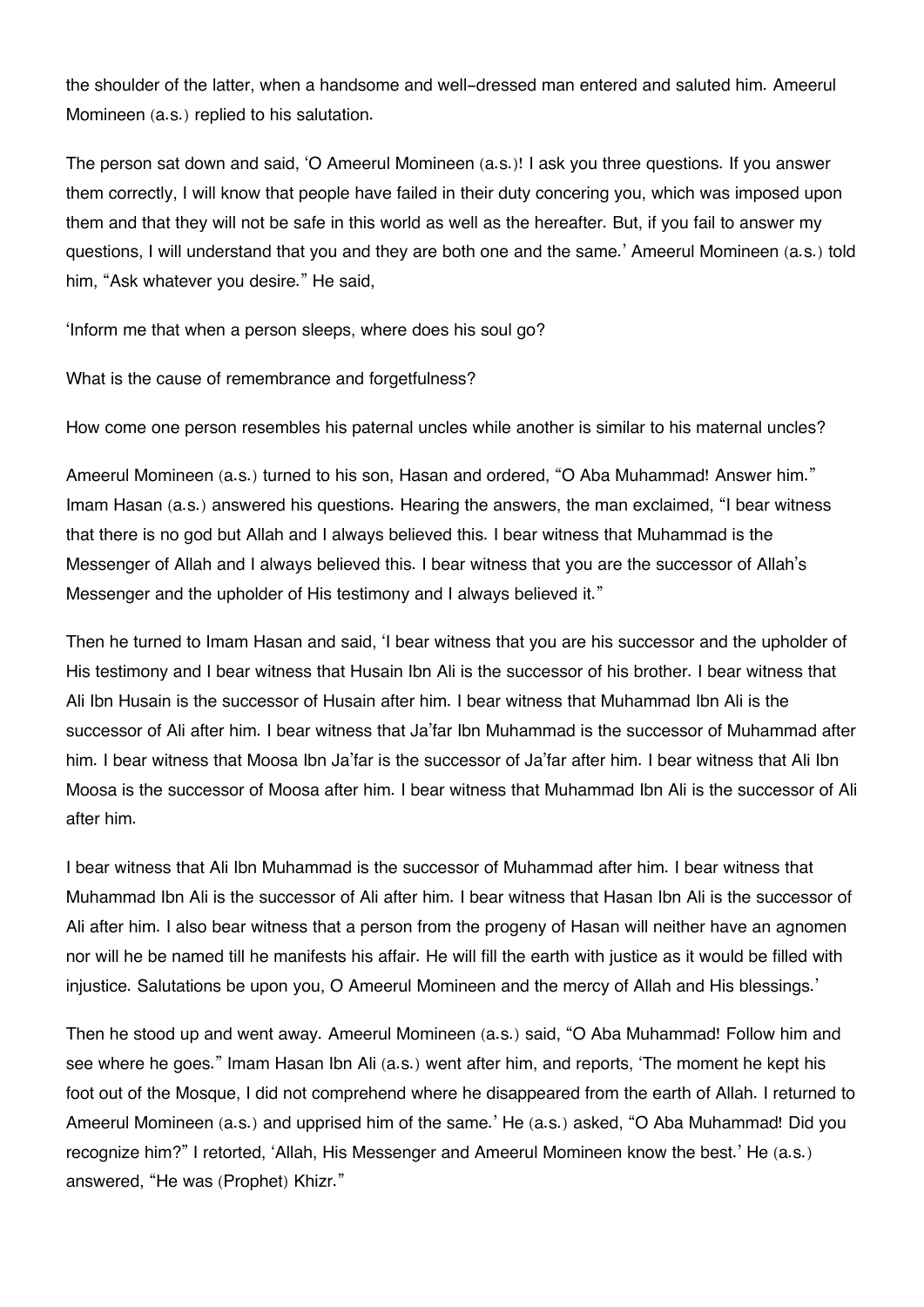the shoulder of the latter, when a handsome and well-dressed man entered and saluted him. Ameerul Momineen (a.s.) replied to his salutation.

The person sat down and said, 'O Ameerul Momineen (a.s.)! I ask you three questions. If you answer them correctly, I will know that people have failed in their duty concering you, which was imposed upon them and that they will not be safe in this world as well as the hereafter. But, if you fail to answer my questions, I will understand that you and they are both one and the same.' Ameerul Momineen (a.s.) told him, "Ask whatever you desire." He said,

'Inform me that when a person sleeps, where does his soul go?

What is the cause of remembrance and forgetfulness?

How come one person resembles his paternal uncles while another is similar to his maternal uncles?

Ameerul Momineen (a.s.) turned to his son, Hasan and ordered, "O Aba Muhammad! Answer him." Imam Hasan (a.s.) answered his questions. Hearing the answers, the man exclaimed, "I bear witness that there is no god but Allah and I always believed this. I bear witness that Muhammad is the Messenger of Allah and I always believed this. I bear witness that you are the successor of Allah's Messenger and the upholder of His testimony and I always believed it."

Then he turned to Imam Hasan and said, 'I bear witness that you are his successor and the upholder of His testimony and I bear witness that Husain Ibn Ali is the successor of his brother. I bear witness that Ali Ibn Husain is the successor of Husain after him. I bear witness that Muhammad Ibn Ali is the successor of Ali after him. I bear witness that Ja'far Ibn Muhammad is the successor of Muhammad after him. I bear witness that Moosa Ibn Ja'far is the successor of Ja'far after him. I bear witness that Ali Ibn Moosa is the successor of Moosa after him. I bear witness that Muhammad Ibn Ali is the successor of Ali after him.

I bear witness that Ali Ibn Muhammad is the successor of Muhammad after him. I bear witness that Muhammad Ibn Ali is the successor of Ali after him. I bear witness that Hasan Ibn Ali is the successor of Ali after him. I also bear witness that a person from the progeny of Hasan will neither have an agnomen nor will he be named till he manifests his affair. He will fill the earth with justice as it would be filled with injustice. Salutations be upon you, O Ameerul Momineen and the mercy of Allah and His blessings.'

Then he stood up and went away. Ameerul Momineen (a.s.) said, "O Aba Muhammad! Follow him and see where he goes." Imam Hasan Ibn Ali (a.s.) went after him, and reports, 'The moment he kept his foot out of the Mosque, I did not comprehend where he disappeared from the earth of Allah. I returned to Ameerul Momineen (a.s.) and upprised him of the same.' He (a.s.) asked, "O Aba Muhammad! Did you recognize him?" I retorted, 'Allah, His Messenger and Ameerul Momineen know the best.' He (a.s.) answered, "He was (Prophet) Khizr."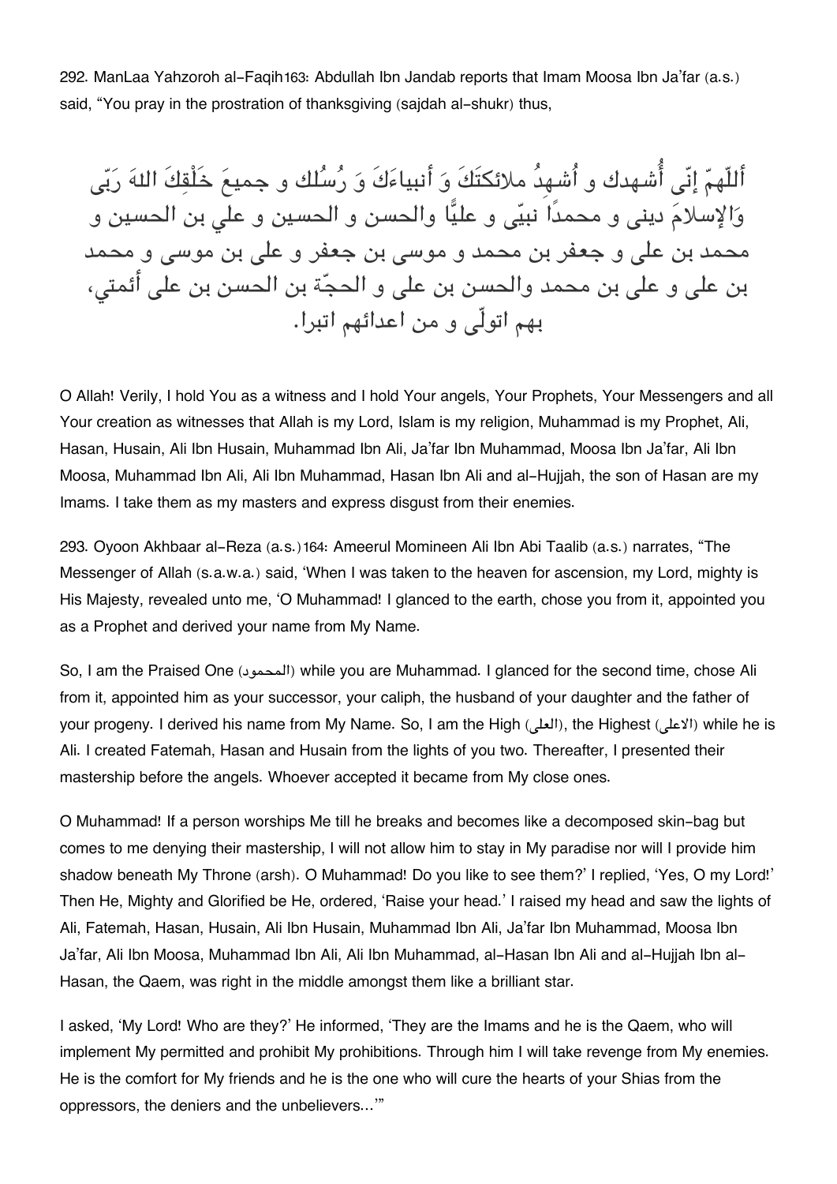292. ManLaa Yahzoroh al-Faqih163: Abdullah Ibn Jandab reports that Imam Moosa Ibn Ja'far (a.s.) said, "You pray in the prostration of thanksgiving (sajdah al-shukr) thus,

أللّهمّ إنّي أُشهدك و أُشهِدُ ملائكتَكَ وَ أنبياءَكَ وَ رُسُلك و جميعَ خَلْقِكَ اللهَ رَبّي وَالإسلامَ ديني و محمداً نبيّي و عليًّا والحسن و الحسين و علي بن الحسين و محمد بن علي و جعفر بن محمد و موسى بن جعفر و علي بن موسى و محمد بن علي و علي بن محمد والحسن بن علي و الحجّة بن الحسن بن علي أئمتي، بهم اتولّى و من اعدائهم اتبرا.

O Allah! Verily, I hold You as a witness and I hold Your angels, Your Prophets, Your Messengers and all Your creation as witnesses that Allah is my Lord, Islam is my religion, Muhammad is my Prophet, Ali, Hasan, Husain, Ali Ibn Husain, Muhammad Ibn Ali, Ja'far Ibn Muhammad, Moosa Ibn Ja'far, Ali Ibn Moosa, Muhammad Ibn Ali, Ali Ibn Muhammad, Hasan Ibn Ali and al-Hujjah, the son of Hasan are my Imams. I take them as my masters and express disgust from their enemies.

293. Oyoon Akhbaar al-Reza (a.s.)164: Ameerul Momineen Ali Ibn Abi Taalib (a.s.) narrates, "The Messenger of Allah (s.a.w.a.) said, 'When I was taken to the heaven for ascension, my Lord, mighty is His Majesty, revealed unto me, 'O Muhammad! I glanced to the earth, chose you from it, appointed you as a Prophet and derived your name from My Name.

So, I am the Praised One (المحمود) while you are Muhammad. I glanced for the second time, chose Ali from it, appointed him as your successor, your caliph, the husband of your daughter and the father of your progeny. I derived his name from My Name. So, I am the High (العلى), the Highest (الاعلى) while he is Ali. I created Fatemah, Hasan and Husain from the lights of you two. Thereafter, I presented their mastership before the angels. Whoever accepted it became from My close ones.

O Muhammad! If a person worships Me till he breaks and becomes like a decomposed skin-bag but comes to me denying their mastership, I will not allow him to stay in My paradise nor will I provide him shadow beneath My Throne (arsh). O Muhammad! Do you like to see them?' I replied, 'Yes, O my Lord!' Then He, Mighty and Glorified be He, ordered, 'Raise your head.' I raised my head and saw the lights of Ali, Fatemah, Hasan, Husain, Ali Ibn Husain, Muhammad Ibn Ali, Ja'far Ibn Muhammad, Moosa Ibn Ja'far, Ali Ibn Moosa, Muhammad Ibn Ali, Ali Ibn Muhammad, al-Hasan Ibn Ali and al-Hujjah Ibn al-Hasan, the Qaem, was right in the middle amongst them like a brilliant star.

I asked, 'My Lord! Who are they?' He informed, 'They are the Imams and he is the Qaem, who will implement My permitted and prohibit My prohibitions. Through him I will take revenge from My enemies. He is the comfort for My friends and he is the one who will cure the hearts of your Shias from the oppressors, the deniers and the unbelievers...'"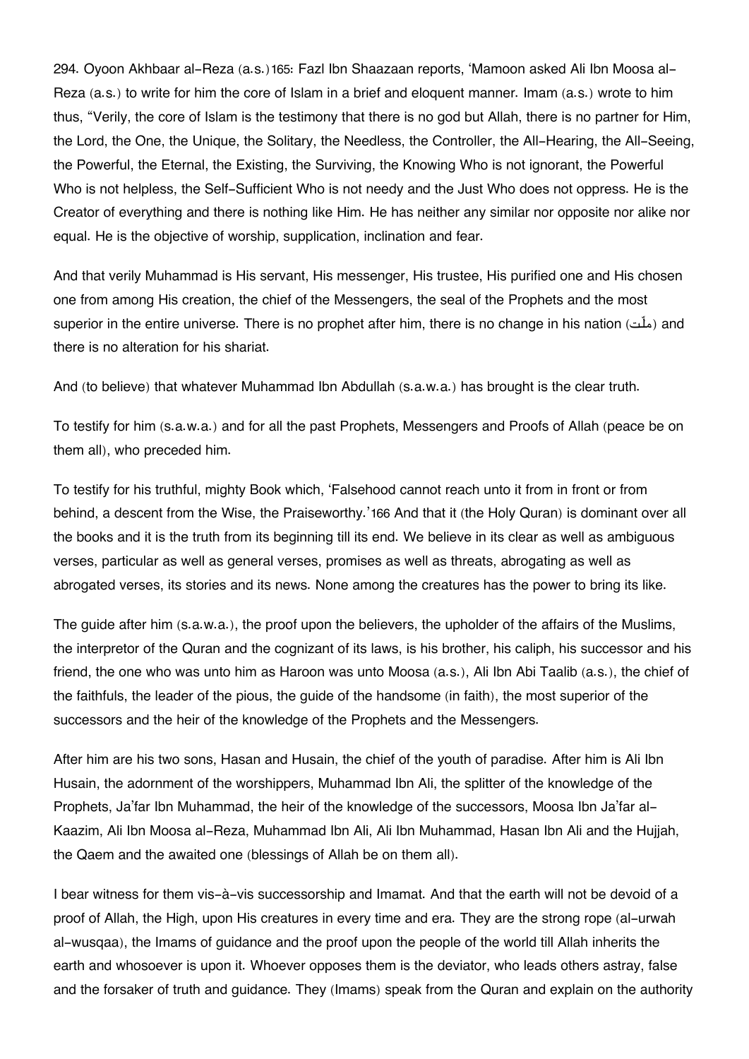294. Oyoon Akhbaar al-Reza (a.s.)[165]: Fazl Ibn Shaazaan reports, 'Mamoon asked Ali Ibn Moosa al-Reza (a.s.) to write for him the core of Islam in a brief and eloquent manner. Imam (a.s.) wrote to him thus, "Verily, the core of Islam is the testimony that there is no god but Allah, there is no partner for Him, the Lord, the One, the Unique, the Solitary, the Needless, the Controller, the All-Hearing, the All-Seeing, the Powerful, the Eternal, the Existing, the Surviving, the Knowing Who is not ignorant, the Powerful Who is not helpless, the Self-Sufficient Who is not needy and the Just Who does not oppress. He is the Creator of everything and there is nothing like Him. He has neither any similar nor opposite nor alike nor equal. He is the objective of worship, supplication, inclination and fear.

And that verily Muhammad is His servant, His messenger, His trustee, His purified one and His chosen one from among His creation, the chief of the Messengers, the seal of the Prophets and the most superior in the entire universe. There is no prophet after him, there is no change in his nation (ملّت) and there is no alteration for his shariat.

And (to believe) that whatever Muhammad Ibn Abdullah (s.a.w.a.) has brought is the clear truth.

To testify for him (s.a.w.a.) and for all the past Prophets, Messengers and Proofs of Allah (peace be on them all), who preceded him.

To testify for his truthful, mighty Book which, 'Falsehood cannot reach unto it from in front or from behind, a descent from the Wise, the Praiseworthy.'[166] And that it (the Holy Quran) is dominant over all the books and it is the truth from its beginning till its end. We believe in its clear as well as ambiguous verses, particular as well as general verses, promises as well as threats, abrogating as well as abrogated verses, its stories and its news. None among the creatures has the power to bring its like.

The guide after him (s.a.w.a.), the proof upon the believers, the upholder of the affairs of the Muslims, the interpretor of the Quran and the cognizant of its laws, is his brother, his caliph, his successor and his friend, the one who was unto him as Haroon was unto Moosa (a.s.), Ali Ibn Abi Taalib (a.s.), the chief of the faithfuls, the leader of the pious, the guide of the handsome (in faith), the most superior of the successors and the heir of the knowledge of the Prophets and the Messengers.

After him are his two sons, Hasan and Husain, the chief of the youth of paradise. After him is Ali Ibn Husain, the adornment of the worshippers, Muhammad Ibn Ali, the splitter of the knowledge of the Prophets, Ja'far Ibn Muhammad, the heir of the knowledge of the successors, Moosa Ibn Ja'far al-Kaazim, Ali Ibn Moosa al-Reza, Muhammad Ibn Ali, Ali Ibn Muhammad, Hasan Ibn Ali and the Hujjah, the Qaem and the awaited one (blessings of Allah be on them all).

I bear witness for them vis-à-vis successorship and Imamat. And that the earth will not be devoid of a proof of Allah, the High, upon His creatures in every time and era. They are the strong rope (al-urwah al-wusqaa), the Imams of guidance and the proof upon the people of the world till Allah inherits the earth and whosoever is upon it. Whoever opposes them is the deviator, who leads others astray, false and the forsaker of truth and guidance. They (Imams) speak from the Quran and explain on the authority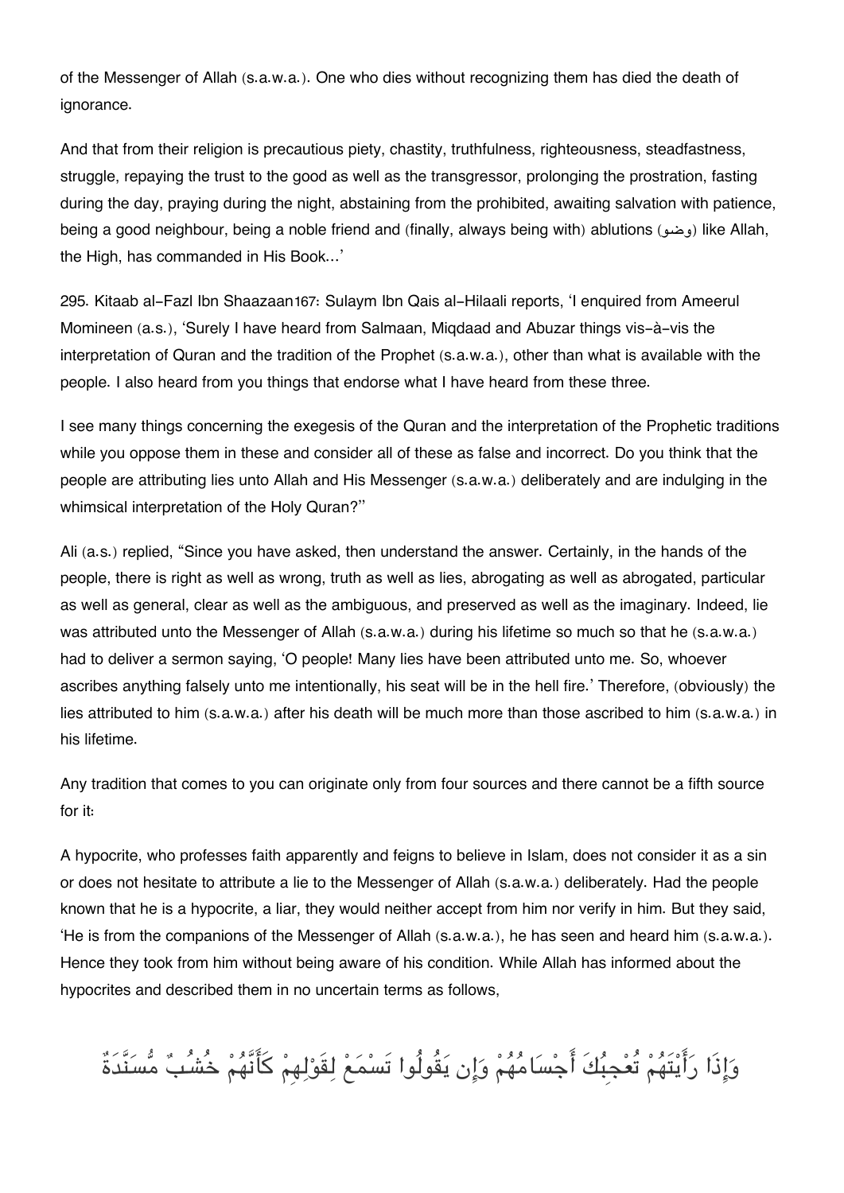of the Messenger of Allah (s.a.w.a.). One who dies without recognizing them has died the death of ignorance.

And that from their religion is precautious piety, chastity, truthfulness, righteousness, steadfastness, struggle, repaying the trust to the good as well as the transgressor, prolonging the prostration, fasting during the day, praying during the night, abstaining from the prohibited, awaiting salvation with patience, being a good neighbour, being a noble friend and (finally, always being with) ablutions (وضو) like Allah, the High, has commanded in His Book…'

295. Kitaab al-Fazl Ibn Shaazaan[167]: Sulaym Ibn Qais al-Hilaali reports, 'I enquired from Ameerul Momineen (a.s.), 'Surely I have heard from Salmaan, Miqdaad and Abuzar things vis-à-vis the interpretation of Quran and the tradition of the Prophet (s.a.w.a.), other than what is available with the people. I also heard from you things that endorse what I have heard from these three.

I see many things concerning the exegesis of the Quran and the interpretation of the Prophetic traditions while you oppose them in these and consider all of these as false and incorrect. Do you think that the people are attributing lies unto Allah and His Messenger (s.a.w.a.) deliberately and are indulging in the whimsical interpretation of the Holy Quran?''

Ali (a.s.) replied, "Since you have asked, then understand the answer. Certainly, in the hands of the people, there is right as well as wrong, truth as well as lies, abrogating as well as abrogated, particular as well as general, clear as well as the ambiguous, and preserved as well as the imaginary. Indeed, lie was attributed unto the Messenger of Allah (s.a.w.a.) during his lifetime so much so that he (s.a.w.a.) had to deliver a sermon saying, 'O people! Many lies have been attributed unto me. So, whoever ascribes anything falsely unto me intentionally, his seat will be in the hell fire.' Therefore, (obviously) the lies attributed to him (s.a.w.a.) after his death will be much more than those ascribed to him (s.a.w.a.) in his lifetime.

Any tradition that comes to you can originate only from four sources and there cannot be a fifth source for it:

A hypocrite, who professes faith apparently and feigns to believe in Islam, does not consider it as a sin or does not hesitate to attribute a lie to the Messenger of Allah (s.a.w.a.) deliberately. Had the people known that he is a hypocrite, a liar, they would neither accept from him nor verify in him. But they said, 'He is from the companions of the Messenger of Allah (s.a.w.a.), he has seen and heard him (s.a.w.a.). Hence they took from him without being aware of his condition. While Allah has informed about the hypocrites and described them in no uncertain terms as follows,

وَإِذَا رَأَيْتَهُمْ تُعْجِبُكَ أَجْسَامُهُمْ وَإِن يَقُولُوا تَسْمَعْ لِقَوْلِهِمْ كَأَنَّهُمْ خُشُبٌ مُّسَنَّدَةٌ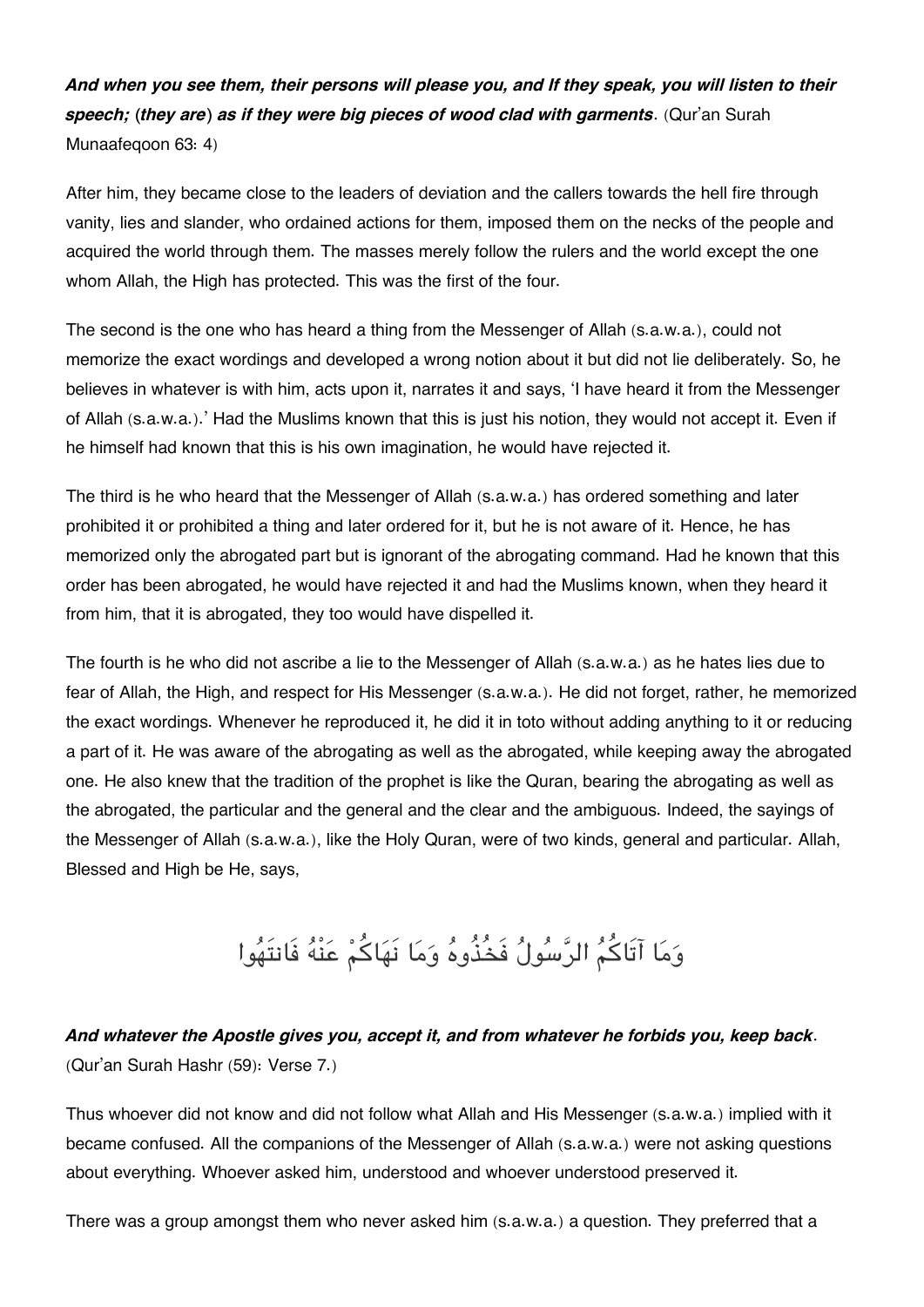***And when you see them, their persons will please you, and If they speak, you will listen to their speech; (they are) as if they were big pieces of wood clad with garments***. (Qur'an Surah Munaafeqoon 63: 4)

After him, they became close to the leaders of deviation and the callers towards the hell fire through vanity, lies and slander, who ordained actions for them, imposed them on the necks of the people and acquired the world through them. The masses merely follow the rulers and the world except the one whom Allah, the High has protected. This was the first of the four.

The second is the one who has heard a thing from the Messenger of Allah (s.a.w.a.), could not memorize the exact wordings and developed a wrong notion about it but did not lie deliberately. So, he believes in whatever is with him, acts upon it, narrates it and says, 'I have heard it from the Messenger of Allah (s.a.w.a.).' Had the Muslims known that this is just his notion, they would not accept it. Even if he himself had known that this is his own imagination, he would have rejected it.

The third is he who heard that the Messenger of Allah (s.a.w.a.) has ordered something and later prohibited it or prohibited a thing and later ordered for it, but he is not aware of it. Hence, he has memorized only the abrogated part but is ignorant of the abrogating command. Had he known that this order has been abrogated, he would have rejected it and had the Muslims known, when they heard it from him, that it is abrogated, they too would have dispelled it.

The fourth is he who did not ascribe a lie to the Messenger of Allah (s.a.w.a.) as he hates lies due to fear of Allah, the High, and respect for His Messenger (s.a.w.a.). He did not forget, rather, he memorized the exact wordings. Whenever he reproduced it, he did it in toto without adding anything to it or reducing a part of it. He was aware of the abrogating as well as the abrogated, while keeping away the abrogated one. He also knew that the tradition of the prophet is like the Quran, bearing the abrogating as well as the abrogated, the particular and the general and the clear and the ambiguous. Indeed, the sayings of the Messenger of Allah (s.a.w.a.), like the Holy Quran, were of two kinds, general and particular. Allah, Blessed and High be He, says,

وَمَا آتَاكُمُ الرَّسُولُ فَخُذُوهُ وَمَا نَهَاكُمْ عَنْهُ فَانتَهُوا

***And whatever the Apostle gives you, accept it, and from whatever he forbids you, keep back***. (Qur'an Surah Hashr (59): Verse 7.)

Thus whoever did not know and did not follow what Allah and His Messenger (s.a.w.a.) implied with it became confused. All the companions of the Messenger of Allah (s.a.w.a.) were not asking questions about everything. Whoever asked him, understood and whoever understood preserved it.

There was a group amongst them who never asked him (s.a.w.a.) a question. They preferred that a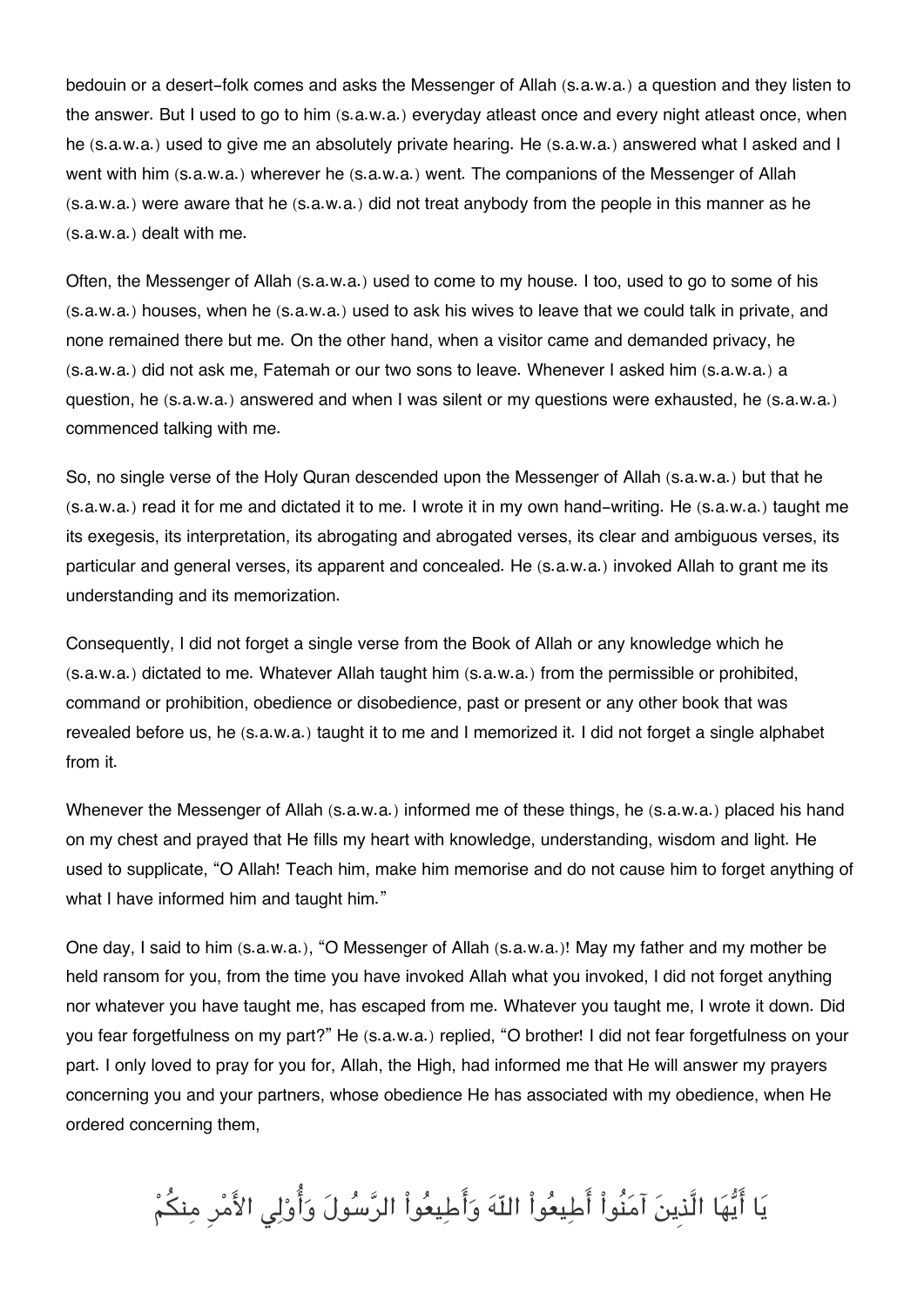bedouin or a desert-folk comes and asks the Messenger of Allah (s.a.w.a.) a question and they listen to the answer. But I used to go to him (s.a.w.a.) everyday atleast once and every night atleast once, when he (s.a.w.a.) used to give me an absolutely private hearing. He (s.a.w.a.) answered what I asked and I went with him (s.a.w.a.) wherever he (s.a.w.a.) went. The companions of the Messenger of Allah (s.a.w.a.) were aware that he (s.a.w.a.) did not treat anybody from the people in this manner as he (s.a.w.a.) dealt with me.

Often, the Messenger of Allah (s.a.w.a.) used to come to my house. I too, used to go to some of his (s.a.w.a.) houses, when he (s.a.w.a.) used to ask his wives to leave that we could talk in private, and none remained there but me. On the other hand, when a visitor came and demanded privacy, he (s.a.w.a.) did not ask me, Fatemah or our two sons to leave. Whenever I asked him (s.a.w.a.) a question, he (s.a.w.a.) answered and when I was silent or my questions were exhausted, he (s.a.w.a.) commenced talking with me.

So, no single verse of the Holy Quran descended upon the Messenger of Allah (s.a.w.a.) but that he (s.a.w.a.) read it for me and dictated it to me. I wrote it in my own hand-writing. He (s.a.w.a.) taught me its exegesis, its interpretation, its abrogating and abrogated verses, its clear and ambiguous verses, its particular and general verses, its apparent and concealed. He (s.a.w.a.) invoked Allah to grant me its understanding and its memorization.

Consequently, I did not forget a single verse from the Book of Allah or any knowledge which he (s.a.w.a.) dictated to me. Whatever Allah taught him (s.a.w.a.) from the permissible or prohibited, command or prohibition, obedience or disobedience, past or present or any other book that was revealed before us, he (s.a.w.a.) taught it to me and I memorized it. I did not forget a single alphabet from it.

Whenever the Messenger of Allah (s.a.w.a.) informed me of these things, he (s.a.w.a.) placed his hand on my chest and prayed that He fills my heart with knowledge, understanding, wisdom and light. He used to supplicate, "O Allah! Teach him, make him memorise and do not cause him to forget anything of what I have informed him and taught him."

One day, I said to him (s.a.w.a.), "O Messenger of Allah (s.a.w.a.)! May my father and my mother be held ransom for you, from the time you have invoked Allah what you invoked, I did not forget anything nor whatever you have taught me, has escaped from me. Whatever you taught me, I wrote it down. Did you fear forgetfulness on my part?" He (s.a.w.a.) replied, "O brother! I did not fear forgetfulness on your part. I only loved to pray for you for, Allah, the High, had informed me that He will answer my prayers concerning you and your partners, whose obedience He has associated with my obedience, when He ordered concerning them,

يَا أَيُّهَا الَّذِينَ آمَنُواْ أَطِيعُواْ اللّهَ وَأَطِيعُواْ الرَّسُولَ وَأُوْلِي الأَمْرِ مِنكُمْ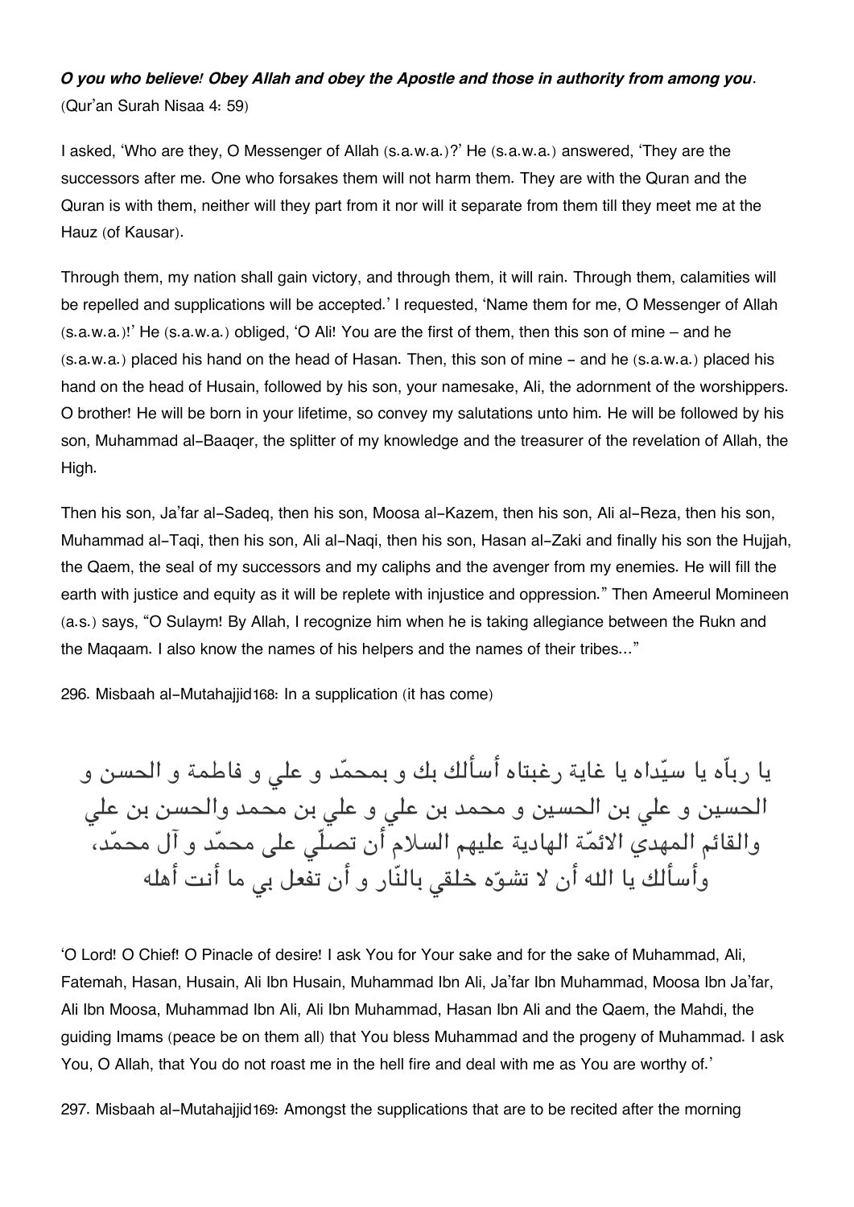***O you who believe! Obey Allah and obey the Apostle and those in authority from among you.***
(Qur'an Surah Nisaa 4: 59)

I asked, 'Who are they, O Messenger of Allah (s.a.w.a.)?' He (s.a.w.a.) answered, 'They are the successors after me. One who forsakes them will not harm them. They are with the Quran and the Quran is with them, neither will they part from it nor will it separate from them till they meet me at the Hauz (of Kausar).

Through them, my nation shall gain victory, and through them, it will rain. Through them, calamities will be repelled and supplications will be accepted.' I requested, 'Name them for me, O Messenger of Allah (s.a.w.a.)!' He (s.a.w.a.) obliged, 'O Ali! You are the first of them, then this son of mine – and he (s.a.w.a.) placed his hand on the head of Hasan. Then, this son of mine - and he (s.a.w.a.) placed his hand on the head of Husain, followed by his son, your namesake, Ali, the adornment of the worshippers. O brother! He will be born in your lifetime, so convey my salutations unto him. He will be followed by his son, Muhammad al-Baaqer, the splitter of my knowledge and the treasurer of the revelation of Allah, the High.

Then his son, Ja'far al-Sadeq, then his son, Moosa al-Kazem, then his son, Ali al-Reza, then his son, Muhammad al-Taqi, then his son, Ali al-Naqi, then his son, Hasan al-Zaki and finally his son the Hujjah, the Qaem, the seal of my successors and my caliphs and the avenger from my enemies. He will fill the earth with justice and equity as it will be replete with injustice and oppression." Then Ameerul Momineen (a.s.) says, "O Sulaym! By Allah, I recognize him when he is taking allegiance between the Rukn and the Maqaam. I also know the names of his helpers and the names of their tribes..."

296. Misbaah al-Mutahajjid168: In a supplication (it has come)

يا ربآه يا سيّداه يا غاية رغبتاه أسألك بك و بمحمّد و علي و فاطمة و الحسن و الحسين و علي بن الحسين و محمد بن علي و علي بن محمد والحسن بن علي والقائم المهدي الائمّة الهادية عليهم السلام أن تصلّي على محمّد و آل محمّد، وأسألك يا الله أن لا تشوّه خلقي بالنّار و أن تفعل بي ما أنت أهله

'O Lord! O Chief! O Pinacle of desire! I ask You for Your sake and for the sake of Muhammad, Ali, Fatemah, Hasan, Husain, Ali Ibn Husain, Muhammad Ibn Ali, Ja'far Ibn Muhammad, Moosa Ibn Ja'far, Ali Ibn Moosa, Muhammad Ibn Ali, Ali Ibn Muhammad, Hasan Ibn Ali and the Qaem, the Mahdi, the guiding Imams (peace be on them all) that You bless Muhammad and the progeny of Muhammad. I ask You, O Allah, that You do not roast me in the hell fire and deal with me as You are worthy of.'

297. Misbaah al-Mutahajjid169: Amongst the supplications that are to be recited after the morning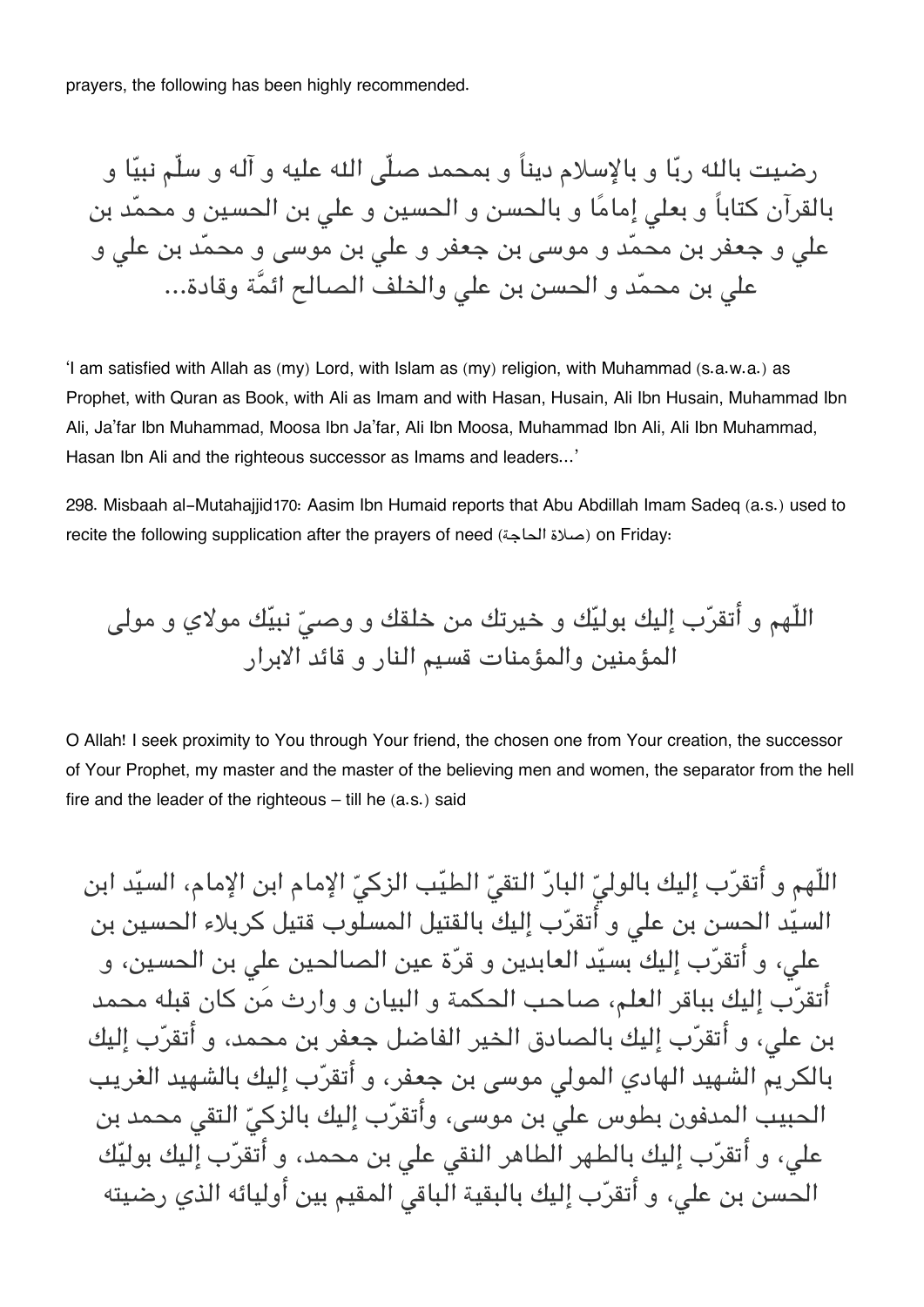prayers, the following has been highly recommended.

رضيت بالله ربّا و بالإسلام ديناً و بمحمد صلّى الله عليه و آله و سلّم نبيّا و بالقرآن كتاباً و بعلي إمامًا و بالحسن و الحسين و علي بن الحسين و محمّد بن علي و جعفر بن محمّد و موسى بن جعفر و علي بن موسى و محمّد بن علي و علي بن محمّد و الحسن بن علي والخلف الصالح ائمَّة وقادة...

'I am satisfied with Allah as (my) Lord, with Islam as (my) religion, with Muhammad (s.a.w.a.) as Prophet, with Quran as Book, with Ali as Imam and with Hasan, Husain, Ali Ibn Husain, Muhammad Ibn Ali, Ja'far Ibn Muhammad, Moosa Ibn Ja'far, Ali Ibn Moosa, Muhammad Ibn Ali, Ali Ibn Muhammad, Hasan Ibn Ali and the righteous successor as Imams and leaders...'

298. Misbaah al-Mutahajjid170: Aasim Ibn Humaid reports that Abu Abdillah Imam Sadeq (a.s.) used to recite the following supplication after the prayers of need (صلاة الحاجة) on Friday:

اللّهم و أتقرّب إليك بوليّك و خيرتك من خلقك و وصيّ نبيّك مولاي و مولى المؤمنين والمؤمنات قسيم النار و قائد الابرار

O Allah! I seek proximity to You through Your friend, the chosen one from Your creation, the successor of Your Prophet, my master and the master of the believing men and women, the separator from the hell fire and the leader of the righteous – till he (a.s.) said

اللّهم و أتقرّب إليك بالوليّ البارّ التقيّ الطيّب الزكيّ الإمام ابن الإمام، السيّد ابن السيّد الحسن بن علي و أتقرّب إليك بالقتيل المسلوب قتيل كربلاء الحسين بن علي، و أتقرّب إليك بسيّد العابدين و قرّة عين الصالحين علي بن الحسين، و أتقرّب إليك بباقر العلم، صاحب الحكمة و البيان و وارث مَن كان قبله محمد بن علي، و أتقرّب إليك بالصادق الخير الفاضل جعفر بن محمد، و أتقرّب إليك بالكريم الشهيد الهادي المولي موسى بن جعفر، و أتقرّب إليك بالشهيد الغريب الحبيب المدفون بطوس علي بن موسى، وأتقرّب إليك بالزكيّ التقي محمد بن علي، و أتقرّب إليك بالطهر الطاهر النقي علي بن محمد، و أتقرّب إليك بوليّك الحسن بن علي، و أتقرّب إليك بالبقية الباقي المقيم بين أوليائه الذي رضيته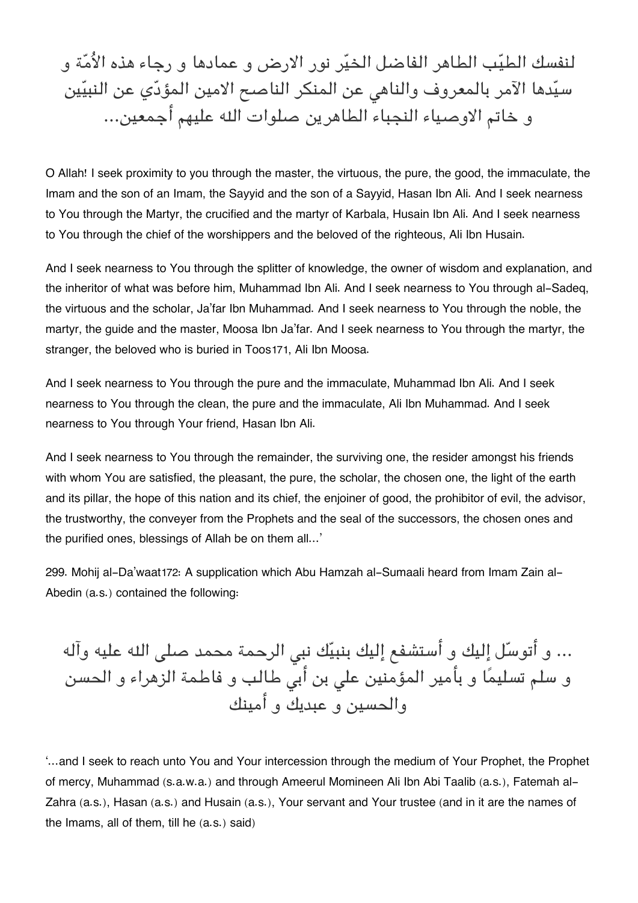لنفسك الطيّب الطاهر الفاضل الخيّر نور الارض و عمادها و رجاء هذه الأُمّة و سيّدها الآمر بالمعروف والناهي عن المنكر الناصح الامين المؤدّي عن النبيّين و خاتم الاوصياء النجباء الطاهرين صلوات الله عليهم أجمعين...

O Allah! I seek proximity to you through the master, the virtuous, the pure, the good, the immaculate, the Imam and the son of an Imam, the Sayyid and the son of a Sayyid, Hasan Ibn Ali. And I seek nearness to You through the Martyr, the crucified and the martyr of Karbala, Husain Ibn Ali. And I seek nearness to You through the chief of the worshippers and the beloved of the righteous, Ali Ibn Husain.

And I seek nearness to You through the splitter of knowledge, the owner of wisdom and explanation, and the inheritor of what was before him, Muhammad Ibn Ali. And I seek nearness to You through al-Sadeq, the virtuous and the scholar, Ja'far Ibn Muhammad. And I seek nearness to You through the noble, the martyr, the guide and the master, Moosa Ibn Ja'far. And I seek nearness to You through the martyr, the stranger, the beloved who is buried in Toos[171], Ali Ibn Moosa.

And I seek nearness to You through the pure and the immaculate, Muhammad Ibn Ali. And I seek nearness to You through the clean, the pure and the immaculate, Ali Ibn Muhammad. And I seek nearness to You through Your friend, Hasan Ibn Ali.

And I seek nearness to You through the remainder, the surviving one, the resider amongst his friends with whom You are satisfied, the pleasant, the pure, the scholar, the chosen one, the light of the earth and its pillar, the hope of this nation and its chief, the enjoiner of good, the prohibitor of evil, the advisor, the trustworthy, the conveyer from the Prophets and the seal of the successors, the chosen ones and the purified ones, blessings of Allah be on them all...'

299. Mohij al-Da'waat[172]: A supplication which Abu Hamzah al-Sumaali heard from Imam Zain al-Abedin (a.s.) contained the following:

... و أتوسّل إليك و أستشفع إليك بنبيّك نبي الرحمة محمد صلى الله عليه وآله و سلم تسليمًا و بأمير المؤمنين علي بن أبي طالب و فاطمة الزهراء و الحسن والحسين و عبديك و أمينك

'...and I seek to reach unto You and Your intercession through the medium of Your Prophet, the Prophet of mercy, Muhammad (s.a.w.a.) and through Ameerul Momineen Ali Ibn Abi Taalib (a.s.), Fatemah al-Zahra (a.s.), Hasan (a.s.) and Husain (a.s.), Your servant and Your trustee (and in it are the names of the Imams, all of them, till he (a.s.) said)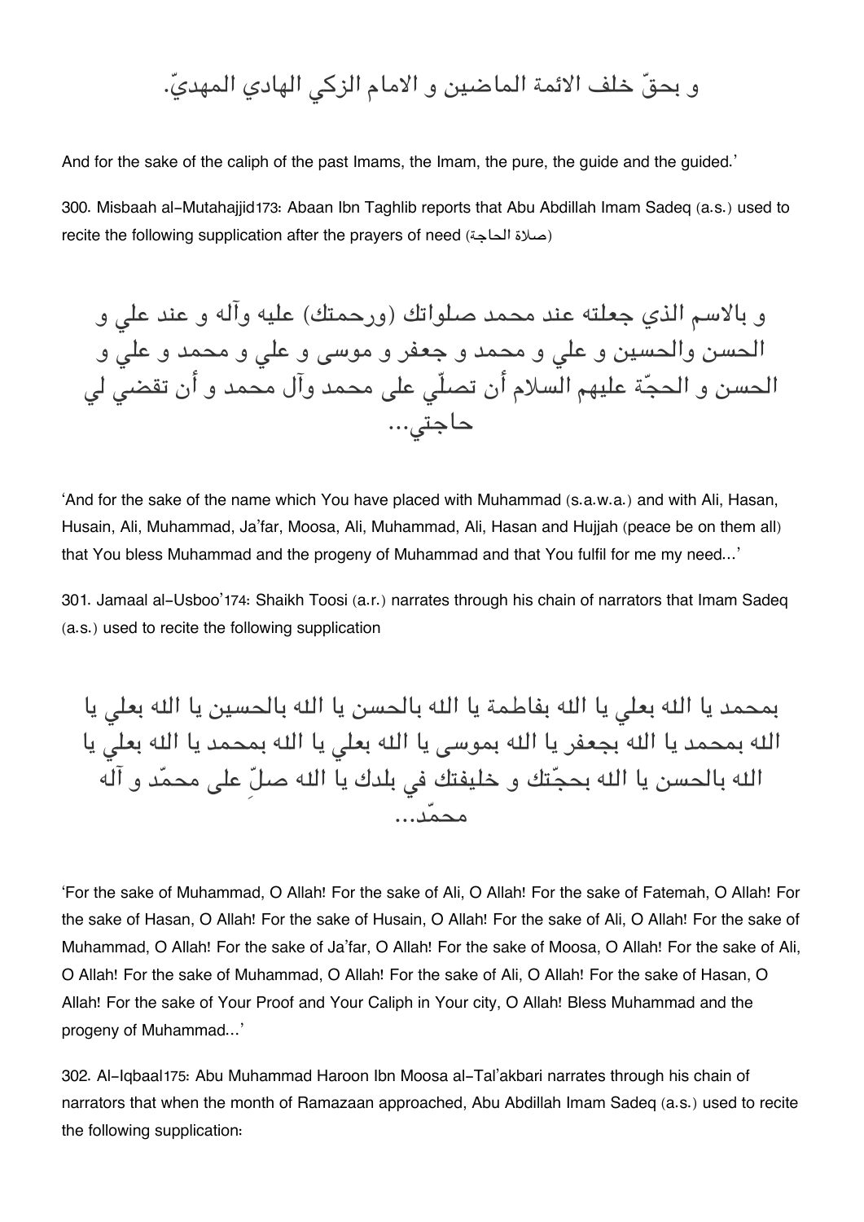و بحقّ خلف الائمة الماضين و الامام الزكي الهادي المهديّ.

And for the sake of the caliph of the past Imams, the Imam, the pure, the guide and the guided.'

300. Misbaah al-Mutahajjid173: Abaan Ibn Taghlib reports that Abu Abdillah Imam Sadeq (a.s.) used to recite the following supplication after the prayers of need (صلاة الحاجة)

و بالاسم الذي جعلته عند محمد صلواتك (ورحمتك) عليه وآله و عند علي و الحسن والحسين و علي و محمد و جعفر و موسى و علي و محمد و علي و الحسن و الحجّة عليهم السلام أن تصلّي على محمد وآل محمد و أن تقضي لي حاجتي...

'And for the sake of the name which You have placed with Muhammad (s.a.w.a.) and with Ali, Hasan, Husain, Ali, Muhammad, Ja'far, Moosa, Ali, Muhammad, Ali, Hasan and Hujjah (peace be on them all) that You bless Muhammad and the progeny of Muhammad and that You fulfil for me my need...'

301. Jamaal al-Usboo'174: Shaikh Toosi (a.r.) narrates through his chain of narrators that Imam Sadeq (a.s.) used to recite the following supplication

بمحمد يا الله بعلي يا الله بفاطمة يا الله بالحسن يا الله بالحسين يا الله بعلي يا الله بمحمد يا الله بجعفر يا الله بموسى يا الله بعلي يا الله بمحمد يا الله بعلي يا الله بالحسن يا الله بحجّتك و خليفتك في بلدك يا الله صلِّ على محمّد و آله محمّد...

'For the sake of Muhammad, O Allah! For the sake of Ali, O Allah! For the sake of Fatemah, O Allah! For the sake of Hasan, O Allah! For the sake of Husain, O Allah! For the sake of Ali, O Allah! For the sake of Muhammad, O Allah! For the sake of Ja'far, O Allah! For the sake of Moosa, O Allah! For the sake of Ali, O Allah! For the sake of Muhammad, O Allah! For the sake of Ali, O Allah! For the sake of Hasan, O Allah! For the sake of Your Proof and Your Caliph in Your city, O Allah! Bless Muhammad and the progeny of Muhammad...'

302. Al-Iqbaal175: Abu Muhammad Haroon Ibn Moosa al-Tal'akbari narrates through his chain of narrators that when the month of Ramazaan approached, Abu Abdillah Imam Sadeq (a.s.) used to recite the following supplication: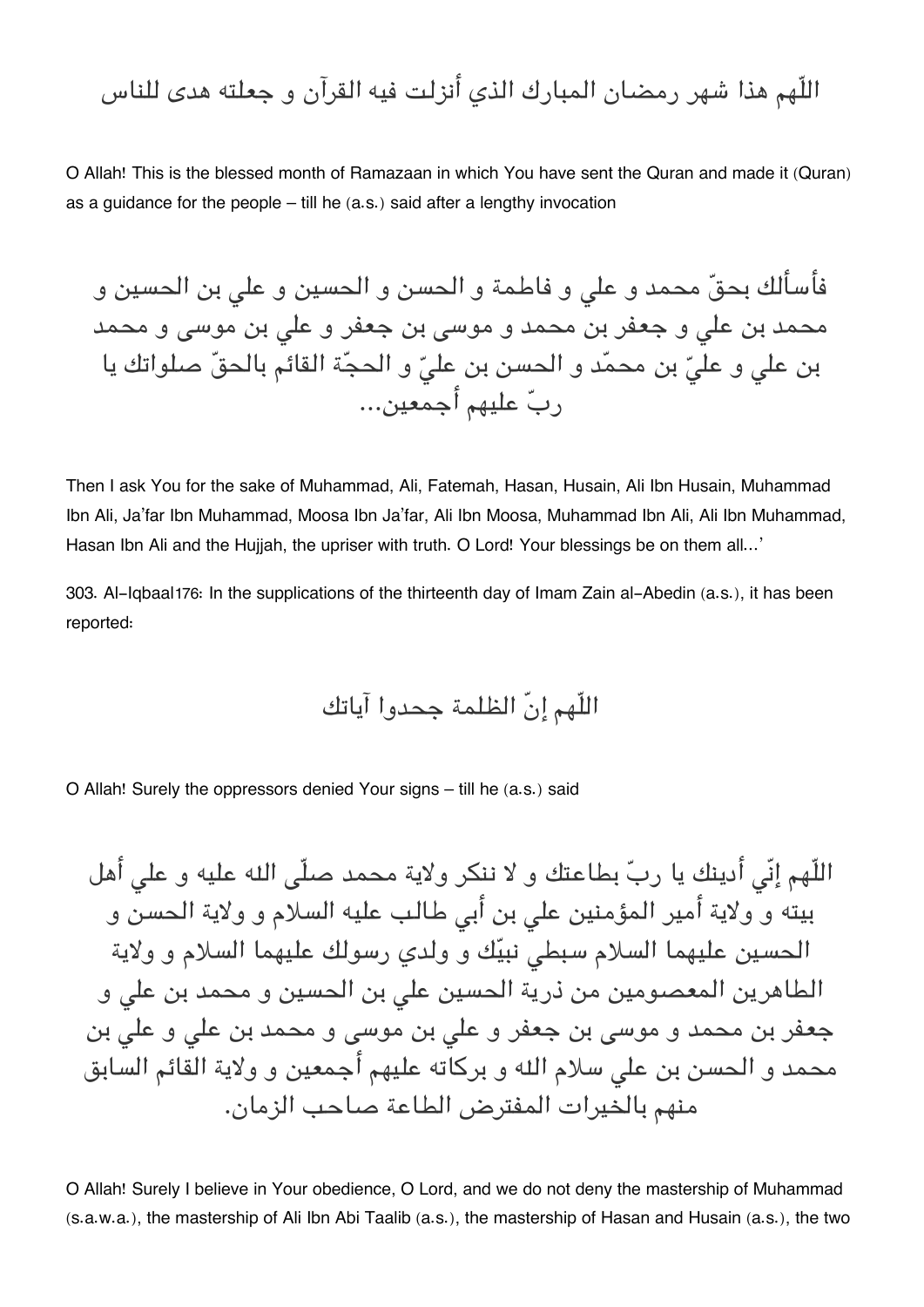اللّهم هذا شهر رمضان المبارك الذي أنزلت فيه القرآن و جعلته هدى للناس

O Allah! This is the blessed month of Ramazaan in which You have sent the Quran and made it (Quran) as a guidance for the people – till he (a.s.) said after a lengthy invocation

فأسألك بحقّ محمد و علي و فاطمة و الحسن و الحسين و علي بن الحسين و محمد بن علي و جعفر بن محمد و موسى بن جعفر و علي بن موسى و محمد بن علي و عليّ بن محمّد و الحسن بن عليّ و الحجّة القائم بالحقّ صلواتك يا ربّ عليهم أجمعين...

Then I ask You for the sake of Muhammad, Ali, Fatemah, Hasan, Husain, Ali Ibn Husain, Muhammad Ibn Ali, Ja'far Ibn Muhammad, Moosa Ibn Ja'far, Ali Ibn Moosa, Muhammad Ibn Ali, Ali Ibn Muhammad, Hasan Ibn Ali and the Hujjah, the upriser with truth. O Lord! Your blessings be on them all...'

303. Al-Iqbaal176: In the supplications of the thirteenth day of Imam Zain al-Abedin (a.s.), it has been reported:

اللّهم إنّ الظلمة جحدوا آياتك

O Allah! Surely the oppressors denied Your signs – till he (a.s.) said

اللّهم إنّي أدينك يا ربّ بطاعتك و لا ننكر ولاية محمد صلّى الله عليه و علي أهل بيته و ولاية أمير المؤمنين علي بن أبي طالب عليه السلام و ولاية الحسن و الحسين عليهما السلام سبطي نبيّك و ولدي رسولك عليهما السلام و ولاية الطاهرين المعصومين من ذرية الحسين علي بن الحسين و محمد بن علي و جعفر بن محمد و موسى بن جعفر و علي بن موسى و محمد بن علي و علي بن محمد و الحسن بن علي سلام الله و بركاته عليهم أجمعين و ولاية القائم السابق منهم بالخيرات المفترض الطاعة صاحب الزمان.

O Allah! Surely I believe in Your obedience, O Lord, and we do not deny the mastership of Muhammad (s.a.w.a.), the mastership of Ali Ibn Abi Taalib (a.s.), the mastership of Hasan and Husain (a.s.), the two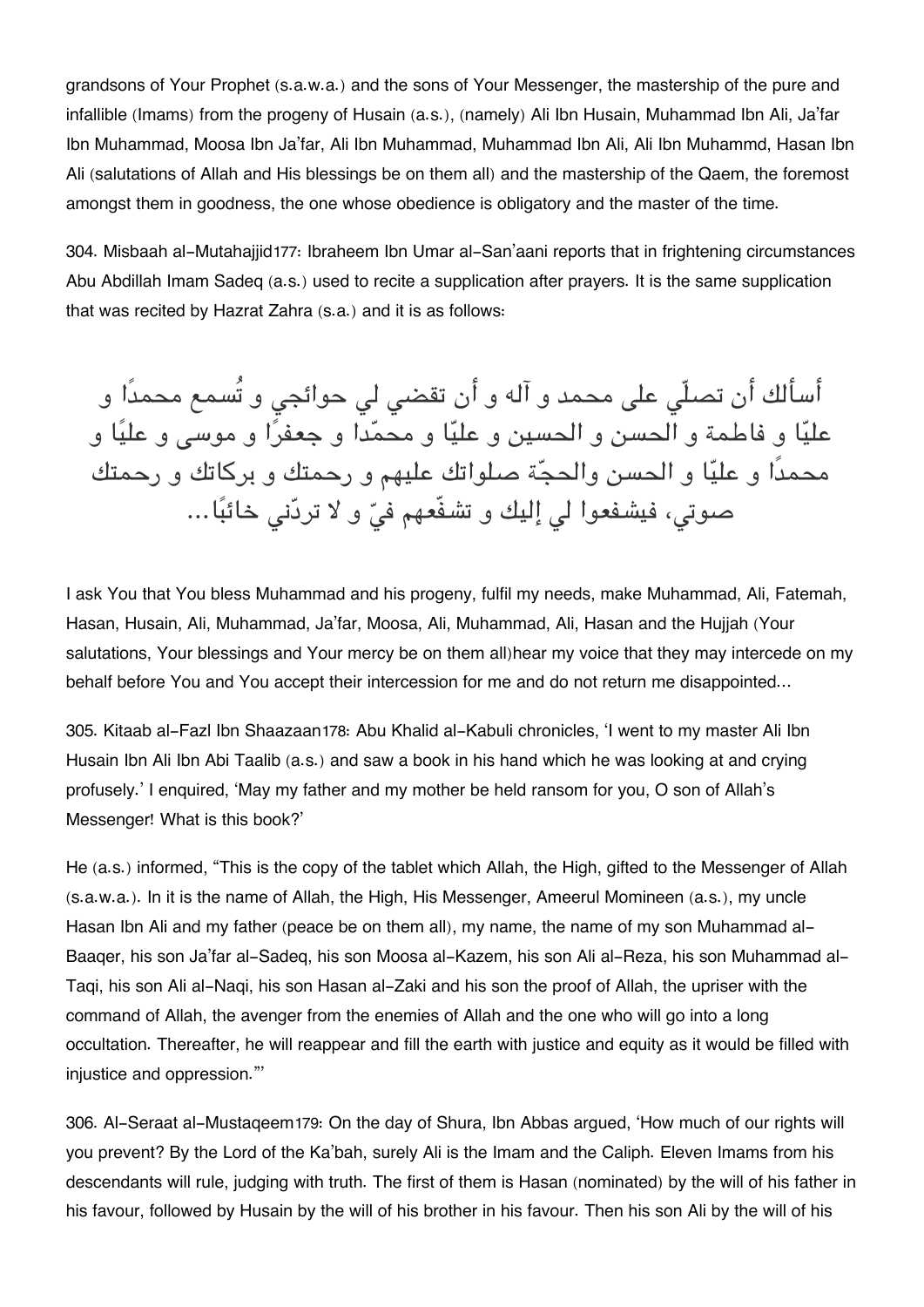grandsons of Your Prophet (s.a.w.a.) and the sons of Your Messenger, the mastership of the pure and infallible (Imams) from the progeny of Husain (a.s.), (namely) Ali Ibn Husain, Muhammad Ibn Ali, Ja'far Ibn Muhammad, Moosa Ibn Ja'far, Ali Ibn Muhammad, Muhammad Ibn Ali, Ali Ibn Muhammd, Hasan Ibn Ali (salutations of Allah and His blessings be on them all) and the mastership of the Qaem, the foremost amongst them in goodness, the one whose obedience is obligatory and the master of the time.

304. Misbaah al-Mutahajjid177: Ibraheem Ibn Umar al-San'aani reports that in frightening circumstances Abu Abdillah Imam Sadeq (a.s.) used to recite a supplication after prayers. It is the same supplication that was recited by Hazrat Zahra (s.a.) and it is as follows:

أسألك أن تصلّي على محمد و آله و أن تقضي لي حوائجي و تُسمع محمدًا و عليّا و فاطمة و الحسن و الحسين و عليّا و محمّدا و جعفرًا و موسى و عليًا و محمدًا و عليّا و الحسن والحجّة صلواتك عليهم و رحمتك و بركاتك و رحمتك صوتي، فيشفعوا لي إليك و تشفّعهم فيّ و لا تردّني خائبًا...

I ask You that You bless Muhammad and his progeny, fulfil my needs, make Muhammad, Ali, Fatemah, Hasan, Husain, Ali, Muhammad, Ja'far, Moosa, Ali, Muhammad, Ali, Hasan and the Hujjah (Your salutations, Your blessings and Your mercy be on them all)hear my voice that they may intercede on my behalf before You and You accept their intercession for me and do not return me disappointed...

305. Kitaab al-Fazl Ibn Shaazaan178: Abu Khalid al-Kabuli chronicles, 'I went to my master Ali Ibn Husain Ibn Ali Ibn Abi Taalib (a.s.) and saw a book in his hand which he was looking at and crying profusely.' I enquired, 'May my father and my mother be held ransom for you, O son of Allah's Messenger! What is this book?'

He (a.s.) informed, "This is the copy of the tablet which Allah, the High, gifted to the Messenger of Allah (s.a.w.a.). In it is the name of Allah, the High, His Messenger, Ameerul Momineen (a.s.), my uncle Hasan Ibn Ali and my father (peace be on them all), my name, the name of my son Muhammad al-Baaqer, his son Ja'far al-Sadeq, his son Moosa al-Kazem, his son Ali al-Reza, his son Muhammad al-Taqi, his son Ali al-Naqi, his son Hasan al-Zaki and his son the proof of Allah, the upriser with the command of Allah, the avenger from the enemies of Allah and the one who will go into a long occultation. Thereafter, he will reappear and fill the earth with justice and equity as it would be filled with injustice and oppression."'

306. Al-Seraat al-Mustaqeem179: On the day of Shura, Ibn Abbas argued, 'How much of our rights will you prevent? By the Lord of the Ka'bah, surely Ali is the Imam and the Caliph. Eleven Imams from his descendants will rule, judging with truth. The first of them is Hasan (nominated) by the will of his father in his favour, followed by Husain by the will of his brother in his favour. Then his son Ali by the will of his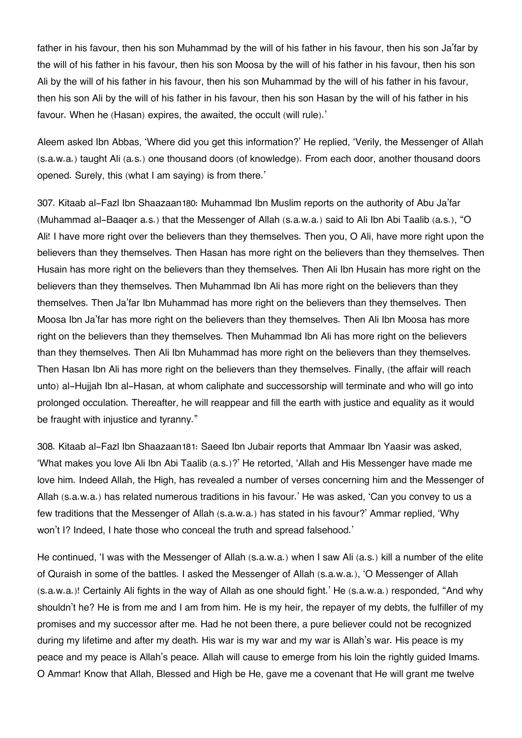father in his favour, then his son Muhammad by the will of his father in his favour, then his son Ja'far by the will of his father in his favour, then his son Moosa by the will of his father in his favour, then his son Ali by the will of his father in his favour, then his son Muhammad by the will of his father in his favour, then his son Ali by the will of his father in his favour, then his son Hasan by the will of his father in his favour. When he (Hasan) expires, the awaited, the occult (will rule).'

Aleem asked Ibn Abbas, 'Where did you get this information?' He replied, 'Verily, the Messenger of Allah (s.a.w.a.) taught Ali (a.s.) one thousand doors (of knowledge). From each door, another thousand doors opened. Surely, this (what I am saying) is from there.'

307. Kitaab al-Fazl Ibn Shaazaan[180]: Muhammad Ibn Muslim reports on the authority of Abu Ja'far (Muhammad al-Baaqer a.s.) that the Messenger of Allah (s.a.w.a.) said to Ali Ibn Abi Taalib (a.s.), "O Ali! I have more right over the believers than they themselves. Then you, O Ali, have more right upon the believers than they themselves. Then Hasan has more right on the believers than they themselves. Then Husain has more right on the believers than they themselves. Then Ali Ibn Husain has more right on the believers than they themselves. Then Muhammad Ibn Ali has more right on the believers than they themselves. Then Ja'far Ibn Muhammad has more right on the believers than they themselves. Then Moosa Ibn Ja'far has more right on the believers than they themselves. Then Ali Ibn Moosa has more right on the believers than they themselves. Then Muhammad Ibn Ali has more right on the believers than they themselves. Then Ali Ibn Muhammad has more right on the believers than they themselves. Then Hasan Ibn Ali has more right on the believers than they themselves. Finally, (the affair will reach unto) al-Hujjah Ibn al-Hasan, at whom caliphate and successorship will terminate and who will go into prolonged occulation. Thereafter, he will reappear and fill the earth with justice and equality as it would be fraught with injustice and tyranny."

308. Kitaab al-Fazl Ibn Shaazaan[181]: Saeed Ibn Jubair reports that Ammaar Ibn Yaasir was asked, 'What makes you love Ali Ibn Abi Taalib (a.s.)?' He retorted, 'Allah and His Messenger have made me love him. Indeed Allah, the High, has revealed a number of verses concerning him and the Messenger of Allah (s.a.w.a.) has related numerous traditions in his favour.' He was asked, 'Can you convey to us a few traditions that the Messenger of Allah (s.a.w.a.) has stated in his favour?' Ammar replied, 'Why won't I? Indeed, I hate those who conceal the truth and spread falsehood.'

He continued, 'I was with the Messenger of Allah (s.a.w.a.) when I saw Ali (a.s.) kill a number of the elite of Quraish in some of the battles. I asked the Messenger of Allah (s.a.w.a.), 'O Messenger of Allah (s.a.w.a.)! Certainly Ali fights in the way of Allah as one should fight.' He (s.a.w.a.) responded, "And why shouldn't he? He is from me and I am from him. He is my heir, the repayer of my debts, the fulfiller of my promises and my successor after me. Had he not been there, a pure believer could not be recognized during my lifetime and after my death. His war is my war and my war is Allah's war. His peace is my peace and my peace is Allah's peace. Allah will cause to emerge from his loin the rightly guided Imams. O Ammar! Know that Allah, Blessed and High be He, gave me a covenant that He will grant me twelve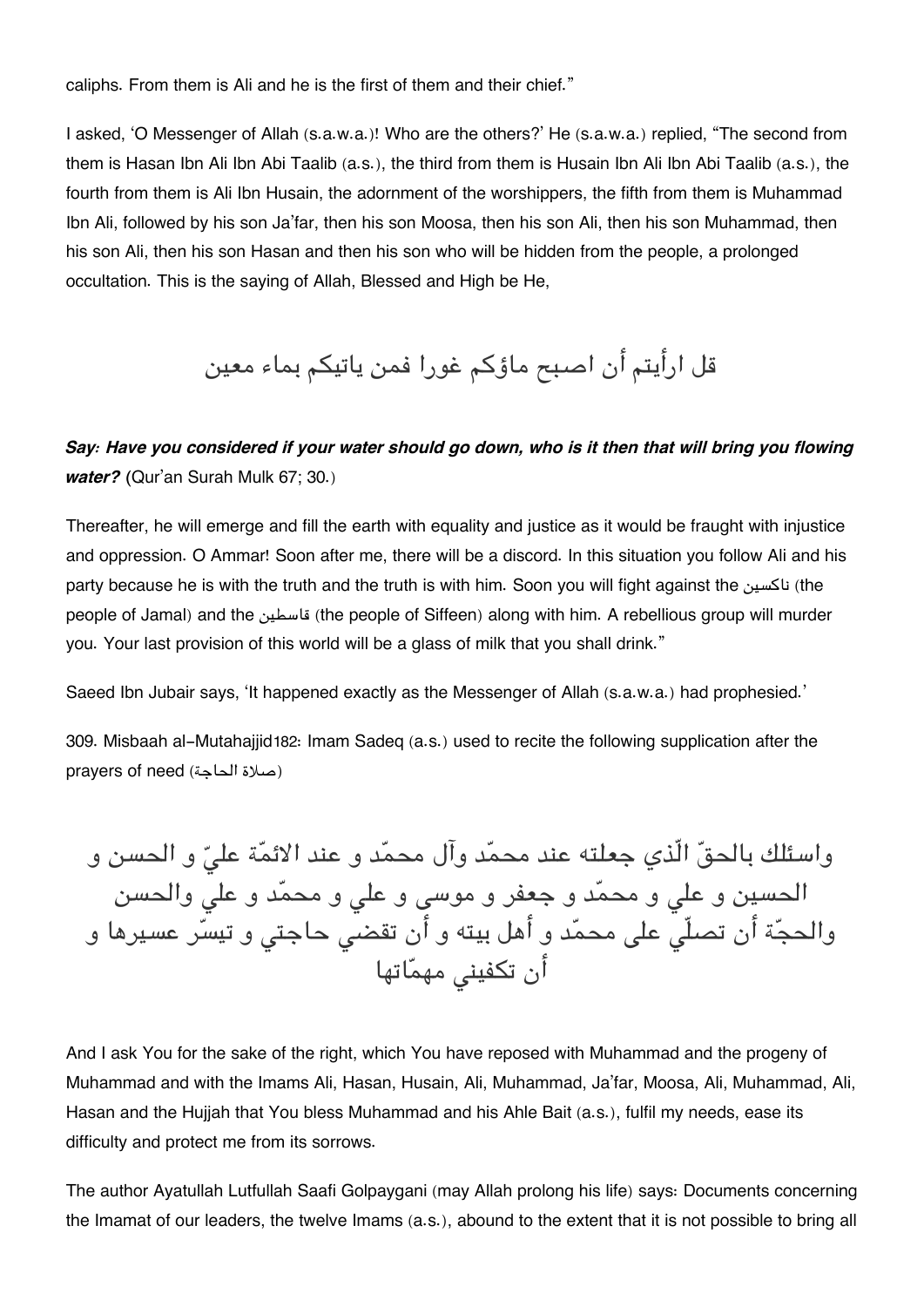caliphs. From them is Ali and he is the first of them and their chief."

I asked, 'O Messenger of Allah (s.a.w.a.)! Who are the others?' He (s.a.w.a.) replied, "The second from them is Hasan Ibn Ali Ibn Abi Taalib (a.s.), the third from them is Husain Ibn Ali Ibn Abi Taalib (a.s.), the fourth from them is Ali Ibn Husain, the adornment of the worshippers, the fifth from them is Muhammad Ibn Ali, followed by his son Ja'far, then his son Moosa, then his son Ali, then his son Muhammad, then his son Ali, then his son Hasan and then his son who will be hidden from the people, a prolonged occultation. This is the saying of Allah, Blessed and High be He,

قل ارأيتم أن اصبح ماؤكم غورا فمن ياتيكم بماء معين

***Say: Have you considered if your water should go down, who is it then that will bring you flowing water?*** (Qur'an Surah Mulk 67; 30.)

Thereafter, he will emerge and fill the earth with equality and justice as it would be fraught with injustice and oppression. O Ammar! Soon after me, there will be a discord. In this situation you follow Ali and his party because he is with the truth and the truth is with him. Soon you will fight against the ناكسين (the people of Jamal) and the قاسطين (the people of Siffeen) along with him. A rebellious group will murder you. Your last provision of this world will be a glass of milk that you shall drink."

Saeed Ibn Jubair says, 'It happened exactly as the Messenger of Allah (s.a.w.a.) had prophesied.'

309. Misbaah al-Mutahajjid[182]: Imam Sadeq (a.s.) used to recite the following supplication after the prayers of need (صلاة الحاجة)

واسئلك بالحقّ الّذي جعلته عند محمّد وآل محمّد و عند الائمّة عليّ و الحسن و الحسين و علي و محمّد و جعفر و موسى و علي و محمّد و علي والحسن والحجّة أن تصلّي على محمّد و أهل بيته و أن تقضي حاجتي و تيسّر عسيرها و أن تكفيني مهمّاتها

And I ask You for the sake of the right, which You have reposed with Muhammad and the progeny of Muhammad and with the Imams Ali, Hasan, Husain, Ali, Muhammad, Ja'far, Moosa, Ali, Muhammad, Ali, Hasan and the Hujjah that You bless Muhammad and his Ahle Bait (a.s.), fulfil my needs, ease its difficulty and protect me from its sorrows.

The author Ayatullah Lutfullah Saafi Golpaygani (may Allah prolong his life) says: Documents concerning the Imamat of our leaders, the twelve Imams (a.s.), abound to the extent that it is not possible to bring all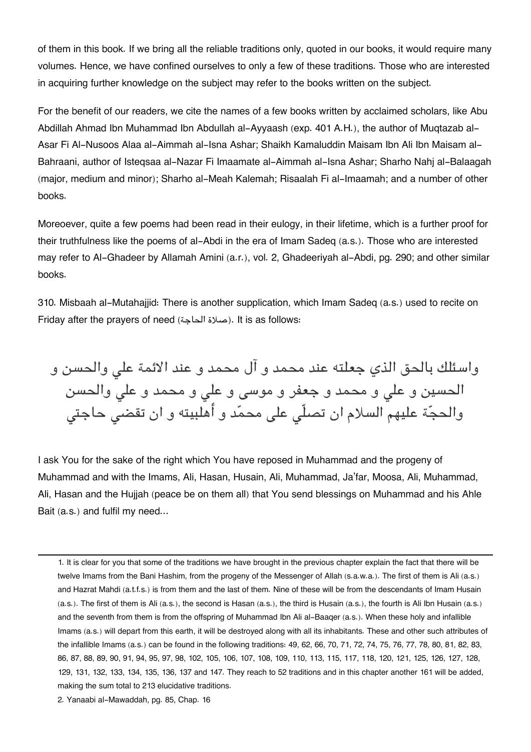of them in this book. If we bring all the reliable traditions only, quoted in our books, it would require many volumes. Hence, we have confined ourselves to only a few of these traditions. Those who are interested in acquiring further knowledge on the subject may refer to the books written on the subject.

For the benefit of our readers, we cite the names of a few books written by acclaimed scholars, like Abu Abdillah Ahmad Ibn Muhammad Ibn Abdullah al-Ayyaash (exp. 401 A.H.), the author of Muqtazab al-Asar Fi Al-Nusoos Alaa al-Aimmah al-Isna Ashar; Shaikh Kamaluddin Maisam Ibn Ali Ibn Maisam al-Bahraani, author of Isteqsaa al-Nazar Fi Imaamate al-Aimmah al-Isna Ashar; Sharho Nahj al-Balaagah (major, medium and minor); Sharho al-Meah Kalemah; Risaalah Fi al-Imaamah; and a number of other books.

Moreoever, quite a few poems had been read in their eulogy, in their lifetime, which is a further proof for their truthfulness like the poems of al-Abdi in the era of Imam Sadeq (a.s.). Those who are interested may refer to Al-Ghadeer by Allamah Amini (a.r.), vol. 2, Ghadeeriyah al-Abdi, pg. 290; and other similar books.

310. Misbaah al-Mutahajjid: There is another supplication, which Imam Sadeq (a.s.) used to recite on Friday after the prayers of need (صلاة الحاجة). It is as follows:

واسئلك بالحق الذي جعلته عند محمد و آل محمد و عند الائمة علي والحسن و الحسين و علي و محمد و جعفر و موسى و علي و محمد و علي والحسن والحجّة عليهم السلام ان تصلّي على محمّد و أهلبيته و ان تقضي حاجتي

I ask You for the sake of the right which You have reposed in Muhammad and the progeny of Muhammad and with the Imams, Ali, Hasan, Husain, Ali, Muhammad, Ja'far, Moosa, Ali, Muhammad, Ali, Hasan and the Hujjah (peace be on them all) that You send blessings on Muhammad and his Ahle Bait (a.s.) and fulfil my need...

---

1. It is clear for you that some of the traditions we have brought in the previous chapter explain the fact that there will be twelve Imams from the Bani Hashim, from the progeny of the Messenger of Allah (s.a.w.a.). The first of them is Ali (a.s.) and Hazrat Mahdi (a.t.f.s.) is from them and the last of them. Nine of these will be from the descendants of Imam Husain (a.s.). The first of them is Ali (a.s.), the second is Hasan (a.s.), the third is Husain (a.s.), the fourth is Ali Ibn Husain (a.s.) and the seventh from them is from the offspring of Muhammad Ibn Ali al-Baaqer (a.s.). When these holy and infallible Imams (a.s.) will depart from this earth, it will be destroyed along with all its inhabitants. These and other such attributes of the infallible Imams (a.s.) can be found in the following traditions: 49, 62, 66, 70, 71, 72, 74, 75, 76, 77, 78, 80, 81, 82, 83, 86, 87, 88, 89, 90, 91, 94, 95, 97, 98, 102, 105, 106, 107, 108, 109, 110, 113, 115, 117, 118, 120, 121, 125, 126, 127, 128, 129, 131, 132, 133, 134, 135, 136, 137 and 147. They reach to 52 traditions and in this chapter another 161 will be added, making the sum total to 213 elucidative traditions.

2. Yanaabi al-Mawaddah, pg. 85, Chap. 16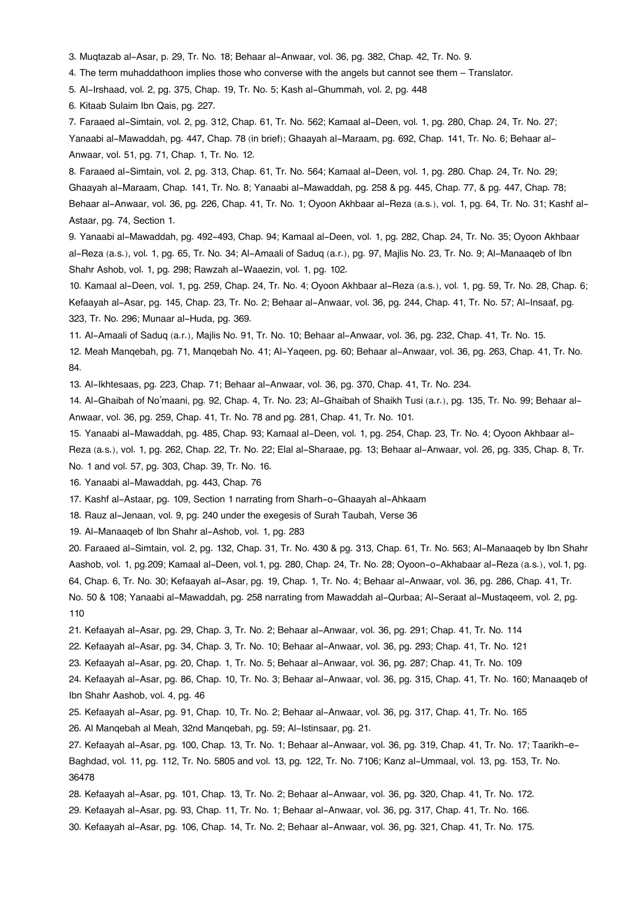3. Muqtazab al-Asar, p. 29, Tr. No. 18; Behaar al-Anwaar, vol. 36, pg. 382, Chap. 42, Tr. No. 9.

4. The term muhaddathoon implies those who converse with the angels but cannot see them – Translator.

5. Al-Irshaad, vol. 2, pg. 375, Chap. 19, Tr. No. 5; Kash al-Ghummah, vol. 2, pg. 448

6. Kitaab Sulaim Ibn Qais, pg. 227.

7. Faraaed al-Simtain, vol. 2, pg. 312, Chap. 61, Tr. No. 562; Kamaal al-Deen, vol. 1, pg. 280, Chap. 24, Tr. No. 27; Yanaabi al-Mawaddah, pg. 447, Chap. 78 (in brief); Ghaayah al-Maraam, pg. 692, Chap. 141, Tr. No. 6; Behaar al-Anwaar, vol. 51, pg. 71, Chap. 1, Tr. No. 12.

8. Faraaed al-Simtain, vol. 2, pg. 313, Chap. 61, Tr. No. 564; Kamaal al-Deen, vol. 1, pg. 280. Chap. 24, Tr. No. 29; Ghaayah al-Maraam, Chap. 141, Tr. No. 8; Yanaabi al-Mawaddah, pg. 258 & pg. 445, Chap. 77, & pg. 447, Chap. 78; Behaar al-Anwaar, vol. 36, pg. 226, Chap. 41, Tr. No. 1; Oyoon Akhbaar al-Reza (a.s.), vol. 1, pg. 64, Tr. No. 31; Kashf al-Astaar, pg. 74, Section 1.

9. Yanaabi al-Mawaddah, pg. 492-493, Chap. 94; Kamaal al-Deen, vol. 1, pg. 282, Chap. 24, Tr. No. 35; Oyoon Akhbaar al-Reza (a.s.), vol. 1, pg. 65, Tr. No. 34; Al-Amaali of Saduq (a.r.), pg. 97, Majlis No. 23, Tr. No. 9; Al-Manaaqeb of Ibn Shahr Ashob, vol. 1, pg. 298; Rawzah al-Waaezin, vol. 1, pg. 102.

10. Kamaal al-Deen, vol. 1, pg. 259, Chap. 24, Tr. No. 4; Oyoon Akhbaar al-Reza (a.s.), vol. 1, pg. 59, Tr. No. 28, Chap. 6; Kefaayah al-Asar, pg. 145, Chap. 23, Tr. No. 2; Behaar al-Anwaar, vol. 36, pg. 244, Chap. 41, Tr. No. 57; Al-Insaaf, pg. 323, Tr. No. 296; Munaar al-Huda, pg. 369.

11. Al-Amaali of Saduq (a.r.), Majlis No. 91, Tr. No. 10; Behaar al-Anwaar, vol. 36, pg. 232, Chap. 41, Tr. No. 15.

12. Meah Manqebah, pg. 71, Manqebah No. 41; Al-Yaqeen, pg. 60; Behaar al-Anwaar, vol. 36, pg. 263, Chap. 41, Tr. No. 84.

13. Al-Ikhtesaas, pg. 223, Chap. 71; Behaar al-Anwaar, vol. 36, pg. 370, Chap. 41, Tr. No. 234.

14. Al-Ghaibah of No'maani, pg. 92, Chap. 4, Tr. No. 23; Al-Ghaibah of Shaikh Tusi (a.r.), pg. 135, Tr. No. 99; Behaar al-Anwaar, vol. 36, pg. 259, Chap. 41, Tr. No. 78 and pg. 281, Chap. 41, Tr. No. 101.

15. Yanaabi al-Mawaddah, pg. 485, Chap. 93; Kamaal al-Deen, vol. 1, pg. 254, Chap. 23, Tr. No. 4; Oyoon Akhbaar al-Reza (a.s.), vol. 1, pg. 262, Chap. 22, Tr. No. 22; Elal al-Sharaae, pg. 13; Behaar al-Anwaar, vol. 26, pg. 335, Chap. 8, Tr. No. 1 and vol. 57, pg. 303, Chap. 39, Tr. No. 16.

16. Yanaabi al-Mawaddah, pg. 443, Chap. 76

17. Kashf al-Astaar, pg. 109, Section 1 narrating from Sharh-o-Ghaayah al-Ahkaam

18. Rauz al-Jenaan, vol. 9, pg. 240 under the exegesis of Surah Taubah, Verse 36

19. Al-Manaaqeb of Ibn Shahr al-Ashob, vol. 1, pg. 283

20. Faraaed al-Simtain, vol. 2, pg. 132, Chap. 31, Tr. No. 430 & pg. 313, Chap. 61, Tr. No. 563; Al-Manaaqeb by Ibn Shahr Aashob, vol. 1, pg.209; Kamaal al-Deen, vol.1, pg. 280, Chap. 24, Tr. No. 28; Oyoon-o-Akhabaar al-Reza (a.s.), vol.1, pg. 64, Chap. 6, Tr. No. 30; Kefaayah al-Asar, pg. 19, Chap. 1, Tr. No. 4; Behaar al-Anwaar, vol. 36, pg. 286, Chap. 41, Tr. No. 50 & 108; Yanaabi al-Mawaddah, pg. 258 narrating from Mawaddah al-Qurbaa; Al-Seraat al-Mustaqeem, vol. 2, pg. 110

21. Kefaayah al-Asar, pg. 29, Chap. 3, Tr. No. 2; Behaar al-Anwaar, vol. 36, pg. 291; Chap. 41, Tr. No. 114

22. Kefaayah al-Asar, pg. 34, Chap. 3, Tr. No. 10; Behaar al-Anwaar, vol. 36, pg. 293; Chap. 41, Tr. No. 121

23. Kefaayah al-Asar, pg. 20, Chap. 1, Tr. No. 5; Behaar al-Anwaar, vol. 36, pg. 287; Chap. 41, Tr. No. 109

24. Kefaayah al-Asar, pg. 86, Chap. 10, Tr. No. 3; Behaar al-Anwaar, vol. 36, pg. 315, Chap. 41, Tr. No. 160; Manaaqeb of Ibn Shahr Aashob, vol. 4, pg. 46

25. Kefaayah al-Asar, pg. 91, Chap. 10, Tr. No. 2; Behaar al-Anwaar, vol. 36, pg. 317, Chap. 41, Tr. No. 165

26. Al Manqebah al Meah, 32nd Manqebah, pg. 59; Al-Istinsaar, pg. 21.

27. Kefaayah al-Asar, pg. 100, Chap. 13, Tr. No. 1; Behaar al-Anwaar, vol. 36, pg. 319, Chap. 41, Tr. No. 17; Taarikh-e-Baghdad, vol. 11, pg. 112, Tr. No. 5805 and vol. 13, pg. 122, Tr. No. 7106; Kanz al-Ummaal, vol. 13, pg. 153, Tr. No. 36478

28. Kefaayah al-Asar, pg. 101, Chap. 13, Tr. No. 2; Behaar al-Anwaar, vol. 36, pg. 320, Chap. 41, Tr. No. 172.

29. Kefaayah al-Asar, pg. 93, Chap. 11, Tr. No. 1; Behaar al-Anwaar, vol. 36, pg. 317, Chap. 41, Tr. No. 166.

30. Kefaayah al-Asar, pg. 106, Chap. 14, Tr. No. 2; Behaar al-Anwaar, vol. 36, pg. 321, Chap. 41, Tr. No. 175.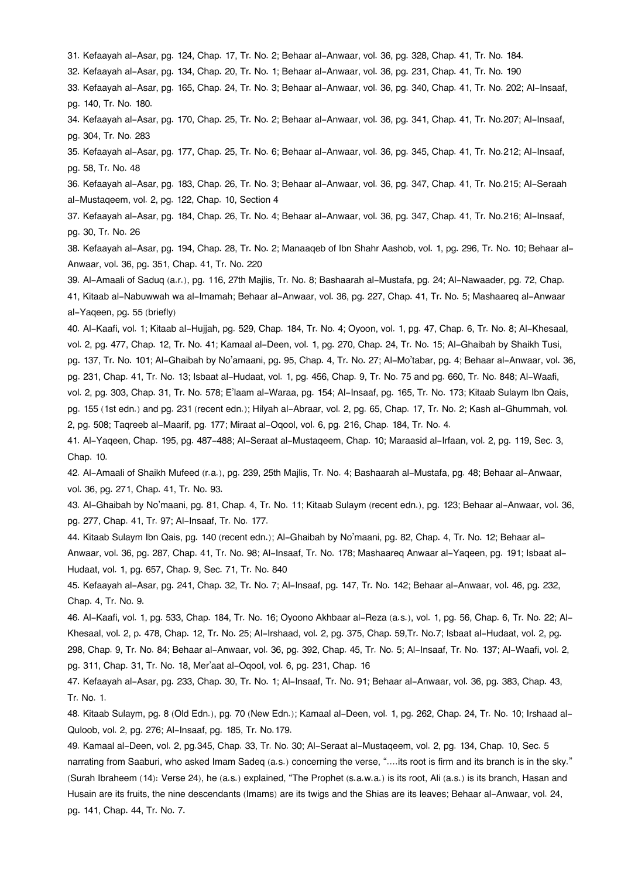31. Kefaayah al-Asar, pg. 124, Chap. 17, Tr. No. 2; Behaar al-Anwaar, vol. 36, pg. 328, Chap. 41, Tr. No. 184.

32. Kefaayah al-Asar, pg. 134, Chap. 20, Tr. No. 1; Behaar al-Anwaar, vol. 36, pg. 231, Chap. 41, Tr. No. 190

33. Kefaayah al-Asar, pg. 165, Chap. 24, Tr. No. 3; Behaar al-Anwaar, vol. 36, pg. 340, Chap. 41, Tr. No. 202; Al-Insaaf, pg. 140, Tr. No. 180.

34. Kefaayah al-Asar, pg. 170, Chap. 25, Tr. No. 2; Behaar al-Anwaar, vol. 36, pg. 341, Chap. 41, Tr. No.207; Al-Insaaf, pg. 304, Tr. No. 283

35. Kefaayah al-Asar, pg. 177, Chap. 25, Tr. No. 6; Behaar al-Anwaar, vol. 36, pg. 345, Chap. 41, Tr. No.212; Al-Insaaf, pg. 58, Tr. No. 48

36. Kefaayah al-Asar, pg. 183, Chap. 26, Tr. No. 3; Behaar al-Anwaar, vol. 36, pg. 347, Chap. 41, Tr. No.215; Al-Seraah al-Mustaqeem, vol. 2, pg. 122, Chap. 10, Section 4

37. Kefaayah al-Asar, pg. 184, Chap. 26, Tr. No. 4; Behaar al-Anwaar, vol. 36, pg. 347, Chap. 41, Tr. No.216; Al-Insaaf, pg. 30, Tr. No. 26

38. Kefaayah al-Asar, pg. 194, Chap. 28, Tr. No. 2; Manaaqeb of Ibn Shahr Aashob, vol. 1, pg. 296, Tr. No. 10; Behaar al-Anwaar, vol. 36, pg. 351, Chap. 41, Tr. No. 220

39. Al-Amaali of Saduq (a.r.), pg. 116, 27th Majlis, Tr. No. 8; Bashaarah al-Mustafa, pg. 24; Al-Nawaader, pg. 72, Chap. 41, Kitaab al-Nabuwwah wa al-Imamah; Behaar al-Anwaar, vol. 36, pg. 227, Chap. 41, Tr. No. 5; Mashaareq al-Anwaar al-Yaqeen, pg. 55 (briefly)

40. Al-Kaafi, vol. 1; Kitaab al-Hujjah, pg. 529, Chap. 184, Tr. No. 4; Oyoon, vol. 1, pg. 47, Chap. 6, Tr. No. 8; Al-Khesaal, vol. 2, pg. 477, Chap. 12, Tr. No. 41; Kamaal al-Deen, vol. 1, pg. 270, Chap. 24, Tr. No. 15; Al-Ghaibah by Shaikh Tusi, pg. 137, Tr. No. 101; Al-Ghaibah by No'amaani, pg. 95, Chap. 4, Tr. No. 27; Al-Mo'tabar, pg. 4; Behaar al-Anwaar, vol. 36, pg. 231, Chap. 41, Tr. No. 13; Isbaat al-Hudaat, vol. 1, pg. 456, Chap. 9, Tr. No. 75 and pg. 660, Tr. No. 848; Al-Waafi, vol. 2, pg. 303, Chap. 31, Tr. No. 578; E'laam al-Waraa, pg. 154; Al-Insaaf, pg. 165, Tr. No. 173; Kitaab Sulaym Ibn Qais, pg. 155 (1st edn.) and pg. 231 (recent edn.); Hilyah al-Abraar, vol. 2, pg. 65, Chap. 17, Tr. No. 2; Kash al-Ghummah, vol. 2, pg. 508; Taqreeb al-Maarif, pg. 177; Miraat al-Oqool, vol. 6, pg. 216, Chap. 184, Tr. No. 4.

41. Al-Yaqeen, Chap. 195, pg. 487-488; Al-Seraat al-Mustaqeem, Chap. 10; Maraasid al-Irfaan, vol. 2, pg. 119, Sec. 3, Chap. 10.

42. Al-Amaali of Shaikh Mufeed (r.a.), pg. 239, 25th Majlis, Tr. No. 4; Bashaarah al-Mustafa, pg. 48; Behaar al-Anwaar, vol. 36, pg. 271, Chap. 41, Tr. No. 93.

43. Al-Ghaibah by No'maani, pg. 81, Chap. 4, Tr. No. 11; Kitaab Sulaym (recent edn.), pg. 123; Behaar al-Anwaar, vol. 36, pg. 277, Chap. 41, Tr. 97; Al-Insaaf, Tr. No. 177.

44. Kitaab Sulaym Ibn Qais, pg. 140 (recent edn.); Al-Ghaibah by No'maani, pg. 82, Chap. 4, Tr. No. 12; Behaar al-Anwaar, vol. 36, pg. 287, Chap. 41, Tr. No. 98; Al-Insaaf, Tr. No. 178; Mashaareq Anwaar al-Yaqeen, pg. 191; Isbaat al-Hudaat, vol. 1, pg. 657, Chap. 9, Sec. 71, Tr. No. 840

45. Kefaayah al-Asar, pg. 241, Chap. 32, Tr. No. 7; Al-Insaaf, pg. 147, Tr. No. 142; Behaar al-Anwaar, vol. 46, pg. 232, Chap. 4, Tr. No. 9.

46. Al-Kaafi, vol. 1, pg. 533, Chap. 184, Tr. No. 16; Oyoono Akhbaar al-Reza (a.s.), vol. 1, pg. 56, Chap. 6, Tr. No. 22; Al-Khesaal, vol. 2, p. 478, Chap. 12, Tr. No. 25; Al-Irshaad, vol. 2, pg. 375, Chap. 59,Tr. No.7; Isbaat al-Hudaat, vol. 2, pg. 298, Chap. 9, Tr. No. 84; Behaar al-Anwaar, vol. 36, pg. 392, Chap. 45, Tr. No. 5; Al-Insaaf, Tr. No. 137; Al-Waafi, vol. 2, pg. 311, Chap. 31, Tr. No. 18, Mer'aat al-Oqool, vol. 6, pg. 231, Chap. 16

47. Kefaayah al-Asar, pg. 233, Chap. 30, Tr. No. 1; Al-Insaaf, Tr. No. 91; Behaar al-Anwaar, vol. 36, pg. 383, Chap. 43, Tr. No. 1.

48. Kitaab Sulaym, pg. 8 (Old Edn.), pg. 70 (New Edn.); Kamaal al-Deen, vol. 1, pg. 262, Chap. 24, Tr. No. 10; Irshaad al-Quloob, vol. 2, pg. 276; Al-Insaaf, pg. 185, Tr. No.179.

49. Kamaal al-Deen, vol. 2, pg.345, Chap. 33, Tr. No. 30; Al-Seraat al-Mustaqeem, vol. 2, pg. 134, Chap. 10, Sec. 5 narrating from Saaburi, who asked Imam Sadeq (a.s.) concerning the verse, "….its root is firm and its branch is in the sky." (Surah Ibraheem (14): Verse 24), he (a.s.) explained, "The Prophet (s.a.w.a.) is its root, Ali (a.s.) is its branch, Hasan and Husain are its fruits, the nine descendants (Imams) are its twigs and the Shias are its leaves; Behaar al-Anwaar, vol. 24, pg. 141, Chap. 44, Tr. No. 7.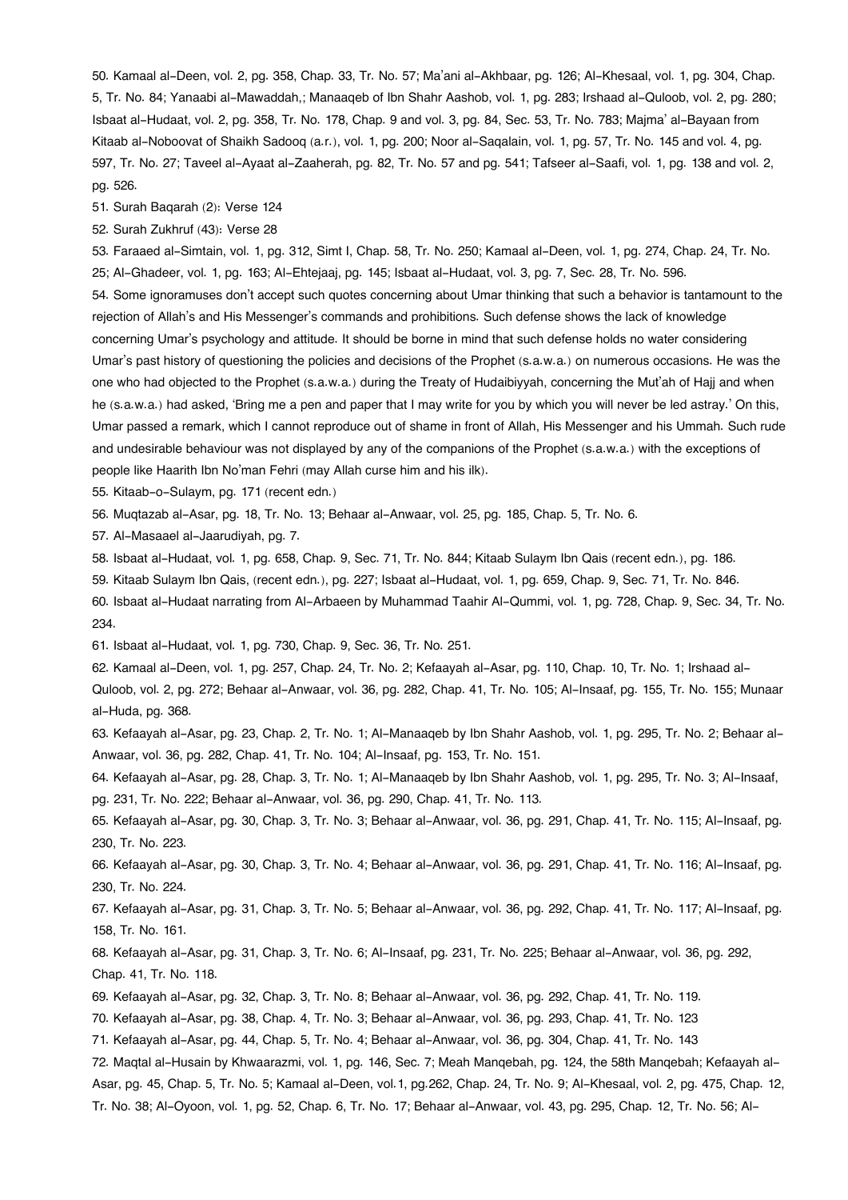50. Kamaal al-Deen, vol. 2, pg. 358, Chap. 33, Tr. No. 57; Ma'ani al-Akhbaar, pg. 126; Al-Khesaal, vol. 1, pg. 304, Chap. 5, Tr. No. 84; Yanaabi al-Mawaddah,; Manaaqeb of Ibn Shahr Aashob, vol. 1, pg. 283; Irshaad al-Quloob, vol. 2, pg. 280; Isbaat al-Hudaat, vol. 2, pg. 358, Tr. No. 178, Chap. 9 and vol. 3, pg. 84, Sec. 53, Tr. No. 783; Majma' al-Bayaan from Kitaab al-Noboovat of Shaikh Sadooq (a.r.), vol. 1, pg. 200; Noor al-Saqalain, vol. 1, pg. 57, Tr. No. 145 and vol. 4, pg. 597, Tr. No. 27; Taveel al-Ayaat al-Zaaherah, pg. 82, Tr. No. 57 and pg. 541; Tafseer al-Saafi, vol. 1, pg. 138 and vol. 2, pg. 526.

51. Surah Baqarah (2): Verse 124

52. Surah Zukhruf (43): Verse 28

53. Faraaed al-Simtain, vol. 1, pg. 312, Simt I, Chap. 58, Tr. No. 250; Kamaal al-Deen, vol. 1, pg. 274, Chap. 24, Tr. No. 25; Al-Ghadeer, vol. 1, pg. 163; Al-Ehtejaaj, pg. 145; Isbaat al-Hudaat, vol. 3, pg. 7, Sec. 28, Tr. No. 596.

54. Some ignoramuses don't accept such quotes concerning about Umar thinking that such a behavior is tantamount to the rejection of Allah's and His Messenger's commands and prohibitions. Such defense shows the lack of knowledge concerning Umar's psychology and attitude. It should be borne in mind that such defense holds no water considering Umar's past history of questioning the policies and decisions of the Prophet (s.a.w.a.) on numerous occasions. He was the one who had objected to the Prophet (s.a.w.a.) during the Treaty of Hudaibiyyah, concerning the Mut'ah of Hajj and when he (s.a.w.a.) had asked, 'Bring me a pen and paper that I may write for you by which you will never be led astray.' On this, Umar passed a remark, which I cannot reproduce out of shame in front of Allah, His Messenger and his Ummah. Such rude and undesirable behaviour was not displayed by any of the companions of the Prophet (s.a.w.a.) with the exceptions of people like Haarith Ibn No'man Fehri (may Allah curse him and his ilk).

55. Kitaab-o-Sulaym, pg. 171 (recent edn.)

56. Muqtazab al-Asar, pg. 18, Tr. No. 13; Behaar al-Anwaar, vol. 25, pg. 185, Chap. 5, Tr. No. 6.

57. Al-Masaael al-Jaarudiyah, pg. 7.

58. Isbaat al-Hudaat, vol. 1, pg. 658, Chap. 9, Sec. 71, Tr. No. 844; Kitaab Sulaym Ibn Qais (recent edn.), pg. 186.

59. Kitaab Sulaym Ibn Qais, (recent edn.), pg. 227; Isbaat al-Hudaat, vol. 1, pg. 659, Chap. 9, Sec. 71, Tr. No. 846.

60. Isbaat al-Hudaat narrating from Al-Arbaeen by Muhammad Taahir Al-Qummi, vol. 1, pg. 728, Chap. 9, Sec. 34, Tr. No. 234.

61. Isbaat al-Hudaat, vol. 1, pg. 730, Chap. 9, Sec. 36, Tr. No. 251.

62. Kamaal al-Deen, vol. 1, pg. 257, Chap. 24, Tr. No. 2; Kefaayah al-Asar, pg. 110, Chap. 10, Tr. No. 1; Irshaad al-Quloob, vol. 2, pg. 272; Behaar al-Anwaar, vol. 36, pg. 282, Chap. 41, Tr. No. 105; Al-Insaaf, pg. 155, Tr. No. 155; Munaar al-Huda, pg. 368.

63. Kefaayah al-Asar, pg. 23, Chap. 2, Tr. No. 1; Al-Manaaqeb by Ibn Shahr Aashob, vol. 1, pg. 295, Tr. No. 2; Behaar al-Anwaar, vol. 36, pg. 282, Chap. 41, Tr. No. 104; Al-Insaaf, pg. 153, Tr. No. 151.

64. Kefaayah al-Asar, pg. 28, Chap. 3, Tr. No. 1; Al-Manaaqeb by Ibn Shahr Aashob, vol. 1, pg. 295, Tr. No. 3; Al-Insaaf, pg. 231, Tr. No. 222; Behaar al-Anwaar, vol. 36, pg. 290, Chap. 41, Tr. No. 113.

65. Kefaayah al-Asar, pg. 30, Chap. 3, Tr. No. 3; Behaar al-Anwaar, vol. 36, pg. 291, Chap. 41, Tr. No. 115; Al-Insaaf, pg. 230, Tr. No. 223.

66. Kefaayah al-Asar, pg. 30, Chap. 3, Tr. No. 4; Behaar al-Anwaar, vol. 36, pg. 291, Chap. 41, Tr. No. 116; Al-Insaaf, pg. 230, Tr. No. 224.

67. Kefaayah al-Asar, pg. 31, Chap. 3, Tr. No. 5; Behaar al-Anwaar, vol. 36, pg. 292, Chap. 41, Tr. No. 117; Al-Insaaf, pg. 158, Tr. No. 161.

68. Kefaayah al-Asar, pg. 31, Chap. 3, Tr. No. 6; Al-Insaaf, pg. 231, Tr. No. 225; Behaar al-Anwaar, vol. 36, pg. 292, Chap. 41, Tr. No. 118.

69. Kefaayah al-Asar, pg. 32, Chap. 3, Tr. No. 8; Behaar al-Anwaar, vol. 36, pg. 292, Chap. 41, Tr. No. 119.

70. Kefaayah al-Asar, pg. 38, Chap. 4, Tr. No. 3; Behaar al-Anwaar, vol. 36, pg. 293, Chap. 41, Tr. No. 123

71. Kefaayah al-Asar, pg. 44, Chap. 5, Tr. No. 4; Behaar al-Anwaar, vol. 36, pg. 304, Chap. 41, Tr. No. 143

72. Maqtal al-Husain by Khwaarazmi, vol. 1, pg. 146, Sec. 7; Meah Manqebah, pg. 124, the 58th Manqebah; Kefaayah al-Asar, pg. 45, Chap. 5, Tr. No. 5; Kamaal al-Deen, vol.1, pg.262, Chap. 24, Tr. No. 9; Al-Khesaal, vol. 2, pg. 475, Chap. 12, Tr. No. 38; Al-Oyoon, vol. 1, pg. 52, Chap. 6, Tr. No. 17; Behaar al-Anwaar, vol. 43, pg. 295, Chap. 12, Tr. No. 56; Al-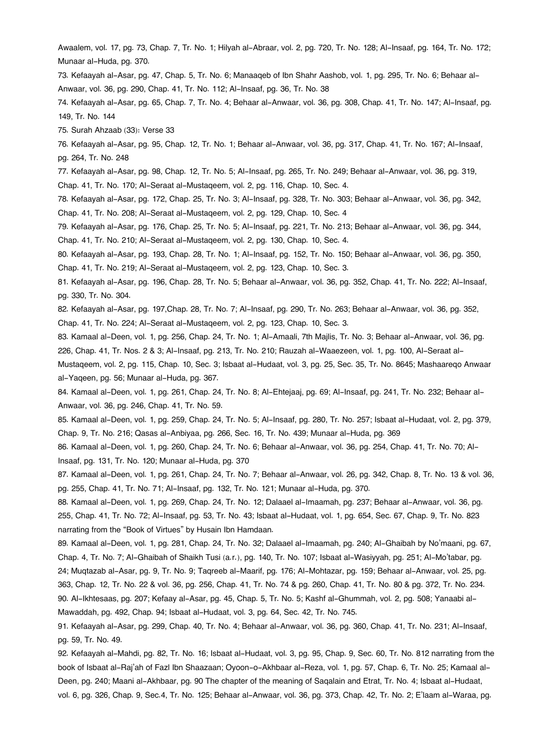Awaalem, vol. 17, pg. 73, Chap. 7, Tr. No. 1; Hilyah al-Abraar, vol. 2, pg. 720, Tr. No. 128; Al-Insaaf, pg. 164, Tr. No. 172; Munaar al-Huda, pg. 370.

73. Kefaayah al-Asar, pg. 47, Chap. 5, Tr. No. 6; Manaaqeb of Ibn Shahr Aashob, vol. 1, pg. 295, Tr. No. 6; Behaar al-Anwaar, vol. 36, pg. 290, Chap. 41, Tr. No. 112; Al-Insaaf, pg. 36, Tr. No. 38

74. Kefaayah al-Asar, pg. 65, Chap. 7, Tr. No. 4; Behaar al-Anwaar, vol. 36, pg. 308, Chap. 41, Tr. No. 147; Al-Insaaf, pg. 149, Tr. No. 144

75. Surah Ahzaab (33): Verse 33

76. Kefaayah al-Asar, pg. 95, Chap. 12, Tr. No. 1; Behaar al-Anwaar, vol. 36, pg. 317, Chap. 41, Tr. No. 167; Al-Insaaf, pg. 264, Tr. No. 248

77. Kefaayah al-Asar, pg. 98, Chap. 12, Tr. No. 5; Al-Insaaf, pg. 265, Tr. No. 249; Behaar al-Anwaar, vol. 36, pg. 319, Chap. 41, Tr. No. 170; Al-Seraat al-Mustaqeem, vol. 2, pg. 116, Chap. 10, Sec. 4.

78. Kefaayah al-Asar, pg. 172, Chap. 25, Tr. No. 3; Al-Insaaf, pg. 328, Tr. No. 303; Behaar al-Anwaar, vol. 36, pg. 342, Chap. 41, Tr. No. 208; Al-Seraat al-Mustaqeem, vol. 2, pg. 129, Chap. 10, Sec. 4

79. Kefaayah al-Asar, pg. 176, Chap. 25, Tr. No. 5; Al-Insaaf, pg. 221, Tr. No. 213; Behaar al-Anwaar, vol. 36, pg. 344, Chap. 41, Tr. No. 210; Al-Seraat al-Mustaqeem, vol. 2, pg. 130, Chap. 10, Sec. 4.

80. Kefaayah al-Asar, pg. 193, Chap. 28, Tr. No. 1; Al-Insaaf, pg. 152, Tr. No. 150; Behaar al-Anwaar, vol. 36, pg. 350, Chap. 41, Tr. No. 219; Al-Seraat al-Mustaqeem, vol. 2, pg. 123, Chap. 10, Sec. 3.

81. Kefaayah al-Asar, pg. 196, Chap. 28, Tr. No. 5; Behaar al-Anwaar, vol. 36, pg. 352, Chap. 41, Tr. No. 222; Al-Insaaf, pg. 330, Tr. No. 304.

82. Kefaayah al-Asar, pg. 197,Chap. 28, Tr. No. 7; Al-Insaaf, pg. 290, Tr. No. 263; Behaar al-Anwaar, vol. 36, pg. 352, Chap. 41, Tr. No. 224; Al-Seraat al-Mustaqeem, vol. 2, pg. 123, Chap. 10, Sec. 3.

83. Kamaal al-Deen, vol. 1, pg. 256, Chap. 24, Tr. No. 1; Al-Amaali, 7th Majlis, Tr. No. 3; Behaar al-Anwaar, vol. 36, pg. 226, Chap. 41, Tr. Nos. 2 & 3; Al-Insaaf, pg. 213, Tr. No. 210; Rauzah al-Waaezeen, vol. 1, pg. 100, Al-Seraat al-Mustaqeem, vol. 2, pg. 115, Chap. 10, Sec. 3; Isbaat al-Hudaat, vol. 3, pg. 25, Sec. 35, Tr. No. 8645; Mashaareqo Anwaar al-Yaqeen, pg. 56; Munaar al-Huda, pg. 367.

84. Kamaal al-Deen, vol. 1, pg. 261, Chap. 24, Tr. No. 8; Al-Ehtejaaj, pg. 69; Al-Insaaf, pg. 241, Tr. No. 232; Behaar al-Anwaar, vol. 36, pg. 246, Chap. 41, Tr. No. 59.

85. Kamaal al-Deen, vol. 1, pg. 259, Chap. 24, Tr. No. 5; Al-Insaaf, pg. 280, Tr. No. 257; Isbaat al-Hudaat, vol. 2, pg. 379, Chap. 9, Tr. No. 216; Qasas al-Anbiyaa, pg. 266, Sec. 16, Tr. No. 439; Munaar al-Huda, pg. 369

86. Kamaal al-Deen, vol. 1, pg. 260, Chap. 24, Tr. No. 6; Behaar al-Anwaar, vol. 36, pg. 254, Chap. 41, Tr. No. 70; Al-Insaaf, pg. 131, Tr. No. 120; Munaar al-Huda, pg. 370

87. Kamaal al-Deen, vol. 1, pg. 261, Chap. 24, Tr. No. 7; Behaar al-Anwaar, vol. 26, pg. 342, Chap. 8, Tr. No. 13 & vol. 36, pg. 255, Chap. 41, Tr. No. 71; Al-Insaaf, pg. 132, Tr. No. 121; Munaar al-Huda, pg. 370.

88. Kamaal al-Deen, vol. 1, pg. 269, Chap. 24, Tr. No. 12; Dalaael al-Imaamah, pg. 237; Behaar al-Anwaar, vol. 36, pg. 255, Chap. 41, Tr. No. 72; Al-Insaaf, pg. 53, Tr. No. 43; Isbaat al-Hudaat, vol. 1, pg. 654, Sec. 67, Chap. 9, Tr. No. 823 narrating from the "Book of Virtues" by Husain Ibn Hamdaan.

89. Kamaal al-Deen, vol. 1, pg. 281, Chap. 24, Tr. No. 32; Dalaael al-Imaamah, pg. 240; Al-Ghaibah by No'maani, pg. 67, Chap. 4, Tr. No. 7; Al-Ghaibah of Shaikh Tusi (a.r.), pg. 140, Tr. No. 107; Isbaat al-Wasiyyah, pg. 251; Al-Mo'tabar, pg. 24; Muqtazab al-Asar, pg. 9, Tr. No. 9; Taqreeb al-Maarif, pg. 176; Al-Mohtazar, pg. 159; Behaar al-Anwaar, vol. 25, pg. 363, Chap. 12, Tr. No. 22 & vol. 36, pg. 256, Chap. 41, Tr. No. 74 & pg. 260, Chap. 41, Tr. No. 80 & pg. 372, Tr. No. 234.

90. Al-Ikhtesaas, pg. 207; Kefaay al-Asar, pg. 45, Chap. 5, Tr. No. 5; Kashf al-Ghummah, vol. 2, pg. 508; Yanaabi al-Mawaddah, pg. 492, Chap. 94; Isbaat al-Hudaat, vol. 3, pg. 64, Sec. 42, Tr. No. 745.

91. Kefaayah al-Asar, pg. 299, Chap. 40, Tr. No. 4; Behaar al-Anwaar, vol. 36, pg. 360, Chap. 41, Tr. No. 231; Al-Insaaf, pg. 59, Tr. No. 49.

92. Kefaayah al-Mahdi, pg. 82, Tr. No. 16; Isbaat al-Hudaat, vol. 3, pg. 95, Chap. 9, Sec. 60, Tr. No. 812 narrating from the book of Isbaat al-Raj'ah of Fazl Ibn Shaazaan; Oyoon-o-Akhbaar al-Reza, vol. 1, pg. 57, Chap. 6, Tr. No. 25; Kamaal al-Deen, pg. 240; Maani al-Akhbaar, pg. 90 The chapter of the meaning of Saqalain and Etrat, Tr. No. 4; Isbaat al-Hudaat, vol. 6, pg. 326, Chap. 9, Sec.4, Tr. No. 125; Behaar al-Anwaar, vol. 36, pg. 373, Chap. 42, Tr. No. 2; E'laam al-Waraa, pg.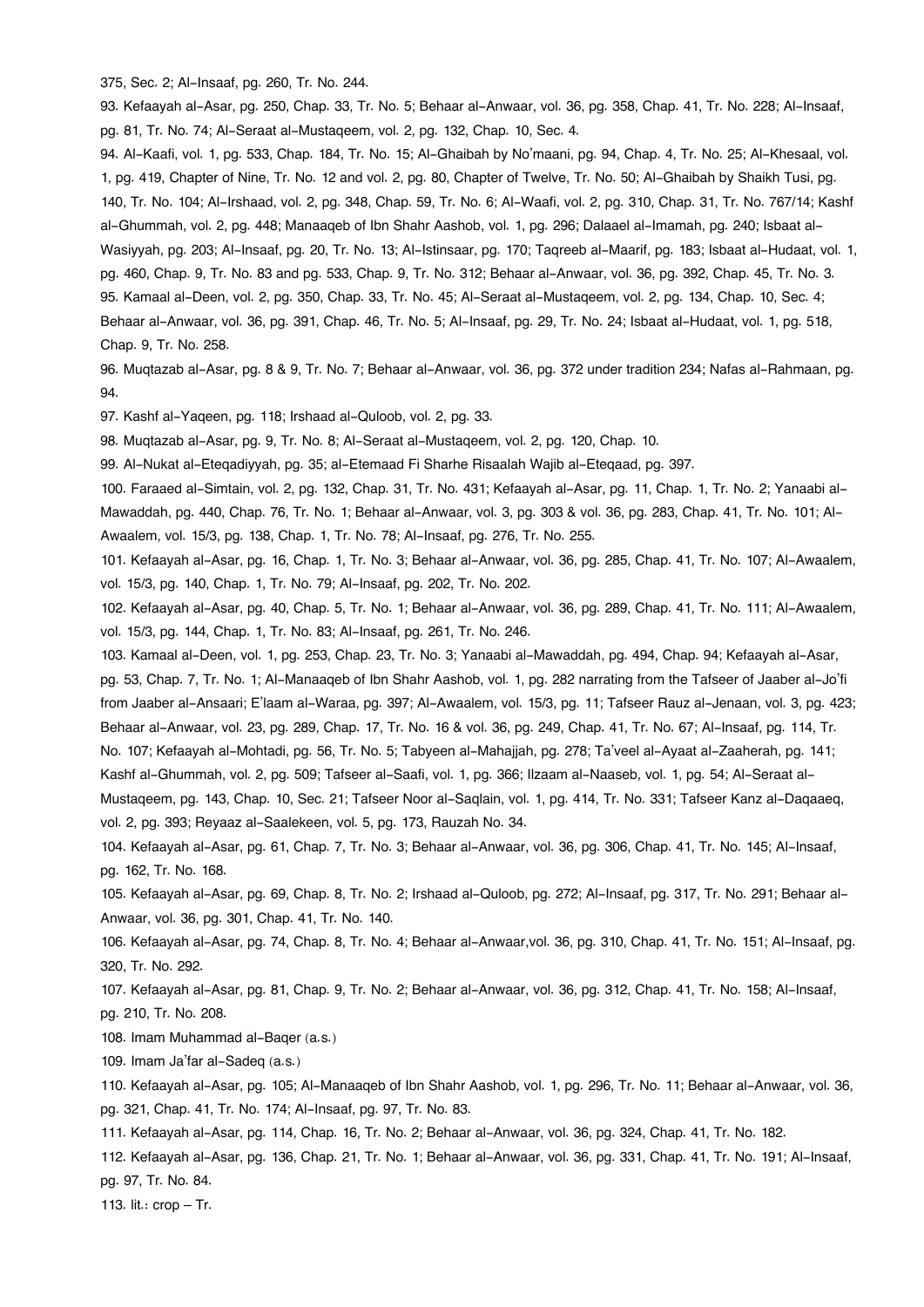375, Sec. 2; Al-Insaaf, pg. 260, Tr. No. 244.

93. Kefaayah al-Asar, pg. 250, Chap. 33, Tr. No. 5; Behaar al-Anwaar, vol. 36, pg. 358, Chap. 41, Tr. No. 228; Al-Insaaf, pg. 81, Tr. No. 74; Al-Seraat al-Mustaqeem, vol. 2, pg. 132, Chap. 10, Sec. 4.

94. Al-Kaafi, vol. 1, pg. 533, Chap. 184, Tr. No. 15; Al-Ghaibah by No'maani, pg. 94, Chap. 4, Tr. No. 25; Al-Khesaal, vol. 1, pg. 419, Chapter of Nine, Tr. No. 12 and vol. 2, pg. 80, Chapter of Twelve, Tr. No. 50; Al-Ghaibah by Shaikh Tusi, pg. 140, Tr. No. 104; Al-Irshaad, vol. 2, pg. 348, Chap. 59, Tr. No. 6; Al-Waafi, vol. 2, pg. 310, Chap. 31, Tr. No. 767/14; Kashf al-Ghummah, vol. 2, pg. 448; Manaaqeb of Ibn Shahr Aashob, vol. 1, pg. 296; Dalaael al-Imamah, pg. 240; Isbaat al-Wasiyyah, pg. 203; Al-Insaaf, pg. 20, Tr. No. 13; Al-Istinsaar, pg. 170; Taqreeb al-Maarif, pg. 183; Isbaat al-Hudaat, vol. 1, pg. 460, Chap. 9, Tr. No. 83 and pg. 533, Chap. 9, Tr. No. 312; Behaar al-Anwaar, vol. 36, pg. 392, Chap. 45, Tr. No. 3.

95. Kamaal al-Deen, vol. 2, pg. 350, Chap. 33, Tr. No. 45; Al-Seraat al-Mustaqeem, vol. 2, pg. 134, Chap. 10, Sec. 4; Behaar al-Anwaar, vol. 36, pg. 391, Chap. 46, Tr. No. 5; Al-Insaaf, pg. 29, Tr. No. 24; Isbaat al-Hudaat, vol. 1, pg. 518, Chap. 9, Tr. No. 258.

96. Muqtazab al-Asar, pg. 8 & 9, Tr. No. 7; Behaar al-Anwaar, vol. 36, pg. 372 under tradition 234; Nafas al-Rahmaan, pg. 94.

97. Kashf al-Yaqeen, pg. 118; Irshaad al-Quloob, vol. 2, pg. 33.

98. Muqtazab al-Asar, pg. 9, Tr. No. 8; Al-Seraat al-Mustaqeem, vol. 2, pg. 120, Chap. 10.

99. Al-Nukat al-Eteqadiyyah, pg. 35; al-Etemaad Fi Sharhe Risaalah Wajib al-Eteqaad, pg. 397.

100. Faraaed al-Simtain, vol. 2, pg. 132, Chap. 31, Tr. No. 431; Kefaayah al-Asar, pg. 11, Chap. 1, Tr. No. 2; Yanaabi al-Mawaddah, pg. 440, Chap. 76, Tr. No. 1; Behaar al-Anwaar, vol. 3, pg. 303 & vol. 36, pg. 283, Chap. 41, Tr. No. 101; Al-Awaalem, vol. 15/3, pg. 138, Chap. 1, Tr. No. 78; Al-Insaaf, pg. 276, Tr. No. 255.

101. Kefaayah al-Asar, pg. 16, Chap. 1, Tr. No. 3; Behaar al-Anwaar, vol. 36, pg. 285, Chap. 41, Tr. No. 107; Al-Awaalem, vol. 15/3, pg. 140, Chap. 1, Tr. No. 79; Al-Insaaf, pg. 202, Tr. No. 202.

102. Kefaayah al-Asar, pg. 40, Chap. 5, Tr. No. 1; Behaar al-Anwaar, vol. 36, pg. 289, Chap. 41, Tr. No. 111; Al-Awaalem, vol. 15/3, pg. 144, Chap. 1, Tr. No. 83; Al-Insaaf, pg. 261, Tr. No. 246.

103. Kamaal al-Deen, vol. 1, pg. 253, Chap. 23, Tr. No. 3; Yanaabi al-Mawaddah, pg. 494, Chap. 94; Kefaayah al-Asar, pg. 53, Chap. 7, Tr. No. 1; Al-Manaaqeb of Ibn Shahr Aashob, vol. 1, pg. 282 narrating from the Tafseer of Jaaber al-Jo'fi from Jaaber al-Ansaari; E'laam al-Waraa, pg. 397; Al-Awaalem, vol. 15/3, pg. 11; Tafseer Rauz al-Jenaan, vol. 3, pg. 423; Behaar al-Anwaar, vol. 23, pg. 289, Chap. 17, Tr. No. 16 & vol. 36, pg. 249, Chap. 41, Tr. No. 67; Al-Insaaf, pg. 114, Tr. No. 107; Kefaayah al-Mohtadi, pg. 56, Tr. No. 5; Tabyeen al-Mahajjah, pg. 278; Ta'veel al-Ayaat al-Zaaherah, pg. 141; Kashf al-Ghummah, vol. 2, pg. 509; Tafseer al-Saafi, vol. 1, pg. 366; Ilzaam al-Naaseb, vol. 1, pg. 54; Al-Seraat al-Mustaqeem, pg. 143, Chap. 10, Sec. 21; Tafseer Noor al-Saqlain, vol. 1, pg. 414, Tr. No. 331; Tafseer Kanz al-Daqaaeq, vol. 2, pg. 393; Reyaaz al-Saalekeen, vol. 5, pg. 173, Rauzah No. 34.

104. Kefaayah al-Asar, pg. 61, Chap. 7, Tr. No. 3; Behaar al-Anwaar, vol. 36, pg. 306, Chap. 41, Tr. No. 145; Al-Insaaf, pg. 162, Tr. No. 168.

105. Kefaayah al-Asar, pg. 69, Chap. 8, Tr. No. 2; Irshaad al-Quloob, pg. 272; Al-Insaaf, pg. 317, Tr. No. 291; Behaar al-Anwaar, vol. 36, pg. 301, Chap. 41, Tr. No. 140.

106. Kefaayah al-Asar, pg. 74, Chap. 8, Tr. No. 4; Behaar al-Anwaar,vol. 36, pg. 310, Chap. 41, Tr. No. 151; Al-Insaaf, pg. 320, Tr. No. 292.

107. Kefaayah al-Asar, pg. 81, Chap. 9, Tr. No. 2; Behaar al-Anwaar, vol. 36, pg. 312, Chap. 41, Tr. No. 158; Al-Insaaf, pg. 210, Tr. No. 208.

108. Imam Muhammad al-Baqer (a.s.)

109. Imam Ja'far al-Sadeq (a.s.)

110. Kefaayah al-Asar, pg. 105; Al-Manaaqeb of Ibn Shahr Aashob, vol. 1, pg. 296, Tr. No. 11; Behaar al-Anwaar, vol. 36, pg. 321, Chap. 41, Tr. No. 174; Al-Insaaf, pg. 97, Tr. No. 83.

111. Kefaayah al-Asar, pg. 114, Chap. 16, Tr. No. 2; Behaar al-Anwaar, vol. 36, pg. 324, Chap. 41, Tr. No. 182.

112. Kefaayah al-Asar, pg. 136, Chap. 21, Tr. No. 1; Behaar al-Anwaar, vol. 36, pg. 331, Chap. 41, Tr. No. 191; Al-Insaaf, pg. 97, Tr. No. 84.

113. lit.: crop – Tr.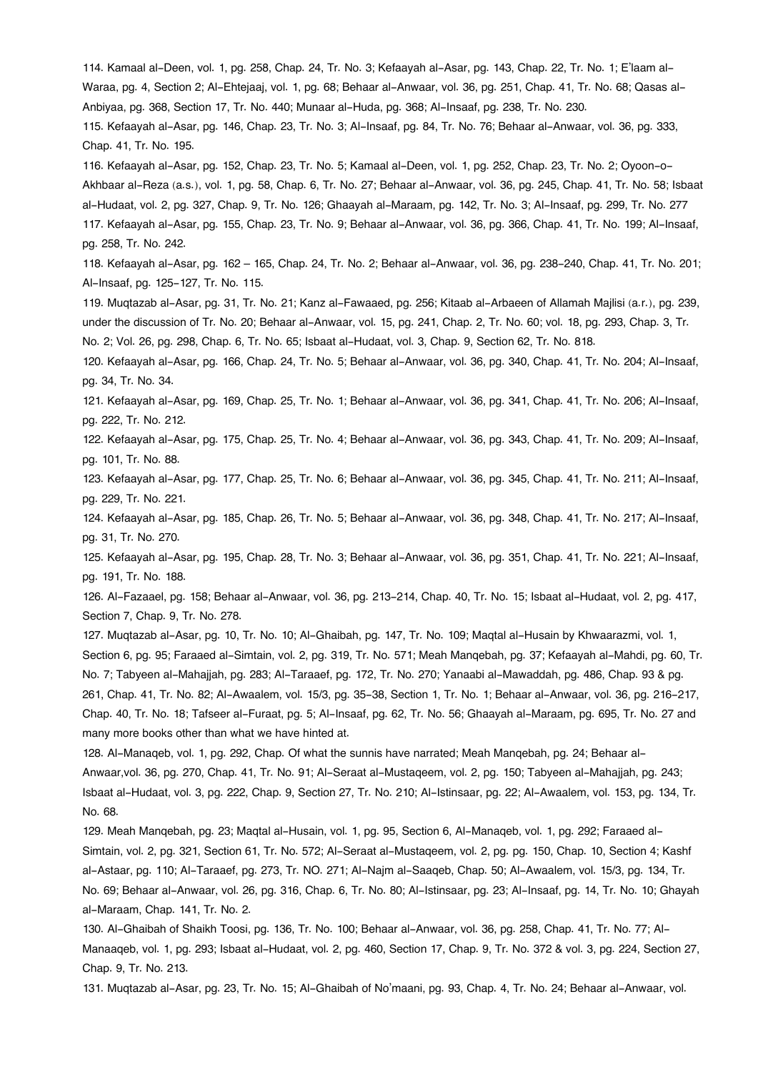114. Kamaal al-Deen, vol. 1, pg. 258, Chap. 24, Tr. No. 3; Kefaayah al-Asar, pg. 143, Chap. 22, Tr. No. 1; E'laam al-Waraa, pg. 4, Section 2; Al-Ehtejaaj, vol. 1, pg. 68; Behaar al-Anwaar, vol. 36, pg. 251, Chap. 41, Tr. No. 68; Qasas al-Anbiyaa, pg. 368, Section 17, Tr. No. 440; Munaar al-Huda, pg. 368; Al-Insaaf, pg. 238, Tr. No. 230.

115. Kefaayah al-Asar, pg. 146, Chap. 23, Tr. No. 3; Al-Insaaf, pg. 84, Tr. No. 76; Behaar al-Anwaar, vol. 36, pg. 333, Chap. 41, Tr. No. 195.

116. Kefaayah al-Asar, pg. 152, Chap. 23, Tr. No. 5; Kamaal al-Deen, vol. 1, pg. 252, Chap. 23, Tr. No. 2; Oyoon-o-Akhbaar al-Reza (a.s.), vol. 1, pg. 58, Chap. 6, Tr. No. 27; Behaar al-Anwaar, vol. 36, pg. 245, Chap. 41, Tr. No. 58; Isbaat al-Hudaat, vol. 2, pg. 327, Chap. 9, Tr. No. 126; Ghaayah al-Maraam, pg. 142, Tr. No. 3; Al-Insaaf, pg. 299, Tr. No. 277

117. Kefaayah al-Asar, pg. 155, Chap. 23, Tr. No. 9; Behaar al-Anwaar, vol. 36, pg. 366, Chap. 41, Tr. No. 199; Al-Insaaf, pg. 258, Tr. No. 242.

118. Kefaayah al-Asar, pg. 162 – 165, Chap. 24, Tr. No. 2; Behaar al-Anwaar, vol. 36, pg. 238-240, Chap. 41, Tr. No. 201; Al-Insaaf, pg. 125-127, Tr. No. 115.

119. Muqtazab al-Asar, pg. 31, Tr. No. 21; Kanz al-Fawaaed, pg. 256; Kitaab al-Arbaeen of Allamah Majlisi (a.r.), pg. 239, under the discussion of Tr. No. 20; Behaar al-Anwaar, vol. 15, pg. 241, Chap. 2, Tr. No. 60; vol. 18, pg. 293, Chap. 3, Tr. No. 2; Vol. 26, pg. 298, Chap. 6, Tr. No. 65; Isbaat al-Hudaat, vol. 3, Chap. 9, Section 62, Tr. No. 818.

120. Kefaayah al-Asar, pg. 166, Chap. 24, Tr. No. 5; Behaar al-Anwaar, vol. 36, pg. 340, Chap. 41, Tr. No. 204; Al-Insaaf, pg. 34, Tr. No. 34.

121. Kefaayah al-Asar, pg. 169, Chap. 25, Tr. No. 1; Behaar al-Anwaar, vol. 36, pg. 341, Chap. 41, Tr. No. 206; Al-Insaaf, pg. 222, Tr. No. 212.

122. Kefaayah al-Asar, pg. 175, Chap. 25, Tr. No. 4; Behaar al-Anwaar, vol. 36, pg. 343, Chap. 41, Tr. No. 209; Al-Insaaf, pg. 101, Tr. No. 88.

123. Kefaayah al-Asar, pg. 177, Chap. 25, Tr. No. 6; Behaar al-Anwaar, vol. 36, pg. 345, Chap. 41, Tr. No. 211; Al-Insaaf, pg. 229, Tr. No. 221.

124. Kefaayah al-Asar, pg. 185, Chap. 26, Tr. No. 5; Behaar al-Anwaar, vol. 36, pg. 348, Chap. 41, Tr. No. 217; Al-Insaaf, pg. 31, Tr. No. 270.

125. Kefaayah al-Asar, pg. 195, Chap. 28, Tr. No. 3; Behaar al-Anwaar, vol. 36, pg. 351, Chap. 41, Tr. No. 221; Al-Insaaf, pg. 191, Tr. No. 188.

126. Al-Fazaael, pg. 158; Behaar al-Anwaar, vol. 36, pg. 213-214, Chap. 40, Tr. No. 15; Isbaat al-Hudaat, vol. 2, pg. 417, Section 7, Chap. 9, Tr. No. 278.

127. Muqtazab al-Asar, pg. 10, Tr. No. 10; Al-Ghaibah, pg. 147, Tr. No. 109; Maqtal al-Husain by Khwaarazmi, vol. 1, Section 6, pg. 95; Faraaed al-Simtain, vol. 2, pg. 319, Tr. No. 571; Meah Manqebah, pg. 37; Kefaayah al-Mahdi, pg. 60, Tr. No. 7; Tabyeen al-Mahajjah, pg. 283; Al-Taraaef, pg. 172, Tr. No. 270; Yanaabi al-Mawaddah, pg. 486, Chap. 93 & pg. 261, Chap. 41, Tr. No. 82; Al-Awaalem, vol. 15/3, pg. 35-38, Section 1, Tr. No. 1; Behaar al-Anwaar, vol. 36, pg. 216-217, Chap. 40, Tr. No. 18; Tafseer al-Furaat, pg. 5; Al-Insaaf, pg. 62, Tr. No. 56; Ghaayah al-Maraam, pg. 695, Tr. No. 27 and many more books other than what we have hinted at.

128. Al-Manaqeb, vol. 1, pg. 292, Chap. Of what the sunnis have narrated; Meah Manqebah, pg. 24; Behaar al-Anwaar,vol. 36, pg. 270, Chap. 41, Tr. No. 91; Al-Seraat al-Mustaqeem, vol. 2, pg. 150; Tabyeen al-Mahajjah, pg. 243; Isbaat al-Hudaat, vol. 3, pg. 222, Chap. 9, Section 27, Tr. No. 210; Al-Istinsaar, pg. 22; Al-Awaalem, vol. 153, pg. 134, Tr. No. 68.

129. Meah Manqebah, pg. 23; Maqtal al-Husain, vol. 1, pg. 95, Section 6, Al-Manaqeb, vol. 1, pg. 292; Faraaed al-Simtain, vol. 2, pg. 321, Section 61, Tr. No. 572; Al-Seraat al-Mustaqeem, vol. 2, pg. pg. 150, Chap. 10, Section 4; Kashf al-Astaar, pg. 110; Al-Taraaef, pg. 273, Tr. NO. 271; Al-Najm al-Saaqeb, Chap. 50; Al-Awaalem, vol. 15/3, pg. 134, Tr. No. 69; Behaar al-Anwaar, vol. 26, pg. 316, Chap. 6, Tr. No. 80; Al-Istinsaar, pg. 23; Al-Insaaf, pg. 14, Tr. No. 10; Ghayah al-Maraam, Chap. 141, Tr. No. 2.

130. Al-Ghaibah of Shaikh Toosi, pg. 136, Tr. No. 100; Behaar al-Anwaar, vol. 36, pg. 258, Chap. 41, Tr. No. 77; Al-Manaaqeb, vol. 1, pg. 293; Isbaat al-Hudaat, vol. 2, pg. 460, Section 17, Chap. 9, Tr. No. 372 & vol. 3, pg. 224, Section 27, Chap. 9, Tr. No. 213.

131. Muqtazab al-Asar, pg. 23, Tr. No. 15; Al-Ghaibah of No'maani, pg. 93, Chap. 4, Tr. No. 24; Behaar al-Anwaar, vol.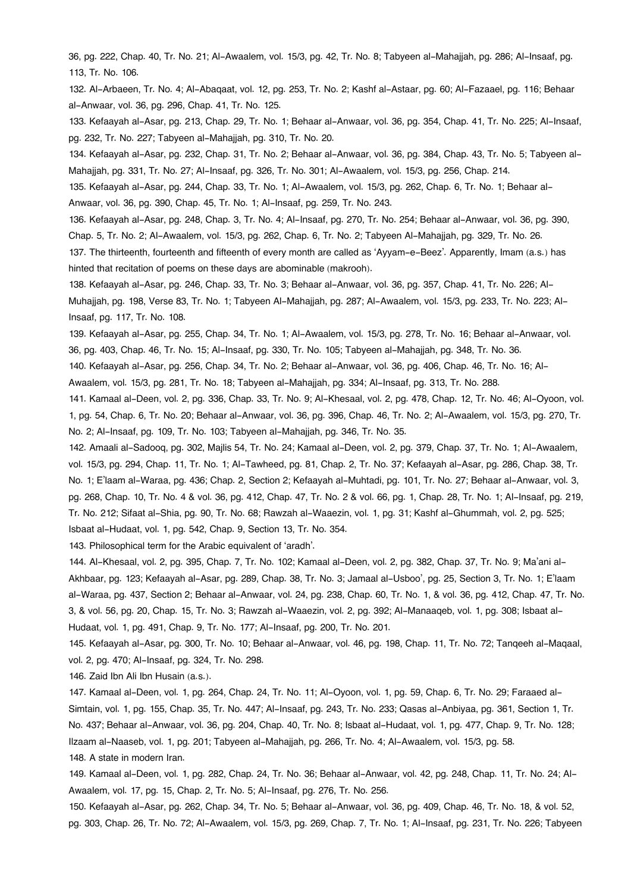36, pg. 222, Chap. 40, Tr. No. 21; Al-Awaalem, vol. 15/3, pg. 42, Tr. No. 8; Tabyeen al-Mahajjah, pg. 286; Al-Insaaf, pg. 113, Tr. No. 106.

132. Al-Arbaeen, Tr. No. 4; Al-Abaqaat, vol. 12, pg. 253, Tr. No. 2; Kashf al-Astaar, pg. 60; Al-Fazaael, pg. 116; Behaar al-Anwaar, vol. 36, pg. 296, Chap. 41, Tr. No. 125.

133. Kefaayah al-Asar, pg. 213, Chap. 29, Tr. No. 1; Behaar al-Anwaar, vol. 36, pg. 354, Chap. 41, Tr. No. 225; Al-Insaaf, pg. 232, Tr. No. 227; Tabyeen al-Mahajjah, pg. 310, Tr. No. 20.

134. Kefaayah al-Asar, pg. 232, Chap. 31, Tr. No. 2; Behaar al-Anwaar, vol. 36, pg. 384, Chap. 43, Tr. No. 5; Tabyeen al-Mahajjah, pg. 331, Tr. No. 27; Al-Insaaf, pg. 326, Tr. No. 301; Al-Awaalem, vol. 15/3, pg. 256, Chap. 214.

135. Kefaayah al-Asar, pg. 244, Chap. 33, Tr. No. 1; Al-Awaalem, vol. 15/3, pg. 262, Chap. 6, Tr. No. 1; Behaar al-Anwaar, vol. 36, pg. 390, Chap. 45, Tr. No. 1; Al-Insaaf, pg. 259, Tr. No. 243.

136. Kefaayah al-Asar, pg. 248, Chap. 3, Tr. No. 4; Al-Insaaf, pg. 270, Tr. No. 254; Behaar al-Anwaar, vol. 36, pg. 390, Chap. 5, Tr. No. 2; Al-Awaalem, vol. 15/3, pg. 262, Chap. 6, Tr. No. 2; Tabyeen Al-Mahajjah, pg. 329, Tr. No. 26.

137. The thirteenth, fourteenth and fifteenth of every month are called as 'Ayyam-e-Beez'. Apparently, Imam (a.s.) has hinted that recitation of poems on these days are abominable (makrooh).

138. Kefaayah al-Asar, pg. 246, Chap. 33, Tr. No. 3; Behaar al-Anwaar, vol. 36, pg. 357, Chap. 41, Tr. No. 226; Al-Muhajjah, pg. 198, Verse 83, Tr. No. 1; Tabyeen Al-Mahajjah, pg. 287; Al-Awaalem, vol. 15/3, pg. 233, Tr. No. 223; Al-Insaaf, pg. 117, Tr. No. 108.

139. Kefaayah al-Asar, pg. 255, Chap. 34, Tr. No. 1; Al-Awaalem, vol. 15/3, pg. 278, Tr. No. 16; Behaar al-Anwaar, vol. 36, pg. 403, Chap. 46, Tr. No. 15; Al-Insaaf, pg. 330, Tr. No. 105; Tabyeen al-Mahajjah, pg. 348, Tr. No. 36.

140. Kefaayah al-Asar, pg. 256, Chap. 34, Tr. No. 2; Behaar al-Anwaar, vol. 36, pg. 406, Chap. 46, Tr. No. 16; Al-Awaalem, vol. 15/3, pg. 281, Tr. No. 18; Tabyeen al-Mahajjah, pg. 334; Al-Insaaf, pg. 313, Tr. No. 288.

141. Kamaal al-Deen, vol. 2, pg. 336, Chap. 33, Tr. No. 9; Al-Khesaal, vol. 2, pg. 478, Chap. 12, Tr. No. 46; Al-Oyoon, vol. 1, pg. 54, Chap. 6, Tr. No. 20; Behaar al-Anwaar, vol. 36, pg. 396, Chap. 46, Tr. No. 2; Al-Awaalem, vol. 15/3, pg. 270, Tr. No. 2; Al-Insaaf, pg. 109, Tr. No. 103; Tabyeen al-Mahajjah, pg. 346, Tr. No. 35.

142. Amaali al-Sadooq, pg. 302, Majlis 54, Tr. No. 24; Kamaal al-Deen, vol. 2, pg. 379, Chap. 37, Tr. No. 1; Al-Awaalem, vol. 15/3, pg. 294, Chap. 11, Tr. No. 1; Al-Tawheed, pg. 81, Chap. 2, Tr. No. 37; Kefaayah al-Asar, pg. 286, Chap. 38, Tr. No. 1; E'laam al-Waraa, pg. 436; Chap. 2, Section 2; Kefaayah al-Muhtadi, pg. 101, Tr. No. 27; Behaar al-Anwaar, vol. 3, pg. 268, Chap. 10, Tr. No. 4 & vol. 36, pg. 412, Chap. 47, Tr. No. 2 & vol. 66, pg. 1, Chap. 28, Tr. No. 1; Al-Insaaf, pg. 219, Tr. No. 212; Sifaat al-Shia, pg. 90, Tr. No. 68; Rawzah al-Waaezin, vol. 1, pg. 31; Kashf al-Ghummah, vol. 2, pg. 525; Isbaat al-Hudaat, vol. 1, pg. 542, Chap. 9, Section 13, Tr. No. 354.

143. Philosophical term for the Arabic equivalent of 'aradh'.

144. Al-Khesaal, vol. 2, pg. 395, Chap. 7, Tr. No. 102; Kamaal al-Deen, vol. 2, pg. 382, Chap. 37, Tr. No. 9; Ma'ani al-Akhbaar, pg. 123; Kefaayah al-Asar, pg. 289, Chap. 38, Tr. No. 3; Jamaal al-Usboo', pg. 25, Section 3, Tr. No. 1; E'laam al-Waraa, pg. 437, Section 2; Behaar al-Anwaar, vol. 24, pg. 238, Chap. 60, Tr. No. 1, & vol. 36, pg. 412, Chap. 47, Tr. No. 3, & vol. 56, pg. 20, Chap. 15, Tr. No. 3; Rawzah al-Waaezin, vol. 2, pg. 392; Al-Manaaqeb, vol. 1, pg. 308; Isbaat al-Hudaat, vol. 1, pg. 491, Chap. 9, Tr. No. 177; Al-Insaaf, pg. 200, Tr. No. 201.

145. Kefaayah al-Asar, pg. 300, Tr. No. 10; Behaar al-Anwaar, vol. 46, pg. 198, Chap. 11, Tr. No. 72; Tanqeeh al-Maqaal, vol. 2, pg. 470; Al-Insaaf, pg. 324, Tr. No. 298.

146. Zaid Ibn Ali Ibn Husain (a.s.).

147. Kamaal al-Deen, vol. 1, pg. 264, Chap. 24, Tr. No. 11; Al-Oyoon, vol. 1, pg. 59, Chap. 6, Tr. No. 29; Faraaed al-Simtain, vol. 1, pg. 155, Chap. 35, Tr. No. 447; Al-Insaaf, pg. 243, Tr. No. 233; Qasas al-Anbiyaa, pg. 361, Section 1, Tr. No. 437; Behaar al-Anwaar, vol. 36, pg. 204, Chap. 40, Tr. No. 8; Isbaat al-Hudaat, vol. 1, pg. 477, Chap. 9, Tr. No. 128; Ilzaam al-Naaseb, vol. 1, pg. 201; Tabyeen al-Mahajjah, pg. 266, Tr. No. 4; Al-Awaalem, vol. 15/3, pg. 58.

148. A state in modern Iran.

149. Kamaal al-Deen, vol. 1, pg. 282, Chap. 24, Tr. No. 36; Behaar al-Anwaar, vol. 42, pg. 248, Chap. 11, Tr. No. 24; Al-Awaalem, vol. 17, pg. 15, Chap. 2, Tr. No. 5; Al-Insaaf, pg. 276, Tr. No. 256.

150. Kefaayah al-Asar, pg. 262, Chap. 34, Tr. No. 5; Behaar al-Anwaar, vol. 36, pg. 409, Chap. 46, Tr. No. 18, & vol. 52, pg. 303, Chap. 26, Tr. No. 72; Al-Awaalem, vol. 15/3, pg. 269, Chap. 7, Tr. No. 1; Al-Insaaf, pg. 231, Tr. No. 226; Tabyeen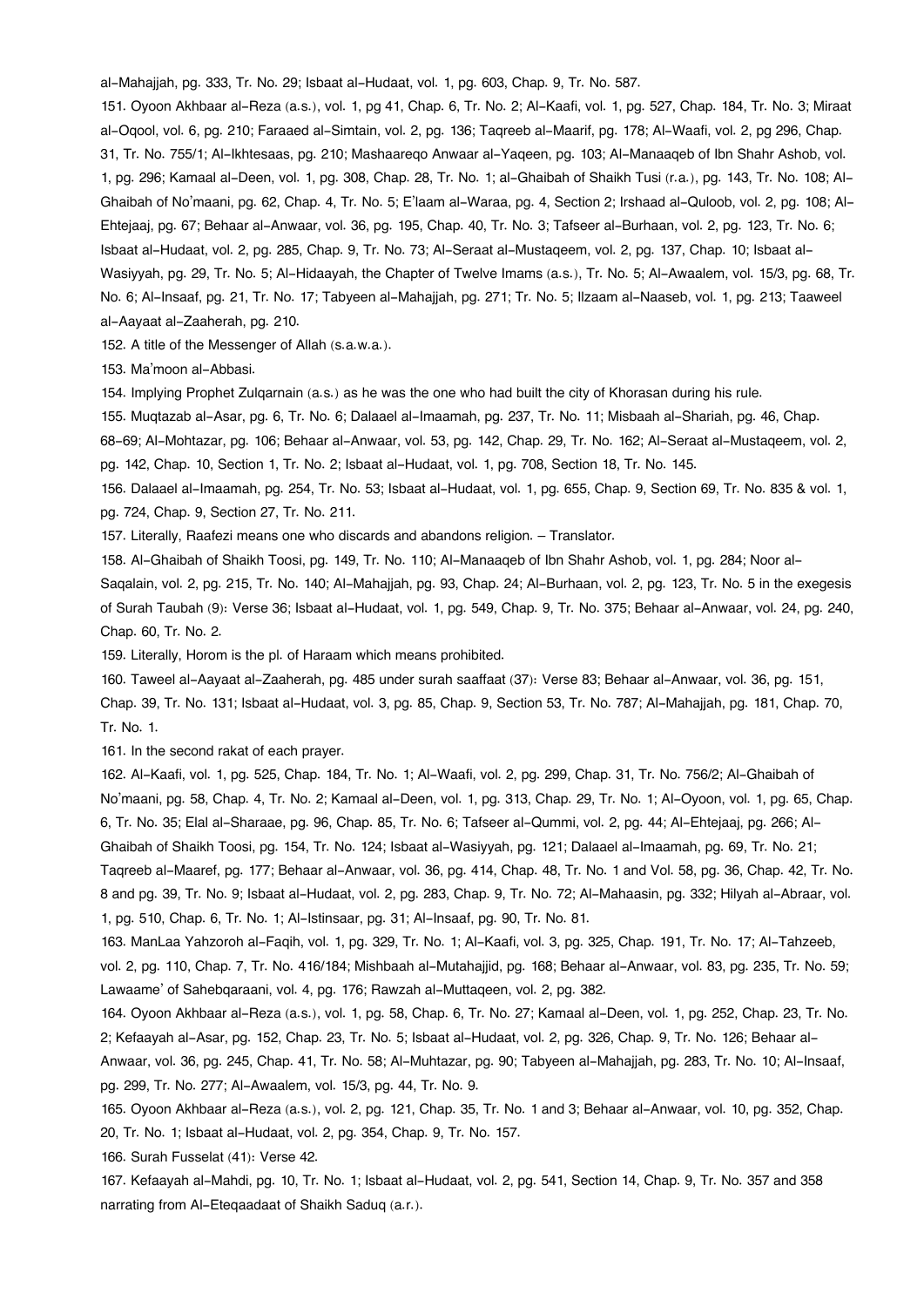al-Mahajjah, pg. 333, Tr. No. 29; Isbaat al-Hudaat, vol. 1, pg. 603, Chap. 9, Tr. No. 587.

151. Oyoon Akhbaar al-Reza (a.s.), vol. 1, pg 41, Chap. 6, Tr. No. 2; Al-Kaafi, vol. 1, pg. 527, Chap. 184, Tr. No. 3; Miraat al-Oqool, vol. 6, pg. 210; Faraaed al-Simtain, vol. 2, pg. 136; Taqreeb al-Maarif, pg. 178; Al-Waafi, vol. 2, pg 296, Chap. 31, Tr. No. 755/1; Al-Ikhtesaas, pg. 210; Mashaareqo Anwaar al-Yaqeen, pg. 103; Al-Manaaqeb of Ibn Shahr Ashob, vol. 1, pg. 296; Kamaal al-Deen, vol. 1, pg. 308, Chap. 28, Tr. No. 1; al-Ghaibah of Shaikh Tusi (r.a.), pg. 143, Tr. No. 108; Al-Ghaibah of No'maani, pg. 62, Chap. 4, Tr. No. 5; E`laam al-Waraa, pg. 4, Section 2; Irshaad al-Quloob, vol. 2, pg. 108; Al-Ehtejaaj, pg. 67; Behaar al-Anwaar, vol. 36, pg. 195, Chap. 40, Tr. No. 3; Tafseer al-Burhaan, vol. 2, pg. 123, Tr. No. 6; Isbaat al-Hudaat, vol. 2, pg. 285, Chap. 9, Tr. No. 73; Al-Seraat al-Mustaqeem, vol. 2, pg. 137, Chap. 10; Isbaat al-Wasiyyah, pg. 29, Tr. No. 5; Al-Hidaayah, the Chapter of Twelve Imams (a.s.), Tr. No. 5; Al-Awaalem, vol. 15/3, pg. 68, Tr. No. 6; Al-Insaaf, pg. 21, Tr. No. 17; Tabyeen al-Mahajjah, pg. 271; Tr. No. 5; Ilzaam al-Naaseb, vol. 1, pg. 213; Taaweel al-Aayaat al-Zaaherah, pg. 210.

152. A title of the Messenger of Allah (s.a.w.a.).

153. Ma'moon al-Abbasi.

154. Implying Prophet Zulqarnain (a.s.) as he was the one who had built the city of Khorasan during his rule.

155. Muqtazab al-Asar, pg. 6, Tr. No. 6; Dalaael al-Imaamah, pg. 237, Tr. No. 11; Misbaah al-Shariah, pg. 46, Chap. 68-69; Al-Mohtazar, pg. 106; Behaar al-Anwaar, vol. 53, pg. 142, Chap. 29, Tr. No. 162; Al-Seraat al-Mustaqeem, vol. 2, pg. 142, Chap. 10, Section 1, Tr. No. 2; Isbaat al-Hudaat, vol. 1, pg. 708, Section 18, Tr. No. 145.

156. Dalaael al-Imaamah, pg. 254, Tr. No. 53; Isbaat al-Hudaat, vol. 1, pg. 655, Chap. 9, Section 69, Tr. No. 835 & vol. 1, pg. 724, Chap. 9, Section 27, Tr. No. 211.

157. Literally, Raafezi means one who discards and abandons religion. – Translator.

158. Al-Ghaibah of Shaikh Toosi, pg. 149, Tr. No. 110; Al-Manaaqeb of Ibn Shahr Ashob, vol. 1, pg. 284; Noor al-Saqalain, vol. 2, pg. 215, Tr. No. 140; Al-Mahajjah, pg. 93, Chap. 24; Al-Burhaan, vol. 2, pg. 123, Tr. No. 5 in the exegesis of Surah Taubah (9): Verse 36; Isbaat al-Hudaat, vol. 1, pg. 549, Chap. 9, Tr. No. 375; Behaar al-Anwaar, vol. 24, pg. 240, Chap. 60, Tr. No. 2.

159. Literally, Horom is the pl. of Haraam which means prohibited.

160. Taweel al-Aayaat al-Zaaherah, pg. 485 under surah saaffaat (37): Verse 83; Behaar al-Anwaar, vol. 36, pg. 151, Chap. 39, Tr. No. 131; Isbaat al-Hudaat, vol. 3, pg. 85, Chap. 9, Section 53, Tr. No. 787; Al-Mahajjah, pg. 181, Chap. 70, Tr. No. 1.

161. In the second rakat of each prayer.

162. Al-Kaafi, vol. 1, pg. 525, Chap. 184, Tr. No. 1; Al-Waafi, vol. 2, pg. 299, Chap. 31, Tr. No. 756/2; Al-Ghaibah of No'maani, pg. 58, Chap. 4, Tr. No. 2; Kamaal al-Deen, vol. 1, pg. 313, Chap. 29, Tr. No. 1; Al-Oyoon, vol. 1, pg. 65, Chap. 6, Tr. No. 35; Elal al-Sharaae, pg. 96, Chap. 85, Tr. No. 6; Tafseer al-Qummi, vol. 2, pg. 44; Al-Ehtejaaj, pg. 266; Al-Ghaibah of Shaikh Toosi, pg. 154, Tr. No. 124; Isbaat al-Wasiyyah, pg. 121; Dalaael al-Imaamah, pg. 69, Tr. No. 21; Taqreeb al-Maaref, pg. 177; Behaar al-Anwaar, vol. 36, pg. 414, Chap. 48, Tr. No. 1 and Vol. 58, pg. 36, Chap. 42, Tr. No. 8 and pg. 39, Tr. No. 9; Isbaat al-Hudaat, vol. 2, pg. 283, Chap. 9, Tr. No. 72; Al-Mahaasin, pg. 332; Hilyah al-Abraar, vol. 1, pg. 510, Chap. 6, Tr. No. 1; Al-Istinsaar, pg. 31; Al-Insaaf, pg. 90, Tr. No. 81.

163. ManLaa Yahzoroh al-Faqih, vol. 1, pg. 329, Tr. No. 1; Al-Kaafi, vol. 3, pg. 325, Chap. 191, Tr. No. 17; Al-Tahzeeb, vol. 2, pg. 110, Chap. 7, Tr. No. 416/184; Mishbaah al-Mutahajjid, pg. 168; Behaar al-Anwaar, vol. 83, pg. 235, Tr. No. 59; Lawaame' of Sahebqaraani, vol. 4, pg. 176; Rawzah al-Muttaqeen, vol. 2, pg. 382.

164. Oyoon Akhbaar al-Reza (a.s.), vol. 1, pg. 58, Chap. 6, Tr. No. 27; Kamaal al-Deen, vol. 1, pg. 252, Chap. 23, Tr. No. 2; Kefaayah al-Asar, pg. 152, Chap. 23, Tr. No. 5; Isbaat al-Hudaat, vol. 2, pg. 326, Chap. 9, Tr. No. 126; Behaar al-Anwaar, vol. 36, pg. 245, Chap. 41, Tr. No. 58; Al-Muhtazar, pg. 90; Tabyeen al-Mahajjah, pg. 283, Tr. No. 10; Al-Insaaf, pg. 299, Tr. No. 277; Al-Awaalem, vol. 15/3, pg. 44, Tr. No. 9.

165. Oyoon Akhbaar al-Reza (a.s.), vol. 2, pg. 121, Chap. 35, Tr. No. 1 and 3; Behaar al-Anwaar, vol. 10, pg. 352, Chap. 20, Tr. No. 1; Isbaat al-Hudaat, vol. 2, pg. 354, Chap. 9, Tr. No. 157.

166. Surah Fusselat (41): Verse 42.

167. Kefaayah al-Mahdi, pg. 10, Tr. No. 1; Isbaat al-Hudaat, vol. 2, pg. 541, Section 14, Chap. 9, Tr. No. 357 and 358 narrating from Al-Eteqaadaat of Shaikh Saduq (a.r.).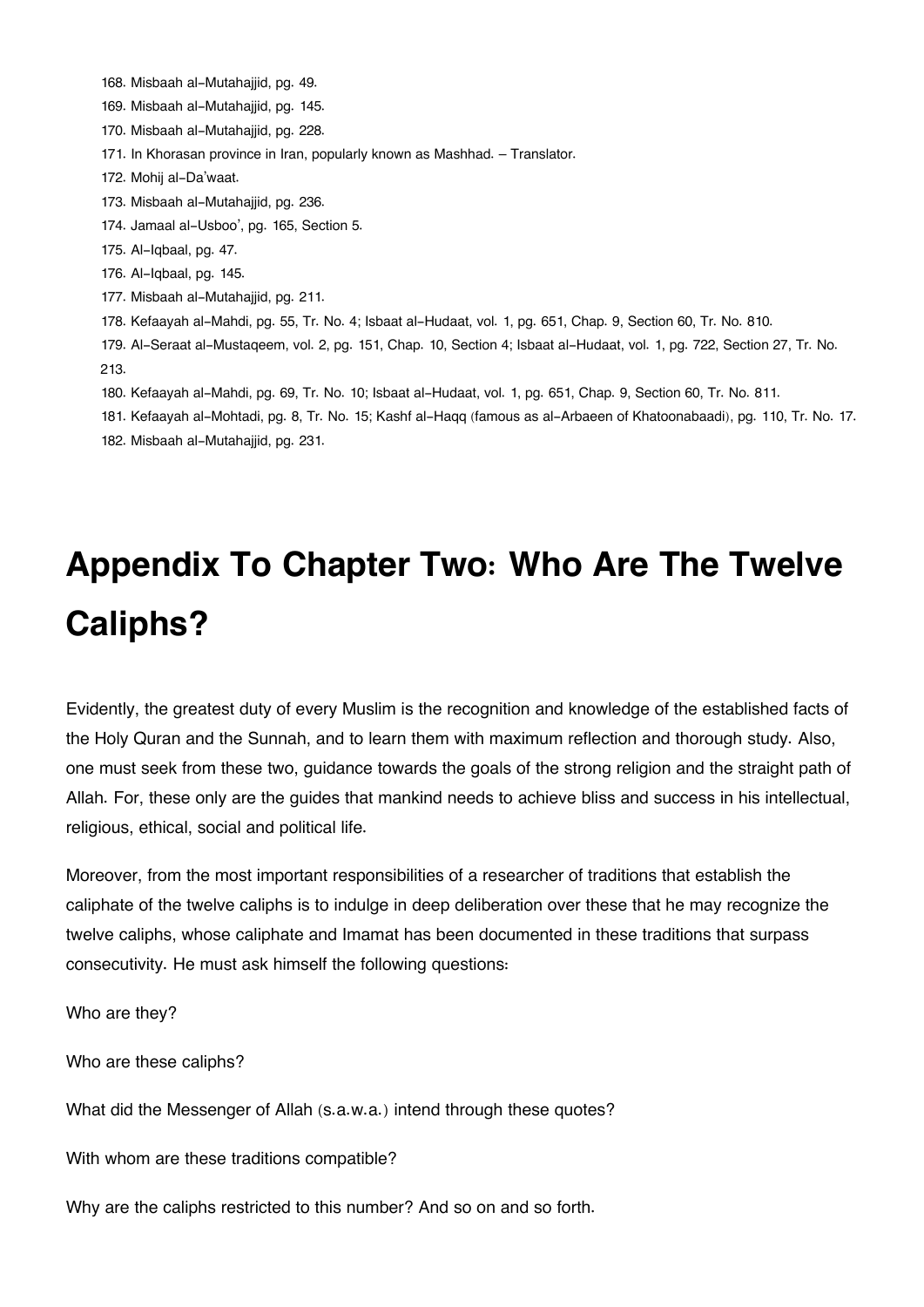168. Misbaah al-Mutahajjid, pg. 49.
169. Misbaah al-Mutahajjid, pg. 145.
170. Misbaah al-Mutahajjid, pg. 228.
171. In Khorasan province in Iran, popularly known as Mashhad. – Translator.
172. Mohij al-Da'waat.
173. Misbaah al-Mutahajjid, pg. 236.
174. Jamaal al-Usboo', pg. 165, Section 5.
175. Al-Iqbaal, pg. 47.
176. Al-Iqbaal, pg. 145.
177. Misbaah al-Mutahajjid, pg. 211.
178. Kefaayah al-Mahdi, pg. 55, Tr. No. 4; Isbaat al-Hudaat, vol. 1, pg. 651, Chap. 9, Section 60, Tr. No. 810.
179. Al-Seraat al-Mustaqeem, vol. 2, pg. 151, Chap. 10, Section 4; Isbaat al-Hudaat, vol. 1, pg. 722, Section 27, Tr. No. 213.
180. Kefaayah al-Mahdi, pg. 69, Tr. No. 10; Isbaat al-Hudaat, vol. 1, pg. 651, Chap. 9, Section 60, Tr. No. 811.
181. Kefaayah al-Mohtadi, pg. 8, Tr. No. 15; Kashf al-Haqq (famous as al-Arbaeen of Khatoonabaadi), pg. 110, Tr. No. 17.
182. Misbaah al-Mutahajjid, pg. 231.

# Appendix To Chapter Two: Who Are The Twelve Caliphs?

Evidently, the greatest duty of every Muslim is the recognition and knowledge of the established facts of the Holy Quran and the Sunnah, and to learn them with maximum reflection and thorough study. Also, one must seek from these two, guidance towards the goals of the strong religion and the straight path of Allah. For, these only are the guides that mankind needs to achieve bliss and success in his intellectual, religious, ethical, social and political life.

Moreover, from the most important responsibilities of a researcher of traditions that establish the caliphate of the twelve caliphs is to indulge in deep deliberation over these that he may recognize the twelve caliphs, whose caliphate and Imamat has been documented in these traditions that surpass consecutivity. He must ask himself the following questions:

Who are they?

Who are these caliphs?

What did the Messenger of Allah (s.a.w.a.) intend through these quotes?

With whom are these traditions compatible?

Why are the caliphs restricted to this number? And so on and so forth.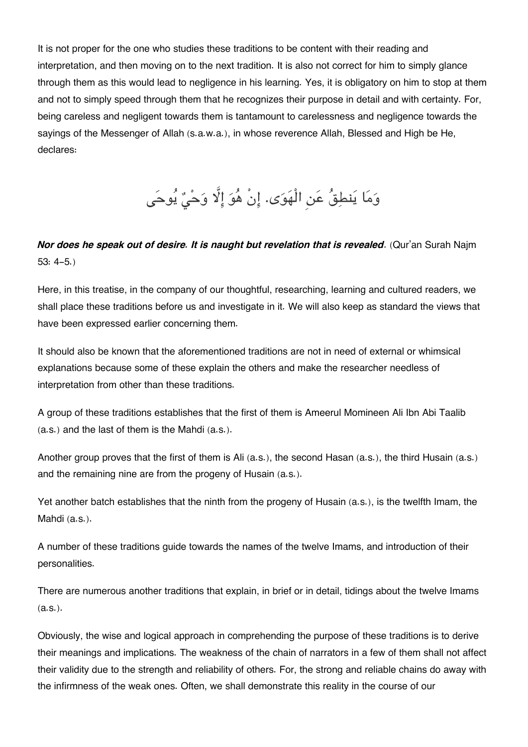It is not proper for the one who studies these traditions to be content with their reading and interpretation, and then moving on to the next tradition. It is also not correct for him to simply glance through them as this would lead to negligence in his learning. Yes, it is obligatory on him to stop at them and not to simply speed through them that he recognizes their purpose in detail and with certainty. For, being careless and negligent towards them is tantamount to carelessness and negligence towards the sayings of the Messenger of Allah (s.a.w.a.), in whose reverence Allah, Blessed and High be He, declares:

وَمَا يَنطِقُ عَنِ الْهَوَى. إِنْ هُوَ إِلَّا وَحْيٌ يُوحَى

***Nor does he speak out of desire. It is naught but revelation that is revealed***. (Qur'an Surah Najm 53: 4-5.)

Here, in this treatise, in the company of our thoughtful, researching, learning and cultured readers, we shall place these traditions before us and investigate in it. We will also keep as standard the views that have been expressed earlier concerning them.

It should also be known that the aforementioned traditions are not in need of external or whimsical explanations because some of these explain the others and make the researcher needless of interpretation from other than these traditions.

A group of these traditions establishes that the first of them is Ameerul Momineen Ali Ibn Abi Taalib (a.s.) and the last of them is the Mahdi (a.s.).

Another group proves that the first of them is Ali (a.s.), the second Hasan (a.s.), the third Husain (a.s.) and the remaining nine are from the progeny of Husain (a.s.).

Yet another batch establishes that the ninth from the progeny of Husain (a.s.), is the twelfth Imam, the Mahdi (a.s.).

A number of these traditions guide towards the names of the twelve Imams, and introduction of their personalities.

There are numerous another traditions that explain, in brief or in detail, tidings about the twelve Imams (a.s.).

Obviously, the wise and logical approach in comprehending the purpose of these traditions is to derive their meanings and implications. The weakness of the chain of narrators in a few of them shall not affect their validity due to the strength and reliability of others. For, the strong and reliable chains do away with the infirmness of the weak ones. Often, we shall demonstrate this reality in the course of our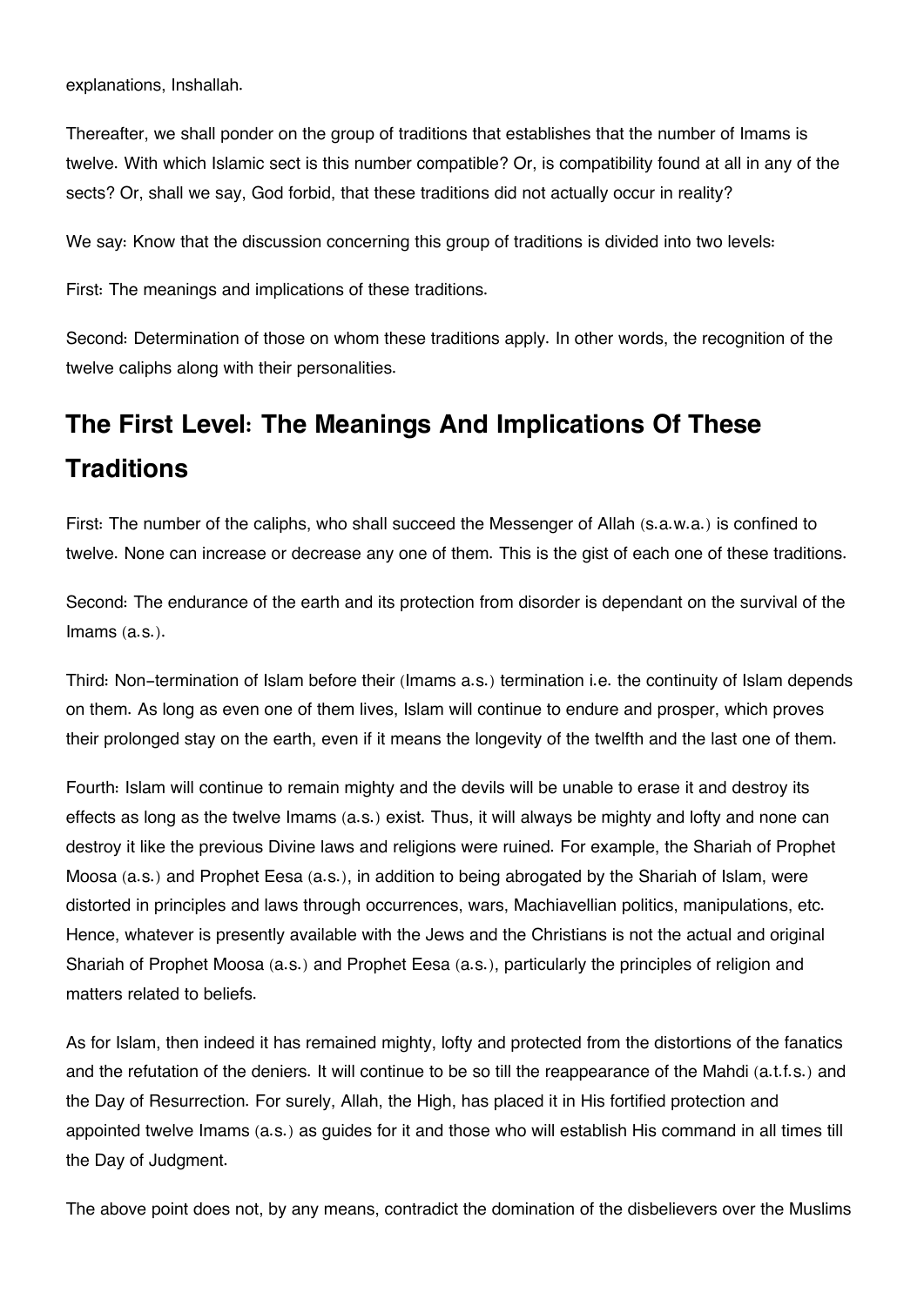explanations, Inshallah.

Thereafter, we shall ponder on the group of traditions that establishes that the number of Imams is twelve. With which Islamic sect is this number compatible? Or, is compatibility found at all in any of the sects? Or, shall we say, God forbid, that these traditions did not actually occur in reality?

We say: Know that the discussion concerning this group of traditions is divided into two levels:

First: The meanings and implications of these traditions.

Second: Determination of those on whom these traditions apply. In other words, the recognition of the twelve caliphs along with their personalities.

## The First Level: The Meanings And Implications Of These Traditions

First: The number of the caliphs, who shall succeed the Messenger of Allah (s.a.w.a.) is confined to twelve. None can increase or decrease any one of them. This is the gist of each one of these traditions.

Second: The endurance of the earth and its protection from disorder is dependant on the survival of the Imams (a.s.).

Third: Non-termination of Islam before their (Imams a.s.) termination i.e. the continuity of Islam depends on them. As long as even one of them lives, Islam will continue to endure and prosper, which proves their prolonged stay on the earth, even if it means the longevity of the twelfth and the last one of them.

Fourth: Islam will continue to remain mighty and the devils will be unable to erase it and destroy its effects as long as the twelve Imams (a.s.) exist. Thus, it will always be mighty and lofty and none can destroy it like the previous Divine laws and religions were ruined. For example, the Shariah of Prophet Moosa (a.s.) and Prophet Eesa (a.s.), in addition to being abrogated by the Shariah of Islam, were distorted in principles and laws through occurrences, wars, Machiavellian politics, manipulations, etc. Hence, whatever is presently available with the Jews and the Christians is not the actual and original Shariah of Prophet Moosa (a.s.) and Prophet Eesa (a.s.), particularly the principles of religion and matters related to beliefs.

As for Islam, then indeed it has remained mighty, lofty and protected from the distortions of the fanatics and the refutation of the deniers. It will continue to be so till the reappearance of the Mahdi (a.t.f.s.) and the Day of Resurrection. For surely, Allah, the High, has placed it in His fortified protection and appointed twelve Imams (a.s.) as guides for it and those who will establish His command in all times till the Day of Judgment.

The above point does not, by any means, contradict the domination of the disbelievers over the Muslims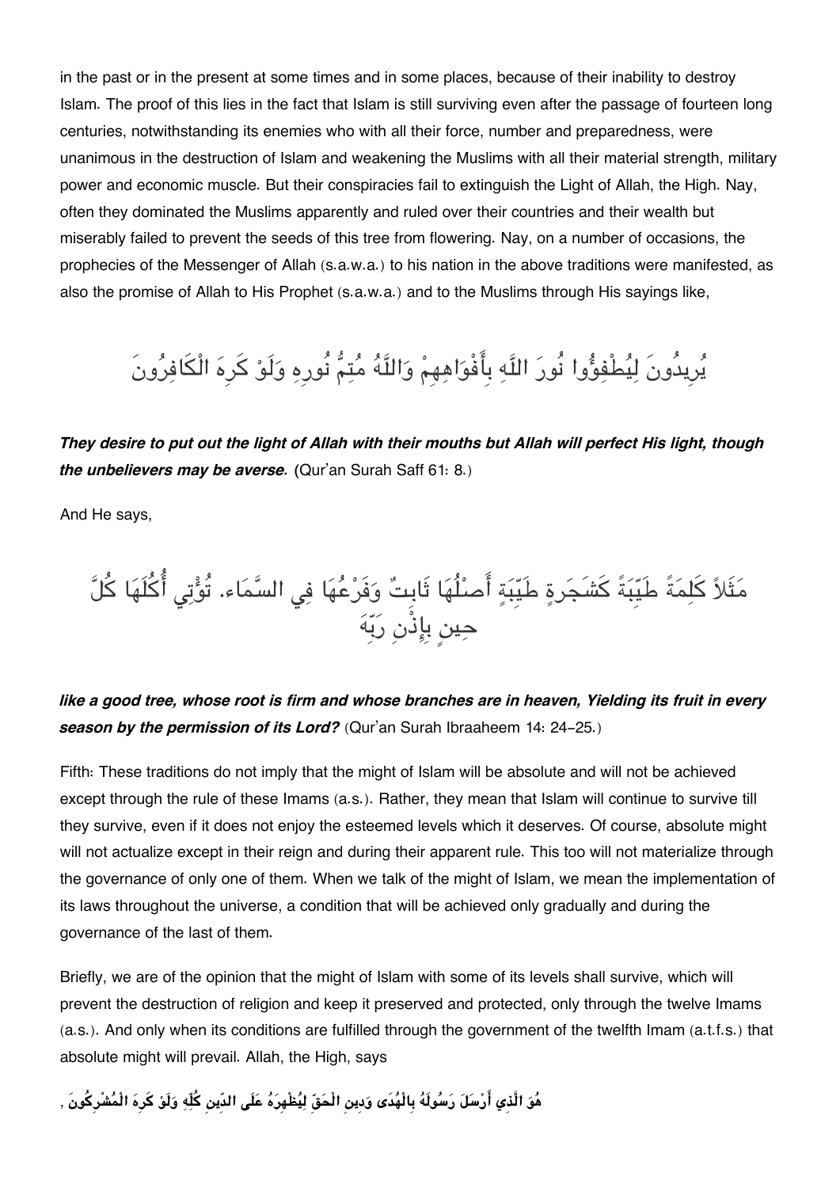in the past or in the present at some times and in some places, because of their inability to destroy Islam. The proof of this lies in the fact that Islam is still surviving even after the passage of fourteen long centuries, notwithstanding its enemies who with all their force, number and preparedness, were unanimous in the destruction of Islam and weakening the Muslims with all their material strength, military power and economic muscle. But their conspiracies fail to extinguish the Light of Allah, the High. Nay, often they dominated the Muslims apparently and ruled over their countries and their wealth but miserably failed to prevent the seeds of this tree from flowering. Nay, on a number of occasions, the prophecies of the Messenger of Allah (s.a.w.a.) to his nation in the above traditions were manifested, as also the promise of Allah to His Prophet (s.a.w.a.) and to the Muslims through His sayings like,

يُرِيدُونَ لِيُطْفِؤُوا نُورَ اللَّهِ بِأَفْوَاهِهِمْ وَاللَّهُ مُتِمُّ نُورِهِ وَلَوْ كَرِهَ الْكَافِرُونَ

***They desire to put out the light of Allah with their mouths but Allah will perfect His light, though the unbelievers may be averse.*** (Qur'an Surah Saff 61: 8.)

And He says,

مَثَلاً كَلِمَةً طَيِّبَةً كَشَجَرةٍ طَيِّبَةٍ أَصْلُهَا ثَابِتٌ وَفَرْعُهَا فِي السَّمَاء. تُؤْتِي أُكُلَهَا كُلَّ حِينٍ بِإِذْنِ رَبِّهَ

***like a good tree, whose root is firm and whose branches are in heaven, Yielding its fruit in every season by the permission of its Lord?*** (Qur'an Surah Ibraaheem 14: 24-25.)

Fifth: These traditions do not imply that the might of Islam will be absolute and will not be achieved except through the rule of these Imams (a.s.). Rather, they mean that Islam will continue to survive till they survive, even if it does not enjoy the esteemed levels which it deserves. Of course, absolute might will not actualize except in their reign and during their apparent rule. This too will not materialize through the governance of only one of them. When we talk of the might of Islam, we mean the implementation of its laws throughout the universe, a condition that will be achieved only gradually and during the governance of the last of them.

Briefly, we are of the opinion that the might of Islam with some of its levels shall survive, which will prevent the destruction of religion and keep it preserved and protected, only through the twelve Imams (a.s.). And only when its conditions are fulfilled through the government of the twelfth Imam (a.t.f.s.) that absolute might will prevail. Allah, the High, says

**هُوَ الَّذِي أَرْسَلَ رَسُولَهُ بِالْهُدَى وَدِينِ الْحَقِّ لِيُظْهِرَهُ عَلَى الدِّينِ كُلِّهِ وَلَوْ كَرِهَ الْمُشْرِكُونَ ,**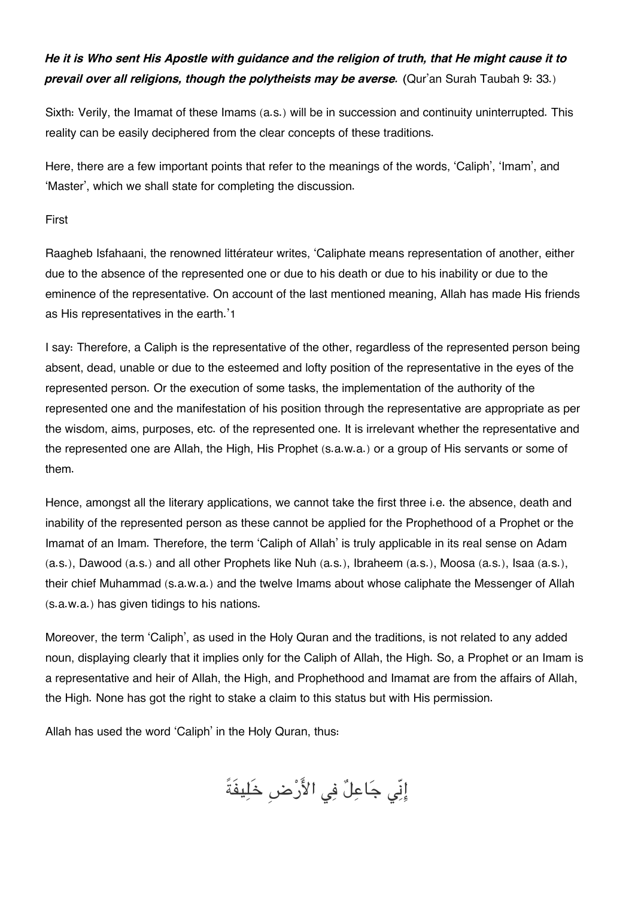***He it is Who sent His Apostle with guidance and the religion of truth, that He might cause it to prevail over all religions, though the polytheists may be averse.*** (Qur'an Surah Taubah 9: 33.)

Sixth: Verily, the Imamat of these Imams (a.s.) will be in succession and continuity uninterrupted. This reality can be easily deciphered from the clear concepts of these traditions.

Here, there are a few important points that refer to the meanings of the words, 'Caliph', 'Imam', and 'Master', which we shall state for completing the discussion.

First

Raagheb Isfahaani, the renowned littérateur writes, 'Caliphate means representation of another, either due to the absence of the represented one or due to his death or due to his inability or due to the eminence of the representative. On account of the last mentioned meaning, Allah has made His friends as His representatives in the earth.'[1]

I say: Therefore, a Caliph is the representative of the other, regardless of the represented person being absent, dead, unable or due to the esteemed and lofty position of the representative in the eyes of the represented person. Or the execution of some tasks, the implementation of the authority of the represented one and the manifestation of his position through the representative are appropriate as per the wisdom, aims, purposes, etc. of the represented one. It is irrelevant whether the representative and the represented one are Allah, the High, His Prophet (s.a.w.a.) or a group of His servants or some of them.

Hence, amongst all the literary applications, we cannot take the first three i.e. the absence, death and inability of the represented person as these cannot be applied for the Prophethood of a Prophet or the Imamat of an Imam. Therefore, the term 'Caliph of Allah' is truly applicable in its real sense on Adam (a.s.), Dawood (a.s.) and all other Prophets like Nuh (a.s.), Ibraheem (a.s.), Moosa (a.s.), Isaa (a.s.), their chief Muhammad (s.a.w.a.) and the twelve Imams about whose caliphate the Messenger of Allah (s.a.w.a.) has given tidings to his nations.

Moreover, the term 'Caliph', as used in the Holy Quran and the traditions, is not related to any added noun, displaying clearly that it implies only for the Caliph of Allah, the High. So, a Prophet or an Imam is a representative and heir of Allah, the High, and Prophethood and Imamat are from the affairs of Allah, the High. None has got the right to stake a claim to this status but with His permission.

Allah has used the word 'Caliph' in the Holy Quran, thus:

إِنِّي جَاعِلٌ فِي الأَرْضِ خَلِيفَةً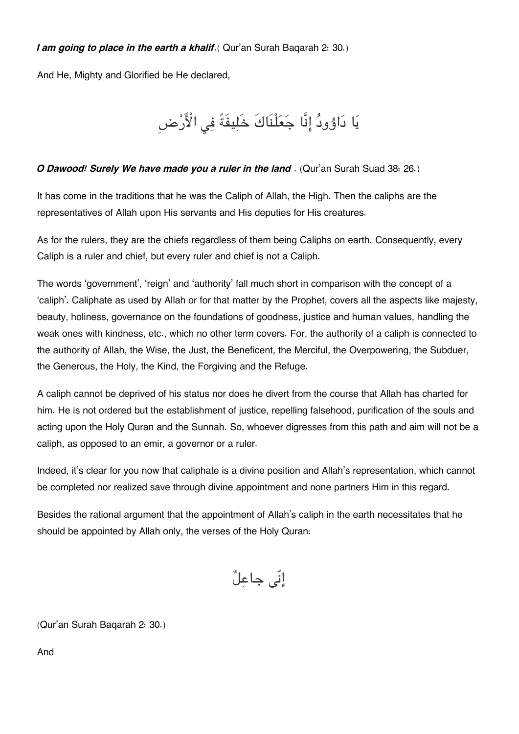***I am going to place in the earth a khalif***.( Qur'an Surah Baqarah 2: 30.)

And He, Mighty and Glorified be He declared,

يَا دَاوُودُ إِنَّا جَعَلْنَاكَ خَلِيفَةً فِي الْأَرْضِ

***O Dawood! Surely We have made you a ruler in the land*** . (Qur'an Surah Suad 38: 26.)

It has come in the traditions that he was the Caliph of Allah, the High. Then the caliphs are the representatives of Allah upon His servants and His deputies for His creatures.

As for the rulers, they are the chiefs regardless of them being Caliphs on earth. Consequently, every Caliph is a ruler and chief, but every ruler and chief is not a Caliph.

The words 'government', 'reign' and 'authority' fall much short in comparison with the concept of a 'caliph'. Caliphate as used by Allah or for that matter by the Prophet, covers all the aspects like majesty, beauty, holiness, governance on the foundations of goodness, justice and human values, handling the weak ones with kindness, etc., which no other term covers. For, the authority of a caliph is connected to the authority of Allah, the Wise, the Just, the Beneficent, the Merciful, the Overpowering, the Subduer, the Generous, the Holy, the Kind, the Forgiving and the Refuge.

A caliph cannot be deprived of his status nor does he divert from the course that Allah has charted for him. He is not ordered but the establishment of justice, repelling falsehood, purification of the souls and acting upon the Holy Quran and the Sunnah. So, whoever digresses from this path and aim will not be a caliph, as opposed to an emir, a governor or a ruler.

Indeed, it's clear for you now that caliphate is a divine position and Allah's representation, which cannot be completed nor realized save through divine appointment and none partners Him in this regard.

Besides the rational argument that the appointment of Allah's caliph in the earth necessitates that he should be appointed by Allah only, the verses of the Holy Quran:

إنّی جاعِلٌ

(Qur'an Surah Baqarah 2: 30.)

And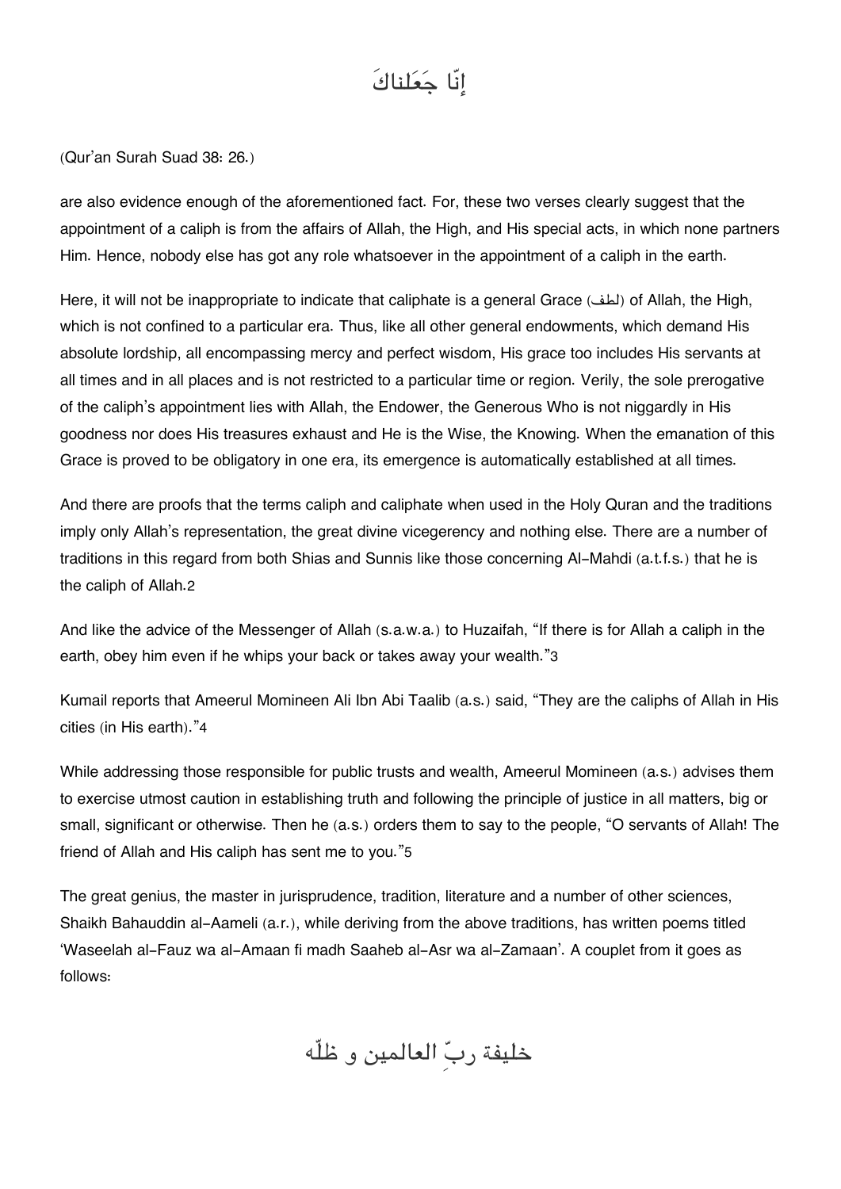إنّا جَعَلناكَ

(Qur'an Surah Suad 38: 26.)

are also evidence enough of the aforementioned fact. For, these two verses clearly suggest that the appointment of a caliph is from the affairs of Allah, the High, and His special acts, in which none partners Him. Hence, nobody else has got any role whatsoever in the appointment of a caliph in the earth.

Here, it will not be inappropriate to indicate that caliphate is a general Grace (لطف) of Allah, the High, which is not confined to a particular era. Thus, like all other general endowments, which demand His absolute lordship, all encompassing mercy and perfect wisdom, His grace too includes His servants at all times and in all places and is not restricted to a particular time or region. Verily, the sole prerogative of the caliph's appointment lies with Allah, the Endower, the Generous Who is not niggardly in His goodness nor does His treasures exhaust and He is the Wise, the Knowing. When the emanation of this Grace is proved to be obligatory in one era, its emergence is automatically established at all times.

And there are proofs that the terms caliph and caliphate when used in the Holy Quran and the traditions imply only Allah's representation, the great divine vicegerency and nothing else. There are a number of traditions in this regard from both Shias and Sunnis like those concerning Al-Mahdi (a.t.f.s.) that he is the caliph of Allah.[2]

And like the advice of the Messenger of Allah (s.a.w.a.) to Huzaifah, "If there is for Allah a caliph in the earth, obey him even if he whips your back or takes away your wealth."[3]

Kumail reports that Ameerul Momineen Ali Ibn Abi Taalib (a.s.) said, "They are the caliphs of Allah in His cities (in His earth)."[4]

While addressing those responsible for public trusts and wealth, Ameerul Momineen (a.s.) advises them to exercise utmost caution in establishing truth and following the principle of justice in all matters, big or small, significant or otherwise. Then he (a.s.) orders them to say to the people, "O servants of Allah! The friend of Allah and His caliph has sent me to you."[5]

The great genius, the master in jurisprudence, tradition, literature and a number of other sciences, Shaikh Bahauddin al-Aameli (a.r.), while deriving from the above traditions, has written poems titled 'Waseelah al-Fauz wa al-Amaan fi madh Saaheb al-Asr wa al-Zamaan'. A couplet from it goes as follows:

خليفة ربِّ العالمين و ظلّه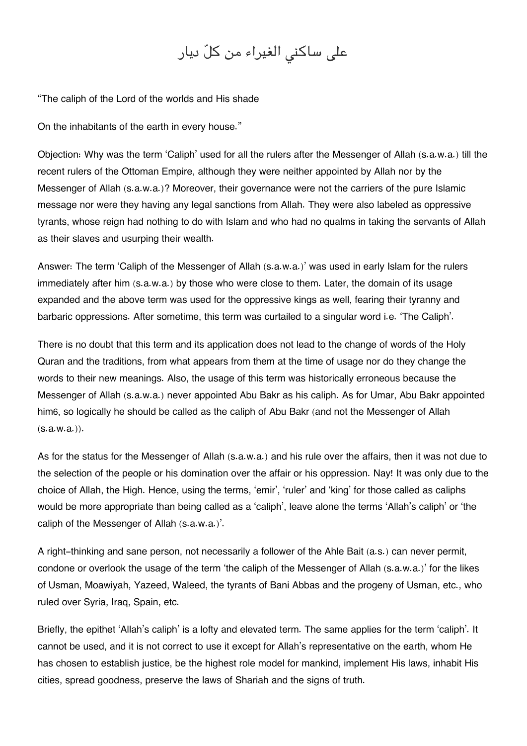على ساكني الغيراء من كلّ ديار

“The caliph of the Lord of the worlds and His shade

On the inhabitants of the earth in every house.”

Objection: Why was the term ‘Caliph’ used for all the rulers after the Messenger of Allah (s.a.w.a.) till the recent rulers of the Ottoman Empire, although they were neither appointed by Allah nor by the Messenger of Allah (s.a.w.a.)? Moreover, their governance were not the carriers of the pure Islamic message nor were they having any legal sanctions from Allah. They were also labeled as oppressive tyrants, whose reign had nothing to do with Islam and who had no qualms in taking the servants of Allah as their slaves and usurping their wealth.

Answer: The term ‘Caliph of the Messenger of Allah (s.a.w.a.)’ was used in early Islam for the rulers immediately after him (s.a.w.a.) by those who were close to them. Later, the domain of its usage expanded and the above term was used for the oppressive kings as well, fearing their tyranny and barbaric oppressions. After sometime, this term was curtailed to a singular word i.e. ‘The Caliph’.

There is no doubt that this term and its application does not lead to the change of words of the Holy Quran and the traditions, from what appears from them at the time of usage nor do they change the words to their new meanings. Also, the usage of this term was historically erroneous because the Messenger of Allah (s.a.w.a.) never appointed Abu Bakr as his caliph. As for Umar, Abu Bakr appointed him[6], so logically he should be called as the caliph of Abu Bakr (and not the Messenger of Allah (s.a.w.a.)).

As for the status for the Messenger of Allah (s.a.w.a.) and his rule over the affairs, then it was not due to the selection of the people or his domination over the affair or his oppression. Nay! It was only due to the choice of Allah, the High. Hence, using the terms, ‘emir’, ‘ruler’ and ‘king’ for those called as caliphs would be more appropriate than being called as a ‘caliph’, leave alone the terms ‘Allah’s caliph’ or ‘the caliph of the Messenger of Allah (s.a.w.a.)’.

A right-thinking and sane person, not necessarily a follower of the Ahle Bait (a.s.) can never permit, condone or overlook the usage of the term ‘the caliph of the Messenger of Allah (s.a.w.a.)’ for the likes of Usman, Moawiyah, Yazeed, Waleed, the tyrants of Bani Abbas and the progeny of Usman, etc., who ruled over Syria, Iraq, Spain, etc.

Briefly, the epithet ‘Allah’s caliph’ is a lofty and elevated term. The same applies for the term ‘caliph’. It cannot be used, and it is not correct to use it except for Allah’s representative on the earth, whom He has chosen to establish justice, be the highest role model for mankind, implement His laws, inhabit His cities, spread goodness, preserve the laws of Shariah and the signs of truth.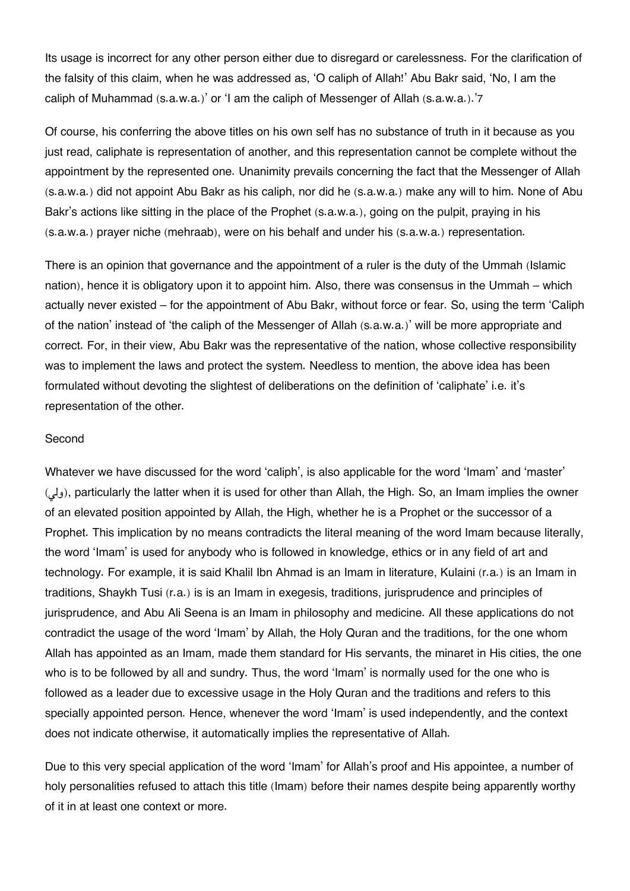Its usage is incorrect for any other person either due to disregard or carelessness. For the clarification of the falsity of this claim, when he was addressed as, 'O caliph of Allah!' Abu Bakr said, 'No, I am the caliph of Muhammad (s.a.w.a.)' or 'I am the caliph of Messenger of Allah (s.a.w.a.).'[7]

Of course, his conferring the above titles on his own self has no substance of truth in it because as you just read, caliphate is representation of another, and this representation cannot be complete without the appointment by the represented one. Unanimity prevails concerning the fact that the Messenger of Allah (s.a.w.a.) did not appoint Abu Bakr as his caliph, nor did he (s.a.w.a.) make any will to him. None of Abu Bakr's actions like sitting in the place of the Prophet (s.a.w.a.), going on the pulpit, praying in his (s.a.w.a.) prayer niche (mehraab), were on his behalf and under his (s.a.w.a.) representation.

There is an opinion that governance and the appointment of a ruler is the duty of the Ummah (Islamic nation), hence it is obligatory upon it to appoint him. Also, there was consensus in the Ummah – which actually never existed – for the appointment of Abu Bakr, without force or fear. So, using the term 'Caliph of the nation' instead of 'the caliph of the Messenger of Allah (s.a.w.a.)' will be more appropriate and correct. For, in their view, Abu Bakr was the representative of the nation, whose collective responsibility was to implement the laws and protect the system. Needless to mention, the above idea has been formulated without devoting the slightest of deliberations on the definition of 'caliphate' i.e. it's representation of the other.

Second

Whatever we have discussed for the word 'caliph', is also applicable for the word 'Imam' and 'master' (ولي), particularly the latter when it is used for other than Allah, the High. So, an Imam implies the owner of an elevated position appointed by Allah, the High, whether he is a Prophet or the successor of a Prophet. This implication by no means contradicts the literal meaning of the word Imam because literally, the word 'Imam' is used for anybody who is followed in knowledge, ethics or in any field of art and technology. For example, it is said Khalil Ibn Ahmad is an Imam in literature, Kulaini (r.a.) is an Imam in traditions, Shaykh Tusi (r.a.) is is an Imam in exegesis, traditions, jurisprudence and principles of jurisprudence, and Abu Ali Seena is an Imam in philosophy and medicine. All these applications do not contradict the usage of the word 'Imam' by Allah, the Holy Quran and the traditions, for the one whom Allah has appointed as an Imam, made them standard for His servants, the minaret in His cities, the one who is to be followed by all and sundry. Thus, the word 'Imam' is normally used for the one who is followed as a leader due to excessive usage in the Holy Quran and the traditions and refers to this specially appointed person. Hence, whenever the word 'Imam' is used independently, and the context does not indicate otherwise, it automatically implies the representative of Allah.

Due to this very special application of the word 'Imam' for Allah's proof and His appointee, a number of holy personalities refused to attach this title (Imam) before their names despite being apparently worthy of it in at least one context or more.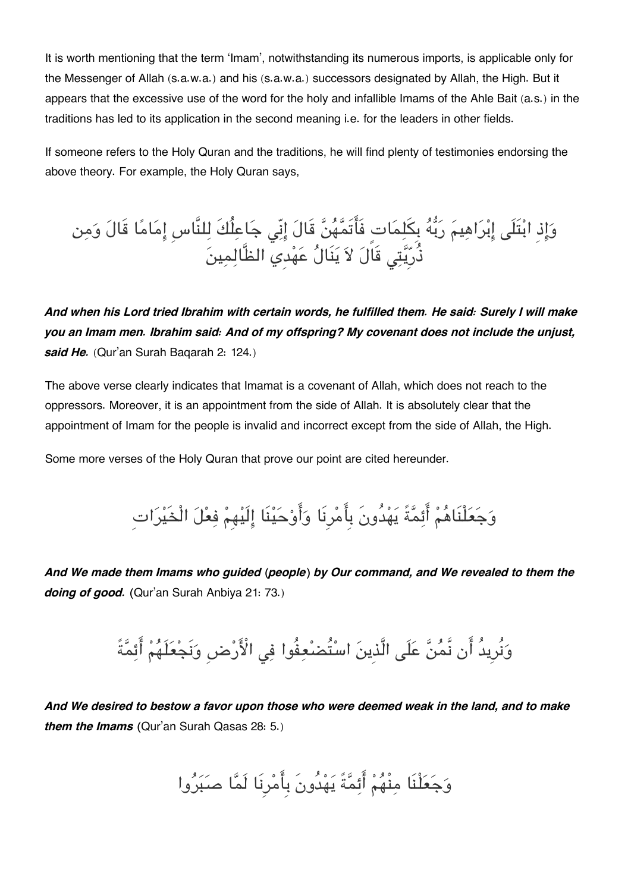It is worth mentioning that the term 'Imam', notwithstanding its numerous imports, is applicable only for the Messenger of Allah (s.a.w.a.) and his (s.a.w.a.) successors designated by Allah, the High. But it appears that the excessive use of the word for the holy and infallible Imams of the Ahle Bait (a.s.) in the traditions has led to its application in the second meaning i.e. for the leaders in other fields.

If someone refers to the Holy Quran and the traditions, he will find plenty of testimonies endorsing the above theory. For example, the Holy Quran says,

وَإِذِ ابْتَلَى إِبْرَاهِيمَ رَبُّهُ بِكَلِمَاتٍ فَأَتَمَّهُنَّ قَالَ إِنِّي جَاعِلُكَ لِلنَّاسِ إِمَامًا قَالَ وَمِن ذُرِّيَّتِي قَالَ لاَ يَنَالُ عَهْدِي الظَّالِمِينَ

***And when his Lord tried Ibrahim with certain words, he fulfilled them. He said: Surely I will make you an Imam men. Ibrahim said: And of my offspring? My covenant does not include the unjust, said He.*** (Qur'an Surah Baqarah 2: 124.)

The above verse clearly indicates that Imamat is a covenant of Allah, which does not reach to the oppressors. Moreover, it is an appointment from the side of Allah. It is absolutely clear that the appointment of Imam for the people is invalid and incorrect except from the side of Allah, the High.

Some more verses of the Holy Quran that prove our point are cited hereunder.

وَجَعَلْنَاهُمْ أَئِمَّةً يَهْدُونَ بِأَمْرِنَا وَأَوْحَيْنَا إِلَيْهِمْ فِعْلَ الْخَيْرَاتِ

***And We made them Imams who guided (people) by Our command, and We revealed to them the doing of good.*** (Qur'an Surah Anbiya 21: 73.)

وَنُرِيدُ أَن نَّمُنَّ عَلَى الَّذِينَ اسْتُضْعِفُوا فِي الْأَرْضِ وَنَجْعَلَهُمْ أَئِمَّةً

***And We desired to bestow a favor upon those who were deemed weak in the land, and to make them the Imams*** (Qur'an Surah Qasas 28: 5.)

وَجَعَلْنَا مِنْهُمْ أَئِمَّةً يَهْدُونَ بِأَمْرِنَا لَمَّا صَبَرُوا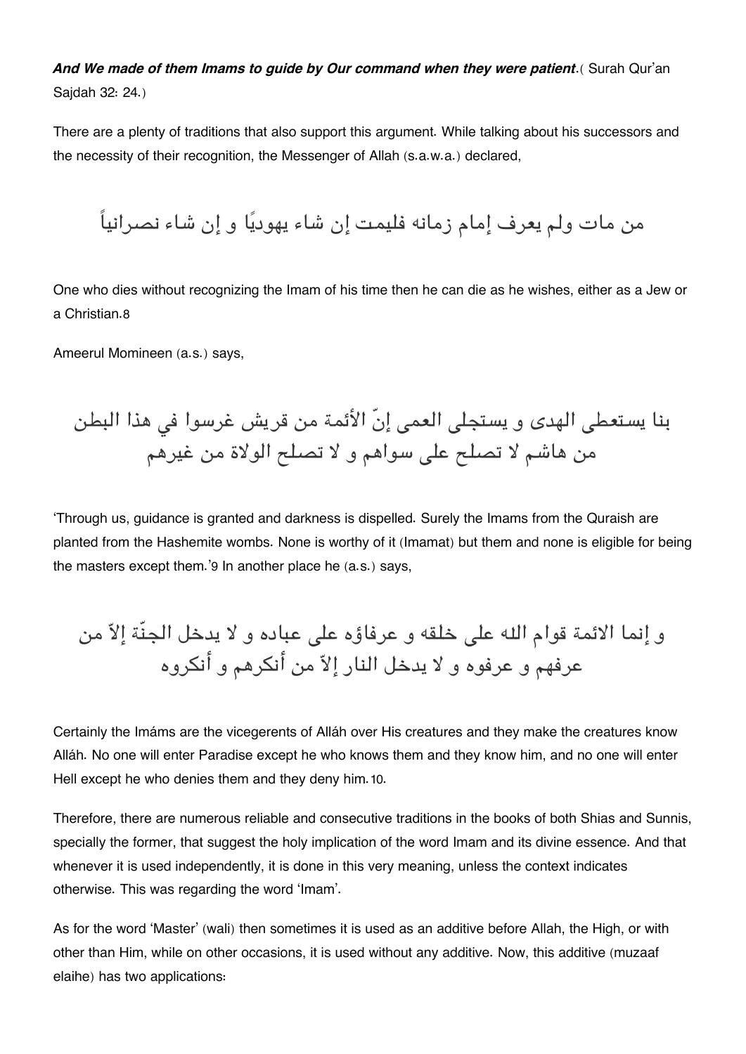***And We made of them Imams to guide by Our command when they were patient***.( Surah Qur'an Sajdah 32: 24.)

There are a plenty of traditions that also support this argument. While talking about his successors and the necessity of their recognition, the Messenger of Allah (s.a.w.a.) declared,

من مات ولم يعرف إمام زمانه فليمت إن شاء يهوديًا و إن شاء نصرانياً

One who dies without recognizing the Imam of his time then he can die as he wishes, either as a Jew or a Christian.8

Ameerul Momineen (a.s.) says,

بنا يستعطى الهدى و يستجلى العمى إنّ الأئمة من قريش غرسوا في هذا البطن من هاشم لا تصلح على سواهم و لا تصلح الولاة من غيرهم

'Through us, guidance is granted and darkness is dispelled. Surely the Imams from the Quraish are planted from the Hashemite wombs. None is worthy of it (Imamat) but them and none is eligible for being the masters except them.'9 In another place he (a.s.) says,

و إنما الائمة قوام الله على خلقه و عرفاؤه على عباده و لا يدخل الجنّة إلاّ من عرفهم و عرفوه و لا يدخل النار إلاّ من أنكرهم و أنكروه

Certainly the Imáms are the vicegerents of Alláh over His creatures and they make the creatures know Alláh. No one will enter Paradise except he who knows them and they know him, and no one will enter Hell except he who denies them and they deny him.10.

Therefore, there are numerous reliable and consecutive traditions in the books of both Shias and Sunnis, specially the former, that suggest the holy implication of the word Imam and its divine essence. And that whenever it is used independently, it is done in this very meaning, unless the context indicates otherwise. This was regarding the word 'Imam'.

As for the word 'Master' (wali) then sometimes it is used as an additive before Allah, the High, or with other than Him, while on other occasions, it is used without any additive. Now, this additive (muzaaf elaihe) has two applications: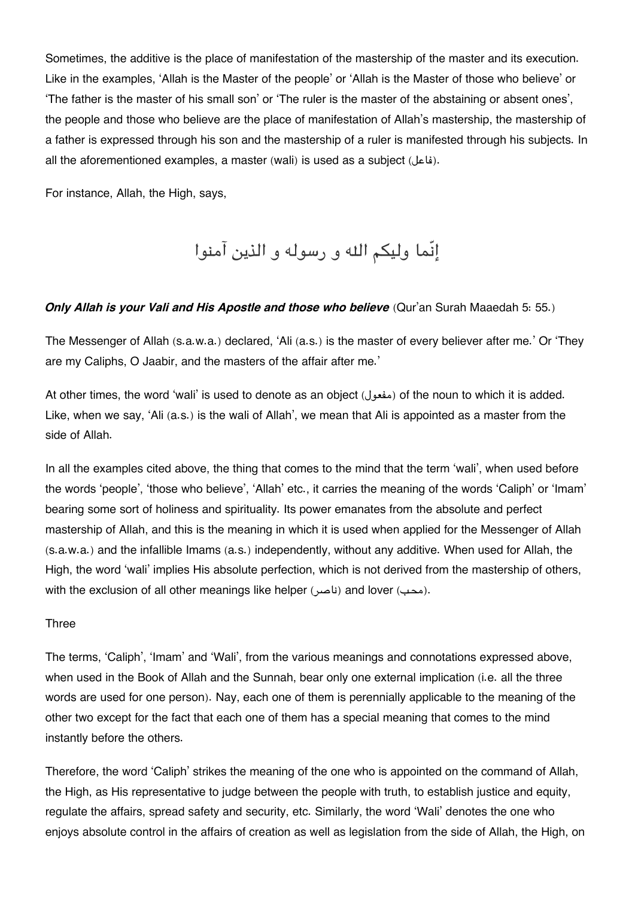Sometimes, the additive is the place of manifestation of the mastership of the master and its execution. Like in the examples, 'Allah is the Master of the people' or 'Allah is the Master of those who believe' or 'The father is the master of his small son' or 'The ruler is the master of the abstaining or absent ones', the people and those who believe are the place of manifestation of Allah's mastership, the mastership of a father is expressed through his son and the mastership of a ruler is manifested through his subjects. In all the aforementioned examples, a master (wali) is used as a subject (فاعل).

For instance, Allah, the High, says,

إنّما وليكم الله و رسوله و الذين آمنوا

***Only Allah is your Vali and His Apostle and those who believe*** (Qur'an Surah Maaedah 5: 55.)

The Messenger of Allah (s.a.w.a.) declared, 'Ali (a.s.) is the master of every believer after me.' Or 'They are my Caliphs, O Jaabir, and the masters of the affair after me.'

At other times, the word 'wali' is used to denote as an object (مفعول) of the noun to which it is added. Like, when we say, 'Ali (a.s.) is the wali of Allah', we mean that Ali is appointed as a master from the side of Allah.

In all the examples cited above, the thing that comes to the mind that the term 'wali', when used before the words 'people', 'those who believe', 'Allah' etc., it carries the meaning of the words 'Caliph' or 'Imam' bearing some sort of holiness and spirituality. Its power emanates from the absolute and perfect mastership of Allah, and this is the meaning in which it is used when applied for the Messenger of Allah (s.a.w.a.) and the infallible Imams (a.s.) independently, without any additive. When used for Allah, the High, the word 'wali' implies His absolute perfection, which is not derived from the mastership of others, with the exclusion of all other meanings like helper (ناصر) and lover (محب).

Three

The terms, 'Caliph', 'Imam' and 'Wali', from the various meanings and connotations expressed above, when used in the Book of Allah and the Sunnah, bear only one external implication (i.e. all the three words are used for one person). Nay, each one of them is perennially applicable to the meaning of the other two except for the fact that each one of them has a special meaning that comes to the mind instantly before the others.

Therefore, the word 'Caliph' strikes the meaning of the one who is appointed on the command of Allah, the High, as His representative to judge between the people with truth, to establish justice and equity, regulate the affairs, spread safety and security, etc. Similarly, the word 'Wali' denotes the one who enjoys absolute control in the affairs of creation as well as legislation from the side of Allah, the High, on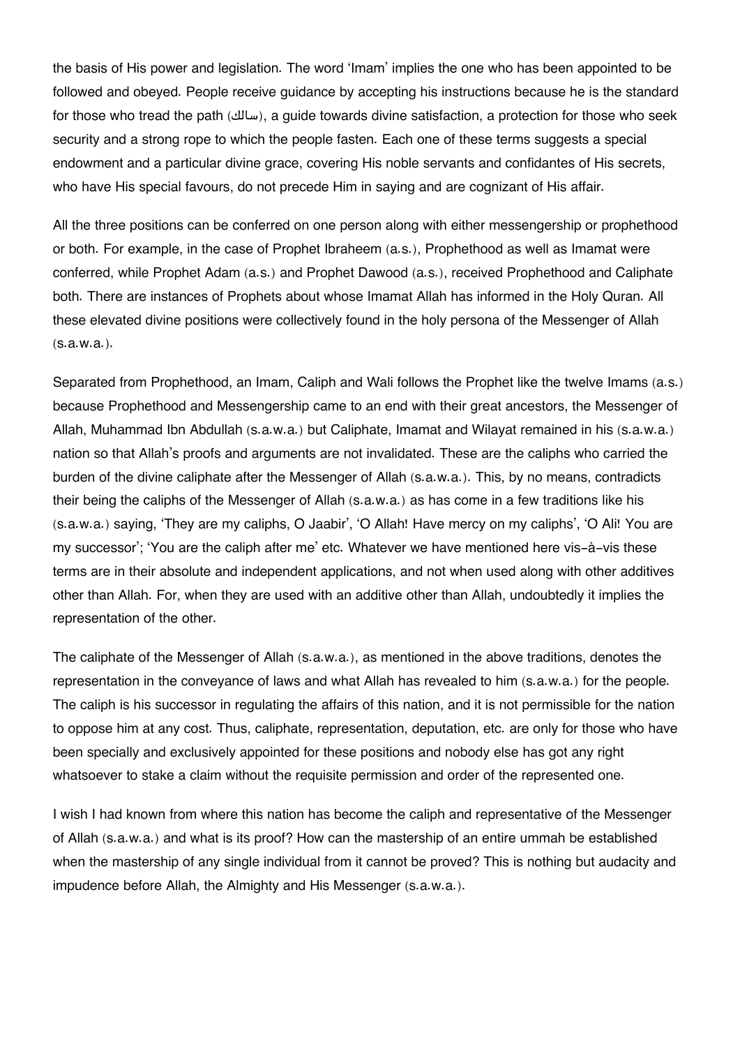the basis of His power and legislation. The word 'Imam' implies the one who has been appointed to be followed and obeyed. People receive guidance by accepting his instructions because he is the standard for those who tread the path (سالك), a guide towards divine satisfaction, a protection for those who seek security and a strong rope to which the people fasten. Each one of these terms suggests a special endowment and a particular divine grace, covering His noble servants and confidantes of His secrets, who have His special favours, do not precede Him in saying and are cognizant of His affair.

All the three positions can be conferred on one person along with either messengership or prophethood or both. For example, in the case of Prophet Ibraheem (a.s.), Prophethood as well as Imamat were conferred, while Prophet Adam (a.s.) and Prophet Dawood (a.s.), received Prophethood and Caliphate both. There are instances of Prophets about whose Imamat Allah has informed in the Holy Quran. All these elevated divine positions were collectively found in the holy persona of the Messenger of Allah (s.a.w.a.).

Separated from Prophethood, an Imam, Caliph and Wali follows the Prophet like the twelve Imams (a.s.) because Prophethood and Messengership came to an end with their great ancestors, the Messenger of Allah, Muhammad Ibn Abdullah (s.a.w.a.) but Caliphate, Imamat and Wilayat remained in his (s.a.w.a.) nation so that Allah's proofs and arguments are not invalidated. These are the caliphs who carried the burden of the divine caliphate after the Messenger of Allah (s.a.w.a.). This, by no means, contradicts their being the caliphs of the Messenger of Allah (s.a.w.a.) as has come in a few traditions like his (s.a.w.a.) saying, 'They are my caliphs, O Jaabir', 'O Allah! Have mercy on my caliphs', 'O Ali! You are my successor'; 'You are the caliph after me' etc. Whatever we have mentioned here vis-à-vis these terms are in their absolute and independent applications, and not when used along with other additives other than Allah. For, when they are used with an additive other than Allah, undoubtedly it implies the representation of the other.

The caliphate of the Messenger of Allah (s.a.w.a.), as mentioned in the above traditions, denotes the representation in the conveyance of laws and what Allah has revealed to him (s.a.w.a.) for the people. The caliph is his successor in regulating the affairs of this nation, and it is not permissible for the nation to oppose him at any cost. Thus, caliphate, representation, deputation, etc. are only for those who have been specially and exclusively appointed for these positions and nobody else has got any right whatsoever to stake a claim without the requisite permission and order of the represented one.

I wish I had known from where this nation has become the caliph and representative of the Messenger of Allah (s.a.w.a.) and what is its proof? How can the mastership of an entire ummah be established when the mastership of any single individual from it cannot be proved? This is nothing but audacity and impudence before Allah, the Almighty and His Messenger (s.a.w.a.).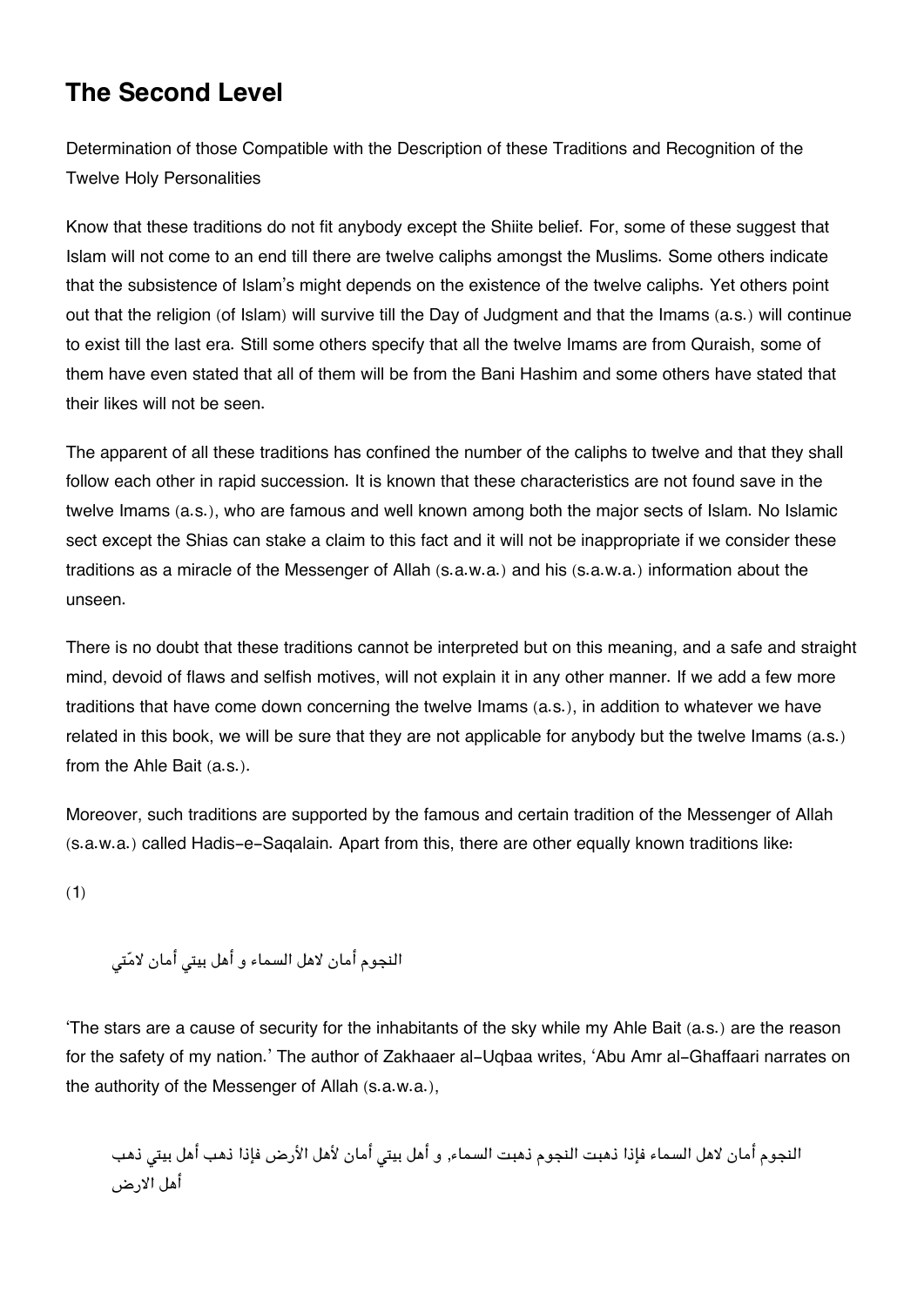## The Second Level

Determination of those Compatible with the Description of these Traditions and Recognition of the Twelve Holy Personalities

Know that these traditions do not fit anybody except the Shiite belief. For, some of these suggest that Islam will not come to an end till there are twelve caliphs amongst the Muslims. Some others indicate that the subsistence of Islam's might depends on the existence of the twelve caliphs. Yet others point out that the religion (of Islam) will survive till the Day of Judgment and that the Imams (a.s.) will continue to exist till the last era. Still some others specify that all the twelve Imams are from Quraish, some of them have even stated that all of them will be from the Bani Hashim and some others have stated that their likes will not be seen.

The apparent of all these traditions has confined the number of the caliphs to twelve and that they shall follow each other in rapid succession. It is known that these characteristics are not found save in the twelve Imams (a.s.), who are famous and well known among both the major sects of Islam. No Islamic sect except the Shias can stake a claim to this fact and it will not be inappropriate if we consider these traditions as a miracle of the Messenger of Allah (s.a.w.a.) and his (s.a.w.a.) information about the unseen.

There is no doubt that these traditions cannot be interpreted but on this meaning, and a safe and straight mind, devoid of flaws and selfish motives, will not explain it in any other manner. If we add a few more traditions that have come down concerning the twelve Imams (a.s.), in addition to whatever we have related in this book, we will be sure that they are not applicable for anybody but the twelve Imams (a.s.) from the Ahle Bait (a.s.).

Moreover, such traditions are supported by the famous and certain tradition of the Messenger of Allah (s.a.w.a.) called Hadis-e-Saqalain. Apart from this, there are other equally known traditions like:

(1)

النجوم أمان لاهل السماء و أهل بيتي أمان لامّتي

'The stars are a cause of security for the inhabitants of the sky while my Ahle Bait (a.s.) are the reason for the safety of my nation.' The author of Zakhaaer al-Uqbaa writes, 'Abu Amr al-Ghaffaari narrates on the authority of the Messenger of Allah (s.a.w.a.),

النجوم أمان لاهل السماء فإذا ذهبت النجوم ذهبت السماء, و أهل بيتي أمان لأهل الأرض فإذا ذهب أهل بيتي ذهب أهل الارض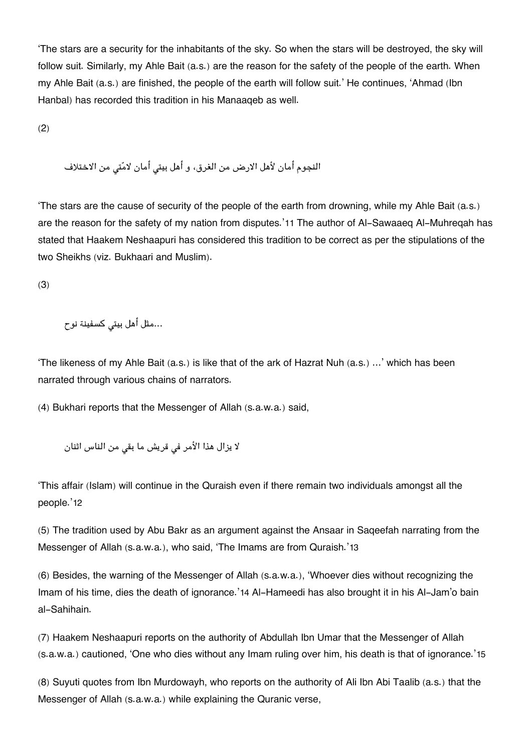'The stars are a security for the inhabitants of the sky. So when the stars will be destroyed, the sky will follow suit. Similarly, my Ahle Bait (a.s.) are the reason for the safety of the people of the earth. When my Ahle Bait (a.s.) are finished, the people of the earth will follow suit.' He continues, 'Ahmad (Ibn Hanbal) has recorded this tradition in his Manaaqeb as well.

(2)

النجوم أمان لأهل الارض من الغرق، و أهل بيتي أمان لامّتي من الاختلاف

'The stars are the cause of security of the people of the earth from drowning, while my Ahle Bait (a.s.) are the reason for the safety of my nation from disputes.'11 The author of Al-Sawaaeq Al-Muhreqah has stated that Haakem Neshaapuri has considered this tradition to be correct as per the stipulations of the two Sheikhs (viz. Bukhaari and Muslim).

(3)

مثل أهل بيتي كسفينة نوح...

'The likeness of my Ahle Bait (a.s.) is like that of the ark of Hazrat Nuh (a.s.) ...' which has been narrated through various chains of narrators.

(4) Bukhari reports that the Messenger of Allah (s.a.w.a.) said,

لا يزال هذا الأمر في قريش ما بقي من الناس اثنان

'This affair (Islam) will continue in the Quraish even if there remain two individuals amongst all the people.'12

(5) The tradition used by Abu Bakr as an argument against the Ansaar in Saqeefah narrating from the Messenger of Allah (s.a.w.a.), who said, 'The Imams are from Quraish.'13

(6) Besides, the warning of the Messenger of Allah (s.a.w.a.), 'Whoever dies without recognizing the Imam of his time, dies the death of ignorance.'14 Al-Hameedi has also brought it in his Al-Jam'o bain al-Sahihain.

(7) Haakem Neshaapuri reports on the authority of Abdullah Ibn Umar that the Messenger of Allah (s.a.w.a.) cautioned, 'One who dies without any Imam ruling over him, his death is that of ignorance.'15

(8) Suyuti quotes from Ibn Murdowayh, who reports on the authority of Ali Ibn Abi Taalib (a.s.) that the Messenger of Allah (s.a.w.a.) while explaining the Quranic verse,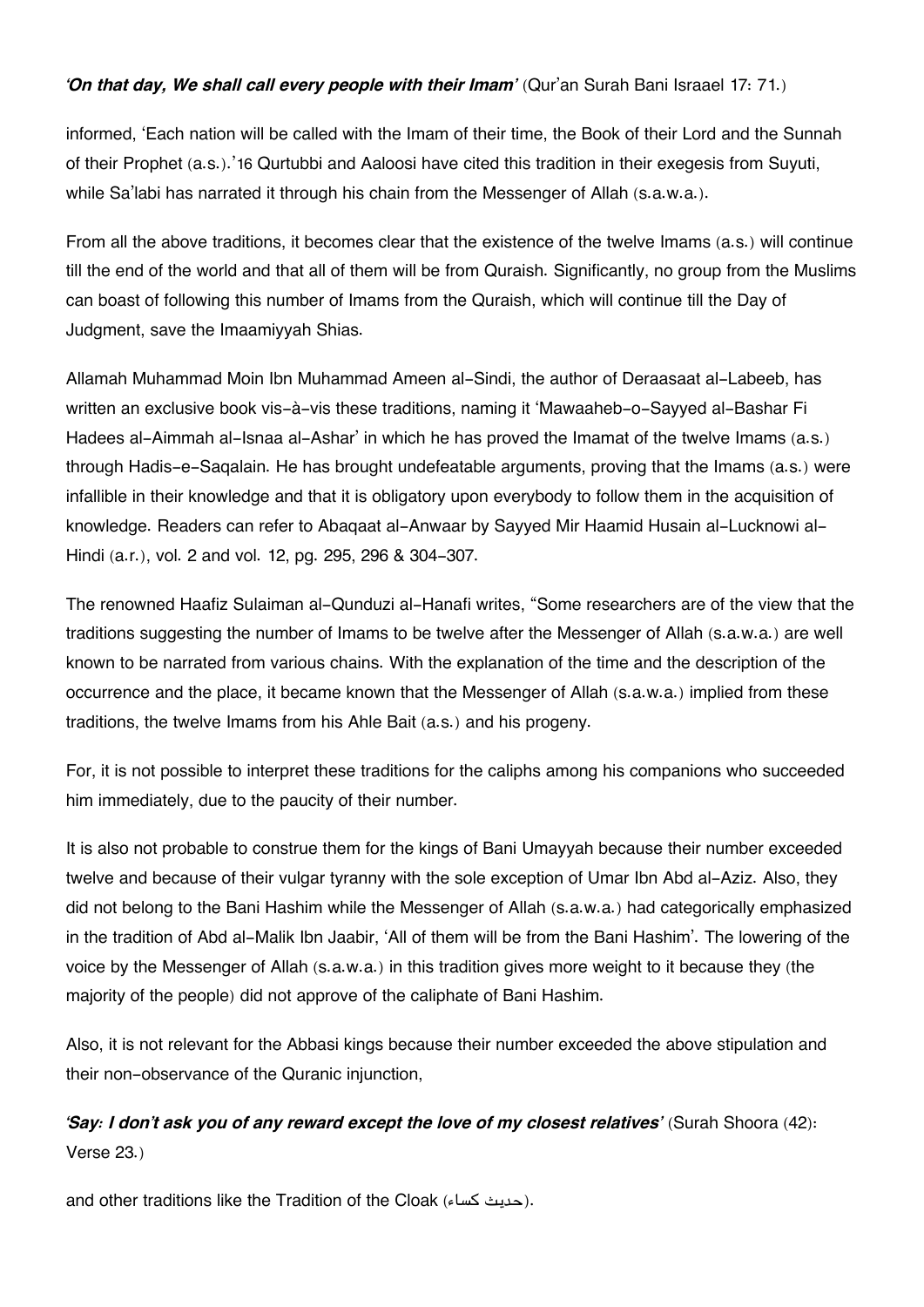*'On that day, We shall call every people with their Imam'* (Qur'an Surah Bani Israael 17: 71.)

informed, 'Each nation will be called with the Imam of their time, the Book of their Lord and the Sunnah of their Prophet (a.s.).'16 Qurtubbi and Aaloosi have cited this tradition in their exegesis from Suyuti, while Sa'labi has narrated it through his chain from the Messenger of Allah (s.a.w.a.).

From all the above traditions, it becomes clear that the existence of the twelve Imams (a.s.) will continue till the end of the world and that all of them will be from Quraish. Significantly, no group from the Muslims can boast of following this number of Imams from the Quraish, which will continue till the Day of Judgment, save the Imaamiyyah Shias.

Allamah Muhammad Moin Ibn Muhammad Ameen al-Sindi, the author of Deraasaat al-Labeeb, has written an exclusive book vis-à-vis these traditions, naming it 'Mawaaheb-o-Sayyed al-Bashar Fi Hadees al-Aimmah al-Isnaa al-Ashar' in which he has proved the Imamat of the twelve Imams (a.s.) through Hadis-e-Saqalain. He has brought undefeatable arguments, proving that the Imams (a.s.) were infallible in their knowledge and that it is obligatory upon everybody to follow them in the acquisition of knowledge. Readers can refer to Abaqaat al-Anwaar by Sayyed Mir Haamid Husain al-Lucknowi al-Hindi (a.r.), vol. 2 and vol. 12, pg. 295, 296 & 304-307.

The renowned Haafiz Sulaiman al-Qunduzi al-Hanafi writes, "Some researchers are of the view that the traditions suggesting the number of Imams to be twelve after the Messenger of Allah (s.a.w.a.) are well known to be narrated from various chains. With the explanation of the time and the description of the occurrence and the place, it became known that the Messenger of Allah (s.a.w.a.) implied from these traditions, the twelve Imams from his Ahle Bait (a.s.) and his progeny.

For, it is not possible to interpret these traditions for the caliphs among his companions who succeeded him immediately, due to the paucity of their number.

It is also not probable to construe them for the kings of Bani Umayyah because their number exceeded twelve and because of their vulgar tyranny with the sole exception of Umar Ibn Abd al-Aziz. Also, they did not belong to the Bani Hashim while the Messenger of Allah (s.a.w.a.) had categorically emphasized in the tradition of Abd al-Malik Ibn Jaabir, 'All of them will be from the Bani Hashim'. The lowering of the voice by the Messenger of Allah (s.a.w.a.) in this tradition gives more weight to it because they (the majority of the people) did not approve of the caliphate of Bani Hashim.

Also, it is not relevant for the Abbasi kings because their number exceeded the above stipulation and their non-observance of the Quranic injunction,

*'Say: I don't ask you of any reward except the love of my closest relatives'* (Surah Shoora (42): Verse 23.)

and other traditions like the Tradition of the Cloak (حدیث کساء).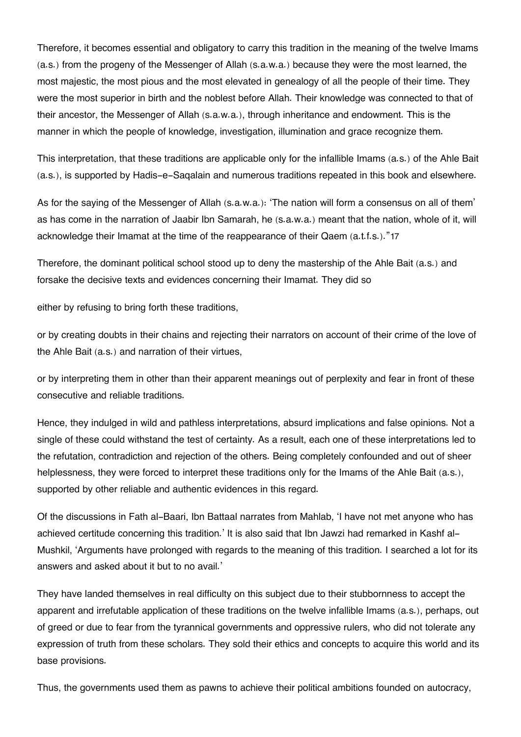Therefore, it becomes essential and obligatory to carry this tradition in the meaning of the twelve Imams (a.s.) from the progeny of the Messenger of Allah (s.a.w.a.) because they were the most learned, the most majestic, the most pious and the most elevated in genealogy of all the people of their time. They were the most superior in birth and the noblest before Allah. Their knowledge was connected to that of their ancestor, the Messenger of Allah (s.a.w.a.), through inheritance and endowment. This is the manner in which the people of knowledge, investigation, illumination and grace recognize them.

This interpretation, that these traditions are applicable only for the infallible Imams (a.s.) of the Ahle Bait (a.s.), is supported by Hadis-e-Saqalain and numerous traditions repeated in this book and elsewhere.

As for the saying of the Messenger of Allah (s.a.w.a.): 'The nation will form a consensus on all of them' as has come in the narration of Jaabir Ibn Samarah, he (s.a.w.a.) meant that the nation, whole of it, will acknowledge their Imamat at the time of the reappearance of their Qaem (a.t.f.s.)."[17]

Therefore, the dominant political school stood up to deny the mastership of the Ahle Bait (a.s.) and forsake the decisive texts and evidences concerning their Imamat. They did so

either by refusing to bring forth these traditions,

or by creating doubts in their chains and rejecting their narrators on account of their crime of the love of the Ahle Bait (a.s.) and narration of their virtues,

or by interpreting them in other than their apparent meanings out of perplexity and fear in front of these consecutive and reliable traditions.

Hence, they indulged in wild and pathless interpretations, absurd implications and false opinions. Not a single of these could withstand the test of certainty. As a result, each one of these interpretations led to the refutation, contradiction and rejection of the others. Being completely confounded and out of sheer helplessness, they were forced to interpret these traditions only for the Imams of the Ahle Bait (a.s.), supported by other reliable and authentic evidences in this regard.

Of the discussions in Fath al-Baari, Ibn Battaal narrates from Mahlab, 'I have not met anyone who has achieved certitude concerning this tradition.' It is also said that Ibn Jawzi had remarked in Kashf al-Mushkil, 'Arguments have prolonged with regards to the meaning of this tradition. I searched a lot for its answers and asked about it but to no avail.'

They have landed themselves in real difficulty on this subject due to their stubbornness to accept the apparent and irrefutable application of these traditions on the twelve infallible Imams (a.s.), perhaps, out of greed or due to fear from the tyrannical governments and oppressive rulers, who did not tolerate any expression of truth from these scholars. They sold their ethics and concepts to acquire this world and its base provisions.

Thus, the governments used them as pawns to achieve their political ambitions founded on autocracy,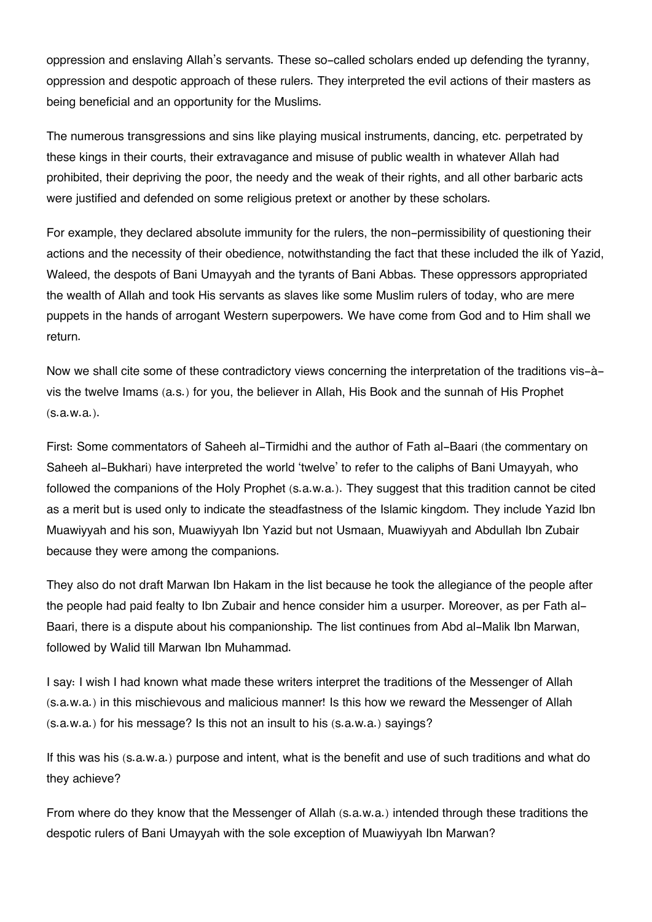oppression and enslaving Allah's servants. These so-called scholars ended up defending the tyranny, oppression and despotic approach of these rulers. They interpreted the evil actions of their masters as being beneficial and an opportunity for the Muslims.

The numerous transgressions and sins like playing musical instruments, dancing, etc. perpetrated by these kings in their courts, their extravagance and misuse of public wealth in whatever Allah had prohibited, their depriving the poor, the needy and the weak of their rights, and all other barbaric acts were justified and defended on some religious pretext or another by these scholars.

For example, they declared absolute immunity for the rulers, the non-permissibility of questioning their actions and the necessity of their obedience, notwithstanding the fact that these included the ilk of Yazid, Waleed, the despots of Bani Umayyah and the tyrants of Bani Abbas. These oppressors appropriated the wealth of Allah and took His servants as slaves like some Muslim rulers of today, who are mere puppets in the hands of arrogant Western superpowers. We have come from God and to Him shall we return.

Now we shall cite some of these contradictory views concerning the interpretation of the traditions vis-à-vis the twelve Imams (a.s.) for you, the believer in Allah, His Book and the sunnah of His Prophet (s.a.w.a.).

First: Some commentators of Saheeh al-Tirmidhi and the author of Fath al-Baari (the commentary on Saheeh al-Bukhari) have interpreted the world 'twelve' to refer to the caliphs of Bani Umayyah, who followed the companions of the Holy Prophet (s.a.w.a.). They suggest that this tradition cannot be cited as a merit but is used only to indicate the steadfastness of the Islamic kingdom. They include Yazid Ibn Muawiyyah and his son, Muawiyyah Ibn Yazid but not Usmaan, Muawiyyah and Abdullah Ibn Zubair because they were among the companions.

They also do not draft Marwan Ibn Hakam in the list because he took the allegiance of the people after the people had paid fealty to Ibn Zubair and hence consider him a usurper. Moreover, as per Fath al-Baari, there is a dispute about his companionship. The list continues from Abd al-Malik Ibn Marwan, followed by Walid till Marwan Ibn Muhammad.

I say: I wish I had known what made these writers interpret the traditions of the Messenger of Allah (s.a.w.a.) in this mischievous and malicious manner! Is this how we reward the Messenger of Allah (s.a.w.a.) for his message? Is this not an insult to his (s.a.w.a.) sayings?

If this was his (s.a.w.a.) purpose and intent, what is the benefit and use of such traditions and what do they achieve?

From where do they know that the Messenger of Allah (s.a.w.a.) intended through these traditions the despotic rulers of Bani Umayyah with the sole exception of Muawiyyah Ibn Marwan?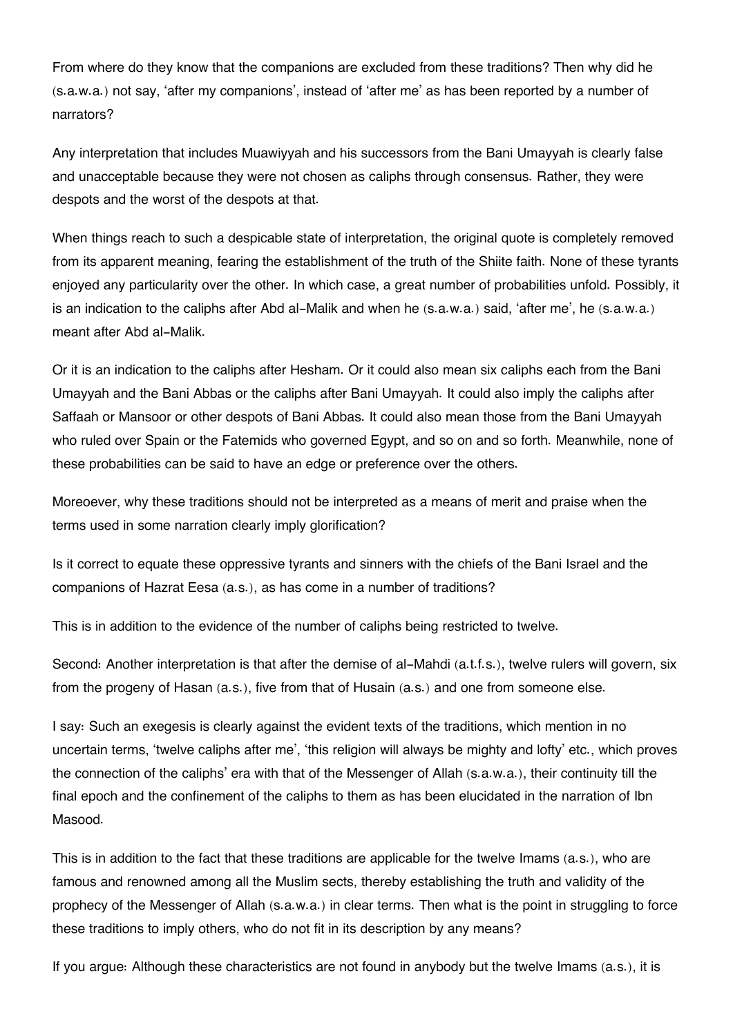From where do they know that the companions are excluded from these traditions? Then why did he (s.a.w.a.) not say, 'after my companions', instead of 'after me' as has been reported by a number of narrators?

Any interpretation that includes Muawiyyah and his successors from the Bani Umayyah is clearly false and unacceptable because they were not chosen as caliphs through consensus. Rather, they were despots and the worst of the despots at that.

When things reach to such a despicable state of interpretation, the original quote is completely removed from its apparent meaning, fearing the establishment of the truth of the Shiite faith. None of these tyrants enjoyed any particularity over the other. In which case, a great number of probabilities unfold. Possibly, it is an indication to the caliphs after Abd al-Malik and when he (s.a.w.a.) said, 'after me', he (s.a.w.a.) meant after Abd al-Malik.

Or it is an indication to the caliphs after Hesham. Or it could also mean six caliphs each from the Bani Umayyah and the Bani Abbas or the caliphs after Bani Umayyah. It could also imply the caliphs after Saffaah or Mansoor or other despots of Bani Abbas. It could also mean those from the Bani Umayyah who ruled over Spain or the Fatemids who governed Egypt, and so on and so forth. Meanwhile, none of these probabilities can be said to have an edge or preference over the others.

Moreoever, why these traditions should not be interpreted as a means of merit and praise when the terms used in some narration clearly imply glorification?

Is it correct to equate these oppressive tyrants and sinners with the chiefs of the Bani Israel and the companions of Hazrat Eesa (a.s.), as has come in a number of traditions?

This is in addition to the evidence of the number of caliphs being restricted to twelve.

Second: Another interpretation is that after the demise of al-Mahdi (a.t.f.s.), twelve rulers will govern, six from the progeny of Hasan (a.s.), five from that of Husain (a.s.) and one from someone else.

I say: Such an exegesis is clearly against the evident texts of the traditions, which mention in no uncertain terms, 'twelve caliphs after me', 'this religion will always be mighty and lofty' etc., which proves the connection of the caliphs' era with that of the Messenger of Allah (s.a.w.a.), their continuity till the final epoch and the confinement of the caliphs to them as has been elucidated in the narration of Ibn Masood.

This is in addition to the fact that these traditions are applicable for the twelve Imams (a.s.), who are famous and renowned among all the Muslim sects, thereby establishing the truth and validity of the prophecy of the Messenger of Allah (s.a.w.a.) in clear terms. Then what is the point in struggling to force these traditions to imply others, who do not fit in its description by any means?

If you argue: Although these characteristics are not found in anybody but the twelve Imams (a.s.), it is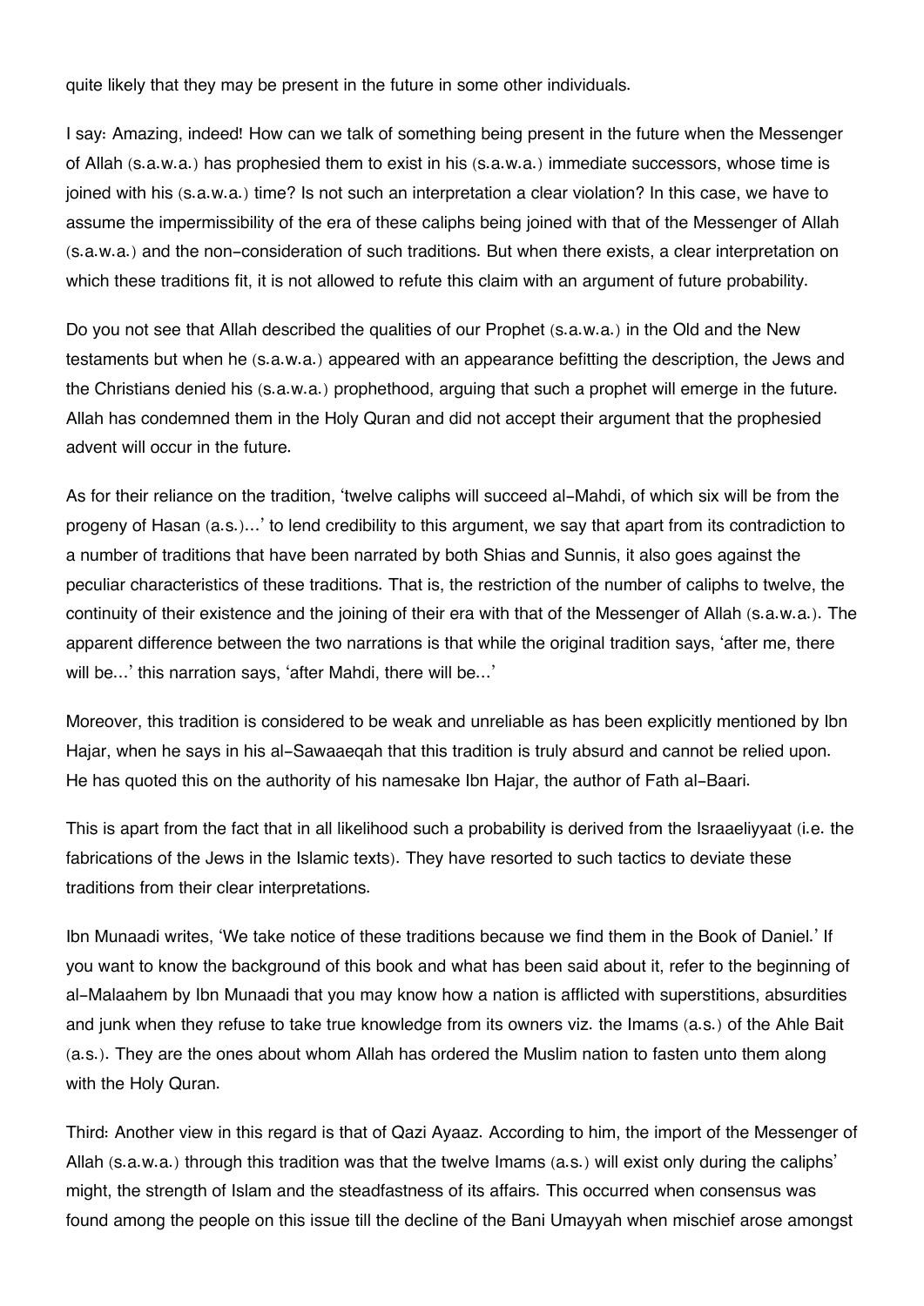quite likely that they may be present in the future in some other individuals.

I say: Amazing, indeed! How can we talk of something being present in the future when the Messenger of Allah (s.a.w.a.) has prophesied them to exist in his (s.a.w.a.) immediate successors, whose time is joined with his (s.a.w.a.) time? Is not such an interpretation a clear violation? In this case, we have to assume the impermissibility of the era of these caliphs being joined with that of the Messenger of Allah (s.a.w.a.) and the non-consideration of such traditions. But when there exists, a clear interpretation on which these traditions fit, it is not allowed to refute this claim with an argument of future probability.

Do you not see that Allah described the qualities of our Prophet (s.a.w.a.) in the Old and the New testaments but when he (s.a.w.a.) appeared with an appearance befitting the description, the Jews and the Christians denied his (s.a.w.a.) prophethood, arguing that such a prophet will emerge in the future. Allah has condemned them in the Holy Quran and did not accept their argument that the prophesied advent will occur in the future.

As for their reliance on the tradition, 'twelve caliphs will succeed al-Mahdi, of which six will be from the progeny of Hasan (a.s.)...' to lend credibility to this argument, we say that apart from its contradiction to a number of traditions that have been narrated by both Shias and Sunnis, it also goes against the peculiar characteristics of these traditions. That is, the restriction of the number of caliphs to twelve, the continuity of their existence and the joining of their era with that of the Messenger of Allah (s.a.w.a.). The apparent difference between the two narrations is that while the original tradition says, 'after me, there will be...' this narration says, 'after Mahdi, there will be...'

Moreover, this tradition is considered to be weak and unreliable as has been explicitly mentioned by Ibn Hajar, when he says in his al-Sawaaeqah that this tradition is truly absurd and cannot be relied upon. He has quoted this on the authority of his namesake Ibn Hajar, the author of Fath al-Baari.

This is apart from the fact that in all likelihood such a probability is derived from the Israaeliyyaat (i.e. the fabrications of the Jews in the Islamic texts). They have resorted to such tactics to deviate these traditions from their clear interpretations.

Ibn Munaadi writes, 'We take notice of these traditions because we find them in the Book of Daniel.' If you want to know the background of this book and what has been said about it, refer to the beginning of al-Malaahem by Ibn Munaadi that you may know how a nation is afflicted with superstitions, absurdities and junk when they refuse to take true knowledge from its owners viz. the Imams (a.s.) of the Ahle Bait (a.s.). They are the ones about whom Allah has ordered the Muslim nation to fasten unto them along with the Holy Quran.

Third: Another view in this regard is that of Qazi Ayaaz. According to him, the import of the Messenger of Allah (s.a.w.a.) through this tradition was that the twelve Imams (a.s.) will exist only during the caliphs' might, the strength of Islam and the steadfastness of its affairs. This occurred when consensus was found among the people on this issue till the decline of the Bani Umayyah when mischief arose amongst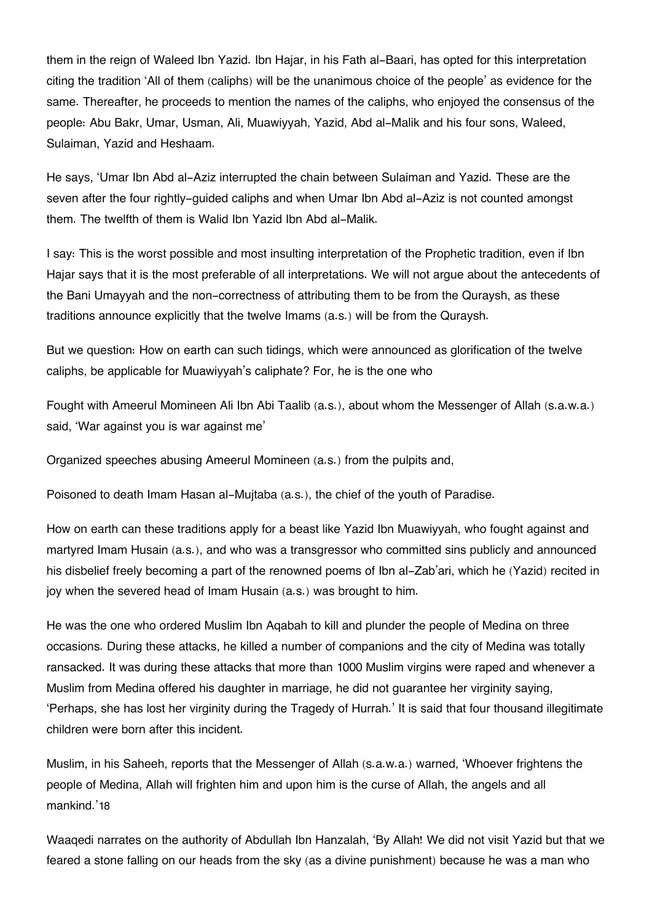them in the reign of Waleed Ibn Yazid. Ibn Hajar, in his Fath al-Baari, has opted for this interpretation citing the tradition 'All of them (caliphs) will be the unanimous choice of the people' as evidence for the same. Thereafter, he proceeds to mention the names of the caliphs, who enjoyed the consensus of the people: Abu Bakr, Umar, Usman, Ali, Muawiyyah, Yazid, Abd al-Malik and his four sons, Waleed, Sulaiman, Yazid and Heshaam.

He says, 'Umar Ibn Abd al-Aziz interrupted the chain between Sulaiman and Yazid. These are the seven after the four rightly-guided caliphs and when Umar Ibn Abd al-Aziz is not counted amongst them. The twelfth of them is Walid Ibn Yazid Ibn Abd al-Malik.

I say: This is the worst possible and most insulting interpretation of the Prophetic tradition, even if Ibn Hajar says that it is the most preferable of all interpretations. We will not argue about the antecedents of the Bani Umayyah and the non-correctness of attributing them to be from the Quraysh, as these traditions announce explicitly that the twelve Imams (a.s.) will be from the Quraysh.

But we question: How on earth can such tidings, which were announced as glorification of the twelve caliphs, be applicable for Muawiyyah's caliphate? For, he is the one who

Fought with Ameerul Momineen Ali Ibn Abi Taalib (a.s.), about whom the Messenger of Allah (s.a.w.a.) said, 'War against you is war against me'

Organized speeches abusing Ameerul Momineen (a.s.) from the pulpits and,

Poisoned to death Imam Hasan al-Mujtaba (a.s.), the chief of the youth of Paradise.

How on earth can these traditions apply for a beast like Yazid Ibn Muawiyyah, who fought against and martyred Imam Husain (a.s.), and who was a transgressor who committed sins publicly and announced his disbelief freely becoming a part of the renowned poems of Ibn al-Zab'ari, which he (Yazid) recited in joy when the severed head of Imam Husain (a.s.) was brought to him.

He was the one who ordered Muslim Ibn Aqabah to kill and plunder the people of Medina on three occasions. During these attacks, he killed a number of companions and the city of Medina was totally ransacked. It was during these attacks that more than 1000 Muslim virgins were raped and whenever a Muslim from Medina offered his daughter in marriage, he did not guarantee her virginity saying, 'Perhaps, she has lost her virginity during the Tragedy of Hurrah.' It is said that four thousand illegitimate children were born after this incident.

Muslim, in his Saheeh, reports that the Messenger of Allah (s.a.w.a.) warned, 'Whoever frightens the people of Medina, Allah will frighten him and upon him is the curse of Allah, the angels and all mankind.'[18]

Waaqedi narrates on the authority of Abdullah Ibn Hanzalah, 'By Allah! We did not visit Yazid but that we feared a stone falling on our heads from the sky (as a divine punishment) because he was a man who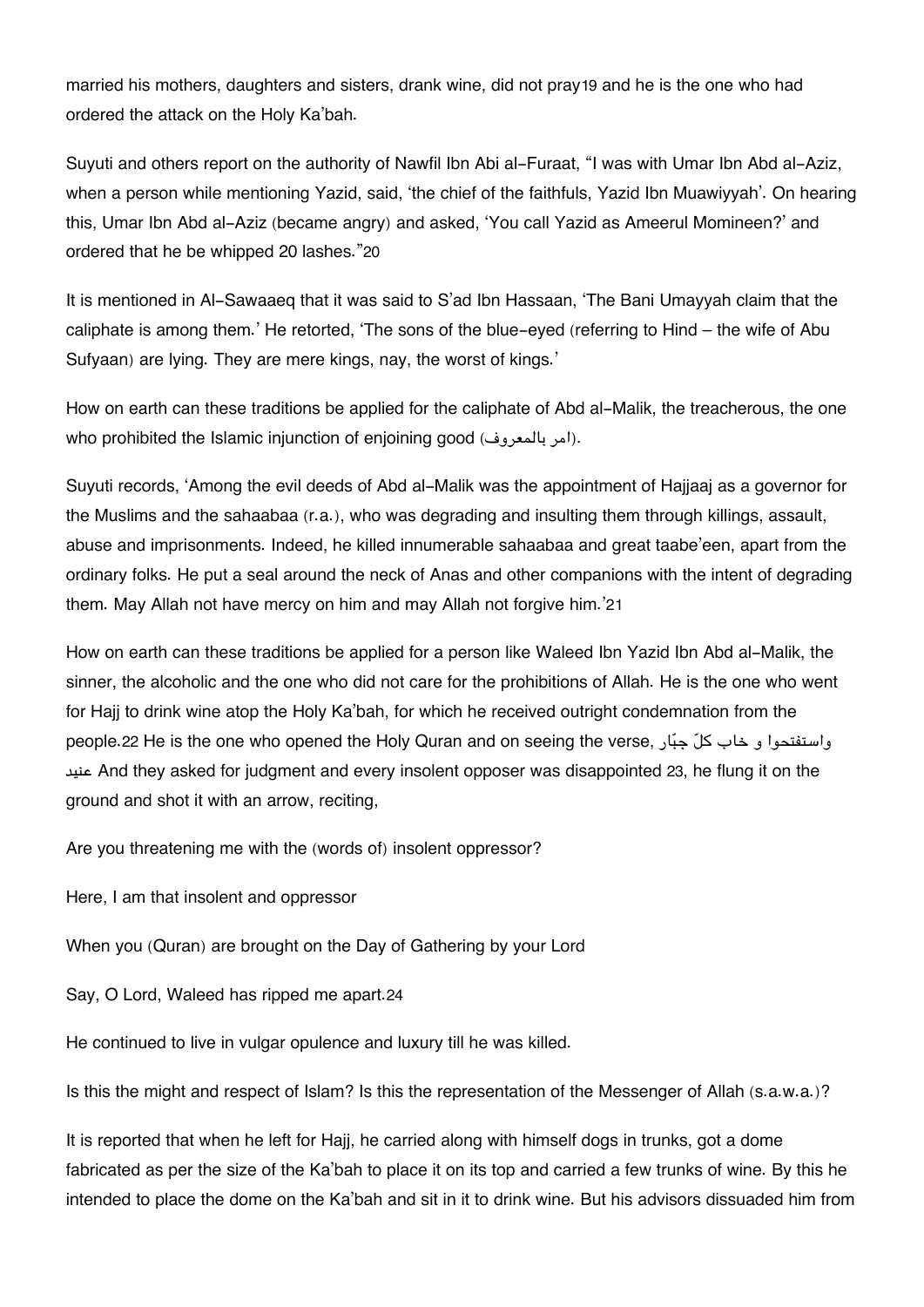married his mothers, daughters and sisters, drank wine, did not pray[19] and he is the one who had ordered the attack on the Holy Ka'bah.

Suyuti and others report on the authority of Nawfil Ibn Abi al-Furaat, "I was with Umar Ibn Abd al-Aziz, when a person while mentioning Yazid, said, 'the chief of the faithfuls, Yazid Ibn Muawiyyah'. On hearing this, Umar Ibn Abd al-Aziz (became angry) and asked, 'You call Yazid as Ameerul Momineen?' and ordered that he be whipped 20 lashes."[20]

It is mentioned in Al-Sawaaeq that it was said to S'ad Ibn Hassaan, 'The Bani Umayyah claim that the caliphate is among them.' He retorted, 'The sons of the blue-eyed (referring to Hind – the wife of Abu Sufyaan) are lying. They are mere kings, nay, the worst of kings.'

How on earth can these traditions be applied for the caliphate of Abd al-Malik, the treacherous, the one who prohibited the Islamic injunction of enjoining good (امر بالمعروف).

Suyuti records, 'Among the evil deeds of Abd al-Malik was the appointment of Hajjaaj as a governor for the Muslims and the sahaabaa (r.a.), who was degrading and insulting them through killings, assault, abuse and imprisonments. Indeed, he killed innumerable sahaabaa and great taabe'een, apart from the ordinary folks. He put a seal around the neck of Anas and other companions with the intent of degrading them. May Allah not have mercy on him and may Allah not forgive him.'[21]

How on earth can these traditions be applied for a person like Waleed Ibn Yazid Ibn Abd al-Malik, the sinner, the alcoholic and the one who did not care for the prohibitions of Allah. He is the one who went for Hajj to drink wine atop the Holy Ka'bah, for which he received outright condemnation from the people.[22] He is the one who opened the Holy Quran and on seeing the verse, واستفتحوا و خاب كلّ جبّار عنيد And they asked for judgment and every insolent opposer was disappointed [23], he flung it on the ground and shot it with an arrow, reciting,

Are you threatening me with the (words of) insolent oppressor?

Here, I am that insolent and oppressor

When you (Quran) are brought on the Day of Gathering by your Lord

Say, O Lord, Waleed has ripped me apart.[24]

He continued to live in vulgar opulence and luxury till he was killed.

Is this the might and respect of Islam? Is this the representation of the Messenger of Allah (s.a.w.a.)?

It is reported that when he left for Hajj, he carried along with himself dogs in trunks, got a dome fabricated as per the size of the Ka'bah to place it on its top and carried a few trunks of wine. By this he intended to place the dome on the Ka'bah and sit in it to drink wine. But his advisors dissuaded him from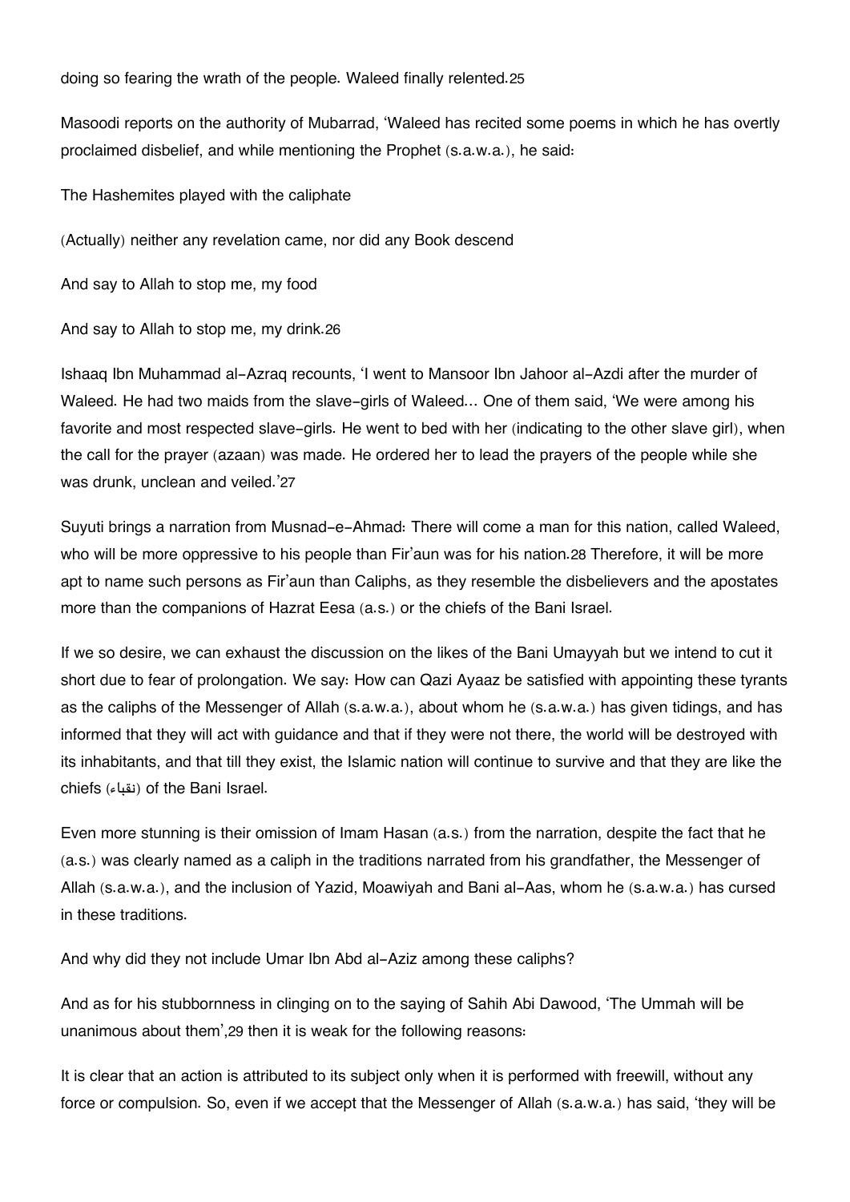doing so fearing the wrath of the people. Waleed finally relented.[25]

Masoodi reports on the authority of Mubarrad, 'Waleed has recited some poems in which he has overtly proclaimed disbelief, and while mentioning the Prophet (s.a.w.a.), he said:

The Hashemites played with the caliphate

(Actually) neither any revelation came, nor did any Book descend

And say to Allah to stop me, my food

And say to Allah to stop me, my drink.[26]

Ishaaq Ibn Muhammad al-Azraq recounts, 'I went to Mansoor Ibn Jahoor al-Azdi after the murder of Waleed. He had two maids from the slave-girls of Waleed... One of them said, 'We were among his favorite and most respected slave-girls. He went to bed with her (indicating to the other slave girl), when the call for the prayer (azaan) was made. He ordered her to lead the prayers of the people while she was drunk, unclean and veiled.'[27]

Suyuti brings a narration from Musnad-e-Ahmad: There will come a man for this nation, called Waleed, who will be more oppressive to his people than Fir'aun was for his nation.[28] Therefore, it will be more apt to name such persons as Fir'aun than Caliphs, as they resemble the disbelievers and the apostates more than the companions of Hazrat Eesa (a.s.) or the chiefs of the Bani Israel.

If we so desire, we can exhaust the discussion on the likes of the Bani Umayyah but we intend to cut it short due to fear of prolongation. We say: How can Qazi Ayaaz be satisfied with appointing these tyrants as the caliphs of the Messenger of Allah (s.a.w.a.), about whom he (s.a.w.a.) has given tidings, and has informed that they will act with guidance and that if they were not there, the world will be destroyed with its inhabitants, and that till they exist, the Islamic nation will continue to survive and that they are like the chiefs (نقباء) of the Bani Israel.

Even more stunning is their omission of Imam Hasan (a.s.) from the narration, despite the fact that he (a.s.) was clearly named as a caliph in the traditions narrated from his grandfather, the Messenger of Allah (s.a.w.a.), and the inclusion of Yazid, Moawiyah and Bani al-Aas, whom he (s.a.w.a.) has cursed in these traditions.

And why did they not include Umar Ibn Abd al-Aziz among these caliphs?

And as for his stubbornness in clinging on to the saying of Sahih Abi Dawood, 'The Ummah will be unanimous about them',[29] then it is weak for the following reasons:

It is clear that an action is attributed to its subject only when it is performed with freewill, without any force or compulsion. So, even if we accept that the Messenger of Allah (s.a.w.a.) has said, 'they will be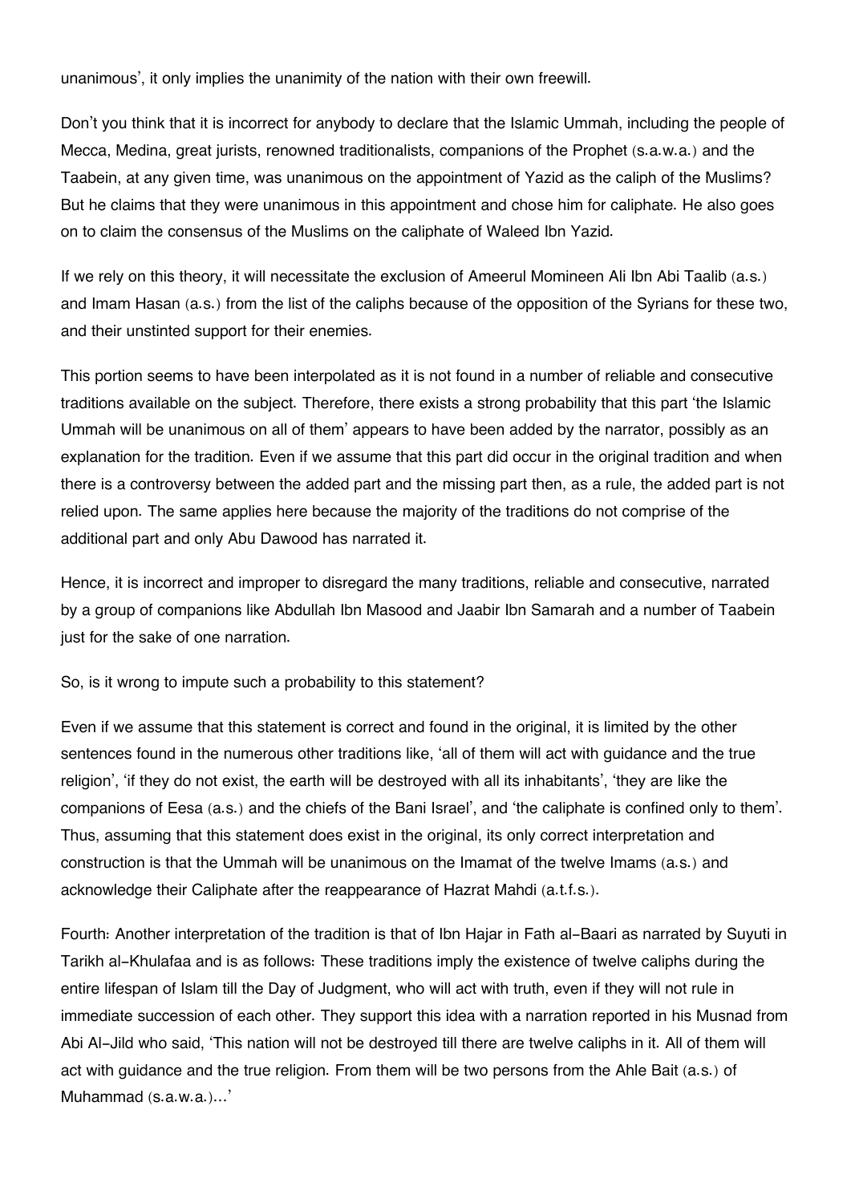unanimous', it only implies the unanimity of the nation with their own freewill.

Don't you think that it is incorrect for anybody to declare that the Islamic Ummah, including the people of Mecca, Medina, great jurists, renowned traditionalists, companions of the Prophet (s.a.w.a.) and the Taabein, at any given time, was unanimous on the appointment of Yazid as the caliph of the Muslims? But he claims that they were unanimous in this appointment and chose him for caliphate. He also goes on to claim the consensus of the Muslims on the caliphate of Waleed Ibn Yazid.

If we rely on this theory, it will necessitate the exclusion of Ameerul Momineen Ali Ibn Abi Taalib (a.s.) and Imam Hasan (a.s.) from the list of the caliphs because of the opposition of the Syrians for these two, and their unstinted support for their enemies.

This portion seems to have been interpolated as it is not found in a number of reliable and consecutive traditions available on the subject. Therefore, there exists a strong probability that this part 'the Islamic Ummah will be unanimous on all of them' appears to have been added by the narrator, possibly as an explanation for the tradition. Even if we assume that this part did occur in the original tradition and when there is a controversy between the added part and the missing part then, as a rule, the added part is not relied upon. The same applies here because the majority of the traditions do not comprise of the additional part and only Abu Dawood has narrated it.

Hence, it is incorrect and improper to disregard the many traditions, reliable and consecutive, narrated by a group of companions like Abdullah Ibn Masood and Jaabir Ibn Samarah and a number of Taabein just for the sake of one narration.

So, is it wrong to impute such a probability to this statement?

Even if we assume that this statement is correct and found in the original, it is limited by the other sentences found in the numerous other traditions like, 'all of them will act with guidance and the true religion', 'if they do not exist, the earth will be destroyed with all its inhabitants', 'they are like the companions of Eesa (a.s.) and the chiefs of the Bani Israel', and 'the caliphate is confined only to them'. Thus, assuming that this statement does exist in the original, its only correct interpretation and construction is that the Ummah will be unanimous on the Imamat of the twelve Imams (a.s.) and acknowledge their Caliphate after the reappearance of Hazrat Mahdi (a.t.f.s.).

Fourth: Another interpretation of the tradition is that of Ibn Hajar in Fath al-Baari as narrated by Suyuti in Tarikh al-Khulafaa and is as follows: These traditions imply the existence of twelve caliphs during the entire lifespan of Islam till the Day of Judgment, who will act with truth, even if they will not rule in immediate succession of each other. They support this idea with a narration reported in his Musnad from Abi Al-Jild who said, 'This nation will not be destroyed till there are twelve caliphs in it. All of them will act with guidance and the true religion. From them will be two persons from the Ahle Bait (a.s.) of Muhammad (s.a.w.a.)...'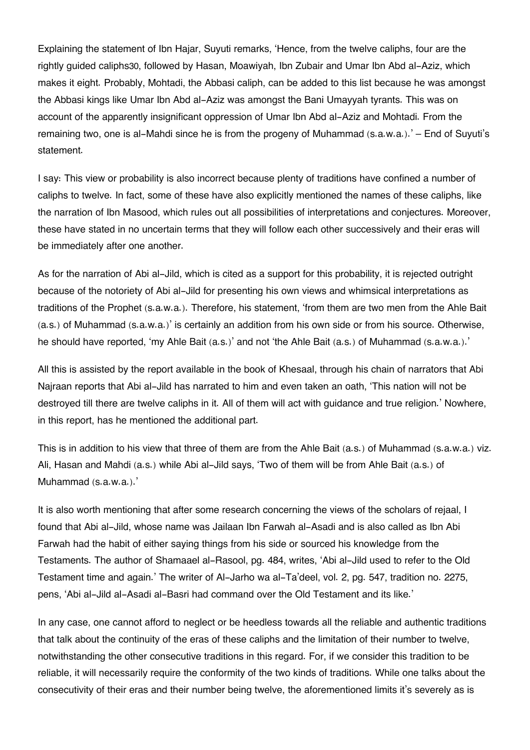Explaining the statement of Ibn Hajar, Suyuti remarks, 'Hence, from the twelve caliphs, four are the rightly guided caliphs[30], followed by Hasan, Moawiyah, Ibn Zubair and Umar Ibn Abd al-Aziz, which makes it eight. Probably, Mohtadi, the Abbasi caliph, can be added to this list because he was amongst the Abbasi kings like Umar Ibn Abd al-Aziz was amongst the Bani Umayyah tyrants. This was on account of the apparently insignificant oppression of Umar Ibn Abd al-Aziz and Mohtadi. From the remaining two, one is al-Mahdi since he is from the progeny of Muhammad (s.a.w.a.).' – End of Suyuti's statement.

I say: This view or probability is also incorrect because plenty of traditions have confined a number of caliphs to twelve. In fact, some of these have also explicitly mentioned the names of these caliphs, like the narration of Ibn Masood, which rules out all possibilities of interpretations and conjectures. Moreover, these have stated in no uncertain terms that they will follow each other successively and their eras will be immediately after one another.

As for the narration of Abi al-Jild, which is cited as a support for this probability, it is rejected outright because of the notoriety of Abi al-Jild for presenting his own views and whimsical interpretations as traditions of the Prophet (s.a.w.a.). Therefore, his statement, 'from them are two men from the Ahle Bait (a.s.) of Muhammad (s.a.w.a.)' is certainly an addition from his own side or from his source. Otherwise, he should have reported, 'my Ahle Bait (a.s.)' and not 'the Ahle Bait (a.s.) of Muhammad (s.a.w.a.).'

All this is assisted by the report available in the book of Khesaal, through his chain of narrators that Abi Najraan reports that Abi al-Jild has narrated to him and even taken an oath, 'This nation will not be destroyed till there are twelve caliphs in it. All of them will act with guidance and true religion.' Nowhere, in this report, has he mentioned the additional part.

This is in addition to his view that three of them are from the Ahle Bait (a.s.) of Muhammad (s.a.w.a.) viz. Ali, Hasan and Mahdi (a.s.) while Abi al-Jild says, 'Two of them will be from Ahle Bait (a.s.) of Muhammad (s.a.w.a.).'

It is also worth mentioning that after some research concerning the views of the scholars of rejaal, I found that Abi al-Jild, whose name was Jailaan Ibn Farwah al-Asadi and is also called as Ibn Abi Farwah had the habit of either saying things from his side or sourced his knowledge from the Testaments. The author of Shamaael al-Rasool, pg. 484, writes, 'Abi al-Jild used to refer to the Old Testament time and again.' The writer of Al-Jarho wa al-Ta'deel, vol. 2, pg. 547, tradition no. 2275, pens, 'Abi al-Jild al-Asadi al-Basri had command over the Old Testament and its like.'

In any case, one cannot afford to neglect or be heedless towards all the reliable and authentic traditions that talk about the continuity of the eras of these caliphs and the limitation of their number to twelve, notwithstanding the other consecutive traditions in this regard. For, if we consider this tradition to be reliable, it will necessarily require the conformity of the two kinds of traditions. While one talks about the consecutivity of their eras and their number being twelve, the aforementioned limits it's severely as is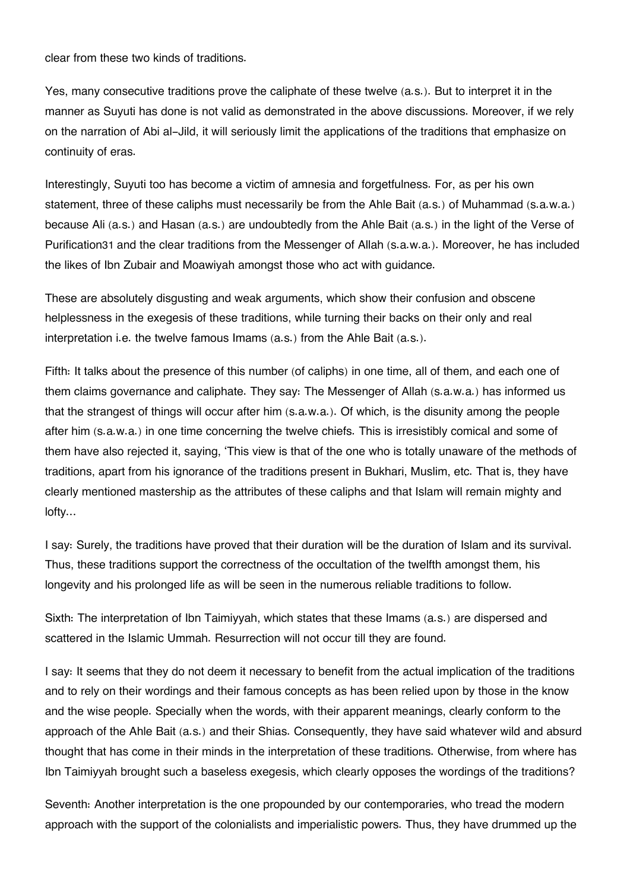clear from these two kinds of traditions.

Yes, many consecutive traditions prove the caliphate of these twelve (a.s.). But to interpret it in the manner as Suyuti has done is not valid as demonstrated in the above discussions. Moreover, if we rely on the narration of Abi al-Jild, it will seriously limit the applications of the traditions that emphasize on continuity of eras.

Interestingly, Suyuti too has become a victim of amnesia and forgetfulness. For, as per his own statement, three of these caliphs must necessarily be from the Ahle Bait (a.s.) of Muhammad (s.a.w.a.) because Ali (a.s.) and Hasan (a.s.) are undoubtedly from the Ahle Bait (a.s.) in the light of the Verse of Purification[31] and the clear traditions from the Messenger of Allah (s.a.w.a.). Moreover, he has included the likes of Ibn Zubair and Moawiyah amongst those who act with guidance.

These are absolutely disgusting and weak arguments, which show their confusion and obscene helplessness in the exegesis of these traditions, while turning their backs on their only and real interpretation i.e. the twelve famous Imams (a.s.) from the Ahle Bait (a.s.).

Fifth: It talks about the presence of this number (of caliphs) in one time, all of them, and each one of them claims governance and caliphate. They say: The Messenger of Allah (s.a.w.a.) has informed us that the strangest of things will occur after him (s.a.w.a.). Of which, is the disunity among the people after him (s.a.w.a.) in one time concerning the twelve chiefs. This is irresistibly comical and some of them have also rejected it, saying, 'This view is that of the one who is totally unaware of the methods of traditions, apart from his ignorance of the traditions present in Bukhari, Muslim, etc. That is, they have clearly mentioned mastership as the attributes of these caliphs and that Islam will remain mighty and lofty...

I say: Surely, the traditions have proved that their duration will be the duration of Islam and its survival. Thus, these traditions support the correctness of the occultation of the twelfth amongst them, his longevity and his prolonged life as will be seen in the numerous reliable traditions to follow.

Sixth: The interpretation of Ibn Taimiyyah, which states that these Imams (a.s.) are dispersed and scattered in the Islamic Ummah. Resurrection will not occur till they are found.

I say: It seems that they do not deem it necessary to benefit from the actual implication of the traditions and to rely on their wordings and their famous concepts as has been relied upon by those in the know and the wise people. Specially when the words, with their apparent meanings, clearly conform to the approach of the Ahle Bait (a.s.) and their Shias. Consequently, they have said whatever wild and absurd thought that has come in their minds in the interpretation of these traditions. Otherwise, from where has Ibn Taimiyyah brought such a baseless exegesis, which clearly opposes the wordings of the traditions?

Seventh: Another interpretation is the one propounded by our contemporaries, who tread the modern approach with the support of the colonialists and imperialistic powers. Thus, they have drummed up the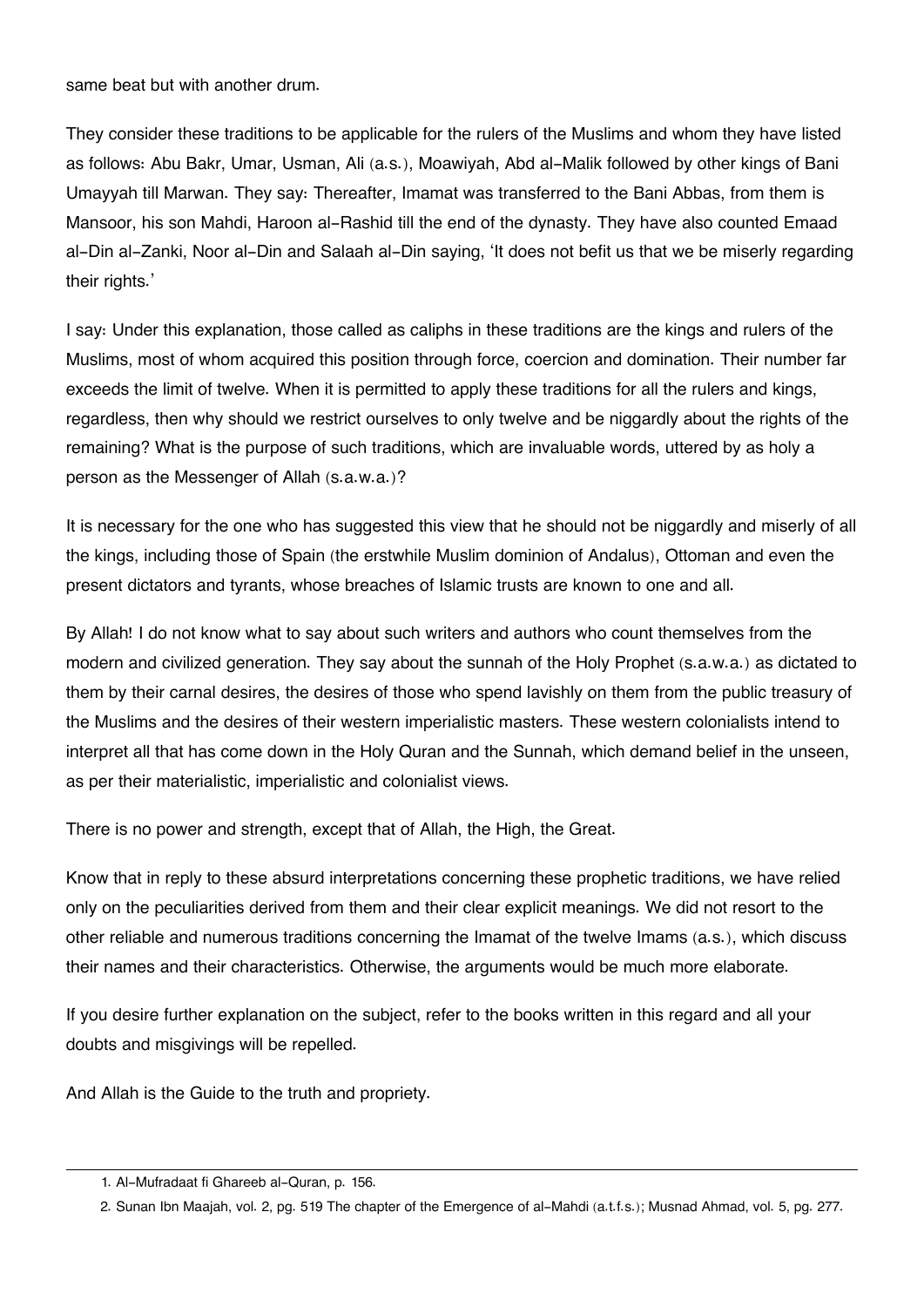same beat but with another drum.

They consider these traditions to be applicable for the rulers of the Muslims and whom they have listed as follows: Abu Bakr, Umar, Usman, Ali (a.s.), Moawiyah, Abd al-Malik followed by other kings of Bani Umayyah till Marwan. They say: Thereafter, Imamat was transferred to the Bani Abbas, from them is Mansoor, his son Mahdi, Haroon al-Rashid till the end of the dynasty. They have also counted Emaad al-Din al-Zanki, Noor al-Din and Salaah al-Din saying, 'It does not befit us that we be miserly regarding their rights.'

I say: Under this explanation, those called as caliphs in these traditions are the kings and rulers of the Muslims, most of whom acquired this position through force, coercion and domination. Their number far exceeds the limit of twelve. When it is permitted to apply these traditions for all the rulers and kings, regardless, then why should we restrict ourselves to only twelve and be niggardly about the rights of the remaining? What is the purpose of such traditions, which are invaluable words, uttered by as holy a person as the Messenger of Allah (s.a.w.a.)?

It is necessary for the one who has suggested this view that he should not be niggardly and miserly of all the kings, including those of Spain (the erstwhile Muslim dominion of Andalus), Ottoman and even the present dictators and tyrants, whose breaches of Islamic trusts are known to one and all.

By Allah! I do not know what to say about such writers and authors who count themselves from the modern and civilized generation. They say about the sunnah of the Holy Prophet (s.a.w.a.) as dictated to them by their carnal desires, the desires of those who spend lavishly on them from the public treasury of the Muslims and the desires of their western imperialistic masters. These western colonialists intend to interpret all that has come down in the Holy Quran and the Sunnah, which demand belief in the unseen, as per their materialistic, imperialistic and colonialist views.

There is no power and strength, except that of Allah, the High, the Great.

Know that in reply to these absurd interpretations concerning these prophetic traditions, we have relied only on the peculiarities derived from them and their clear explicit meanings. We did not resort to the other reliable and numerous traditions concerning the Imamat of the twelve Imams (a.s.), which discuss their names and their characteristics. Otherwise, the arguments would be much more elaborate.

If you desire further explanation on the subject, refer to the books written in this regard and all your doubts and misgivings will be repelled.

And Allah is the Guide to the truth and propriety.

---

1. Al-Mufradaat fi Ghareeb al-Quran, p. 156.
2. Sunan Ibn Maajah, vol. 2, pg. 519 The chapter of the Emergence of al-Mahdi (a.t.f.s.); Musnad Ahmad, vol. 5, pg. 277.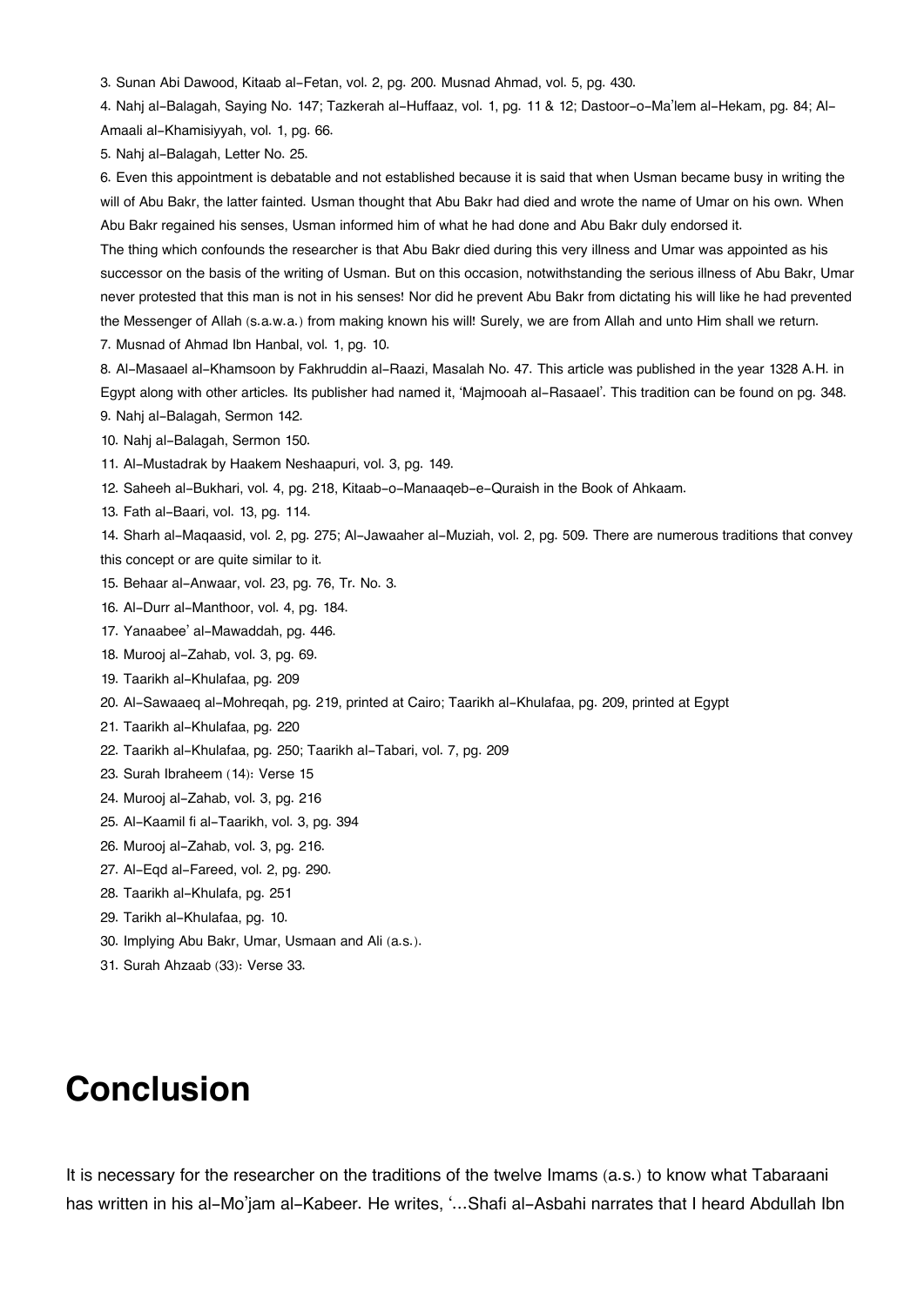3. Sunan Abi Dawood, Kitaab al-Fetan, vol. 2, pg. 200. Musnad Ahmad, vol. 5, pg. 430.

4. Nahj al-Balagah, Saying No. 147; Tazkerah al-Huffaaz, vol. 1, pg. 11 & 12; Dastoor-o-Ma'lem al-Hekam, pg. 84; Al-Amaali al-Khamisiyyah, vol. 1, pg. 66.

5. Nahj al-Balagah, Letter No. 25.

6. Even this appointment is debatable and not established because it is said that when Usman became busy in writing the will of Abu Bakr, the latter fainted. Usman thought that Abu Bakr had died and wrote the name of Umar on his own. When Abu Bakr regained his senses, Usman informed him of what he had done and Abu Bakr duly endorsed it.

The thing which confounds the researcher is that Abu Bakr died during this very illness and Umar was appointed as his successor on the basis of the writing of Usman. But on this occasion, notwithstanding the serious illness of Abu Bakr, Umar never protested that this man is not in his senses! Nor did he prevent Abu Bakr from dictating his will like he had prevented the Messenger of Allah (s.a.w.a.) from making known his will! Surely, we are from Allah and unto Him shall we return.

7. Musnad of Ahmad Ibn Hanbal, vol. 1, pg. 10.

8. Al-Masaael al-Khamsoon by Fakhruddin al-Raazi, Masalah No. 47. This article was published in the year 1328 A.H. in Egypt along with other articles. Its publisher had named it, 'Majmooah al-Rasaael'. This tradition can be found on pg. 348.

9. Nahj al-Balagah, Sermon 142.

10. Nahj al-Balagah, Sermon 150.

11. Al-Mustadrak by Haakem Neshaapuri, vol. 3, pg. 149.

12. Saheeh al-Bukhari, vol. 4, pg. 218, Kitaab-o-Manaaqeb-e-Quraish in the Book of Ahkaam.

13. Fath al-Baari, vol. 13, pg. 114.

14. Sharh al-Maqaasid, vol. 2, pg. 275; Al-Jawaaher al-Muziah, vol. 2, pg. 509. There are numerous traditions that convey this concept or are quite similar to it.

15. Behaar al-Anwaar, vol. 23, pg. 76, Tr. No. 3.

16. Al-Durr al-Manthoor, vol. 4, pg. 184.

17. Yanaabee' al-Mawaddah, pg. 446.

18. Murooj al-Zahab, vol. 3, pg. 69.

19. Taarikh al-Khulafaa, pg. 209

20. Al-Sawaaeq al-Mohreqah, pg. 219, printed at Cairo; Taarikh al-Khulafaa, pg. 209, printed at Egypt

21. Taarikh al-Khulafaa, pg. 220

22. Taarikh al-Khulafaa, pg. 250; Taarikh al-Tabari, vol. 7, pg. 209

23. Surah Ibraheem (14): Verse 15

24. Murooj al-Zahab, vol. 3, pg. 216

25. Al-Kaamil fi al-Taarikh, vol. 3, pg. 394

26. Murooj al-Zahab, vol. 3, pg. 216.

27. Al-Eqd al-Fareed, vol. 2, pg. 290.

28. Taarikh al-Khulafa, pg. 251

29. Tarikh al-Khulafaa, pg. 10.

30. Implying Abu Bakr, Umar, Usmaan and Ali (a.s.).

31. Surah Ahzaab (33): Verse 33.

# Conclusion

It is necessary for the researcher on the traditions of the twelve Imams (a.s.) to know what Tabaraani has written in his al-Mo'jam al-Kabeer. He writes, '...Shafi al-Asbahi narrates that I heard Abdullah Ibn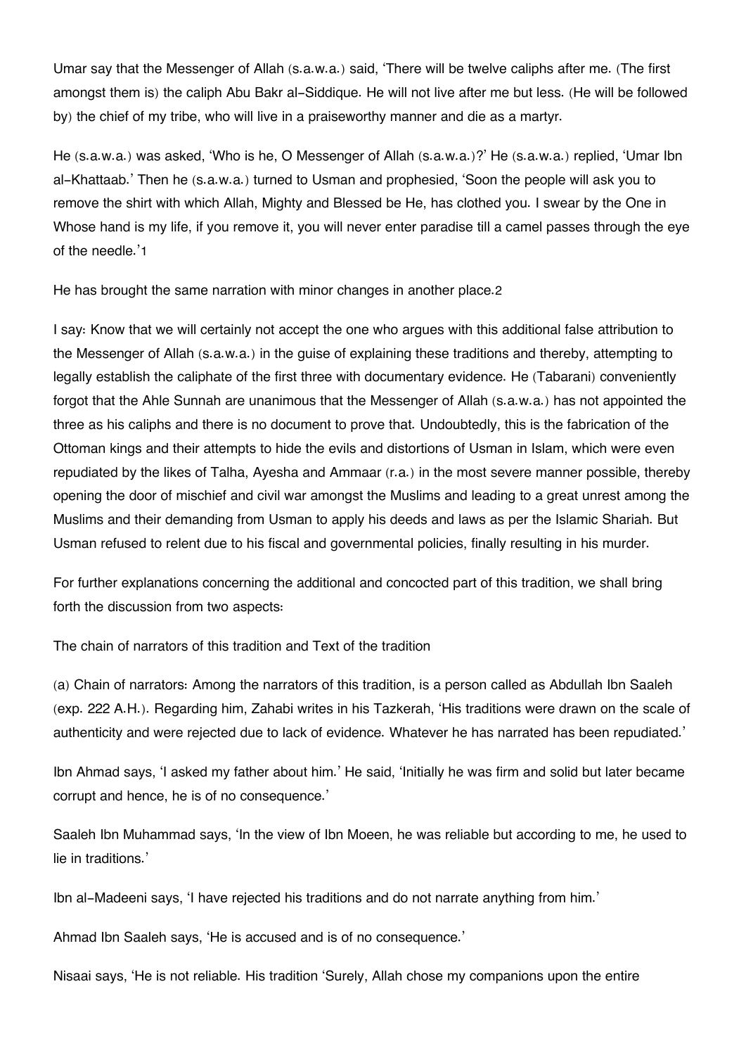Umar say that the Messenger of Allah (s.a.w.a.) said, 'There will be twelve caliphs after me. (The first amongst them is) the caliph Abu Bakr al-Siddique. He will not live after me but less. (He will be followed by) the chief of my tribe, who will live in a praiseworthy manner and die as a martyr.

He (s.a.w.a.) was asked, 'Who is he, O Messenger of Allah (s.a.w.a.)?' He (s.a.w.a.) replied, 'Umar Ibn al-Khattaab.' Then he (s.a.w.a.) turned to Usman and prophesied, 'Soon the people will ask you to remove the shirt with which Allah, Mighty and Blessed be He, has clothed you. I swear by the One in Whose hand is my life, if you remove it, you will never enter paradise till a camel passes through the eye of the needle.'[1]

He has brought the same narration with minor changes in another place.[2]

I say: Know that we will certainly not accept the one who argues with this additional false attribution to the Messenger of Allah (s.a.w.a.) in the guise of explaining these traditions and thereby, attempting to legally establish the caliphate of the first three with documentary evidence. He (Tabarani) conveniently forgot that the Ahle Sunnah are unanimous that the Messenger of Allah (s.a.w.a.) has not appointed the three as his caliphs and there is no document to prove that. Undoubtedly, this is the fabrication of the Ottoman kings and their attempts to hide the evils and distortions of Usman in Islam, which were even repudiated by the likes of Talha, Ayesha and Ammaar (r.a.) in the most severe manner possible, thereby opening the door of mischief and civil war amongst the Muslims and leading to a great unrest among the Muslims and their demanding from Usman to apply his deeds and laws as per the Islamic Shariah. But Usman refused to relent due to his fiscal and governmental policies, finally resulting in his murder.

For further explanations concerning the additional and concocted part of this tradition, we shall bring forth the discussion from two aspects:

The chain of narrators of this tradition and Text of the tradition

(a) Chain of narrators: Among the narrators of this tradition, is a person called as Abdullah Ibn Saaleh (exp. 222 A.H.). Regarding him, Zahabi writes in his Tazkerah, 'His traditions were drawn on the scale of authenticity and were rejected due to lack of evidence. Whatever he has narrated has been repudiated.'

Ibn Ahmad says, 'I asked my father about him.' He said, 'Initially he was firm and solid but later became corrupt and hence, he is of no consequence.'

Saaleh Ibn Muhammad says, 'In the view of Ibn Moeen, he was reliable but according to me, he used to lie in traditions.'

Ibn al-Madeeni says, 'I have rejected his traditions and do not narrate anything from him.'

Ahmad Ibn Saaleh says, 'He is accused and is of no consequence.'

Nisaai says, 'He is not reliable. His tradition 'Surely, Allah chose my companions upon the entire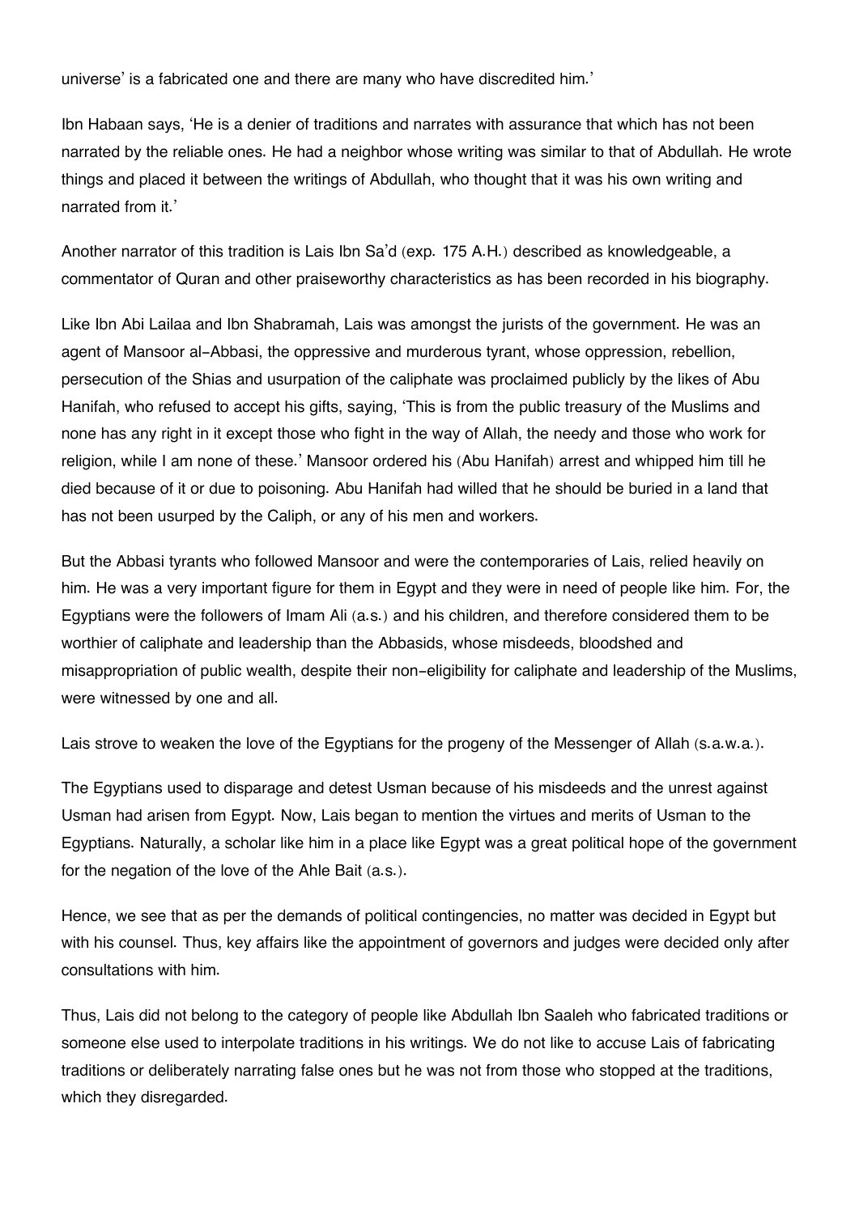universe' is a fabricated one and there are many who have discredited him.'

Ibn Habaan says, 'He is a denier of traditions and narrates with assurance that which has not been narrated by the reliable ones. He had a neighbor whose writing was similar to that of Abdullah. He wrote things and placed it between the writings of Abdullah, who thought that it was his own writing and narrated from it.'

Another narrator of this tradition is Lais Ibn Sa'd (exp. 175 A.H.) described as knowledgeable, a commentator of Quran and other praiseworthy characteristics as has been recorded in his biography.

Like Ibn Abi Lailaa and Ibn Shabramah, Lais was amongst the jurists of the government. He was an agent of Mansoor al-Abbasi, the oppressive and murderous tyrant, whose oppression, rebellion, persecution of the Shias and usurpation of the caliphate was proclaimed publicly by the likes of Abu Hanifah, who refused to accept his gifts, saying, 'This is from the public treasury of the Muslims and none has any right in it except those who fight in the way of Allah, the needy and those who work for religion, while I am none of these.' Mansoor ordered his (Abu Hanifah) arrest and whipped him till he died because of it or due to poisoning. Abu Hanifah had willed that he should be buried in a land that has not been usurped by the Caliph, or any of his men and workers.

But the Abbasi tyrants who followed Mansoor and were the contemporaries of Lais, relied heavily on him. He was a very important figure for them in Egypt and they were in need of people like him. For, the Egyptians were the followers of Imam Ali (a.s.) and his children, and therefore considered them to be worthier of caliphate and leadership than the Abbasids, whose misdeeds, bloodshed and misappropriation of public wealth, despite their non-eligibility for caliphate and leadership of the Muslims, were witnessed by one and all.

Lais strove to weaken the love of the Egyptians for the progeny of the Messenger of Allah (s.a.w.a.).

The Egyptians used to disparage and detest Usman because of his misdeeds and the unrest against Usman had arisen from Egypt. Now, Lais began to mention the virtues and merits of Usman to the Egyptians. Naturally, a scholar like him in a place like Egypt was a great political hope of the government for the negation of the love of the Ahle Bait (a.s.).

Hence, we see that as per the demands of political contingencies, no matter was decided in Egypt but with his counsel. Thus, key affairs like the appointment of governors and judges were decided only after consultations with him.

Thus, Lais did not belong to the category of people like Abdullah Ibn Saaleh who fabricated traditions or someone else used to interpolate traditions in his writings. We do not like to accuse Lais of fabricating traditions or deliberately narrating false ones but he was not from those who stopped at the traditions, which they disregarded.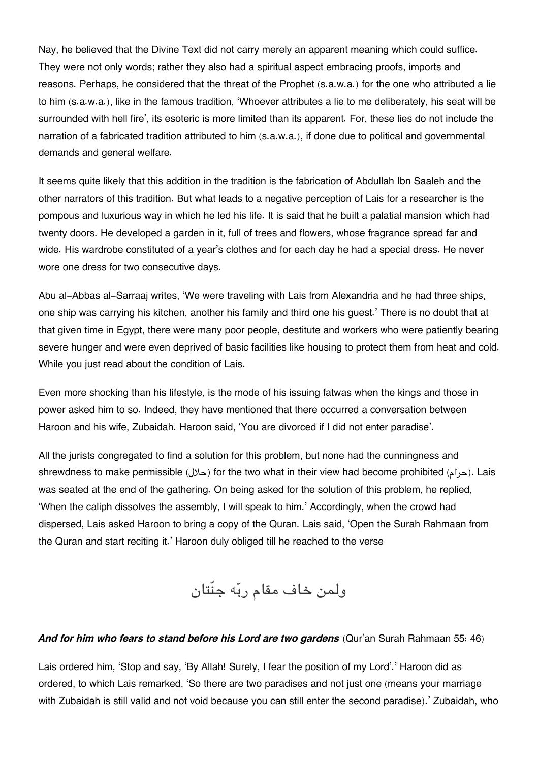Nay, he believed that the Divine Text did not carry merely an apparent meaning which could suffice. They were not only words; rather they also had a spiritual aspect embracing proofs, imports and reasons. Perhaps, he considered that the threat of the Prophet (s.a.w.a.) for the one who attributed a lie to him (s.a.w.a.), like in the famous tradition, 'Whoever attributes a lie to me deliberately, his seat will be surrounded with hell fire', its esoteric is more limited than its apparent. For, these lies do not include the narration of a fabricated tradition attributed to him (s.a.w.a.), if done due to political and governmental demands and general welfare.

It seems quite likely that this addition in the tradition is the fabrication of Abdullah Ibn Saaleh and the other narrators of this tradition. But what leads to a negative perception of Lais for a researcher is the pompous and luxurious way in which he led his life. It is said that he built a palatial mansion which had twenty doors. He developed a garden in it, full of trees and flowers, whose fragrance spread far and wide. His wardrobe constituted of a year's clothes and for each day he had a special dress. He never wore one dress for two consecutive days.

Abu al-Abbas al-Sarraaj writes, 'We were traveling with Lais from Alexandria and he had three ships, one ship was carrying his kitchen, another his family and third one his guest.' There is no doubt that at that given time in Egypt, there were many poor people, destitute and workers who were patiently bearing severe hunger and were even deprived of basic facilities like housing to protect them from heat and cold. While you just read about the condition of Lais.

Even more shocking than his lifestyle, is the mode of his issuing fatwas when the kings and those in power asked him to so. Indeed, they have mentioned that there occurred a conversation between Haroon and his wife, Zubaidah. Haroon said, 'You are divorced if I did not enter paradise'.

All the jurists congregated to find a solution for this problem, but none had the cunningness and shrewdness to make permissible (حلال) for the two what in their view had become prohibited (حرام). Lais was seated at the end of the gathering. On being asked for the solution of this problem, he replied, 'When the caliph dissolves the assembly, I will speak to him.' Accordingly, when the crowd had dispersed, Lais asked Haroon to bring a copy of the Quran. Lais said, 'Open the Surah Rahmaan from the Quran and start reciting it.' Haroon duly obliged till he reached to the verse

ولمن خاف مقام ربّه جنّتان

***And for him who fears to stand before his Lord are two gardens*** (Qur'an Surah Rahmaan 55: 46)

Lais ordered him, 'Stop and say, 'By Allah! Surely, I fear the position of my Lord'.' Haroon did as ordered, to which Lais remarked, 'So there are two paradises and not just one (means your marriage with Zubaidah is still valid and not void because you can still enter the second paradise).' Zubaidah, who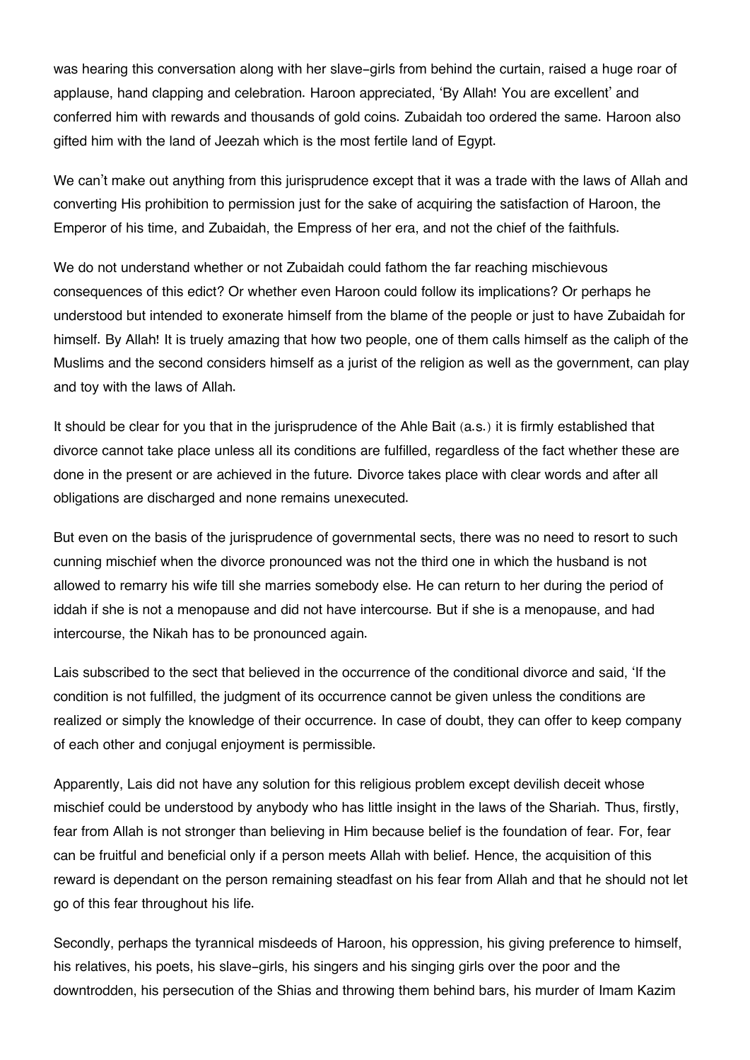was hearing this conversation along with her slave-girls from behind the curtain, raised a huge roar of applause, hand clapping and celebration. Haroon appreciated, 'By Allah! You are excellent' and conferred him with rewards and thousands of gold coins. Zubaidah too ordered the same. Haroon also gifted him with the land of Jeezah which is the most fertile land of Egypt.

We can't make out anything from this jurisprudence except that it was a trade with the laws of Allah and converting His prohibition to permission just for the sake of acquiring the satisfaction of Haroon, the Emperor of his time, and Zubaidah, the Empress of her era, and not the chief of the faithfuls.

We do not understand whether or not Zubaidah could fathom the far reaching mischievous consequences of this edict? Or whether even Haroon could follow its implications? Or perhaps he understood but intended to exonerate himself from the blame of the people or just to have Zubaidah for himself. By Allah! It is truely amazing that how two people, one of them calls himself as the caliph of the Muslims and the second considers himself as a jurist of the religion as well as the government, can play and toy with the laws of Allah.

It should be clear for you that in the jurisprudence of the Ahle Bait (a.s.) it is firmly established that divorce cannot take place unless all its conditions are fulfilled, regardless of the fact whether these are done in the present or are achieved in the future. Divorce takes place with clear words and after all obligations are discharged and none remains unexecuted.

But even on the basis of the jurisprudence of governmental sects, there was no need to resort to such cunning mischief when the divorce pronounced was not the third one in which the husband is not allowed to remarry his wife till she marries somebody else. He can return to her during the period of iddah if she is not a menopause and did not have intercourse. But if she is a menopause, and had intercourse, the Nikah has to be pronounced again.

Lais subscribed to the sect that believed in the occurrence of the conditional divorce and said, 'If the condition is not fulfilled, the judgment of its occurrence cannot be given unless the conditions are realized or simply the knowledge of their occurrence. In case of doubt, they can offer to keep company of each other and conjugal enjoyment is permissible.

Apparently, Lais did not have any solution for this religious problem except devilish deceit whose mischief could be understood by anybody who has little insight in the laws of the Shariah. Thus, firstly, fear from Allah is not stronger than believing in Him because belief is the foundation of fear. For, fear can be fruitful and beneficial only if a person meets Allah with belief. Hence, the acquisition of this reward is dependant on the person remaining steadfast on his fear from Allah and that he should not let go of this fear throughout his life.

Secondly, perhaps the tyrannical misdeeds of Haroon, his oppression, his giving preference to himself, his relatives, his poets, his slave-girls, his singers and his singing girls over the poor and the downtrodden, his persecution of the Shias and throwing them behind bars, his murder of Imam Kazim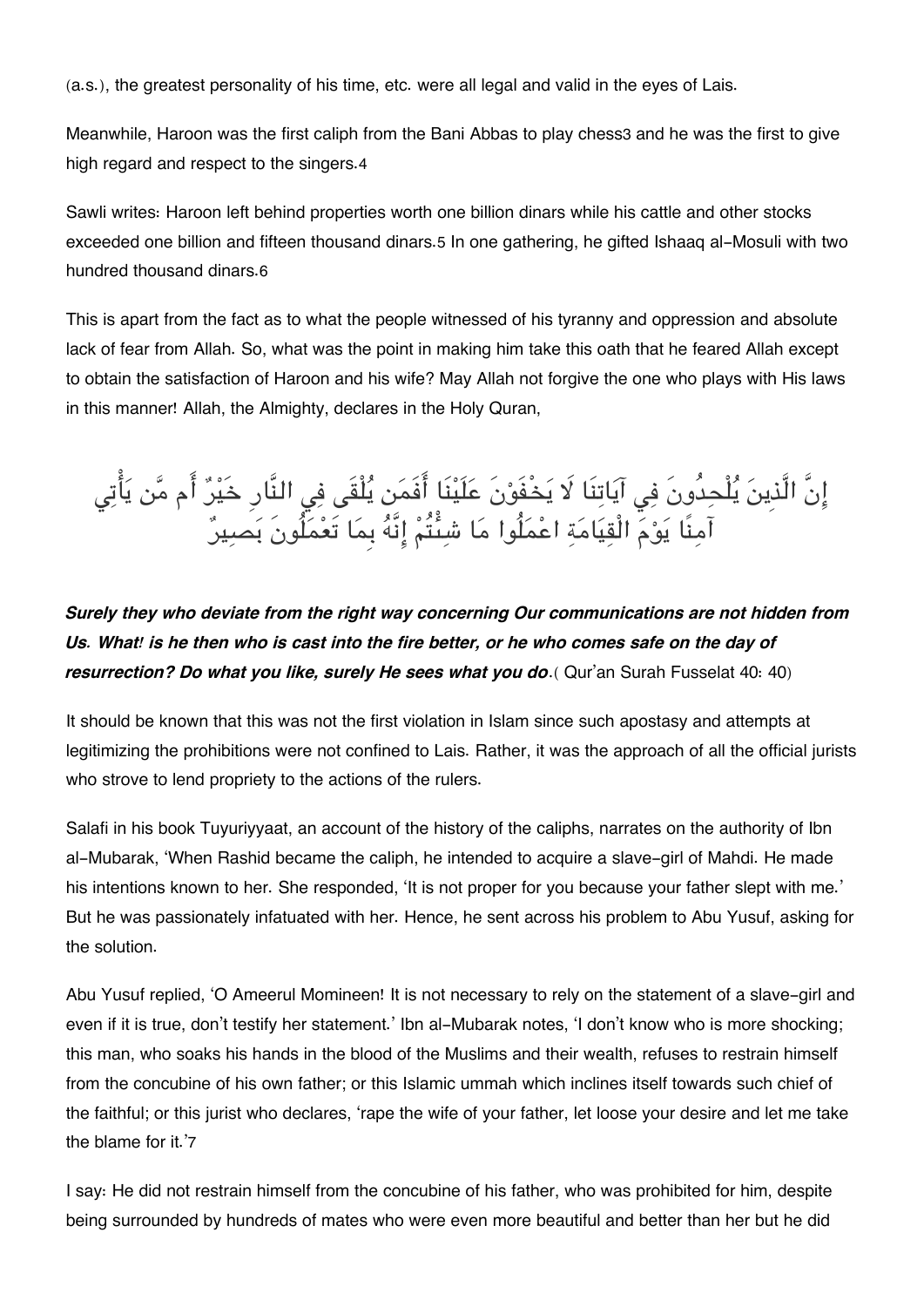(a.s.), the greatest personality of his time, etc. were all legal and valid in the eyes of Lais.

Meanwhile, Haroon was the first caliph from the Bani Abbas to play chess[3] and he was the first to give high regard and respect to the singers.[4]

Sawli writes: Haroon left behind properties worth one billion dinars while his cattle and other stocks exceeded one billion and fifteen thousand dinars.[5] In one gathering, he gifted Ishaaq al-Mosuli with two hundred thousand dinars.[6]

This is apart from the fact as to what the people witnessed of his tyranny and oppression and absolute lack of fear from Allah. So, what was the point in making him take this oath that he feared Allah except to obtain the satisfaction of Haroon and his wife? May Allah not forgive the one who plays with His laws in this manner! Allah, the Almighty, declares in the Holy Quran,

إِنَّ الَّذِينَ يُلْحِدُونَ فِي آيَاتِنَا لَا يَخْفَوْنَ عَلَيْنَا أَفَمَن يُلْقَى فِي النَّارِ خَيْرٌ أَم مَّن يَأْتِي آمِنًا يَوْمَ الْقِيَامَةِ اعْمَلُوا مَا شِئْتُمْ إِنَّهُ بِمَا تَعْمَلُونَ بَصِيرٌ

***Surely they who deviate from the right way concerning Our communications are not hidden from Us. What! is he then who is cast into the fire better, or he who comes safe on the day of resurrection? Do what you like, surely He sees what you do***.( Qur'an Surah Fusselat 40: 40)

It should be known that this was not the first violation in Islam since such apostasy and attempts at legitimizing the prohibitions were not confined to Lais. Rather, it was the approach of all the official jurists who strove to lend propriety to the actions of the rulers.

Salafi in his book Tuyuriyyaat, an account of the history of the caliphs, narrates on the authority of Ibn al-Mubarak, 'When Rashid became the caliph, he intended to acquire a slave-girl of Mahdi. He made his intentions known to her. She responded, 'It is not proper for you because your father slept with me.' But he was passionately infatuated with her. Hence, he sent across his problem to Abu Yusuf, asking for the solution.

Abu Yusuf replied, 'O Ameerul Momineen! It is not necessary to rely on the statement of a slave-girl and even if it is true, don't testify her statement.' Ibn al-Mubarak notes, 'I don't know who is more shocking; this man, who soaks his hands in the blood of the Muslims and their wealth, refuses to restrain himself from the concubine of his own father; or this Islamic ummah which inclines itself towards such chief of the faithful; or this jurist who declares, 'rape the wife of your father, let loose your desire and let me take the blame for it.'[7]

I say: He did not restrain himself from the concubine of his father, who was prohibited for him, despite being surrounded by hundreds of mates who were even more beautiful and better than her but he did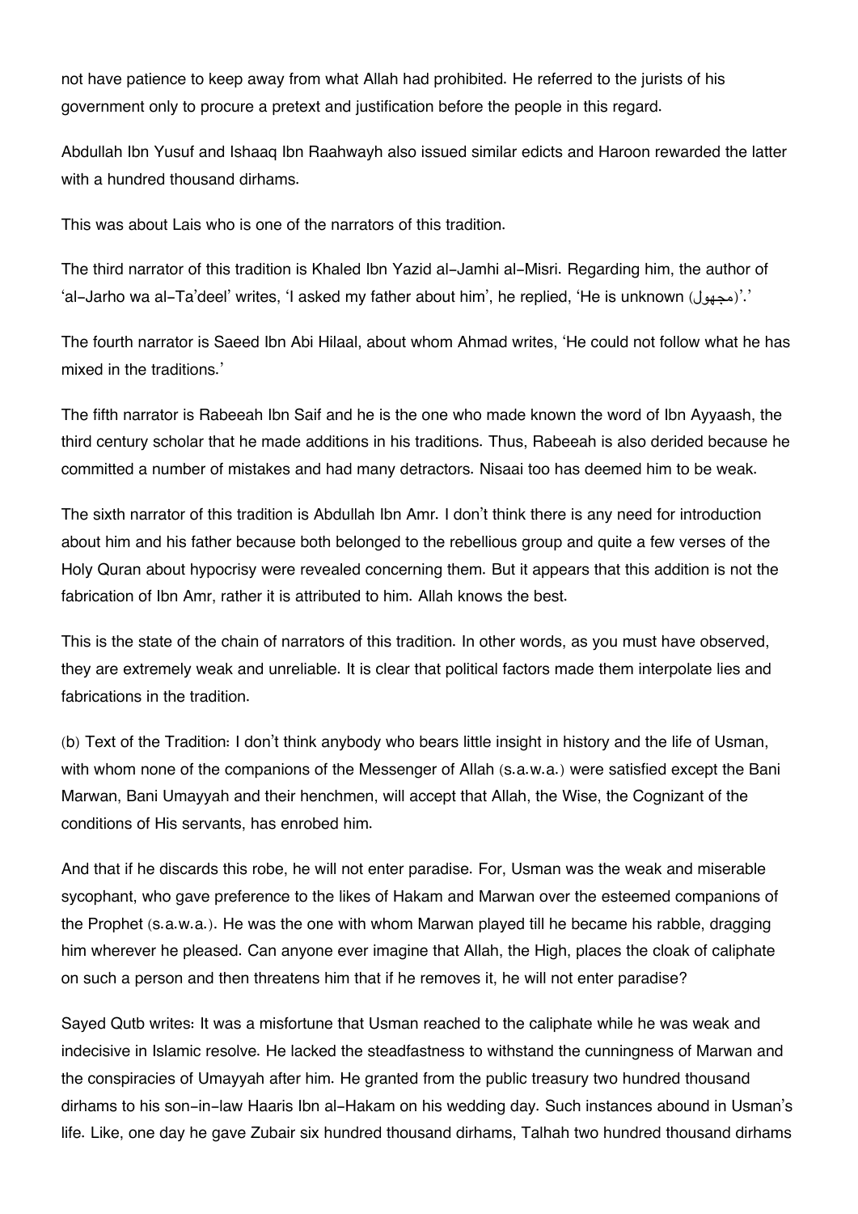not have patience to keep away from what Allah had prohibited. He referred to the jurists of his government only to procure a pretext and justification before the people in this regard.

Abdullah Ibn Yusuf and Ishaaq Ibn Raahwayh also issued similar edicts and Haroon rewarded the latter with a hundred thousand dirhams.

This was about Lais who is one of the narrators of this tradition.

The third narrator of this tradition is Khaled Ibn Yazid al-Jamhi al-Misri. Regarding him, the author of 'al-Jarho wa al-Ta'deel' writes, 'I asked my father about him', he replied, 'He is unknown (مجهول)'.'

The fourth narrator is Saeed Ibn Abi Hilaal, about whom Ahmad writes, 'He could not follow what he has mixed in the traditions.'

The fifth narrator is Rabeeah Ibn Saif and he is the one who made known the word of Ibn Ayyaash, the third century scholar that he made additions in his traditions. Thus, Rabeeah is also derided because he committed a number of mistakes and had many detractors. Nisaai too has deemed him to be weak.

The sixth narrator of this tradition is Abdullah Ibn Amr. I don't think there is any need for introduction about him and his father because both belonged to the rebellious group and quite a few verses of the Holy Quran about hypocrisy were revealed concerning them. But it appears that this addition is not the fabrication of Ibn Amr, rather it is attributed to him. Allah knows the best.

This is the state of the chain of narrators of this tradition. In other words, as you must have observed, they are extremely weak and unreliable. It is clear that political factors made them interpolate lies and fabrications in the tradition.

(b) Text of the Tradition: I don't think anybody who bears little insight in history and the life of Usman, with whom none of the companions of the Messenger of Allah (s.a.w.a.) were satisfied except the Bani Marwan, Bani Umayyah and their henchmen, will accept that Allah, the Wise, the Cognizant of the conditions of His servants, has enrobed him.

And that if he discards this robe, he will not enter paradise. For, Usman was the weak and miserable sycophant, who gave preference to the likes of Hakam and Marwan over the esteemed companions of the Prophet (s.a.w.a.). He was the one with whom Marwan played till he became his rabble, dragging him wherever he pleased. Can anyone ever imagine that Allah, the High, places the cloak of caliphate on such a person and then threatens him that if he removes it, he will not enter paradise?

Sayed Qutb writes: It was a misfortune that Usman reached to the caliphate while he was weak and indecisive in Islamic resolve. He lacked the steadfastness to withstand the cunningness of Marwan and the conspiracies of Umayyah after him. He granted from the public treasury two hundred thousand dirhams to his son-in-law Haaris Ibn al-Hakam on his wedding day. Such instances abound in Usman's life. Like, one day he gave Zubair six hundred thousand dirhams, Talhah two hundred thousand dirhams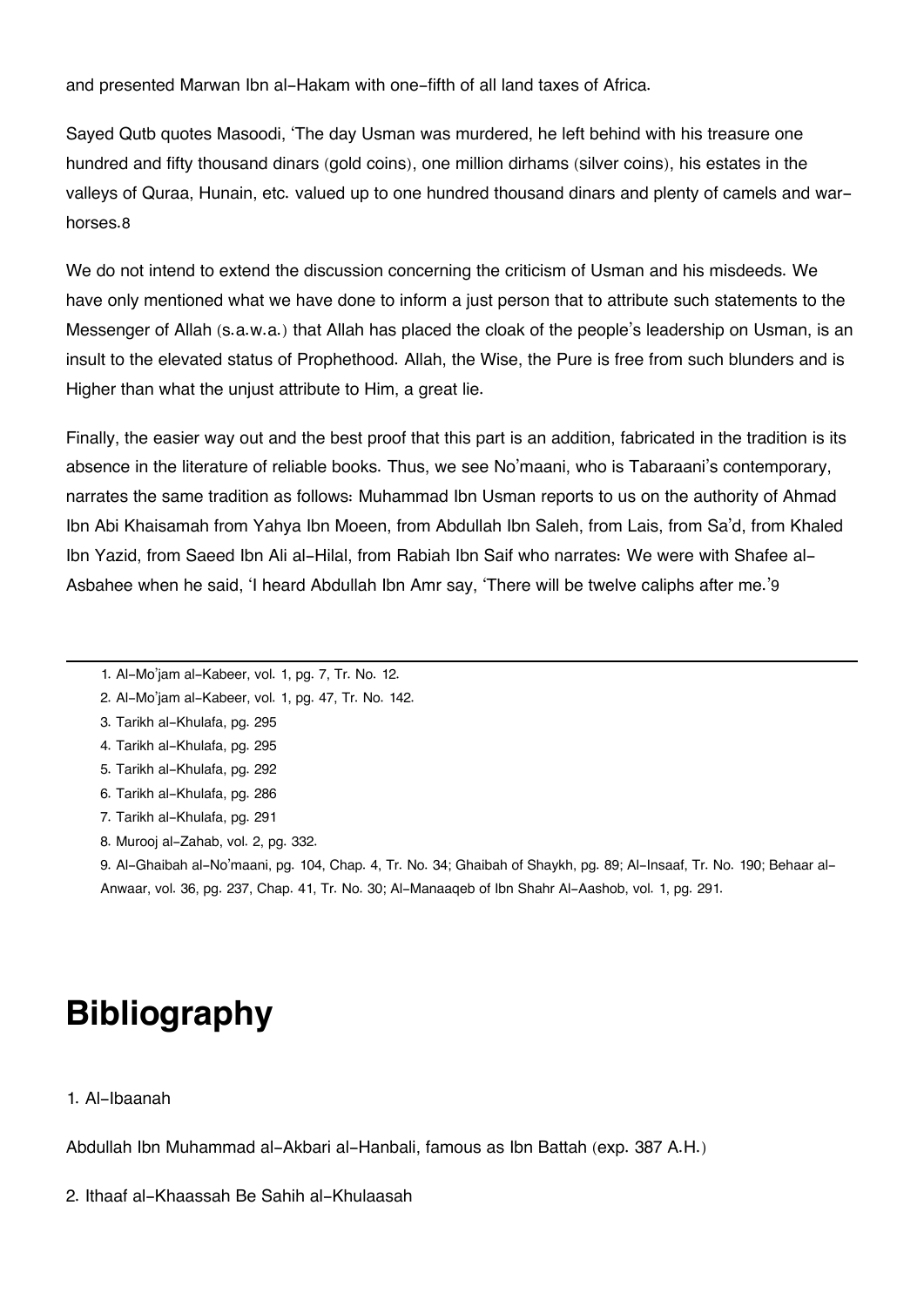and presented Marwan Ibn al-Hakam with one-fifth of all land taxes of Africa.

Sayed Qutb quotes Masoodi, 'The day Usman was murdered, he left behind with his treasure one hundred and fifty thousand dinars (gold coins), one million dirhams (silver coins), his estates in the valleys of Quraa, Hunain, etc. valued up to one hundred thousand dinars and plenty of camels and war-horses.[8]

We do not intend to extend the discussion concerning the criticism of Usman and his misdeeds. We have only mentioned what we have done to inform a just person that to attribute such statements to the Messenger of Allah (s.a.w.a.) that Allah has placed the cloak of the people's leadership on Usman, is an insult to the elevated status of Prophethood. Allah, the Wise, the Pure is free from such blunders and is Higher than what the unjust attribute to Him, a great lie.

Finally, the easier way out and the best proof that this part is an addition, fabricated in the tradition is its absence in the literature of reliable books. Thus, we see No'maani, who is Tabaraani's contemporary, narrates the same tradition as follows: Muhammad Ibn Usman reports to us on the authority of Ahmad Ibn Abi Khaisamah from Yahya Ibn Moeen, from Abdullah Ibn Saleh, from Lais, from Sa'd, from Khaled Ibn Yazid, from Saeed Ibn Ali al-Hilal, from Rabiah Ibn Saif who narrates: We were with Shafee al-Asbahee when he said, 'I heard Abdullah Ibn Amr say, 'There will be twelve caliphs after me.'[9]

---

1. Al-Mo'jam al-Kabeer, vol. 1, pg. 7, Tr. No. 12.
2. Al-Mo'jam al-Kabeer, vol. 1, pg. 47, Tr. No. 142.
3. Tarikh al-Khulafa, pg. 295
4. Tarikh al-Khulafa, pg. 295
5. Tarikh al-Khulafa, pg. 292
6. Tarikh al-Khulafa, pg. 286
7. Tarikh al-Khulafa, pg. 291
8. Murooj al-Zahab, vol. 2, pg. 332.
9. Al-Ghaibah al-No'maani, pg. 104, Chap. 4, Tr. No. 34; Ghaibah of Shaykh, pg. 89; Al-Insaaf, Tr. No. 190; Behaar al-Anwaar, vol. 36, pg. 237, Chap. 41, Tr. No. 30; Al-Manaaqeb of Ibn Shahr Al-Aashob, vol. 1, pg. 291.

# Bibliography

1. Al-Ibaanah

Abdullah Ibn Muhammad al-Akbari al-Hanbali, famous as Ibn Battah (exp. 387 A.H.)

2. Ithaaf al-Khaassah Be Sahih al-Khulaasah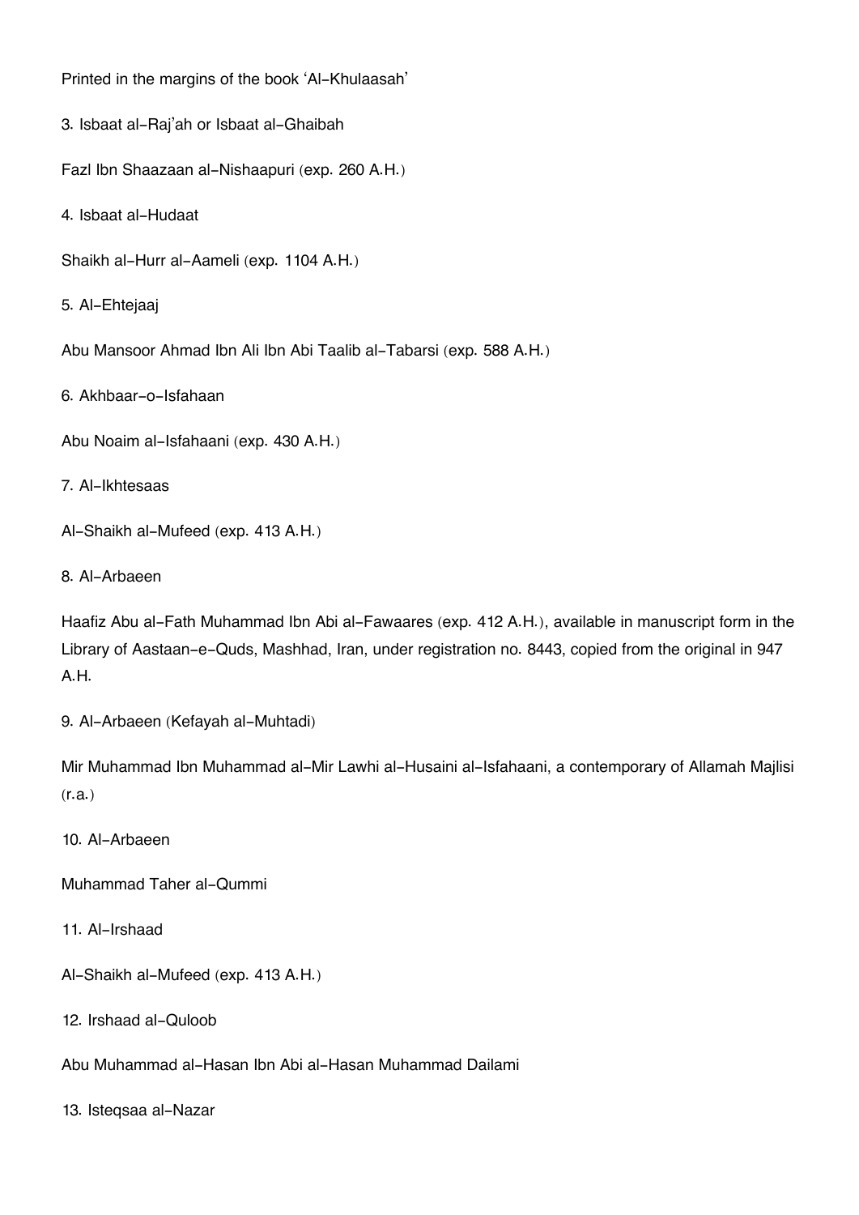Printed in the margins of the book 'Al-Khulaasah'

3. Isbaat al-Raj'ah or Isbaat al-Ghaibah

Fazl Ibn Shaazaan al-Nishaapuri (exp. 260 A.H.)

4. Isbaat al-Hudaat

Shaikh al-Hurr al-Aameli (exp. 1104 A.H.)

5. Al-Ehtejaaj

Abu Mansoor Ahmad Ibn Ali Ibn Abi Taalib al-Tabarsi (exp. 588 A.H.)

6. Akhbaar-o-Isfahaan

Abu Noaim al-Isfahaani (exp. 430 A.H.)

7. Al-Ikhtesaas

Al-Shaikh al-Mufeed (exp. 413 A.H.)

8. Al-Arbaeen

Haafiz Abu al-Fath Muhammad Ibn Abi al-Fawaares (exp. 412 A.H.), available in manuscript form in the Library of Aastaan-e-Quds, Mashhad, Iran, under registration no. 8443, copied from the original in 947 A.H.

9. Al-Arbaeen (Kefayah al-Muhtadi)

Mir Muhammad Ibn Muhammad al-Mir Lawhi al-Husaini al-Isfahaani, a contemporary of Allamah Majlisi (r.a.)

10. Al-Arbaeen

Muhammad Taher al-Qummi

11. Al-Irshaad

Al-Shaikh al-Mufeed (exp. 413 A.H.)

12. Irshaad al-Quloob

Abu Muhammad al-Hasan Ibn Abi al-Hasan Muhammad Dailami

13. Isteqsaa al-Nazar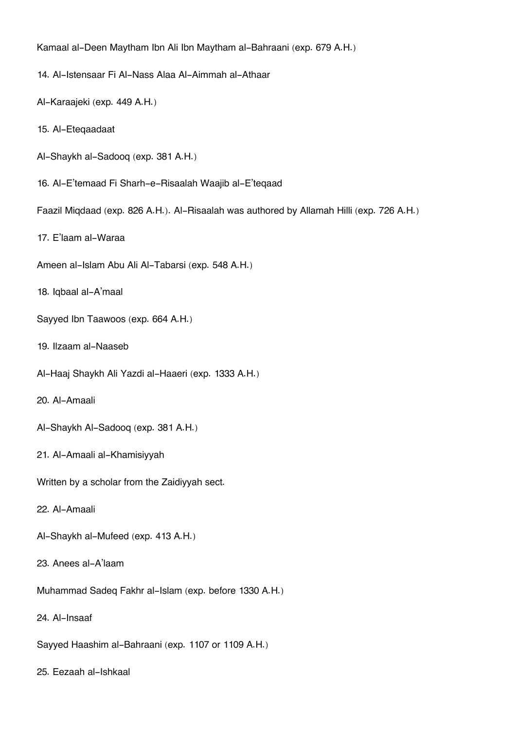Kamaal al-Deen Maytham Ibn Ali Ibn Maytham al-Bahraani (exp. 679 A.H.)

14. Al-Istensaar Fi Al-Nass Alaa Al-Aimmah al-Athaar

Al-Karaajeki (exp. 449 A.H.)

15. Al-Eteqaadaat

Al-Shaykh al-Sadooq (exp. 381 A.H.)

16. Al-E'temaad Fi Sharh-e-Risaalah Waajib al-E'teqaad

Faazil Miqdaad (exp. 826 A.H.). Al-Risaalah was authored by Allamah Hilli (exp. 726 A.H.)

17. E'laam al-Waraa

Ameen al-Islam Abu Ali Al-Tabarsi (exp. 548 A.H.)

18. Iqbaal al-A'maal

Sayyed Ibn Taawoos (exp. 664 A.H.)

19. Ilzaam al-Naaseb

Al-Haaj Shaykh Ali Yazdi al-Haaeri (exp. 1333 A.H.)

20. Al-Amaali

Al-Shaykh Al-Sadooq (exp. 381 A.H.)

21. Al-Amaali al-Khamisiyyah

Written by a scholar from the Zaidiyyah sect.

22. Al-Amaali

Al-Shaykh al-Mufeed (exp. 413 A.H.)

23. Anees al-A'laam

Muhammad Sadeq Fakhr al-Islam (exp. before 1330 A.H.)

24. Al-Insaaf

Sayyed Haashim al-Bahraani (exp. 1107 or 1109 A.H.)

25. Eezaah al-Ishkaal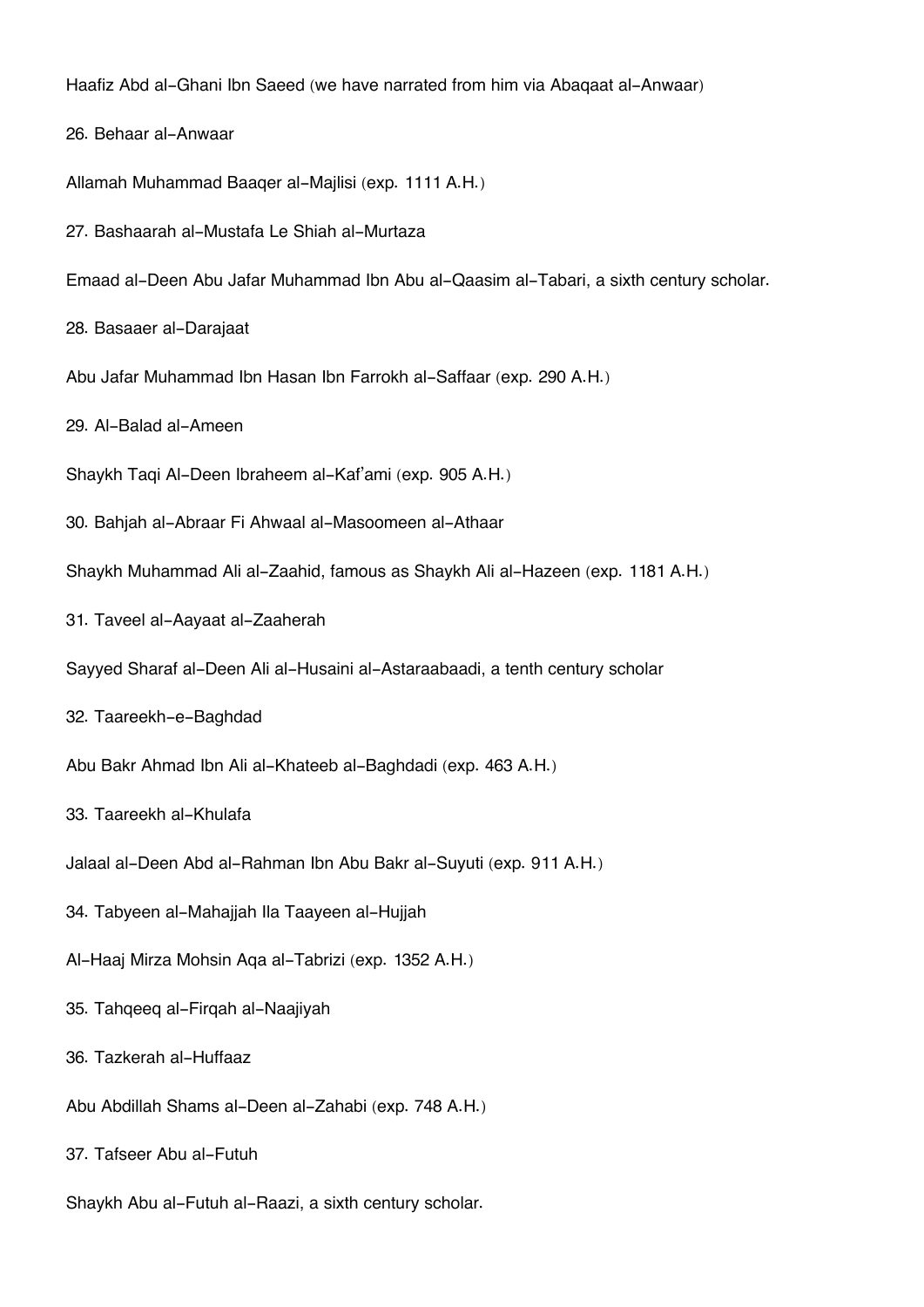Haafiz Abd al-Ghani Ibn Saeed (we have narrated from him via Abaqaat al-Anwaar)

26. Behaar al-Anwaar

Allamah Muhammad Baaqer al-Majlisi (exp. 1111 A.H.)

27. Bashaarah al-Mustafa Le Shiah al-Murtaza

Emaad al-Deen Abu Jafar Muhammad Ibn Abu al-Qaasim al-Tabari, a sixth century scholar.

28. Basaaer al-Darajaat

Abu Jafar Muhammad Ibn Hasan Ibn Farrokh al-Saffaar (exp. 290 A.H.)

29. Al-Balad al-Ameen

Shaykh Taqi Al-Deen Ibraheem al-Kaf'ami (exp. 905 A.H.)

30. Bahjah al-Abraar Fi Ahwaal al-Masoomeen al-Athaar

Shaykh Muhammad Ali al-Zaahid, famous as Shaykh Ali al-Hazeen (exp. 1181 A.H.)

31. Taveel al-Aayaat al-Zaaherah

Sayyed Sharaf al-Deen Ali al-Husaini al-Astaraabaadi, a tenth century scholar

32. Taareekh-e-Baghdad

Abu Bakr Ahmad Ibn Ali al-Khateeb al-Baghdadi (exp. 463 A.H.)

33. Taareekh al-Khulafa

Jalaal al-Deen Abd al-Rahman Ibn Abu Bakr al-Suyuti (exp. 911 A.H.)

34. Tabyeen al-Mahajjah Ila Taayeen al-Hujjah

Al-Haaj Mirza Mohsin Aqa al-Tabrizi (exp. 1352 A.H.)

35. Tahqeeq al-Firqah al-Naajiyah

36. Tazkerah al-Huffaaz

Abu Abdillah Shams al-Deen al-Zahabi (exp. 748 A.H.)

37. Tafseer Abu al-Futuh

Shaykh Abu al-Futuh al-Raazi, a sixth century scholar.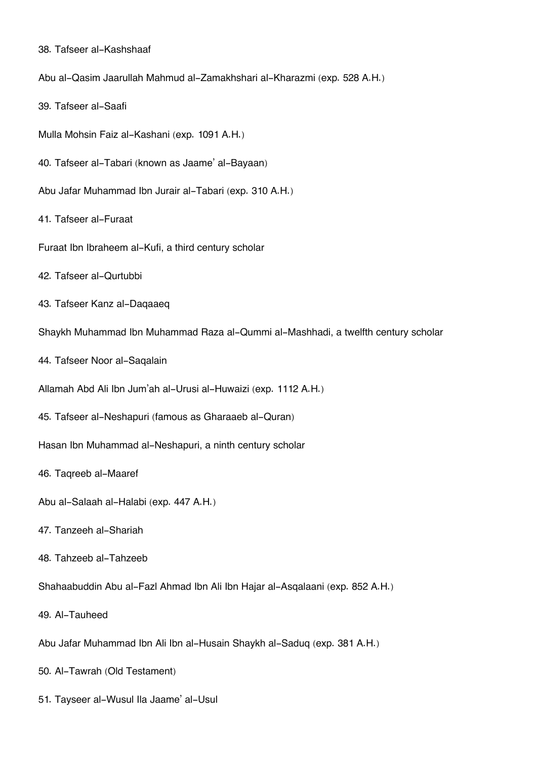38. Tafseer al-Kashshaaf

Abu al-Qasim Jaarullah Mahmud al-Zamakhshari al-Kharazmi (exp. 528 A.H.)

39. Tafseer al-Saafi

Mulla Mohsin Faiz al-Kashani (exp. 1091 A.H.)

40. Tafseer al-Tabari (known as Jaame' al-Bayaan)

Abu Jafar Muhammad Ibn Jurair al-Tabari (exp. 310 A.H.)

41. Tafseer al-Furaat

Furaat Ibn Ibraheem al-Kufi, a third century scholar

42. Tafseer al-Qurtubbi

43. Tafseer Kanz al-Daqaaeq

Shaykh Muhammad Ibn Muhammad Raza al-Qummi al-Mashhadi, a twelfth century scholar

44. Tafseer Noor al-Saqalain

Allamah Abd Ali Ibn Jum'ah al-Urusi al-Huwaizi (exp. 1112 A.H.)

45. Tafseer al-Neshapuri (famous as Gharaaeb al-Quran)

Hasan Ibn Muhammad al-Neshapuri, a ninth century scholar

46. Taqreeb al-Maaref

Abu al-Salaah al-Halabi (exp. 447 A.H.)

47. Tanzeeh al-Shariah

48. Tahzeeb al-Tahzeeb

Shahaabuddin Abu al-Fazl Ahmad Ibn Ali Ibn Hajar al-Asqalaani (exp. 852 A.H.)

49. Al-Tauheed

Abu Jafar Muhammad Ibn Ali Ibn al-Husain Shaykh al-Saduq (exp. 381 A.H.)

50. Al-Tawrah (Old Testament)

51. Tayseer al-Wusul Ila Jaame' al-Usul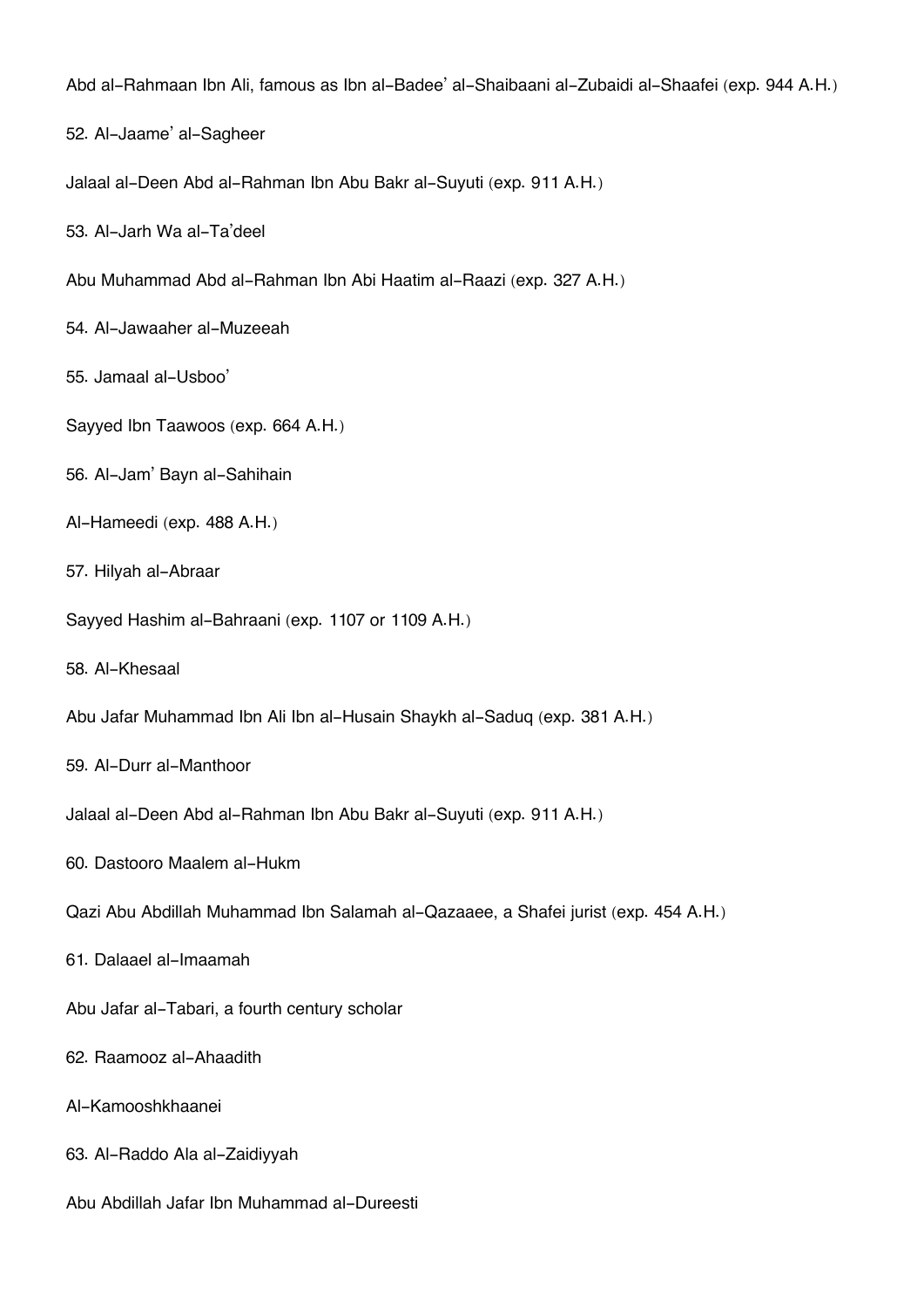Abd al-Rahmaan Ibn Ali, famous as Ibn al-Badee' al-Shaibaani al-Zubaidi al-Shaafei (exp. 944 A.H.)

52. Al-Jaame' al-Sagheer

Jalaal al-Deen Abd al-Rahman Ibn Abu Bakr al-Suyuti (exp. 911 A.H.)

53. Al-Jarh Wa al-Ta'deel

Abu Muhammad Abd al-Rahman Ibn Abi Haatim al-Raazi (exp. 327 A.H.)

54. Al-Jawaaher al-Muzeeah

55. Jamaal al-Usboo'

Sayyed Ibn Taawoos (exp. 664 A.H.)

56. Al-Jam' Bayn al-Sahihain

Al-Hameedi (exp. 488 A.H.)

57. Hilyah al-Abraar

Sayyed Hashim al-Bahraani (exp. 1107 or 1109 A.H.)

58. Al-Khesaal

Abu Jafar Muhammad Ibn Ali Ibn al-Husain Shaykh al-Saduq (exp. 381 A.H.)

59. Al-Durr al-Manthoor

Jalaal al-Deen Abd al-Rahman Ibn Abu Bakr al-Suyuti (exp. 911 A.H.)

60. Dastooro Maalem al-Hukm

Qazi Abu Abdillah Muhammad Ibn Salamah al-Qazaaee, a Shafei jurist (exp. 454 A.H.)

61. Dalaael al-Imaamah

Abu Jafar al-Tabari, a fourth century scholar

62. Raamooz al-Ahaadith

Al-Kamooshkhaanei

63. Al-Raddo Ala al-Zaidiyyah

Abu Abdillah Jafar Ibn Muhammad al-Dureesti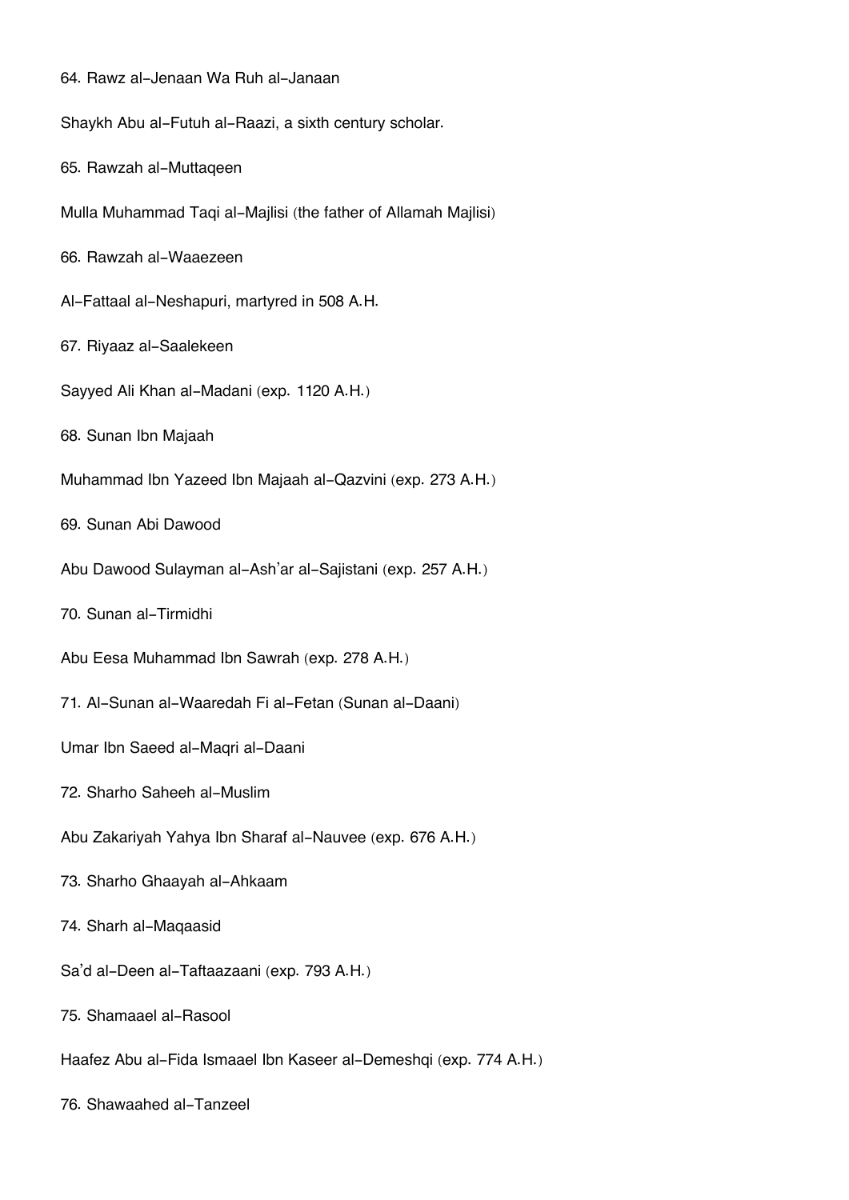64. Rawz al-Jenaan Wa Ruh al-Janaan

Shaykh Abu al-Futuh al-Raazi, a sixth century scholar.

65. Rawzah al-Muttaqeen

Mulla Muhammad Taqi al-Majlisi (the father of Allamah Majlisi)

66. Rawzah al-Waaezeen

Al-Fattaal al-Neshapuri, martyred in 508 A.H.

67. Riyaaz al-Saalekeen

Sayyed Ali Khan al-Madani (exp. 1120 A.H.)

68. Sunan Ibn Majaah

Muhammad Ibn Yazeed Ibn Majaah al-Qazvini (exp. 273 A.H.)

69. Sunan Abi Dawood

Abu Dawood Sulayman al-Ash'ar al-Sajistani (exp. 257 A.H.)

70. Sunan al-Tirmidhi

Abu Eesa Muhammad Ibn Sawrah (exp. 278 A.H.)

71. Al-Sunan al-Waaredah Fi al-Fetan (Sunan al-Daani)

Umar Ibn Saeed al-Maqri al-Daani

72. Sharho Saheeh al-Muslim

Abu Zakariyah Yahya Ibn Sharaf al-Nauvee (exp. 676 A.H.)

73. Sharho Ghaayah al-Ahkaam

74. Sharh al-Maqaasid

Sa'd al-Deen al-Taftaazaani (exp. 793 A.H.)

75. Shamaael al-Rasool

Haafez Abu al-Fida Ismaael Ibn Kaseer al-Demeshqi (exp. 774 A.H.)

76. Shawaahed al-Tanzeel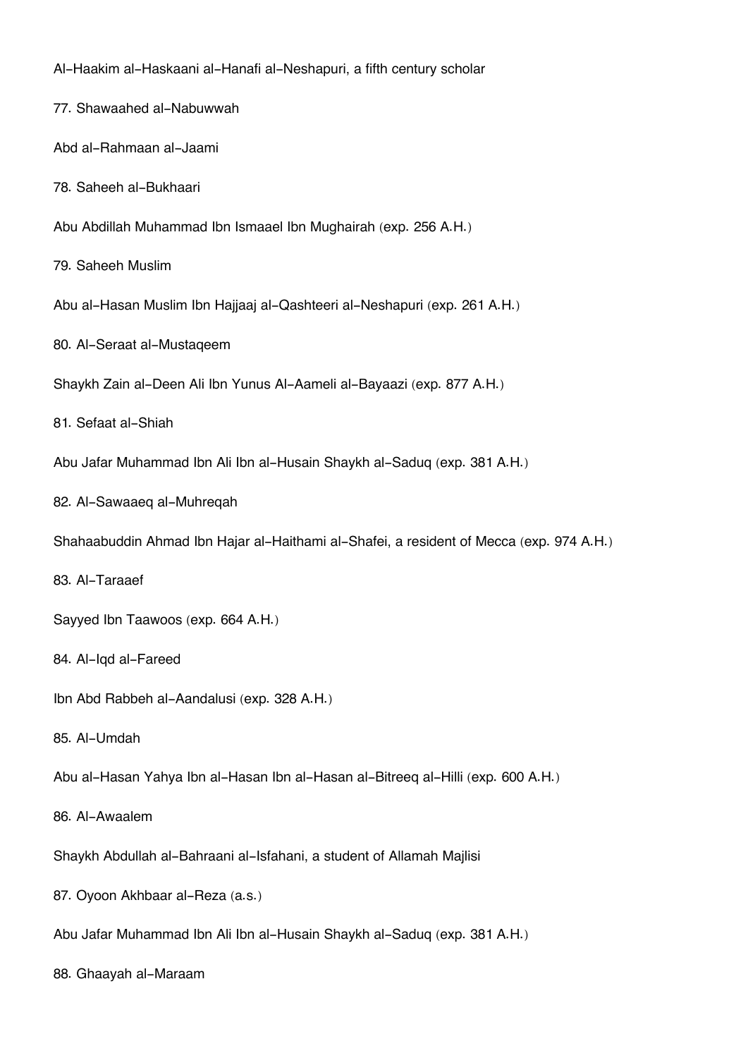Al-Haakim al-Haskaani al-Hanafi al-Neshapuri, a fifth century scholar

77. Shawaahed al-Nabuwwah

Abd al-Rahmaan al-Jaami

78. Saheeh al-Bukhaari

Abu Abdillah Muhammad Ibn Ismaael Ibn Mughairah (exp. 256 A.H.)

79. Saheeh Muslim

Abu al-Hasan Muslim Ibn Hajjaaj al-Qashteeri al-Neshapuri (exp. 261 A.H.)

80. Al-Seraat al-Mustaqeem

Shaykh Zain al-Deen Ali Ibn Yunus Al-Aameli al-Bayaazi (exp. 877 A.H.)

81. Sefaat al-Shiah

Abu Jafar Muhammad Ibn Ali Ibn al-Husain Shaykh al-Saduq (exp. 381 A.H.)

82. Al-Sawaaeq al-Muhreqah

Shahaabuddin Ahmad Ibn Hajar al-Haithami al-Shafei, a resident of Mecca (exp. 974 A.H.)

83. Al-Taraaef

Sayyed Ibn Taawoos (exp. 664 A.H.)

84. Al-Iqd al-Fareed

Ibn Abd Rabbeh al-Aandalusi (exp. 328 A.H.)

85. Al-Umdah

Abu al-Hasan Yahya Ibn al-Hasan Ibn al-Hasan al-Bitreeq al-Hilli (exp. 600 A.H.)

86. Al-Awaalem

Shaykh Abdullah al-Bahraani al-Isfahani, a student of Allamah Majlisi

87. Oyoon Akhbaar al-Reza (a.s.)

Abu Jafar Muhammad Ibn Ali Ibn al-Husain Shaykh al-Saduq (exp. 381 A.H.)

88. Ghaayah al-Maraam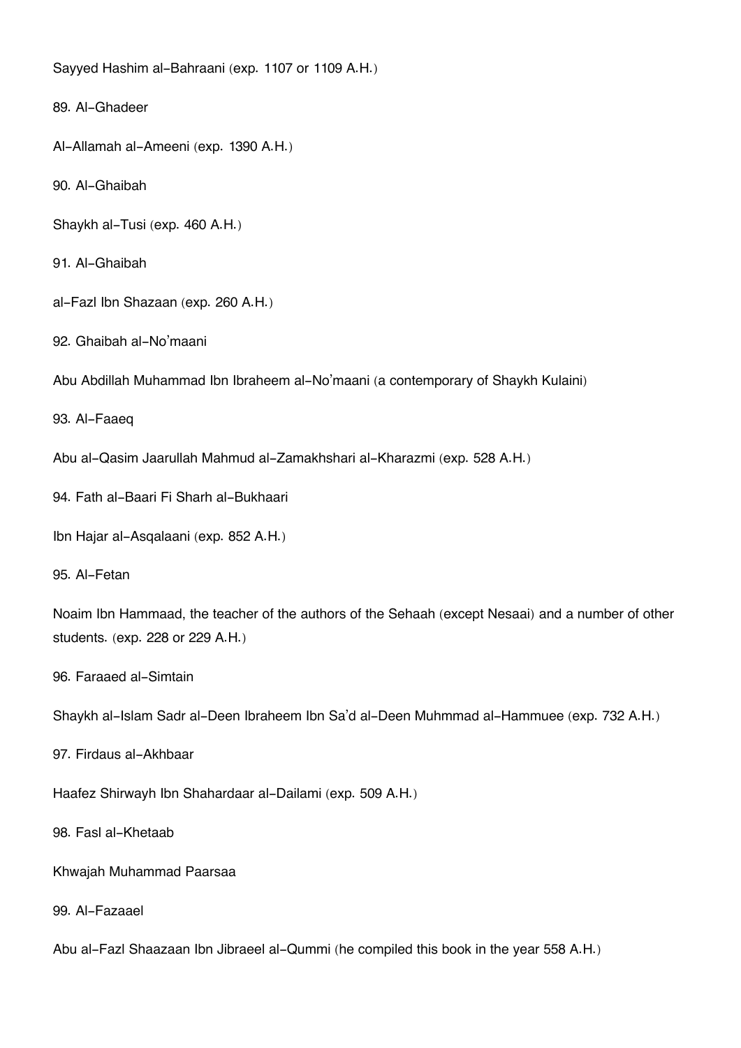Sayyed Hashim al-Bahraani (exp. 1107 or 1109 A.H.)

89. Al-Ghadeer

Al-Allamah al-Ameeni (exp. 1390 A.H.)

90. Al-Ghaibah

Shaykh al-Tusi (exp. 460 A.H.)

91. Al-Ghaibah

al-Fazl Ibn Shazaan (exp. 260 A.H.)

92. Ghaibah al-No'maani

Abu Abdillah Muhammad Ibn Ibraheem al-No'maani (a contemporary of Shaykh Kulaini)

93. Al-Faaeq

Abu al-Qasim Jaarullah Mahmud al-Zamakhshari al-Kharazmi (exp. 528 A.H.)

94. Fath al-Baari Fi Sharh al-Bukhaari

Ibn Hajar al-Asqalaani (exp. 852 A.H.)

95. Al-Fetan

Noaim Ibn Hammaad, the teacher of the authors of the Sehaah (except Nesaai) and a number of other students. (exp. 228 or 229 A.H.)

96. Faraaed al-Simtain

Shaykh al-Islam Sadr al-Deen Ibraheem Ibn Sa'd al-Deen Muhmmad al-Hammuee (exp. 732 A.H.)

97. Firdaus al-Akhbaar

Haafez Shirwayh Ibn Shahardaar al-Dailami (exp. 509 A.H.)

98. Fasl al-Khetaab

Khwajah Muhammad Paarsaa

99. Al-Fazaael

Abu al-Fazl Shaazaan Ibn Jibraeel al-Qummi (he compiled this book in the year 558 A.H.)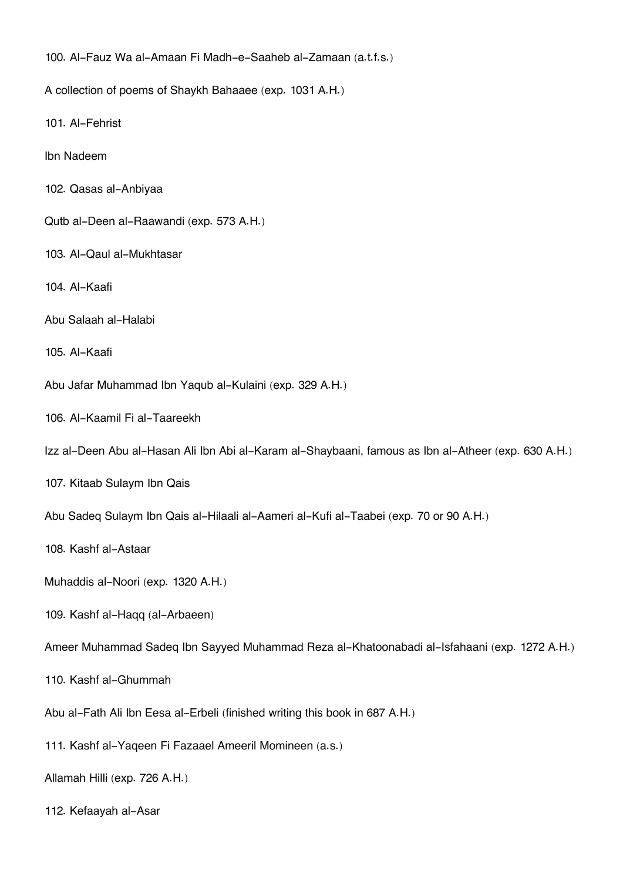100. Al-Fauz Wa al-Amaan Fi Madh-e-Saaheb al-Zamaan (a.t.f.s.)

A collection of poems of Shaykh Bahaaee (exp. 1031 A.H.)

101. Al-Fehrist

Ibn Nadeem

102. Qasas al-Anbiyaa

Qutb al-Deen al-Raawandi (exp. 573 A.H.)

103. Al-Qaul al-Mukhtasar

104. Al-Kaafi

Abu Salaah al-Halabi

105. Al-Kaafi

Abu Jafar Muhammad Ibn Yaqub al-Kulaini (exp. 329 A.H.)

106. Al-Kaamil Fi al-Taareekh

Izz al-Deen Abu al-Hasan Ali Ibn Abi al-Karam al-Shaybaani, famous as Ibn al-Atheer (exp. 630 A.H.)

107. Kitaab Sulaym Ibn Qais

Abu Sadeq Sulaym Ibn Qais al-Hilaali al-Aameri al-Kufi al-Taabei (exp. 70 or 90 A.H.)

108. Kashf al-Astaar

Muhaddis al-Noori (exp. 1320 A.H.)

109. Kashf al-Haqq (al-Arbaeen)

Ameer Muhammad Sadeq Ibn Sayyed Muhammad Reza al-Khatoonabadi al-Isfahaani (exp. 1272 A.H.)

110. Kashf al-Ghummah

Abu al-Fath Ali Ibn Eesa al-Erbeli (finished writing this book in 687 A.H.)

111. Kashf al-Yaqeen Fi Fazaael Ameeril Momineen (a.s.)

Allamah Hilli (exp. 726 A.H.)

112. Kefaayah al-Asar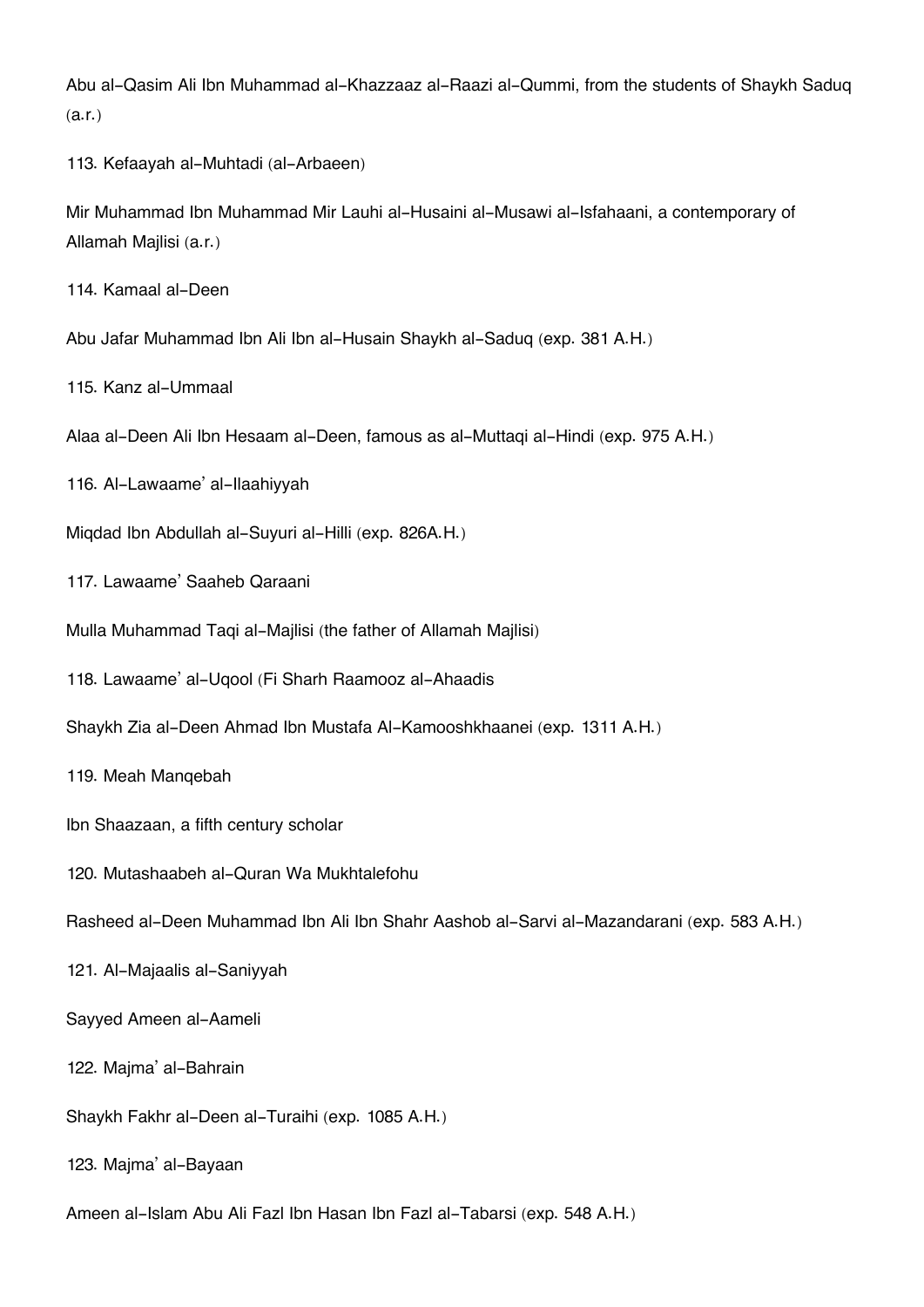Abu al-Qasim Ali Ibn Muhammad al-Khazzaaz al-Raazi al-Qummi, from the students of Shaykh Saduq (a.r.)

113. Kefaayah al-Muhtadi (al-Arbaeen)

Mir Muhammad Ibn Muhammad Mir Lauhi al-Husaini al-Musawi al-Isfahaani, a contemporary of Allamah Majlisi (a.r.)

114. Kamaal al-Deen

Abu Jafar Muhammad Ibn Ali Ibn al-Husain Shaykh al-Saduq (exp. 381 A.H.)

115. Kanz al-Ummaal

Alaa al-Deen Ali Ibn Hesaam al-Deen, famous as al-Muttaqi al-Hindi (exp. 975 A.H.)

116. Al-Lawaame' al-Ilaahiyyah

Miqdad Ibn Abdullah al-Suyuri al-Hilli (exp. 826A.H.)

117. Lawaame' Saaheb Qaraani

Mulla Muhammad Taqi al-Majlisi (the father of Allamah Majlisi)

118. Lawaame' al-Uqool (Fi Sharh Raamooz al-Ahaadis

Shaykh Zia al-Deen Ahmad Ibn Mustafa Al-Kamooshkhaanei (exp. 1311 A.H.)

119. Meah Manqebah

Ibn Shaazaan, a fifth century scholar

120. Mutashaabeh al-Quran Wa Mukhtalefohu

Rasheed al-Deen Muhammad Ibn Ali Ibn Shahr Aashob al-Sarvi al-Mazandarani (exp. 583 A.H.)

121. Al-Majaalis al-Saniyyah

Sayyed Ameen al-Aameli

122. Majma' al-Bahrain

Shaykh Fakhr al-Deen al-Turaihi (exp. 1085 A.H.)

123. Majma' al-Bayaan

Ameen al-Islam Abu Ali Fazl Ibn Hasan Ibn Fazl al-Tabarsi (exp. 548 A.H.)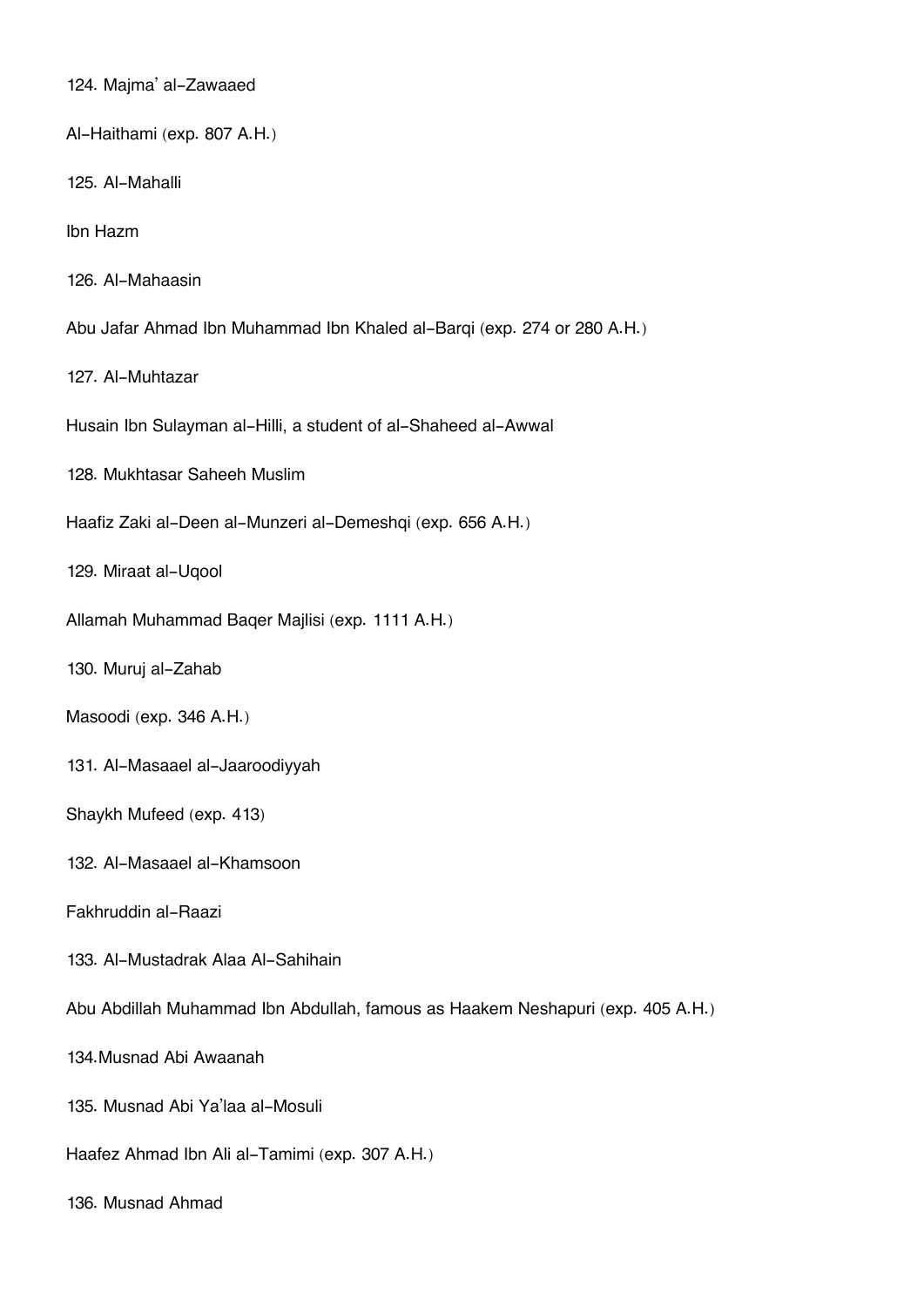124. Majma' al-Zawaaed

Al-Haithami (exp. 807 A.H.)

125. Al-Mahalli

Ibn Hazm

126. Al-Mahaasin

Abu Jafar Ahmad Ibn Muhammad Ibn Khaled al-Barqi (exp. 274 or 280 A.H.)

127. Al-Muhtazar

Husain Ibn Sulayman al-Hilli, a student of al-Shaheed al-Awwal

128. Mukhtasar Saheeh Muslim

Haafiz Zaki al-Deen al-Munzeri al-Demeshqi (exp. 656 A.H.)

129. Miraat al-Uqool

Allamah Muhammad Baqer Majlisi (exp. 1111 A.H.)

130. Muruj al-Zahab

Masoodi (exp. 346 A.H.)

131. Al-Masaael al-Jaaroodiyyah

Shaykh Mufeed (exp. 413)

132. Al-Masaael al-Khamsoon

Fakhruddin al-Raazi

133. Al-Mustadrak Alaa Al-Sahihain

Abu Abdillah Muhammad Ibn Abdullah, famous as Haakem Neshapuri (exp. 405 A.H.)

134.Musnad Abi Awaanah

135. Musnad Abi Ya'laa al-Mosuli

Haafez Ahmad Ibn Ali al-Tamimi (exp. 307 A.H.)

136. Musnad Ahmad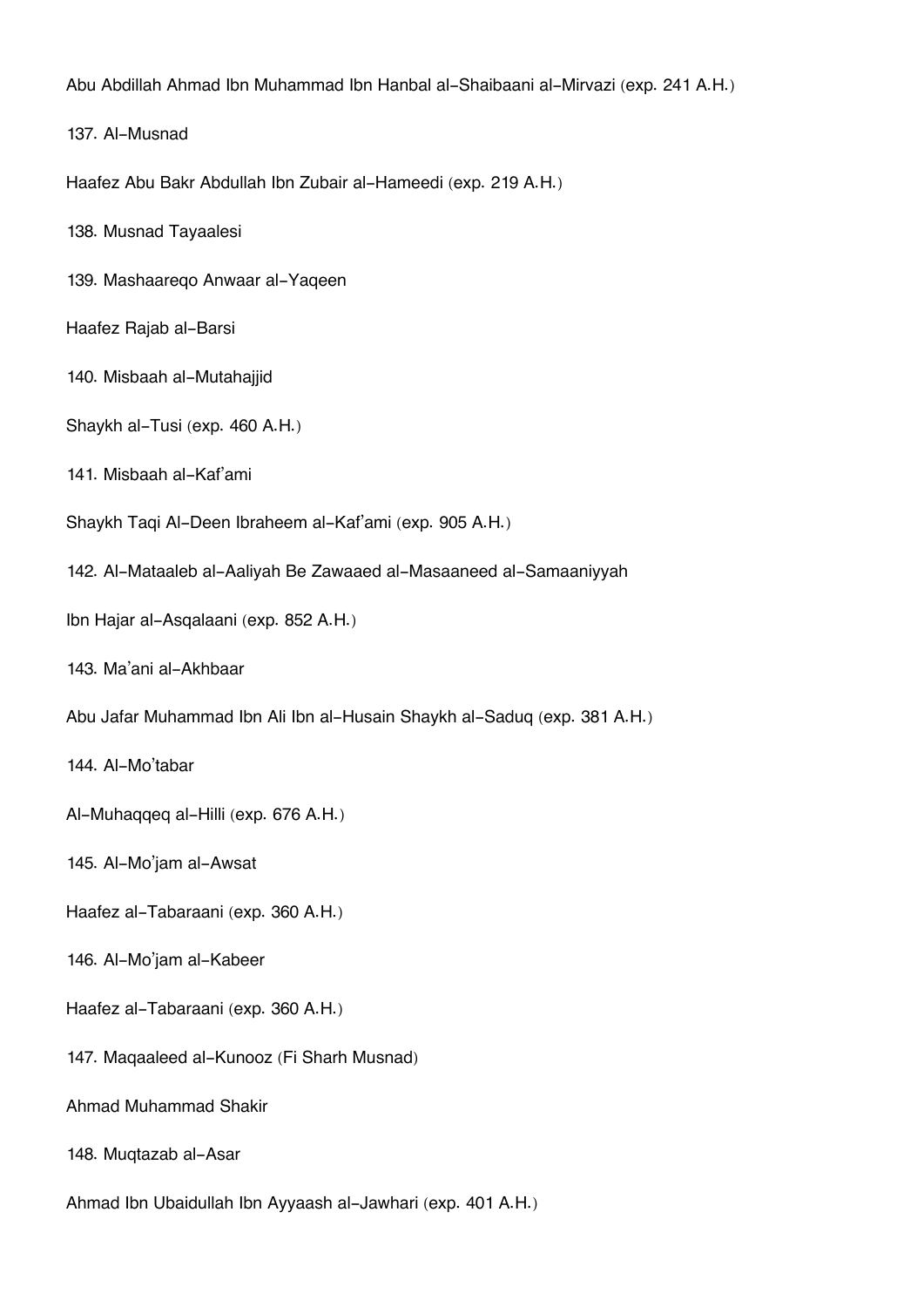Abu Abdillah Ahmad Ibn Muhammad Ibn Hanbal al-Shaibaani al-Mirvazi (exp. 241 A.H.)

137. Al-Musnad

Haafez Abu Bakr Abdullah Ibn Zubair al-Hameedi (exp. 219 A.H.)

138. Musnad Tayaalesi

139. Mashaareqo Anwaar al-Yaqeen

Haafez Rajab al-Barsi

140. Misbaah al-Mutahajjid

Shaykh al-Tusi (exp. 460 A.H.)

141. Misbaah al-Kaf'ami

Shaykh Taqi Al-Deen Ibraheem al-Kaf'ami (exp. 905 A.H.)

142. Al-Mataaleb al-Aaliyah Be Zawaaed al-Masaaneed al-Samaaniyyah

Ibn Hajar al-Asqalaani (exp. 852 A.H.)

143. Ma'ani al-Akhbaar

Abu Jafar Muhammad Ibn Ali Ibn al-Husain Shaykh al-Saduq (exp. 381 A.H.)

144. Al-Mo'tabar

Al-Muhaqqeq al-Hilli (exp. 676 A.H.)

145. Al-Mo'jam al-Awsat

Haafez al-Tabaraani (exp. 360 A.H.)

146. Al-Mo'jam al-Kabeer

Haafez al-Tabaraani (exp. 360 A.H.)

147. Maqaaleed al-Kunooz (Fi Sharh Musnad)

Ahmad Muhammad Shakir

148. Muqtazab al-Asar

Ahmad Ibn Ubaidullah Ibn Ayyaash al-Jawhari (exp. 401 A.H.)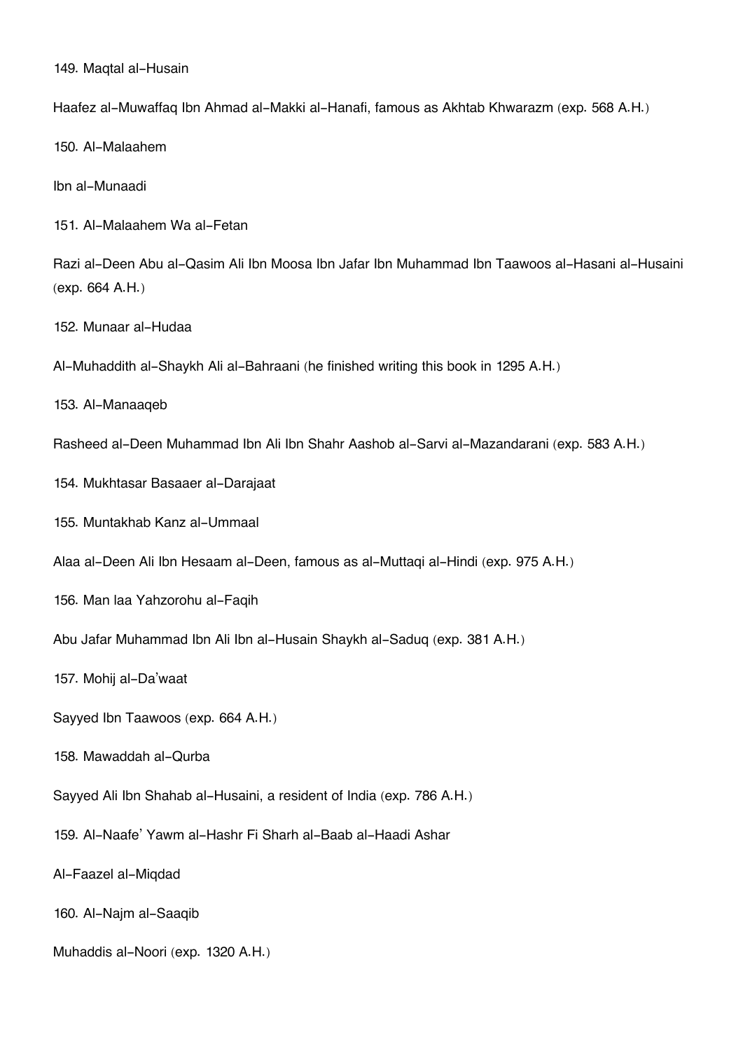149. Maqtal al-Husain

Haafez al-Muwaffaq Ibn Ahmad al-Makki al-Hanafi, famous as Akhtab Khwarazm (exp. 568 A.H.)

150. Al-Malaahem

Ibn al-Munaadi

151. Al-Malaahem Wa al-Fetan

Razi al-Deen Abu al-Qasim Ali Ibn Moosa Ibn Jafar Ibn Muhammad Ibn Taawoos al-Hasani al-Husaini (exp. 664 A.H.)

152. Munaar al-Hudaa

Al-Muhaddith al-Shaykh Ali al-Bahraani (he finished writing this book in 1295 A.H.)

153. Al-Manaaqeb

Rasheed al-Deen Muhammad Ibn Ali Ibn Shahr Aashob al-Sarvi al-Mazandarani (exp. 583 A.H.)

154. Mukhtasar Basaaer al-Darajaat

155. Muntakhab Kanz al-Ummaal

Alaa al-Deen Ali Ibn Hesaam al-Deen, famous as al-Muttaqi al-Hindi (exp. 975 A.H.)

156. Man laa Yahzorohu al-Faqih

Abu Jafar Muhammad Ibn Ali Ibn al-Husain Shaykh al-Saduq (exp. 381 A.H.)

157. Mohij al-Da'waat

Sayyed Ibn Taawoos (exp. 664 A.H.)

158. Mawaddah al-Qurba

Sayyed Ali Ibn Shahab al-Husaini, a resident of India (exp. 786 A.H.)

159. Al-Naafe' Yawm al-Hashr Fi Sharh al-Baab al-Haadi Ashar

Al-Faazel al-Miqdad

160. Al-Najm al-Saaqib

Muhaddis al-Noori (exp. 1320 A.H.)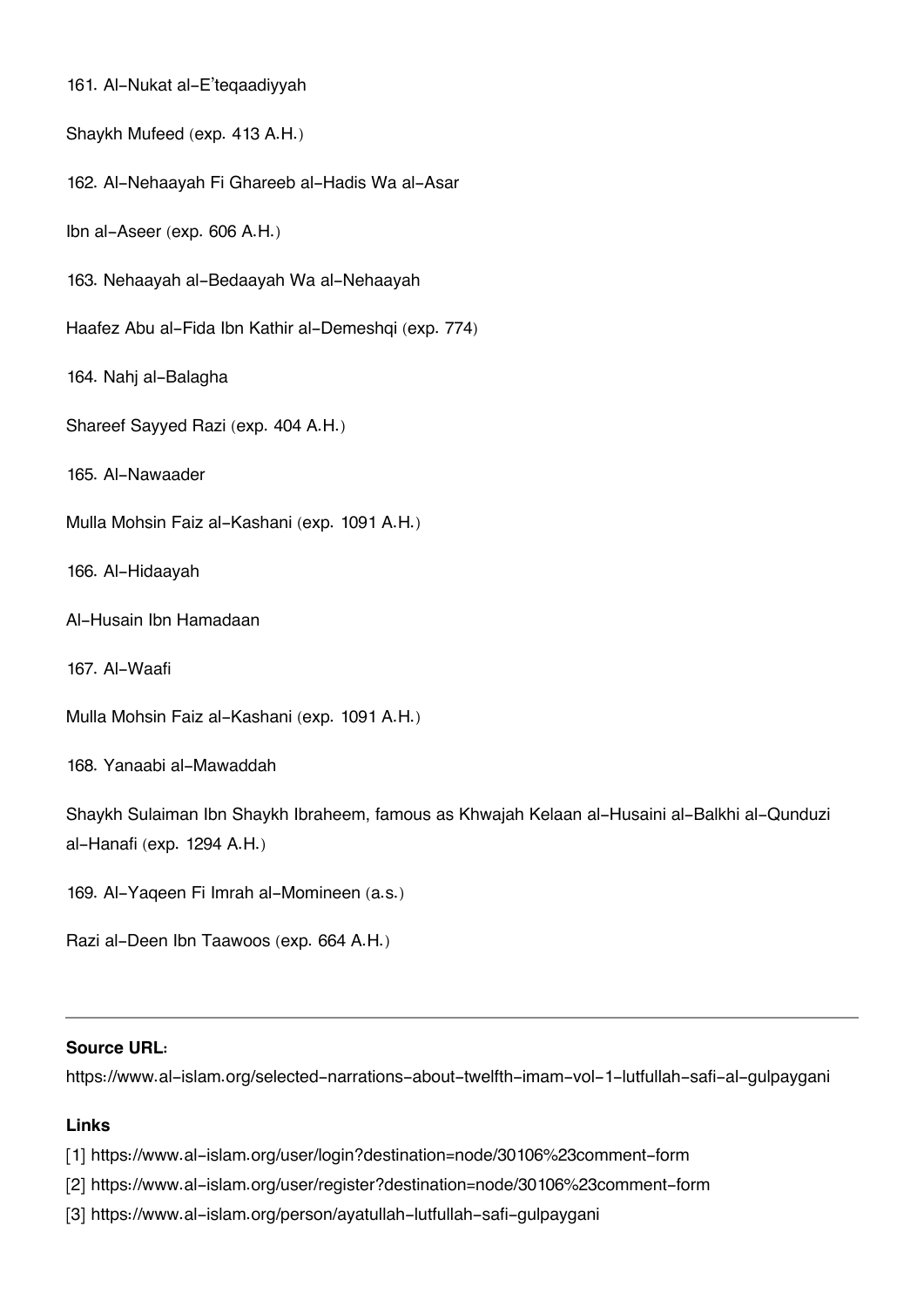161. Al-Nukat al-E'teqaadiyyah

Shaykh Mufeed (exp. 413 A.H.)

162. Al-Nehaayah Fi Ghareeb al-Hadis Wa al-Asar

Ibn al-Aseer (exp. 606 A.H.)

163. Nehaayah al-Bedaayah Wa al-Nehaayah

Haafez Abu al-Fida Ibn Kathir al-Demeshqi (exp. 774)

164. Nahj al-Balagha

Shareef Sayyed Razi (exp. 404 A.H.)

165. Al-Nawaader

Mulla Mohsin Faiz al-Kashani (exp. 1091 A.H.)

166. Al-Hidaayah

Al-Husain Ibn Hamadaan

167. Al-Waafi

Mulla Mohsin Faiz al-Kashani (exp. 1091 A.H.)

168. Yanaabi al-Mawaddah

Shaykh Sulaiman Ibn Shaykh Ibraheem, famous as Khwajah Kelaan al-Husaini al-Balkhi al-Qunduzi al-Hanafi (exp. 1294 A.H.)

169. Al-Yaqeen Fi Imrah al-Momineen (a.s.)

Razi al-Deen Ibn Taawoos (exp. 664 A.H.)

---

**Source URL:**
https://www.al-islam.org/selected-narrations-about-twelfth-imam-vol-1-lutfullah-safi-al-gulpaygani

**Links**

[1] https://www.al-islam.org/user/login?destination=node/30106%23comment-form
[2] https://www.al-islam.org/user/register?destination=node/30106%23comment-form
[3] https://www.al-islam.org/person/ayatullah-lutfullah-safi-gulpaygani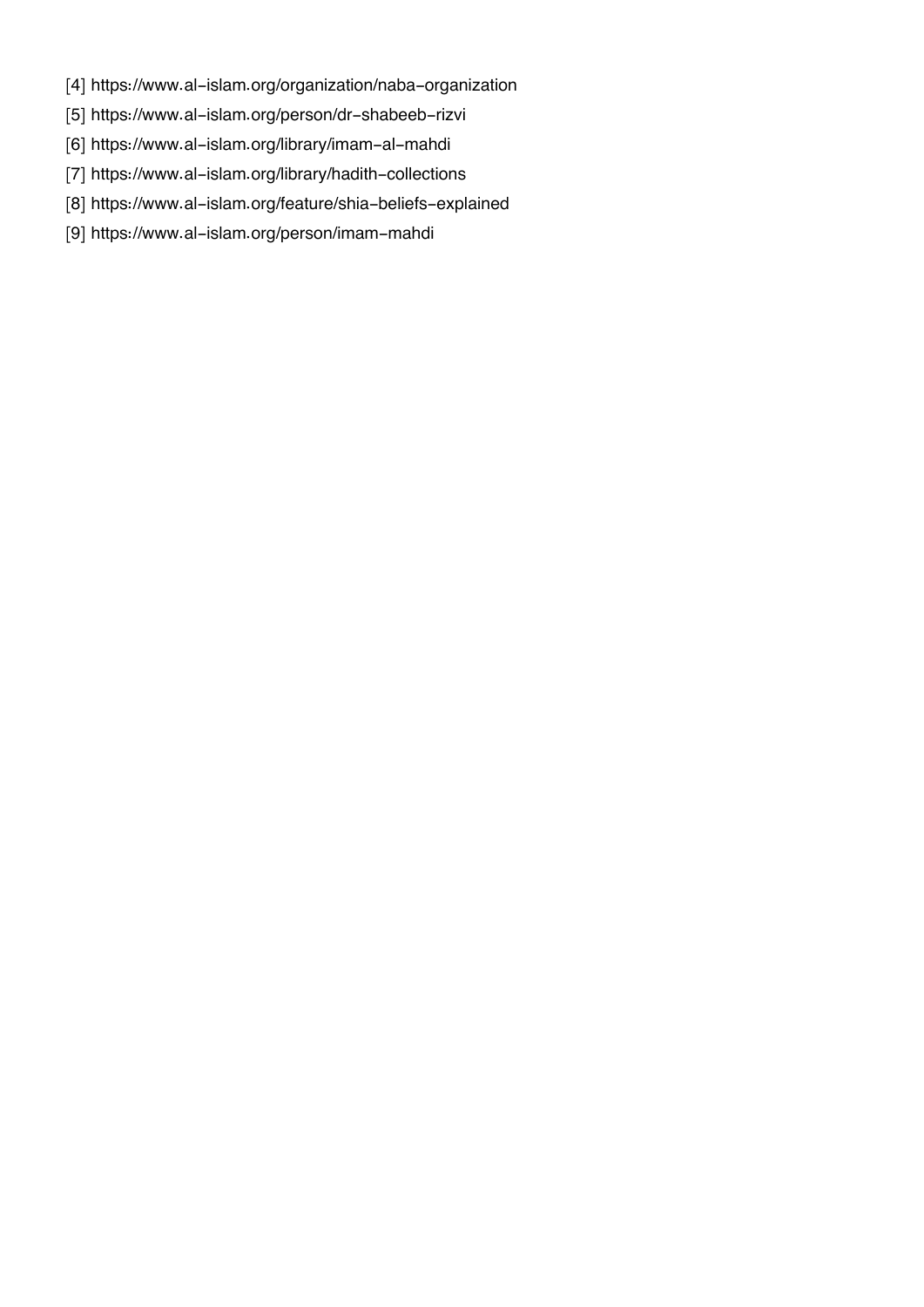[4] https://www.al-islam.org/organization/naba-organization

[5] https://www.al-islam.org/person/dr-shabeeb-rizvi

[6] https://www.al-islam.org/library/imam-al-mahdi

[7] https://www.al-islam.org/library/hadith-collections

[8] https://www.al-islam.org/feature/shia-beliefs-explained

[9] https://www.al-islam.org/person/imam-mahdi